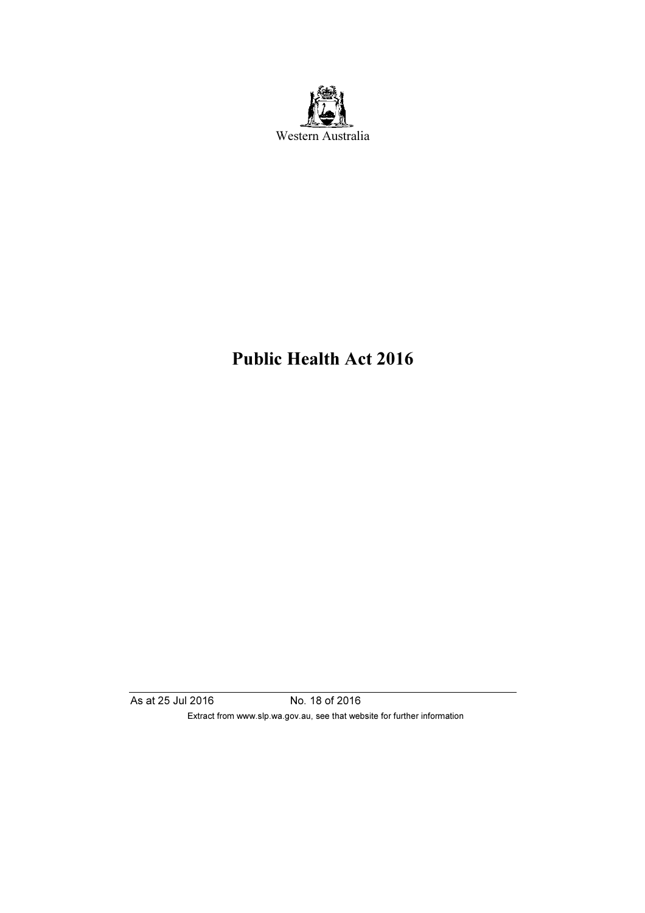Western Australia

# Public Health Act 2016

As at 25 Jul 2016 No. 18 of 2016

Extract from www.slp.wa.gov.au, see that website for further information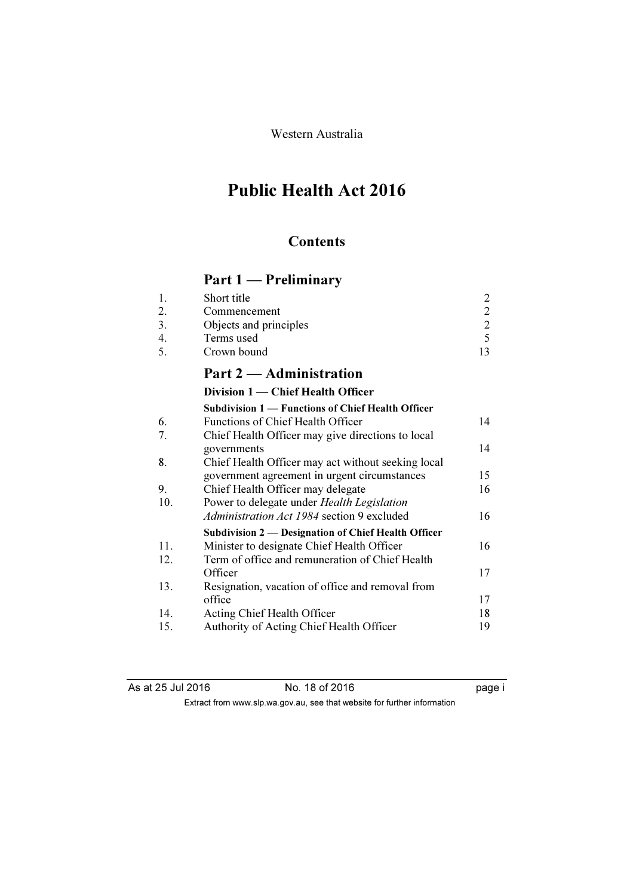Western Australia

# Public Health Act 2016

## Contents

### Part 1 — Preliminary

| | | |
|---|---|---|
| 1. | Short title | 2 |
| 2. | Commencement | 2 |
| 3. | Objects and principles | 2 |
| 4. | Terms used | 5 |
| 5. | Crown bound | 13 |

### Part 2 — Administration

**Division 1 — Chief Health Officer**

**Subdivision 1 — Functions of Chief Health Officer**

| | | |
|---|---|---|
| 6. | Functions of Chief Health Officer | 14 |
| 7. | Chief Health Officer may give directions to local governments | 14 |
| 8. | Chief Health Officer may act without seeking local government agreement in urgent circumstances | 15 |
| 9. | Chief Health Officer may delegate | 16 |
| 10. | Power to delegate under *Health Legislation Administration Act 1984* section 9 excluded | 16 |

**Subdivision 2 — Designation of Chief Health Officer**

| | | |
|---|---|---|
| 11. | Minister to designate Chief Health Officer | 16 |
| 12. | Term of office and remuneration of Chief Health Officer | 17 |
| 13. | Resignation, vacation of office and removal from office | 17 |
| 14. | Acting Chief Health Officer | 18 |
| 15. | Authority of Acting Chief Health Officer | 19 |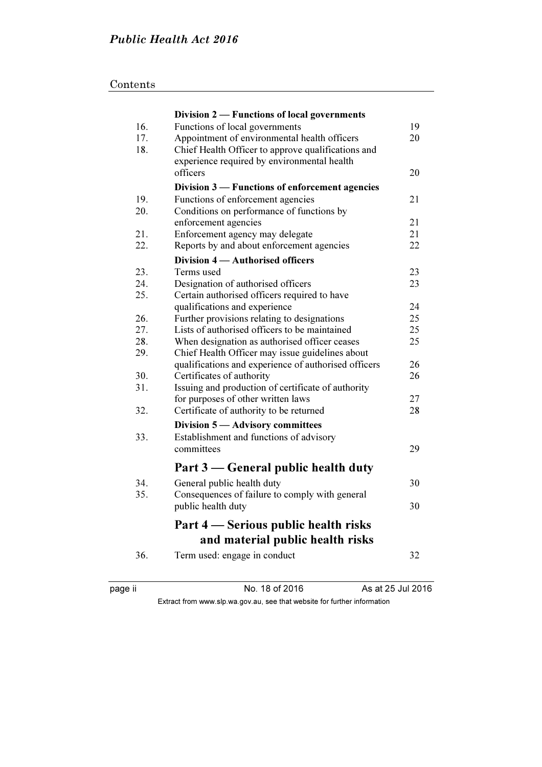Contents

| | Division 2 — Functions of local governments | |
|---|---|---|
| 16. | Functions of local governments | 19 |
| 17. | Appointment of environmental health officers | 20 |
| 18. | Chief Health Officer to approve qualifications and experience required by environmental health officers | 20 |
| | **Division 3 — Functions of enforcement agencies** | |
| 19. | Functions of enforcement agencies | 21 |
| 20. | Conditions on performance of functions by enforcement agencies | 21 |
| 21. | Enforcement agency may delegate | 21 |
| 22. | Reports by and about enforcement agencies | 22 |
| | **Division 4 — Authorised officers** | |
| 23. | Terms used | 23 |
| 24. | Designation of authorised officers | 23 |
| 25. | Certain authorised officers required to have qualifications and experience | 24 |
| 26. | Further provisions relating to designations | 25 |
| 27. | Lists of authorised officers to be maintained | 25 |
| 28. | When designation as authorised officer ceases | 25 |
| 29. | Chief Health Officer may issue guidelines about qualifications and experience of authorised officers | 26 |
| 30. | Certificates of authority | 26 |
| 31. | Issuing and production of certificate of authority for purposes of other written laws | 27 |
| 32. | Certificate of authority to be returned | 28 |
| | **Division 5 — Advisory committees** | |
| 33. | Establishment and functions of advisory committees | 29 |

## Part 3 — General public health duty

| | | |
|---|---|---|
| 34. | General public health duty | 30 |
| 35. | Consequences of failure to comply with general public health duty | 30 |

## Part 4 — Serious public health risks and material public health risks

| | | |
|---|---|---|
| 36. | Term used: engage in conduct | 32 |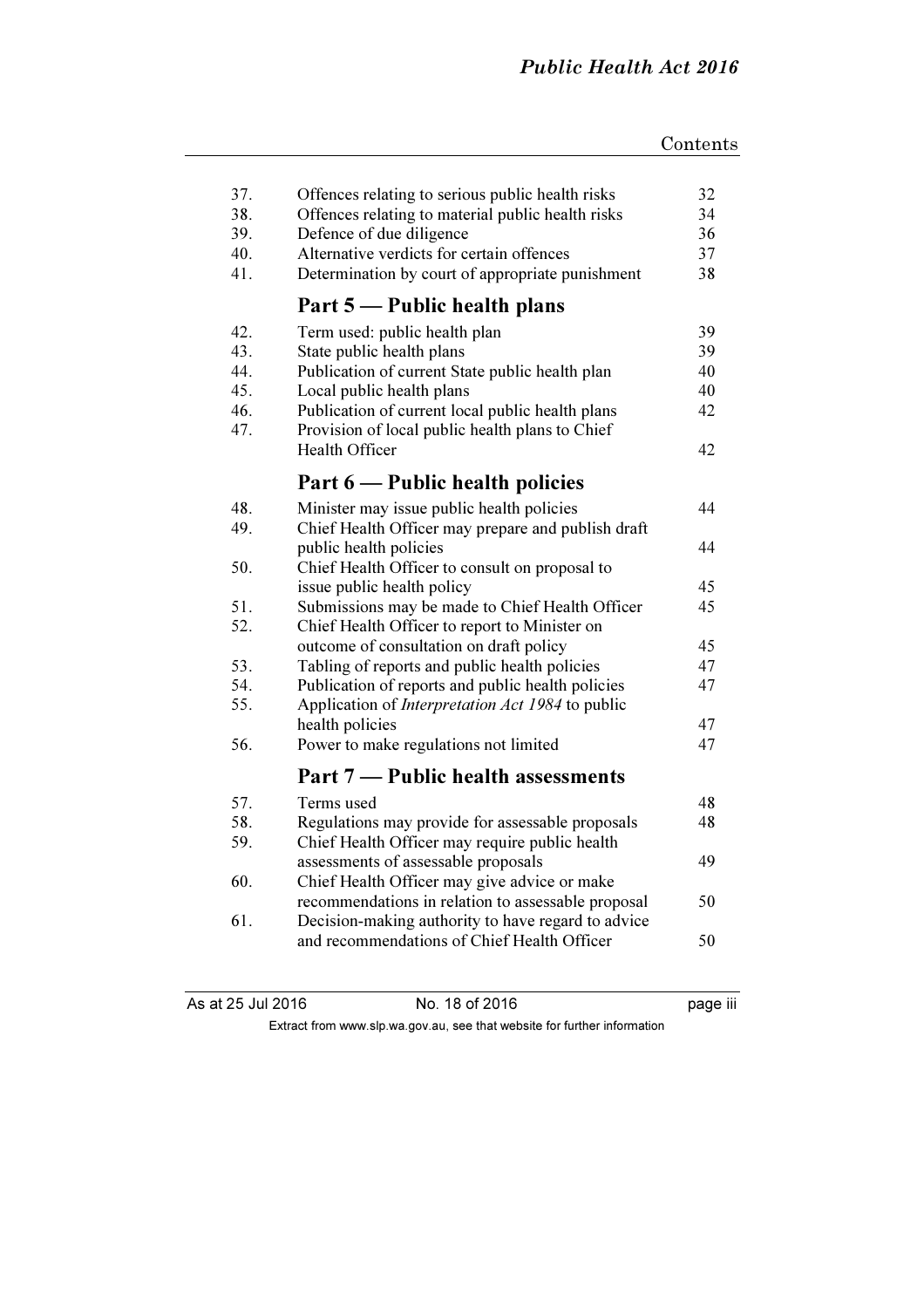Contents

| | | |
|---|---|---|
| 37. | Offences relating to serious public health risks | 32 |
| 38. | Offences relating to material public health risks | 34 |
| 39. | Defence of due diligence | 36 |
| 40. | Alternative verdicts for certain offences | 37 |
| 41. | Determination by court of appropriate punishment | 38 |

## Part 5 — Public health plans

| | | |
|---|---|---|
| 42. | Term used: public health plan | 39 |
| 43. | State public health plans | 39 |
| 44. | Publication of current State public health plan | 40 |
| 45. | Local public health plans | 40 |
| 46. | Publication of current local public health plans | 42 |
| 47. | Provision of local public health plans to Chief Health Officer | 42 |

## Part 6 — Public health policies

| | | |
|---|---|---|
| 48. | Minister may issue public health policies | 44 |
| 49. | Chief Health Officer may prepare and publish draft public health policies | 44 |
| 50. | Chief Health Officer to consult on proposal to issue public health policy | 45 |
| 51. | Submissions may be made to Chief Health Officer | 45 |
| 52. | Chief Health Officer to report to Minister on outcome of consultation on draft policy | 45 |
| 53. | Tabling of reports and public health policies | 47 |
| 54. | Publication of reports and public health policies | 47 |
| 55. | Application of *Interpretation Act 1984* to public health policies | 47 |
| 56. | Power to make regulations not limited | 47 |

## Part 7 — Public health assessments

| | | |
|---|---|---|
| 57. | Terms used | 48 |
| 58. | Regulations may provide for assessable proposals | 48 |
| 59. | Chief Health Officer may require public health assessments of assessable proposals | 49 |
| 60. | Chief Health Officer may give advice or make recommendations in relation to assessable proposal | 50 |
| 61. | Decision-making authority to have regard to advice and recommendations of Chief Health Officer | 50 |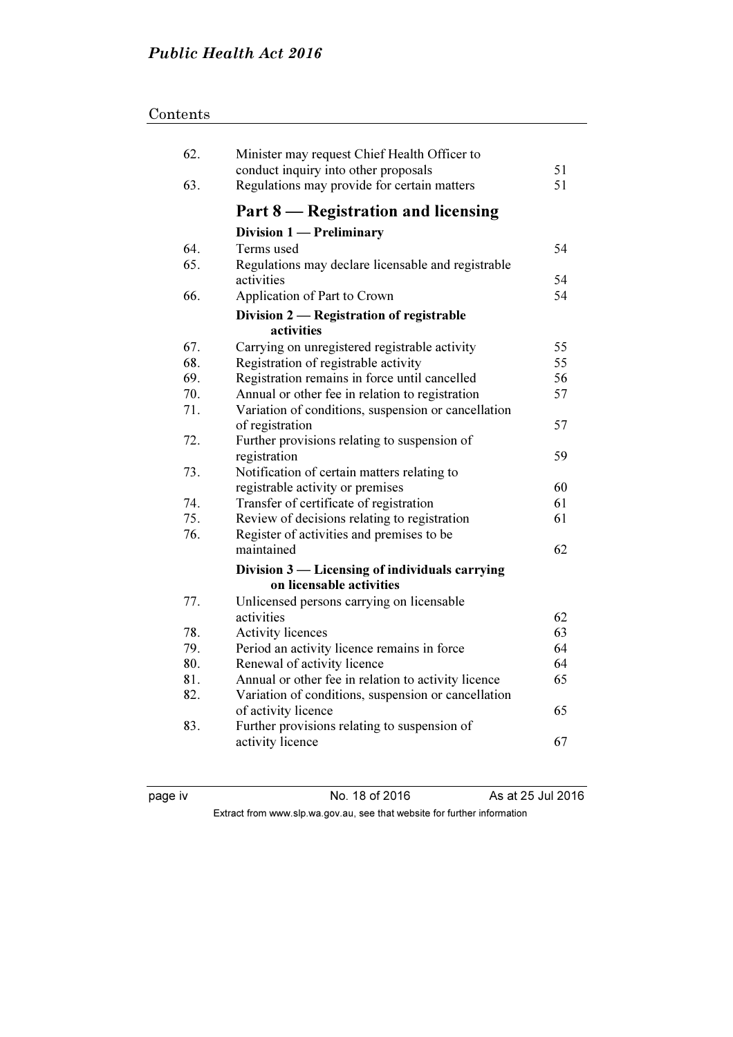| | | |
|---|---|---|
| 62. | Minister may request Chief Health Officer to conduct inquiry into other proposals | 51 |
| 63. | Regulations may provide for certain matters | 51 |

## Part 8 — Registration and licensing

### Division 1 — Preliminary

| | | |
|---|---|---|
| 64. | Terms used | 54 |
| 65. | Regulations may declare licensable and registrable activities | 54 |
| 66. | Application of Part to Crown | 54 |

### Division 2 — Registration of registrable activities

| | | |
|---|---|---|
| 67. | Carrying on unregistered registrable activity | 55 |
| 68. | Registration of registrable activity | 55 |
| 69. | Registration remains in force until cancelled | 56 |
| 70. | Annual or other fee in relation to registration | 57 |
| 71. | Variation of conditions, suspension or cancellation of registration | 57 |
| 72. | Further provisions relating to suspension of registration | 59 |
| 73. | Notification of certain matters relating to registrable activity or premises | 60 |
| 74. | Transfer of certificate of registration | 61 |
| 75. | Review of decisions relating to registration | 61 |
| 76. | Register of activities and premises to be maintained | 62 |

### Division 3 — Licensing of individuals carrying on licensable activities

| | | |
|---|---|---|
| 77. | Unlicensed persons carrying on licensable activities | 62 |
| 78. | Activity licences | 63 |
| 79. | Period an activity licence remains in force | 64 |
| 80. | Renewal of activity licence | 64 |
| 81. | Annual or other fee in relation to activity licence | 65 |
| 82. | Variation of conditions, suspension or cancellation of activity licence | 65 |
| 83. | Further provisions relating to suspension of activity licence | 67 |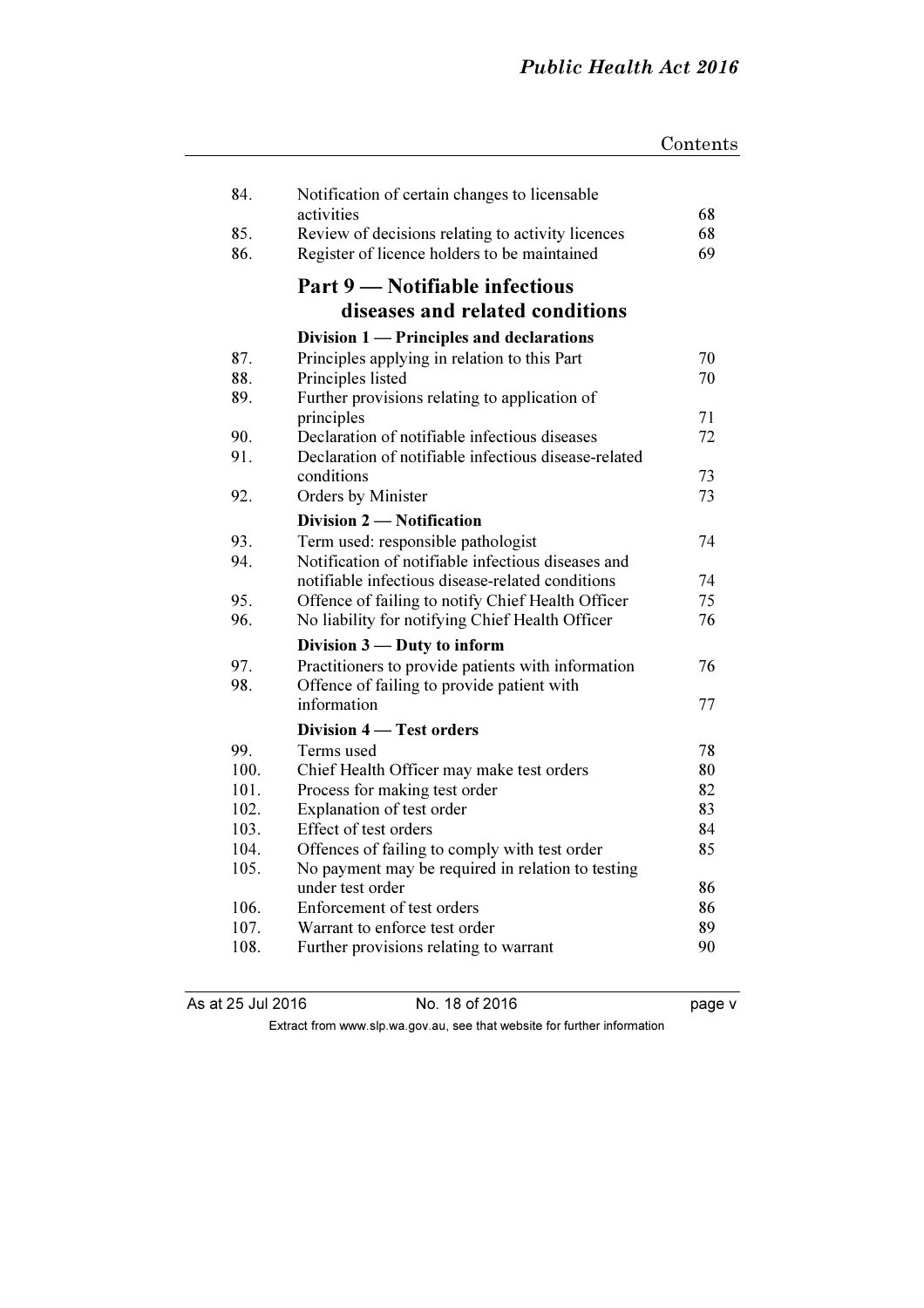| | | |
|---|---|---|
| 84. | Notification of certain changes to licensable activities | 68 |
| 85. | Review of decisions relating to activity licences | 68 |
| 86. | Register of licence holders to be maintained | 69 |

## Part 9 — Notifiable infectious diseases and related conditions

### Division 1 — Principles and declarations

| | | |
|---|---|---|
| 87. | Principles applying in relation to this Part | 70 |
| 88. | Principles listed | 70 |
| 89. | Further provisions relating to application of principles | 71 |
| 90. | Declaration of notifiable infectious diseases | 72 |
| 91. | Declaration of notifiable infectious disease-related conditions | 73 |
| 92. | Orders by Minister | 73 |

### Division 2 — Notification

| | | |
|---|---|---|
| 93. | Term used: responsible pathologist | 74 |
| 94. | Notification of notifiable infectious diseases and notifiable infectious disease-related conditions | 74 |
| 95. | Offence of failing to notify Chief Health Officer | 75 |
| 96. | No liability for notifying Chief Health Officer | 76 |

### Division 3 — Duty to inform

| | | |
|---|---|---|
| 97. | Practitioners to provide patients with information | 76 |
| 98. | Offence of failing to provide patient with information | 77 |

### Division 4 — Test orders

| | | |
|---|---|---|
| 99. | Terms used | 78 |
| 100. | Chief Health Officer may make test orders | 80 |
| 101. | Process for making test order | 82 |
| 102. | Explanation of test order | 83 |
| 103. | Effect of test orders | 84 |
| 104. | Offences of failing to comply with test order | 85 |
| 105. | No payment may be required in relation to testing under test order | 86 |
| 106. | Enforcement of test orders | 86 |
| 107. | Warrant to enforce test order | 89 |
| 108. | Further provisions relating to warrant | 90 |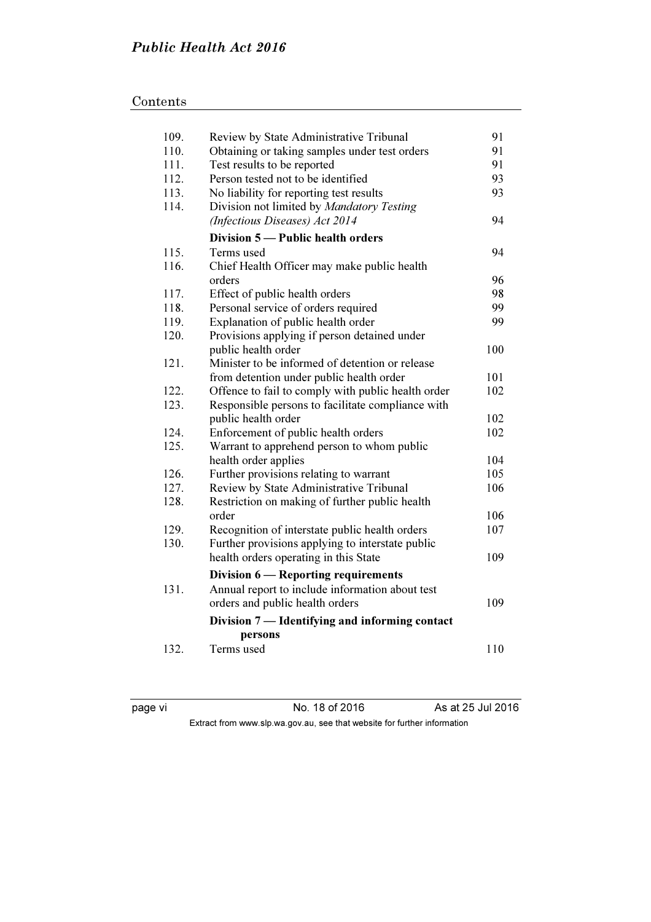| | | |
|---|---|---|
| 109. | Review by State Administrative Tribunal | 91 |
| 110. | Obtaining or taking samples under test orders | 91 |
| 111. | Test results to be reported | 91 |
| 112. | Person tested not to be identified | 93 |
| 113. | No liability for reporting test results | 93 |
| 114. | Division not limited by *Mandatory Testing (Infectious Diseases) Act 2014* | 94 |
| | **Division 5 — Public health orders** | |
| 115. | Terms used | 94 |
| 116. | Chief Health Officer may make public health orders | 96 |
| 117. | Effect of public health orders | 98 |
| 118. | Personal service of orders required | 99 |
| 119. | Explanation of public health order | 99 |
| 120. | Provisions applying if person detained under public health order | 100 |
| 121. | Minister to be informed of detention or release from detention under public health order | 101 |
| 122. | Offence to fail to comply with public health order | 102 |
| 123. | Responsible persons to facilitate compliance with public health order | 102 |
| 124. | Enforcement of public health orders | 102 |
| 125. | Warrant to apprehend person to whom public health order applies | 104 |
| 126. | Further provisions relating to warrant | 105 |
| 127. | Review by State Administrative Tribunal | 106 |
| 128. | Restriction on making of further public health order | 106 |
| 129. | Recognition of interstate public health orders | 107 |
| 130. | Further provisions applying to interstate public health orders operating in this State | 109 |
| | **Division 6 — Reporting requirements** | |
| 131. | Annual report to include information about test orders and public health orders | 109 |
| | **Division 7 — Identifying and informing contact persons** | |
| 132. | Terms used | 110 |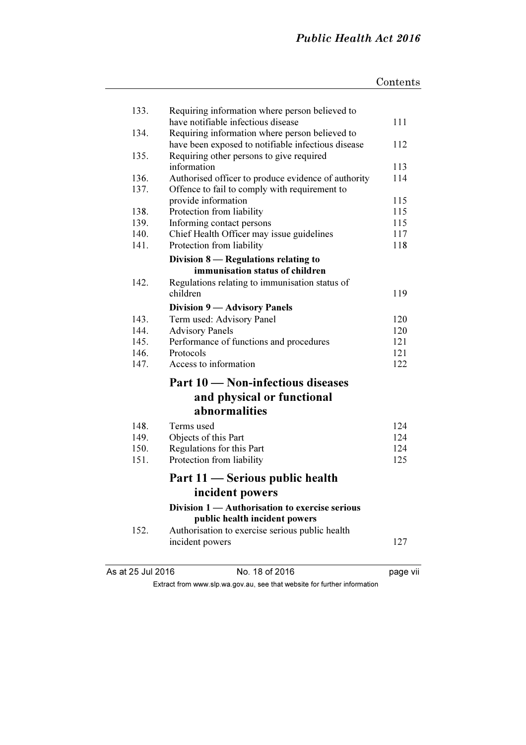| | | |
|---|---|---|
| 133. | Requiring information where person believed to have notifiable infectious disease | 111 |
| 134. | Requiring information where person believed to have been exposed to notifiable infectious disease | 112 |
| 135. | Requiring other persons to give required information | 113 |
| 136. | Authorised officer to produce evidence of authority | 114 |
| 137. | Offence to fail to comply with requirement to provide information | 115 |
| 138. | Protection from liability | 115 |
| 139. | Informing contact persons | 115 |
| 140. | Chief Health Officer may issue guidelines | 117 |
| 141. | Protection from liability | 118 |

**Division 8 — Regulations relating to immunisation status of children**

| | | |
|---|---|---|
| 142. | Regulations relating to immunisation status of children | 119 |

**Division 9 — Advisory Panels**

| | | |
|---|---|---|
| 143. | Term used: Advisory Panel | 120 |
| 144. | Advisory Panels | 120 |
| 145. | Performance of functions and procedures | 121 |
| 146. | Protocols | 121 |
| 147. | Access to information | 122 |

## Part 10 — Non-infectious diseases and physical or functional abnormalities

| | | |
|---|---|---|
| 148. | Terms used | 124 |
| 149. | Objects of this Part | 124 |
| 150. | Regulations for this Part | 124 |
| 151. | Protection from liability | 125 |

## Part 11 — Serious public health incident powers

**Division 1 — Authorisation to exercise serious public health incident powers**

| | | |
|---|---|---|
| 152. | Authorisation to exercise serious public health incident powers | 127 |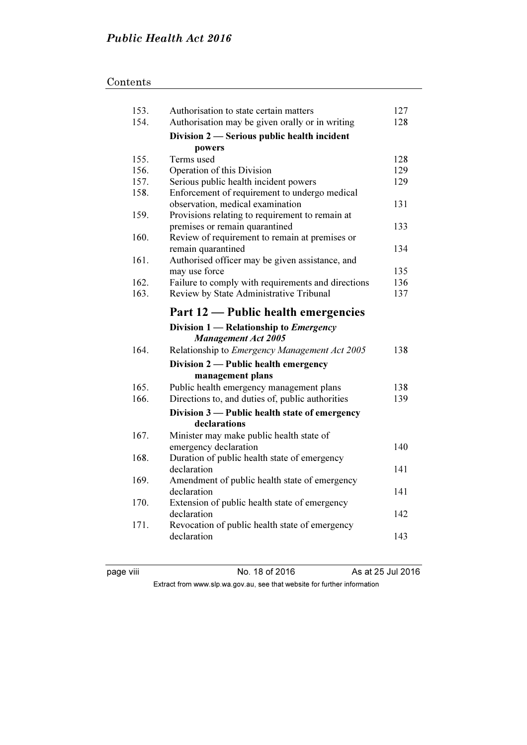Contents

| | | |
|---|---|---|
| 153. | Authorisation to state certain matters | 127 |
| 154. | Authorisation may be given orally or in writing | 128 |
| | **Division 2 — Serious public health incident powers** | |
| 155. | Terms used | 128 |
| 156. | Operation of this Division | 129 |
| 157. | Serious public health incident powers | 129 |
| 158. | Enforcement of requirement to undergo medical observation, medical examination | 131 |
| 159. | Provisions relating to requirement to remain at premises or remain quarantined | 133 |
| 160. | Review of requirement to remain at premises or remain quarantined | 134 |
| 161. | Authorised officer may be given assistance, and may use force | 135 |
| 162. | Failure to comply with requirements and directions | 136 |
| 163. | Review by State Administrative Tribunal | 137 |

## Part 12 — Public health emergencies

| | | |
|---|---|---|
| | **Division 1 — Relationship to *Emergency Management Act 2005*** | |
| 164. | Relationship to *Emergency Management Act 2005* | 138 |
| | **Division 2 — Public health emergency management plans** | |
| 165. | Public health emergency management plans | 138 |
| 166. | Directions to, and duties of, public authorities | 139 |
| | **Division 3 — Public health state of emergency declarations** | |
| 167. | Minister may make public health state of emergency declaration | 140 |
| 168. | Duration of public health state of emergency declaration | 141 |
| 169. | Amendment of public health state of emergency declaration | 141 |
| 170. | Extension of public health state of emergency declaration | 142 |
| 171. | Revocation of public health state of emergency declaration | 143 |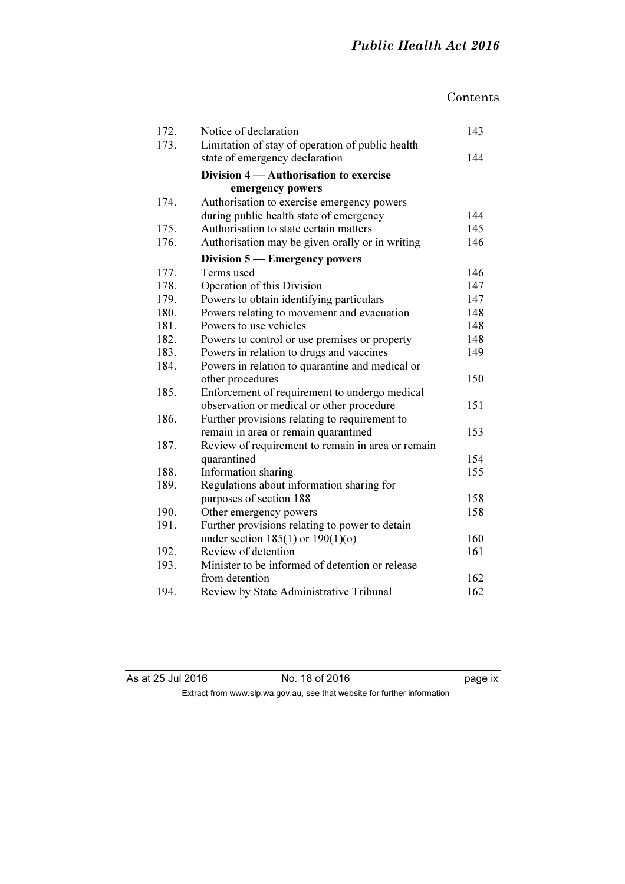| | | |
|---|---|---|
| 172. | Notice of declaration | 143 |
| 173. | Limitation of stay of operation of public health state of emergency declaration | 144 |
| | **Division 4 — Authorisation to exercise emergency powers** | |
| 174. | Authorisation to exercise emergency powers during public health state of emergency | 144 |
| 175. | Authorisation to state certain matters | 145 |
| 176. | Authorisation may be given orally or in writing | 146 |
| | **Division 5 — Emergency powers** | |
| 177. | Terms used | 146 |
| 178. | Operation of this Division | 147 |
| 179. | Powers to obtain identifying particulars | 147 |
| 180. | Powers relating to movement and evacuation | 148 |
| 181. | Powers to use vehicles | 148 |
| 182. | Powers to control or use premises or property | 148 |
| 183. | Powers in relation to drugs and vaccines | 149 |
| 184. | Powers in relation to quarantine and medical or other procedures | 150 |
| 185. | Enforcement of requirement to undergo medical observation or medical or other procedure | 151 |
| 186. | Further provisions relating to requirement to remain in area or remain quarantined | 153 |
| 187. | Review of requirement to remain in area or remain quarantined | 154 |
| 188. | Information sharing | 155 |
| 189. | Regulations about information sharing for purposes of section 188 | 158 |
| 190. | Other emergency powers | 158 |
| 191. | Further provisions relating to power to detain under section 185(1) or 190(1)(o) | 160 |
| 192. | Review of detention | 161 |
| 193. | Minister to be informed of detention or release from detention | 162 |
| 194. | Review by State Administrative Tribunal | 162 |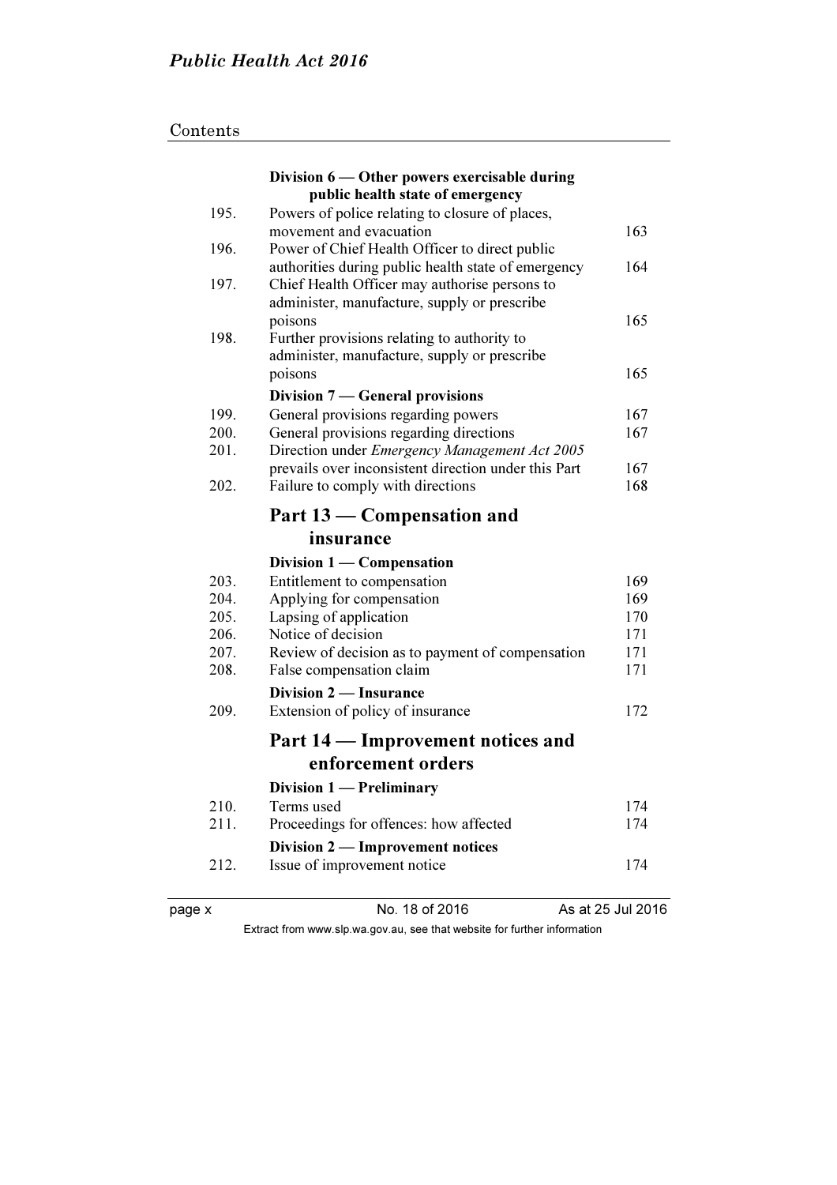Contents

| | | |
|---|---|---|
| | **Division 6 — Other powers exercisable during public health state of emergency** | |
| 195. | Powers of police relating to closure of places, movement and evacuation | 163 |
| 196. | Power of Chief Health Officer to direct public authorities during public health state of emergency | 164 |
| 197. | Chief Health Officer may authorise persons to administer, manufacture, supply or prescribe poisons | 165 |
| 198. | Further provisions relating to authority to administer, manufacture, supply or prescribe poisons | 165 |
| | **Division 7 — General provisions** | |
| 199. | General provisions regarding powers | 167 |
| 200. | General provisions regarding directions | 167 |
| 201. | Direction under *Emergency Management Act 2005* prevails over inconsistent direction under this Part | 167 |
| 202. | Failure to comply with directions | 168 |

## Part 13 — Compensation and insurance

| | | |
|---|---|---|
| | **Division 1 — Compensation** | |
| 203. | Entitlement to compensation | 169 |
| 204. | Applying for compensation | 169 |
| 205. | Lapsing of application | 170 |
| 206. | Notice of decision | 171 |
| 207. | Review of decision as to payment of compensation | 171 |
| 208. | False compensation claim | 171 |
| | **Division 2 — Insurance** | |
| 209. | Extension of policy of insurance | 172 |

## Part 14 — Improvement notices and enforcement orders

| | | |
|---|---|---|
| | **Division 1 — Preliminary** | |
| 210. | Terms used | 174 |
| 211. | Proceedings for offences: how affected | 174 |
| | **Division 2 — Improvement notices** | |
| 212. | Issue of improvement notice | 174 |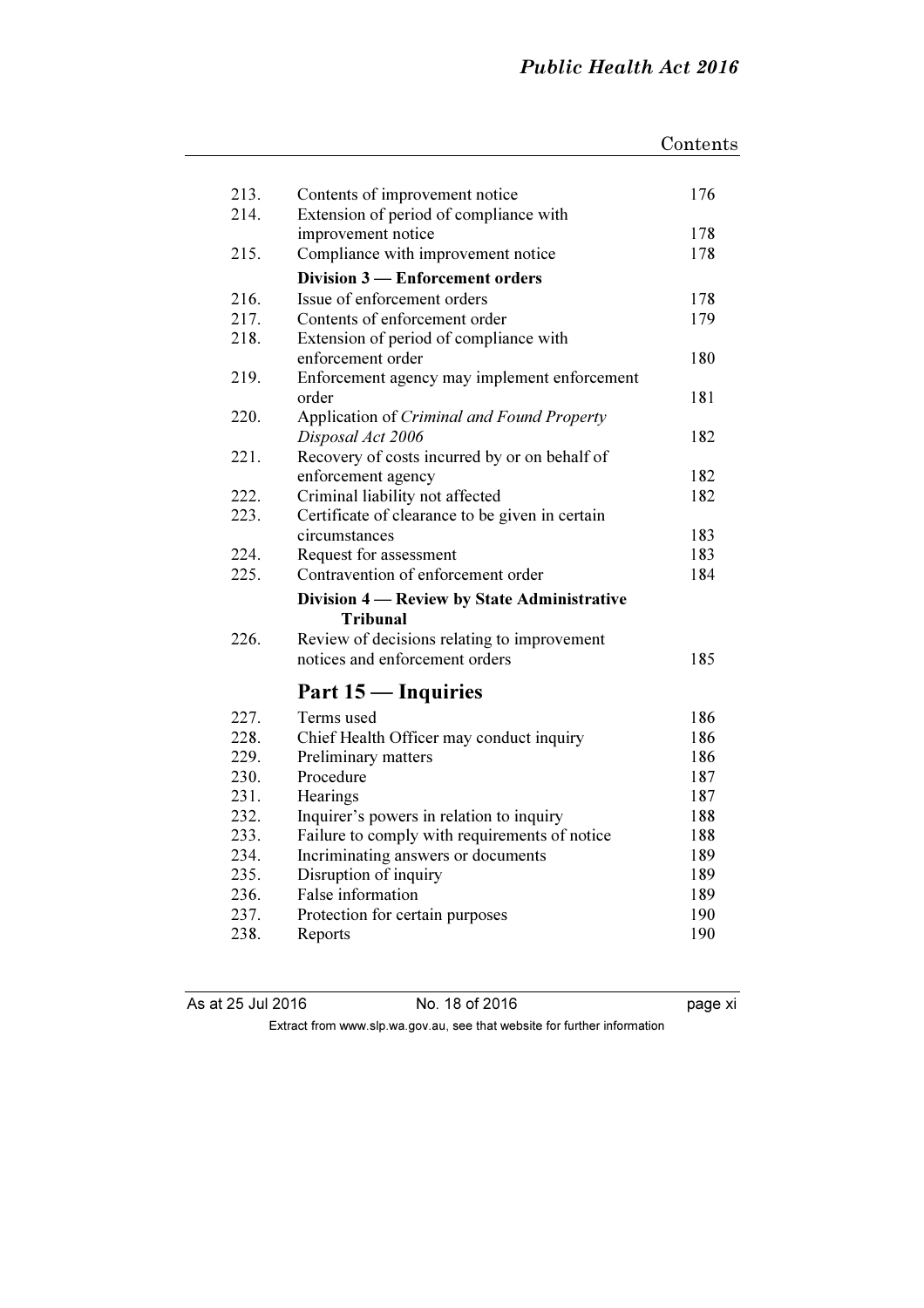Contents

| | | |
|---|---|---|
| 213. | Contents of improvement notice | 176 |
| 214. | Extension of period of compliance with improvement notice | 178 |
| 215. | Compliance with improvement notice | 178 |
| | **Division 3 — Enforcement orders** | |
| 216. | Issue of enforcement orders | 178 |
| 217. | Contents of enforcement order | 179 |
| 218. | Extension of period of compliance with enforcement order | 180 |
| 219. | Enforcement agency may implement enforcement order | 181 |
| 220. | Application of *Criminal and Found Property Disposal Act 2006* | 182 |
| 221. | Recovery of costs incurred by or on behalf of enforcement agency | 182 |
| 222. | Criminal liability not affected | 182 |
| 223. | Certificate of clearance to be given in certain circumstances | 183 |
| 224. | Request for assessment | 183 |
| 225. | Contravention of enforcement order | 184 |
| | **Division 4 — Review by State Administrative Tribunal** | |
| 226. | Review of decisions relating to improvement notices and enforcement orders | 185 |
| | **Part 15 — Inquiries** | |
| 227. | Terms used | 186 |
| 228. | Chief Health Officer may conduct inquiry | 186 |
| 229. | Preliminary matters | 186 |
| 230. | Procedure | 187 |
| 231. | Hearings | 187 |
| 232. | Inquirer's powers in relation to inquiry | 188 |
| 233. | Failure to comply with requirements of notice | 188 |
| 234. | Incriminating answers or documents | 189 |
| 235. | Disruption of inquiry | 189 |
| 236. | False information | 189 |
| 237. | Protection for certain purposes | 190 |
| 238. | Reports | 190 |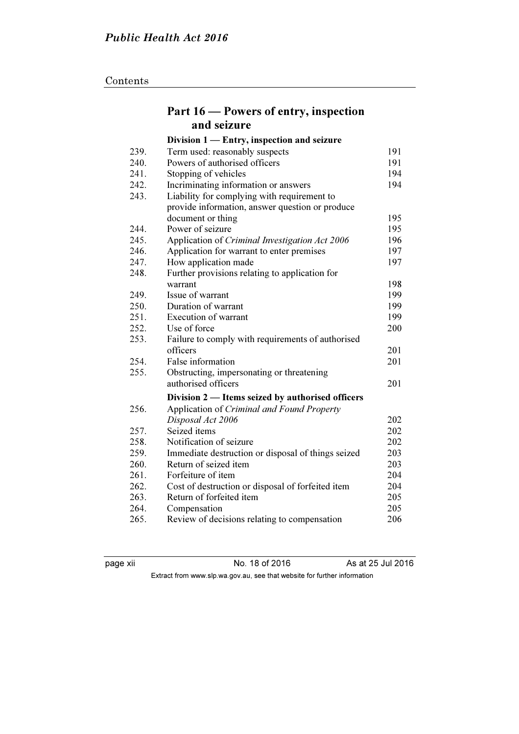## Part 16 — Powers of entry, inspection and seizure

### Division 1 — Entry, inspection and seizure

| | | |
|---|---|---|
| 239. | Term used: reasonably suspects | 191 |
| 240. | Powers of authorised officers | 191 |
| 241. | Stopping of vehicles | 194 |
| 242. | Incriminating information or answers | 194 |
| 243. | Liability for complying with requirement to provide information, answer question or produce document or thing | 195 |
| 244. | Power of seizure | 195 |
| 245. | Application of *Criminal Investigation Act 2006* | 196 |
| 246. | Application for warrant to enter premises | 197 |
| 247. | How application made | 197 |
| 248. | Further provisions relating to application for warrant | 198 |
| 249. | Issue of warrant | 199 |
| 250. | Duration of warrant | 199 |
| 251. | Execution of warrant | 199 |
| 252. | Use of force | 200 |
| 253. | Failure to comply with requirements of authorised officers | 201 |
| 254. | False information | 201 |
| 255. | Obstructing, impersonating or threatening authorised officers | 201 |

### Division 2 — Items seized by authorised officers

| | | |
|---|---|---|
| 256. | Application of *Criminal and Found Property Disposal Act 2006* | 202 |
| 257. | Seized items | 202 |
| 258. | Notification of seizure | 202 |
| 259. | Immediate destruction or disposal of things seized | 203 |
| 260. | Return of seized item | 203 |
| 261. | Forfeiture of item | 204 |
| 262. | Cost of destruction or disposal of forfeited item | 204 |
| 263. | Return of forfeited item | 205 |
| 264. | Compensation | 205 |
| 265. | Review of decisions relating to compensation | 206 |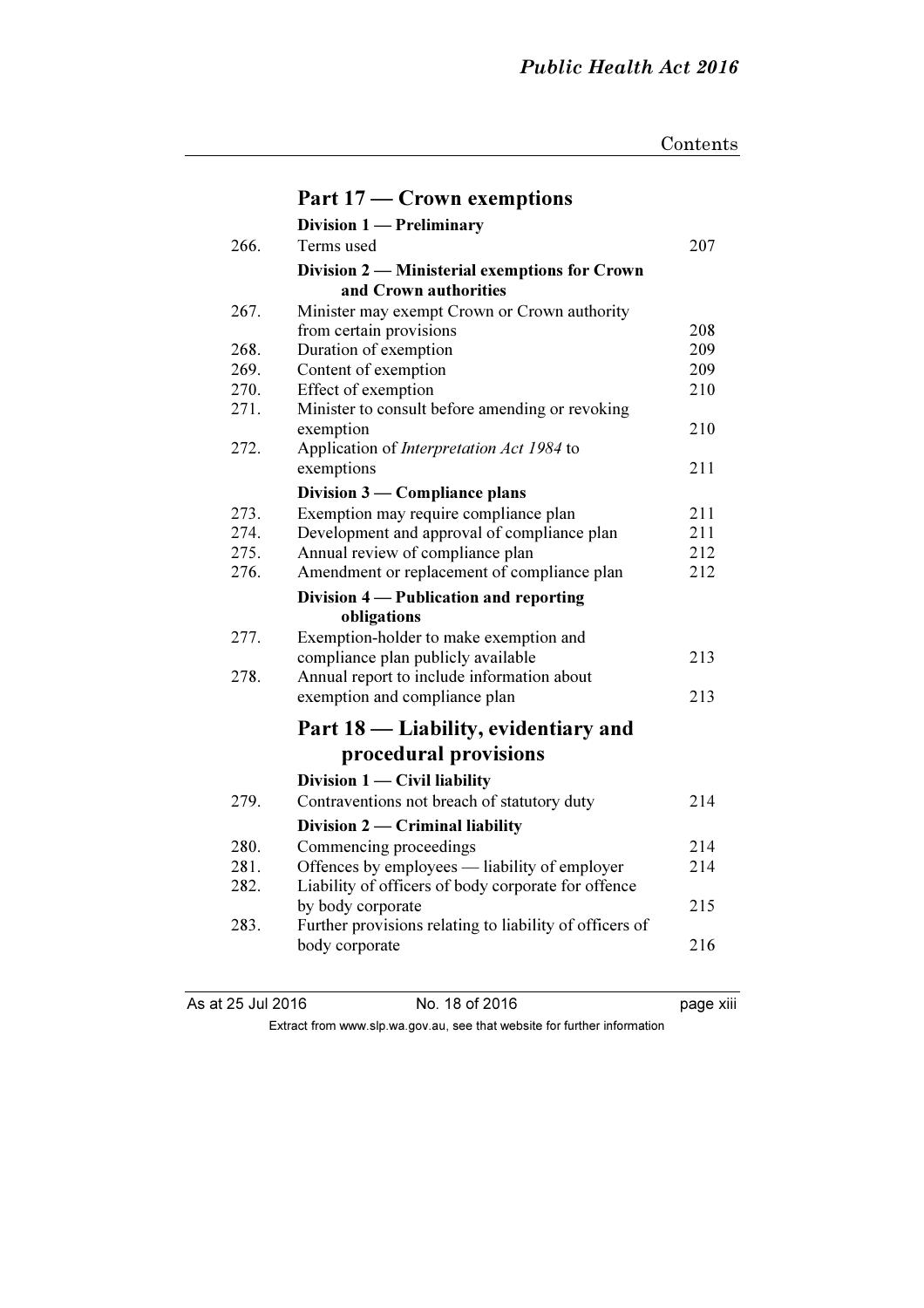## Part 17 — Crown exemptions

**Division 1 — Preliminary**

| | | |
|---|---|---|
| 266. | Terms used | 207 |

**Division 2 — Ministerial exemptions for Crown and Crown authorities**

| | | |
|---|---|---|
| 267. | Minister may exempt Crown or Crown authority from certain provisions | 208 |
| 268. | Duration of exemption | 209 |
| 269. | Content of exemption | 209 |
| 270. | Effect of exemption | 210 |
| 271. | Minister to consult before amending or revoking exemption | 210 |
| 272. | Application of *Interpretation Act 1984* to exemptions | 211 |

**Division 3 — Compliance plans**

| | | |
|---|---|---|
| 273. | Exemption may require compliance plan | 211 |
| 274. | Development and approval of compliance plan | 211 |
| 275. | Annual review of compliance plan | 212 |
| 276. | Amendment or replacement of compliance plan | 212 |

**Division 4 — Publication and reporting obligations**

| | | |
|---|---|---|
| 277. | Exemption-holder to make exemption and compliance plan publicly available | 213 |
| 278. | Annual report to include information about exemption and compliance plan | 213 |

## Part 18 — Liability, evidentiary and procedural provisions

**Division 1 — Civil liability**

| | | |
|---|---|---|
| 279. | Contraventions not breach of statutory duty | 214 |

**Division 2 — Criminal liability**

| | | |
|---|---|---|
| 280. | Commencing proceedings | 214 |
| 281. | Offences by employees — liability of employer | 214 |
| 282. | Liability of officers of body corporate for offence by body corporate | 215 |
| 283. | Further provisions relating to liability of officers of body corporate | 216 |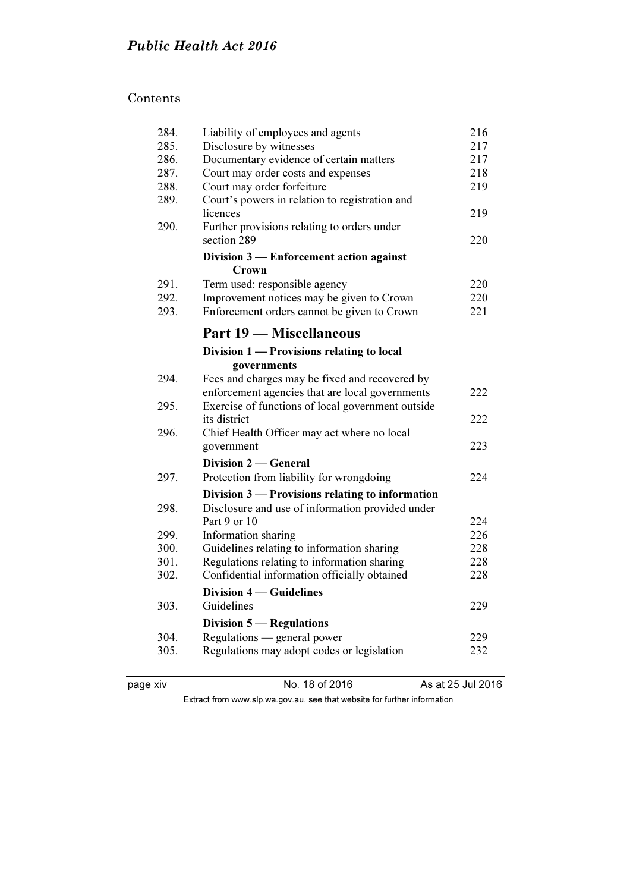| | | |
|---|---|---|
| 284. | Liability of employees and agents | 216 |
| 285. | Disclosure by witnesses | 217 |
| 286. | Documentary evidence of certain matters | 217 |
| 287. | Court may order costs and expenses | 218 |
| 288. | Court may order forfeiture | 219 |
| 289. | Court's powers in relation to registration and licences | 219 |
| 290. | Further provisions relating to orders under section 289 | 220 |
| | **Division 3 — Enforcement action against Crown** | |
| 291. | Term used: responsible agency | 220 |
| 292. | Improvement notices may be given to Crown | 220 |
| 293. | Enforcement orders cannot be given to Crown | 221 |
| | **Part 19 — Miscellaneous** | |
| | **Division 1 — Provisions relating to local governments** | |
| 294. | Fees and charges may be fixed and recovered by enforcement agencies that are local governments | 222 |
| 295. | Exercise of functions of local government outside its district | 222 |
| 296. | Chief Health Officer may act where no local government | 223 |
| | **Division 2 — General** | |
| 297. | Protection from liability for wrongdoing | 224 |
| | **Division 3 — Provisions relating to information** | |
| 298. | Disclosure and use of information provided under Part 9 or 10 | 224 |
| 299. | Information sharing | 226 |
| 300. | Guidelines relating to information sharing | 228 |
| 301. | Regulations relating to information sharing | 228 |
| 302. | Confidential information officially obtained | 228 |
| | **Division 4 — Guidelines** | |
| 303. | Guidelines | 229 |
| | **Division 5 — Regulations** | |
| 304. | Regulations — general power | 229 |
| 305. | Regulations may adopt codes or legislation | 232 |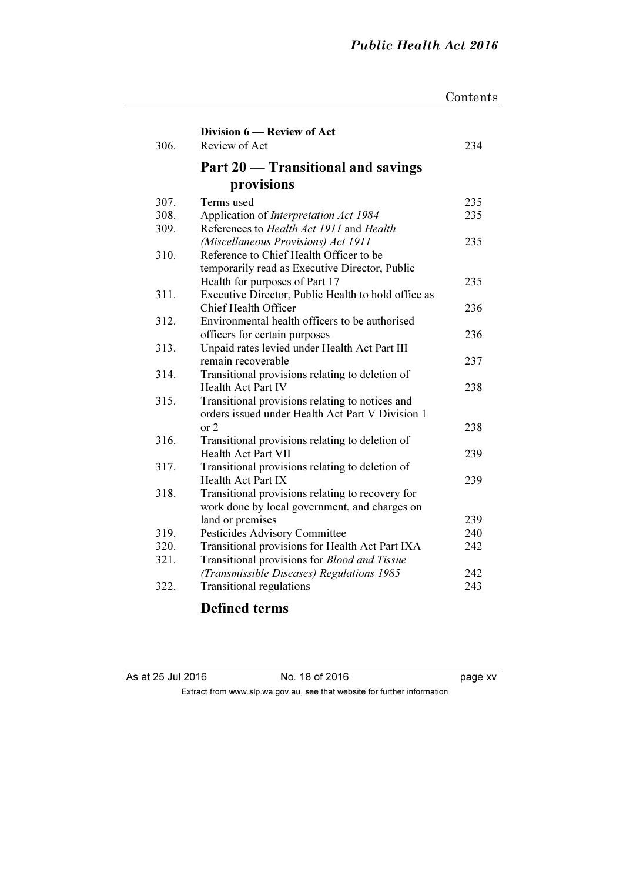**Division 6 — Review of Act**

| | | |
|---|---|---|
| 306. | Review of Act | 234 |

## Part 20 — Transitional and savings provisions

| | | |
|---|---|---|
| 307. | Terms used | 235 |
| 308. | Application of *Interpretation Act 1984* | 235 |
| 309. | References to *Health Act 1911* and *Health (Miscellaneous Provisions) Act 1911* | 235 |
| 310. | Reference to Chief Health Officer to be temporarily read as Executive Director, Public Health for purposes of Part 17 | 235 |
| 311. | Executive Director, Public Health to hold office as Chief Health Officer | 236 |
| 312. | Environmental health officers to be authorised officers for certain purposes | 236 |
| 313. | Unpaid rates levied under Health Act Part III remain recoverable | 237 |
| 314. | Transitional provisions relating to deletion of Health Act Part IV | 238 |
| 315. | Transitional provisions relating to notices and orders issued under Health Act Part V Division 1 or 2 | 238 |
| 316. | Transitional provisions relating to deletion of Health Act Part VII | 239 |
| 317. | Transitional provisions relating to deletion of Health Act Part IX | 239 |
| 318. | Transitional provisions relating to recovery for work done by local government, and charges on land or premises | 239 |
| 319. | Pesticides Advisory Committee | 240 |
| 320. | Transitional provisions for Health Act Part IXA | 242 |
| 321. | Transitional provisions for *Blood and Tissue (Transmissible Diseases) Regulations 1985* | 242 |
| 322. | Transitional regulations | 243 |

## Defined terms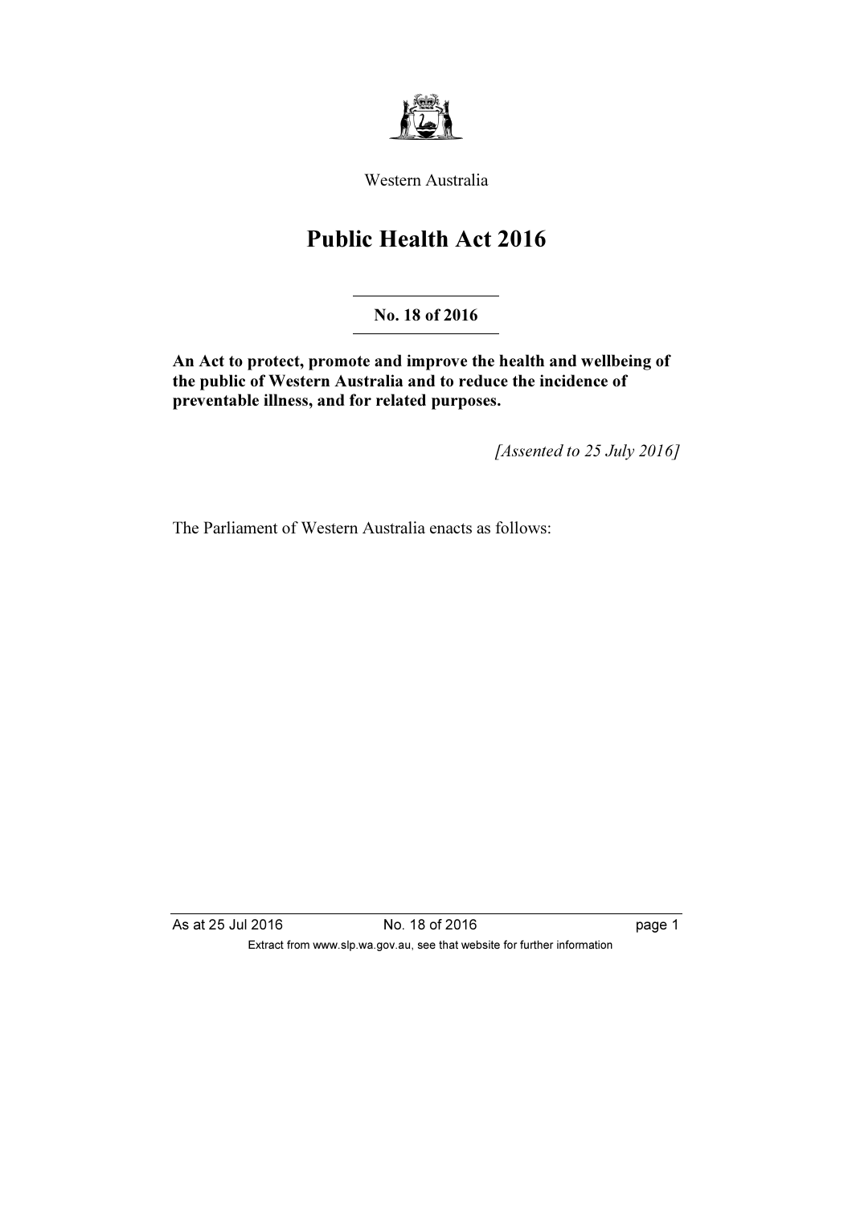Western Australia

# Public Health Act 2016

**No. 18 of 2016**

**An Act to protect, promote and improve the health and wellbeing of the public of Western Australia and to reduce the incidence of preventable illness, and for related purposes.**

*[Assented to 25 July 2016]*

The Parliament of Western Australia enacts as follows: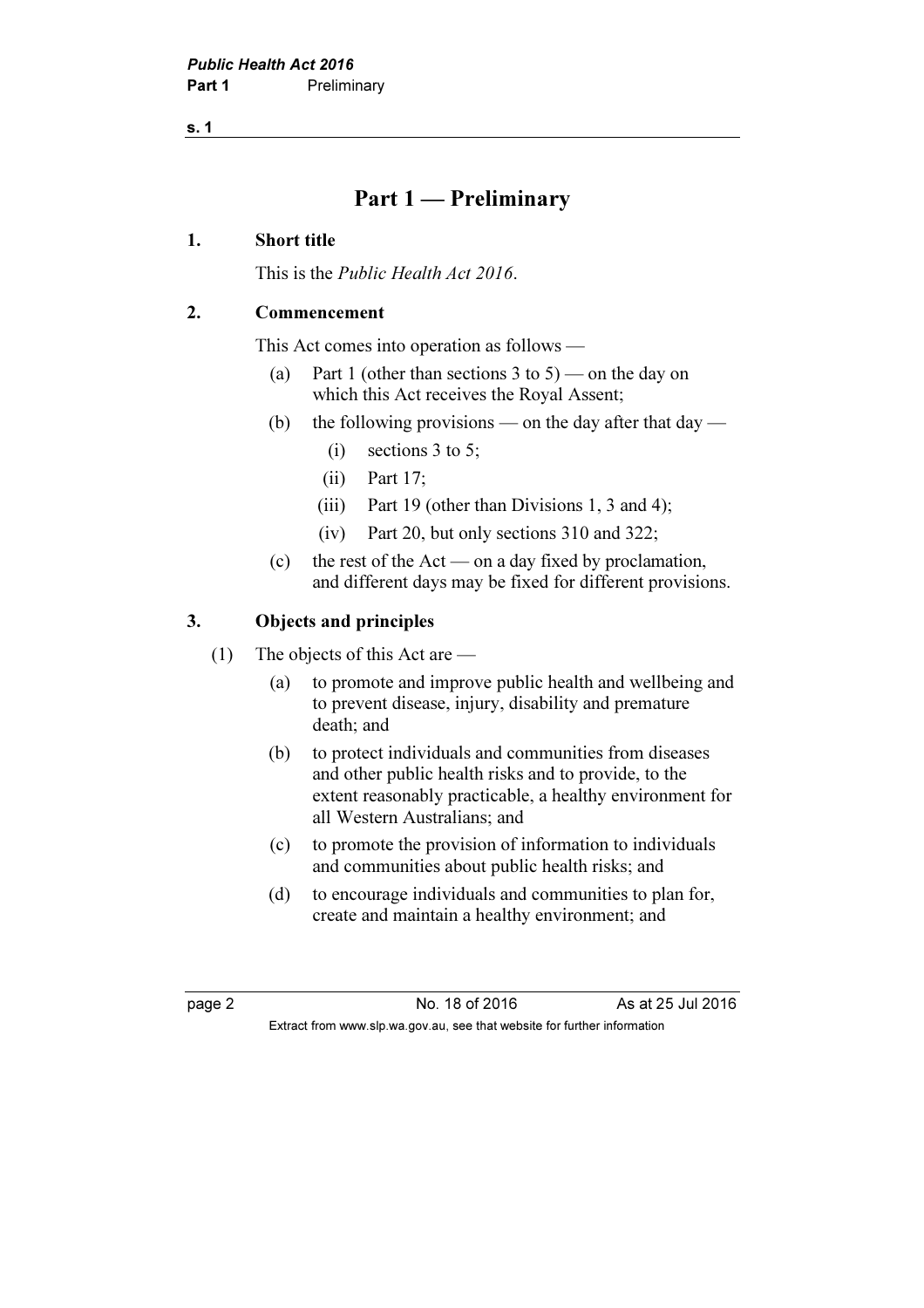# Part 1 — Preliminary

## 1. Short title

This is the *Public Health Act 2016*.

## 2. Commencement

This Act comes into operation as follows —

(a) Part 1 (other than sections 3 to 5) — on the day on which this Act receives the Royal Assent;

(b) the following provisions — on the day after that day —

  (i) sections 3 to 5;

  (ii) Part 17;

  (iii) Part 19 (other than Divisions 1, 3 and 4);

  (iv) Part 20, but only sections 310 and 322;

(c) the rest of the Act — on a day fixed by proclamation, and different days may be fixed for different provisions.

## 3. Objects and principles

(1) The objects of this Act are —

(a) to promote and improve public health and wellbeing and to prevent disease, injury, disability and premature death; and

(b) to protect individuals and communities from diseases and other public health risks and to provide, to the extent reasonably practicable, a healthy environment for all Western Australians; and

(c) to promote the provision of information to individuals and communities about public health risks; and

(d) to encourage individuals and communities to plan for, create and maintain a healthy environment; and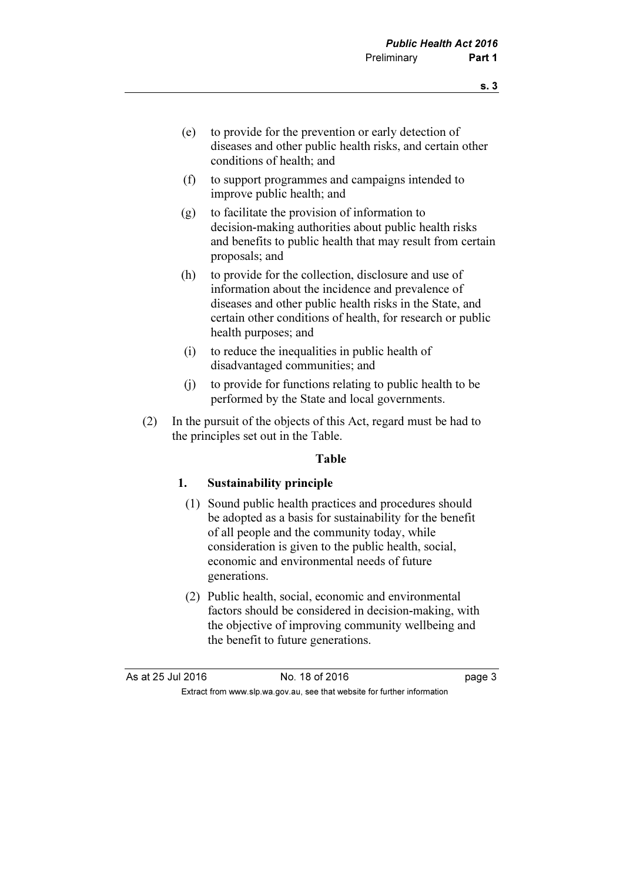(e) to provide for the prevention or early detection of diseases and other public health risks, and certain other conditions of health; and

(f) to support programmes and campaigns intended to improve public health; and

(g) to facilitate the provision of information to decision-making authorities about public health risks and benefits to public health that may result from certain proposals; and

(h) to provide for the collection, disclosure and use of information about the incidence and prevalence of diseases and other public health risks in the State, and certain other conditions of health, for research or public health purposes; and

(i) to reduce the inequalities in public health of disadvantaged communities; and

(j) to provide for functions relating to public health to be performed by the State and local governments.

(2) In the pursuit of the objects of this Act, regard must be had to the principles set out in the Table.

**Table**

**1. Sustainability principle**

(1) Sound public health practices and procedures should be adopted as a basis for sustainability for the benefit of all people and the community today, while consideration is given to the public health, social, economic and environmental needs of future generations.

(2) Public health, social, economic and environmental factors should be considered in decision-making, with the objective of improving community wellbeing and the benefit to future generations.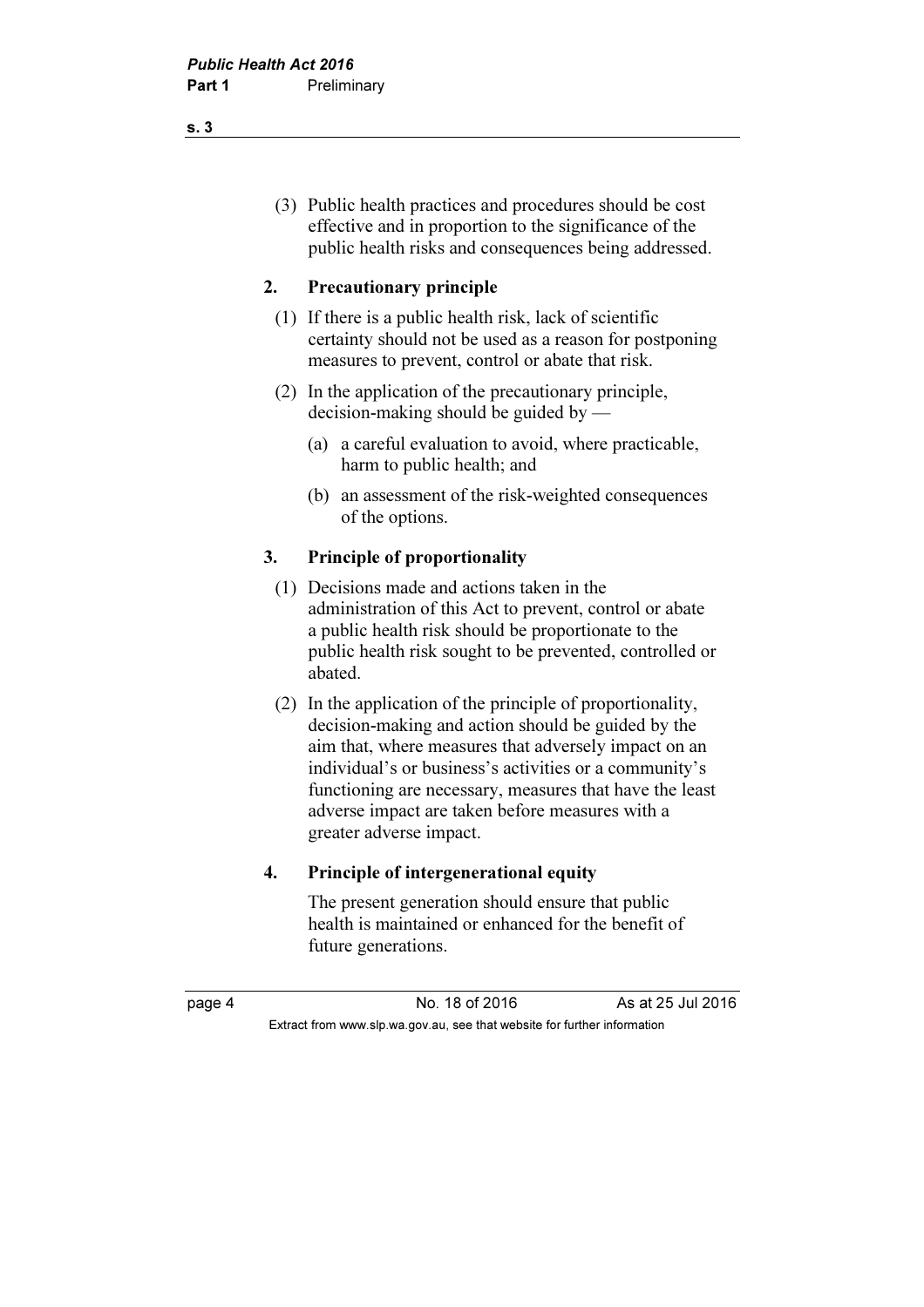(3) Public health practices and procedures should be cost effective and in proportion to the significance of the public health risks and consequences being addressed.

**2. Precautionary principle**

(1) If there is a public health risk, lack of scientific certainty should not be used as a reason for postponing measures to prevent, control or abate that risk.

(2) In the application of the precautionary principle, decision-making should be guided by —

(a) a careful evaluation to avoid, where practicable, harm to public health; and

(b) an assessment of the risk-weighted consequences of the options.

**3. Principle of proportionality**

(1) Decisions made and actions taken in the administration of this Act to prevent, control or abate a public health risk should be proportionate to the public health risk sought to be prevented, controlled or abated.

(2) In the application of the principle of proportionality, decision-making and action should be guided by the aim that, where measures that adversely impact on an individual's or business's activities or a community's functioning are necessary, measures that have the least adverse impact are taken before measures with a greater adverse impact.

**4. Principle of intergenerational equity**

The present generation should ensure that public health is maintained or enhanced for the benefit of future generations.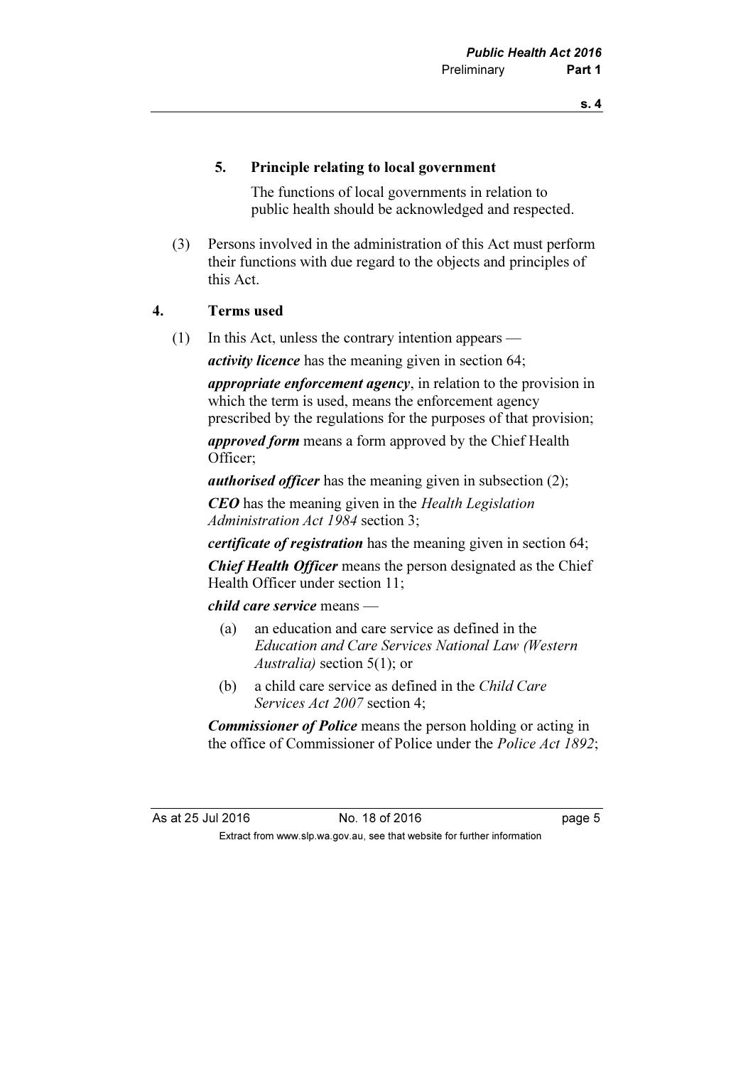**5. Principle relating to local government**

The functions of local governments in relation to public health should be acknowledged and respected.

(3) Persons involved in the administration of this Act must perform their functions with due regard to the objects and principles of this Act.

## 4. Terms used

(1) In this Act, unless the contrary intention appears —

***activity licence*** has the meaning given in section 64;

***appropriate enforcement agency***, in relation to the provision in which the term is used, means the enforcement agency prescribed by the regulations for the purposes of that provision;

***approved form*** means a form approved by the Chief Health Officer;

***authorised officer*** has the meaning given in subsection (2);

***CEO*** has the meaning given in the *Health Legislation Administration Act 1984* section 3;

***certificate of registration*** has the meaning given in section 64;

***Chief Health Officer*** means the person designated as the Chief Health Officer under section 11;

***child care service*** means —

(a) an education and care service as defined in the *Education and Care Services National Law (Western Australia)* section 5(1); or

(b) a child care service as defined in the *Child Care Services Act 2007* section 4;

***Commissioner of Police*** means the person holding or acting in the office of Commissioner of Police under the *Police Act 1892*;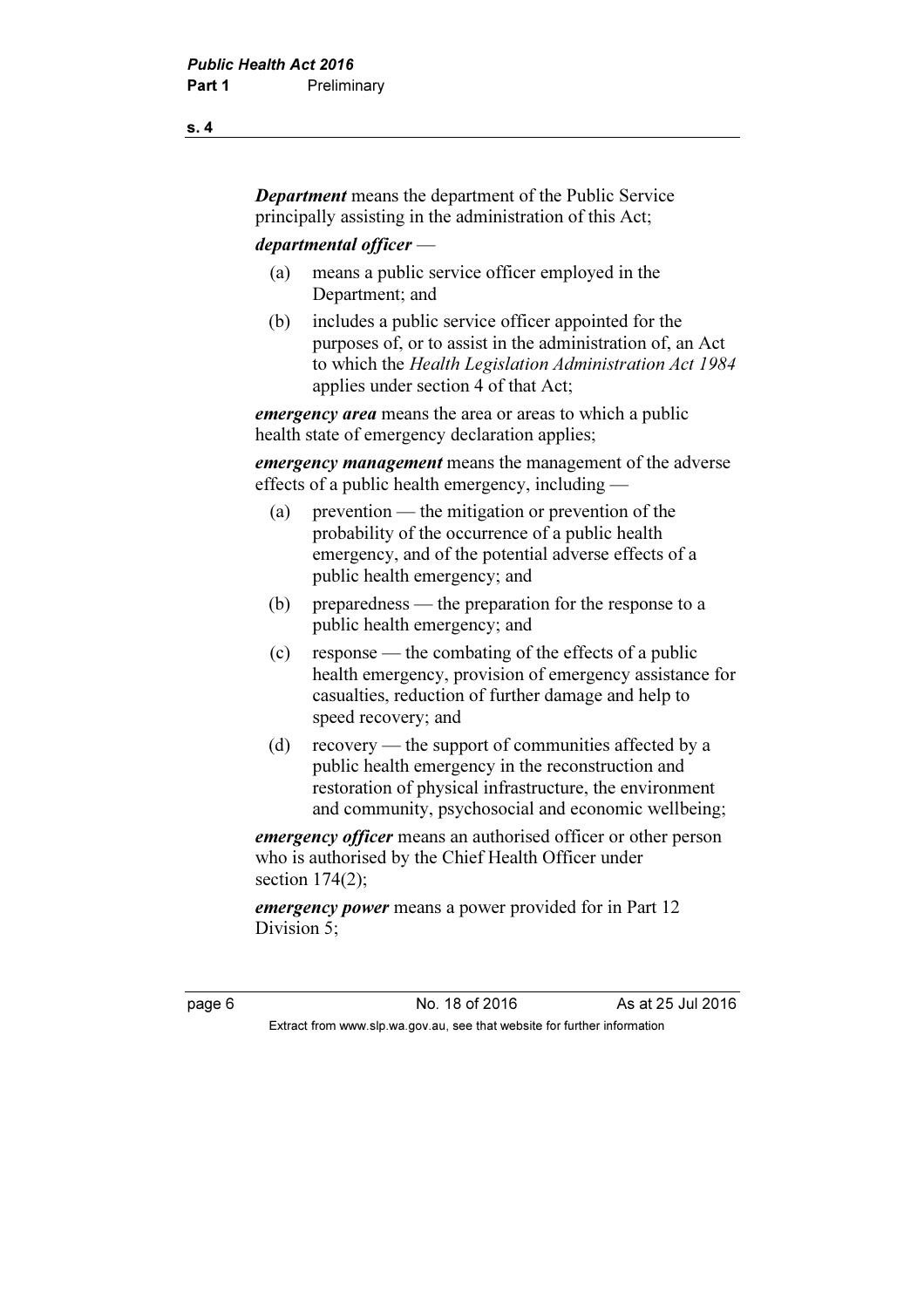***Department*** means the department of the Public Service principally assisting in the administration of this Act;

***departmental officer*** —

(a) means a public service officer employed in the Department; and

(b) includes a public service officer appointed for the purposes of, or to assist in the administration of, an Act to which the *Health Legislation Administration Act 1984* applies under section 4 of that Act;

***emergency area*** means the area or areas to which a public health state of emergency declaration applies;

***emergency management*** means the management of the adverse effects of a public health emergency, including —

(a) prevention — the mitigation or prevention of the probability of the occurrence of a public health emergency, and of the potential adverse effects of a public health emergency; and

(b) preparedness — the preparation for the response to a public health emergency; and

(c) response — the combating of the effects of a public health emergency, provision of emergency assistance for casualties, reduction of further damage and help to speed recovery; and

(d) recovery — the support of communities affected by a public health emergency in the reconstruction and restoration of physical infrastructure, the environment and community, psychosocial and economic wellbeing;

***emergency officer*** means an authorised officer or other person who is authorised by the Chief Health Officer under section 174(2);

***emergency power*** means a power provided for in Part 12 Division 5;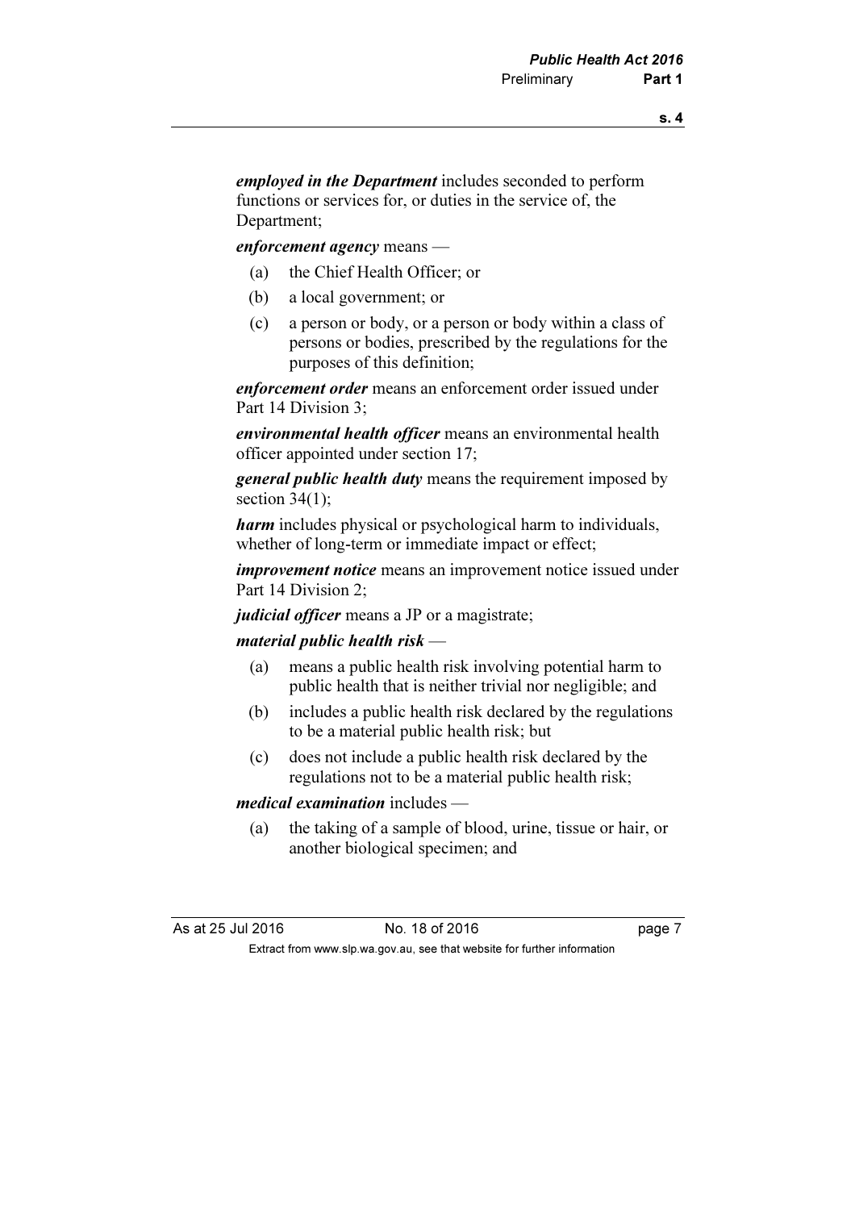***employed in the Department*** includes seconded to perform functions or services for, or duties in the service of, the Department;

***enforcement agency*** means —

(a) the Chief Health Officer; or

(b) a local government; or

(c) a person or body, or a person or body within a class of persons or bodies, prescribed by the regulations for the purposes of this definition;

***enforcement order*** means an enforcement order issued under Part 14 Division 3;

***environmental health officer*** means an environmental health officer appointed under section 17;

***general public health duty*** means the requirement imposed by section 34(1);

***harm*** includes physical or psychological harm to individuals, whether of long-term or immediate impact or effect;

***improvement notice*** means an improvement notice issued under Part 14 Division 2;

***judicial officer*** means a JP or a magistrate;

***material public health risk*** —

(a) means a public health risk involving potential harm to public health that is neither trivial nor negligible; and

(b) includes a public health risk declared by the regulations to be a material public health risk; but

(c) does not include a public health risk declared by the regulations not to be a material public health risk;

***medical examination*** includes —

(a) the taking of a sample of blood, urine, tissue or hair, or another biological specimen; and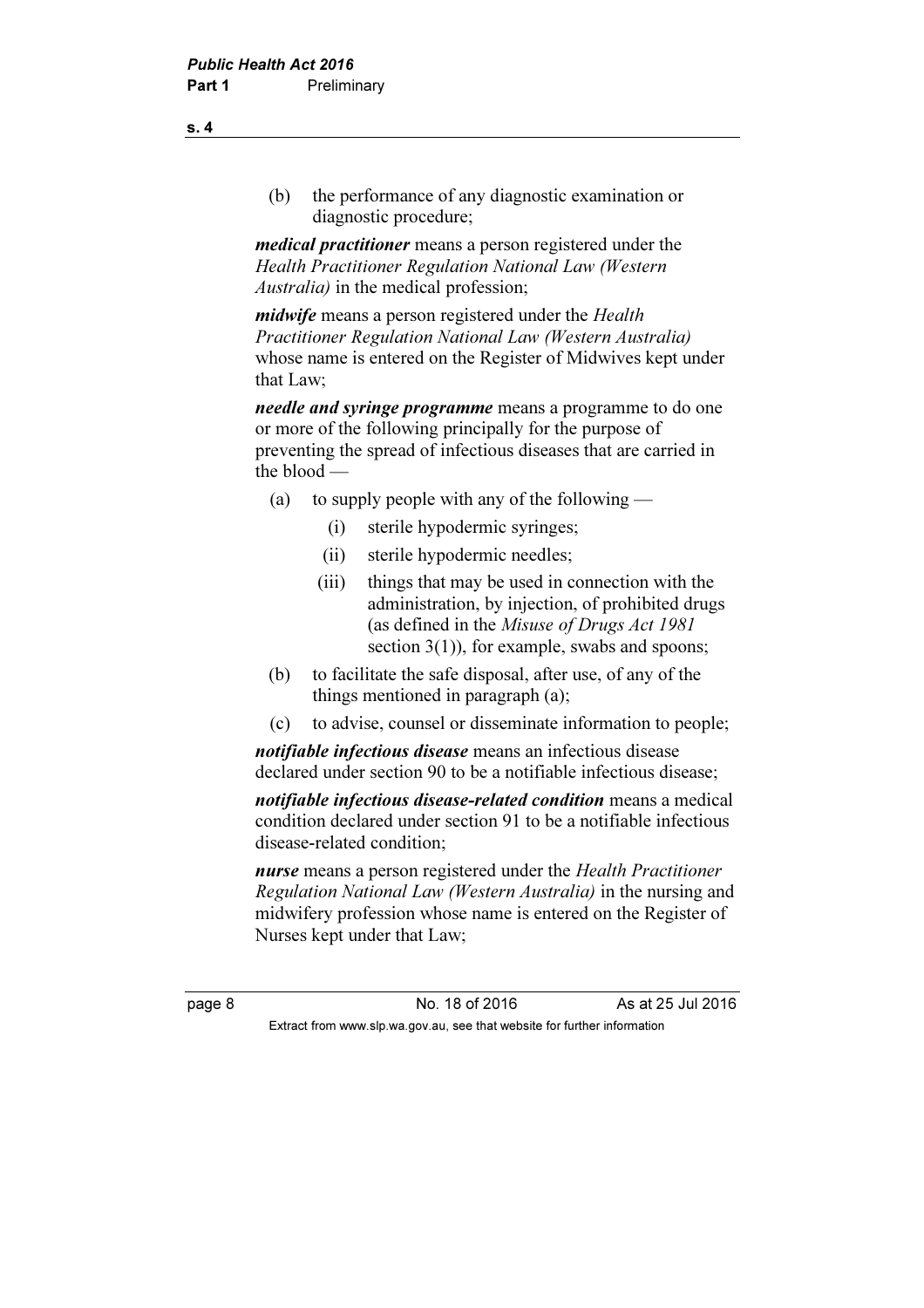(b) the performance of any diagnostic examination or diagnostic procedure;

***medical practitioner*** means a person registered under the *Health Practitioner Regulation National Law (Western Australia)* in the medical profession;

***midwife*** means a person registered under the *Health Practitioner Regulation National Law (Western Australia)* whose name is entered on the Register of Midwives kept under that Law;

***needle and syringe programme*** means a programme to do one or more of the following principally for the purpose of preventing the spread of infectious diseases that are carried in the blood —

- (a) to supply people with any of the following —
  - (i) sterile hypodermic syringes;
  - (ii) sterile hypodermic needles;
  - (iii) things that may be used in connection with the administration, by injection, of prohibited drugs (as defined in the *Misuse of Drugs Act 1981* section 3(1)), for example, swabs and spoons;
- (b) to facilitate the safe disposal, after use, of any of the things mentioned in paragraph (a);
- (c) to advise, counsel or disseminate information to people;

***notifiable infectious disease*** means an infectious disease declared under section 90 to be a notifiable infectious disease;

***notifiable infectious disease-related condition*** means a medical condition declared under section 91 to be a notifiable infectious disease-related condition;

***nurse*** means a person registered under the *Health Practitioner Regulation National Law (Western Australia)* in the nursing and midwifery profession whose name is entered on the Register of Nurses kept under that Law;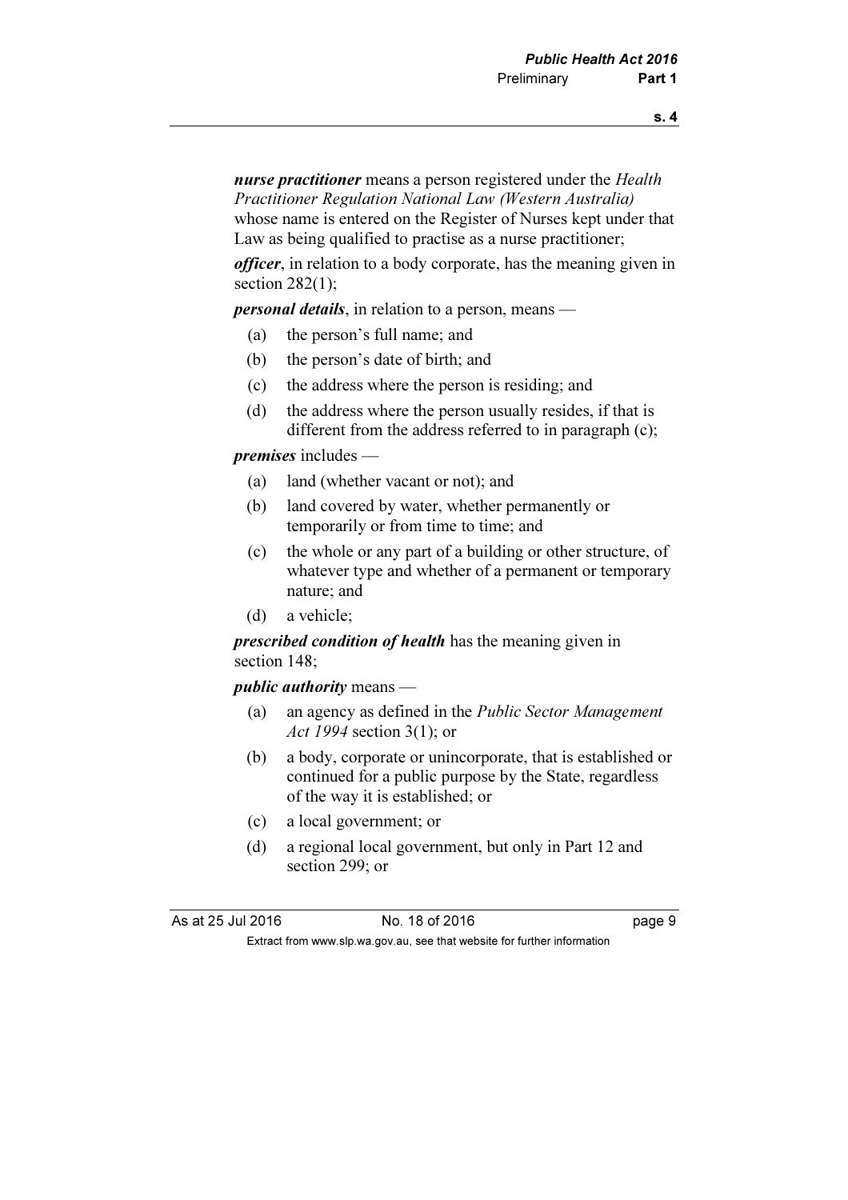***nurse practitioner*** means a person registered under the *Health Practitioner Regulation National Law (Western Australia)* whose name is entered on the Register of Nurses kept under that Law as being qualified to practise as a nurse practitioner;

***officer***, in relation to a body corporate, has the meaning given in section 282(1);

***personal details***, in relation to a person, means —

(a) the person's full name; and

(b) the person's date of birth; and

(c) the address where the person is residing; and

(d) the address where the person usually resides, if that is different from the address referred to in paragraph (c);

***premises*** includes —

(a) land (whether vacant or not); and

(b) land covered by water, whether permanently or temporarily or from time to time; and

(c) the whole or any part of a building or other structure, of whatever type and whether of a permanent or temporary nature; and

(d) a vehicle;

***prescribed condition of health*** has the meaning given in section 148;

***public authority*** means —

(a) an agency as defined in the *Public Sector Management Act 1994* section 3(1); or

(b) a body, corporate or unincorporate, that is established or continued for a public purpose by the State, regardless of the way it is established; or

(c) a local government; or

(d) a regional local government, but only in Part 12 and section 299; or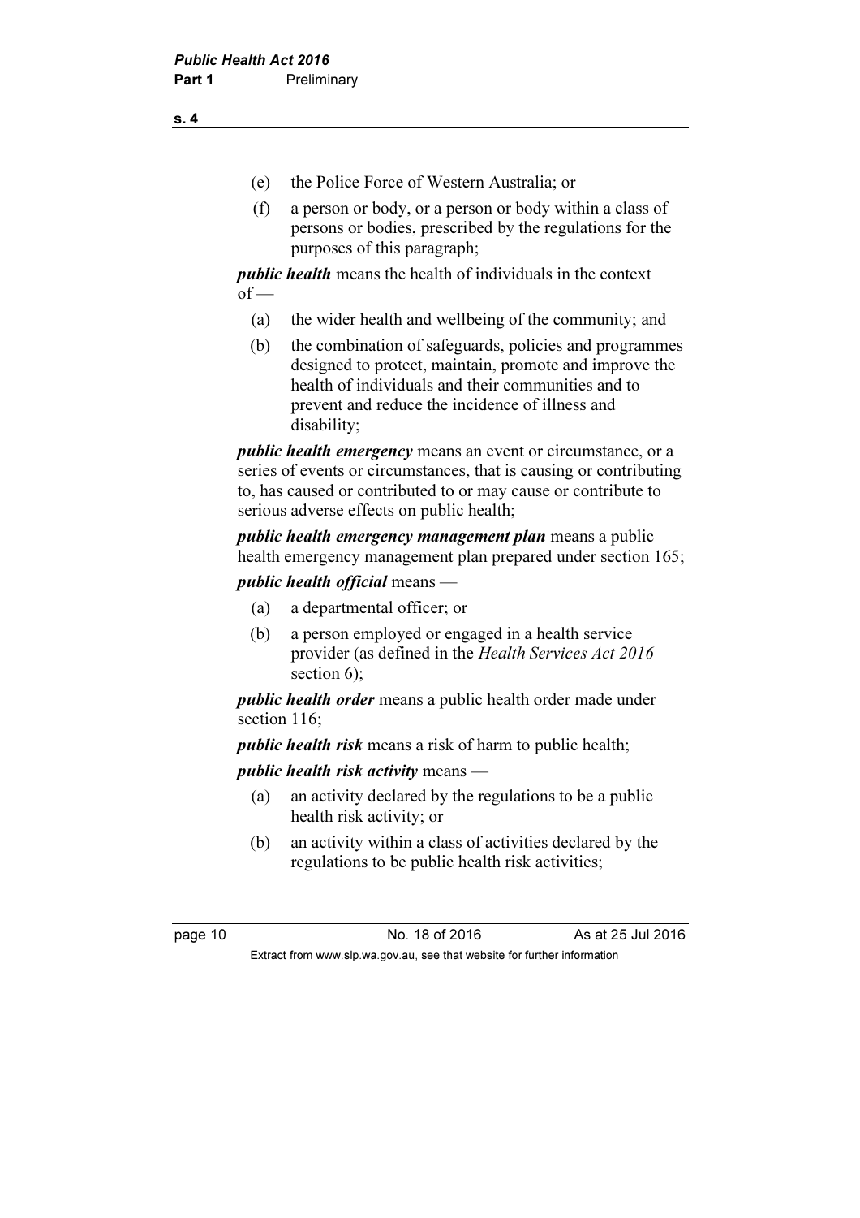(e) the Police Force of Western Australia; or

(f) a person or body, or a person or body within a class of persons or bodies, prescribed by the regulations for the purposes of this paragraph;

***public health*** means the health of individuals in the context of —

(a) the wider health and wellbeing of the community; and

(b) the combination of safeguards, policies and programmes designed to protect, maintain, promote and improve the health of individuals and their communities and to prevent and reduce the incidence of illness and disability;

***public health emergency*** means an event or circumstance, or a series of events or circumstances, that is causing or contributing to, has caused or contributed to or may cause or contribute to serious adverse effects on public health;

***public health emergency management plan*** means a public health emergency management plan prepared under section 165;

***public health official*** means —

(a) a departmental officer; or

(b) a person employed or engaged in a health service provider (as defined in the *Health Services Act 2016* section 6);

***public health order*** means a public health order made under section 116;

***public health risk*** means a risk of harm to public health;

***public health risk activity*** means —

(a) an activity declared by the regulations to be a public health risk activity; or

(b) an activity within a class of activities declared by the regulations to be public health risk activities;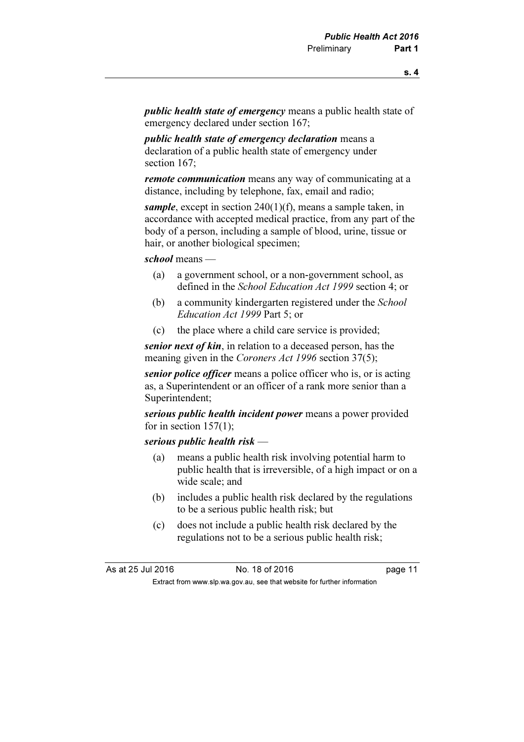***public health state of emergency*** means a public health state of emergency declared under section 167;

***public health state of emergency declaration*** means a declaration of a public health state of emergency under section 167;

***remote communication*** means any way of communicating at a distance, including by telephone, fax, email and radio;

***sample***, except in section 240(1)(f), means a sample taken, in accordance with accepted medical practice, from any part of the body of a person, including a sample of blood, urine, tissue or hair, or another biological specimen;

***school*** means —

- (a) a government school, or a non-government school, as defined in the *School Education Act 1999* section 4; or
- (b) a community kindergarten registered under the *School Education Act 1999* Part 5; or
- (c) the place where a child care service is provided;

***senior next of kin***, in relation to a deceased person, has the meaning given in the *Coroners Act 1996* section 37(5);

***senior police officer*** means a police officer who is, or is acting as, a Superintendent or an officer of a rank more senior than a Superintendent;

***serious public health incident power*** means a power provided for in section 157(1);

***serious public health risk*** —

- (a) means a public health risk involving potential harm to public health that is irreversible, of a high impact or on a wide scale; and
- (b) includes a public health risk declared by the regulations to be a serious public health risk; but
- (c) does not include a public health risk declared by the regulations not to be a serious public health risk;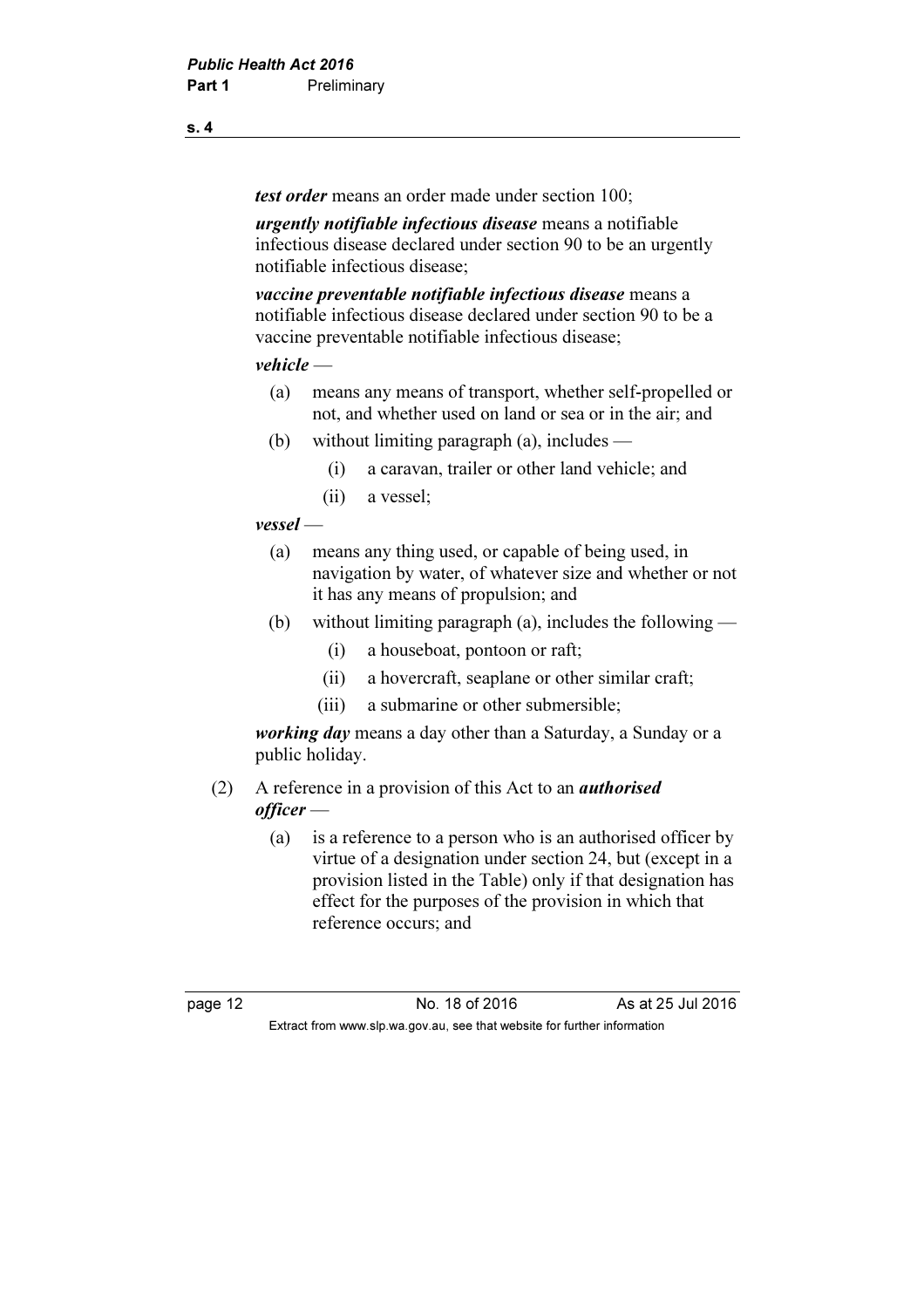***test order*** means an order made under section 100;

***urgently notifiable infectious disease*** means a notifiable infectious disease declared under section 90 to be an urgently notifiable infectious disease;

***vaccine preventable notifiable infectious disease*** means a notifiable infectious disease declared under section 90 to be a vaccine preventable notifiable infectious disease;

***vehicle*** —

(a) means any means of transport, whether self-propelled or not, and whether used on land or sea or in the air; and

(b) without limiting paragraph (a), includes —

(i) a caravan, trailer or other land vehicle; and

(ii) a vessel;

***vessel*** —

(a) means any thing used, or capable of being used, in navigation by water, of whatever size and whether or not it has any means of propulsion; and

(b) without limiting paragraph (a), includes the following —

(i) a houseboat, pontoon or raft;

(ii) a hovercraft, seaplane or other similar craft;

(iii) a submarine or other submersible;

***working day*** means a day other than a Saturday, a Sunday or a public holiday.

(2) A reference in a provision of this Act to an ***authorised officer*** —

(a) is a reference to a person who is an authorised officer by virtue of a designation under section 24, but (except in a provision listed in the Table) only if that designation has effect for the purposes of the provision in which that reference occurs; and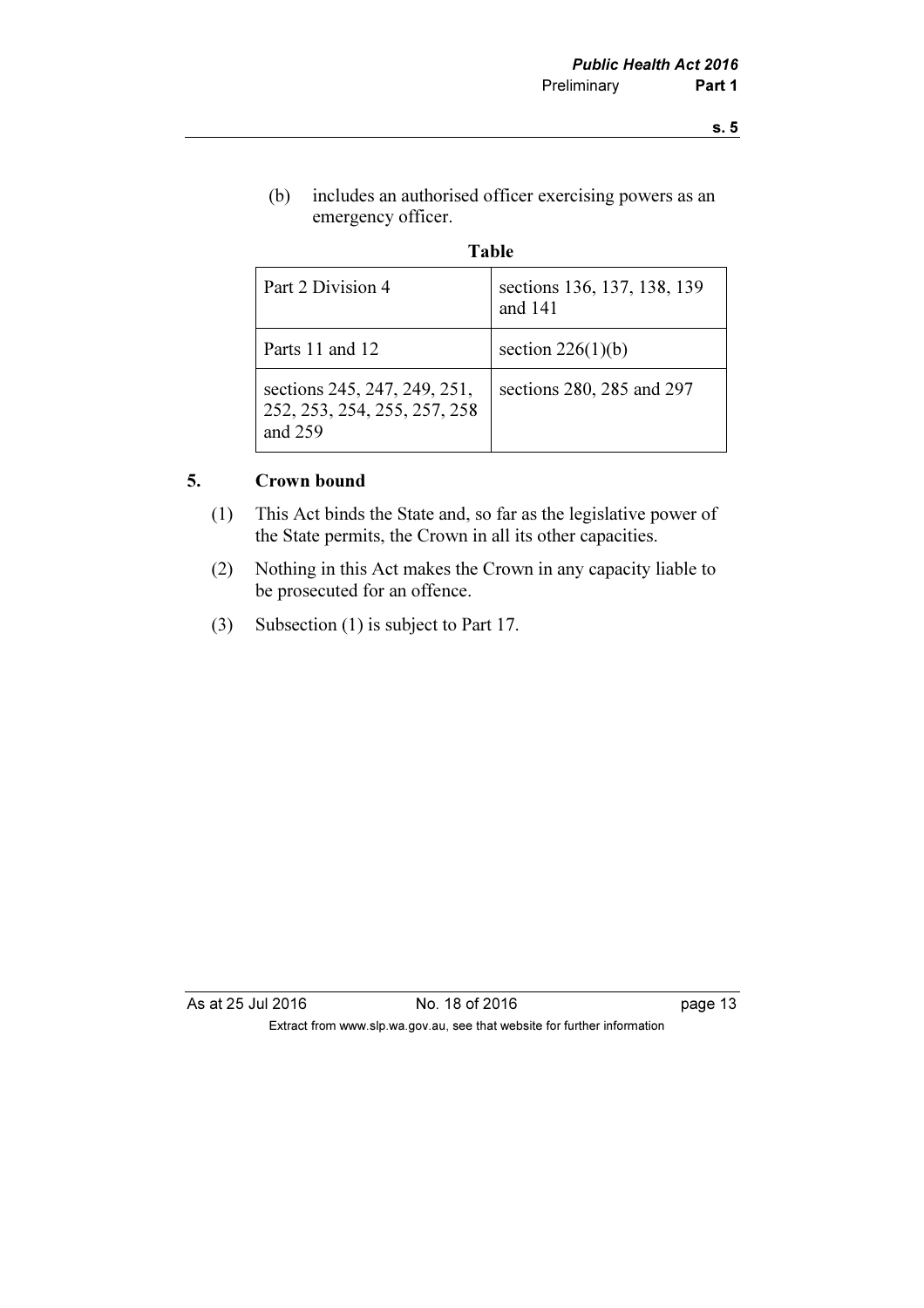(b) includes an authorised officer exercising powers as an emergency officer.

**Table**

| Part 2 Division 4 | sections 136, 137, 138, 139 and 141 |
|---|---|
| Parts 11 and 12 | section 226(1)(b) |
| sections 245, 247, 249, 251, 252, 253, 254, 255, 257, 258 and 259 | sections 280, 285 and 297 |

## 5. Crown bound

(1) This Act binds the State and, so far as the legislative power of the State permits, the Crown in all its other capacities.

(2) Nothing in this Act makes the Crown in any capacity liable to be prosecuted for an offence.

(3) Subsection (1) is subject to Part 17.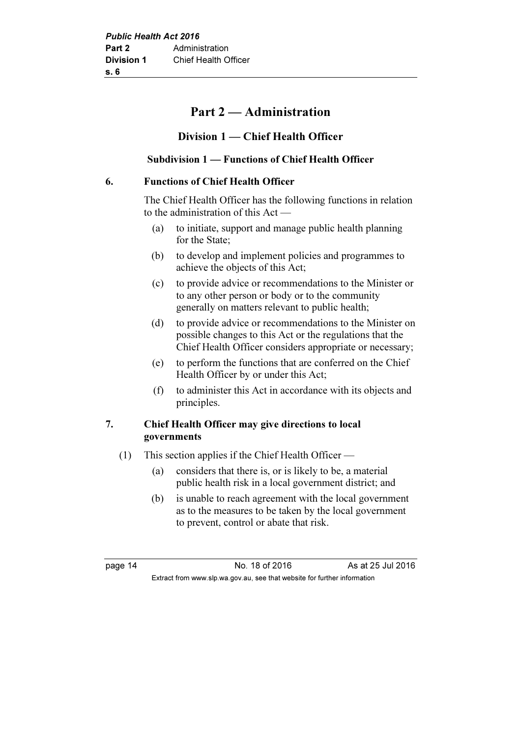# Part 2 — Administration

## Division 1 — Chief Health Officer

### Subdivision 1 — Functions of Chief Health Officer

**6. Functions of Chief Health Officer**

The Chief Health Officer has the following functions in relation to the administration of this Act —

(a) to initiate, support and manage public health planning for the State;

(b) to develop and implement policies and programmes to achieve the objects of this Act;

(c) to provide advice or recommendations to the Minister or to any other person or body or to the community generally on matters relevant to public health;

(d) to provide advice or recommendations to the Minister on possible changes to this Act or the regulations that the Chief Health Officer considers appropriate or necessary;

(e) to perform the functions that are conferred on the Chief Health Officer by or under this Act;

(f) to administer this Act in accordance with its objects and principles.

**7. Chief Health Officer may give directions to local governments**

(1) This section applies if the Chief Health Officer —

(a) considers that there is, or is likely to be, a material public health risk in a local government district; and

(b) is unable to reach agreement with the local government as to the measures to be taken by the local government to prevent, control or abate that risk.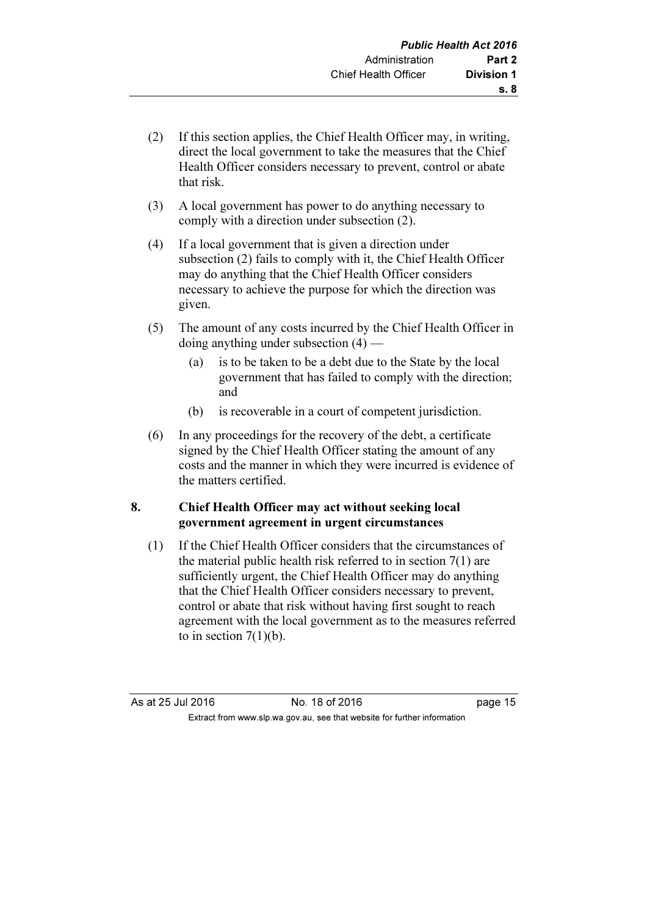(2) If this section applies, the Chief Health Officer may, in writing, direct the local government to take the measures that the Chief Health Officer considers necessary to prevent, control or abate that risk.

(3) A local government has power to do anything necessary to comply with a direction under subsection (2).

(4) If a local government that is given a direction under subsection (2) fails to comply with it, the Chief Health Officer may do anything that the Chief Health Officer considers necessary to achieve the purpose for which the direction was given.

(5) The amount of any costs incurred by the Chief Health Officer in doing anything under subsection (4) —

(a) is to be taken to be a debt due to the State by the local government that has failed to comply with the direction; and

(b) is recoverable in a court of competent jurisdiction.

(6) In any proceedings for the recovery of the debt, a certificate signed by the Chief Health Officer stating the amount of any costs and the manner in which they were incurred is evidence of the matters certified.

**8. Chief Health Officer may act without seeking local government agreement in urgent circumstances**

(1) If the Chief Health Officer considers that the circumstances of the material public health risk referred to in section 7(1) are sufficiently urgent, the Chief Health Officer may do anything that the Chief Health Officer considers necessary to prevent, control or abate that risk without having first sought to reach agreement with the local government as to the measures referred to in section 7(1)(b).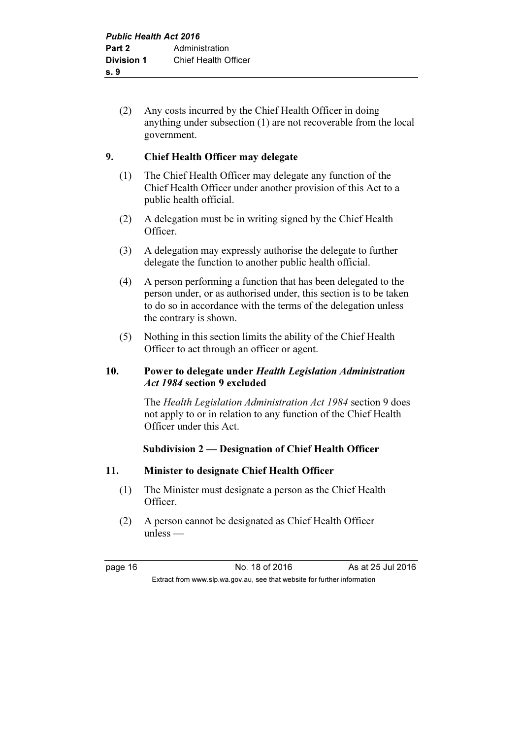(2) Any costs incurred by the Chief Health Officer in doing anything under subsection (1) are not recoverable from the local government.

**9. Chief Health Officer may delegate**

(1) The Chief Health Officer may delegate any function of the Chief Health Officer under another provision of this Act to a public health official.

(2) A delegation must be in writing signed by the Chief Health Officer.

(3) A delegation may expressly authorise the delegate to further delegate the function to another public health official.

(4) A person performing a function that has been delegated to the person under, or as authorised under, this section is to be taken to do so in accordance with the terms of the delegation unless the contrary is shown.

(5) Nothing in this section limits the ability of the Chief Health Officer to act through an officer or agent.

**10. Power to delegate under *Health Legislation Administration Act 1984* section 9 excluded**

The *Health Legislation Administration Act 1984* section 9 does not apply to or in relation to any function of the Chief Health Officer under this Act.

**Subdivision 2 — Designation of Chief Health Officer**

**11. Minister to designate Chief Health Officer**

(1) The Minister must designate a person as the Chief Health Officer.

(2) A person cannot be designated as Chief Health Officer unless —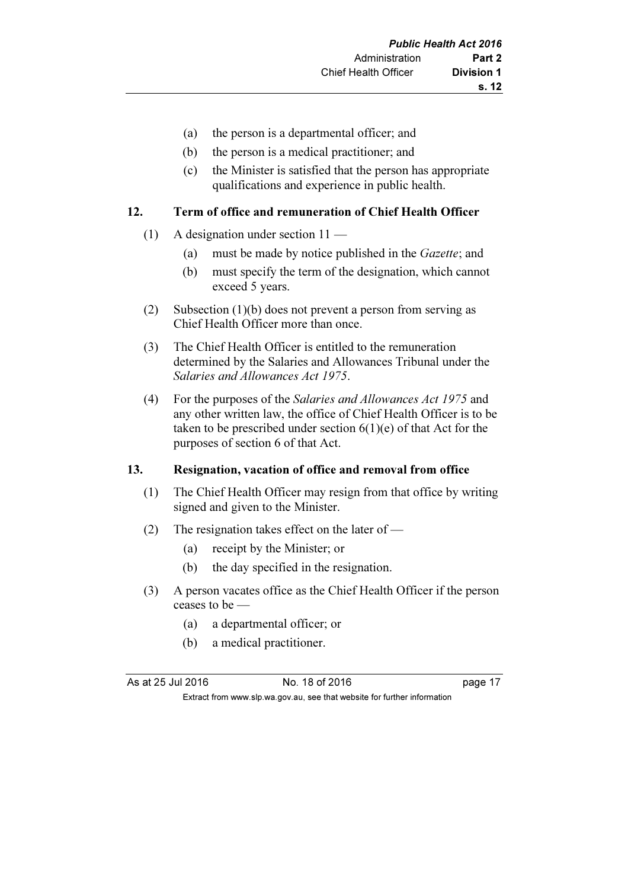(a) the person is a departmental officer; and

(b) the person is a medical practitioner; and

(c) the Minister is satisfied that the person has appropriate qualifications and experience in public health.

### 12. Term of office and remuneration of Chief Health Officer

(1) A designation under section 11 —

(a) must be made by notice published in the *Gazette*; and

(b) must specify the term of the designation, which cannot exceed 5 years.

(2) Subsection (1)(b) does not prevent a person from serving as Chief Health Officer more than once.

(3) The Chief Health Officer is entitled to the remuneration determined by the Salaries and Allowances Tribunal under the *Salaries and Allowances Act 1975*.

(4) For the purposes of the *Salaries and Allowances Act 1975* and any other written law, the office of Chief Health Officer is to be taken to be prescribed under section 6(1)(e) of that Act for the purposes of section 6 of that Act.

### 13. Resignation, vacation of office and removal from office

(1) The Chief Health Officer may resign from that office by writing signed and given to the Minister.

(2) The resignation takes effect on the later of —

(a) receipt by the Minister; or

(b) the day specified in the resignation.

(3) A person vacates office as the Chief Health Officer if the person ceases to be —

(a) a departmental officer; or

(b) a medical practitioner.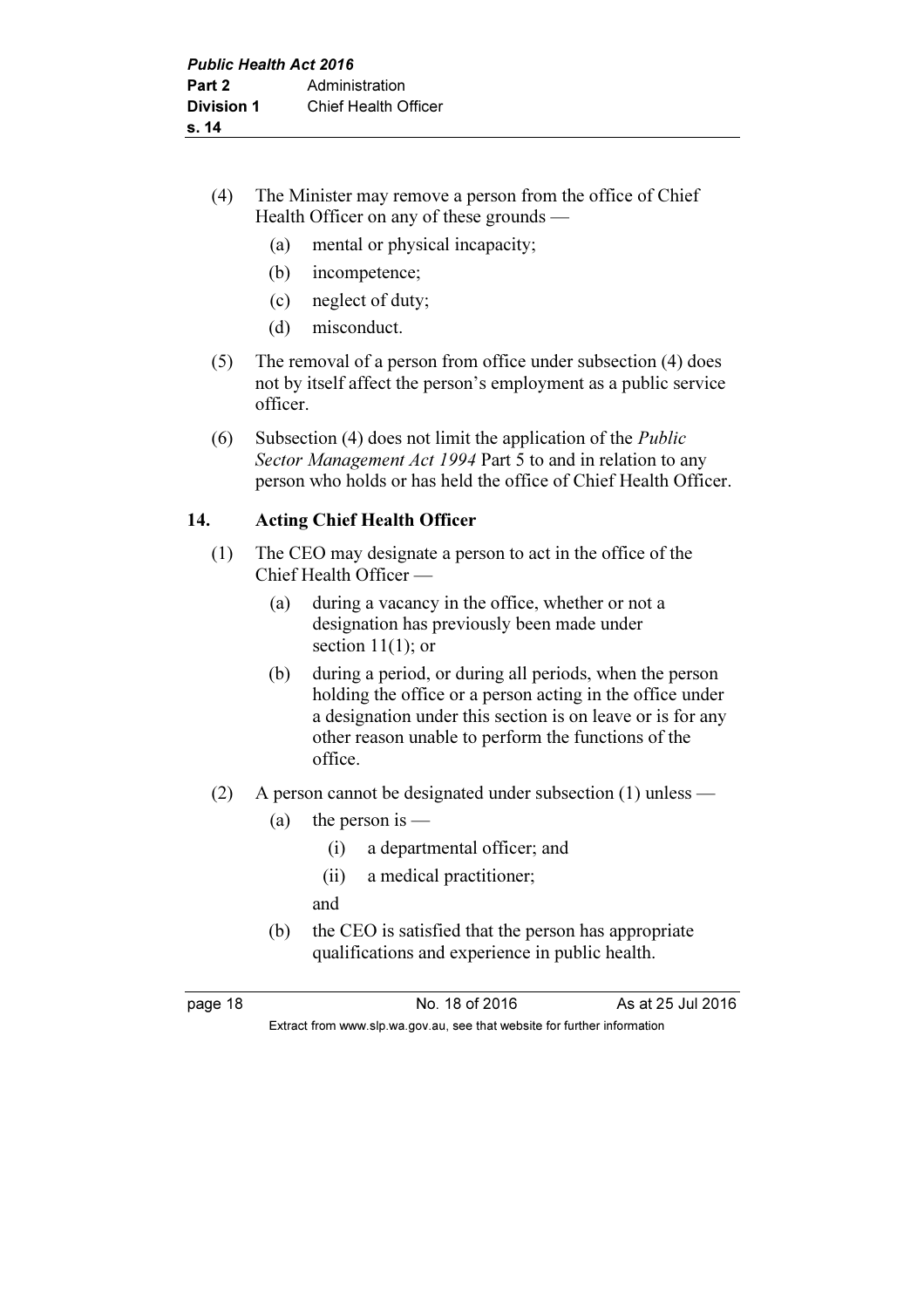(4) The Minister may remove a person from the office of Chief Health Officer on any of these grounds —

  (a) mental or physical incapacity;

  (b) incompetence;

  (c) neglect of duty;

  (d) misconduct.

(5) The removal of a person from office under subsection (4) does not by itself affect the person's employment as a public service officer.

(6) Subsection (4) does not limit the application of the *Public Sector Management Act 1994* Part 5 to and in relation to any person who holds or has held the office of Chief Health Officer.

### 14. Acting Chief Health Officer

(1) The CEO may designate a person to act in the office of the Chief Health Officer —

  (a) during a vacancy in the office, whether or not a designation has previously been made under section 11(1); or

  (b) during a period, or during all periods, when the person holding the office or a person acting in the office under a designation under this section is on leave or is for any other reason unable to perform the functions of the office.

(2) A person cannot be designated under subsection (1) unless —

  (a) the person is —

    (i) a departmental officer; and

    (ii) a medical practitioner;

  and

  (b) the CEO is satisfied that the person has appropriate qualifications and experience in public health.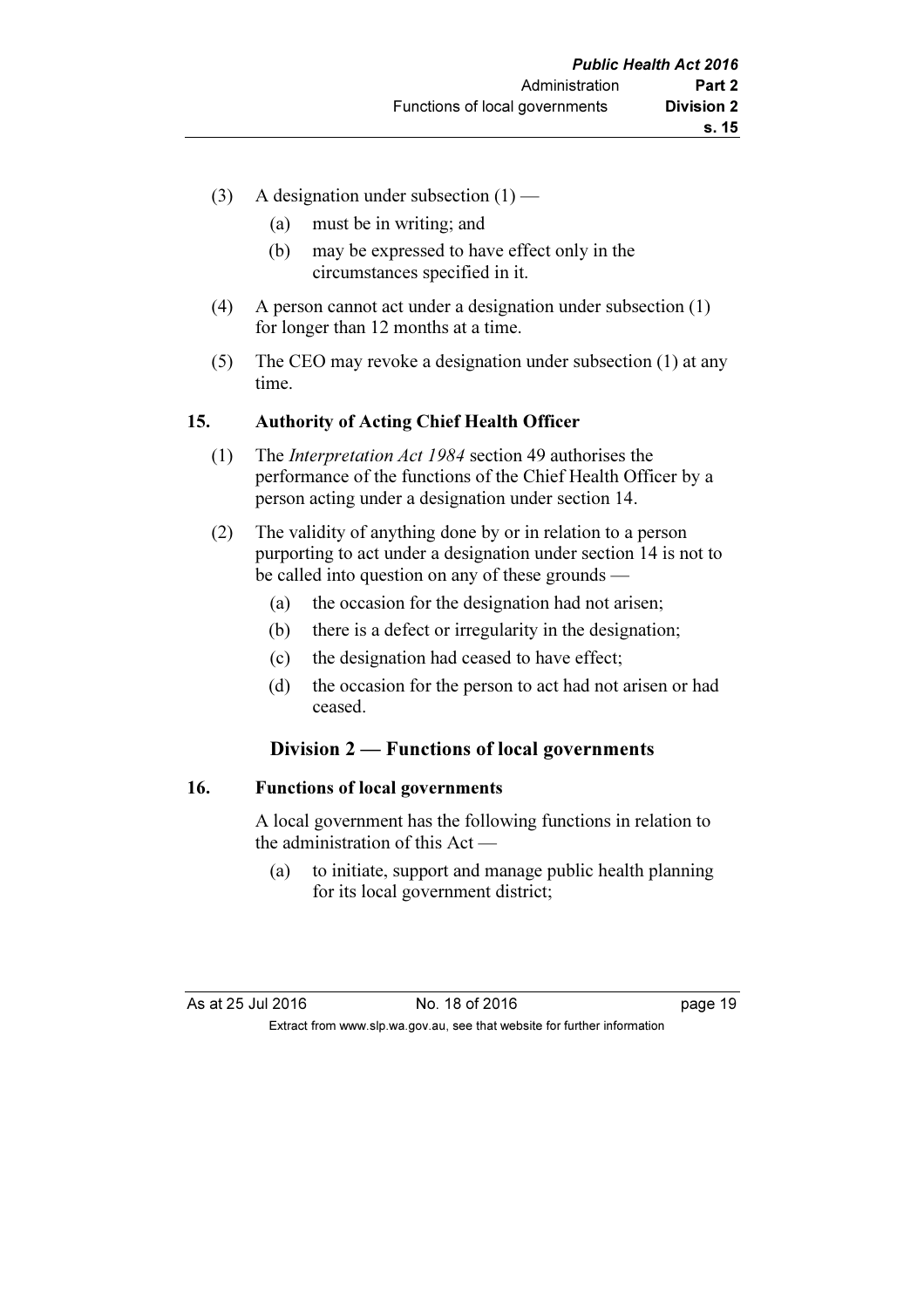(3) A designation under subsection (1) —

  (a) must be in writing; and

  (b) may be expressed to have effect only in the circumstances specified in it.

(4) A person cannot act under a designation under subsection (1) for longer than 12 months at a time.

(5) The CEO may revoke a designation under subsection (1) at any time.

### 15. Authority of Acting Chief Health Officer

(1) The *Interpretation Act 1984* section 49 authorises the performance of the functions of the Chief Health Officer by a person acting under a designation under section 14.

(2) The validity of anything done by or in relation to a person purporting to act under a designation under section 14 is not to be called into question on any of these grounds —

  (a) the occasion for the designation had not arisen;

  (b) there is a defect or irregularity in the designation;

  (c) the designation had ceased to have effect;

  (d) the occasion for the person to act had not arisen or had ceased.

## Division 2 — Functions of local governments

### 16. Functions of local governments

A local government has the following functions in relation to the administration of this Act —

  (a) to initiate, support and manage public health planning for its local government district;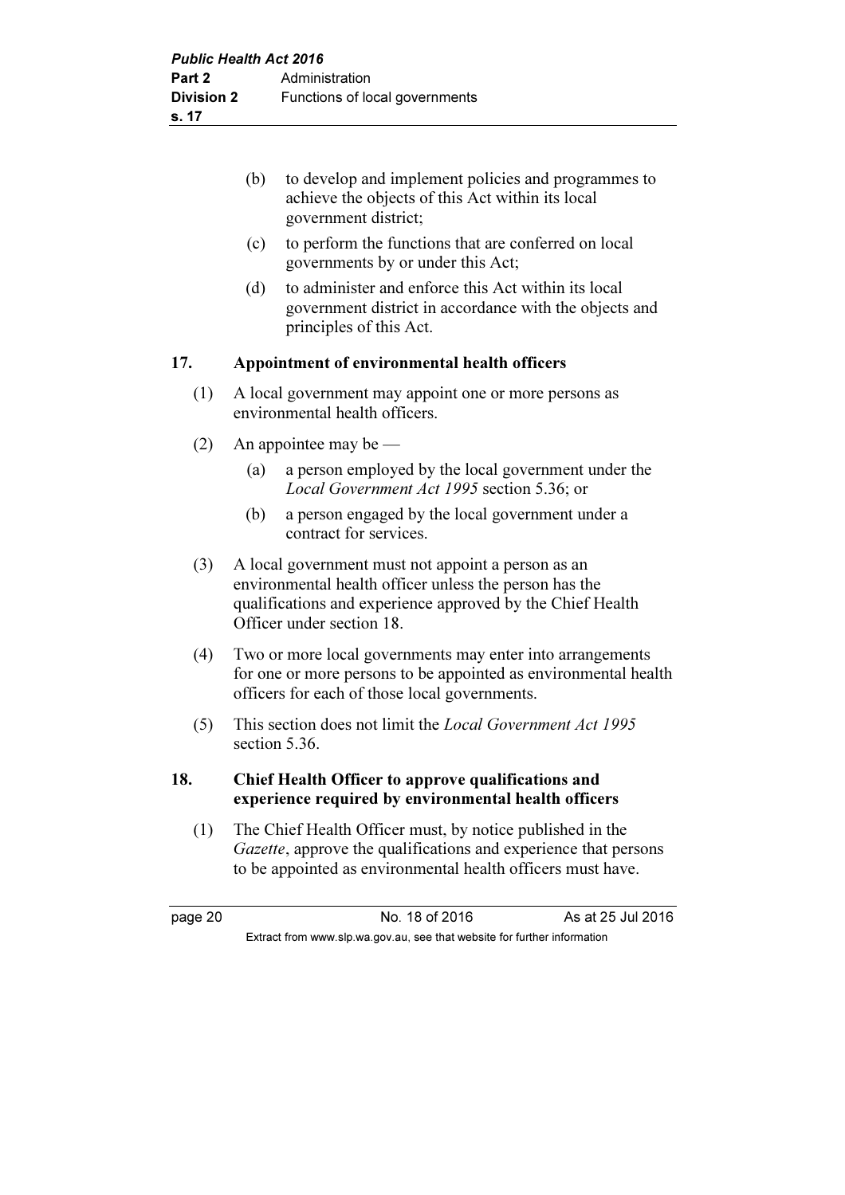(b) to develop and implement policies and programmes to achieve the objects of this Act within its local government district;

(c) to perform the functions that are conferred on local governments by or under this Act;

(d) to administer and enforce this Act within its local government district in accordance with the objects and principles of this Act.

**17. Appointment of environmental health officers**

(1) A local government may appoint one or more persons as environmental health officers.

(2) An appointee may be —

(a) a person employed by the local government under the *Local Government Act 1995* section 5.36; or

(b) a person engaged by the local government under a contract for services.

(3) A local government must not appoint a person as an environmental health officer unless the person has the qualifications and experience approved by the Chief Health Officer under section 18.

(4) Two or more local governments may enter into arrangements for one or more persons to be appointed as environmental health officers for each of those local governments.

(5) This section does not limit the *Local Government Act 1995* section 5.36.

**18. Chief Health Officer to approve qualifications and experience required by environmental health officers**

(1) The Chief Health Officer must, by notice published in the *Gazette*, approve the qualifications and experience that persons to be appointed as environmental health officers must have.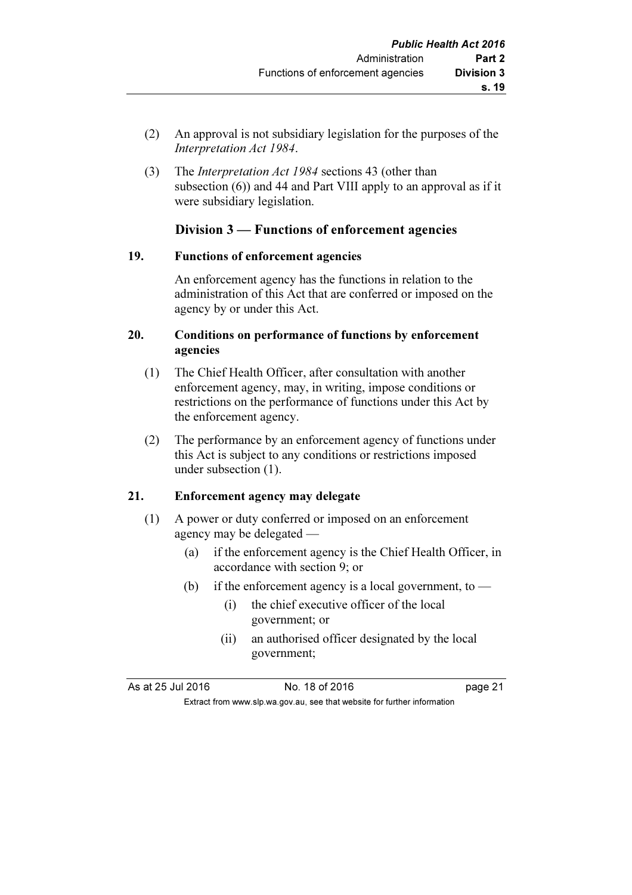(2) An approval is not subsidiary legislation for the purposes of the *Interpretation Act 1984*.

(3) The *Interpretation Act 1984* sections 43 (other than subsection (6)) and 44 and Part VIII apply to an approval as if it were subsidiary legislation.

## Division 3 — Functions of enforcement agencies

### 19. Functions of enforcement agencies

An enforcement agency has the functions in relation to the administration of this Act that are conferred or imposed on the agency by or under this Act.

### 20. Conditions on performance of functions by enforcement agencies

(1) The Chief Health Officer, after consultation with another enforcement agency, may, in writing, impose conditions or restrictions on the performance of functions under this Act by the enforcement agency.

(2) The performance by an enforcement agency of functions under this Act is subject to any conditions or restrictions imposed under subsection (1).

### 21. Enforcement agency may delegate

(1) A power or duty conferred or imposed on an enforcement agency may be delegated —

- (a) if the enforcement agency is the Chief Health Officer, in accordance with section 9; or
- (b) if the enforcement agency is a local government, to —
  - (i) the chief executive officer of the local government; or
  - (ii) an authorised officer designated by the local government;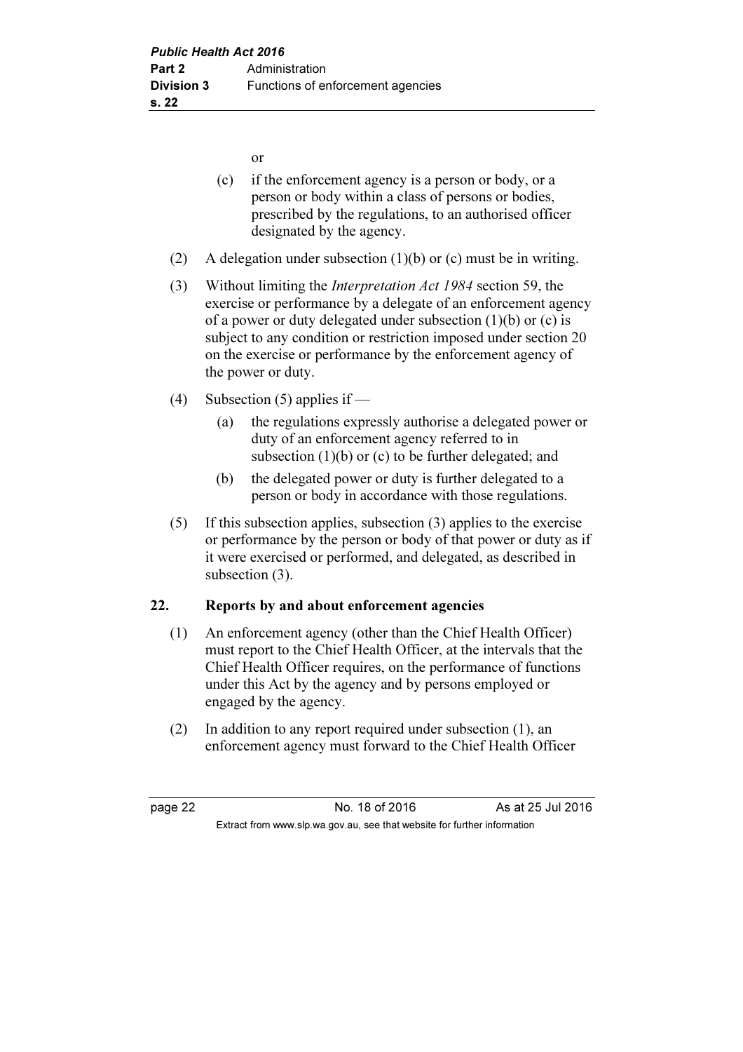or

(c) if the enforcement agency is a person or body, or a person or body within a class of persons or bodies, prescribed by the regulations, to an authorised officer designated by the agency.

(2) A delegation under subsection (1)(b) or (c) must be in writing.

(3) Without limiting the *Interpretation Act 1984* section 59, the exercise or performance by a delegate of an enforcement agency of a power or duty delegated under subsection (1)(b) or (c) is subject to any condition or restriction imposed under section 20 on the exercise or performance by the enforcement agency of the power or duty.

(4) Subsection (5) applies if —

(a) the regulations expressly authorise a delegated power or duty of an enforcement agency referred to in subsection (1)(b) or (c) to be further delegated; and

(b) the delegated power or duty is further delegated to a person or body in accordance with those regulations.

(5) If this subsection applies, subsection (3) applies to the exercise or performance by the person or body of that power or duty as if it were exercised or performed, and delegated, as described in subsection (3).

## 22. Reports by and about enforcement agencies

(1) An enforcement agency (other than the Chief Health Officer) must report to the Chief Health Officer, at the intervals that the Chief Health Officer requires, on the performance of functions under this Act by the agency and by persons employed or engaged by the agency.

(2) In addition to any report required under subsection (1), an enforcement agency must forward to the Chief Health Officer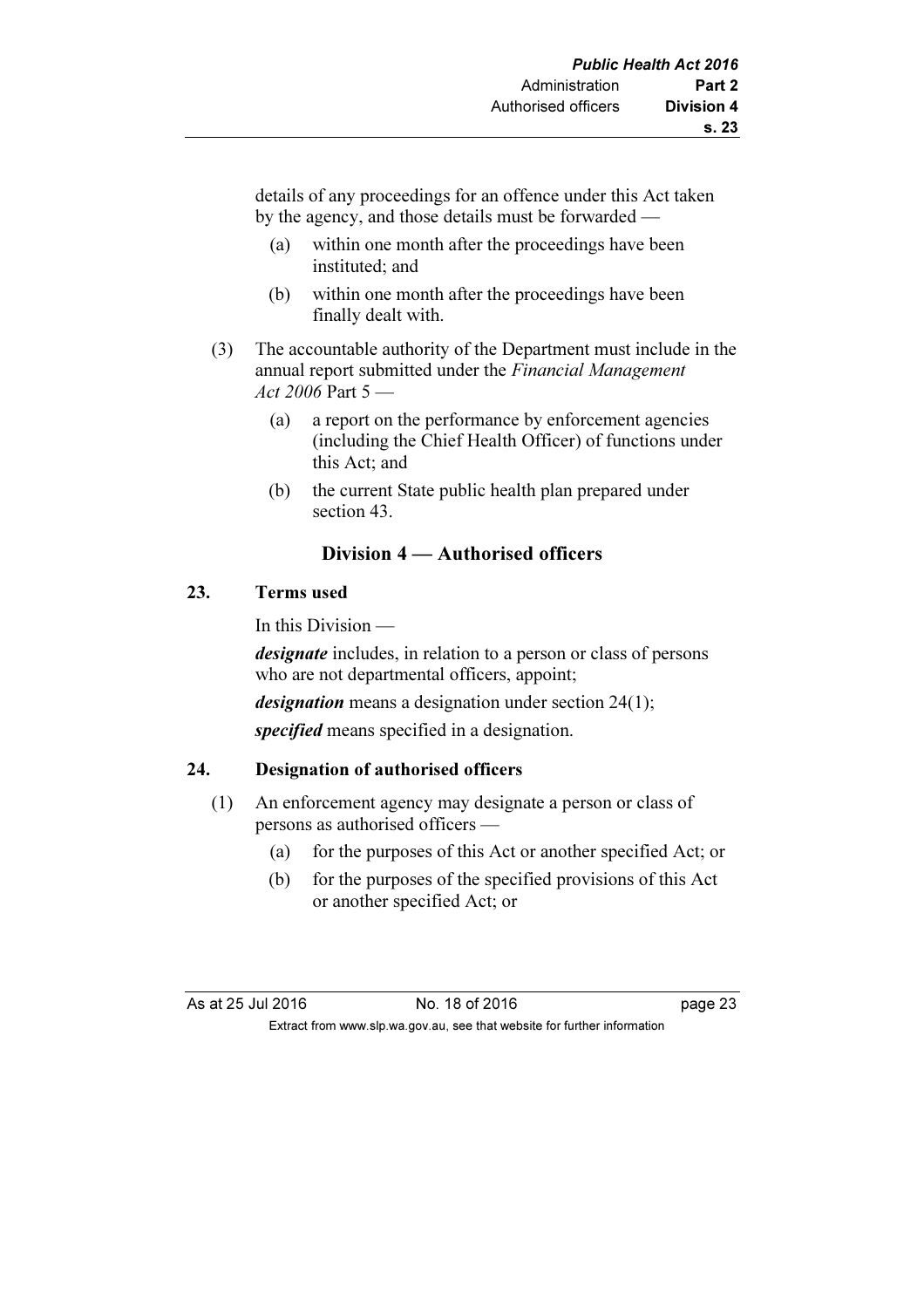details of any proceedings for an offence under this Act taken by the agency, and those details must be forwarded —

(a) within one month after the proceedings have been instituted; and

(b) within one month after the proceedings have been finally dealt with.

(3) The accountable authority of the Department must include in the annual report submitted under the *Financial Management Act 2006* Part 5 —

(a) a report on the performance by enforcement agencies (including the Chief Health Officer) of functions under this Act; and

(b) the current State public health plan prepared under section 43.

## Division 4 — Authorised officers

### 23. Terms used

In this Division —

***designate*** includes, in relation to a person or class of persons who are not departmental officers, appoint;

***designation*** means a designation under section 24(1);

***specified*** means specified in a designation.

### 24. Designation of authorised officers

(1) An enforcement agency may designate a person or class of persons as authorised officers —

(a) for the purposes of this Act or another specified Act; or

(b) for the purposes of the specified provisions of this Act or another specified Act; or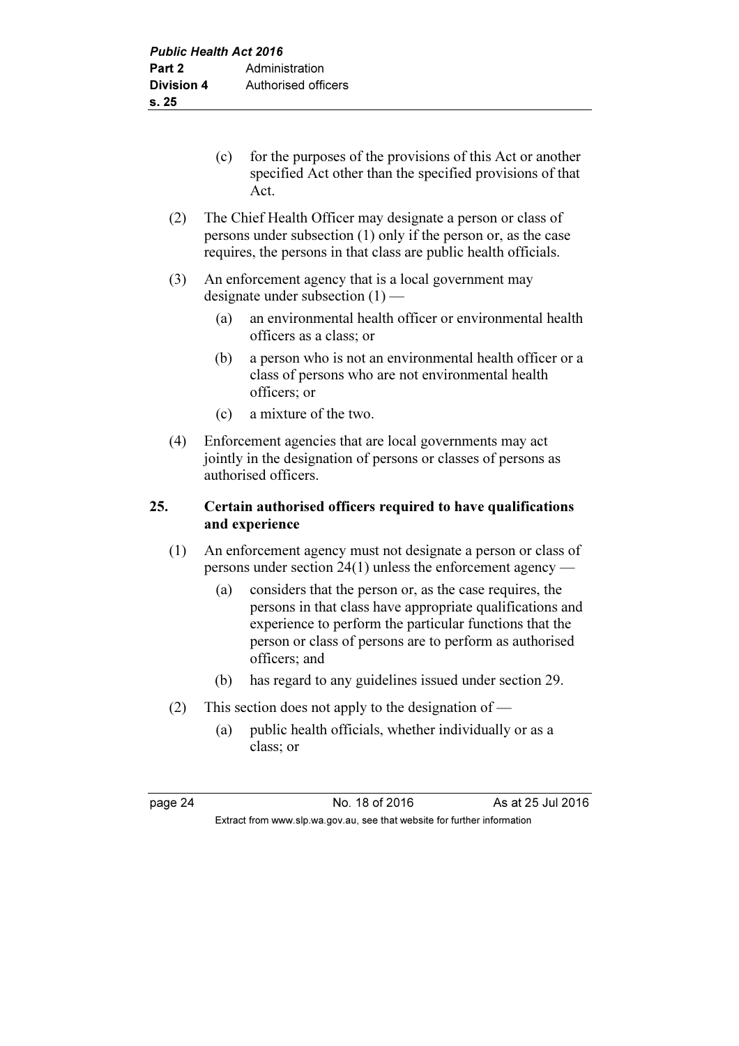(c) for the purposes of the provisions of this Act or another specified Act other than the specified provisions of that Act.

(2) The Chief Health Officer may designate a person or class of persons under subsection (1) only if the person or, as the case requires, the persons in that class are public health officials.

(3) An enforcement agency that is a local government may designate under subsection (1) —

(a) an environmental health officer or environmental health officers as a class; or

(b) a person who is not an environmental health officer or a class of persons who are not environmental health officers; or

(c) a mixture of the two.

(4) Enforcement agencies that are local governments may act jointly in the designation of persons or classes of persons as authorised officers.

## 25. Certain authorised officers required to have qualifications and experience

(1) An enforcement agency must not designate a person or class of persons under section 24(1) unless the enforcement agency —

(a) considers that the person or, as the case requires, the persons in that class have appropriate qualifications and experience to perform the particular functions that the person or class of persons are to perform as authorised officers; and

(b) has regard to any guidelines issued under section 29.

(2) This section does not apply to the designation of —

(a) public health officials, whether individually or as a class; or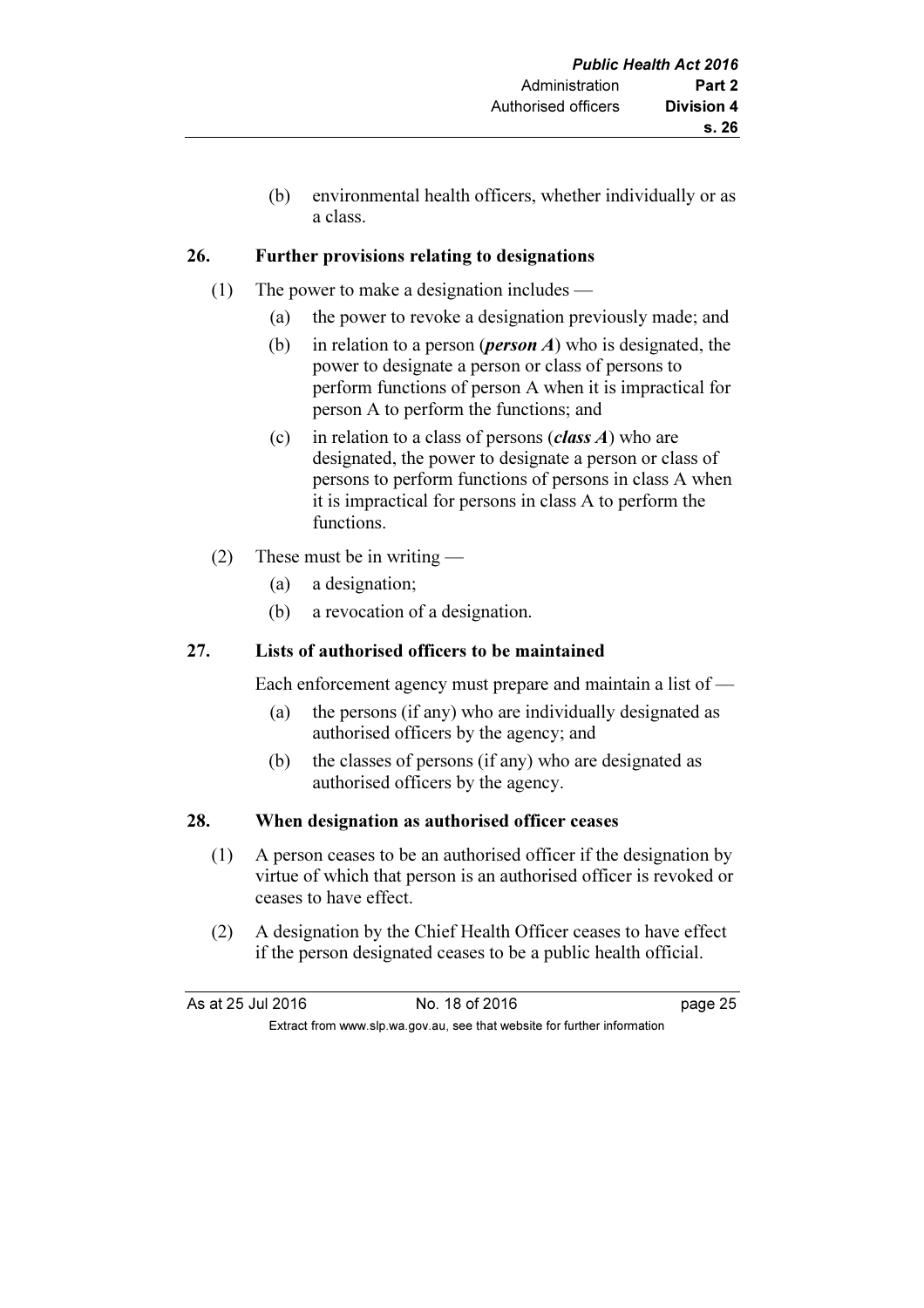(b) environmental health officers, whether individually or as a class.

## 26. Further provisions relating to designations

(1) The power to make a designation includes —

(a) the power to revoke a designation previously made; and

(b) in relation to a person (***person A***) who is designated, the power to designate a person or class of persons to perform functions of person A when it is impractical for person A to perform the functions; and

(c) in relation to a class of persons (***class A***) who are designated, the power to designate a person or class of persons to perform functions of persons in class A when it is impractical for persons in class A to perform the functions.

(2) These must be in writing —

(a) a designation;

(b) a revocation of a designation.

## 27. Lists of authorised officers to be maintained

Each enforcement agency must prepare and maintain a list of —

(a) the persons (if any) who are individually designated as authorised officers by the agency; and

(b) the classes of persons (if any) who are designated as authorised officers by the agency.

## 28. When designation as authorised officer ceases

(1) A person ceases to be an authorised officer if the designation by virtue of which that person is an authorised officer is revoked or ceases to have effect.

(2) A designation by the Chief Health Officer ceases to have effect if the person designated ceases to be a public health official.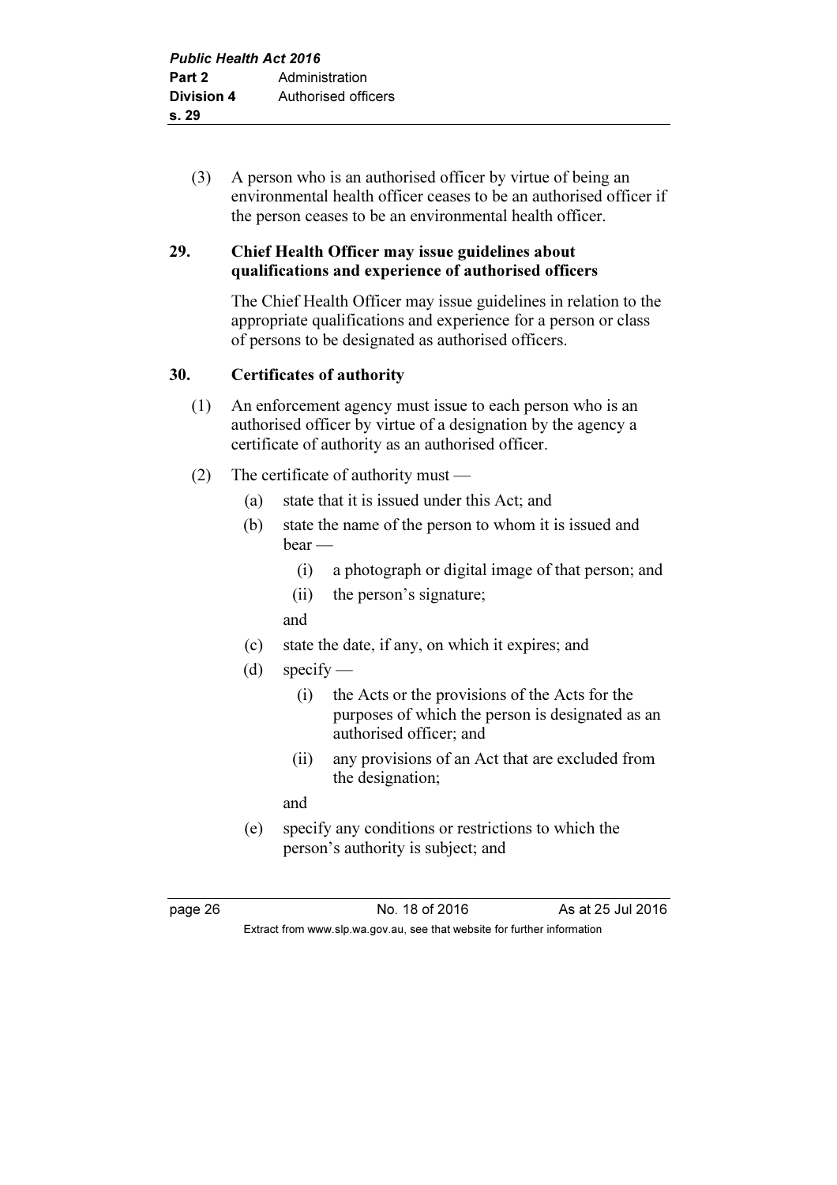(3) A person who is an authorised officer by virtue of being an environmental health officer ceases to be an authorised officer if the person ceases to be an environmental health officer.

### 29. Chief Health Officer may issue guidelines about qualifications and experience of authorised officers

The Chief Health Officer may issue guidelines in relation to the appropriate qualifications and experience for a person or class of persons to be designated as authorised officers.

### 30. Certificates of authority

(1) An enforcement agency must issue to each person who is an authorised officer by virtue of a designation by the agency a certificate of authority as an authorised officer.

(2) The certificate of authority must —

- (a) state that it is issued under this Act; and
- (b) state the name of the person to whom it is issued and bear —
  - (i) a photograph or digital image of that person; and
  - (ii) the person's signature;

  and
- (c) state the date, if any, on which it expires; and
- (d) specify —
  - (i) the Acts or the provisions of the Acts for the purposes of which the person is designated as an authorised officer; and
  - (ii) any provisions of an Act that are excluded from the designation;

  and
- (e) specify any conditions or restrictions to which the person's authority is subject; and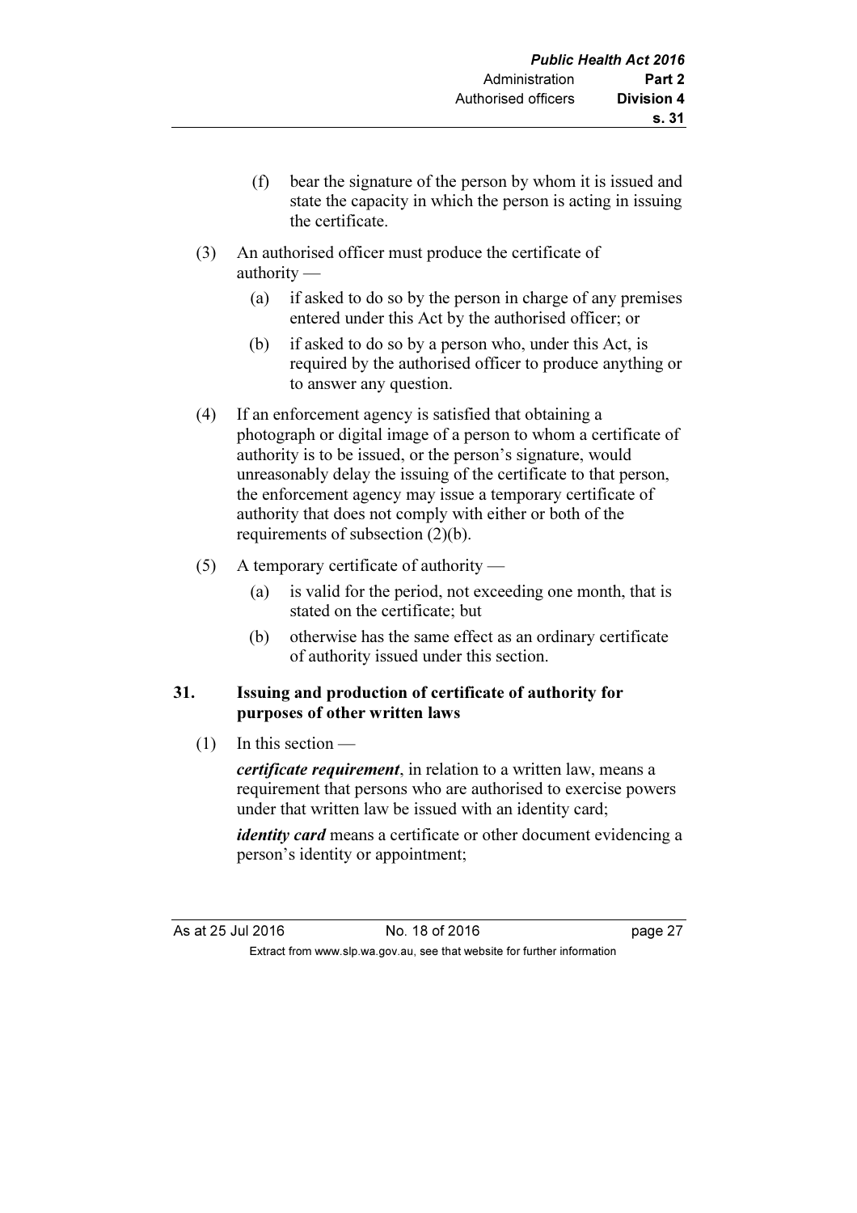(f) bear the signature of the person by whom it is issued and state the capacity in which the person is acting in issuing the certificate.

(3) An authorised officer must produce the certificate of authority —

(a) if asked to do so by the person in charge of any premises entered under this Act by the authorised officer; or

(b) if asked to do so by a person who, under this Act, is required by the authorised officer to produce anything or to answer any question.

(4) If an enforcement agency is satisfied that obtaining a photograph or digital image of a person to whom a certificate of authority is to be issued, or the person's signature, would unreasonably delay the issuing of the certificate to that person, the enforcement agency may issue a temporary certificate of authority that does not comply with either or both of the requirements of subsection (2)(b).

(5) A temporary certificate of authority —

(a) is valid for the period, not exceeding one month, that is stated on the certificate; but

(b) otherwise has the same effect as an ordinary certificate of authority issued under this section.

### 31. Issuing and production of certificate of authority for purposes of other written laws

(1) In this section —

***certificate requirement***, in relation to a written law, means a requirement that persons who are authorised to exercise powers under that written law be issued with an identity card;

***identity card*** means a certificate or other document evidencing a person's identity or appointment;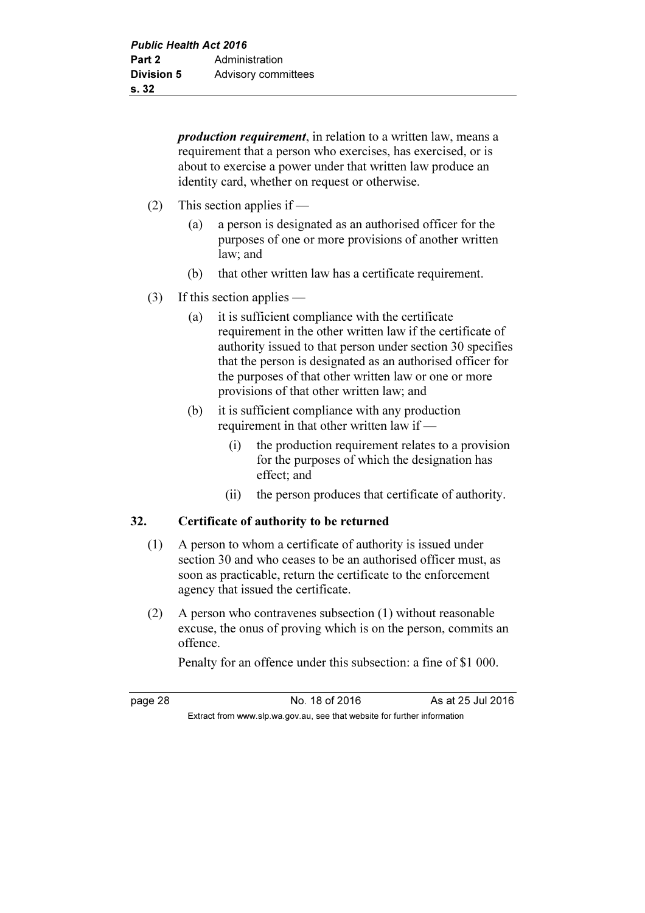***production requirement***, in relation to a written law, means a requirement that a person who exercises, has exercised, or is about to exercise a power under that written law produce an identity card, whether on request or otherwise.

(2) This section applies if —

(a) a person is designated as an authorised officer for the purposes of one or more provisions of another written law; and

(b) that other written law has a certificate requirement.

(3) If this section applies —

(a) it is sufficient compliance with the certificate requirement in the other written law if the certificate of authority issued to that person under section 30 specifies that the person is designated as an authorised officer for the purposes of that other written law or one or more provisions of that other written law; and

(b) it is sufficient compliance with any production requirement in that other written law if —

(i) the production requirement relates to a provision for the purposes of which the designation has effect; and

(ii) the person produces that certificate of authority.

## 32. Certificate of authority to be returned

(1) A person to whom a certificate of authority is issued under section 30 and who ceases to be an authorised officer must, as soon as practicable, return the certificate to the enforcement agency that issued the certificate.

(2) A person who contravenes subsection (1) without reasonable excuse, the onus of proving which is on the person, commits an offence.

Penalty for an offence under this subsection: a fine of $1 000.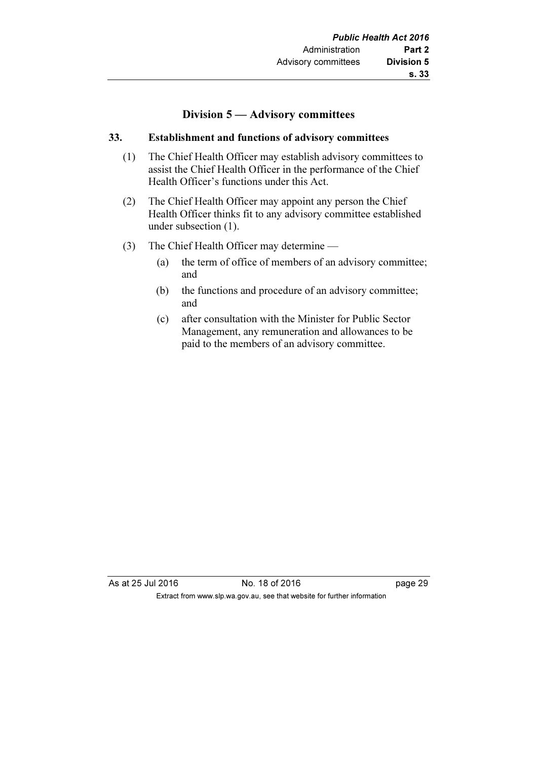## Division 5 — Advisory committees

### 33. Establishment and functions of advisory committees

(1) The Chief Health Officer may establish advisory committees to assist the Chief Health Officer in the performance of the Chief Health Officer's functions under this Act.

(2) The Chief Health Officer may appoint any person the Chief Health Officer thinks fit to any advisory committee established under subsection (1).

(3) The Chief Health Officer may determine —

(a) the term of office of members of an advisory committee; and

(b) the functions and procedure of an advisory committee; and

(c) after consultation with the Minister for Public Sector Management, any remuneration and allowances to be paid to the members of an advisory committee.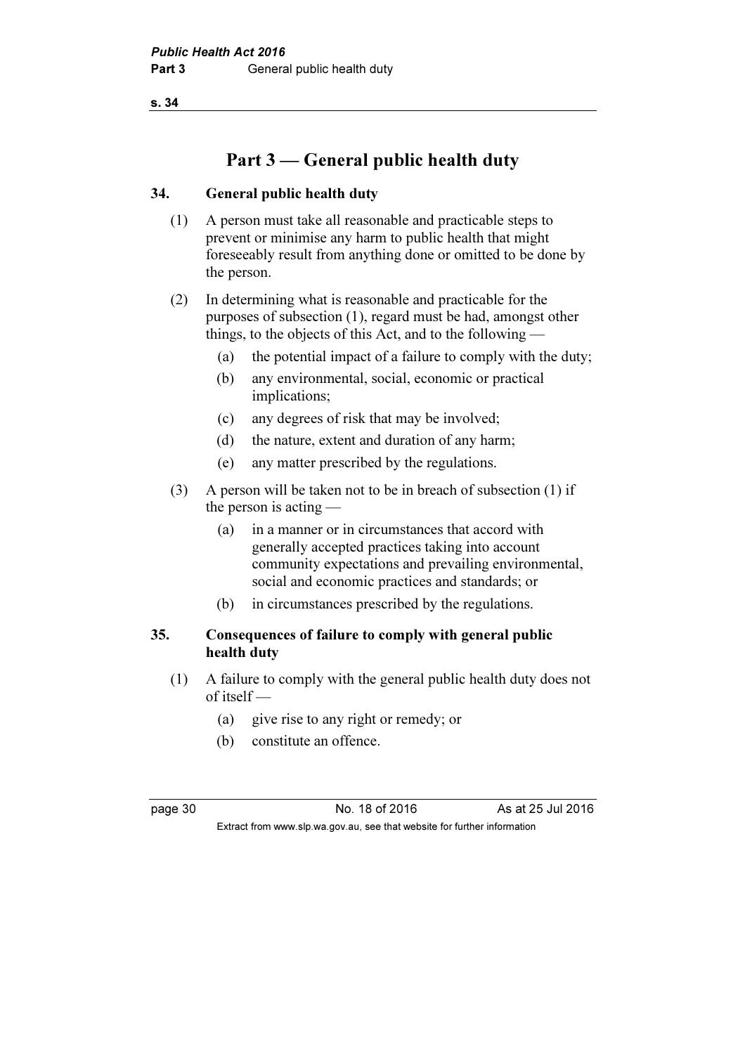# Part 3 — General public health duty

## 34. General public health duty

(1) A person must take all reasonable and practicable steps to prevent or minimise any harm to public health that might foreseeably result from anything done or omitted to be done by the person.

(2) In determining what is reasonable and practicable for the purposes of subsection (1), regard must be had, amongst other things, to the objects of this Act, and to the following —

- (a) the potential impact of a failure to comply with the duty;
- (b) any environmental, social, economic or practical implications;
- (c) any degrees of risk that may be involved;
- (d) the nature, extent and duration of any harm;
- (e) any matter prescribed by the regulations.

(3) A person will be taken not to be in breach of subsection (1) if the person is acting —

- (a) in a manner or in circumstances that accord with generally accepted practices taking into account community expectations and prevailing environmental, social and economic practices and standards; or
- (b) in circumstances prescribed by the regulations.

## 35. Consequences of failure to comply with general public health duty

(1) A failure to comply with the general public health duty does not of itself —

- (a) give rise to any right or remedy; or
- (b) constitute an offence.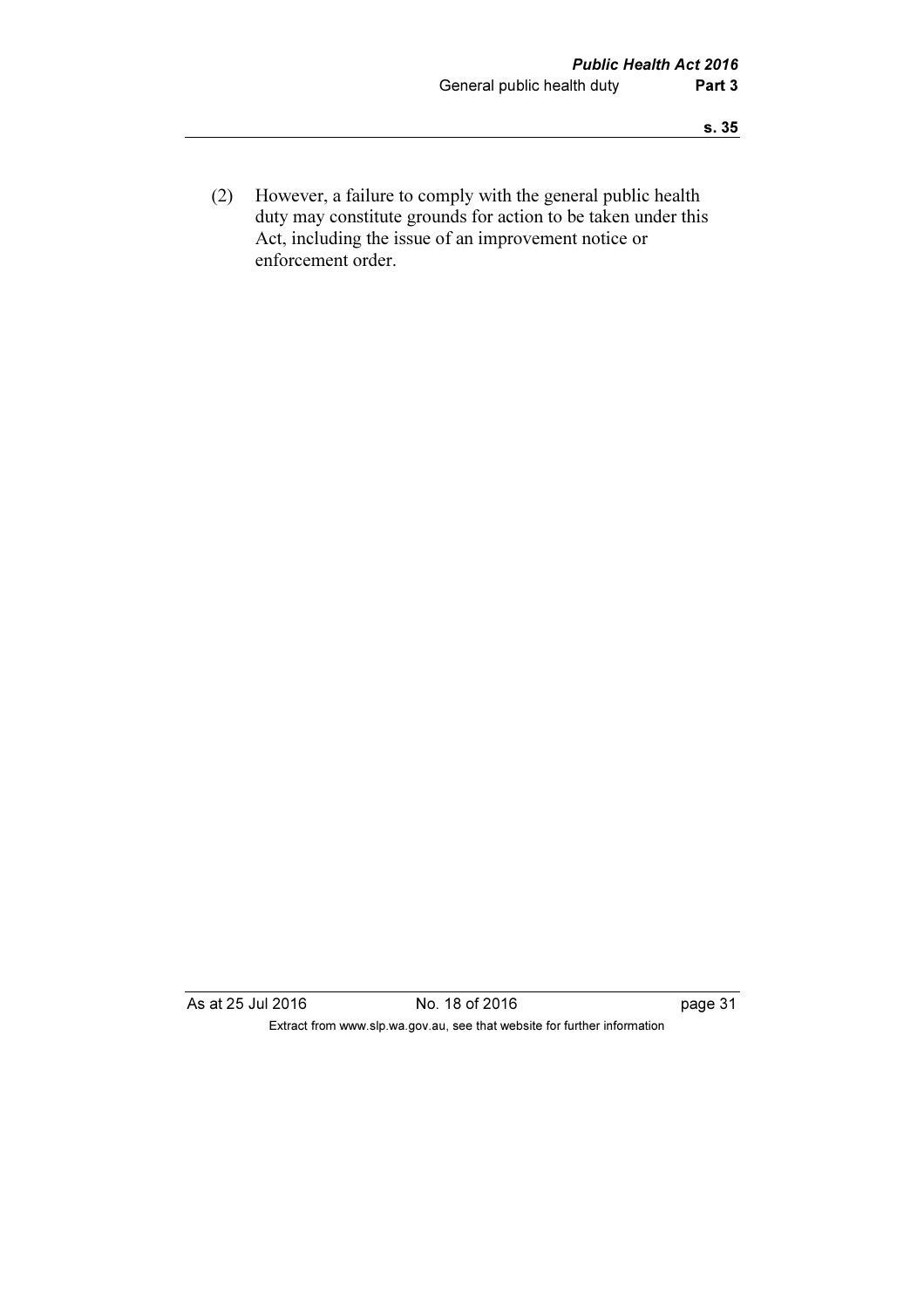(2) However, a failure to comply with the general public health duty may constitute grounds for action to be taken under this Act, including the issue of an improvement notice or enforcement order.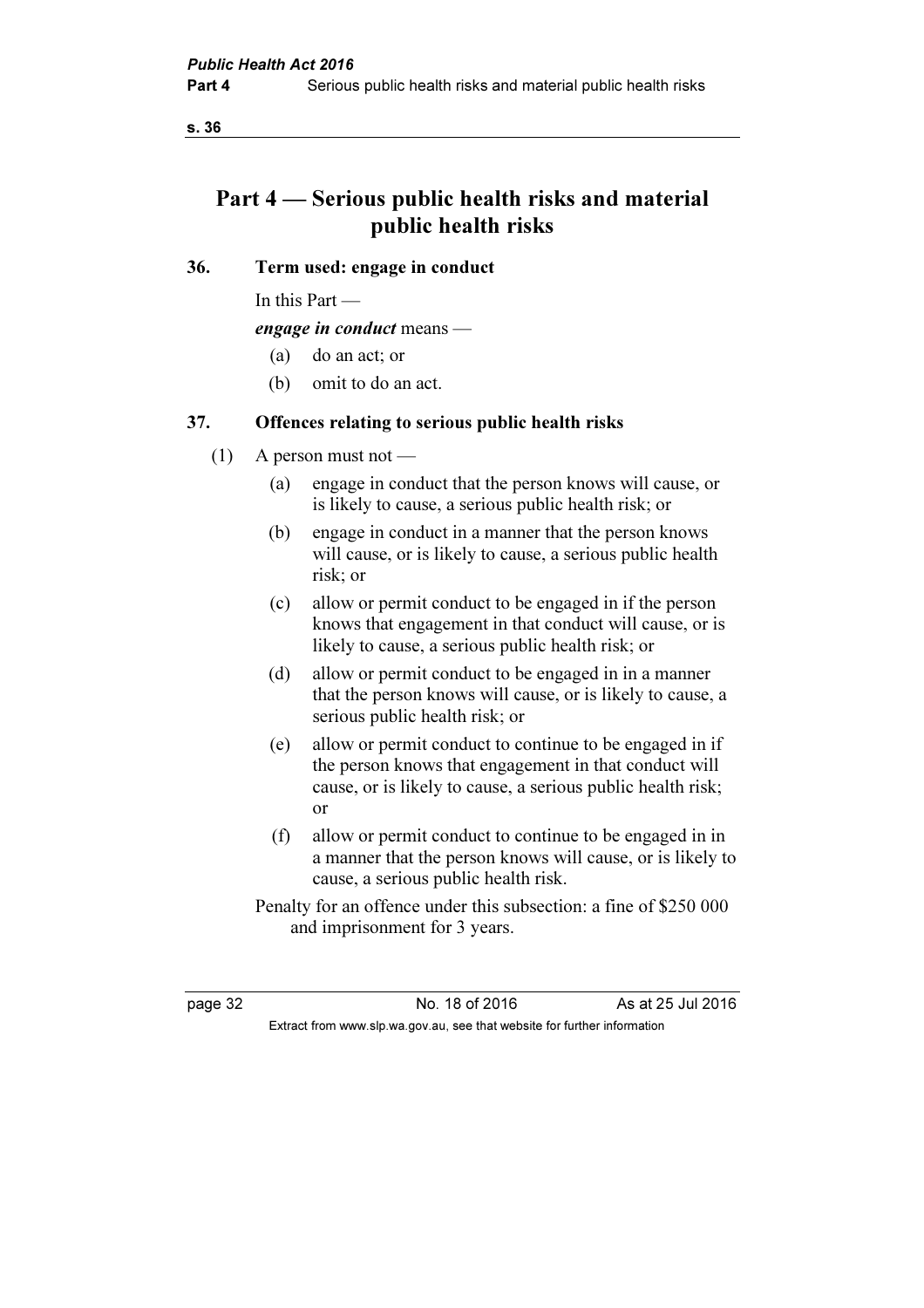# Part 4 — Serious public health risks and material public health risks

## 36. Term used: engage in conduct

In this Part —

***engage in conduct*** means —

(a) do an act; or

(b) omit to do an act.

## 37. Offences relating to serious public health risks

(1) A person must not —

(a) engage in conduct that the person knows will cause, or is likely to cause, a serious public health risk; or

(b) engage in conduct in a manner that the person knows will cause, or is likely to cause, a serious public health risk; or

(c) allow or permit conduct to be engaged in if the person knows that engagement in that conduct will cause, or is likely to cause, a serious public health risk; or

(d) allow or permit conduct to be engaged in in a manner that the person knows will cause, or is likely to cause, a serious public health risk; or

(e) allow or permit conduct to continue to be engaged in if the person knows that engagement in that conduct will cause, or is likely to cause, a serious public health risk; or

(f) allow or permit conduct to continue to be engaged in in a manner that the person knows will cause, or is likely to cause, a serious public health risk.

Penalty for an offence under this subsection: a fine of $250 000 and imprisonment for 3 years.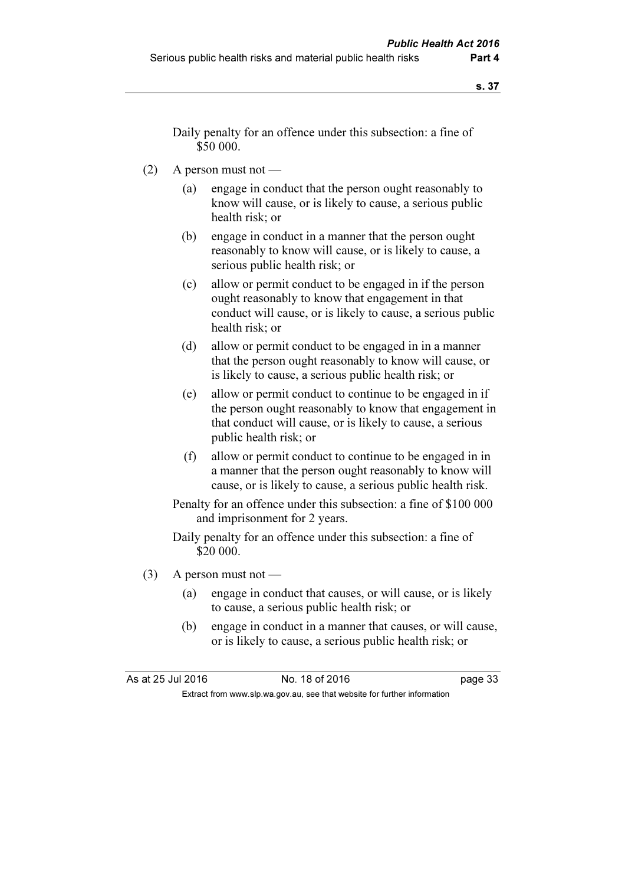Daily penalty for an offence under this subsection: a fine of $50 000.

(2) A person must not —

(a) engage in conduct that the person ought reasonably to know will cause, or is likely to cause, a serious public health risk; or

(b) engage in conduct in a manner that the person ought reasonably to know will cause, or is likely to cause, a serious public health risk; or

(c) allow or permit conduct to be engaged in if the person ought reasonably to know that engagement in that conduct will cause, or is likely to cause, a serious public health risk; or

(d) allow or permit conduct to be engaged in in a manner that the person ought reasonably to know will cause, or is likely to cause, a serious public health risk; or

(e) allow or permit conduct to continue to be engaged in if the person ought reasonably to know that engagement in that conduct will cause, or is likely to cause, a serious public health risk; or

(f) allow or permit conduct to continue to be engaged in in a manner that the person ought reasonably to know will cause, or is likely to cause, a serious public health risk.

Penalty for an offence under this subsection: a fine of $100 000 and imprisonment for 2 years.

Daily penalty for an offence under this subsection: a fine of $20 000.

(3) A person must not —

(a) engage in conduct that causes, or will cause, or is likely to cause, a serious public health risk; or

(b) engage in conduct in a manner that causes, or will cause, or is likely to cause, a serious public health risk; or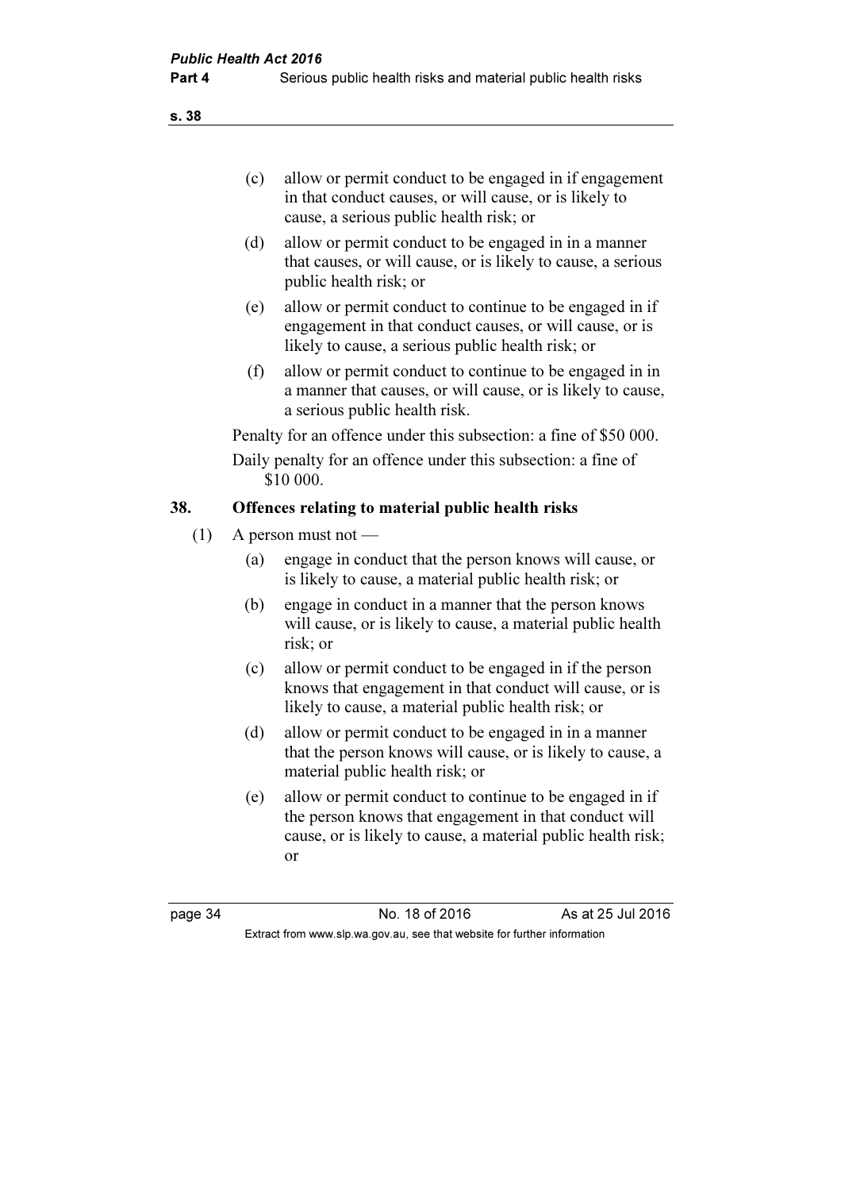(c) allow or permit conduct to be engaged in if engagement in that conduct causes, or will cause, or is likely to cause, a serious public health risk; or

(d) allow or permit conduct to be engaged in in a manner that causes, or will cause, or is likely to cause, a serious public health risk; or

(e) allow or permit conduct to continue to be engaged in if engagement in that conduct causes, or will cause, or is likely to cause, a serious public health risk; or

(f) allow or permit conduct to continue to be engaged in in a manner that causes, or will cause, or is likely to cause, a serious public health risk.

Penalty for an offence under this subsection: a fine of $50 000.

Daily penalty for an offence under this subsection: a fine of $10 000.

### 38. Offences relating to material public health risks

(1) A person must not —

(a) engage in conduct that the person knows will cause, or is likely to cause, a material public health risk; or

(b) engage in conduct in a manner that the person knows will cause, or is likely to cause, a material public health risk; or

(c) allow or permit conduct to be engaged in if the person knows that engagement in that conduct will cause, or is likely to cause, a material public health risk; or

(d) allow or permit conduct to be engaged in in a manner that the person knows will cause, or is likely to cause, a material public health risk; or

(e) allow or permit conduct to continue to be engaged in if the person knows that engagement in that conduct will cause, or is likely to cause, a material public health risk; or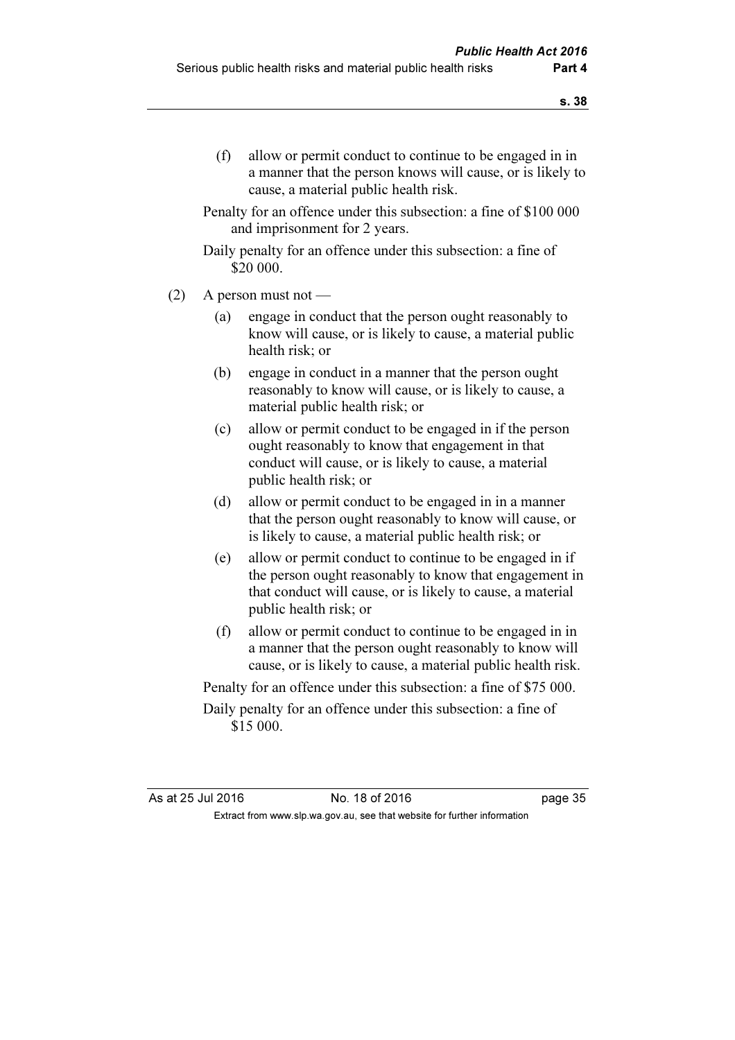(f) allow or permit conduct to continue to be engaged in in a manner that the person knows will cause, or is likely to cause, a material public health risk.

Penalty for an offence under this subsection: a fine of $100 000 and imprisonment for 2 years.

Daily penalty for an offence under this subsection: a fine of $20 000.

(2) A person must not —

(a) engage in conduct that the person ought reasonably to know will cause, or is likely to cause, a material public health risk; or

(b) engage in conduct in a manner that the person ought reasonably to know will cause, or is likely to cause, a material public health risk; or

(c) allow or permit conduct to be engaged in if the person ought reasonably to know that engagement in that conduct will cause, or is likely to cause, a material public health risk; or

(d) allow or permit conduct to be engaged in in a manner that the person ought reasonably to know will cause, or is likely to cause, a material public health risk; or

(e) allow or permit conduct to continue to be engaged in if the person ought reasonably to know that engagement in that conduct will cause, or is likely to cause, a material public health risk; or

(f) allow or permit conduct to continue to be engaged in in a manner that the person ought reasonably to know will cause, or is likely to cause, a material public health risk.

Penalty for an offence under this subsection: a fine of $75 000.

Daily penalty for an offence under this subsection: a fine of $15 000.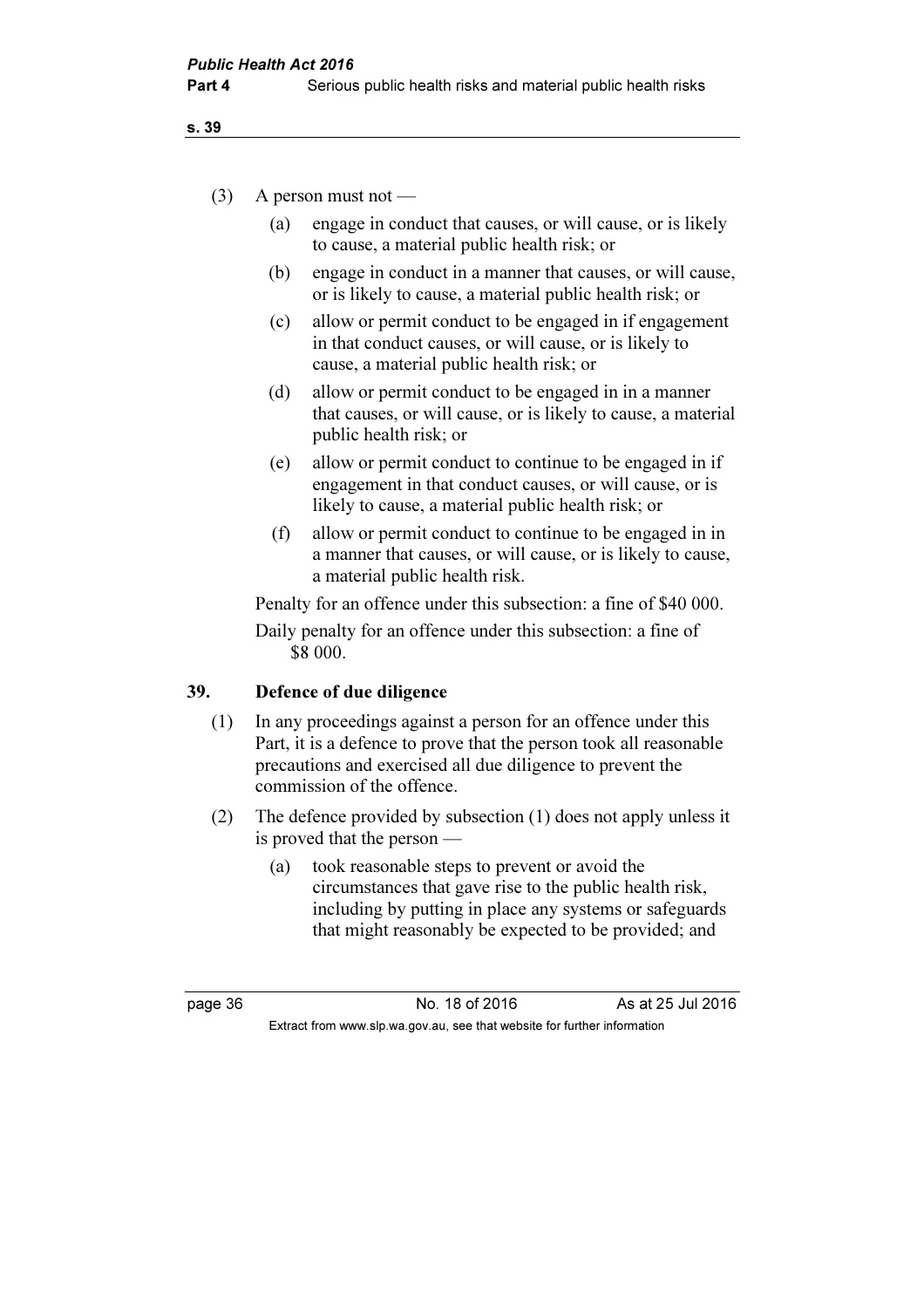(3) A person must not —

(a) engage in conduct that causes, or will cause, or is likely to cause, a material public health risk; or

(b) engage in conduct in a manner that causes, or will cause, or is likely to cause, a material public health risk; or

(c) allow or permit conduct to be engaged in if engagement in that conduct causes, or will cause, or is likely to cause, a material public health risk; or

(d) allow or permit conduct to be engaged in in a manner that causes, or will cause, or is likely to cause, a material public health risk; or

(e) allow or permit conduct to continue to be engaged in if engagement in that conduct causes, or will cause, or is likely to cause, a material public health risk; or

(f) allow or permit conduct to continue to be engaged in in a manner that causes, or will cause, or is likely to cause, a material public health risk.

Penalty for an offence under this subsection: a fine of $40 000.

Daily penalty for an offence under this subsection: a fine of $8 000.

### 39. Defence of due diligence

(1) In any proceedings against a person for an offence under this Part, it is a defence to prove that the person took all reasonable precautions and exercised all due diligence to prevent the commission of the offence.

(2) The defence provided by subsection (1) does not apply unless it is proved that the person —

(a) took reasonable steps to prevent or avoid the circumstances that gave rise to the public health risk, including by putting in place any systems or safeguards that might reasonably be expected to be provided; and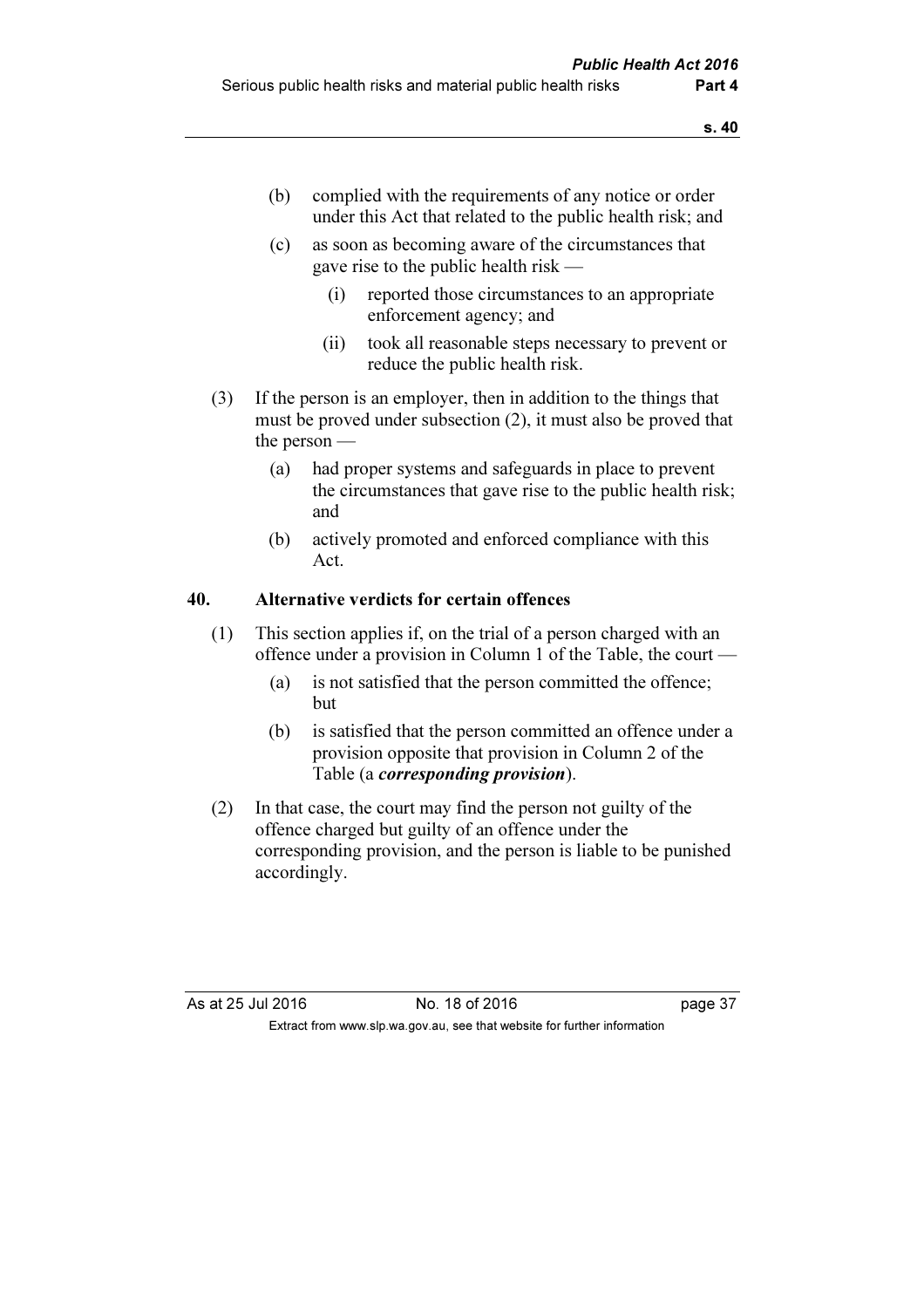(b) complied with the requirements of any notice or order under this Act that related to the public health risk; and

(c) as soon as becoming aware of the circumstances that gave rise to the public health risk —

  (i) reported those circumstances to an appropriate enforcement agency; and

  (ii) took all reasonable steps necessary to prevent or reduce the public health risk.

(3) If the person is an employer, then in addition to the things that must be proved under subsection (2), it must also be proved that the person —

  (a) had proper systems and safeguards in place to prevent the circumstances that gave rise to the public health risk; and

  (b) actively promoted and enforced compliance with this Act.

### 40. Alternative verdicts for certain offences

(1) This section applies if, on the trial of a person charged with an offence under a provision in Column 1 of the Table, the court —

  (a) is not satisfied that the person committed the offence; but

  (b) is satisfied that the person committed an offence under a provision opposite that provision in Column 2 of the Table (a ***corresponding provision***).

(2) In that case, the court may find the person not guilty of the offence charged but guilty of an offence under the corresponding provision, and the person is liable to be punished accordingly.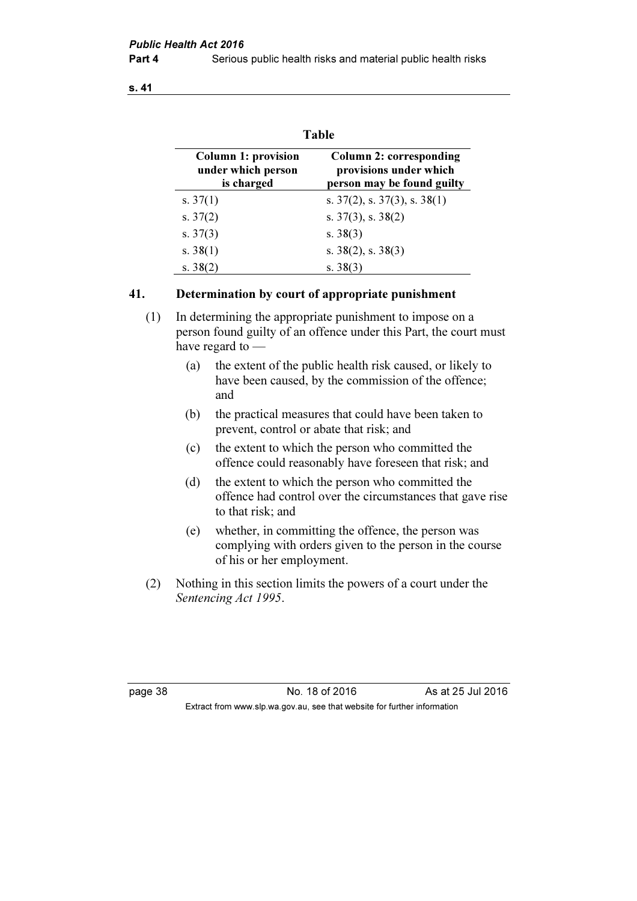**Table**

| Column 1: provision under which person is charged | Column 2: corresponding provisions under which person may be found guilty |
|---|---|
| s. 37(1) | s. 37(2), s. 37(3), s. 38(1) |
| s. 37(2) | s. 37(3), s. 38(2) |
| s. 37(3) | s. 38(3) |
| s. 38(1) | s. 38(2), s. 38(3) |
| s. 38(2) | s. 38(3) |

## 41. Determination by court of appropriate punishment

(1) In determining the appropriate punishment to impose on a person found guilty of an offence under this Part, the court must have regard to —

(a) the extent of the public health risk caused, or likely to have been caused, by the commission of the offence; and

(b) the practical measures that could have been taken to prevent, control or abate that risk; and

(c) the extent to which the person who committed the offence could reasonably have foreseen that risk; and

(d) the extent to which the person who committed the offence had control over the circumstances that gave rise to that risk; and

(e) whether, in committing the offence, the person was complying with orders given to the person in the course of his or her employment.

(2) Nothing in this section limits the powers of a court under the *Sentencing Act 1995*.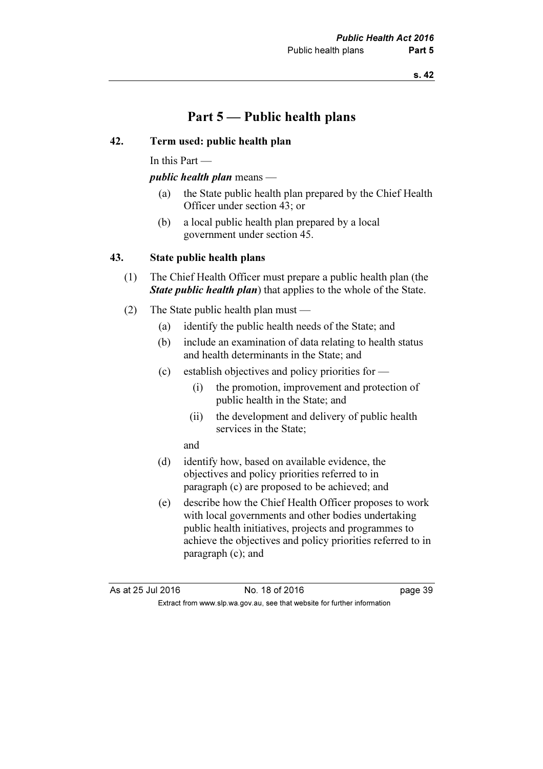# Part 5 — Public health plans

## 42. Term used: public health plan

In this Part —

***public health plan*** means —

- (a) the State public health plan prepared by the Chief Health Officer under section 43; or
- (b) a local public health plan prepared by a local government under section 45.

## 43. State public health plans

(1) The Chief Health Officer must prepare a public health plan (the ***State public health plan***) that applies to the whole of the State.

(2) The State public health plan must —

- (a) identify the public health needs of the State; and
- (b) include an examination of data relating to health status and health determinants in the State; and
- (c) establish objectives and policy priorities for —
  - (i) the promotion, improvement and protection of public health in the State; and
  - (ii) the development and delivery of public health services in the State;

  and
- (d) identify how, based on available evidence, the objectives and policy priorities referred to in paragraph (c) are proposed to be achieved; and
- (e) describe how the Chief Health Officer proposes to work with local governments and other bodies undertaking public health initiatives, projects and programmes to achieve the objectives and policy priorities referred to in paragraph (c); and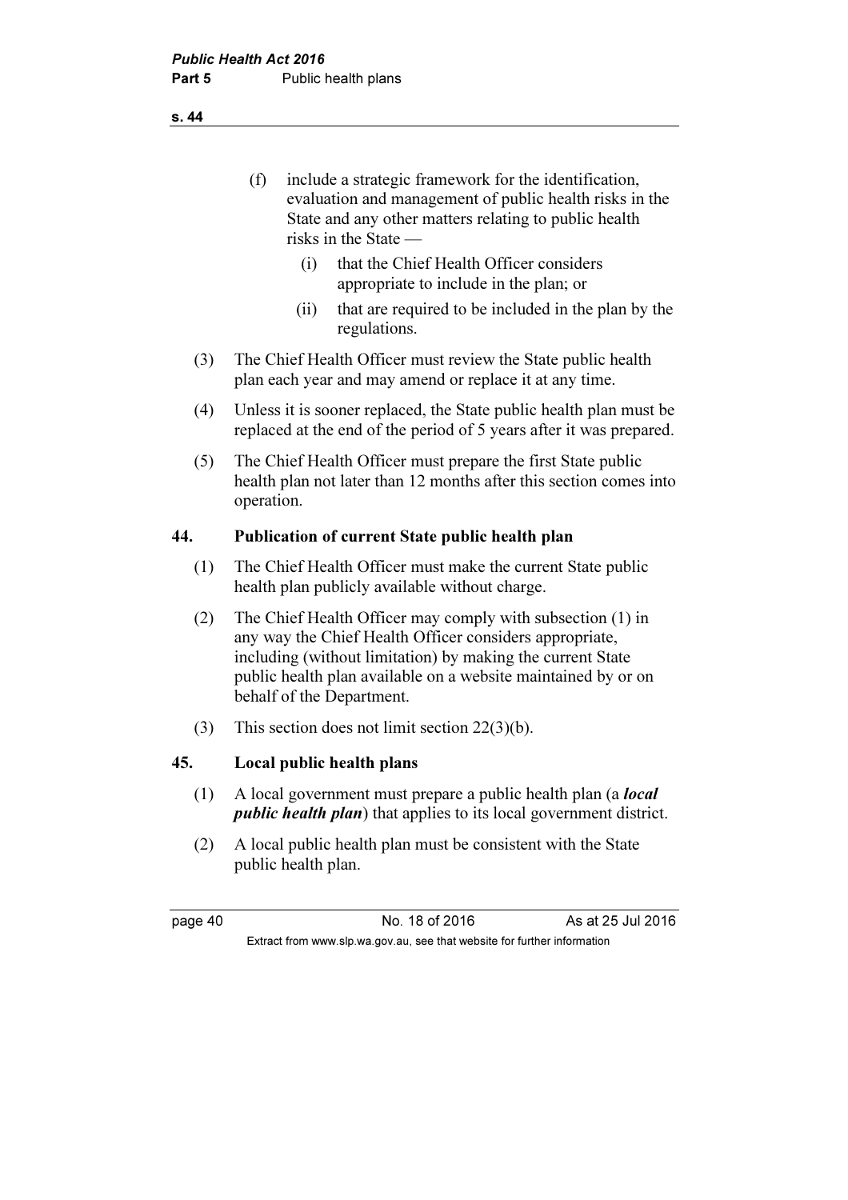(f) include a strategic framework for the identification, evaluation and management of public health risks in the State and any other matters relating to public health risks in the State —

(i) that the Chief Health Officer considers appropriate to include in the plan; or

(ii) that are required to be included in the plan by the regulations.

(3) The Chief Health Officer must review the State public health plan each year and may amend or replace it at any time.

(4) Unless it is sooner replaced, the State public health plan must be replaced at the end of the period of 5 years after it was prepared.

(5) The Chief Health Officer must prepare the first State public health plan not later than 12 months after this section comes into operation.

### 44. Publication of current State public health plan

(1) The Chief Health Officer must make the current State public health plan publicly available without charge.

(2) The Chief Health Officer may comply with subsection (1) in any way the Chief Health Officer considers appropriate, including (without limitation) by making the current State public health plan available on a website maintained by or on behalf of the Department.

(3) This section does not limit section 22(3)(b).

### 45. Local public health plans

(1) A local government must prepare a public health plan (a ***local public health plan***) that applies to its local government district.

(2) A local public health plan must be consistent with the State public health plan.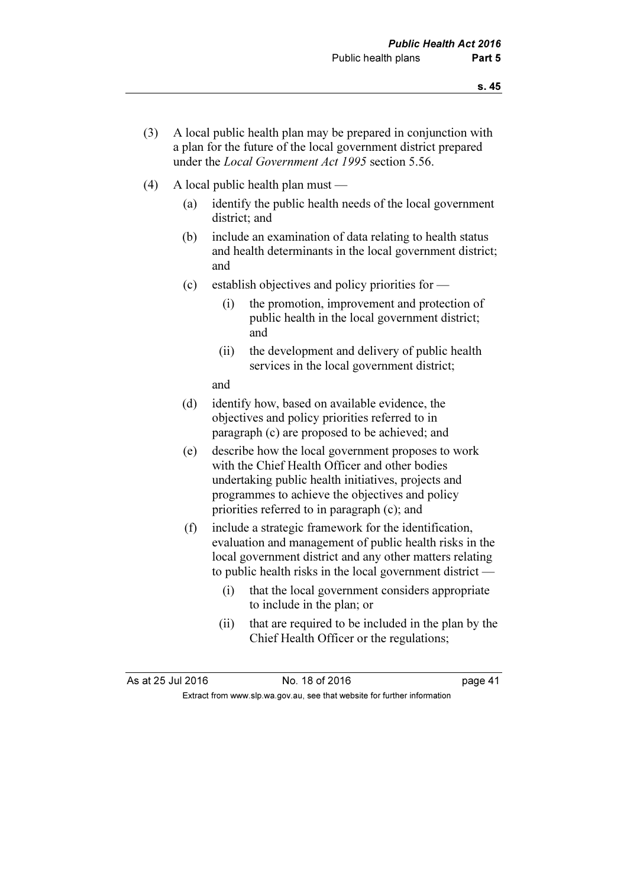(3) A local public health plan may be prepared in conjunction with a plan for the future of the local government district prepared under the *Local Government Act 1995* section 5.56.

(4) A local public health plan must —

  (a) identify the public health needs of the local government district; and

  (b) include an examination of data relating to health status and health determinants in the local government district; and

  (c) establish objectives and policy priorities for —

    (i) the promotion, improvement and protection of public health in the local government district; and

    (ii) the development and delivery of public health services in the local government district;

  and

  (d) identify how, based on available evidence, the objectives and policy priorities referred to in paragraph (c) are proposed to be achieved; and

  (e) describe how the local government proposes to work with the Chief Health Officer and other bodies undertaking public health initiatives, projects and programmes to achieve the objectives and policy priorities referred to in paragraph (c); and

  (f) include a strategic framework for the identification, evaluation and management of public health risks in the local government district and any other matters relating to public health risks in the local government district —

    (i) that the local government considers appropriate to include in the plan; or

    (ii) that are required to be included in the plan by the Chief Health Officer or the regulations;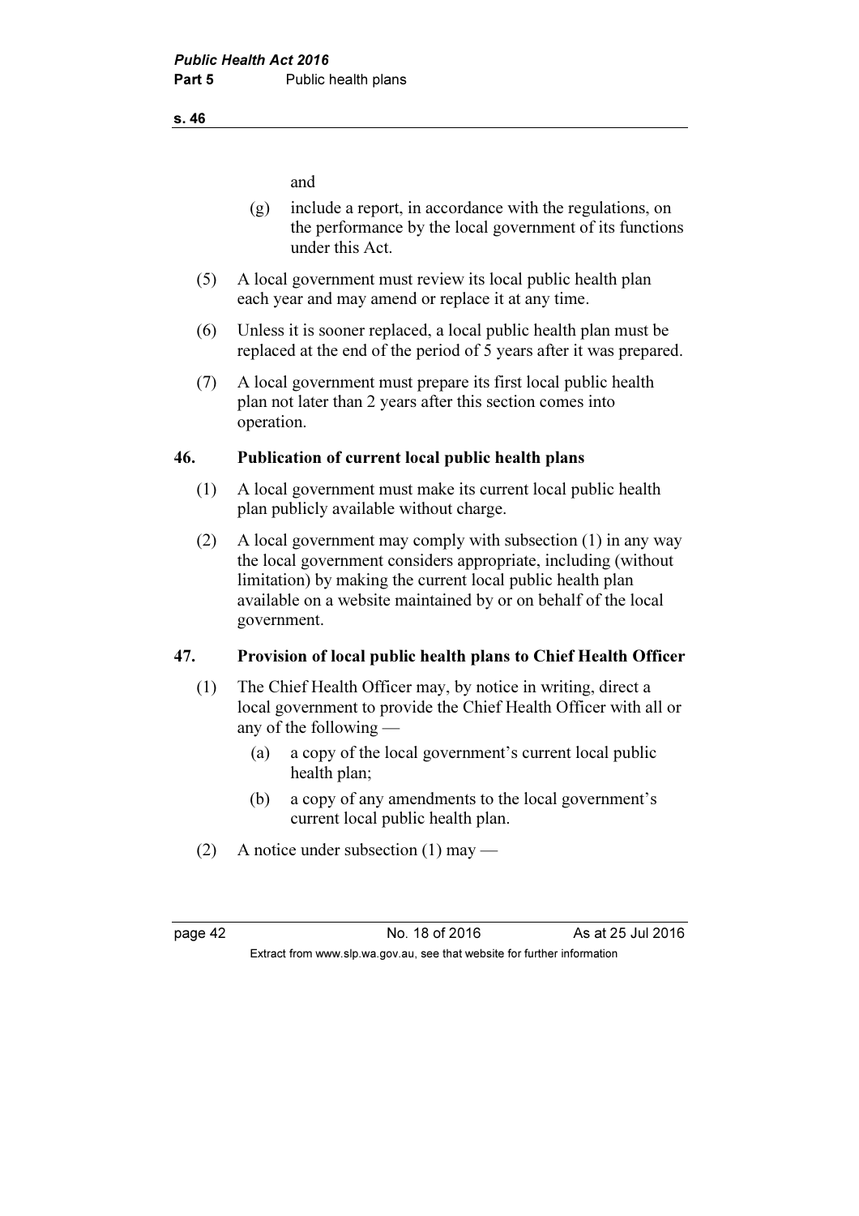and

(g) include a report, in accordance with the regulations, on the performance by the local government of its functions under this Act.

(5) A local government must review its local public health plan each year and may amend or replace it at any time.

(6) Unless it is sooner replaced, a local public health plan must be replaced at the end of the period of 5 years after it was prepared.

(7) A local government must prepare its first local public health plan not later than 2 years after this section comes into operation.

### 46. Publication of current local public health plans

(1) A local government must make its current local public health plan publicly available without charge.

(2) A local government may comply with subsection (1) in any way the local government considers appropriate, including (without limitation) by making the current local public health plan available on a website maintained by or on behalf of the local government.

### 47. Provision of local public health plans to Chief Health Officer

(1) The Chief Health Officer may, by notice in writing, direct a local government to provide the Chief Health Officer with all or any of the following —

- (a) a copy of the local government's current local public health plan;
- (b) a copy of any amendments to the local government's current local public health plan.

(2) A notice under subsection (1) may —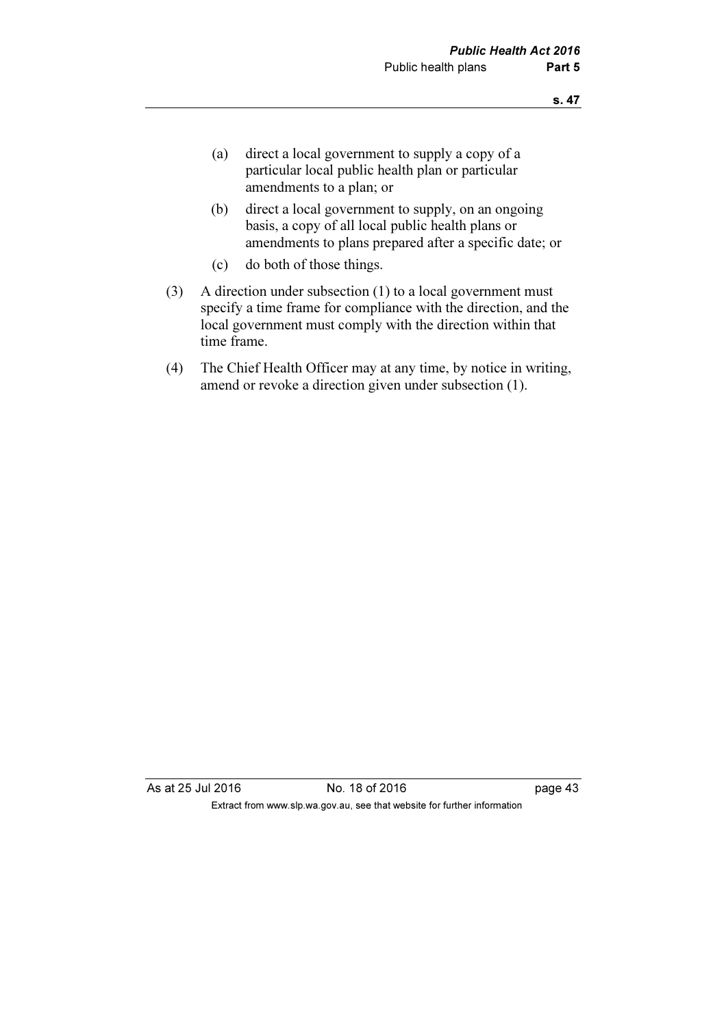(a) direct a local government to supply a copy of a particular local public health plan or particular amendments to a plan; or

(b) direct a local government to supply, on an ongoing basis, a copy of all local public health plans or amendments to plans prepared after a specific date; or

(c) do both of those things.

(3) A direction under subsection (1) to a local government must specify a time frame for compliance with the direction, and the local government must comply with the direction within that time frame.

(4) The Chief Health Officer may at any time, by notice in writing, amend or revoke a direction given under subsection (1).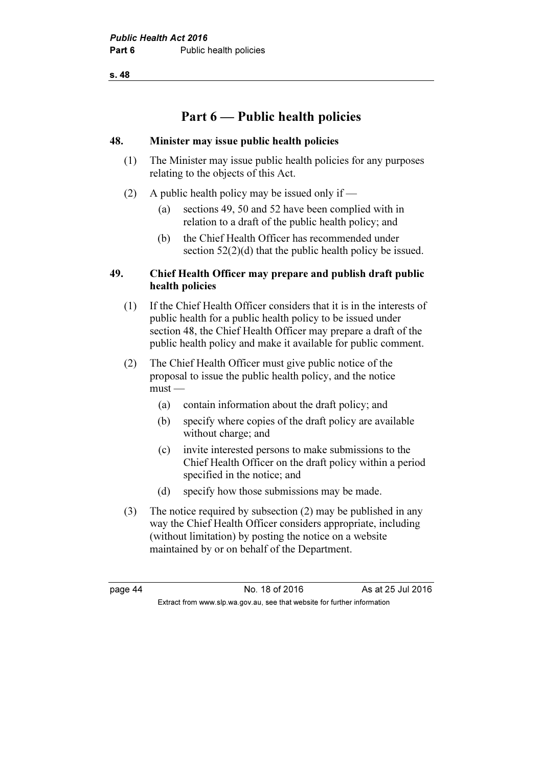# Part 6 — Public health policies

### 48. Minister may issue public health policies

(1) The Minister may issue public health policies for any purposes relating to the objects of this Act.

(2) A public health policy may be issued only if —

- (a) sections 49, 50 and 52 have been complied with in relation to a draft of the public health policy; and
- (b) the Chief Health Officer has recommended under section 52(2)(d) that the public health policy be issued.

### 49. Chief Health Officer may prepare and publish draft public health policies

(1) If the Chief Health Officer considers that it is in the interests of public health for a public health policy to be issued under section 48, the Chief Health Officer may prepare a draft of the public health policy and make it available for public comment.

(2) The Chief Health Officer must give public notice of the proposal to issue the public health policy, and the notice must —

- (a) contain information about the draft policy; and
- (b) specify where copies of the draft policy are available without charge; and
- (c) invite interested persons to make submissions to the Chief Health Officer on the draft policy within a period specified in the notice; and
- (d) specify how those submissions may be made.

(3) The notice required by subsection (2) may be published in any way the Chief Health Officer considers appropriate, including (without limitation) by posting the notice on a website maintained by or on behalf of the Department.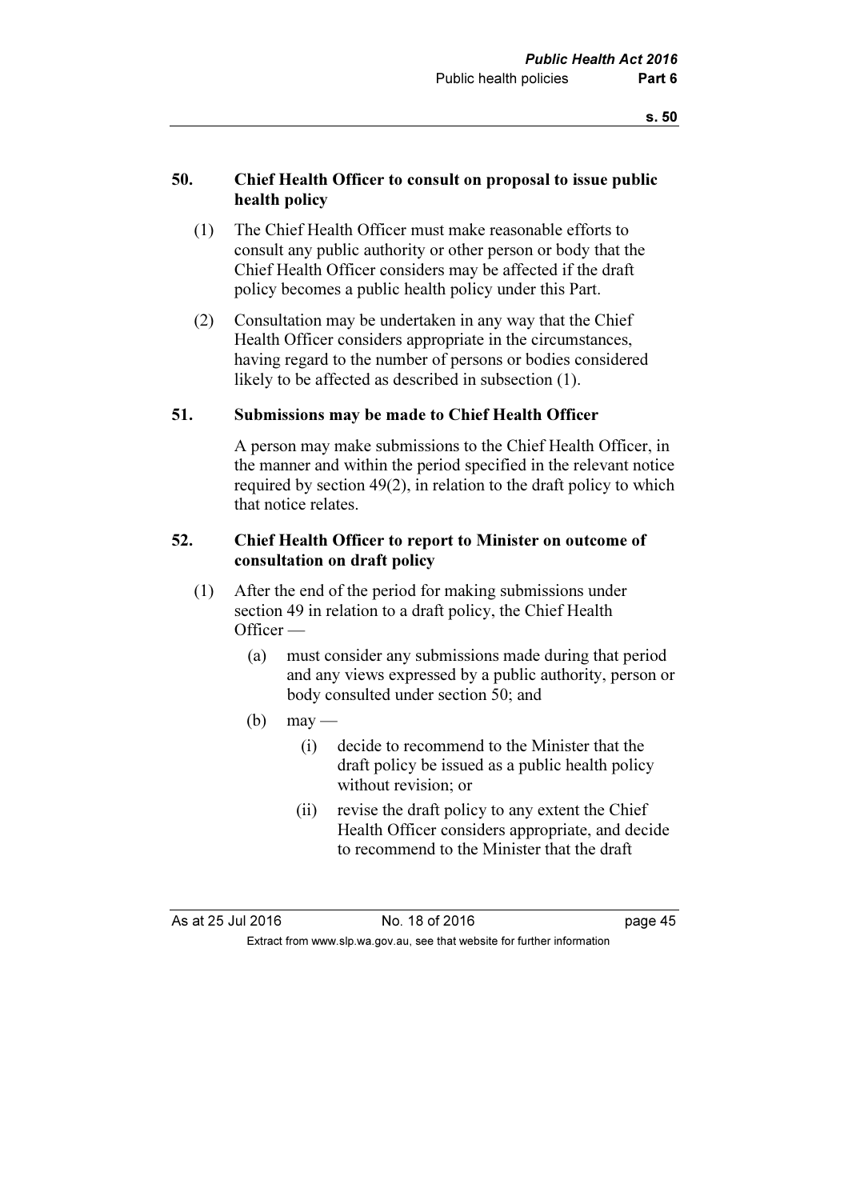### 50. Chief Health Officer to consult on proposal to issue public health policy

(1) The Chief Health Officer must make reasonable efforts to consult any public authority or other person or body that the Chief Health Officer considers may be affected if the draft policy becomes a public health policy under this Part.

(2) Consultation may be undertaken in any way that the Chief Health Officer considers appropriate in the circumstances, having regard to the number of persons or bodies considered likely to be affected as described in subsection (1).

### 51. Submissions may be made to Chief Health Officer

A person may make submissions to the Chief Health Officer, in the manner and within the period specified in the relevant notice required by section 49(2), in relation to the draft policy to which that notice relates.

### 52. Chief Health Officer to report to Minister on outcome of consultation on draft policy

(1) After the end of the period for making submissions under section 49 in relation to a draft policy, the Chief Health Officer —

- (a) must consider any submissions made during that period and any views expressed by a public authority, person or body consulted under section 50; and
- (b) may —
  - (i) decide to recommend to the Minister that the draft policy be issued as a public health policy without revision; or
  - (ii) revise the draft policy to any extent the Chief Health Officer considers appropriate, and decide to recommend to the Minister that the draft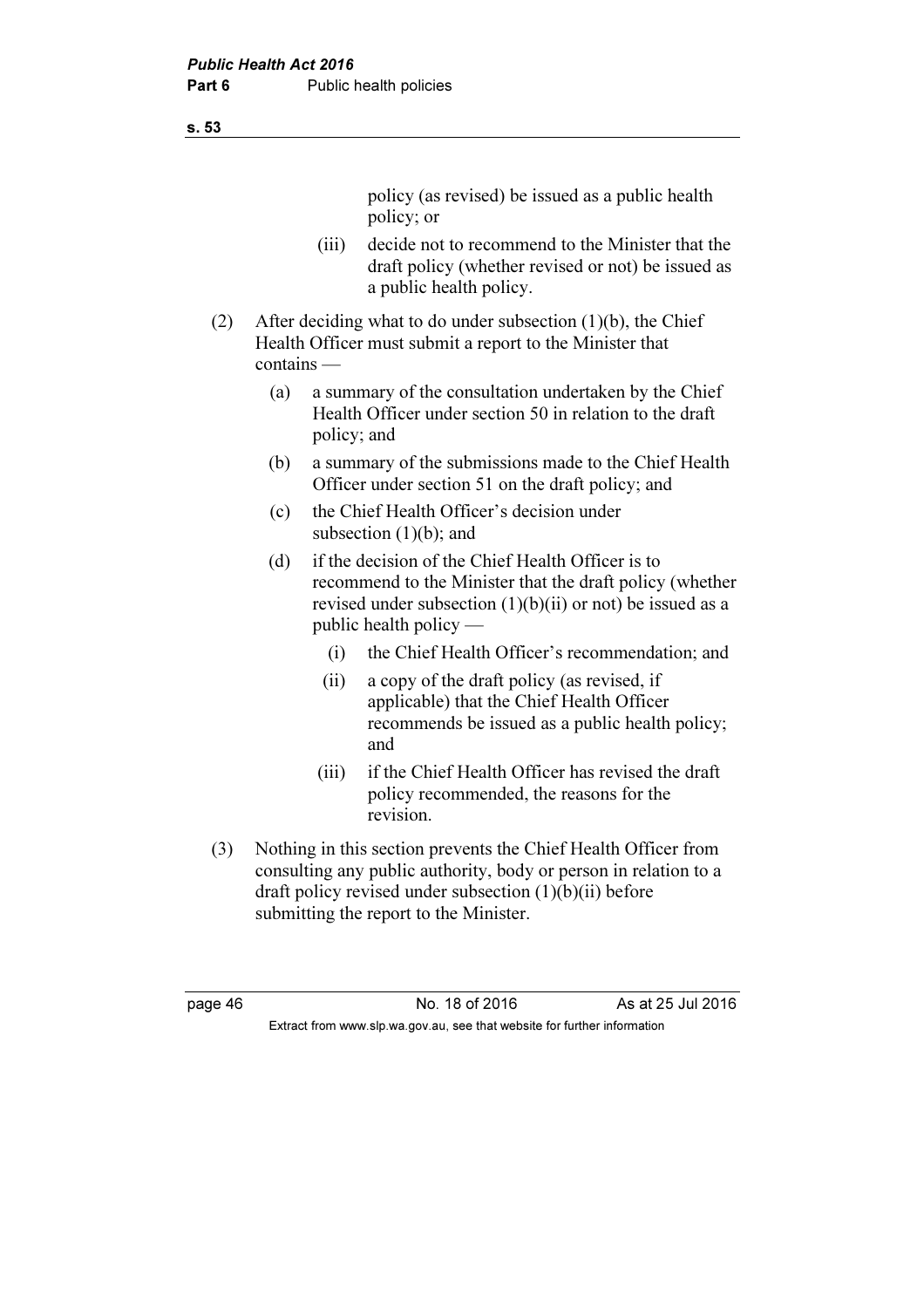policy (as revised) be issued as a public health policy; or

(iii) decide not to recommend to the Minister that the draft policy (whether revised or not) be issued as a public health policy.

(2) After deciding what to do under subsection (1)(b), the Chief Health Officer must submit a report to the Minister that contains —

(a) a summary of the consultation undertaken by the Chief Health Officer under section 50 in relation to the draft policy; and

(b) a summary of the submissions made to the Chief Health Officer under section 51 on the draft policy; and

(c) the Chief Health Officer's decision under subsection (1)(b); and

(d) if the decision of the Chief Health Officer is to recommend to the Minister that the draft policy (whether revised under subsection (1)(b)(ii) or not) be issued as a public health policy —

(i) the Chief Health Officer's recommendation; and

(ii) a copy of the draft policy (as revised, if applicable) that the Chief Health Officer recommends be issued as a public health policy; and

(iii) if the Chief Health Officer has revised the draft policy recommended, the reasons for the revision.

(3) Nothing in this section prevents the Chief Health Officer from consulting any public authority, body or person in relation to a draft policy revised under subsection (1)(b)(ii) before submitting the report to the Minister.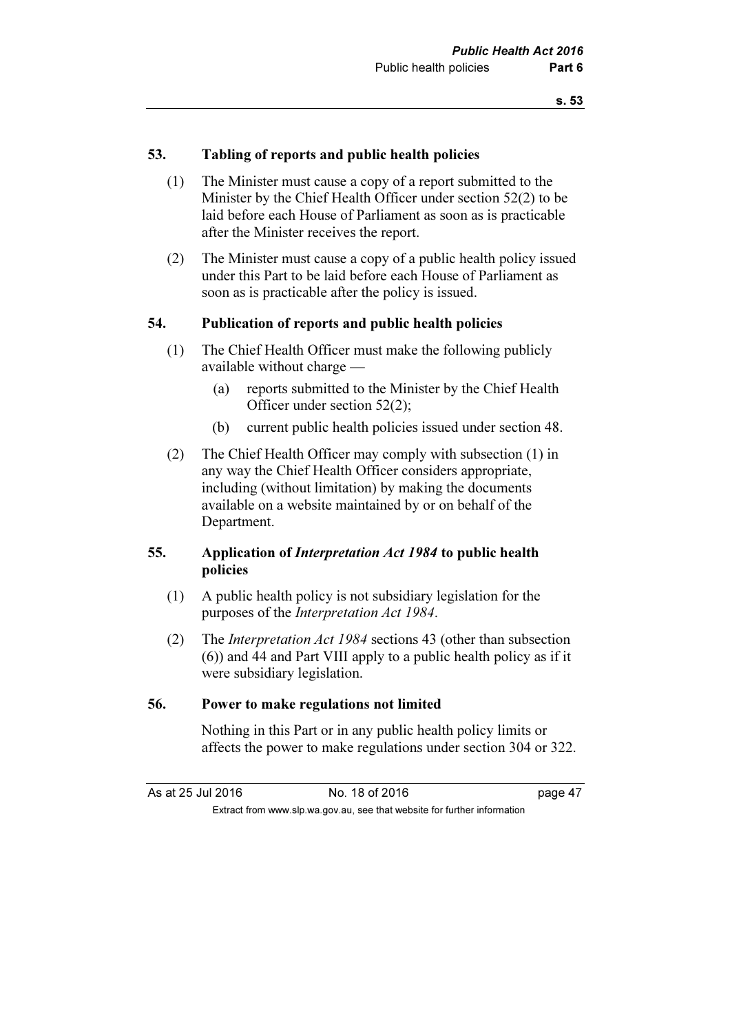## 53. Tabling of reports and public health policies

(1) The Minister must cause a copy of a report submitted to the Minister by the Chief Health Officer under section 52(2) to be laid before each House of Parliament as soon as is practicable after the Minister receives the report.

(2) The Minister must cause a copy of a public health policy issued under this Part to be laid before each House of Parliament as soon as is practicable after the policy is issued.

## 54. Publication of reports and public health policies

(1) The Chief Health Officer must make the following publicly available without charge —

- (a) reports submitted to the Minister by the Chief Health Officer under section 52(2);
- (b) current public health policies issued under section 48.

(2) The Chief Health Officer may comply with subsection (1) in any way the Chief Health Officer considers appropriate, including (without limitation) by making the documents available on a website maintained by or on behalf of the Department.

## 55. Application of *Interpretation Act 1984* to public health policies

(1) A public health policy is not subsidiary legislation for the purposes of the *Interpretation Act 1984*.

(2) The *Interpretation Act 1984* sections 43 (other than subsection (6)) and 44 and Part VIII apply to a public health policy as if it were subsidiary legislation.

## 56. Power to make regulations not limited

Nothing in this Part or in any public health policy limits or affects the power to make regulations under section 304 or 322.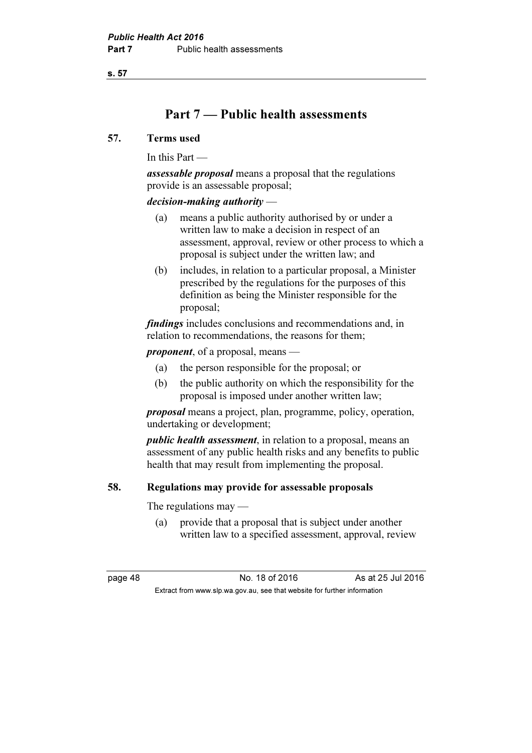# Part 7 — Public health assessments

## 57. Terms used

In this Part —

***assessable proposal*** means a proposal that the regulations provide is an assessable proposal;

***decision-making authority*** —

(a) means a public authority authorised by or under a written law to make a decision in respect of an assessment, approval, review or other process to which a proposal is subject under the written law; and

(b) includes, in relation to a particular proposal, a Minister prescribed by the regulations for the purposes of this definition as being the Minister responsible for the proposal;

***findings*** includes conclusions and recommendations and, in relation to recommendations, the reasons for them;

***proponent***, of a proposal, means —

(a) the person responsible for the proposal; or

(b) the public authority on which the responsibility for the proposal is imposed under another written law;

***proposal*** means a project, plan, programme, policy, operation, undertaking or development;

***public health assessment***, in relation to a proposal, means an assessment of any public health risks and any benefits to public health that may result from implementing the proposal.

## 58. Regulations may provide for assessable proposals

The regulations may —

(a) provide that a proposal that is subject under another written law to a specified assessment, approval, review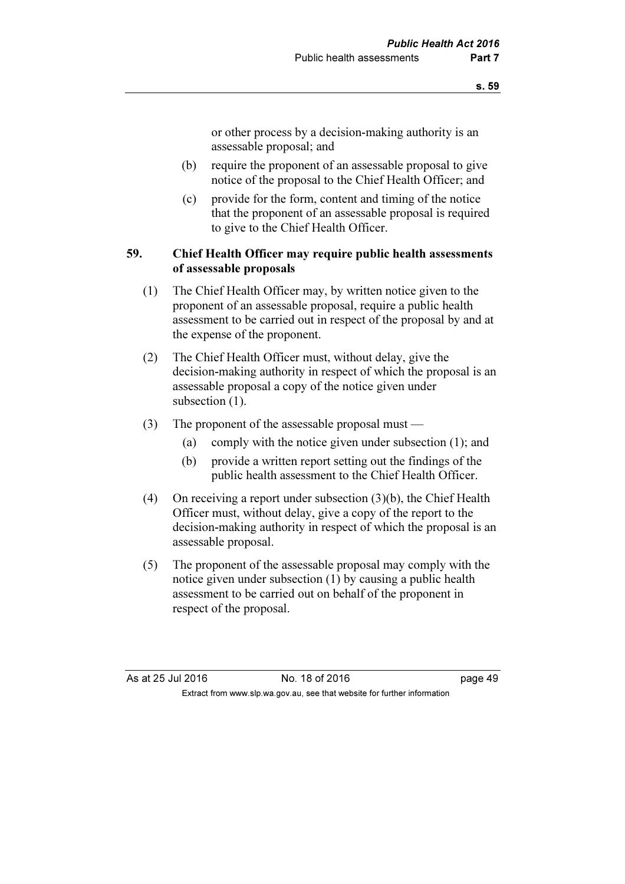or other process by a decision-making authority is an assessable proposal; and

(b) require the proponent of an assessable proposal to give notice of the proposal to the Chief Health Officer; and

(c) provide for the form, content and timing of the notice that the proponent of an assessable proposal is required to give to the Chief Health Officer.

### 59. Chief Health Officer may require public health assessments of assessable proposals

(1) The Chief Health Officer may, by written notice given to the proponent of an assessable proposal, require a public health assessment to be carried out in respect of the proposal by and at the expense of the proponent.

(2) The Chief Health Officer must, without delay, give the decision-making authority in respect of which the proposal is an assessable proposal a copy of the notice given under subsection (1).

(3) The proponent of the assessable proposal must —

(a) comply with the notice given under subsection (1); and

(b) provide a written report setting out the findings of the public health assessment to the Chief Health Officer.

(4) On receiving a report under subsection (3)(b), the Chief Health Officer must, without delay, give a copy of the report to the decision-making authority in respect of which the proposal is an assessable proposal.

(5) The proponent of the assessable proposal may comply with the notice given under subsection (1) by causing a public health assessment to be carried out on behalf of the proponent in respect of the proposal.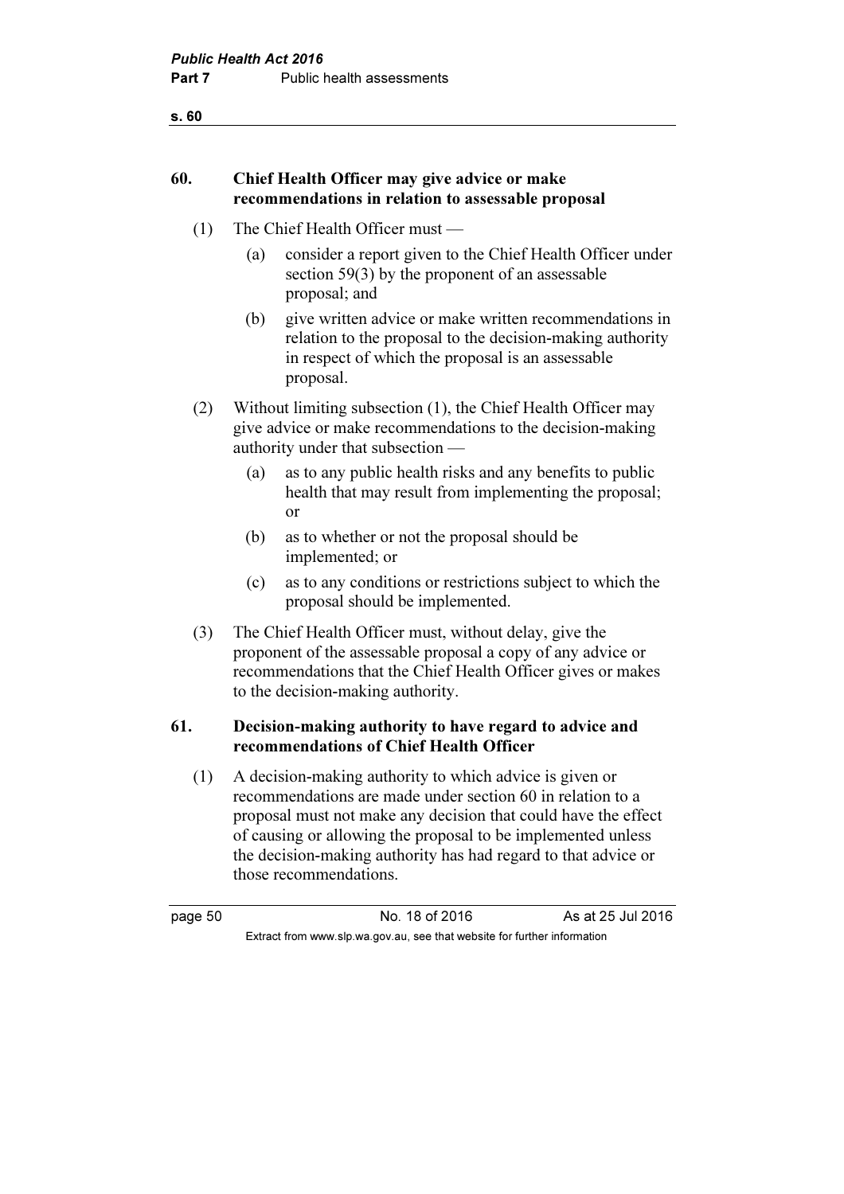## 60. Chief Health Officer may give advice or make recommendations in relation to assessable proposal

(1) The Chief Health Officer must —

(a) consider a report given to the Chief Health Officer under section 59(3) by the proponent of an assessable proposal; and

(b) give written advice or make written recommendations in relation to the proposal to the decision-making authority in respect of which the proposal is an assessable proposal.

(2) Without limiting subsection (1), the Chief Health Officer may give advice or make recommendations to the decision-making authority under that subsection —

(a) as to any public health risks and any benefits to public health that may result from implementing the proposal; or

(b) as to whether or not the proposal should be implemented; or

(c) as to any conditions or restrictions subject to which the proposal should be implemented.

(3) The Chief Health Officer must, without delay, give the proponent of the assessable proposal a copy of any advice or recommendations that the Chief Health Officer gives or makes to the decision-making authority.

## 61. Decision-making authority to have regard to advice and recommendations of Chief Health Officer

(1) A decision-making authority to which advice is given or recommendations are made under section 60 in relation to a proposal must not make any decision that could have the effect of causing or allowing the proposal to be implemented unless the decision-making authority has had regard to that advice or those recommendations.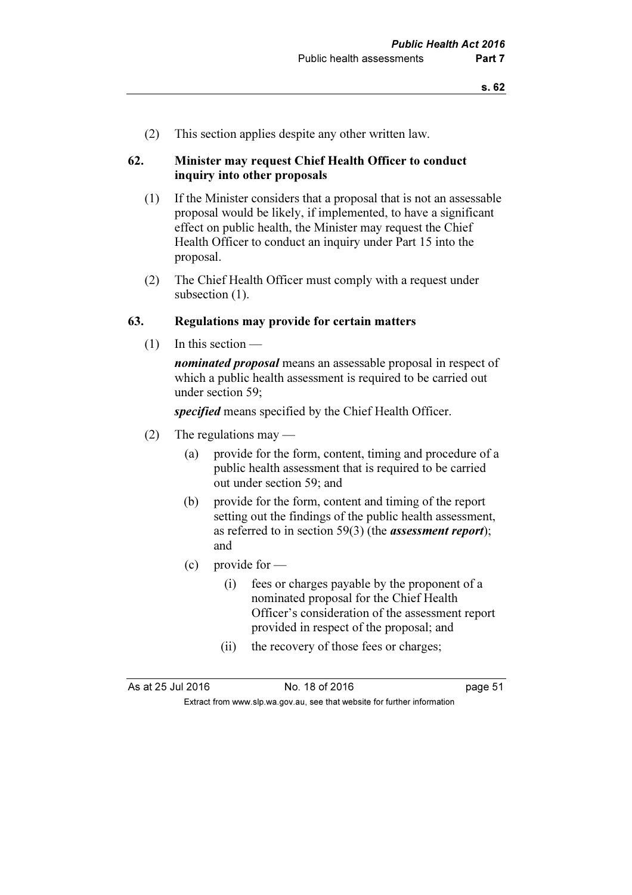(2) This section applies despite any other written law.

### 62. Minister may request Chief Health Officer to conduct inquiry into other proposals

(1) If the Minister considers that a proposal that is not an assessable proposal would be likely, if implemented, to have a significant effect on public health, the Minister may request the Chief Health Officer to conduct an inquiry under Part 15 into the proposal.

(2) The Chief Health Officer must comply with a request under subsection (1).

### 63. Regulations may provide for certain matters

(1) In this section —

***nominated proposal*** means an assessable proposal in respect of which a public health assessment is required to be carried out under section 59;

***specified*** means specified by the Chief Health Officer.

(2) The regulations may —

- (a) provide for the form, content, timing and procedure of a public health assessment that is required to be carried out under section 59; and
- (b) provide for the form, content and timing of the report setting out the findings of the public health assessment, as referred to in section 59(3) (the ***assessment report***); and
- (c) provide for —
  - (i) fees or charges payable by the proponent of a nominated proposal for the Chief Health Officer's consideration of the assessment report provided in respect of the proposal; and
  - (ii) the recovery of those fees or charges;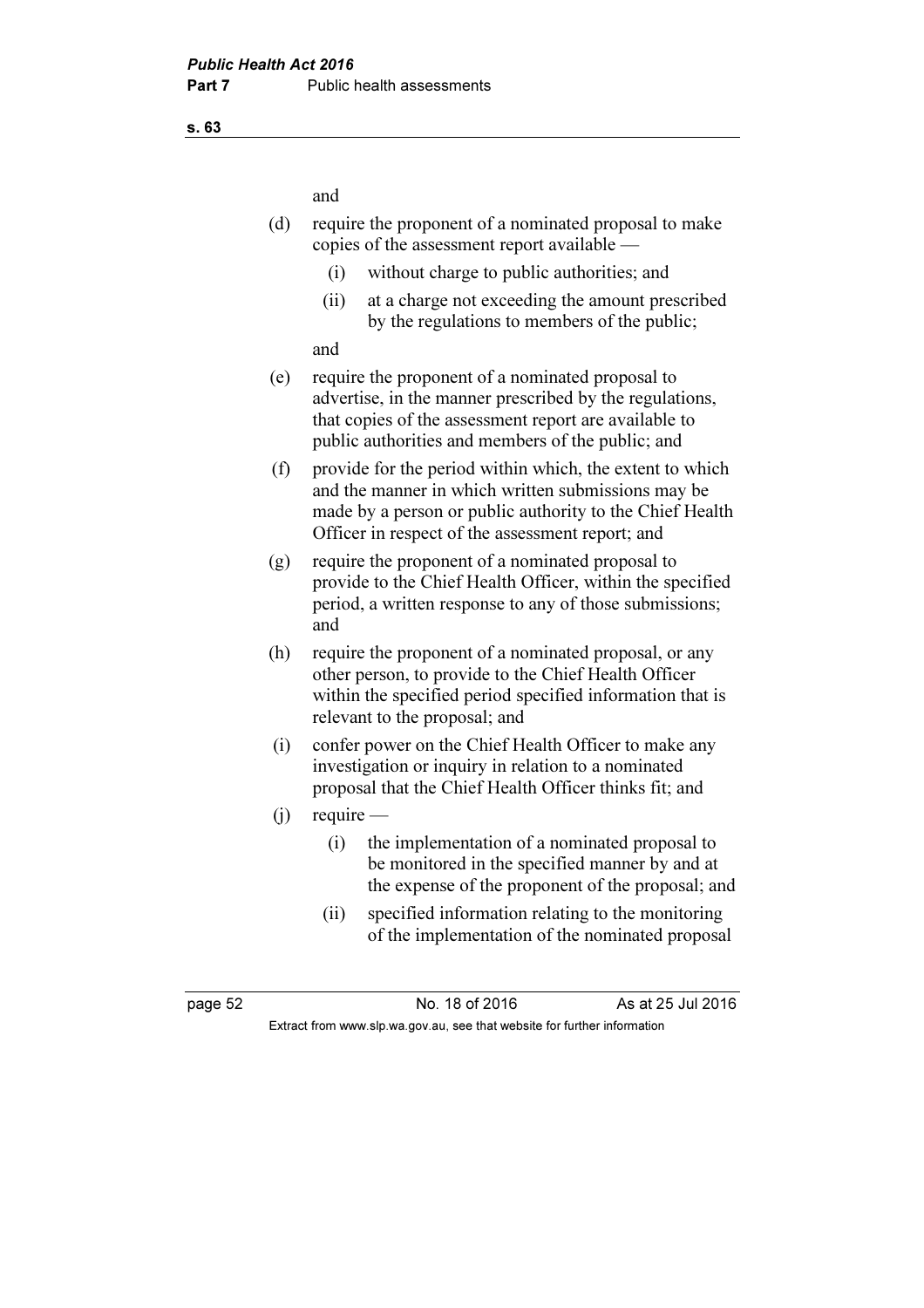and

(d) require the proponent of a nominated proposal to make copies of the assessment report available —

   (i) without charge to public authorities; and

   (ii) at a charge not exceeding the amount prescribed by the regulations to members of the public;

   and

(e) require the proponent of a nominated proposal to advertise, in the manner prescribed by the regulations, that copies of the assessment report are available to public authorities and members of the public; and

(f) provide for the period within which, the extent to which and the manner in which written submissions may be made by a person or public authority to the Chief Health Officer in respect of the assessment report; and

(g) require the proponent of a nominated proposal to provide to the Chief Health Officer, within the specified period, a written response to any of those submissions; and

(h) require the proponent of a nominated proposal, or any other person, to provide to the Chief Health Officer within the specified period specified information that is relevant to the proposal; and

(i) confer power on the Chief Health Officer to make any investigation or inquiry in relation to a nominated proposal that the Chief Health Officer thinks fit; and

(j) require —

   (i) the implementation of a nominated proposal to be monitored in the specified manner by and at the expense of the proponent of the proposal; and

   (ii) specified information relating to the monitoring of the implementation of the nominated proposal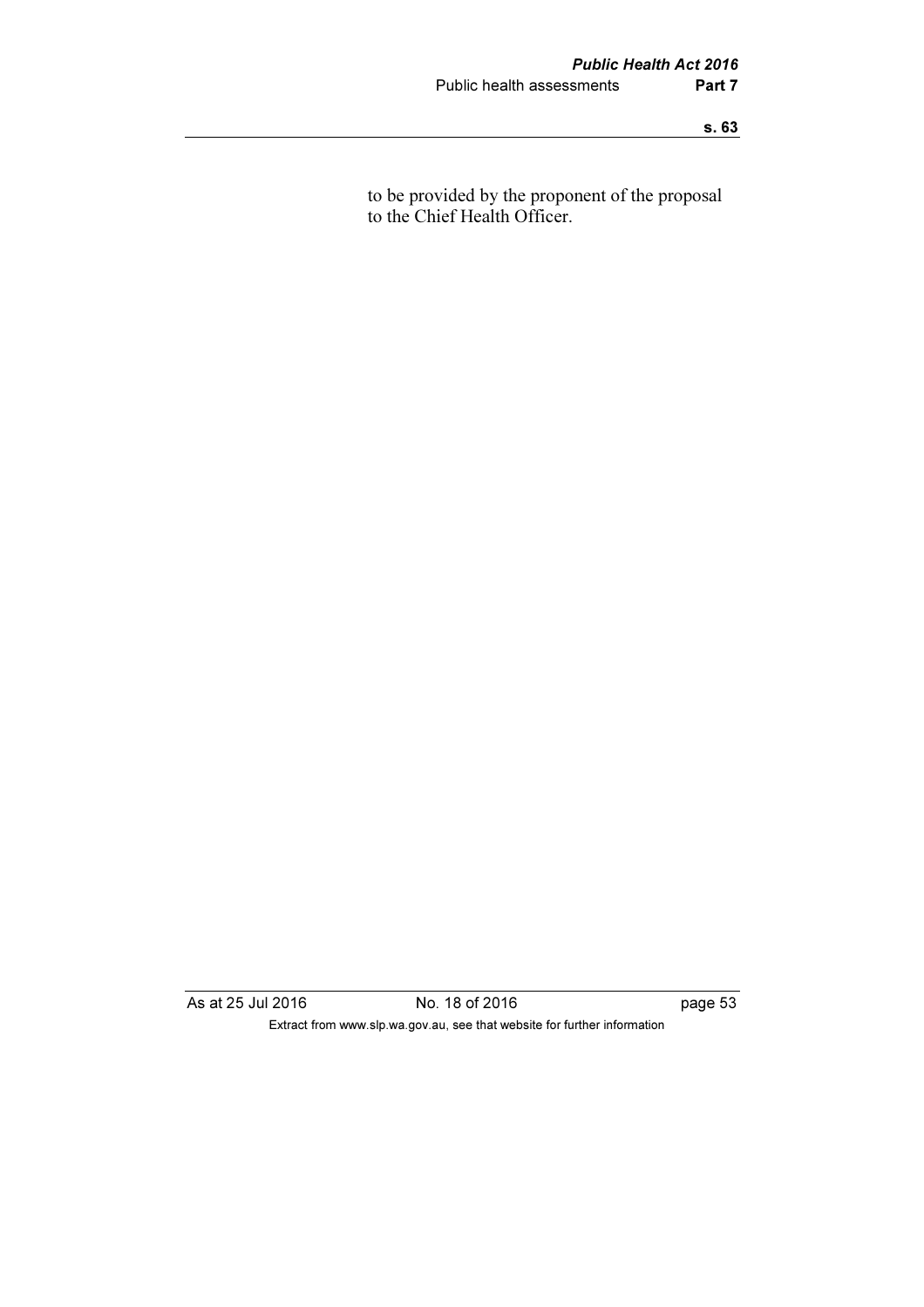to be provided by the proponent of the proposal to the Chief Health Officer.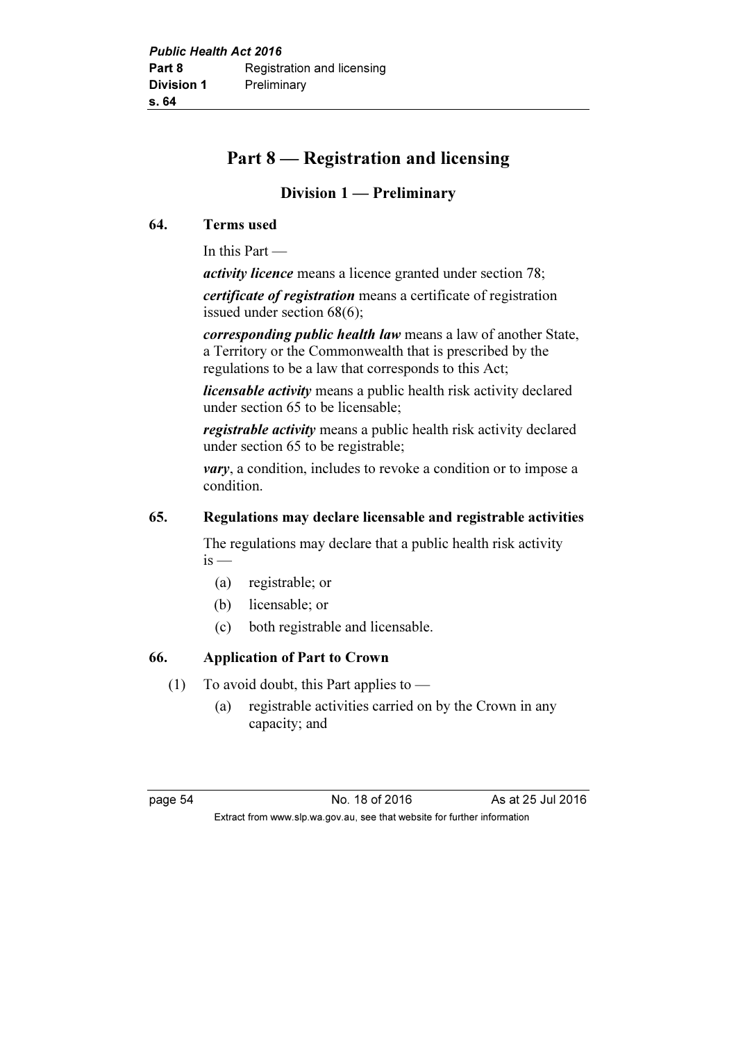# Part 8 — Registration and licensing

## Division 1 — Preliminary

### 64. Terms used

In this Part —

***activity licence*** means a licence granted under section 78;

***certificate of registration*** means a certificate of registration issued under section 68(6);

***corresponding public health law*** means a law of another State, a Territory or the Commonwealth that is prescribed by the regulations to be a law that corresponds to this Act;

***licensable activity*** means a public health risk activity declared under section 65 to be licensable;

***registrable activity*** means a public health risk activity declared under section 65 to be registrable;

***vary***, a condition, includes to revoke a condition or to impose a condition.

### 65. Regulations may declare licensable and registrable activities

The regulations may declare that a public health risk activity is —

(a) registrable; or

(b) licensable; or

(c) both registrable and licensable.

### 66. Application of Part to Crown

(1) To avoid doubt, this Part applies to —

(a) registrable activities carried on by the Crown in any capacity; and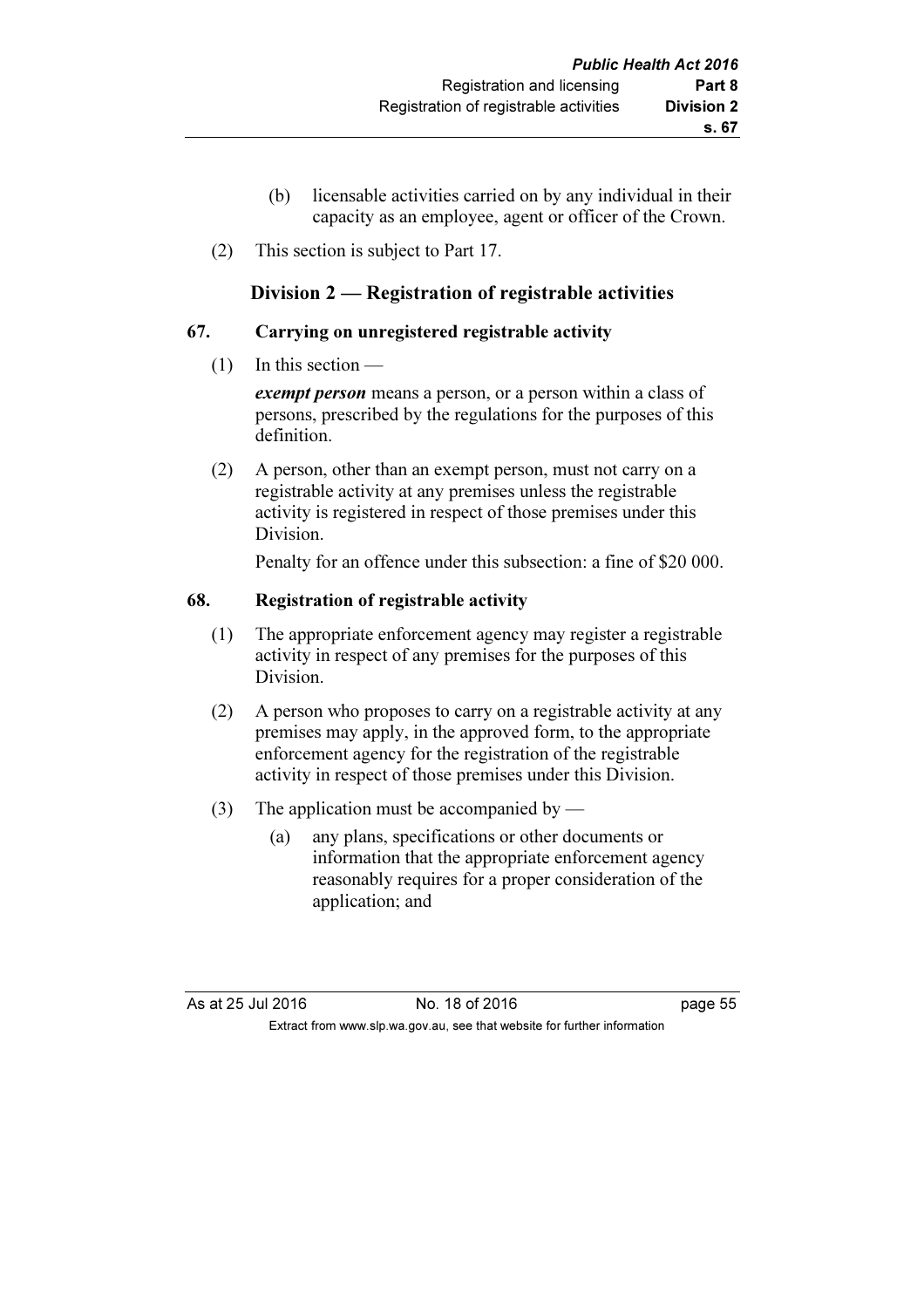(b) licensable activities carried on by any individual in their capacity as an employee, agent or officer of the Crown.

(2) This section is subject to Part 17.

## Division 2 — Registration of registrable activities

### 67. Carrying on unregistered registrable activity

(1) In this section —

***exempt person*** means a person, or a person within a class of persons, prescribed by the regulations for the purposes of this definition.

(2) A person, other than an exempt person, must not carry on a registrable activity at any premises unless the registrable activity is registered in respect of those premises under this Division.

Penalty for an offence under this subsection: a fine of $20 000.

### 68. Registration of registrable activity

(1) The appropriate enforcement agency may register a registrable activity in respect of any premises for the purposes of this Division.

(2) A person who proposes to carry on a registrable activity at any premises may apply, in the approved form, to the appropriate enforcement agency for the registration of the registrable activity in respect of those premises under this Division.

(3) The application must be accompanied by —

(a) any plans, specifications or other documents or information that the appropriate enforcement agency reasonably requires for a proper consideration of the application; and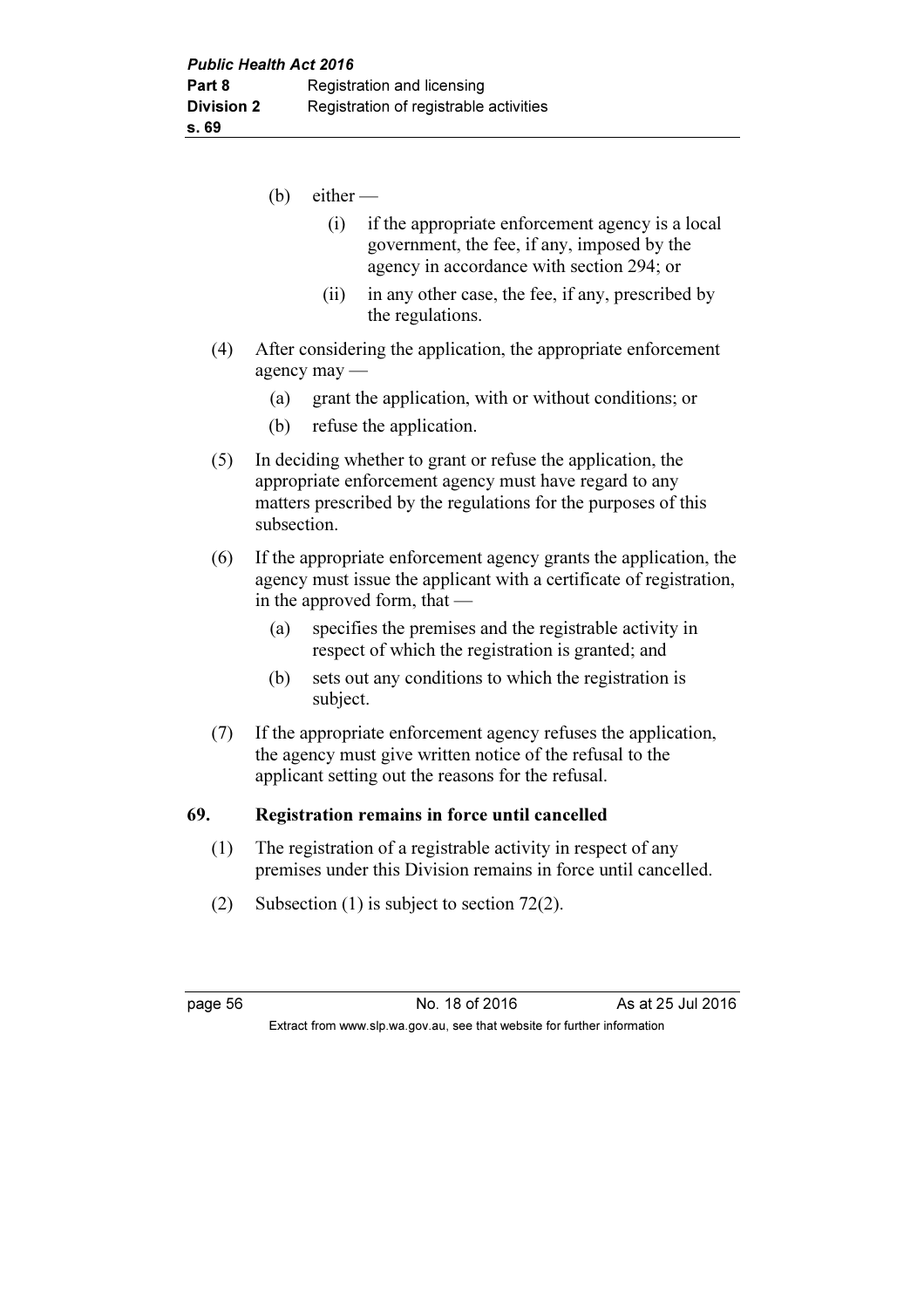(b) either —

(i) if the appropriate enforcement agency is a local government, the fee, if any, imposed by the agency in accordance with section 294; or

(ii) in any other case, the fee, if any, prescribed by the regulations.

(4) After considering the application, the appropriate enforcement agency may —

(a) grant the application, with or without conditions; or

(b) refuse the application.

(5) In deciding whether to grant or refuse the application, the appropriate enforcement agency must have regard to any matters prescribed by the regulations for the purposes of this subsection.

(6) If the appropriate enforcement agency grants the application, the agency must issue the applicant with a certificate of registration, in the approved form, that —

(a) specifies the premises and the registrable activity in respect of which the registration is granted; and

(b) sets out any conditions to which the registration is subject.

(7) If the appropriate enforcement agency refuses the application, the agency must give written notice of the refusal to the applicant setting out the reasons for the refusal.

### 69. Registration remains in force until cancelled

(1) The registration of a registrable activity in respect of any premises under this Division remains in force until cancelled.

(2) Subsection (1) is subject to section 72(2).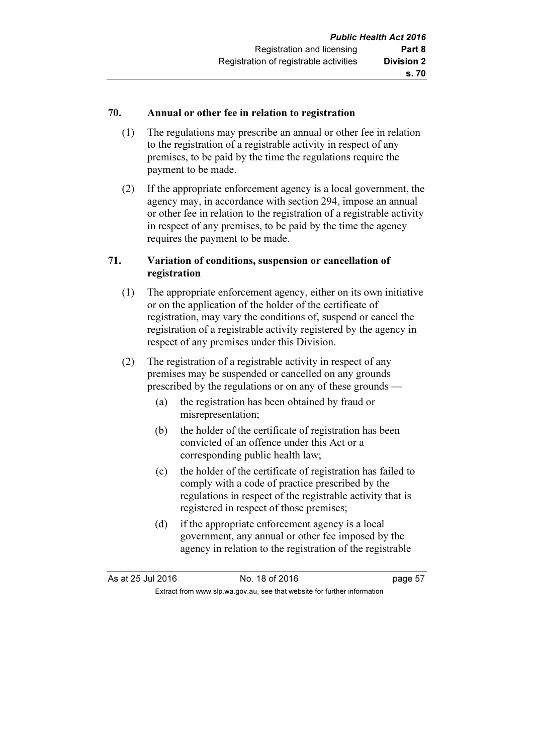## 70. Annual or other fee in relation to registration

(1) The regulations may prescribe an annual or other fee in relation to the registration of a registrable activity in respect of any premises, to be paid by the time the regulations require the payment to be made.

(2) If the appropriate enforcement agency is a local government, the agency may, in accordance with section 294, impose an annual or other fee in relation to the registration of a registrable activity in respect of any premises, to be paid by the time the agency requires the payment to be made.

## 71. Variation of conditions, suspension or cancellation of registration

(1) The appropriate enforcement agency, either on its own initiative or on the application of the holder of the certificate of registration, may vary the conditions of, suspend or cancel the registration of a registrable activity registered by the agency in respect of any premises under this Division.

(2) The registration of a registrable activity in respect of any premises may be suspended or cancelled on any grounds prescribed by the regulations or on any of these grounds —

- (a) the registration has been obtained by fraud or misrepresentation;
- (b) the holder of the certificate of registration has been convicted of an offence under this Act or a corresponding public health law;
- (c) the holder of the certificate of registration has failed to comply with a code of practice prescribed by the regulations in respect of the registrable activity that is registered in respect of those premises;
- (d) if the appropriate enforcement agency is a local government, any annual or other fee imposed by the agency in relation to the registration of the registrable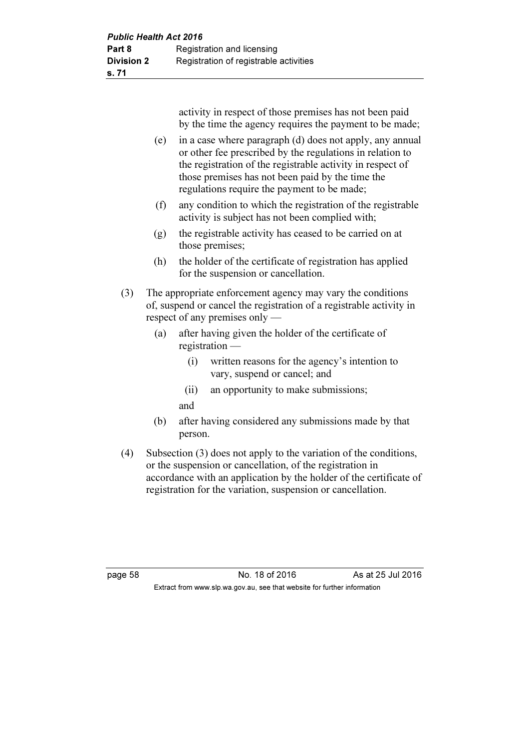activity in respect of those premises has not been paid by the time the agency requires the payment to be made;

(e) in a case where paragraph (d) does not apply, any annual or other fee prescribed by the regulations in relation to the registration of the registrable activity in respect of those premises has not been paid by the time the regulations require the payment to be made;

(f) any condition to which the registration of the registrable activity is subject has not been complied with;

(g) the registrable activity has ceased to be carried on at those premises;

(h) the holder of the certificate of registration has applied for the suspension or cancellation.

(3) The appropriate enforcement agency may vary the conditions of, suspend or cancel the registration of a registrable activity in respect of any premises only —

(a) after having given the holder of the certificate of registration —

(i) written reasons for the agency's intention to vary, suspend or cancel; and

(ii) an opportunity to make submissions;

and

(b) after having considered any submissions made by that person.

(4) Subsection (3) does not apply to the variation of the conditions, or the suspension or cancellation, of the registration in accordance with an application by the holder of the certificate of registration for the variation, suspension or cancellation.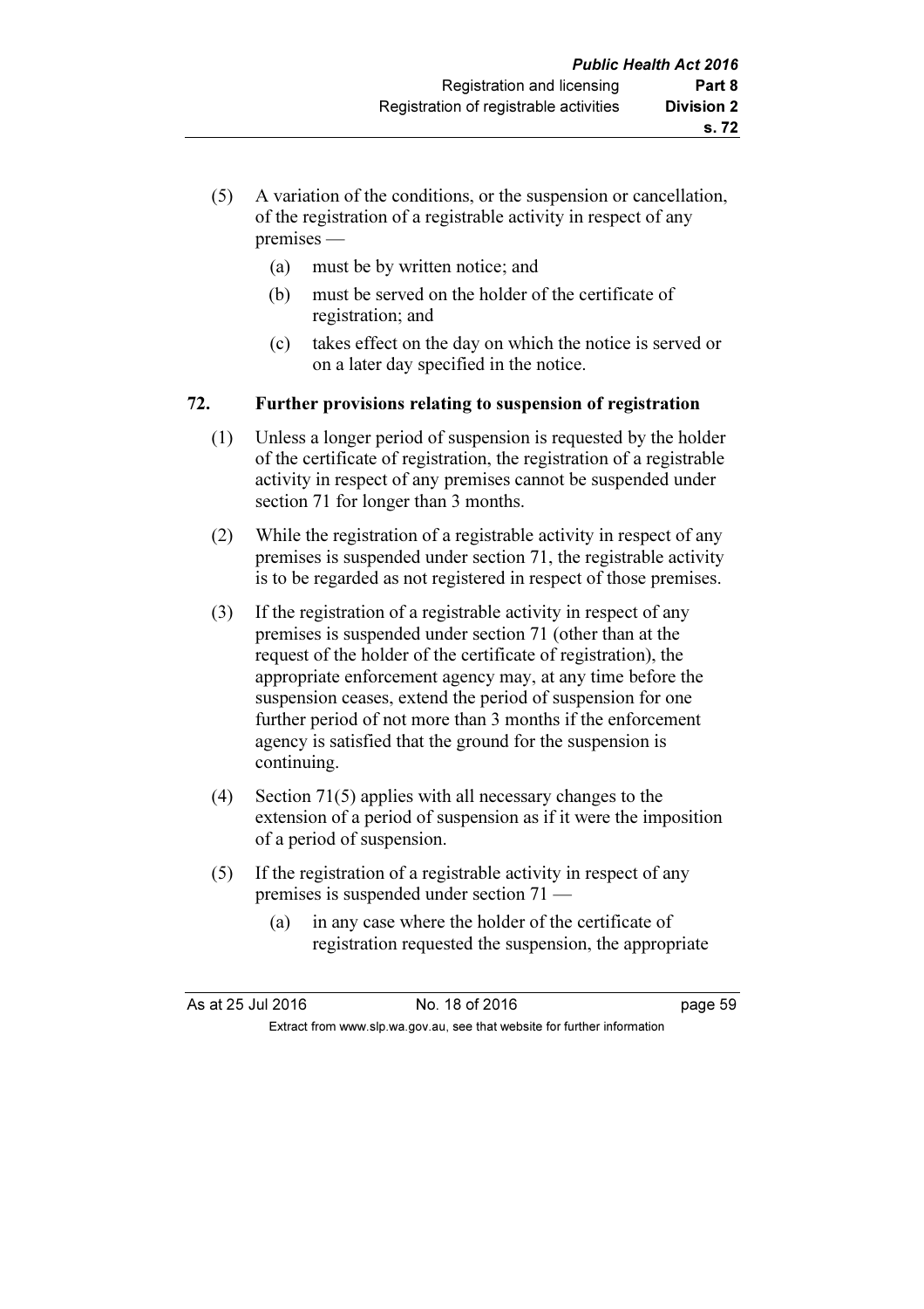(5) A variation of the conditions, or the suspension or cancellation, of the registration of a registrable activity in respect of any premises —

  (a) must be by written notice; and

  (b) must be served on the holder of the certificate of registration; and

  (c) takes effect on the day on which the notice is served or on a later day specified in the notice.

## 72. Further provisions relating to suspension of registration

(1) Unless a longer period of suspension is requested by the holder of the certificate of registration, the registration of a registrable activity in respect of any premises cannot be suspended under section 71 for longer than 3 months.

(2) While the registration of a registrable activity in respect of any premises is suspended under section 71, the registrable activity is to be regarded as not registered in respect of those premises.

(3) If the registration of a registrable activity in respect of any premises is suspended under section 71 (other than at the request of the holder of the certificate of registration), the appropriate enforcement agency may, at any time before the suspension ceases, extend the period of suspension for one further period of not more than 3 months if the enforcement agency is satisfied that the ground for the suspension is continuing.

(4) Section 71(5) applies with all necessary changes to the extension of a period of suspension as if it were the imposition of a period of suspension.

(5) If the registration of a registrable activity in respect of any premises is suspended under section 71 —

  (a) in any case where the holder of the certificate of registration requested the suspension, the appropriate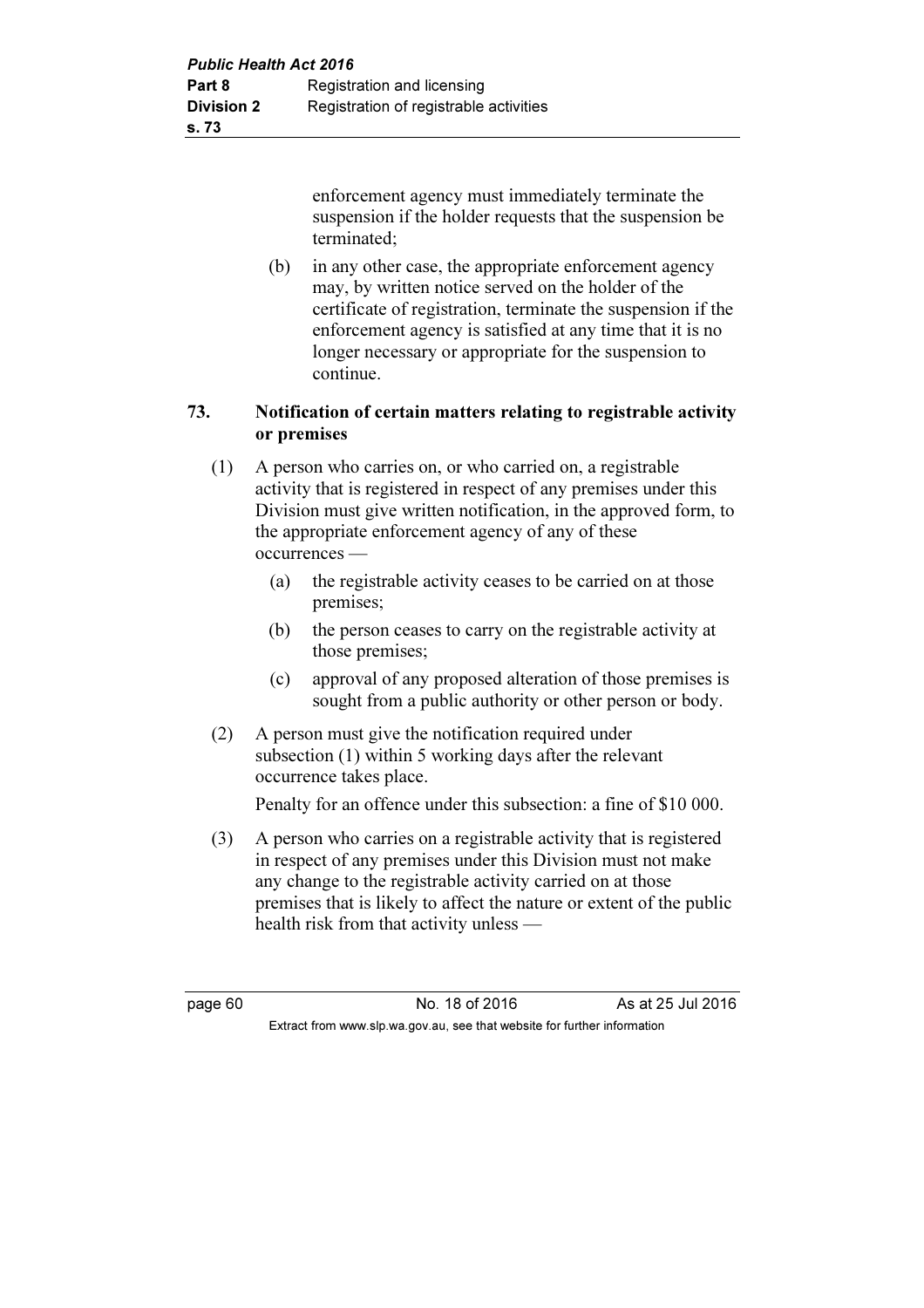enforcement agency must immediately terminate the suspension if the holder requests that the suspension be terminated;

(b) in any other case, the appropriate enforcement agency may, by written notice served on the holder of the certificate of registration, terminate the suspension if the enforcement agency is satisfied at any time that it is no longer necessary or appropriate for the suspension to continue.

### 73. Notification of certain matters relating to registrable activity or premises

(1) A person who carries on, or who carried on, a registrable activity that is registered in respect of any premises under this Division must give written notification, in the approved form, to the appropriate enforcement agency of any of these occurrences —

(a) the registrable activity ceases to be carried on at those premises;

(b) the person ceases to carry on the registrable activity at those premises;

(c) approval of any proposed alteration of those premises is sought from a public authority or other person or body.

(2) A person must give the notification required under subsection (1) within 5 working days after the relevant occurrence takes place.

Penalty for an offence under this subsection: a fine of $10 000.

(3) A person who carries on a registrable activity that is registered in respect of any premises under this Division must not make any change to the registrable activity carried on at those premises that is likely to affect the nature or extent of the public health risk from that activity unless —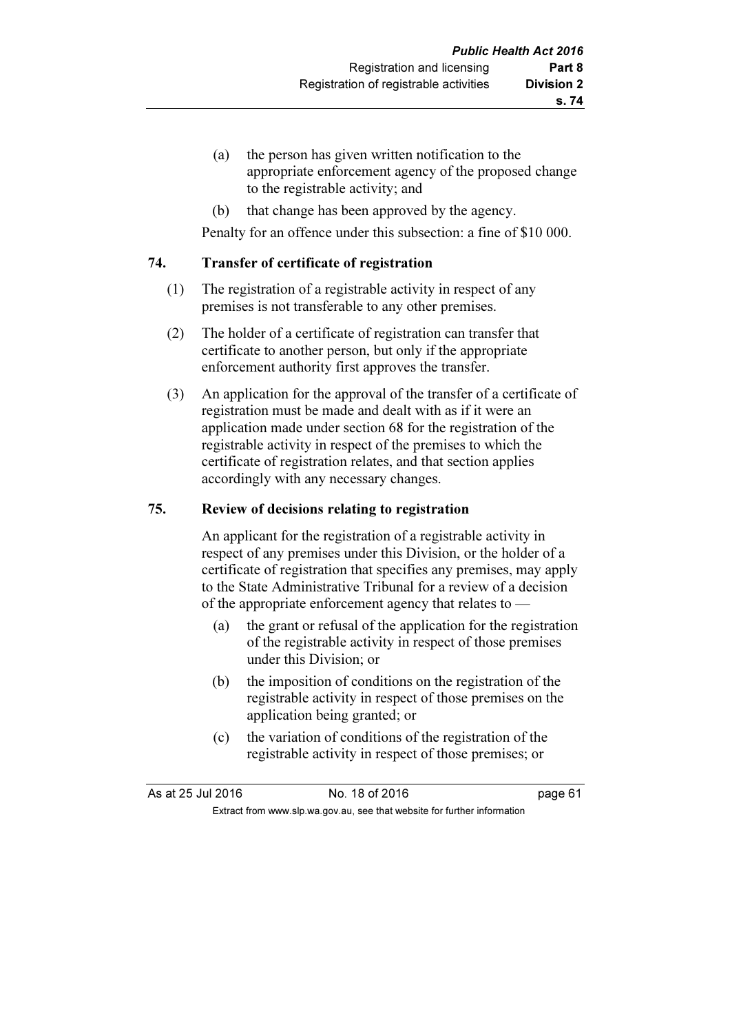(a) the person has given written notification to the appropriate enforcement agency of the proposed change to the registrable activity; and

(b) that change has been approved by the agency.

Penalty for an offence under this subsection: a fine of $10 000.

## 74. Transfer of certificate of registration

(1) The registration of a registrable activity in respect of any premises is not transferable to any other premises.

(2) The holder of a certificate of registration can transfer that certificate to another person, but only if the appropriate enforcement authority first approves the transfer.

(3) An application for the approval of the transfer of a certificate of registration must be made and dealt with as if it were an application made under section 68 for the registration of the registrable activity in respect of the premises to which the certificate of registration relates, and that section applies accordingly with any necessary changes.

## 75. Review of decisions relating to registration

An applicant for the registration of a registrable activity in respect of any premises under this Division, or the holder of a certificate of registration that specifies any premises, may apply to the State Administrative Tribunal for a review of a decision of the appropriate enforcement agency that relates to —

(a) the grant or refusal of the application for the registration of the registrable activity in respect of those premises under this Division; or

(b) the imposition of conditions on the registration of the registrable activity in respect of those premises on the application being granted; or

(c) the variation of conditions of the registration of the registrable activity in respect of those premises; or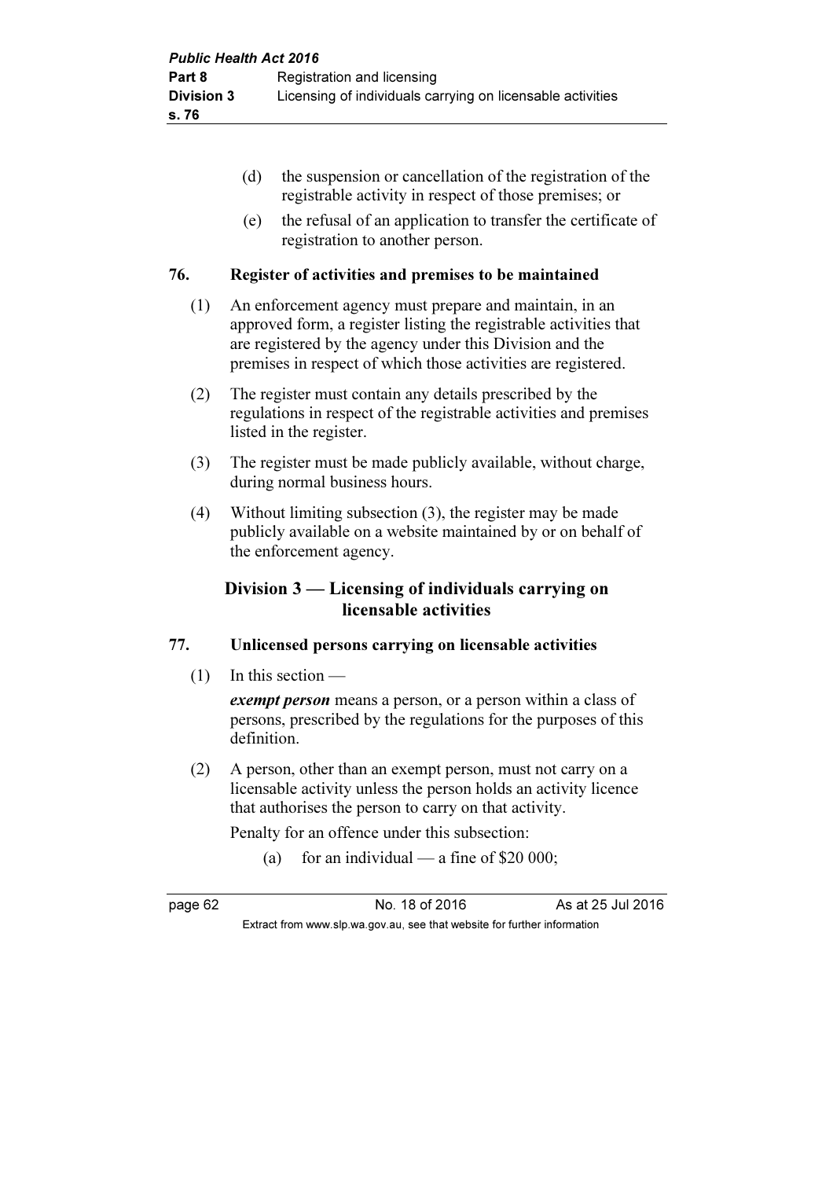(d) the suspension or cancellation of the registration of the registrable activity in respect of those premises; or

(e) the refusal of an application to transfer the certificate of registration to another person.

### 76. Register of activities and premises to be maintained

(1) An enforcement agency must prepare and maintain, in an approved form, a register listing the registrable activities that are registered by the agency under this Division and the premises in respect of which those activities are registered.

(2) The register must contain any details prescribed by the regulations in respect of the registrable activities and premises listed in the register.

(3) The register must be made publicly available, without charge, during normal business hours.

(4) Without limiting subsection (3), the register may be made publicly available on a website maintained by or on behalf of the enforcement agency.

## Division 3 — Licensing of individuals carrying on licensable activities

### 77. Unlicensed persons carrying on licensable activities

(1) In this section —

***exempt person*** means a person, or a person within a class of persons, prescribed by the regulations for the purposes of this definition.

(2) A person, other than an exempt person, must not carry on a licensable activity unless the person holds an activity licence that authorises the person to carry on that activity.

Penalty for an offence under this subsection:

(a) for an individual — a fine of $20 000;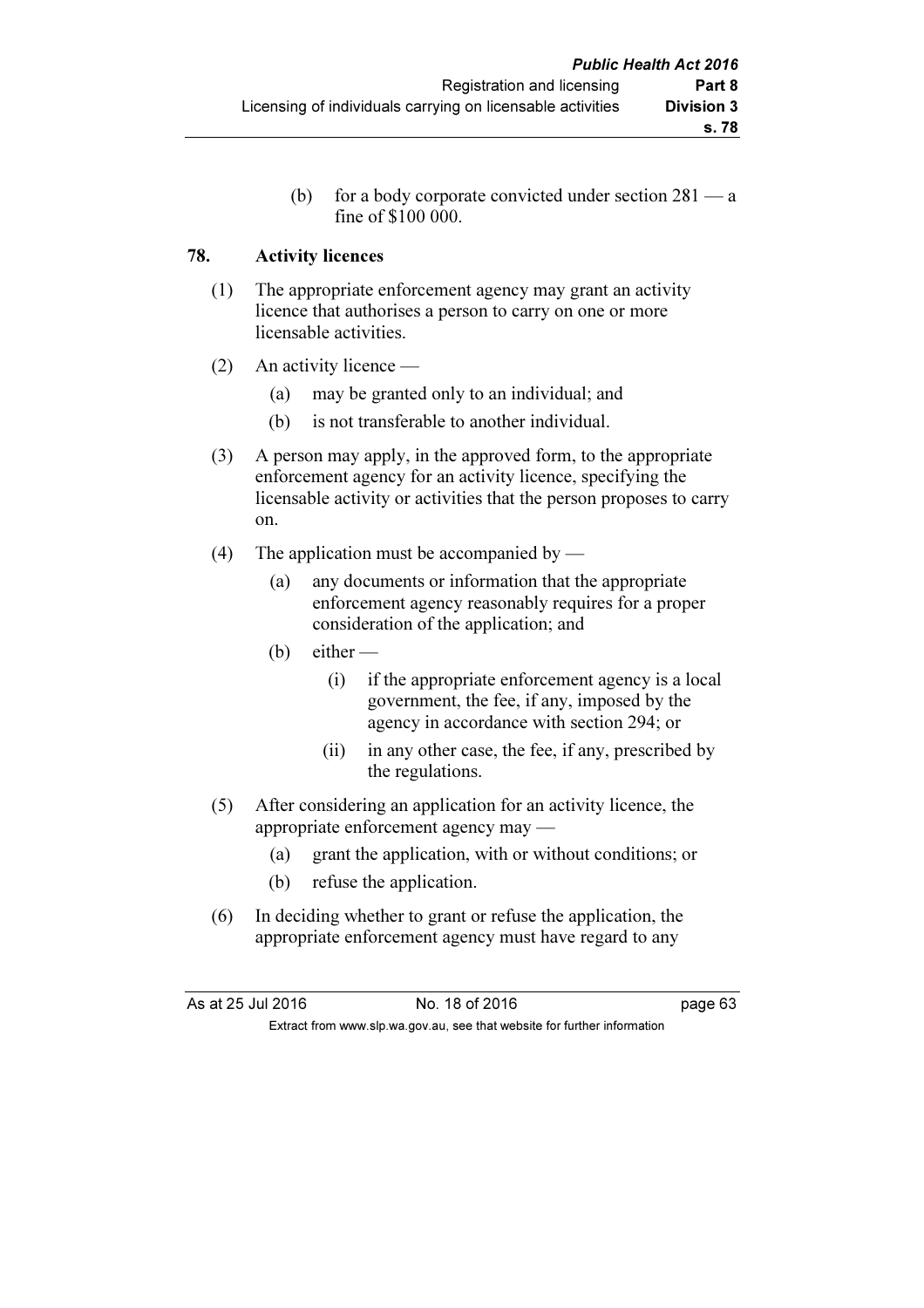(b) for a body corporate convicted under section 281 — a fine of $100 000.

## 78. Activity licences

(1) The appropriate enforcement agency may grant an activity licence that authorises a person to carry on one or more licensable activities.

(2) An activity licence —

(a) may be granted only to an individual; and

(b) is not transferable to another individual.

(3) A person may apply, in the approved form, to the appropriate enforcement agency for an activity licence, specifying the licensable activity or activities that the person proposes to carry on.

(4) The application must be accompanied by —

(a) any documents or information that the appropriate enforcement agency reasonably requires for a proper consideration of the application; and

(b) either —

(i) if the appropriate enforcement agency is a local government, the fee, if any, imposed by the agency in accordance with section 294; or

(ii) in any other case, the fee, if any, prescribed by the regulations.

(5) After considering an application for an activity licence, the appropriate enforcement agency may —

(a) grant the application, with or without conditions; or

(b) refuse the application.

(6) In deciding whether to grant or refuse the application, the appropriate enforcement agency must have regard to any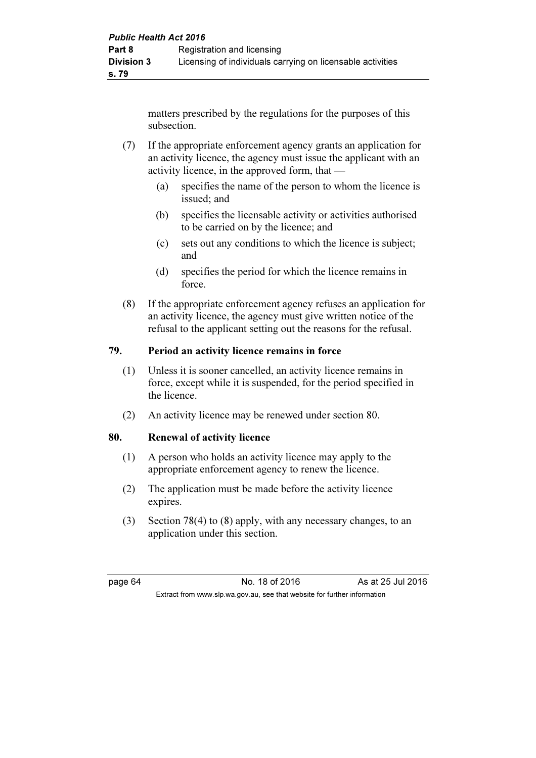matters prescribed by the regulations for the purposes of this subsection.

(7) If the appropriate enforcement agency grants an application for an activity licence, the agency must issue the applicant with an activity licence, in the approved form, that —

(a) specifies the name of the person to whom the licence is issued; and

(b) specifies the licensable activity or activities authorised to be carried on by the licence; and

(c) sets out any conditions to which the licence is subject; and

(d) specifies the period for which the licence remains in force.

(8) If the appropriate enforcement agency refuses an application for an activity licence, the agency must give written notice of the refusal to the applicant setting out the reasons for the refusal.

## 79. Period an activity licence remains in force

(1) Unless it is sooner cancelled, an activity licence remains in force, except while it is suspended, for the period specified in the licence.

(2) An activity licence may be renewed under section 80.

## 80. Renewal of activity licence

(1) A person who holds an activity licence may apply to the appropriate enforcement agency to renew the licence.

(2) The application must be made before the activity licence expires.

(3) Section 78(4) to (8) apply, with any necessary changes, to an application under this section.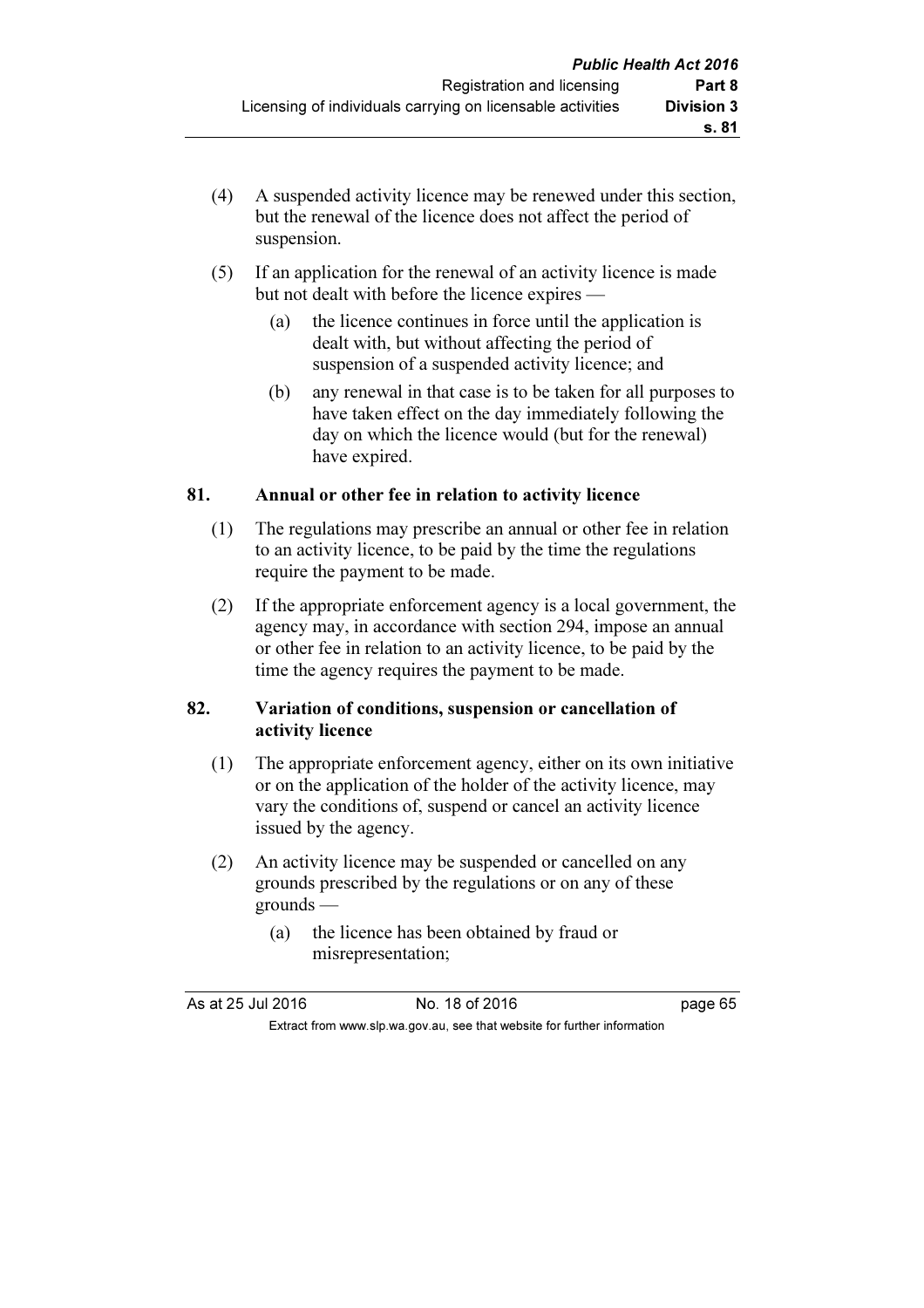(4) A suspended activity licence may be renewed under this section, but the renewal of the licence does not affect the period of suspension.

(5) If an application for the renewal of an activity licence is made but not dealt with before the licence expires —

(a) the licence continues in force until the application is dealt with, but without affecting the period of suspension of a suspended activity licence; and

(b) any renewal in that case is to be taken for all purposes to have taken effect on the day immediately following the day on which the licence would (but for the renewal) have expired.

### 81. Annual or other fee in relation to activity licence

(1) The regulations may prescribe an annual or other fee in relation to an activity licence, to be paid by the time the regulations require the payment to be made.

(2) If the appropriate enforcement agency is a local government, the agency may, in accordance with section 294, impose an annual or other fee in relation to an activity licence, to be paid by the time the agency requires the payment to be made.

### 82. Variation of conditions, suspension or cancellation of activity licence

(1) The appropriate enforcement agency, either on its own initiative or on the application of the holder of the activity licence, may vary the conditions of, suspend or cancel an activity licence issued by the agency.

(2) An activity licence may be suspended or cancelled on any grounds prescribed by the regulations or on any of these grounds —

(a) the licence has been obtained by fraud or misrepresentation;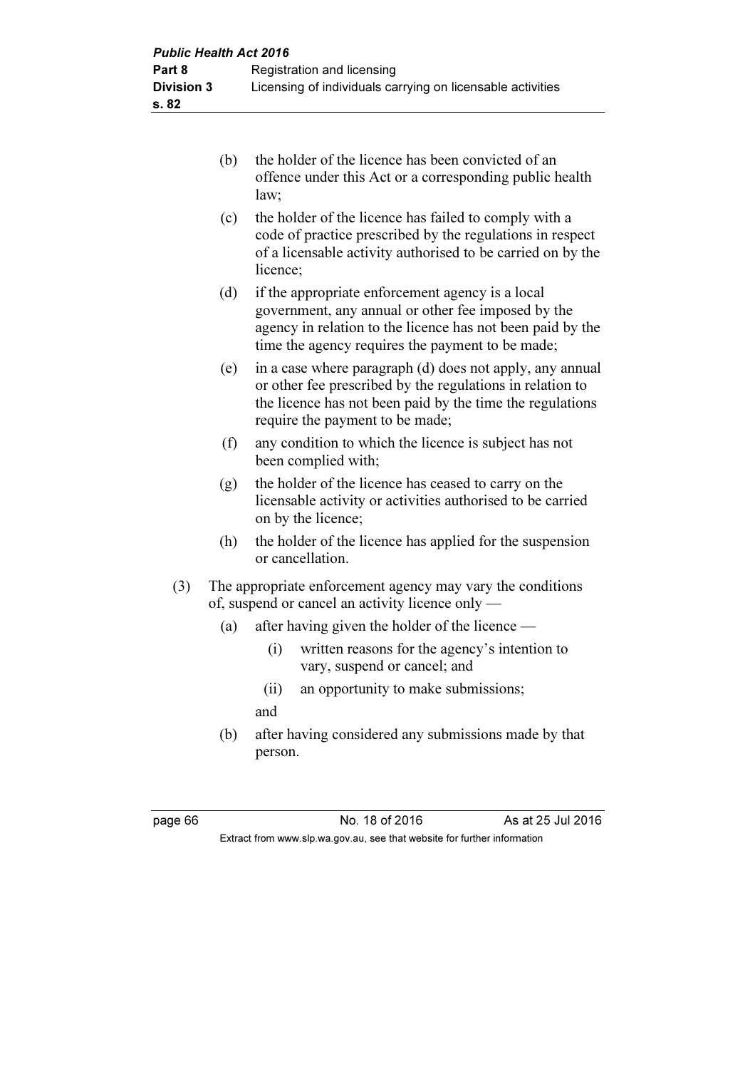(b) the holder of the licence has been convicted of an offence under this Act or a corresponding public health law;

(c) the holder of the licence has failed to comply with a code of practice prescribed by the regulations in respect of a licensable activity authorised to be carried on by the licence;

(d) if the appropriate enforcement agency is a local government, any annual or other fee imposed by the agency in relation to the licence has not been paid by the time the agency requires the payment to be made;

(e) in a case where paragraph (d) does not apply, any annual or other fee prescribed by the regulations in relation to the licence has not been paid by the time the regulations require the payment to be made;

(f) any condition to which the licence is subject has not been complied with;

(g) the holder of the licence has ceased to carry on the licensable activity or activities authorised to be carried on by the licence;

(h) the holder of the licence has applied for the suspension or cancellation.

(3) The appropriate enforcement agency may vary the conditions of, suspend or cancel an activity licence only —

(a) after having given the holder of the licence —

(i) written reasons for the agency's intention to vary, suspend or cancel; and

(ii) an opportunity to make submissions;

and

(b) after having considered any submissions made by that person.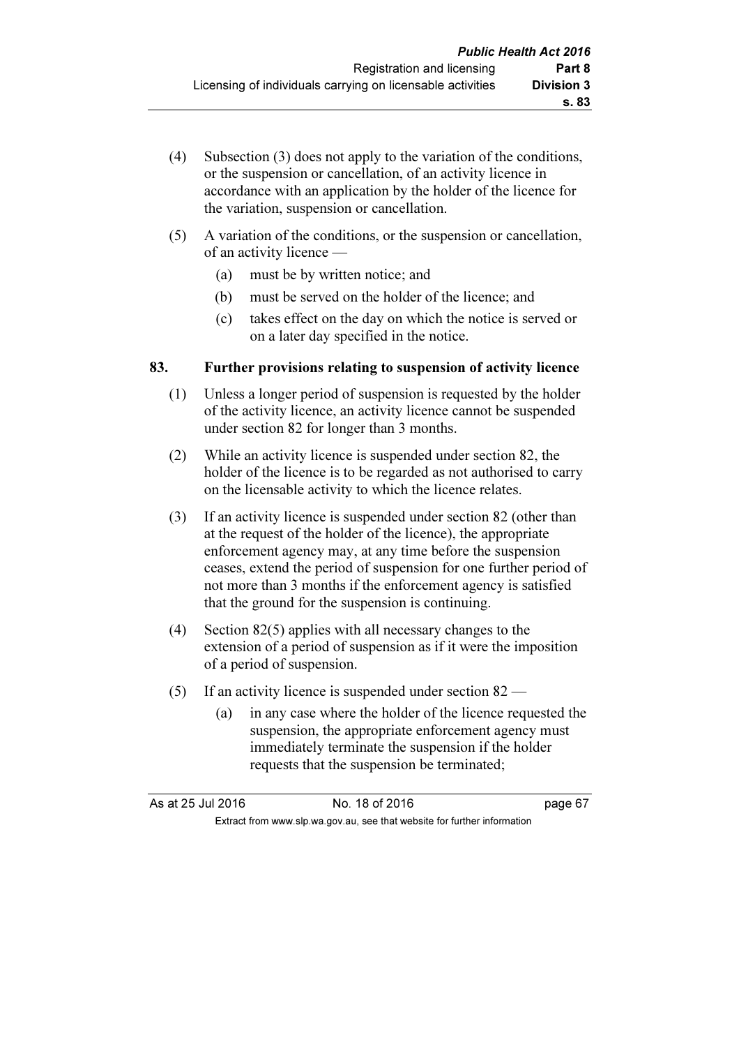(4) Subsection (3) does not apply to the variation of the conditions, or the suspension or cancellation, of an activity licence in accordance with an application by the holder of the licence for the variation, suspension or cancellation.

(5) A variation of the conditions, or the suspension or cancellation, of an activity licence —

(a) must be by written notice; and

(b) must be served on the holder of the licence; and

(c) takes effect on the day on which the notice is served or on a later day specified in the notice.

### 83. Further provisions relating to suspension of activity licence

(1) Unless a longer period of suspension is requested by the holder of the activity licence, an activity licence cannot be suspended under section 82 for longer than 3 months.

(2) While an activity licence is suspended under section 82, the holder of the licence is to be regarded as not authorised to carry on the licensable activity to which the licence relates.

(3) If an activity licence is suspended under section 82 (other than at the request of the holder of the licence), the appropriate enforcement agency may, at any time before the suspension ceases, extend the period of suspension for one further period of not more than 3 months if the enforcement agency is satisfied that the ground for the suspension is continuing.

(4) Section 82(5) applies with all necessary changes to the extension of a period of suspension as if it were the imposition of a period of suspension.

(5) If an activity licence is suspended under section 82 —

(a) in any case where the holder of the licence requested the suspension, the appropriate enforcement agency must immediately terminate the suspension if the holder requests that the suspension be terminated;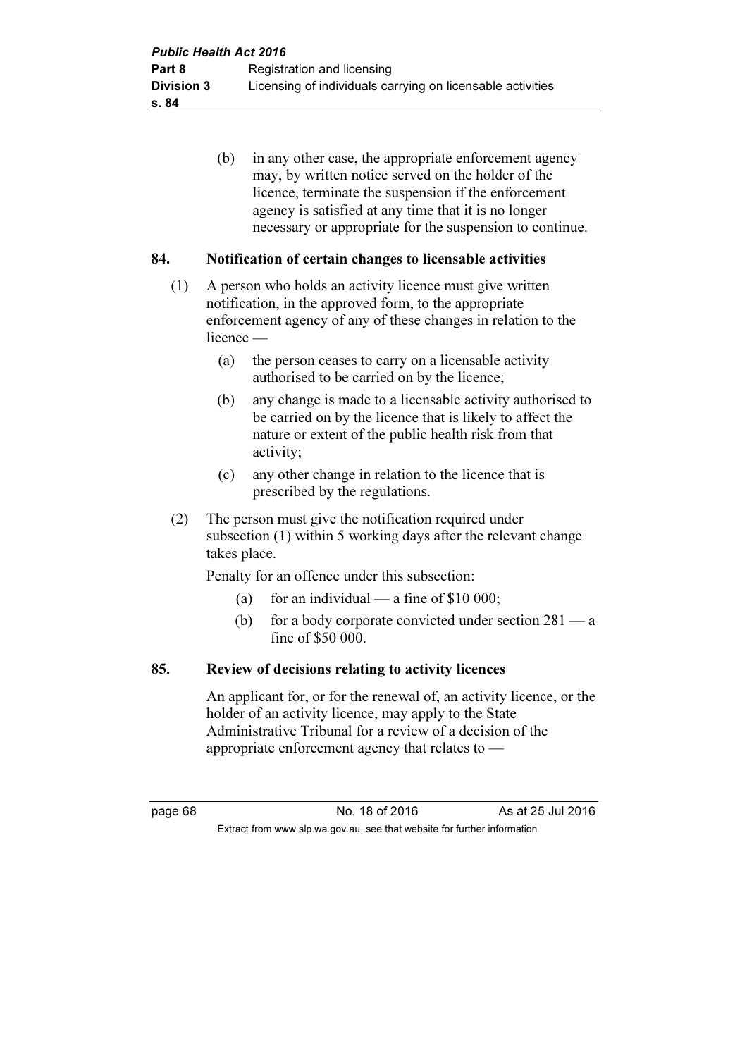(b) in any other case, the appropriate enforcement agency may, by written notice served on the holder of the licence, terminate the suspension if the enforcement agency is satisfied at any time that it is no longer necessary or appropriate for the suspension to continue.

### 84. Notification of certain changes to licensable activities

(1) A person who holds an activity licence must give written notification, in the approved form, to the appropriate enforcement agency of any of these changes in relation to the licence —

- (a) the person ceases to carry on a licensable activity authorised to be carried on by the licence;
- (b) any change is made to a licensable activity authorised to be carried on by the licence that is likely to affect the nature or extent of the public health risk from that activity;
- (c) any other change in relation to the licence that is prescribed by the regulations.

(2) The person must give the notification required under subsection (1) within 5 working days after the relevant change takes place.

Penalty for an offence under this subsection:

- (a) for an individual — a fine of $10 000;
- (b) for a body corporate convicted under section 281 — a fine of $50 000.

### 85. Review of decisions relating to activity licences

An applicant for, or for the renewal of, an activity licence, or the holder of an activity licence, may apply to the State Administrative Tribunal for a review of a decision of the appropriate enforcement agency that relates to —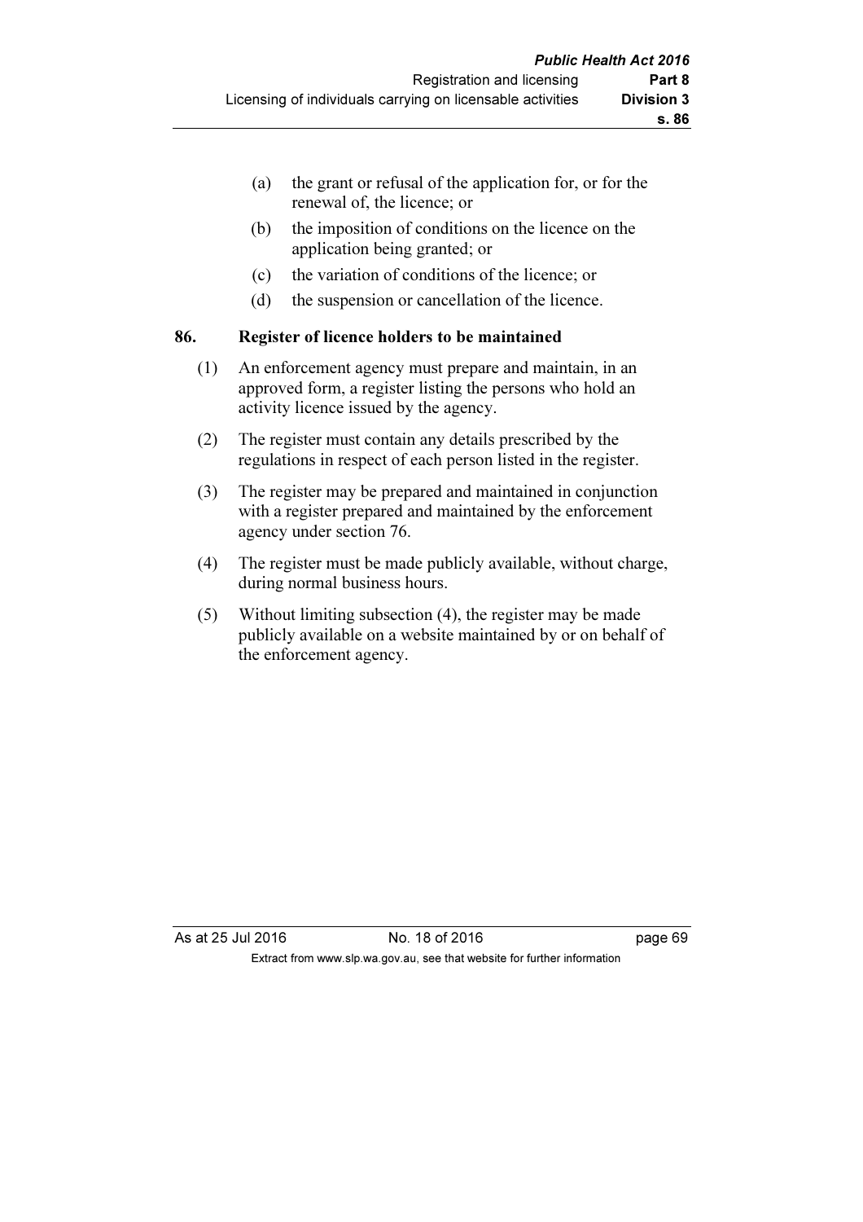(a) the grant or refusal of the application for, or for the renewal of, the licence; or

(b) the imposition of conditions on the licence on the application being granted; or

(c) the variation of conditions of the licence; or

(d) the suspension or cancellation of the licence.

### 86. Register of licence holders to be maintained

(1) An enforcement agency must prepare and maintain, in an approved form, a register listing the persons who hold an activity licence issued by the agency.

(2) The register must contain any details prescribed by the regulations in respect of each person listed in the register.

(3) The register may be prepared and maintained in conjunction with a register prepared and maintained by the enforcement agency under section 76.

(4) The register must be made publicly available, without charge, during normal business hours.

(5) Without limiting subsection (4), the register may be made publicly available on a website maintained by or on behalf of the enforcement agency.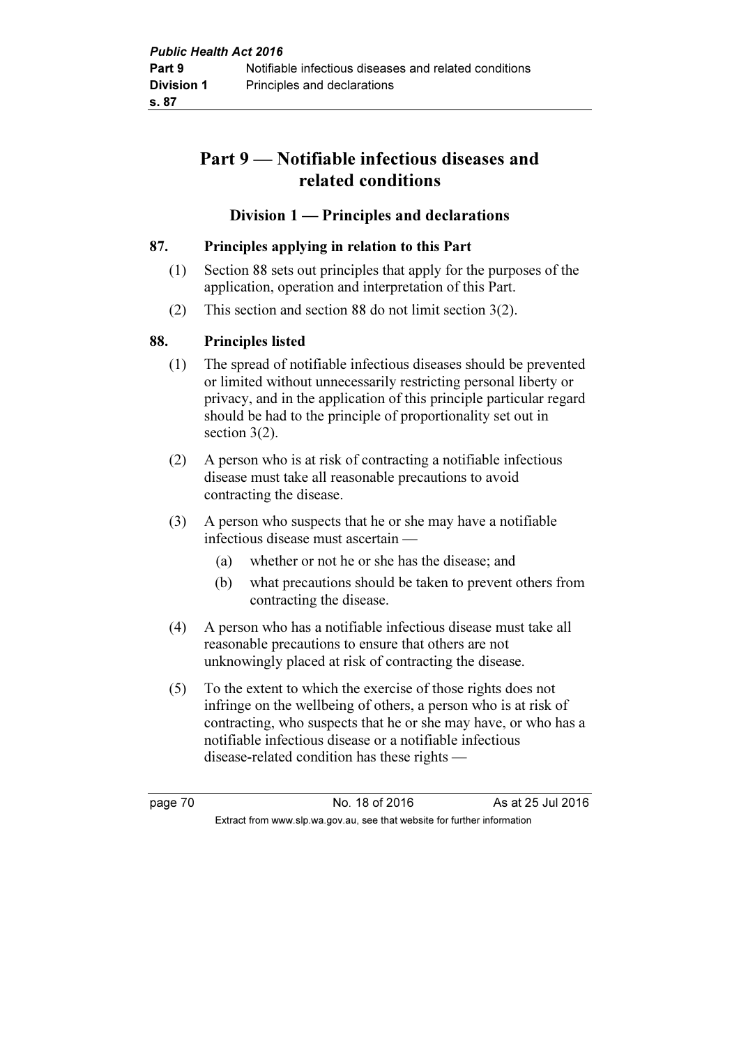# Part 9 — Notifiable infectious diseases and related conditions

## Division 1 — Principles and declarations

### 87. Principles applying in relation to this Part

(1) Section 88 sets out principles that apply for the purposes of the application, operation and interpretation of this Part.

(2) This section and section 88 do not limit section 3(2).

### 88. Principles listed

(1) The spread of notifiable infectious diseases should be prevented or limited without unnecessarily restricting personal liberty or privacy, and in the application of this principle particular regard should be had to the principle of proportionality set out in section 3(2).

(2) A person who is at risk of contracting a notifiable infectious disease must take all reasonable precautions to avoid contracting the disease.

(3) A person who suspects that he or she may have a notifiable infectious disease must ascertain —

(a) whether or not he or she has the disease; and

(b) what precautions should be taken to prevent others from contracting the disease.

(4) A person who has a notifiable infectious disease must take all reasonable precautions to ensure that others are not unknowingly placed at risk of contracting the disease.

(5) To the extent to which the exercise of those rights does not infringe on the wellbeing of others, a person who is at risk of contracting, who suspects that he or she may have, or who has a notifiable infectious disease or a notifiable infectious disease-related condition has these rights —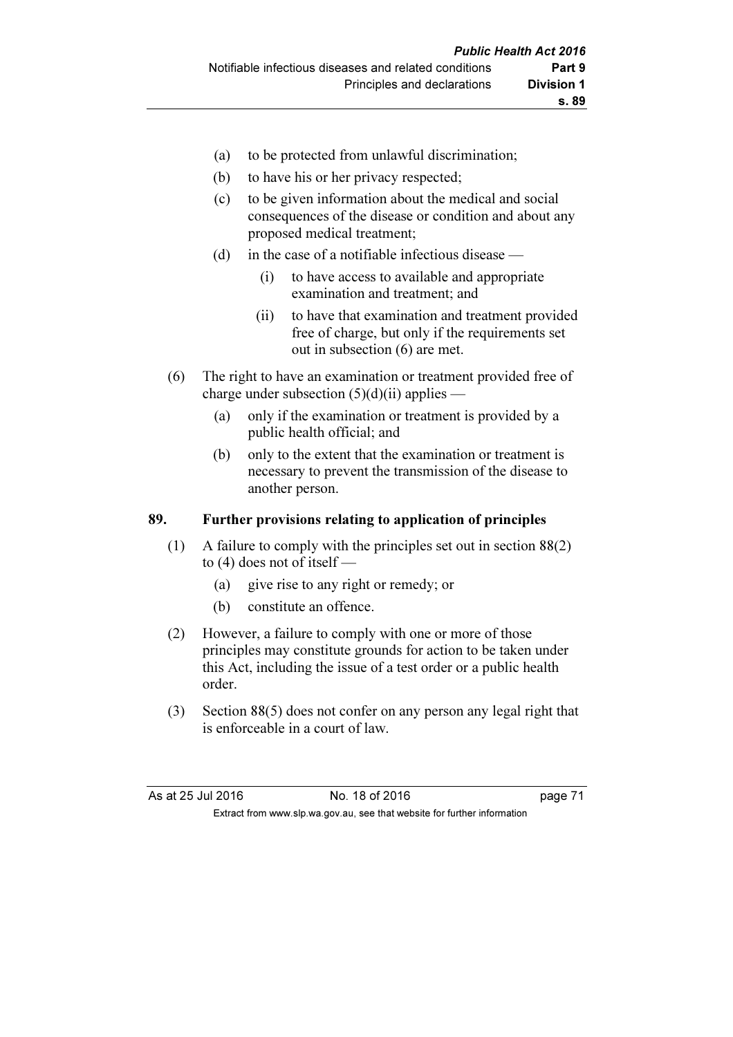(a) to be protected from unlawful discrimination;

(b) to have his or her privacy respected;

(c) to be given information about the medical and social consequences of the disease or condition and about any proposed medical treatment;

(d) in the case of a notifiable infectious disease —

  (i) to have access to available and appropriate examination and treatment; and

  (ii) to have that examination and treatment provided free of charge, but only if the requirements set out in subsection (6) are met.

(6) The right to have an examination or treatment provided free of charge under subsection (5)(d)(ii) applies —

  (a) only if the examination or treatment is provided by a public health official; and

  (b) only to the extent that the examination or treatment is necessary to prevent the transmission of the disease to another person.

## 89. Further provisions relating to application of principles

(1) A failure to comply with the principles set out in section 88(2) to (4) does not of itself —

  (a) give rise to any right or remedy; or

  (b) constitute an offence.

(2) However, a failure to comply with one or more of those principles may constitute grounds for action to be taken under this Act, including the issue of a test order or a public health order.

(3) Section 88(5) does not confer on any person any legal right that is enforceable in a court of law.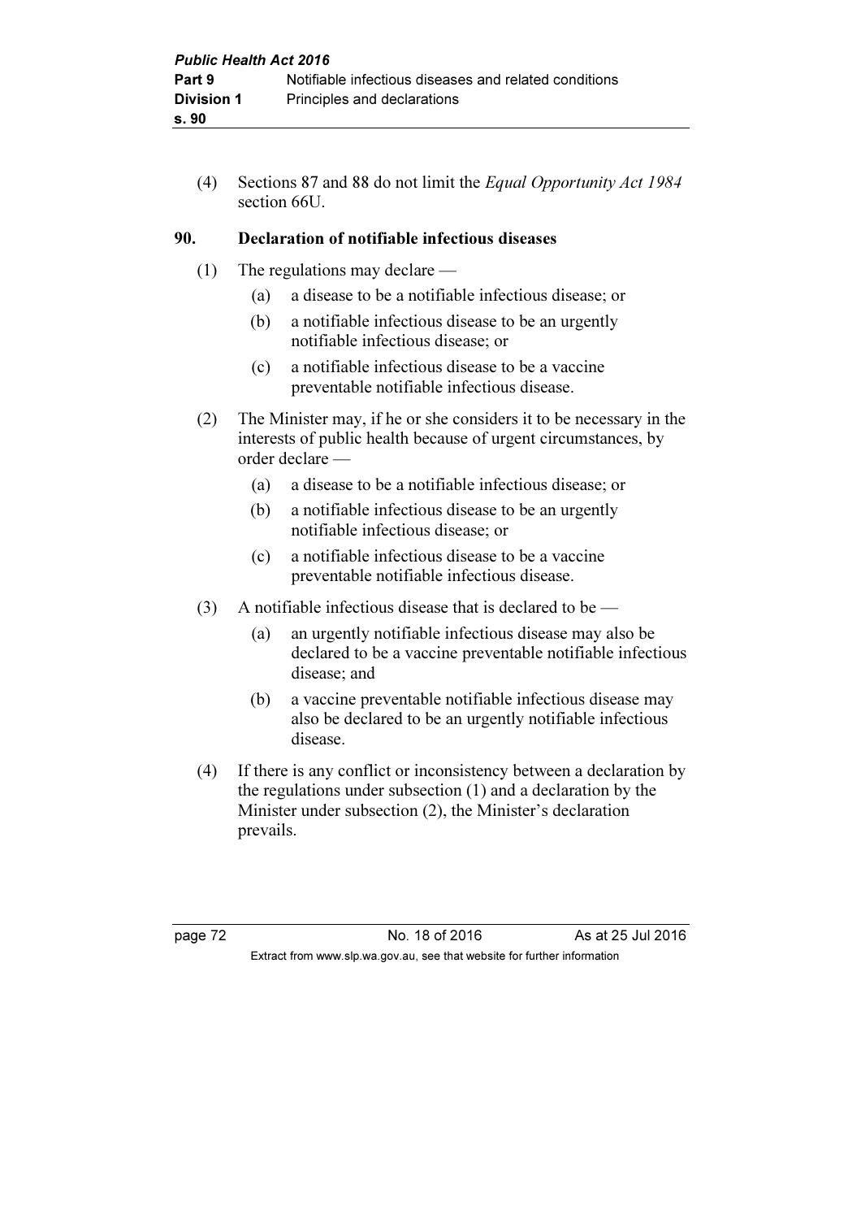(4) Sections 87 and 88 do not limit the *Equal Opportunity Act 1984* section 66U.

## 90. Declaration of notifiable infectious diseases

(1) The regulations may declare —

- (a) a disease to be a notifiable infectious disease; or
- (b) a notifiable infectious disease to be an urgently notifiable infectious disease; or
- (c) a notifiable infectious disease to be a vaccine preventable notifiable infectious disease.

(2) The Minister may, if he or she considers it to be necessary in the interests of public health because of urgent circumstances, by order declare —

- (a) a disease to be a notifiable infectious disease; or
- (b) a notifiable infectious disease to be an urgently notifiable infectious disease; or
- (c) a notifiable infectious disease to be a vaccine preventable notifiable infectious disease.

(3) A notifiable infectious disease that is declared to be —

- (a) an urgently notifiable infectious disease may also be declared to be a vaccine preventable notifiable infectious disease; and
- (b) a vaccine preventable notifiable infectious disease may also be declared to be an urgently notifiable infectious disease.

(4) If there is any conflict or inconsistency between a declaration by the regulations under subsection (1) and a declaration by the Minister under subsection (2), the Minister's declaration prevails.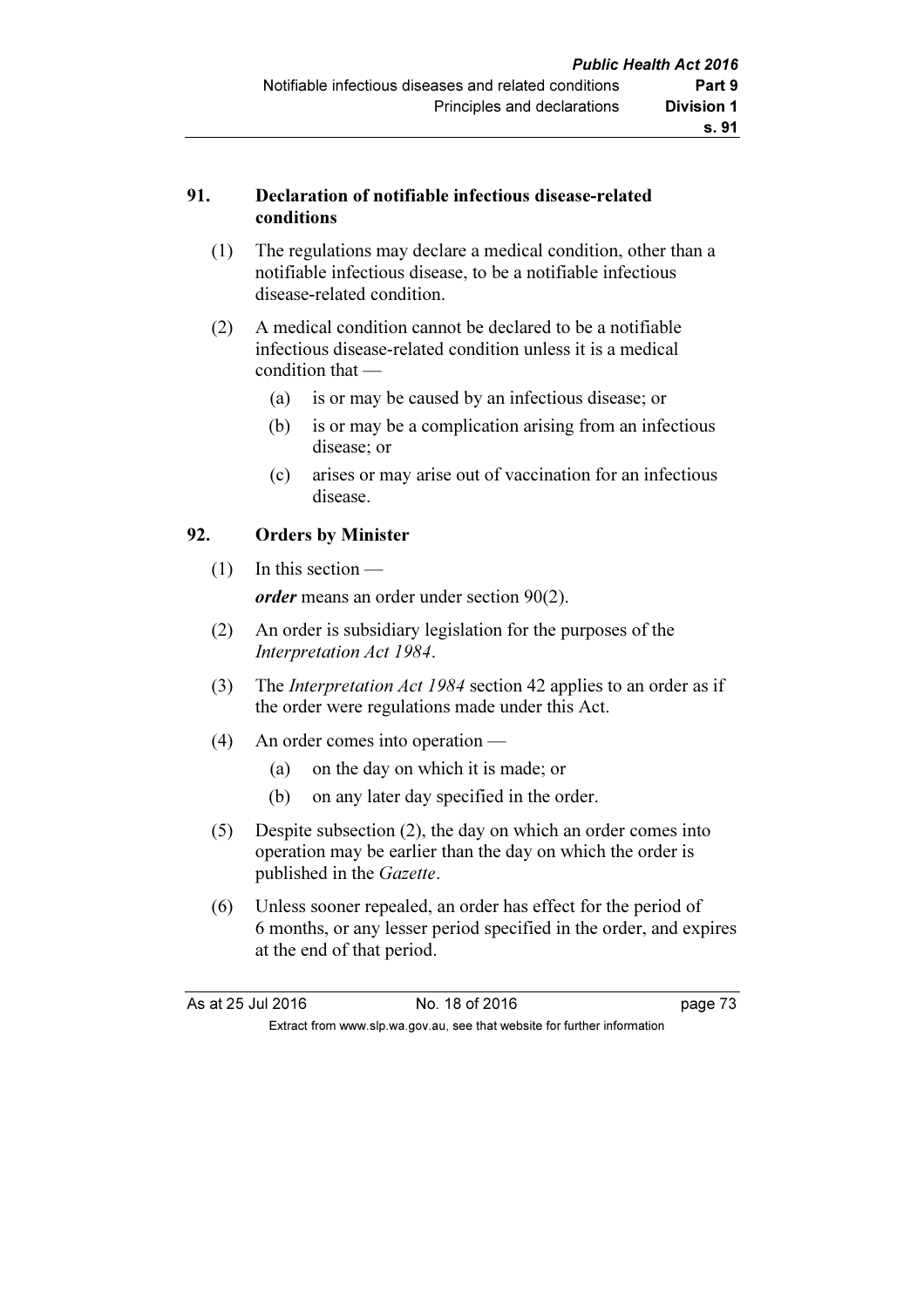## 91. Declaration of notifiable infectious disease-related conditions

(1) The regulations may declare a medical condition, other than a notifiable infectious disease, to be a notifiable infectious disease-related condition.

(2) A medical condition cannot be declared to be a notifiable infectious disease-related condition unless it is a medical condition that —

   (a) is or may be caused by an infectious disease; or

   (b) is or may be a complication arising from an infectious disease; or

   (c) arises or may arise out of vaccination for an infectious disease.

## 92. Orders by Minister

(1) In this section —

   ***order*** means an order under section 90(2).

(2) An order is subsidiary legislation for the purposes of the *Interpretation Act 1984*.

(3) The *Interpretation Act 1984* section 42 applies to an order as if the order were regulations made under this Act.

(4) An order comes into operation —

   (a) on the day on which it is made; or

   (b) on any later day specified in the order.

(5) Despite subsection (2), the day on which an order comes into operation may be earlier than the day on which the order is published in the *Gazette*.

(6) Unless sooner repealed, an order has effect for the period of 6 months, or any lesser period specified in the order, and expires at the end of that period.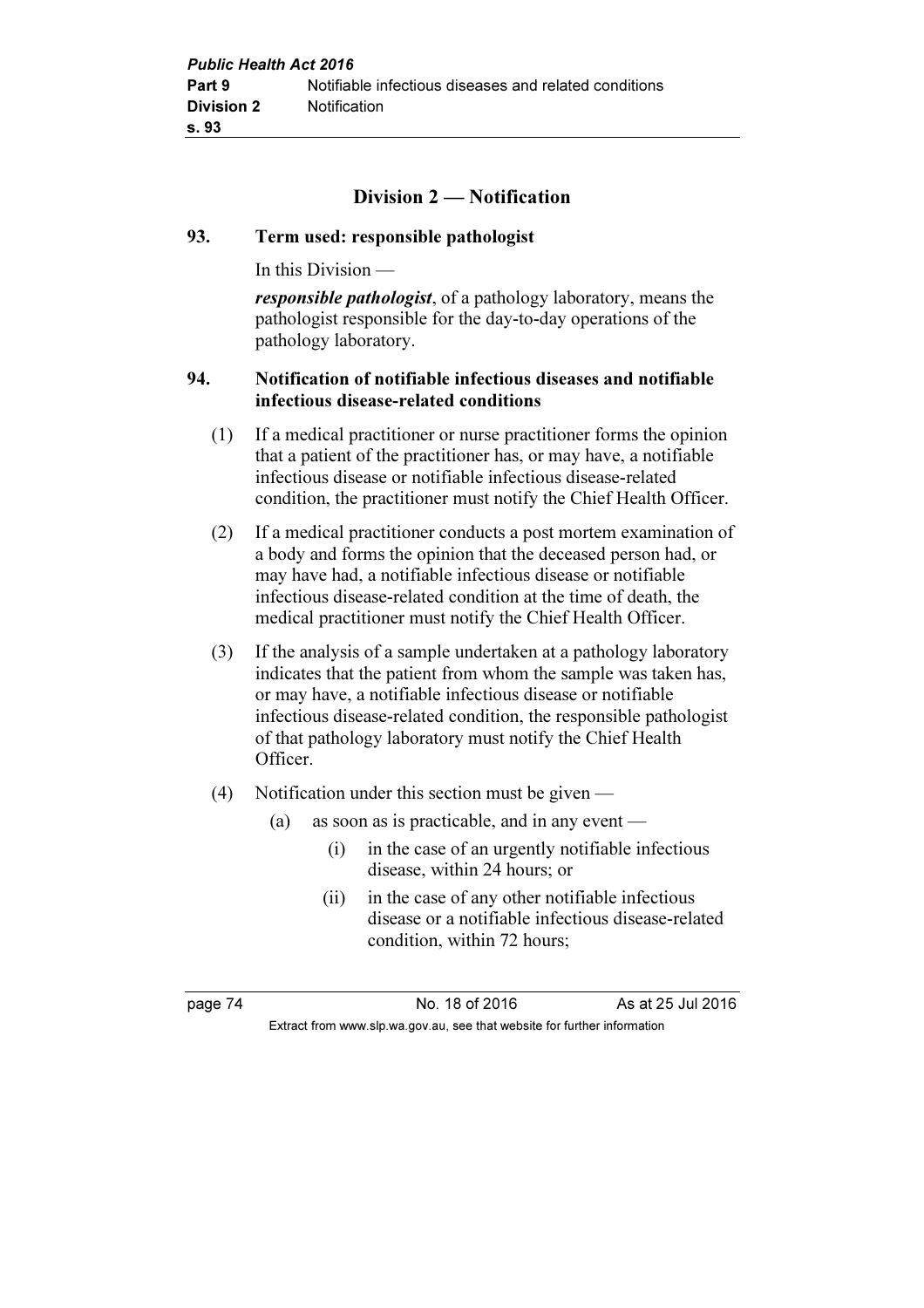## Division 2 — Notification

### 93. Term used: responsible pathologist

In this Division —

***responsible pathologist***, of a pathology laboratory, means the pathologist responsible for the day-to-day operations of the pathology laboratory.

### 94. Notification of notifiable infectious diseases and notifiable infectious disease-related conditions

(1) If a medical practitioner or nurse practitioner forms the opinion that a patient of the practitioner has, or may have, a notifiable infectious disease or notifiable infectious disease-related condition, the practitioner must notify the Chief Health Officer.

(2) If a medical practitioner conducts a post mortem examination of a body and forms the opinion that the deceased person had, or may have had, a notifiable infectious disease or notifiable infectious disease-related condition at the time of death, the medical practitioner must notify the Chief Health Officer.

(3) If the analysis of a sample undertaken at a pathology laboratory indicates that the patient from whom the sample was taken has, or may have, a notifiable infectious disease or notifiable infectious disease-related condition, the responsible pathologist of that pathology laboratory must notify the Chief Health Officer.

(4) Notification under this section must be given —

   (a) as soon as is practicable, and in any event —

      (i) in the case of an urgently notifiable infectious disease, within 24 hours; or

      (ii) in the case of any other notifiable infectious disease or a notifiable infectious disease-related condition, within 72 hours;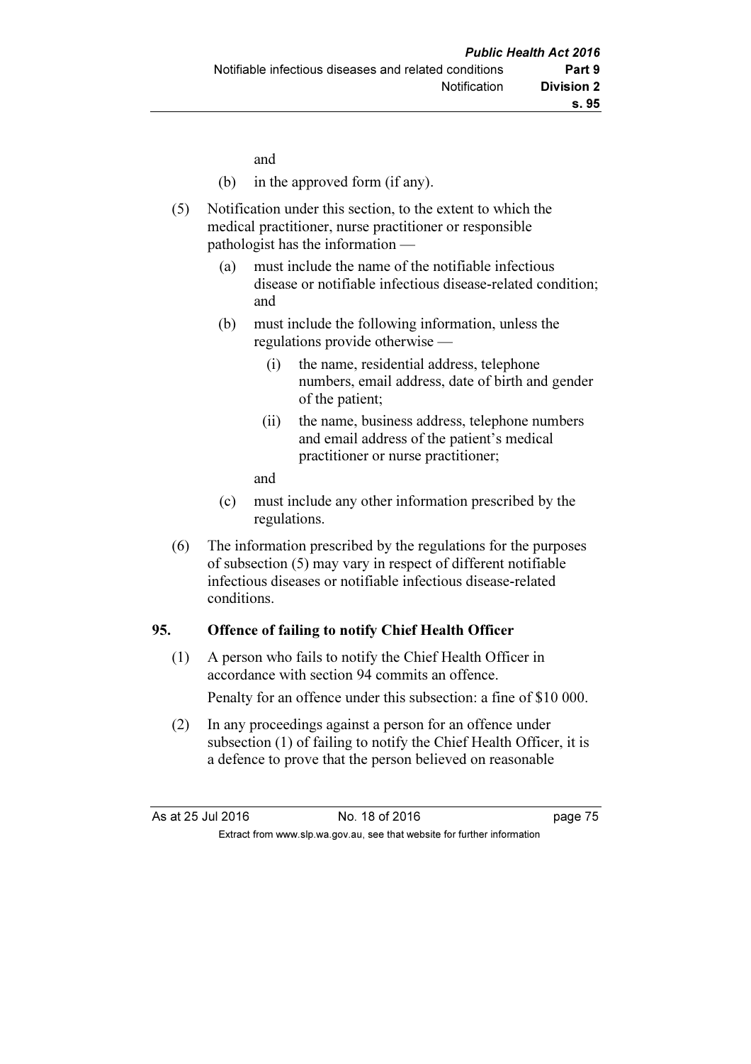and

(b) in the approved form (if any).

(5) Notification under this section, to the extent to which the medical practitioner, nurse practitioner or responsible pathologist has the information —

(a) must include the name of the notifiable infectious disease or notifiable infectious disease-related condition; and

(b) must include the following information, unless the regulations provide otherwise —

(i) the name, residential address, telephone numbers, email address, date of birth and gender of the patient;

(ii) the name, business address, telephone numbers and email address of the patient's medical practitioner or nurse practitioner;

and

(c) must include any other information prescribed by the regulations.

(6) The information prescribed by the regulations for the purposes of subsection (5) may vary in respect of different notifiable infectious diseases or notifiable infectious disease-related conditions.

### 95. Offence of failing to notify Chief Health Officer

(1) A person who fails to notify the Chief Health Officer in accordance with section 94 commits an offence.

Penalty for an offence under this subsection: a fine of $10 000.

(2) In any proceedings against a person for an offence under subsection (1) of failing to notify the Chief Health Officer, it is a defence to prove that the person believed on reasonable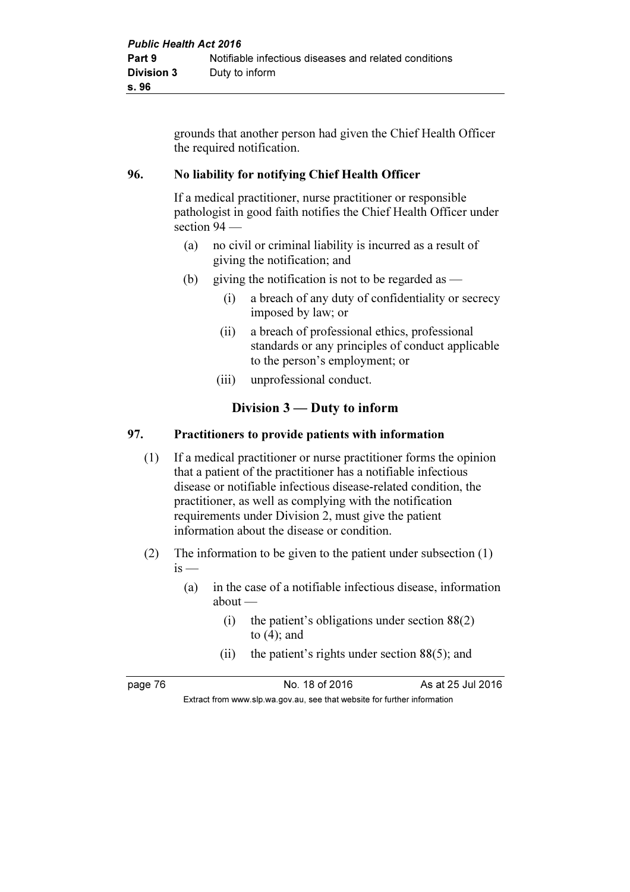grounds that another person had given the Chief Health Officer the required notification.

### 96. No liability for notifying Chief Health Officer

If a medical practitioner, nurse practitioner or responsible pathologist in good faith notifies the Chief Health Officer under section 94 —

- (a) no civil or criminal liability is incurred as a result of giving the notification; and
- (b) giving the notification is not to be regarded as —
  - (i) a breach of any duty of confidentiality or secrecy imposed by law; or
  - (ii) a breach of professional ethics, professional standards or any principles of conduct applicable to the person's employment; or
  - (iii) unprofessional conduct.

## Division 3 — Duty to inform

### 97. Practitioners to provide patients with information

(1) If a medical practitioner or nurse practitioner forms the opinion that a patient of the practitioner has a notifiable infectious disease or notifiable infectious disease-related condition, the practitioner, as well as complying with the notification requirements under Division 2, must give the patient information about the disease or condition.

(2) The information to be given to the patient under subsection (1) is —

- (a) in the case of a notifiable infectious disease, information about —
  - (i) the patient's obligations under section 88(2) to (4); and
  - (ii) the patient's rights under section 88(5); and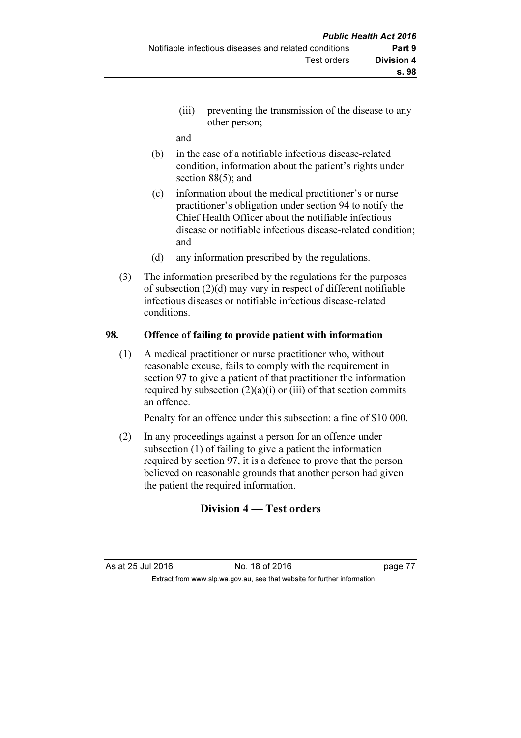(iii) preventing the transmission of the disease to any other person;

and

(b) in the case of a notifiable infectious disease-related condition, information about the patient's rights under section 88(5); and

(c) information about the medical practitioner's or nurse practitioner's obligation under section 94 to notify the Chief Health Officer about the notifiable infectious disease or notifiable infectious disease-related condition; and

(d) any information prescribed by the regulations.

(3) The information prescribed by the regulations for the purposes of subsection (2)(d) may vary in respect of different notifiable infectious diseases or notifiable infectious disease-related conditions.

### 98. Offence of failing to provide patient with information

(1) A medical practitioner or nurse practitioner who, without reasonable excuse, fails to comply with the requirement in section 97 to give a patient of that practitioner the information required by subsection (2)(a)(i) or (iii) of that section commits an offence.

Penalty for an offence under this subsection: a fine of $10 000.

(2) In any proceedings against a person for an offence under subsection (1) of failing to give a patient the information required by section 97, it is a defence to prove that the person believed on reasonable grounds that another person had given the patient the required information.

## Division 4 — Test orders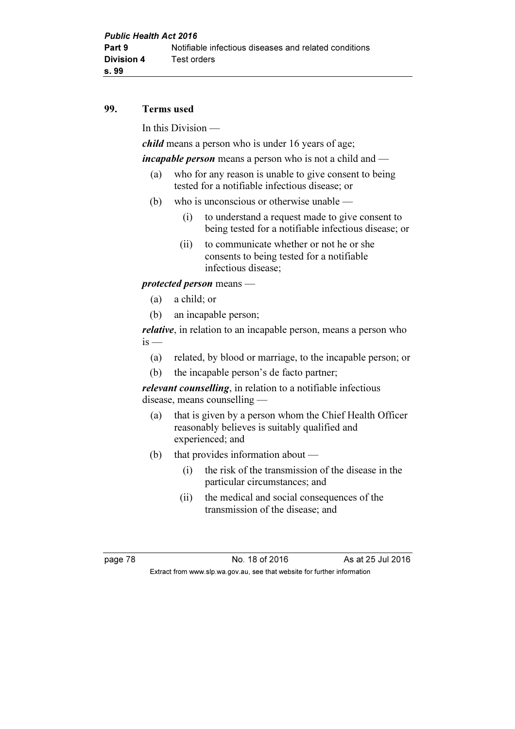### 99. Terms used

In this Division —

***child*** means a person who is under 16 years of age;

***incapable person*** means a person who is not a child and —

- (a) who for any reason is unable to give consent to being tested for a notifiable infectious disease; or
- (b) who is unconscious or otherwise unable —
  - (i) to understand a request made to give consent to being tested for a notifiable infectious disease; or
  - (ii) to communicate whether or not he or she consents to being tested for a notifiable infectious disease;

***protected person*** means —

- (a) a child; or
- (b) an incapable person;

***relative***, in relation to an incapable person, means a person who is —

- (a) related, by blood or marriage, to the incapable person; or
- (b) the incapable person's de facto partner;

***relevant counselling***, in relation to a notifiable infectious disease, means counselling —

- (a) that is given by a person whom the Chief Health Officer reasonably believes is suitably qualified and experienced; and
- (b) that provides information about —
  - (i) the risk of the transmission of the disease in the particular circumstances; and
  - (ii) the medical and social consequences of the transmission of the disease; and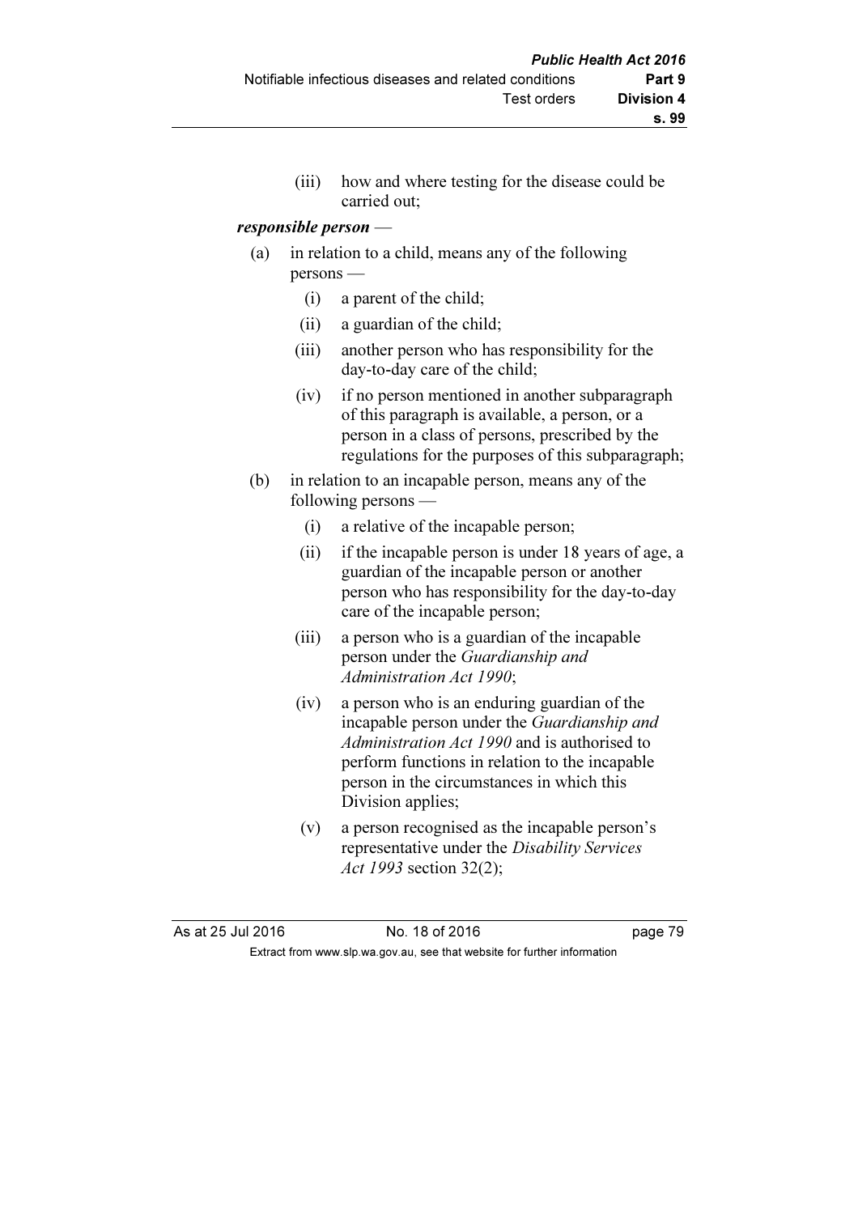(iii) how and where testing for the disease could be carried out;

***responsible person*** —

(a) in relation to a child, means any of the following persons —

(i) a parent of the child;

(ii) a guardian of the child;

(iii) another person who has responsibility for the day-to-day care of the child;

(iv) if no person mentioned in another subparagraph of this paragraph is available, a person, or a person in a class of persons, prescribed by the regulations for the purposes of this subparagraph;

(b) in relation to an incapable person, means any of the following persons —

(i) a relative of the incapable person;

(ii) if the incapable person is under 18 years of age, a guardian of the incapable person or another person who has responsibility for the day-to-day care of the incapable person;

(iii) a person who is a guardian of the incapable person under the *Guardianship and Administration Act 1990*;

(iv) a person who is an enduring guardian of the incapable person under the *Guardianship and Administration Act 1990* and is authorised to perform functions in relation to the incapable person in the circumstances in which this Division applies;

(v) a person recognised as the incapable person's representative under the *Disability Services Act 1993* section 32(2);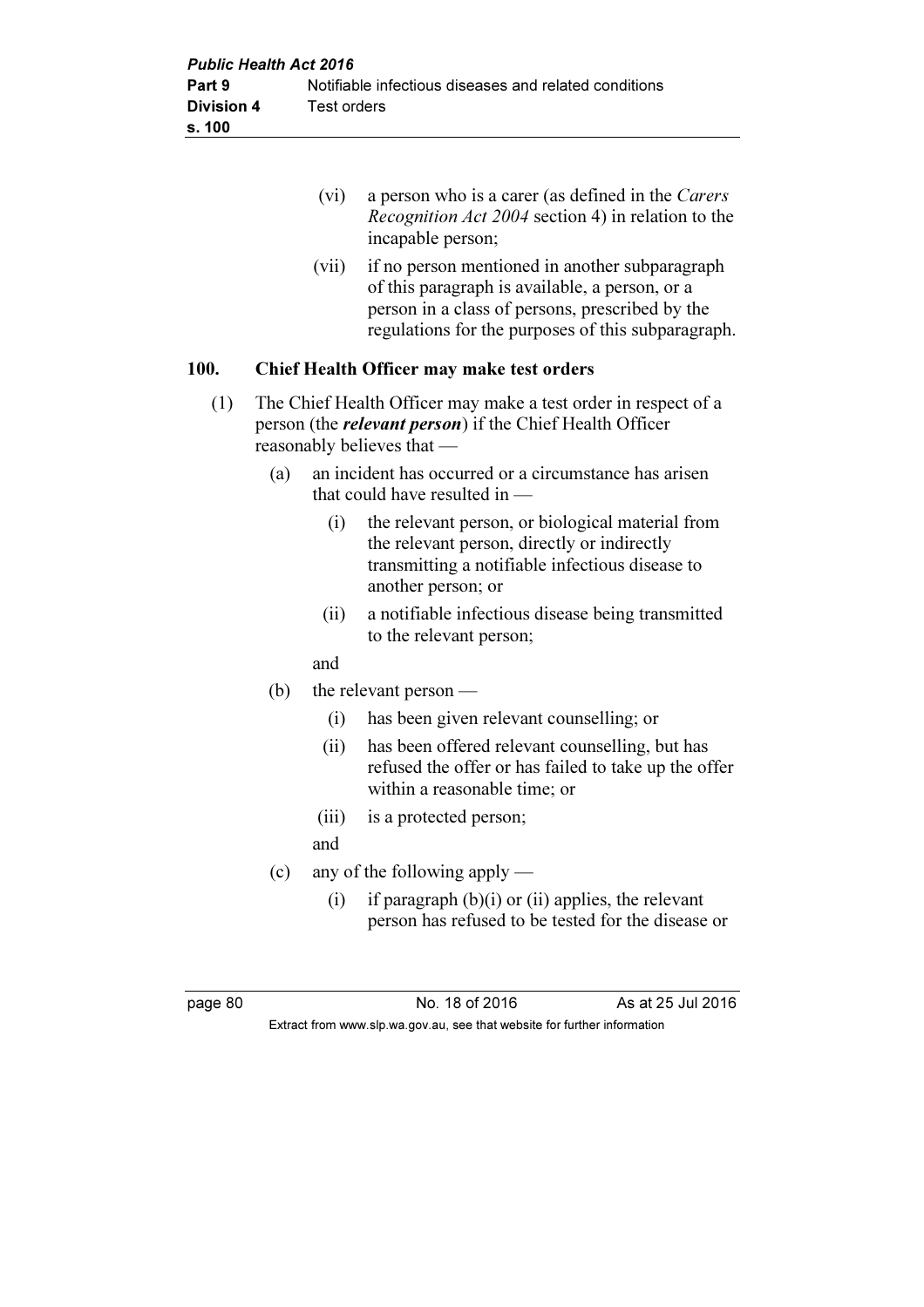(vi) a person who is a carer (as defined in the *Carers Recognition Act 2004* section 4) in relation to the incapable person;

(vii) if no person mentioned in another subparagraph of this paragraph is available, a person, or a person in a class of persons, prescribed by the regulations for the purposes of this subparagraph.

## 100. Chief Health Officer may make test orders

(1) The Chief Health Officer may make a test order in respect of a person (the ***relevant person***) if the Chief Health Officer reasonably believes that —

(a) an incident has occurred or a circumstance has arisen that could have resulted in —

(i) the relevant person, or biological material from the relevant person, directly or indirectly transmitting a notifiable infectious disease to another person; or

(ii) a notifiable infectious disease being transmitted to the relevant person;

and

(b) the relevant person —

(i) has been given relevant counselling; or

(ii) has been offered relevant counselling, but has refused the offer or has failed to take up the offer within a reasonable time; or

(iii) is a protected person;

and

(c) any of the following apply —

(i) if paragraph (b)(i) or (ii) applies, the relevant person has refused to be tested for the disease or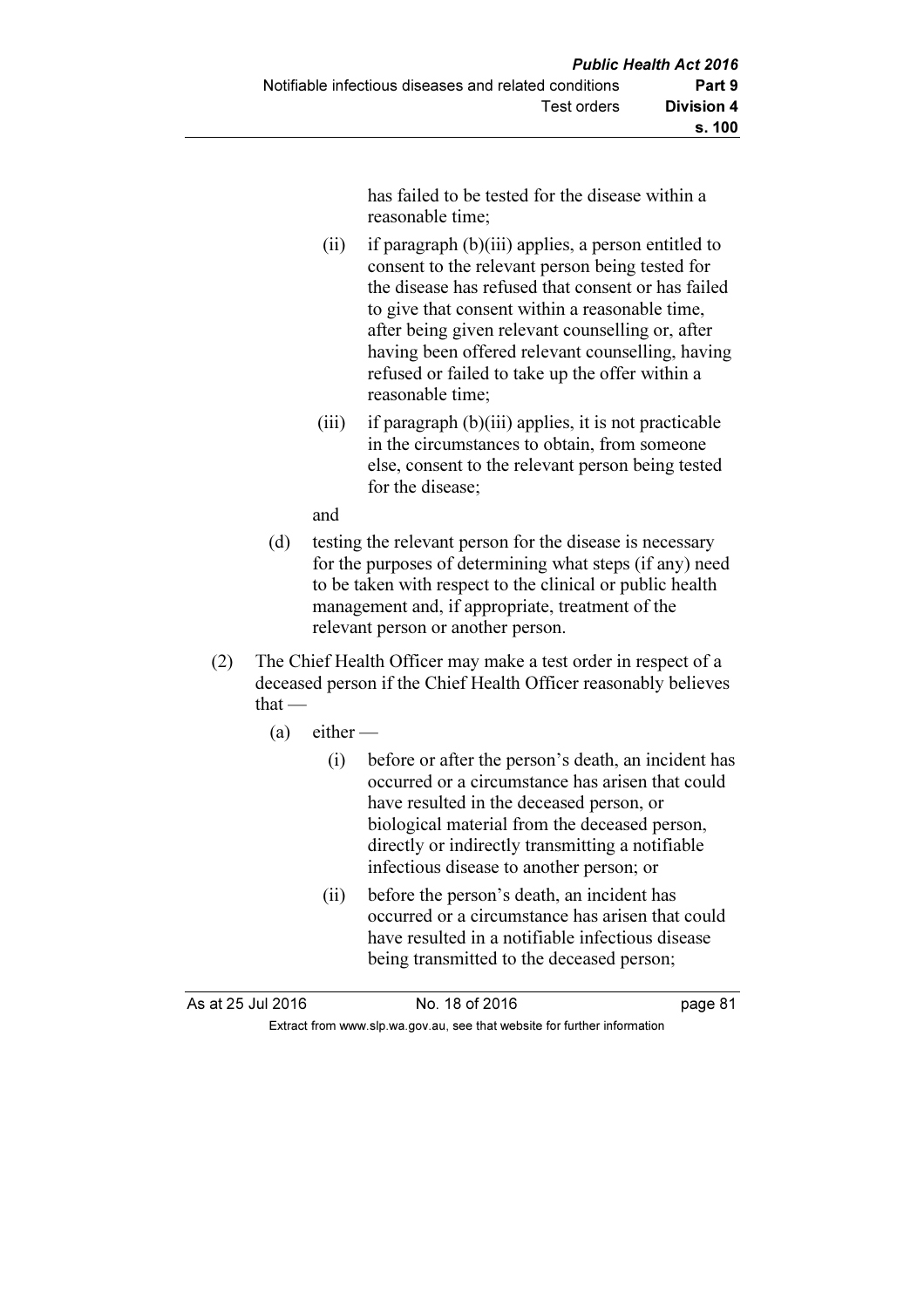has failed to be tested for the disease within a reasonable time;

(ii) if paragraph (b)(iii) applies, a person entitled to consent to the relevant person being tested for the disease has refused that consent or has failed to give that consent within a reasonable time, after being given relevant counselling or, after having been offered relevant counselling, having refused or failed to take up the offer within a reasonable time;

(iii) if paragraph (b)(iii) applies, it is not practicable in the circumstances to obtain, from someone else, consent to the relevant person being tested for the disease;

and

(d) testing the relevant person for the disease is necessary for the purposes of determining what steps (if any) need to be taken with respect to the clinical or public health management and, if appropriate, treatment of the relevant person or another person.

(2) The Chief Health Officer may make a test order in respect of a deceased person if the Chief Health Officer reasonably believes that —

(a) either —

(i) before or after the person's death, an incident has occurred or a circumstance has arisen that could have resulted in the deceased person, or biological material from the deceased person, directly or indirectly transmitting a notifiable infectious disease to another person; or

(ii) before the person's death, an incident has occurred or a circumstance has arisen that could have resulted in a notifiable infectious disease being transmitted to the deceased person;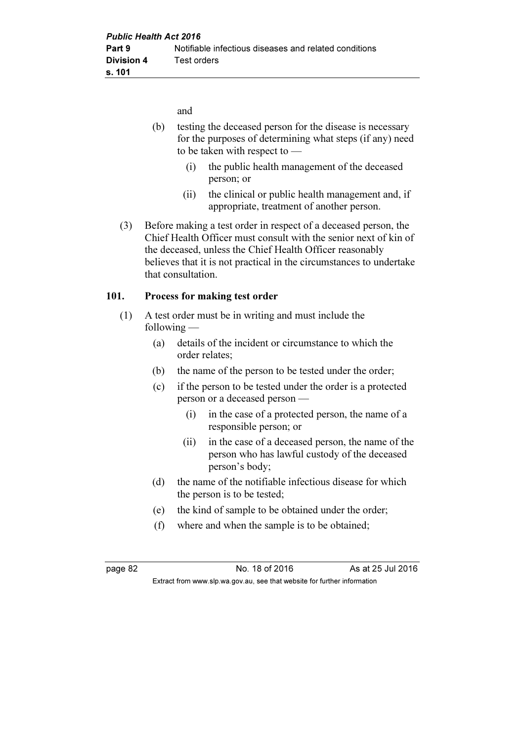and

(b) testing the deceased person for the disease is necessary for the purposes of determining what steps (if any) need to be taken with respect to —

(i) the public health management of the deceased person; or

(ii) the clinical or public health management and, if appropriate, treatment of another person.

(3) Before making a test order in respect of a deceased person, the Chief Health Officer must consult with the senior next of kin of the deceased, unless the Chief Health Officer reasonably believes that it is not practical in the circumstances to undertake that consultation.

**101. Process for making test order**

(1) A test order must be in writing and must include the following —

(a) details of the incident or circumstance to which the order relates;

(b) the name of the person to be tested under the order;

(c) if the person to be tested under the order is a protected person or a deceased person —

(i) in the case of a protected person, the name of a responsible person; or

(ii) in the case of a deceased person, the name of the person who has lawful custody of the deceased person's body;

(d) the name of the notifiable infectious disease for which the person is to be tested;

(e) the kind of sample to be obtained under the order;

(f) where and when the sample is to be obtained;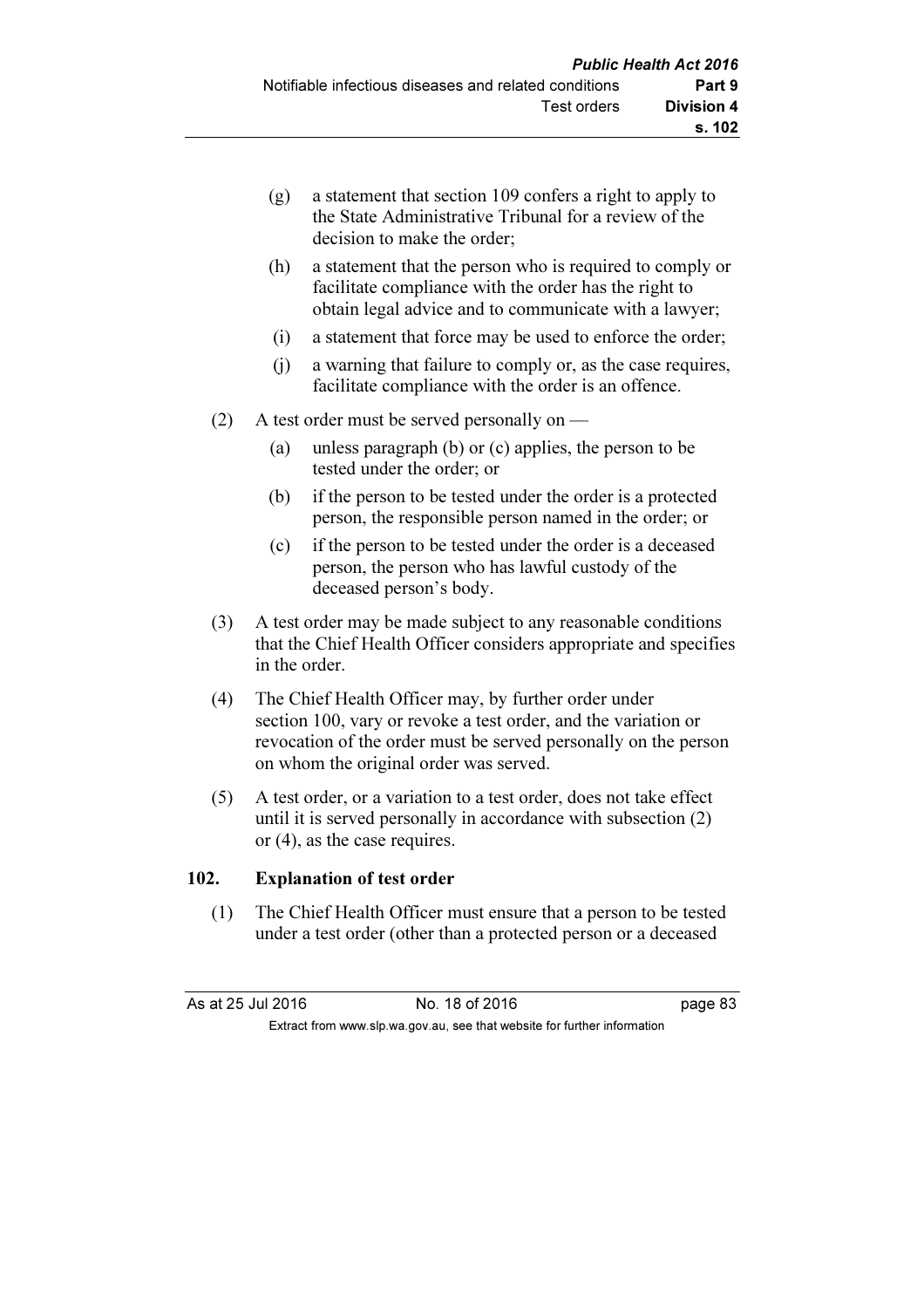(g) a statement that section 109 confers a right to apply to the State Administrative Tribunal for a review of the decision to make the order;

(h) a statement that the person who is required to comply or facilitate compliance with the order has the right to obtain legal advice and to communicate with a lawyer;

(i) a statement that force may be used to enforce the order;

(j) a warning that failure to comply or, as the case requires, facilitate compliance with the order is an offence.

(2) A test order must be served personally on —

(a) unless paragraph (b) or (c) applies, the person to be tested under the order; or

(b) if the person to be tested under the order is a protected person, the responsible person named in the order; or

(c) if the person to be tested under the order is a deceased person, the person who has lawful custody of the deceased person's body.

(3) A test order may be made subject to any reasonable conditions that the Chief Health Officer considers appropriate and specifies in the order.

(4) The Chief Health Officer may, by further order under section 100, vary or revoke a test order, and the variation or revocation of the order must be served personally on the person on whom the original order was served.

(5) A test order, or a variation to a test order, does not take effect until it is served personally in accordance with subsection (2) or (4), as the case requires.

## 102. Explanation of test order

(1) The Chief Health Officer must ensure that a person to be tested under a test order (other than a protected person or a deceased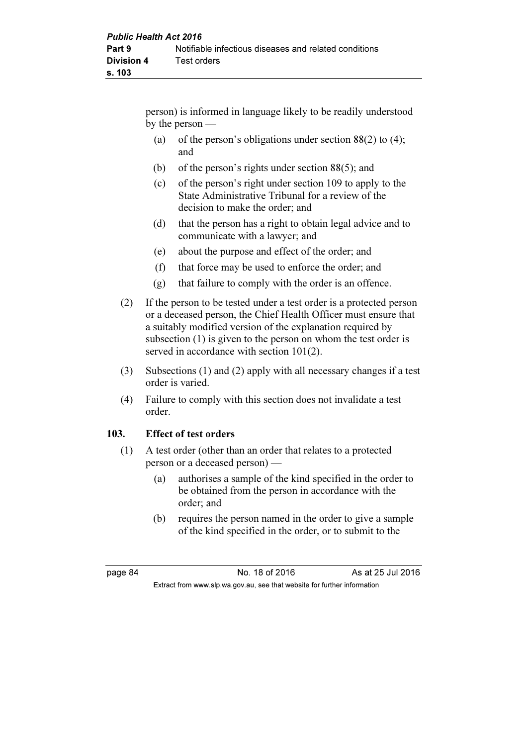person) is informed in language likely to be readily understood by the person —

(a) of the person's obligations under section 88(2) to (4); and

(b) of the person's rights under section 88(5); and

(c) of the person's right under section 109 to apply to the State Administrative Tribunal for a review of the decision to make the order; and

(d) that the person has a right to obtain legal advice and to communicate with a lawyer; and

(e) about the purpose and effect of the order; and

(f) that force may be used to enforce the order; and

(g) that failure to comply with the order is an offence.

(2) If the person to be tested under a test order is a protected person or a deceased person, the Chief Health Officer must ensure that a suitably modified version of the explanation required by subsection (1) is given to the person on whom the test order is served in accordance with section 101(2).

(3) Subsections (1) and (2) apply with all necessary changes if a test order is varied.

(4) Failure to comply with this section does not invalidate a test order.

### 103. Effect of test orders

(1) A test order (other than an order that relates to a protected person or a deceased person) —

(a) authorises a sample of the kind specified in the order to be obtained from the person in accordance with the order; and

(b) requires the person named in the order to give a sample of the kind specified in the order, or to submit to the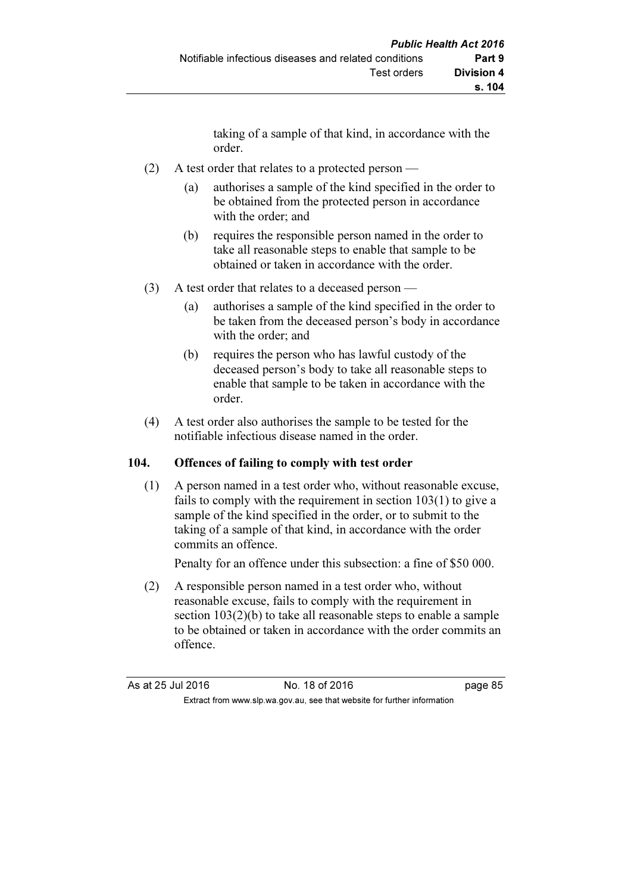taking of a sample of that kind, in accordance with the order.

(2) A test order that relates to a protected person —

(a) authorises a sample of the kind specified in the order to be obtained from the protected person in accordance with the order; and

(b) requires the responsible person named in the order to take all reasonable steps to enable that sample to be obtained or taken in accordance with the order.

(3) A test order that relates to a deceased person —

(a) authorises a sample of the kind specified in the order to be taken from the deceased person's body in accordance with the order; and

(b) requires the person who has lawful custody of the deceased person's body to take all reasonable steps to enable that sample to be taken in accordance with the order.

(4) A test order also authorises the sample to be tested for the notifiable infectious disease named in the order.

### 104. Offences of failing to comply with test order

(1) A person named in a test order who, without reasonable excuse, fails to comply with the requirement in section 103(1) to give a sample of the kind specified in the order, or to submit to the taking of a sample of that kind, in accordance with the order commits an offence.

Penalty for an offence under this subsection: a fine of $50 000.

(2) A responsible person named in a test order who, without reasonable excuse, fails to comply with the requirement in section 103(2)(b) to take all reasonable steps to enable a sample to be obtained or taken in accordance with the order commits an offence.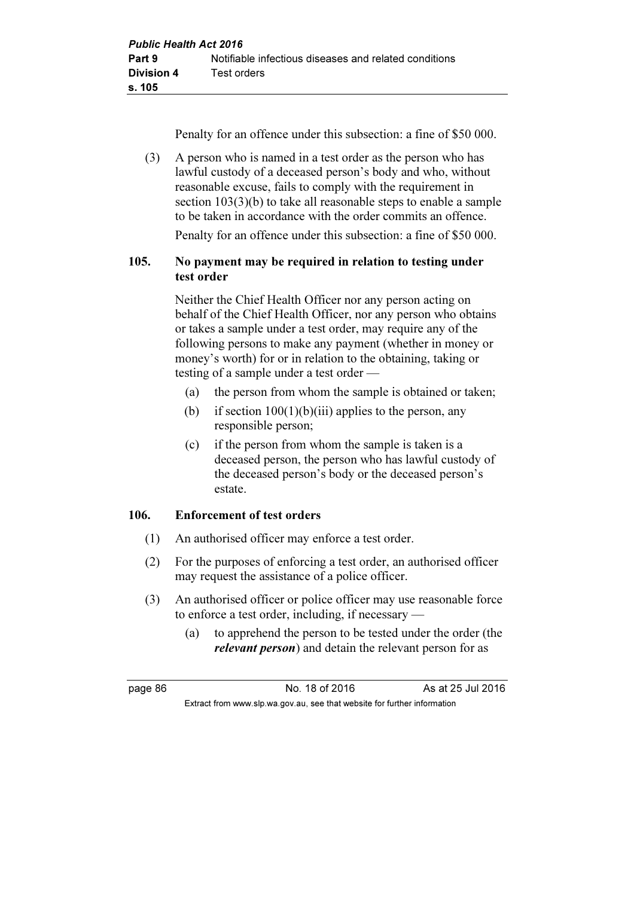Penalty for an offence under this subsection: a fine of $50 000.

(3) A person who is named in a test order as the person who has lawful custody of a deceased person's body and who, without reasonable excuse, fails to comply with the requirement in section 103(3)(b) to take all reasonable steps to enable a sample to be taken in accordance with the order commits an offence.

Penalty for an offence under this subsection: a fine of $50 000.

### 105. No payment may be required in relation to testing under test order

Neither the Chief Health Officer nor any person acting on behalf of the Chief Health Officer, nor any person who obtains or takes a sample under a test order, may require any of the following persons to make any payment (whether in money or money's worth) for or in relation to the obtaining, taking or testing of a sample under a test order —

- (a) the person from whom the sample is obtained or taken;
- (b) if section 100(1)(b)(iii) applies to the person, any responsible person;
- (c) if the person from whom the sample is taken is a deceased person, the person who has lawful custody of the deceased person's body or the deceased person's estate.

### 106. Enforcement of test orders

(1) An authorised officer may enforce a test order.

(2) For the purposes of enforcing a test order, an authorised officer may request the assistance of a police officer.

(3) An authorised officer or police officer may use reasonable force to enforce a test order, including, if necessary —

- (a) to apprehend the person to be tested under the order (the ***relevant person***) and detain the relevant person for as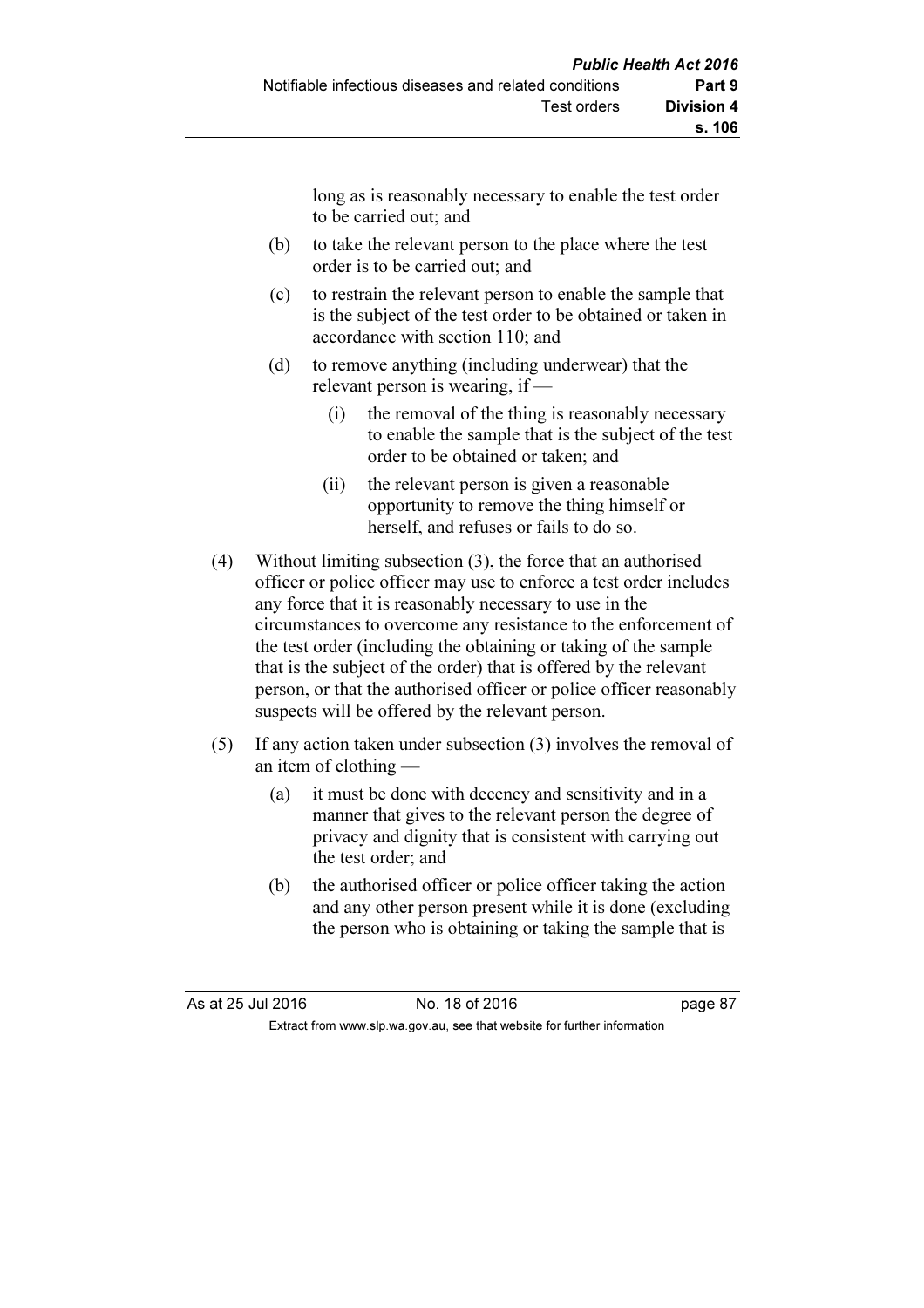long as is reasonably necessary to enable the test order to be carried out; and

(b) to take the relevant person to the place where the test order is to be carried out; and

(c) to restrain the relevant person to enable the sample that is the subject of the test order to be obtained or taken in accordance with section 110; and

(d) to remove anything (including underwear) that the relevant person is wearing, if —

  (i) the removal of the thing is reasonably necessary to enable the sample that is the subject of the test order to be obtained or taken; and

  (ii) the relevant person is given a reasonable opportunity to remove the thing himself or herself, and refuses or fails to do so.

(4) Without limiting subsection (3), the force that an authorised officer or police officer may use to enforce a test order includes any force that it is reasonably necessary to use in the circumstances to overcome any resistance to the enforcement of the test order (including the obtaining or taking of the sample that is the subject of the order) that is offered by the relevant person, or that the authorised officer or police officer reasonably suspects will be offered by the relevant person.

(5) If any action taken under subsection (3) involves the removal of an item of clothing —

(a) it must be done with decency and sensitivity and in a manner that gives to the relevant person the degree of privacy and dignity that is consistent with carrying out the test order; and

(b) the authorised officer or police officer taking the action and any other person present while it is done (excluding the person who is obtaining or taking the sample that is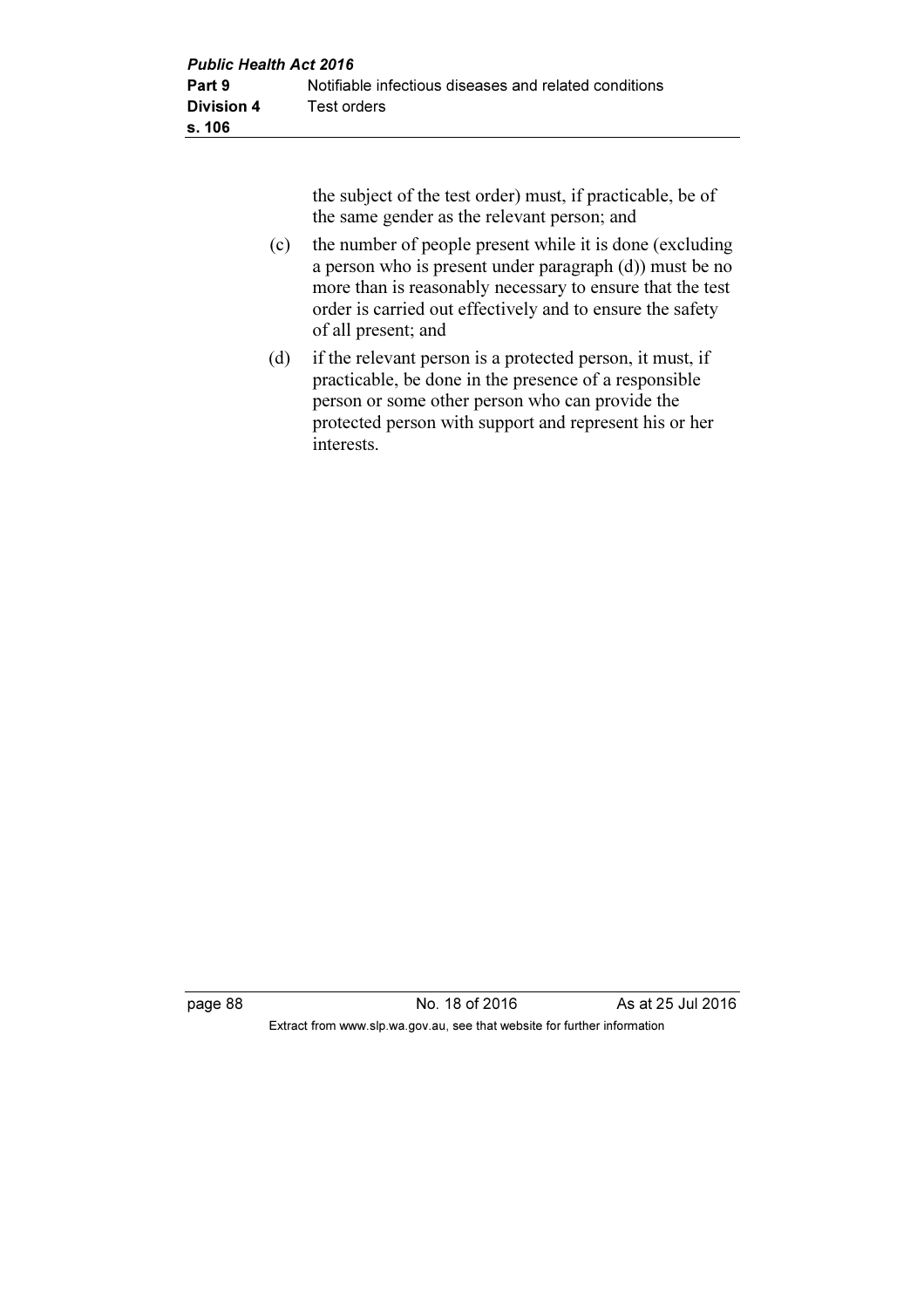the subject of the test order) must, if practicable, be of the same gender as the relevant person; and

(c) the number of people present while it is done (excluding a person who is present under paragraph (d)) must be no more than is reasonably necessary to ensure that the test order is carried out effectively and to ensure the safety of all present; and

(d) if the relevant person is a protected person, it must, if practicable, be done in the presence of a responsible person or some other person who can provide the protected person with support and represent his or her interests.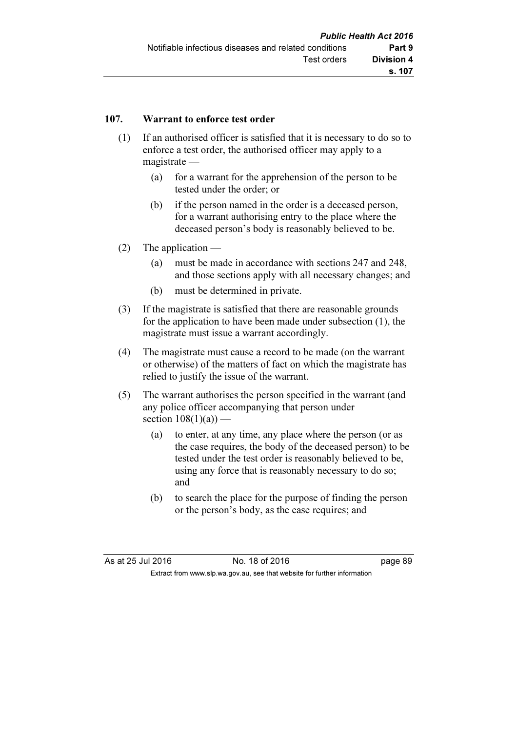### 107. Warrant to enforce test order

(1) If an authorised officer is satisfied that it is necessary to do so to enforce a test order, the authorised officer may apply to a magistrate —

  (a) for a warrant for the apprehension of the person to be tested under the order; or

  (b) if the person named in the order is a deceased person, for a warrant authorising entry to the place where the deceased person's body is reasonably believed to be.

(2) The application —

  (a) must be made in accordance with sections 247 and 248, and those sections apply with all necessary changes; and

  (b) must be determined in private.

(3) If the magistrate is satisfied that there are reasonable grounds for the application to have been made under subsection (1), the magistrate must issue a warrant accordingly.

(4) The magistrate must cause a record to be made (on the warrant or otherwise) of the matters of fact on which the magistrate has relied to justify the issue of the warrant.

(5) The warrant authorises the person specified in the warrant (and any police officer accompanying that person under section 108(1)(a)) —

  (a) to enter, at any time, any place where the person (or as the case requires, the body of the deceased person) to be tested under the test order is reasonably believed to be, using any force that is reasonably necessary to do so; and

  (b) to search the place for the purpose of finding the person or the person's body, as the case requires; and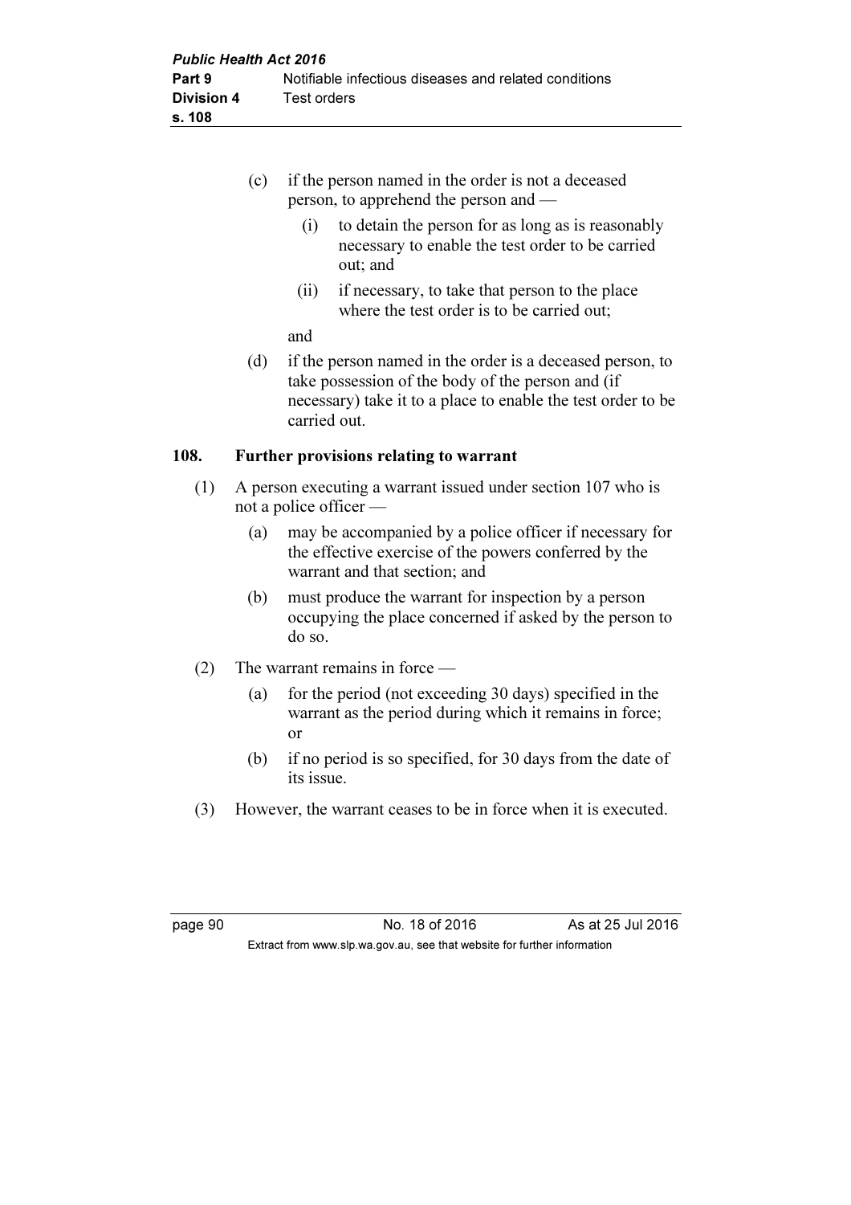(c) if the person named in the order is not a deceased person, to apprehend the person and —

  (i) to detain the person for as long as is reasonably necessary to enable the test order to be carried out; and

  (ii) if necessary, to take that person to the place where the test order is to be carried out;

and

(d) if the person named in the order is a deceased person, to take possession of the body of the person and (if necessary) take it to a place to enable the test order to be carried out.

### 108. Further provisions relating to warrant

(1) A person executing a warrant issued under section 107 who is not a police officer —

  (a) may be accompanied by a police officer if necessary for the effective exercise of the powers conferred by the warrant and that section; and

  (b) must produce the warrant for inspection by a person occupying the place concerned if asked by the person to do so.

(2) The warrant remains in force —

  (a) for the period (not exceeding 30 days) specified in the warrant as the period during which it remains in force; or

  (b) if no period is so specified, for 30 days from the date of its issue.

(3) However, the warrant ceases to be in force when it is executed.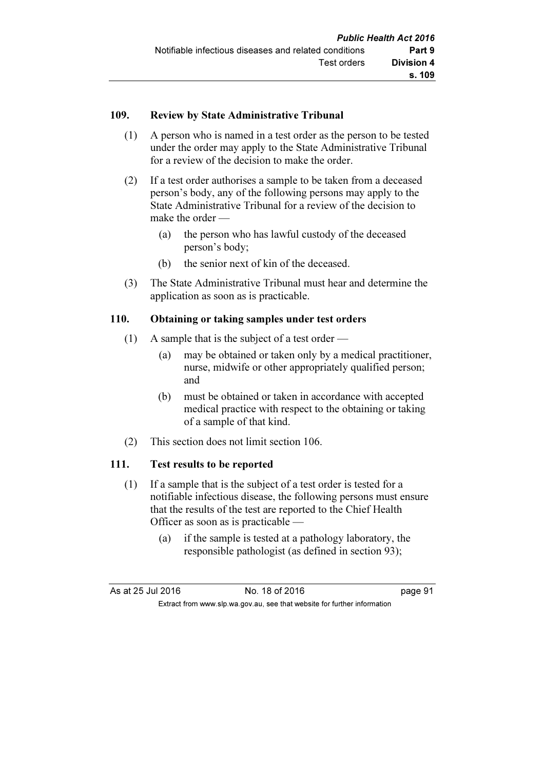### 109. Review by State Administrative Tribunal

(1) A person who is named in a test order as the person to be tested under the order may apply to the State Administrative Tribunal for a review of the decision to make the order.

(2) If a test order authorises a sample to be taken from a deceased person's body, any of the following persons may apply to the State Administrative Tribunal for a review of the decision to make the order —

  (a) the person who has lawful custody of the deceased person's body;

  (b) the senior next of kin of the deceased.

(3) The State Administrative Tribunal must hear and determine the application as soon as is practicable.

### 110. Obtaining or taking samples under test orders

(1) A sample that is the subject of a test order —

  (a) may be obtained or taken only by a medical practitioner, nurse, midwife or other appropriately qualified person; and

  (b) must be obtained or taken in accordance with accepted medical practice with respect to the obtaining or taking of a sample of that kind.

(2) This section does not limit section 106.

### 111. Test results to be reported

(1) If a sample that is the subject of a test order is tested for a notifiable infectious disease, the following persons must ensure that the results of the test are reported to the Chief Health Officer as soon as is practicable —

  (a) if the sample is tested at a pathology laboratory, the responsible pathologist (as defined in section 93);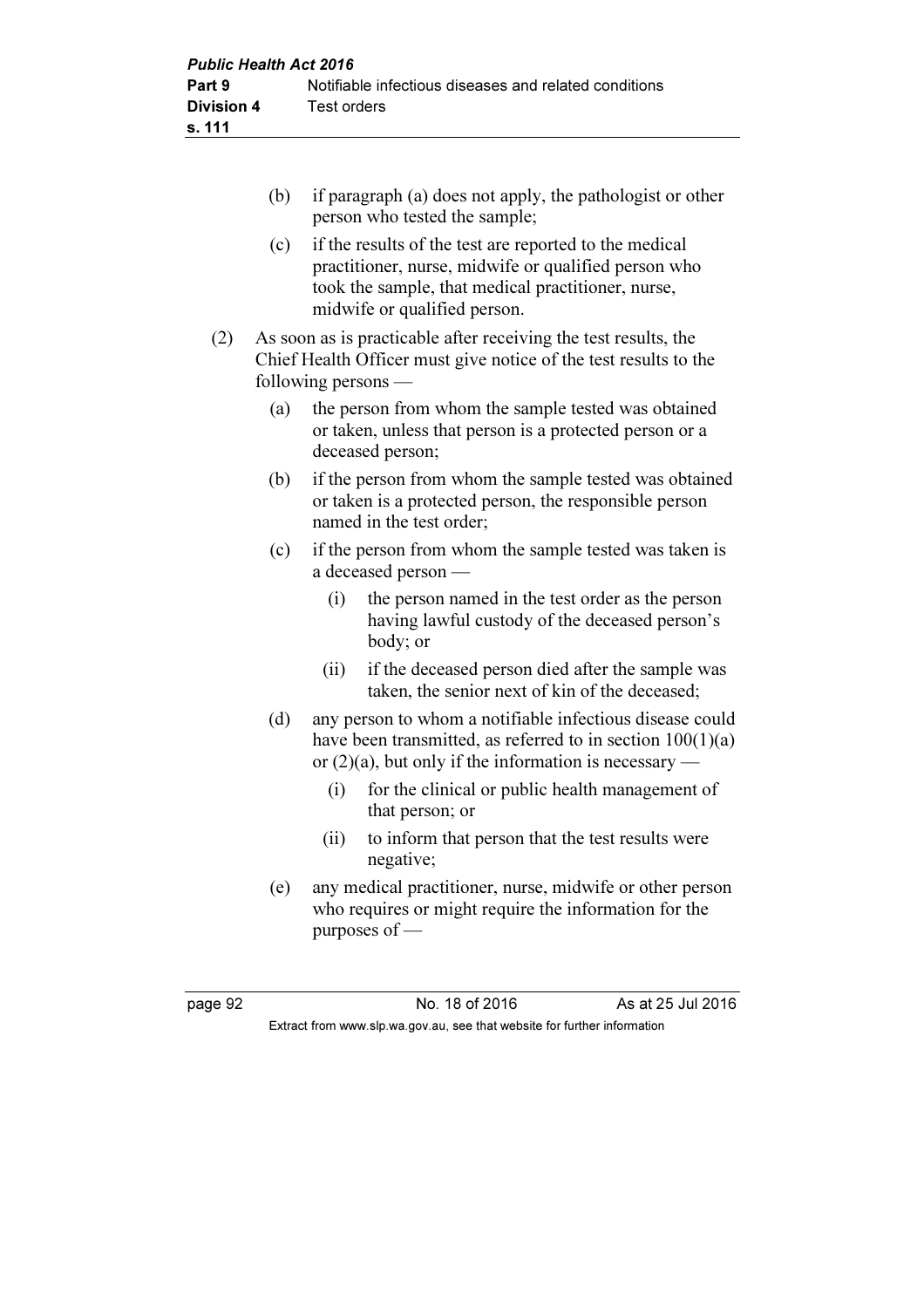(b) if paragraph (a) does not apply, the pathologist or other person who tested the sample;

(c) if the results of the test are reported to the medical practitioner, nurse, midwife or qualified person who took the sample, that medical practitioner, nurse, midwife or qualified person.

(2) As soon as is practicable after receiving the test results, the Chief Health Officer must give notice of the test results to the following persons —

(a) the person from whom the sample tested was obtained or taken, unless that person is a protected person or a deceased person;

(b) if the person from whom the sample tested was obtained or taken is a protected person, the responsible person named in the test order;

(c) if the person from whom the sample tested was taken is a deceased person —

(i) the person named in the test order as the person having lawful custody of the deceased person's body; or

(ii) if the deceased person died after the sample was taken, the senior next of kin of the deceased;

(d) any person to whom a notifiable infectious disease could have been transmitted, as referred to in section 100(1)(a) or (2)(a), but only if the information is necessary —

(i) for the clinical or public health management of that person; or

(ii) to inform that person that the test results were negative;

(e) any medical practitioner, nurse, midwife or other person who requires or might require the information for the purposes of —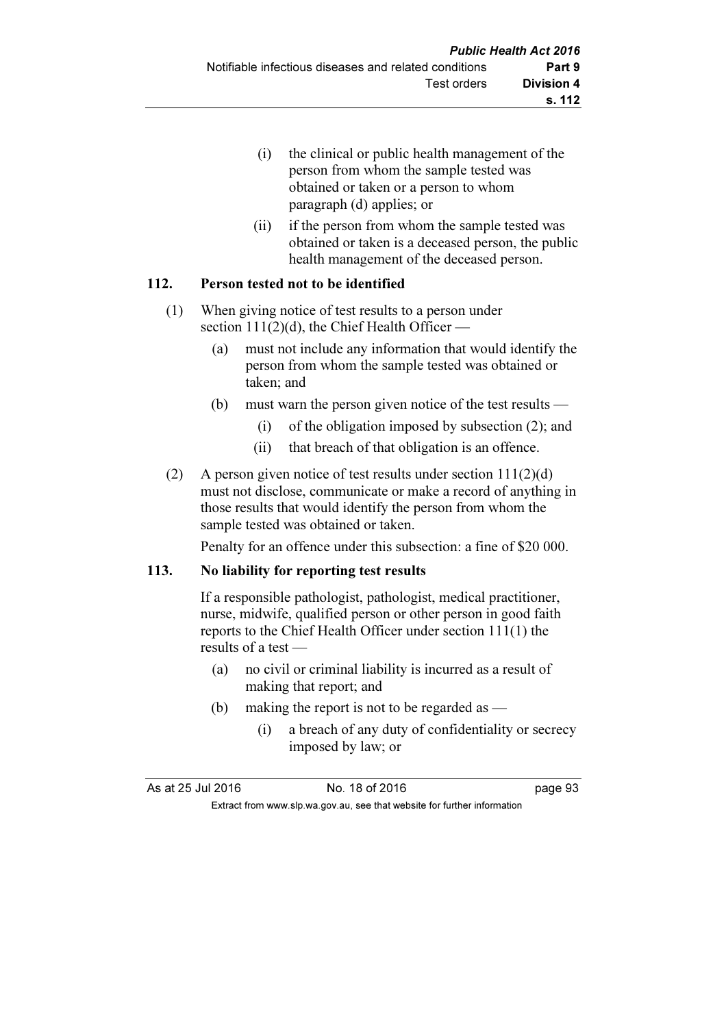(i) the clinical or public health management of the person from whom the sample tested was obtained or taken or a person to whom paragraph (d) applies; or

(ii) if the person from whom the sample tested was obtained or taken is a deceased person, the public health management of the deceased person.

### 112. Person tested not to be identified

(1) When giving notice of test results to a person under section 111(2)(d), the Chief Health Officer —

  (a) must not include any information that would identify the person from whom the sample tested was obtained or taken; and

  (b) must warn the person given notice of the test results —

    (i) of the obligation imposed by subsection (2); and

    (ii) that breach of that obligation is an offence.

(2) A person given notice of test results under section 111(2)(d) must not disclose, communicate or make a record of anything in those results that would identify the person from whom the sample tested was obtained or taken.

Penalty for an offence under this subsection: a fine of $20 000.

### 113. No liability for reporting test results

If a responsible pathologist, pathologist, medical practitioner, nurse, midwife, qualified person or other person in good faith reports to the Chief Health Officer under section 111(1) the results of a test —

  (a) no civil or criminal liability is incurred as a result of making that report; and

  (b) making the report is not to be regarded as —

    (i) a breach of any duty of confidentiality or secrecy imposed by law; or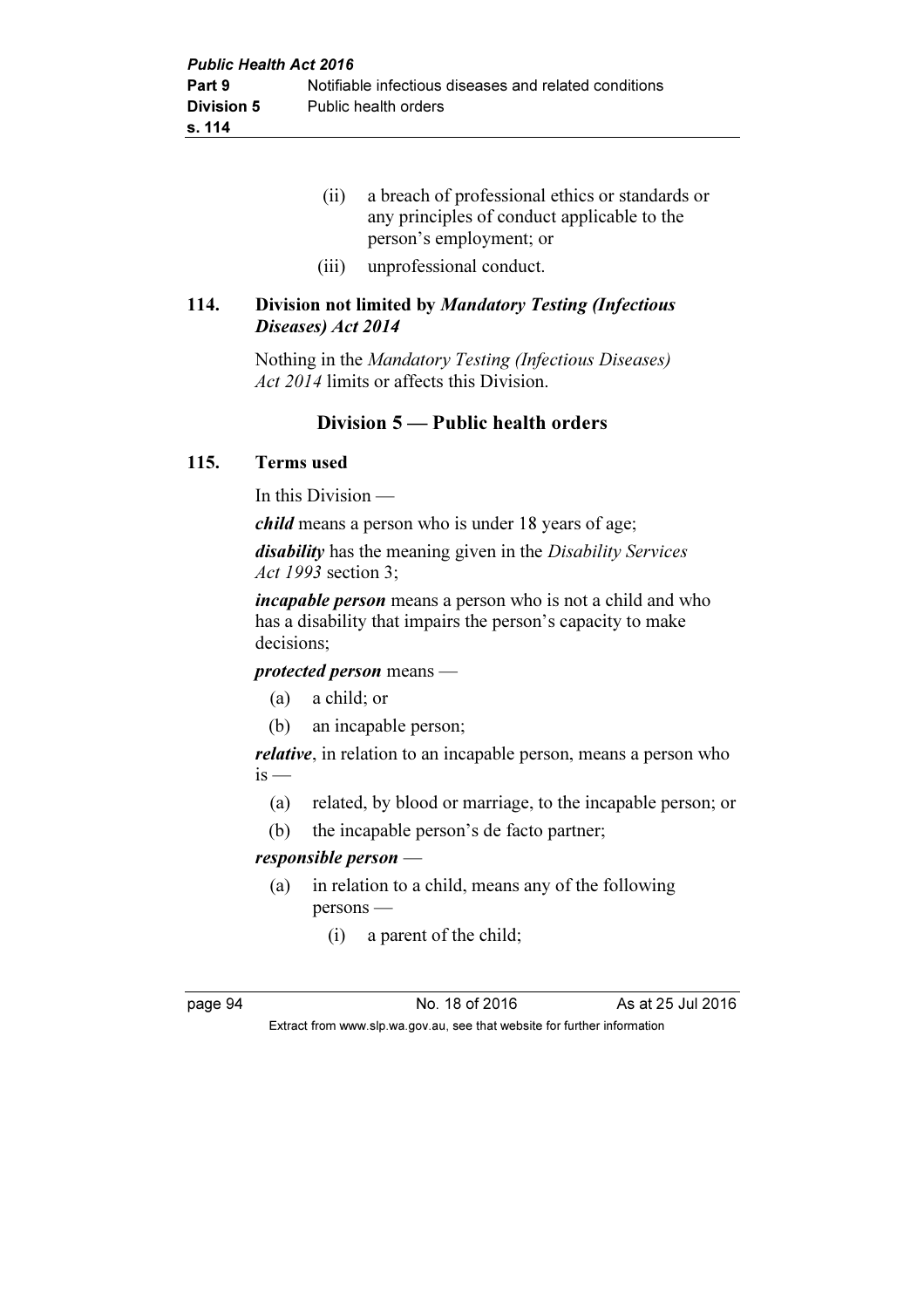(ii) a breach of professional ethics or standards or any principles of conduct applicable to the person's employment; or

(iii) unprofessional conduct.

### 114. Division not limited by *Mandatory Testing (Infectious Diseases) Act 2014*

Nothing in the *Mandatory Testing (Infectious Diseases) Act 2014* limits or affects this Division.

## Division 5 — Public health orders

### 115. Terms used

In this Division —

***child*** means a person who is under 18 years of age;

***disability*** has the meaning given in the *Disability Services Act 1993* section 3;

***incapable person*** means a person who is not a child and who has a disability that impairs the person's capacity to make decisions;

***protected person*** means —

(a) a child; or

(b) an incapable person;

***relative***, in relation to an incapable person, means a person who is —

(a) related, by blood or marriage, to the incapable person; or

(b) the incapable person's de facto partner;

***responsible person*** —

(a) in relation to a child, means any of the following persons —

(i) a parent of the child;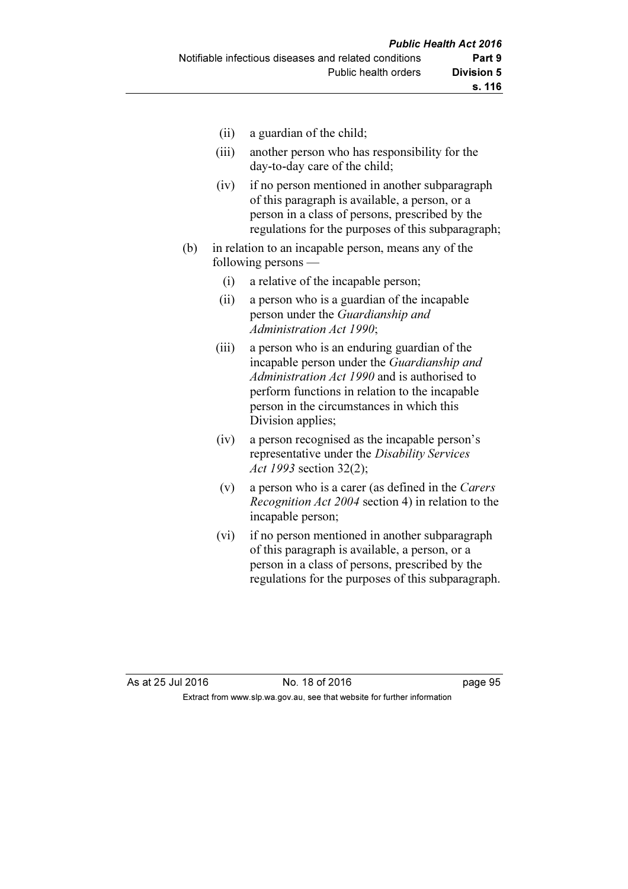(ii) a guardian of the child;

(iii) another person who has responsibility for the day-to-day care of the child;

(iv) if no person mentioned in another subparagraph of this paragraph is available, a person, or a person in a class of persons, prescribed by the regulations for the purposes of this subparagraph;

(b) in relation to an incapable person, means any of the following persons —

(i) a relative of the incapable person;

(ii) a person who is a guardian of the incapable person under the *Guardianship and Administration Act 1990*;

(iii) a person who is an enduring guardian of the incapable person under the *Guardianship and Administration Act 1990* and is authorised to perform functions in relation to the incapable person in the circumstances in which this Division applies;

(iv) a person recognised as the incapable person's representative under the *Disability Services Act 1993* section 32(2);

(v) a person who is a carer (as defined in the *Carers Recognition Act 2004* section 4) in relation to the incapable person;

(vi) if no person mentioned in another subparagraph of this paragraph is available, a person, or a person in a class of persons, prescribed by the regulations for the purposes of this subparagraph.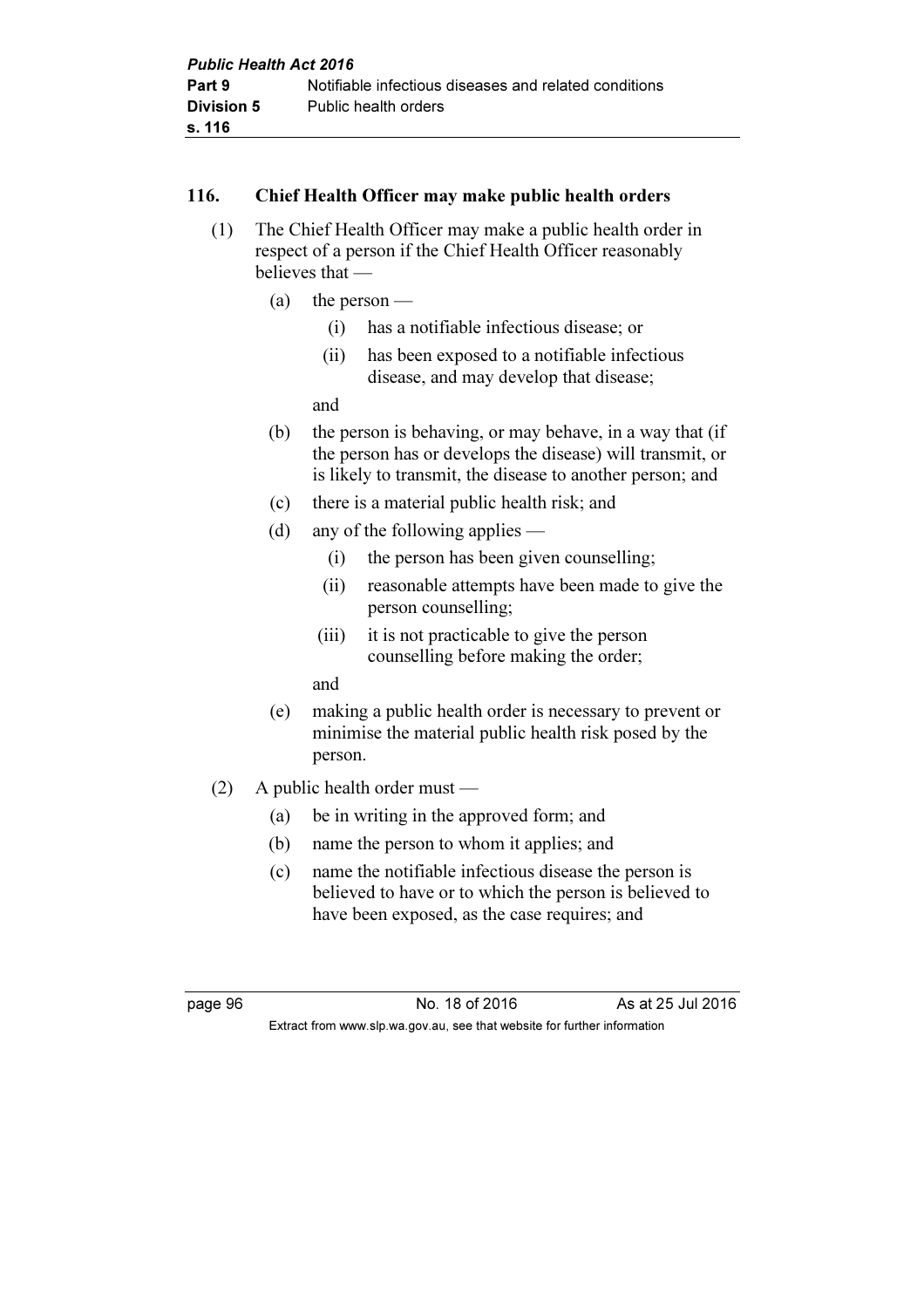### 116. Chief Health Officer may make public health orders

(1) The Chief Health Officer may make a public health order in respect of a person if the Chief Health Officer reasonably believes that —

  (a) the person —

    (i) has a notifiable infectious disease; or

    (ii) has been exposed to a notifiable infectious disease, and may develop that disease;

  and

  (b) the person is behaving, or may behave, in a way that (if the person has or develops the disease) will transmit, or is likely to transmit, the disease to another person; and

  (c) there is a material public health risk; and

  (d) any of the following applies —

    (i) the person has been given counselling;

    (ii) reasonable attempts have been made to give the person counselling;

    (iii) it is not practicable to give the person counselling before making the order;

  and

  (e) making a public health order is necessary to prevent or minimise the material public health risk posed by the person.

(2) A public health order must —

  (a) be in writing in the approved form; and

  (b) name the person to whom it applies; and

  (c) name the notifiable infectious disease the person is believed to have or to which the person is believed to have been exposed, as the case requires; and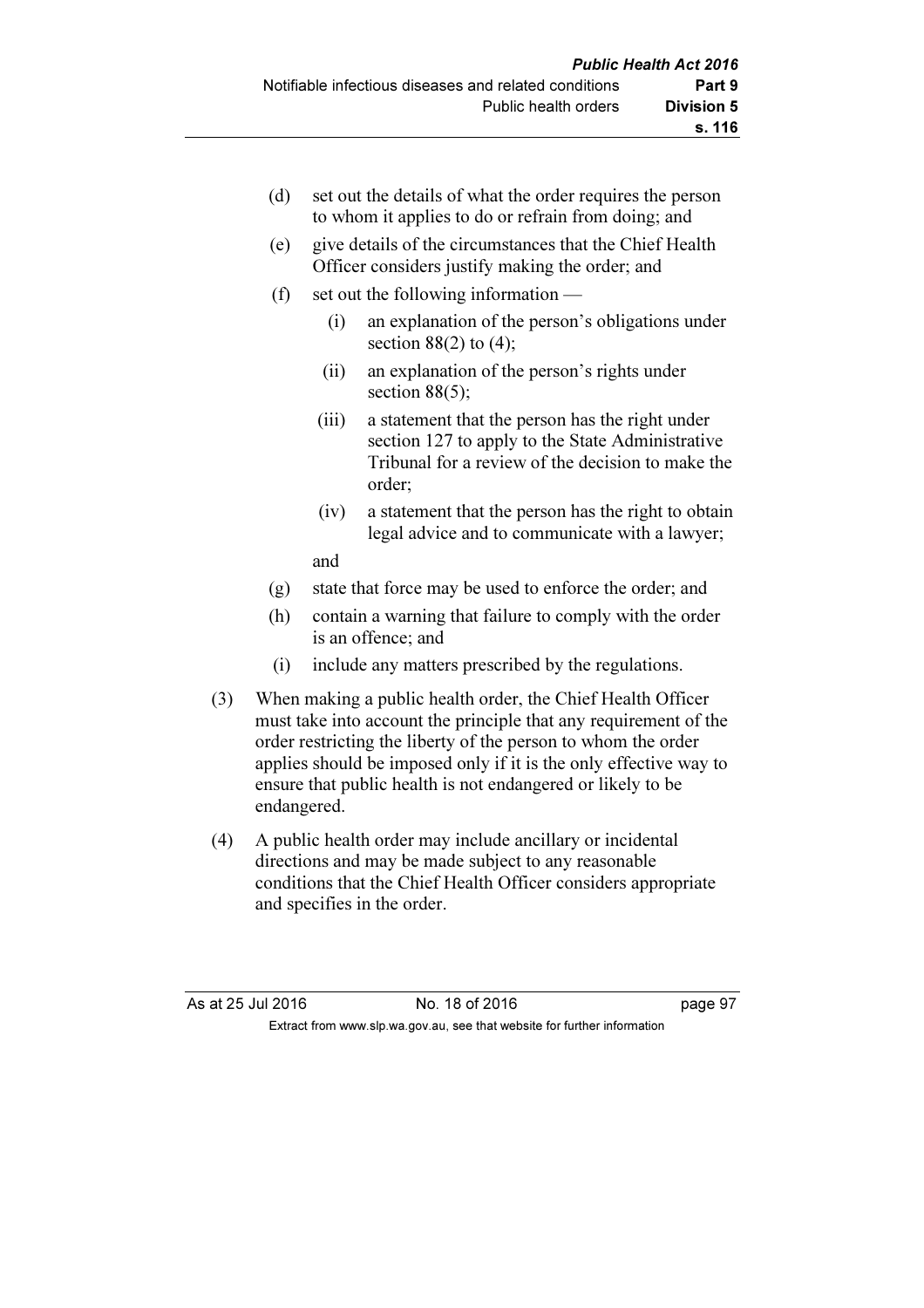(d) set out the details of what the order requires the person to whom it applies to do or refrain from doing; and

(e) give details of the circumstances that the Chief Health Officer considers justify making the order; and

(f) set out the following information —

  (i) an explanation of the person's obligations under section 88(2) to (4);

  (ii) an explanation of the person's rights under section 88(5);

  (iii) a statement that the person has the right under section 127 to apply to the State Administrative Tribunal for a review of the decision to make the order;

  (iv) a statement that the person has the right to obtain legal advice and to communicate with a lawyer;

  and

(g) state that force may be used to enforce the order; and

(h) contain a warning that failure to comply with the order is an offence; and

(i) include any matters prescribed by the regulations.

(3) When making a public health order, the Chief Health Officer must take into account the principle that any requirement of the order restricting the liberty of the person to whom the order applies should be imposed only if it is the only effective way to ensure that public health is not endangered or likely to be endangered.

(4) A public health order may include ancillary or incidental directions and may be made subject to any reasonable conditions that the Chief Health Officer considers appropriate and specifies in the order.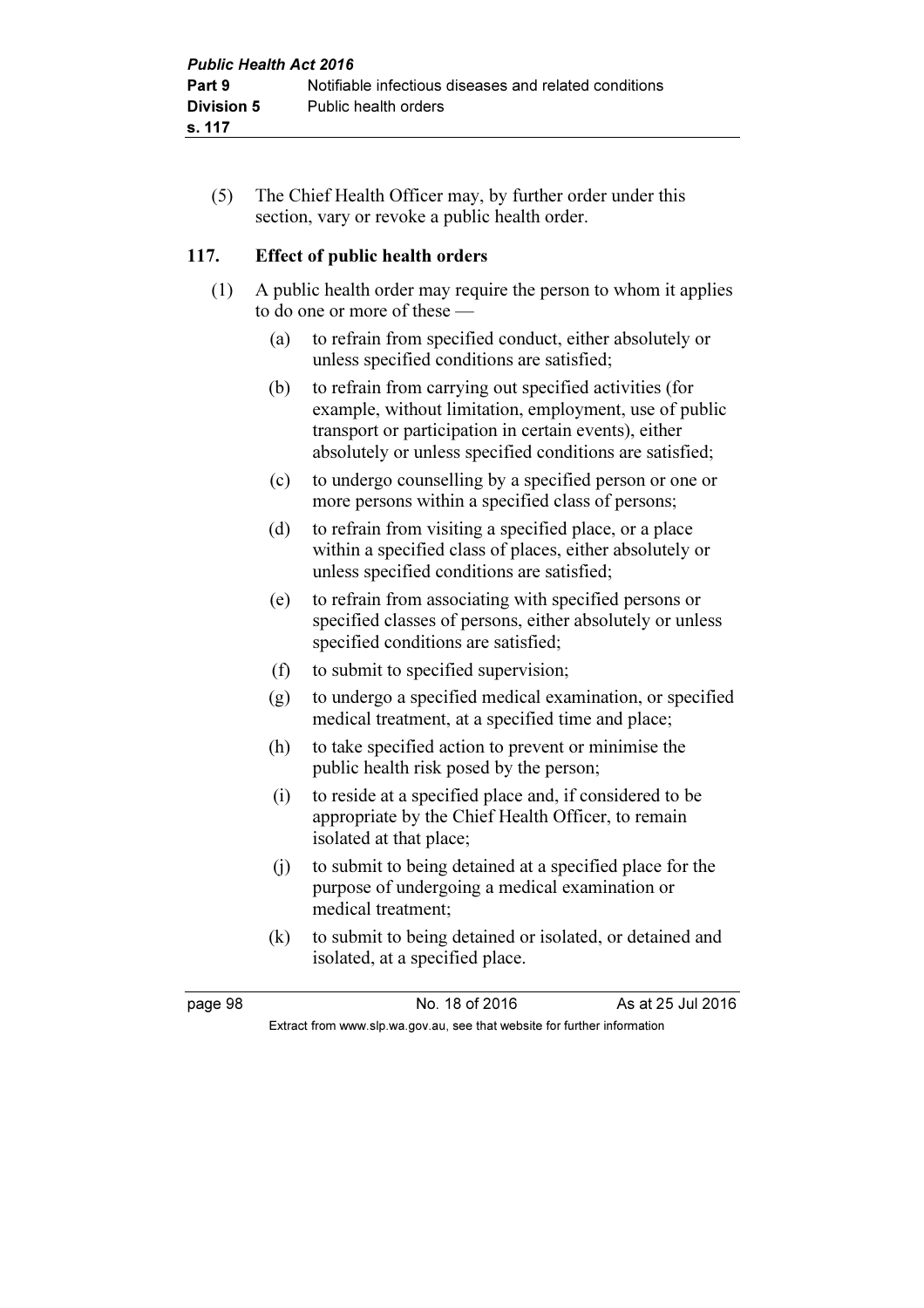(5) The Chief Health Officer may, by further order under this section, vary or revoke a public health order.

## 117. Effect of public health orders

(1) A public health order may require the person to whom it applies to do one or more of these —

(a) to refrain from specified conduct, either absolutely or unless specified conditions are satisfied;

(b) to refrain from carrying out specified activities (for example, without limitation, employment, use of public transport or participation in certain events), either absolutely or unless specified conditions are satisfied;

(c) to undergo counselling by a specified person or one or more persons within a specified class of persons;

(d) to refrain from visiting a specified place, or a place within a specified class of places, either absolutely or unless specified conditions are satisfied;

(e) to refrain from associating with specified persons or specified classes of persons, either absolutely or unless specified conditions are satisfied;

(f) to submit to specified supervision;

(g) to undergo a specified medical examination, or specified medical treatment, at a specified time and place;

(h) to take specified action to prevent or minimise the public health risk posed by the person;

(i) to reside at a specified place and, if considered to be appropriate by the Chief Health Officer, to remain isolated at that place;

(j) to submit to being detained at a specified place for the purpose of undergoing a medical examination or medical treatment;

(k) to submit to being detained or isolated, or detained and isolated, at a specified place.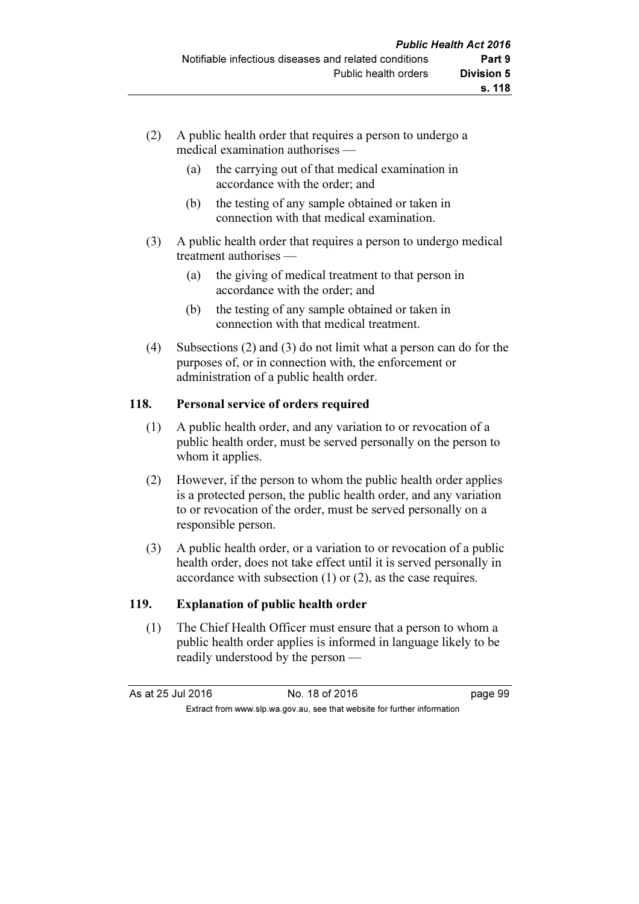(2) A public health order that requires a person to undergo a medical examination authorises —

(a) the carrying out of that medical examination in accordance with the order; and

(b) the testing of any sample obtained or taken in connection with that medical examination.

(3) A public health order that requires a person to undergo medical treatment authorises —

(a) the giving of medical treatment to that person in accordance with the order; and

(b) the testing of any sample obtained or taken in connection with that medical treatment.

(4) Subsections (2) and (3) do not limit what a person can do for the purposes of, or in connection with, the enforcement or administration of a public health order.

### 118. Personal service of orders required

(1) A public health order, and any variation to or revocation of a public health order, must be served personally on the person to whom it applies.

(2) However, if the person to whom the public health order applies is a protected person, the public health order, and any variation to or revocation of the order, must be served personally on a responsible person.

(3) A public health order, or a variation to or revocation of a public health order, does not take effect until it is served personally in accordance with subsection (1) or (2), as the case requires.

### 119. Explanation of public health order

(1) The Chief Health Officer must ensure that a person to whom a public health order applies is informed in language likely to be readily understood by the person —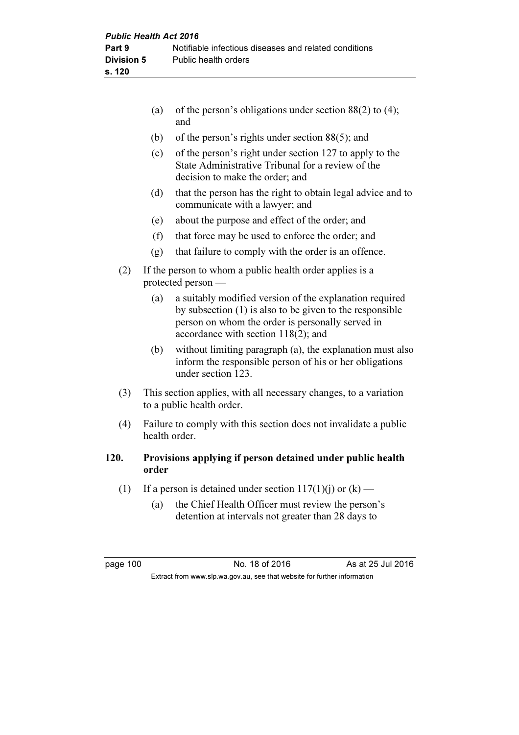(a) of the person's obligations under section 88(2) to (4); and

(b) of the person's rights under section 88(5); and

(c) of the person's right under section 127 to apply to the State Administrative Tribunal for a review of the decision to make the order; and

(d) that the person has the right to obtain legal advice and to communicate with a lawyer; and

(e) about the purpose and effect of the order; and

(f) that force may be used to enforce the order; and

(g) that failure to comply with the order is an offence.

(2) If the person to whom a public health order applies is a protected person —

(a) a suitably modified version of the explanation required by subsection (1) is also to be given to the responsible person on whom the order is personally served in accordance with section 118(2); and

(b) without limiting paragraph (a), the explanation must also inform the responsible person of his or her obligations under section 123.

(3) This section applies, with all necessary changes, to a variation to a public health order.

(4) Failure to comply with this section does not invalidate a public health order.

### 120. Provisions applying if person detained under public health order

(1) If a person is detained under section 117(1)(j) or (k) —

(a) the Chief Health Officer must review the person's detention at intervals not greater than 28 days to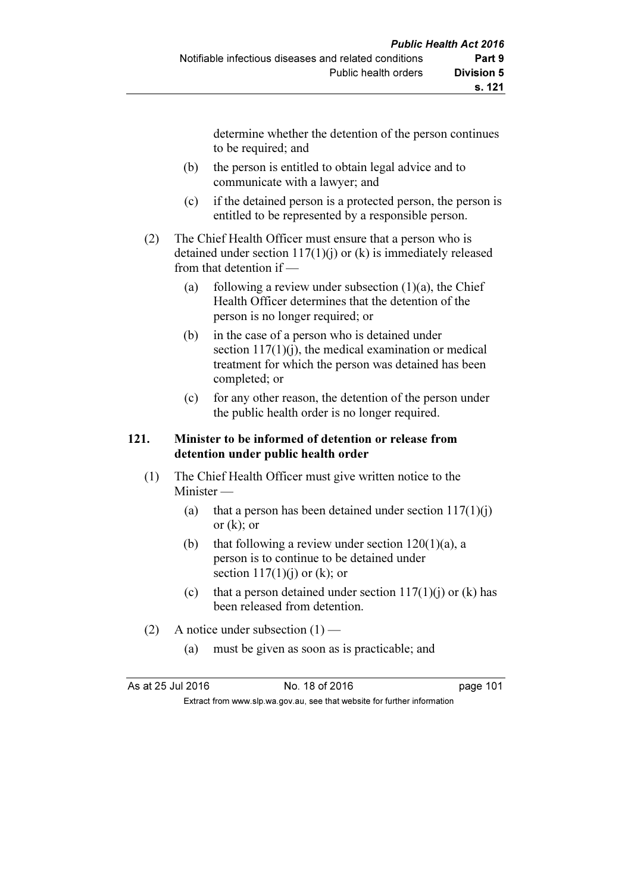determine whether the detention of the person continues to be required; and

(b) the person is entitled to obtain legal advice and to communicate with a lawyer; and

(c) if the detained person is a protected person, the person is entitled to be represented by a responsible person.

(2) The Chief Health Officer must ensure that a person who is detained under section 117(1)(j) or (k) is immediately released from that detention if —

(a) following a review under subsection (1)(a), the Chief Health Officer determines that the detention of the person is no longer required; or

(b) in the case of a person who is detained under section 117(1)(j), the medical examination or medical treatment for which the person was detained has been completed; or

(c) for any other reason, the detention of the person under the public health order is no longer required.

### 121. Minister to be informed of detention or release from detention under public health order

(1) The Chief Health Officer must give written notice to the Minister —

(a) that a person has been detained under section 117(1)(j) or (k); or

(b) that following a review under section 120(1)(a), a person is to continue to be detained under section 117(1)(j) or (k); or

(c) that a person detained under section 117(1)(j) or (k) has been released from detention.

(2) A notice under subsection (1) —

(a) must be given as soon as is practicable; and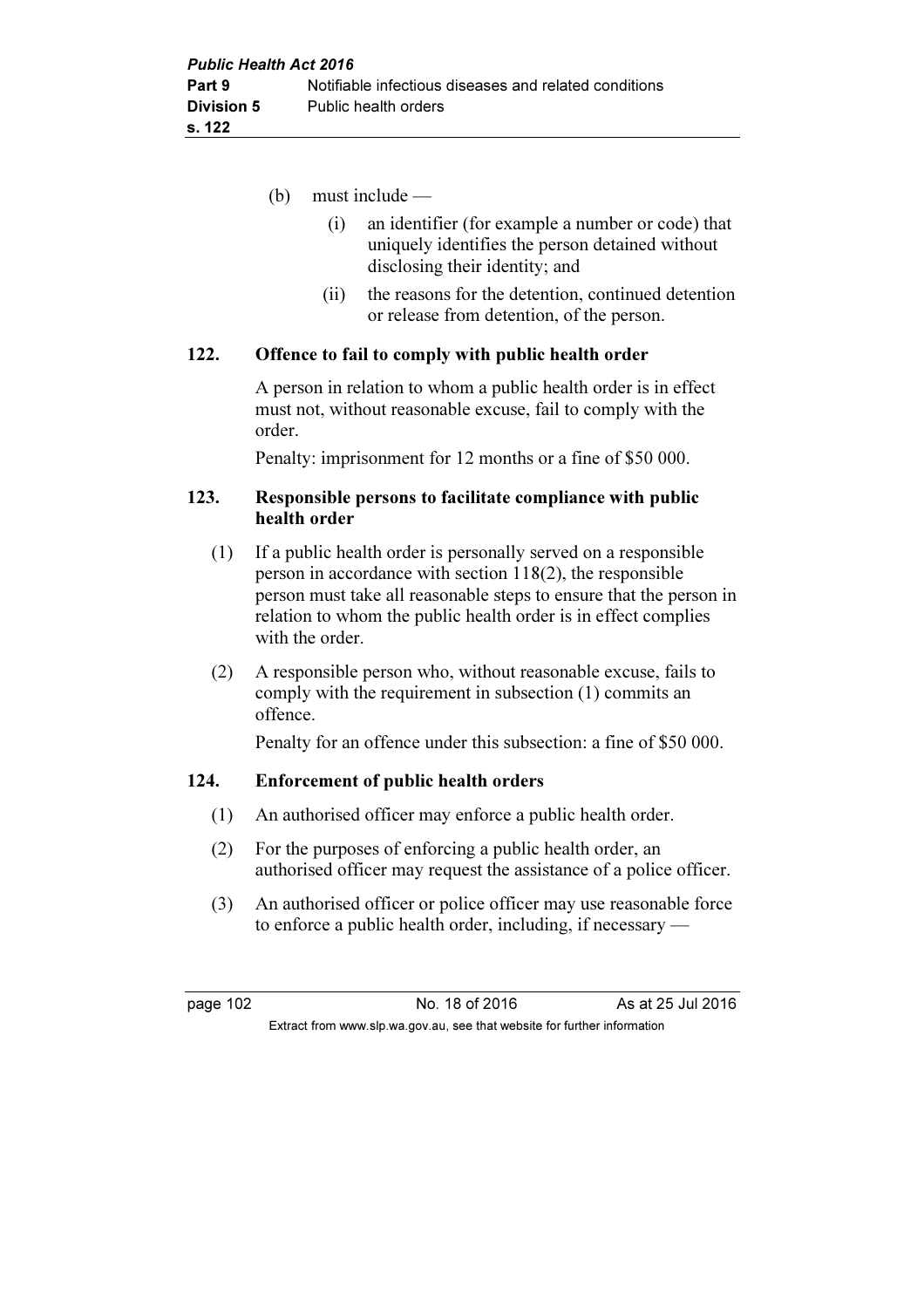(b) must include —

    (i) an identifier (for example a number or code) that uniquely identifies the person detained without disclosing their identity; and

    (ii) the reasons for the detention, continued detention or release from detention, of the person.

### 122. Offence to fail to comply with public health order

A person in relation to whom a public health order is in effect must not, without reasonable excuse, fail to comply with the order.

Penalty: imprisonment for 12 months or a fine of $50 000.

### 123. Responsible persons to facilitate compliance with public health order

(1) If a public health order is personally served on a responsible person in accordance with section 118(2), the responsible person must take all reasonable steps to ensure that the person in relation to whom the public health order is in effect complies with the order.

(2) A responsible person who, without reasonable excuse, fails to comply with the requirement in subsection (1) commits an offence.

Penalty for an offence under this subsection: a fine of $50 000.

### 124. Enforcement of public health orders

(1) An authorised officer may enforce a public health order.

(2) For the purposes of enforcing a public health order, an authorised officer may request the assistance of a police officer.

(3) An authorised officer or police officer may use reasonable force to enforce a public health order, including, if necessary —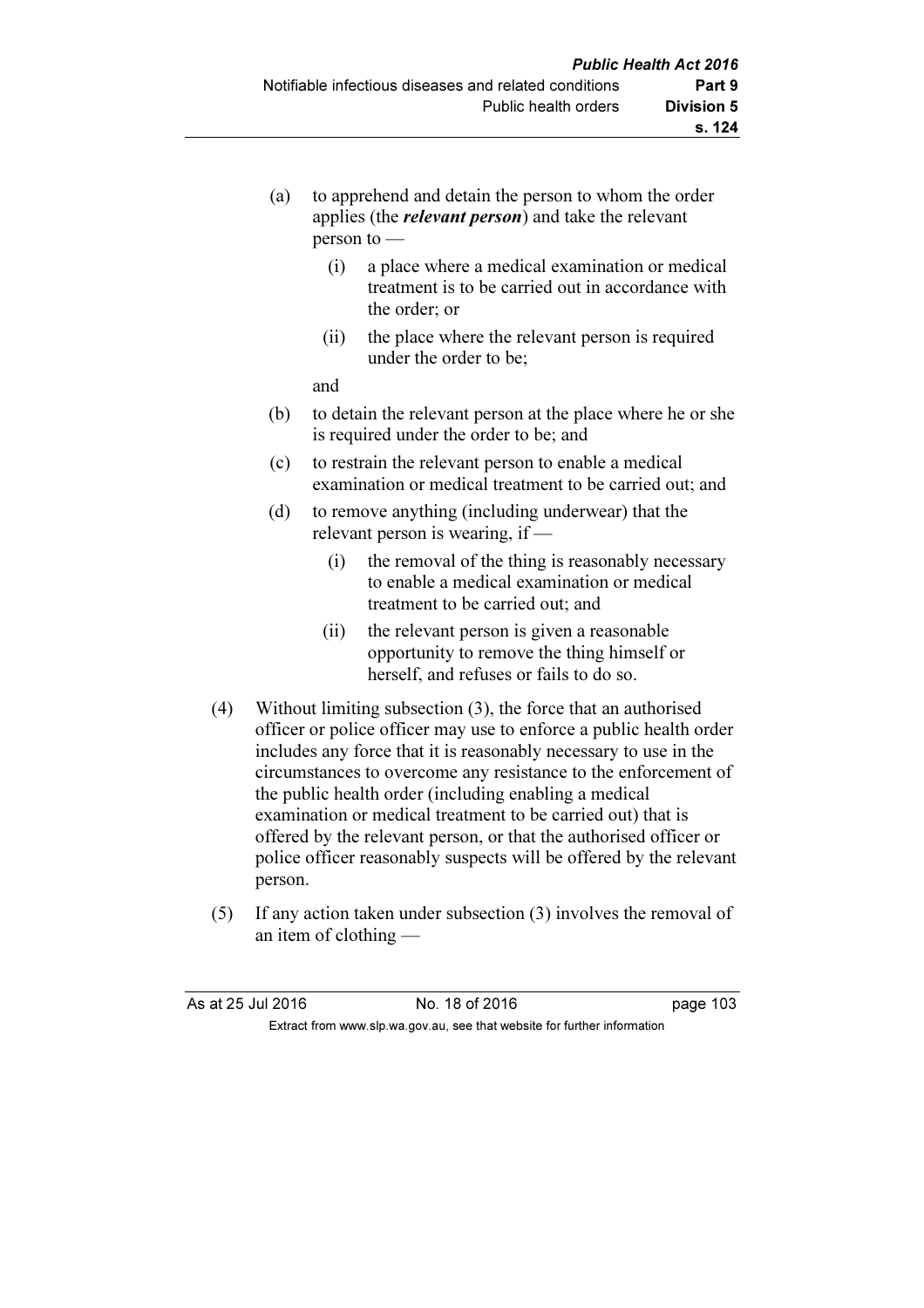(a) to apprehend and detain the person to whom the order applies (the ***relevant person***) and take the relevant person to —

  (i) a place where a medical examination or medical treatment is to be carried out in accordance with the order; or

  (ii) the place where the relevant person is required under the order to be;

and

(b) to detain the relevant person at the place where he or she is required under the order to be; and

(c) to restrain the relevant person to enable a medical examination or medical treatment to be carried out; and

(d) to remove anything (including underwear) that the relevant person is wearing, if —

  (i) the removal of the thing is reasonably necessary to enable a medical examination or medical treatment to be carried out; and

  (ii) the relevant person is given a reasonable opportunity to remove the thing himself or herself, and refuses or fails to do so.

(4) Without limiting subsection (3), the force that an authorised officer or police officer may use to enforce a public health order includes any force that it is reasonably necessary to use in the circumstances to overcome any resistance to the enforcement of the public health order (including enabling a medical examination or medical treatment to be carried out) that is offered by the relevant person, or that the authorised officer or police officer reasonably suspects will be offered by the relevant person.

(5) If any action taken under subsection (3) involves the removal of an item of clothing —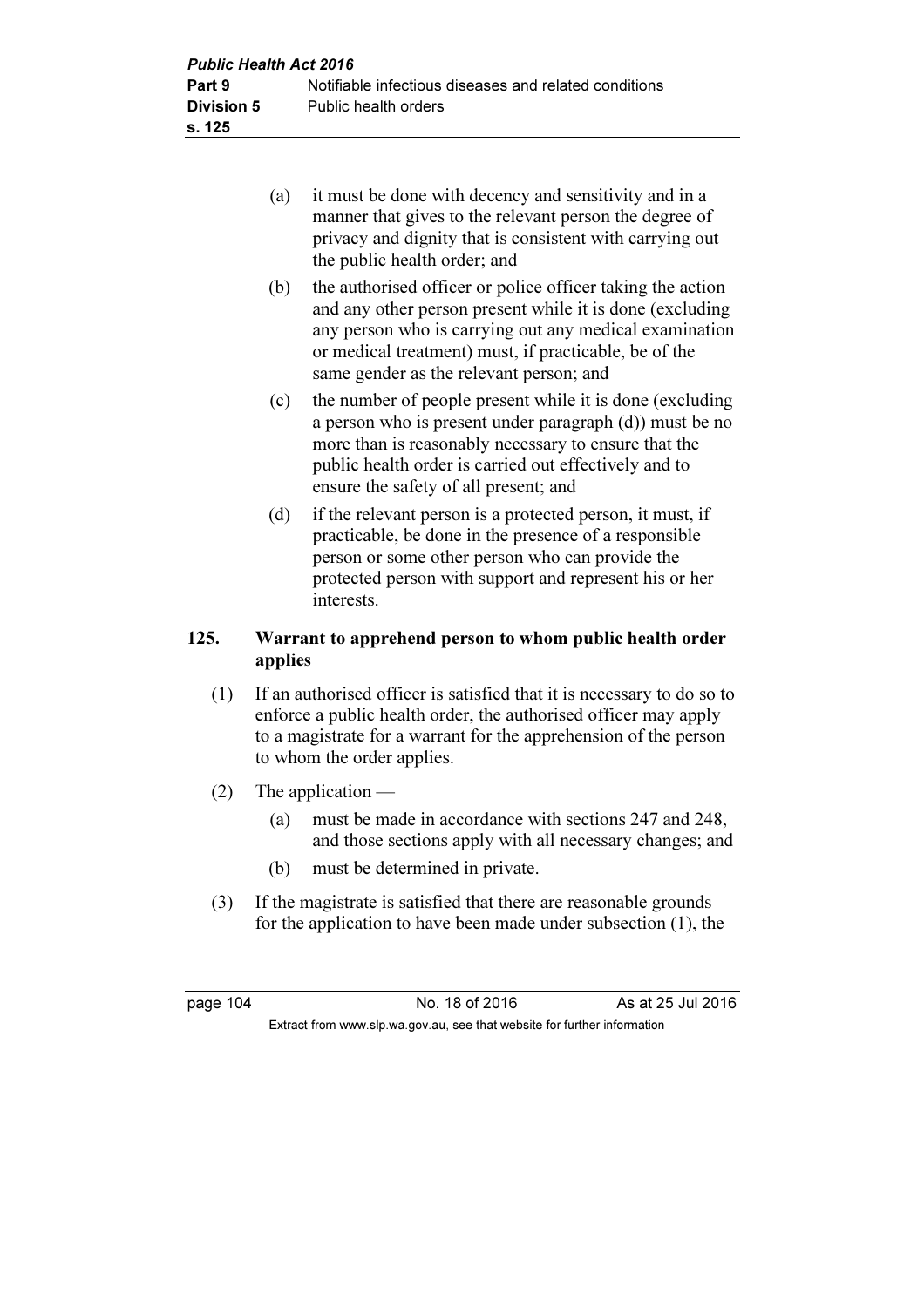(a) it must be done with decency and sensitivity and in a manner that gives to the relevant person the degree of privacy and dignity that is consistent with carrying out the public health order; and

(b) the authorised officer or police officer taking the action and any other person present while it is done (excluding any person who is carrying out any medical examination or medical treatment) must, if practicable, be of the same gender as the relevant person; and

(c) the number of people present while it is done (excluding a person who is present under paragraph (d)) must be no more than is reasonably necessary to ensure that the public health order is carried out effectively and to ensure the safety of all present; and

(d) if the relevant person is a protected person, it must, if practicable, be done in the presence of a responsible person or some other person who can provide the protected person with support and represent his or her interests.

### 125. Warrant to apprehend person to whom public health order applies

(1) If an authorised officer is satisfied that it is necessary to do so to enforce a public health order, the authorised officer may apply to a magistrate for a warrant for the apprehension of the person to whom the order applies.

(2) The application —

(a) must be made in accordance with sections 247 and 248, and those sections apply with all necessary changes; and

(b) must be determined in private.

(3) If the magistrate is satisfied that there are reasonable grounds for the application to have been made under subsection (1), the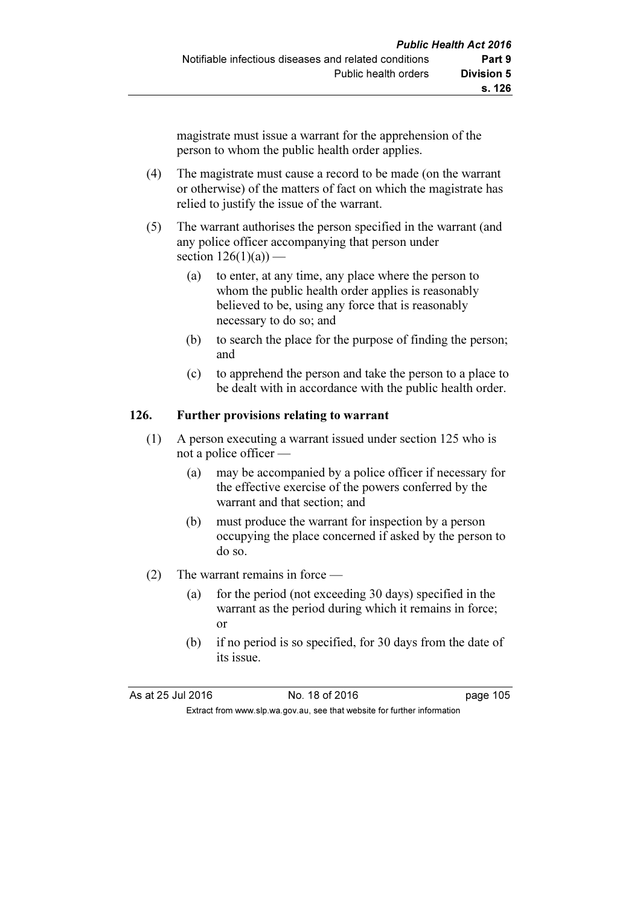magistrate must issue a warrant for the apprehension of the person to whom the public health order applies.

(4) The magistrate must cause a record to be made (on the warrant or otherwise) of the matters of fact on which the magistrate has relied to justify the issue of the warrant.

(5) The warrant authorises the person specified in the warrant (and any police officer accompanying that person under section 126(1)(a)) —

(a) to enter, at any time, any place where the person to whom the public health order applies is reasonably believed to be, using any force that is reasonably necessary to do so; and

(b) to search the place for the purpose of finding the person; and

(c) to apprehend the person and take the person to a place to be dealt with in accordance with the public health order.

### 126. Further provisions relating to warrant

(1) A person executing a warrant issued under section 125 who is not a police officer —

(a) may be accompanied by a police officer if necessary for the effective exercise of the powers conferred by the warrant and that section; and

(b) must produce the warrant for inspection by a person occupying the place concerned if asked by the person to do so.

(2) The warrant remains in force —

(a) for the period (not exceeding 30 days) specified in the warrant as the period during which it remains in force; or

(b) if no period is so specified, for 30 days from the date of its issue.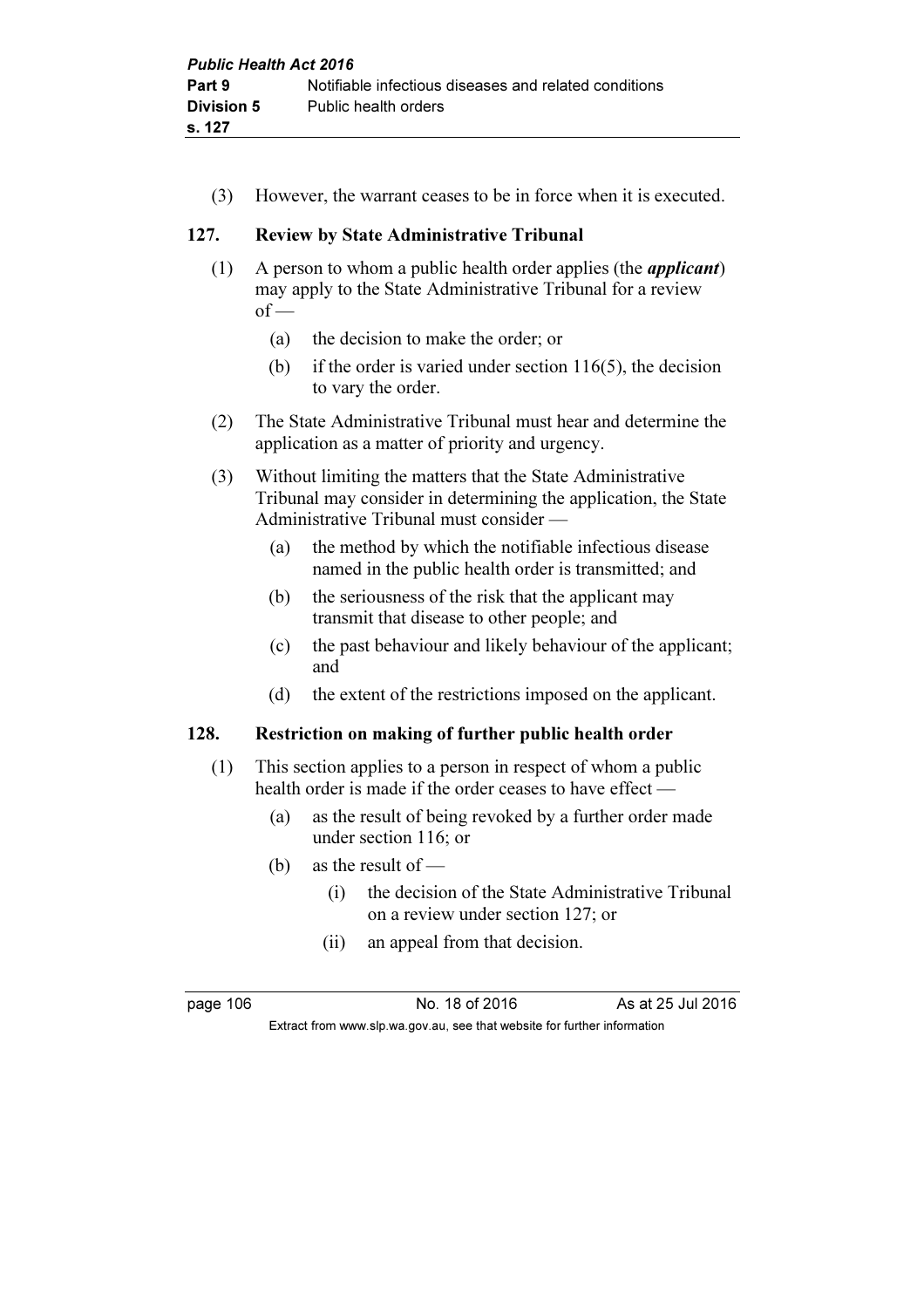(3) However, the warrant ceases to be in force when it is executed.

## 127. Review by State Administrative Tribunal

(1) A person to whom a public health order applies (the ***applicant***) may apply to the State Administrative Tribunal for a review of —

(a) the decision to make the order; or

(b) if the order is varied under section 116(5), the decision to vary the order.

(2) The State Administrative Tribunal must hear and determine the application as a matter of priority and urgency.

(3) Without limiting the matters that the State Administrative Tribunal may consider in determining the application, the State Administrative Tribunal must consider —

(a) the method by which the notifiable infectious disease named in the public health order is transmitted; and

(b) the seriousness of the risk that the applicant may transmit that disease to other people; and

(c) the past behaviour and likely behaviour of the applicant; and

(d) the extent of the restrictions imposed on the applicant.

## 128. Restriction on making of further public health order

(1) This section applies to a person in respect of whom a public health order is made if the order ceases to have effect —

(a) as the result of being revoked by a further order made under section 116; or

(b) as the result of —

(i) the decision of the State Administrative Tribunal on a review under section 127; or

(ii) an appeal from that decision.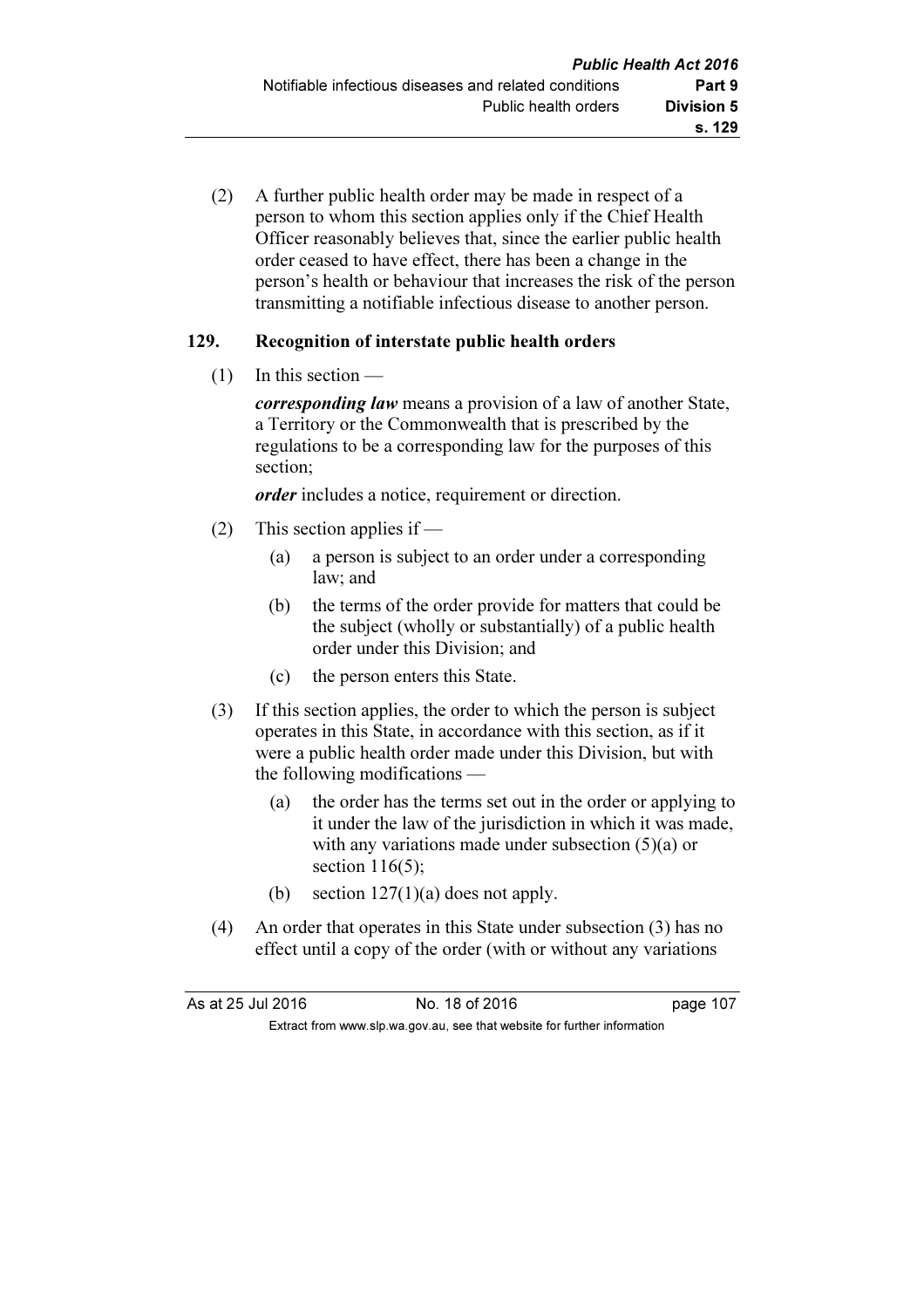(2) A further public health order may be made in respect of a person to whom this section applies only if the Chief Health Officer reasonably believes that, since the earlier public health order ceased to have effect, there has been a change in the person's health or behaviour that increases the risk of the person transmitting a notifiable infectious disease to another person.

### 129. Recognition of interstate public health orders

(1) In this section —

***corresponding law*** means a provision of a law of another State, a Territory or the Commonwealth that is prescribed by the regulations to be a corresponding law for the purposes of this section;

***order*** includes a notice, requirement or direction.

(2) This section applies if —

- (a) a person is subject to an order under a corresponding law; and
- (b) the terms of the order provide for matters that could be the subject (wholly or substantially) of a public health order under this Division; and
- (c) the person enters this State.

(3) If this section applies, the order to which the person is subject operates in this State, in accordance with this section, as if it were a public health order made under this Division, but with the following modifications —

- (a) the order has the terms set out in the order or applying to it under the law of the jurisdiction in which it was made, with any variations made under subsection (5)(a) or section 116(5);
- (b) section 127(1)(a) does not apply.

(4) An order that operates in this State under subsection (3) has no effect until a copy of the order (with or without any variations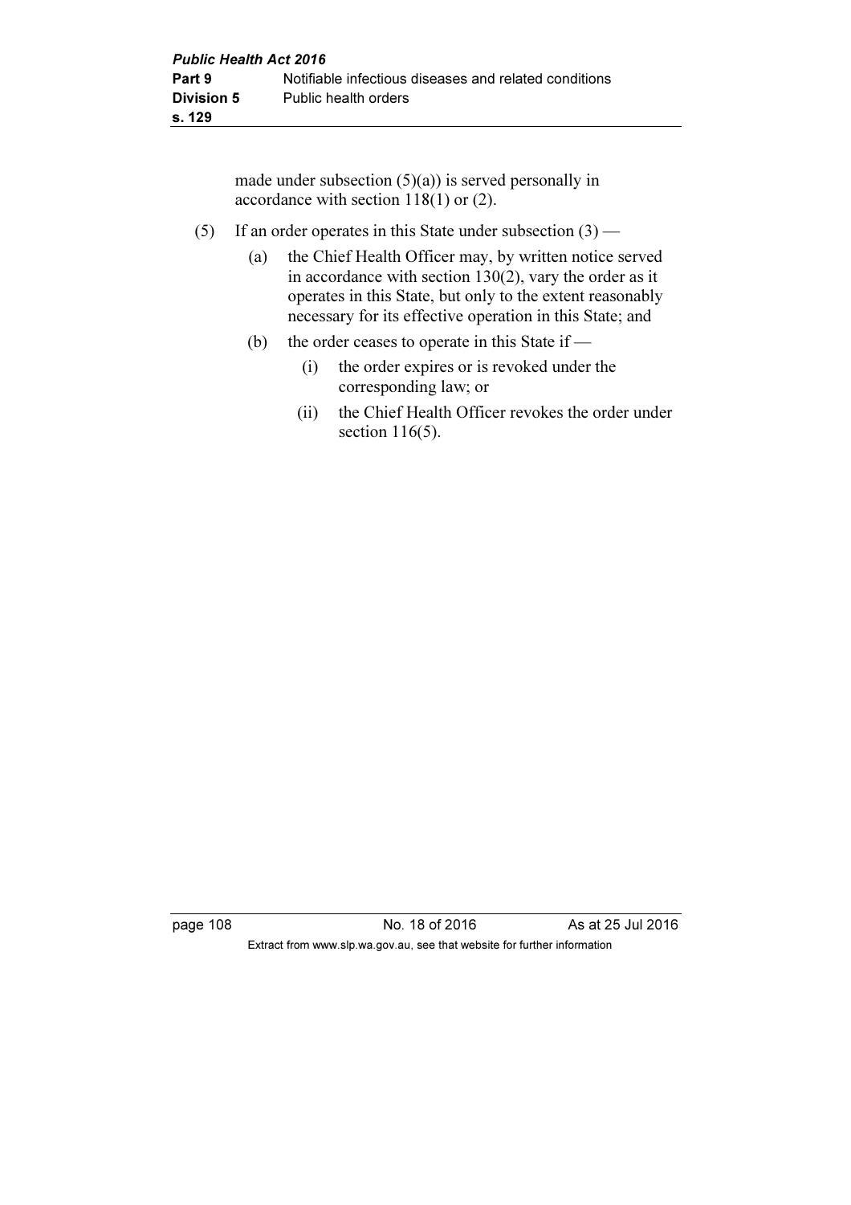made under subsection (5)(a)) is served personally in accordance with section 118(1) or (2).

(5) If an order operates in this State under subsection (3) —

(a) the Chief Health Officer may, by written notice served in accordance with section 130(2), vary the order as it operates in this State, but only to the extent reasonably necessary for its effective operation in this State; and

(b) the order ceases to operate in this State if —

(i) the order expires or is revoked under the corresponding law; or

(ii) the Chief Health Officer revokes the order under section 116(5).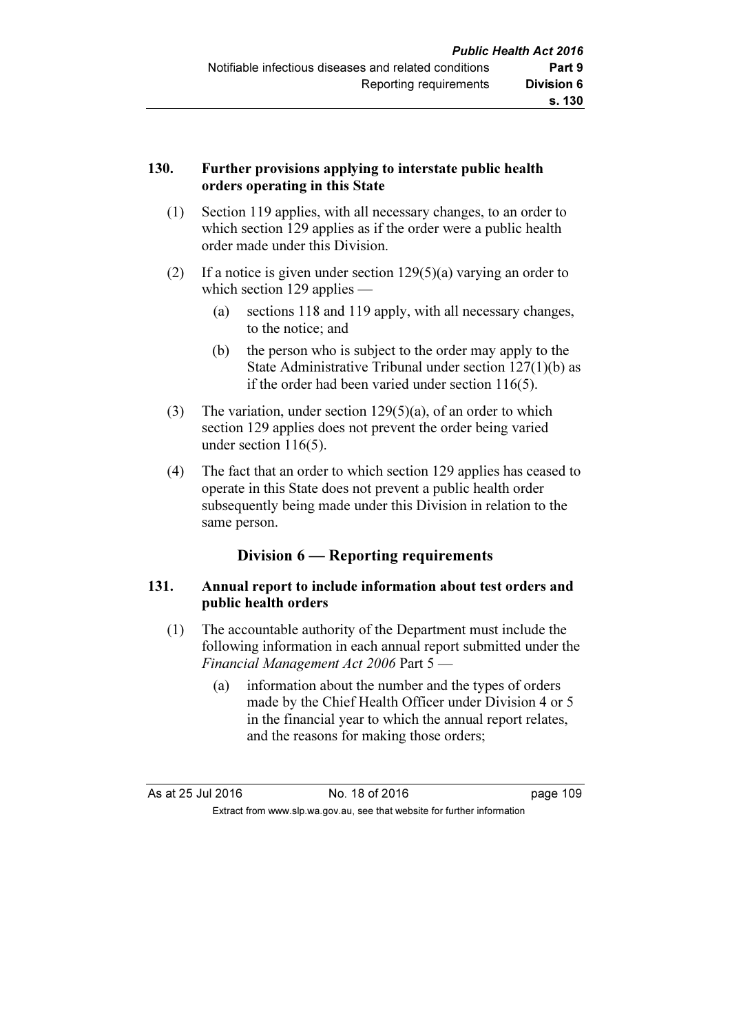**130. Further provisions applying to interstate public health orders operating in this State**

(1) Section 119 applies, with all necessary changes, to an order to which section 129 applies as if the order were a public health order made under this Division.

(2) If a notice is given under section 129(5)(a) varying an order to which section 129 applies —

(a) sections 118 and 119 apply, with all necessary changes, to the notice; and

(b) the person who is subject to the order may apply to the State Administrative Tribunal under section 127(1)(b) as if the order had been varied under section 116(5).

(3) The variation, under section 129(5)(a), of an order to which section 129 applies does not prevent the order being varied under section 116(5).

(4) The fact that an order to which section 129 applies has ceased to operate in this State does not prevent a public health order subsequently being made under this Division in relation to the same person.

## Division 6 — Reporting requirements

**131. Annual report to include information about test orders and public health orders**

(1) The accountable authority of the Department must include the following information in each annual report submitted under the *Financial Management Act 2006* Part 5 —

(a) information about the number and the types of orders made by the Chief Health Officer under Division 4 or 5 in the financial year to which the annual report relates, and the reasons for making those orders;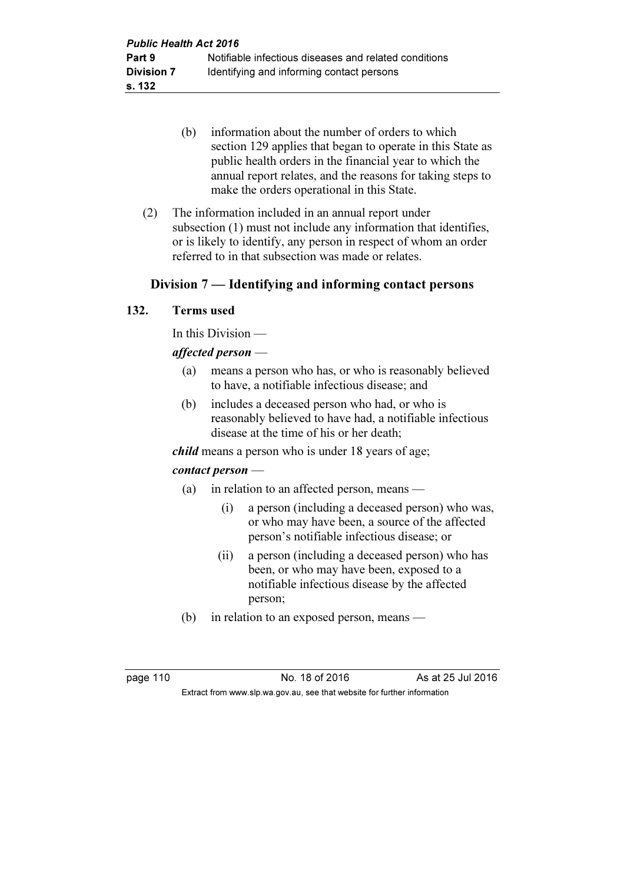(b) information about the number of orders to which section 129 applies that began to operate in this State as public health orders in the financial year to which the annual report relates, and the reasons for taking steps to make the orders operational in this State.

(2) The information included in an annual report under subsection (1) must not include any information that identifies, or is likely to identify, any person in respect of whom an order referred to in that subsection was made or relates.

## Division 7 — Identifying and informing contact persons

### 132. Terms used

In this Division —

***affected person*** —

(a) means a person who has, or who is reasonably believed to have, a notifiable infectious disease; and

(b) includes a deceased person who had, or who is reasonably believed to have had, a notifiable infectious disease at the time of his or her death;

***child*** means a person who is under 18 years of age;

***contact person*** —

(a) in relation to an affected person, means —

(i) a person (including a deceased person) who was, or who may have been, a source of the affected person's notifiable infectious disease; or

(ii) a person (including a deceased person) who has been, or who may have been, exposed to a notifiable infectious disease by the affected person;

(b) in relation to an exposed person, means —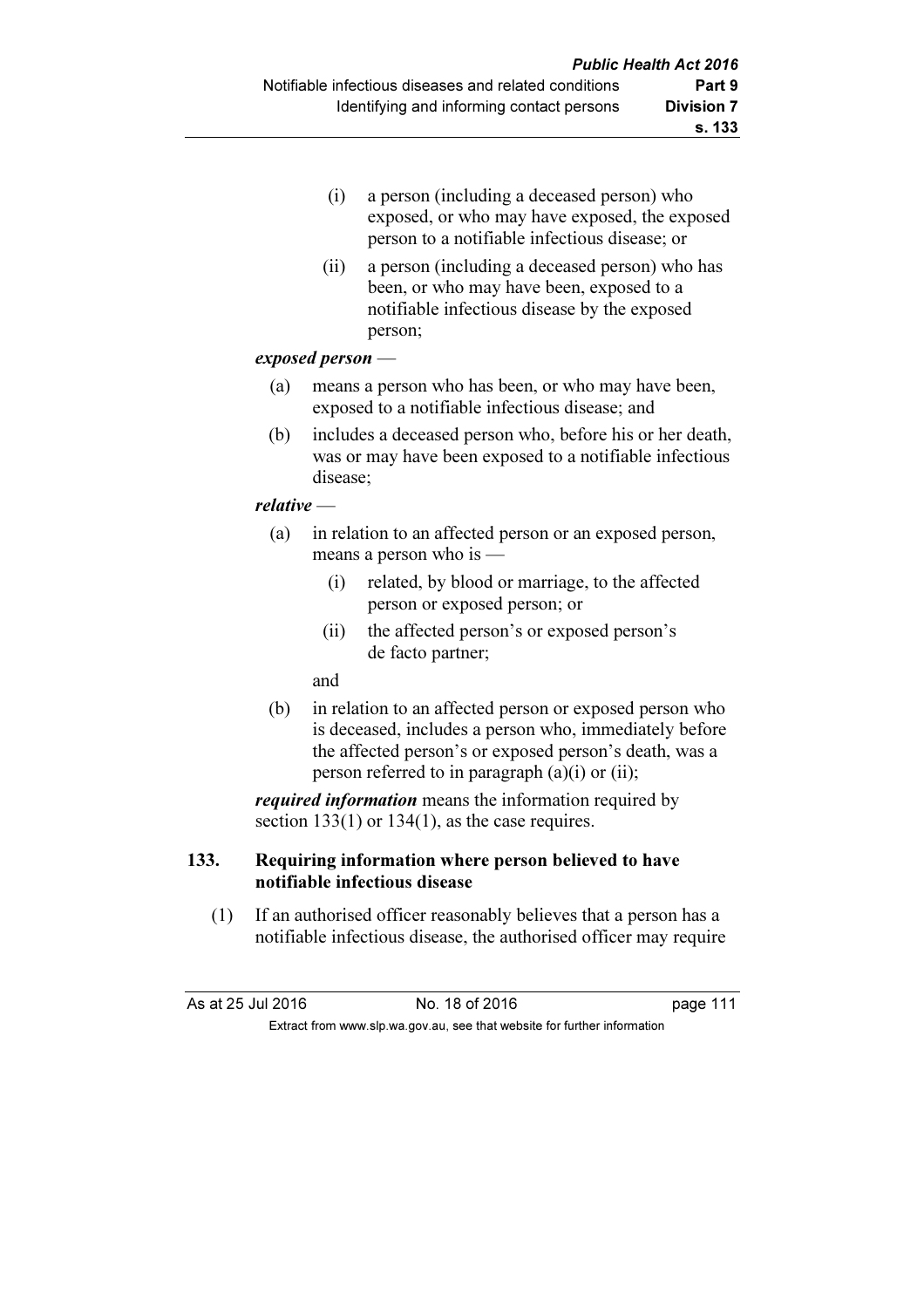(i) a person (including a deceased person) who exposed, or who may have exposed, the exposed person to a notifiable infectious disease; or

(ii) a person (including a deceased person) who has been, or who may have been, exposed to a notifiable infectious disease by the exposed person;

***exposed person*** —

(a) means a person who has been, or who may have been, exposed to a notifiable infectious disease; and

(b) includes a deceased person who, before his or her death, was or may have been exposed to a notifiable infectious disease;

***relative*** —

(a) in relation to an affected person or an exposed person, means a person who is —

(i) related, by blood or marriage, to the affected person or exposed person; or

(ii) the affected person's or exposed person's de facto partner;

and

(b) in relation to an affected person or exposed person who is deceased, includes a person who, immediately before the affected person's or exposed person's death, was a person referred to in paragraph (a)(i) or (ii);

***required information*** means the information required by section 133(1) or 134(1), as the case requires.

### 133. Requiring information where person believed to have notifiable infectious disease

(1) If an authorised officer reasonably believes that a person has a notifiable infectious disease, the authorised officer may require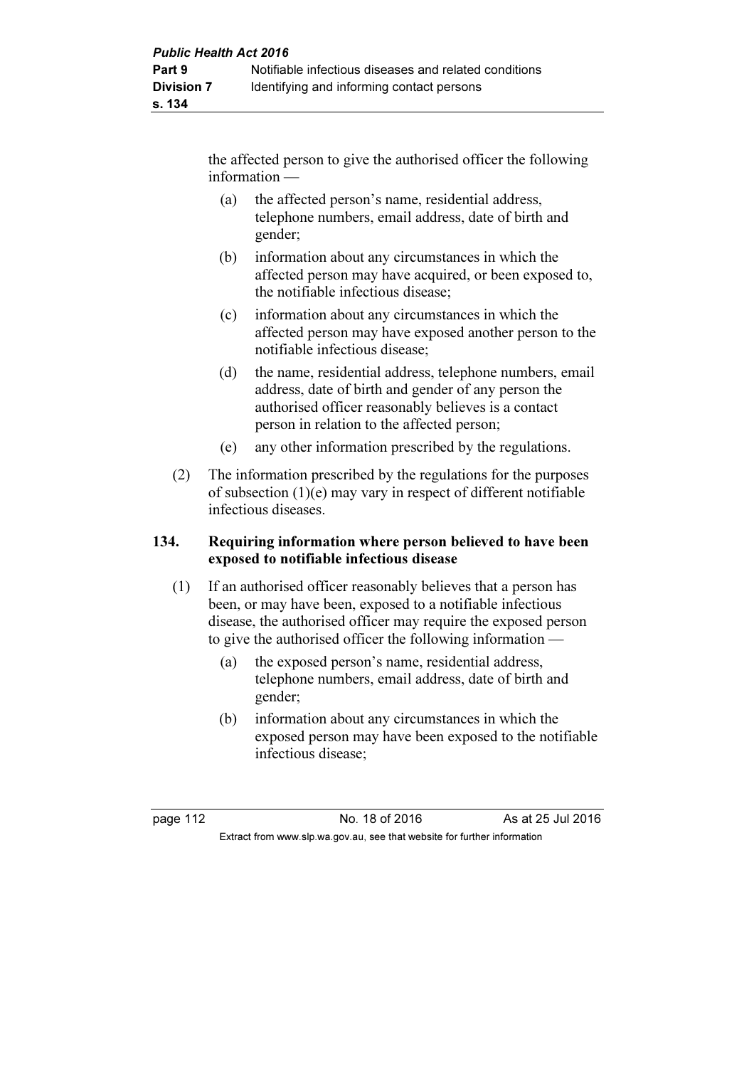the affected person to give the authorised officer the following information —

(a) the affected person's name, residential address, telephone numbers, email address, date of birth and gender;

(b) information about any circumstances in which the affected person may have acquired, or been exposed to, the notifiable infectious disease;

(c) information about any circumstances in which the affected person may have exposed another person to the notifiable infectious disease;

(d) the name, residential address, telephone numbers, email address, date of birth and gender of any person the authorised officer reasonably believes is a contact person in relation to the affected person;

(e) any other information prescribed by the regulations.

(2) The information prescribed by the regulations for the purposes of subsection (1)(e) may vary in respect of different notifiable infectious diseases.

### 134. Requiring information where person believed to have been exposed to notifiable infectious disease

(1) If an authorised officer reasonably believes that a person has been, or may have been, exposed to a notifiable infectious disease, the authorised officer may require the exposed person to give the authorised officer the following information —

(a) the exposed person's name, residential address, telephone numbers, email address, date of birth and gender;

(b) information about any circumstances in which the exposed person may have been exposed to the notifiable infectious disease;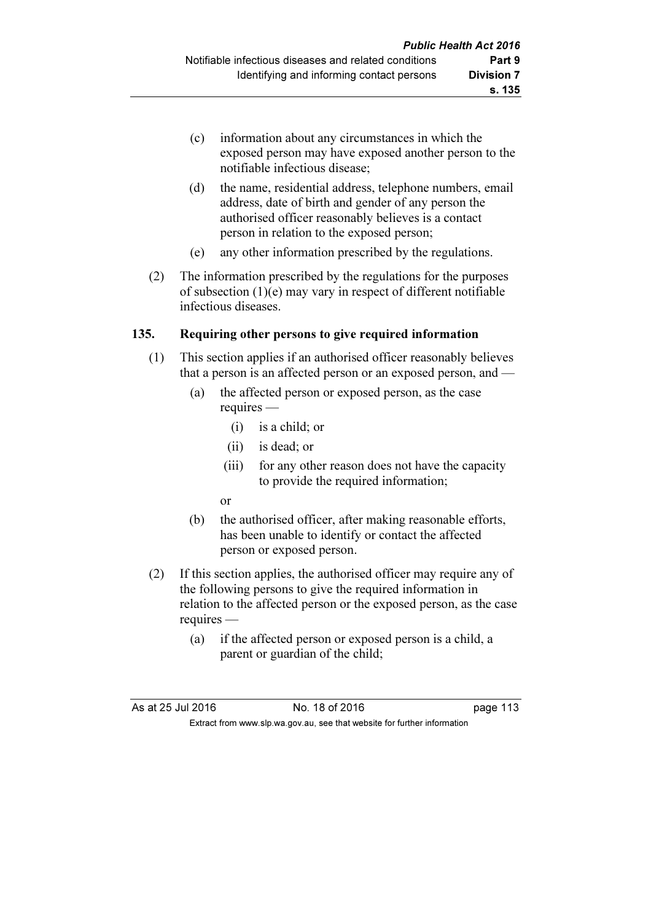(c) information about any circumstances in which the exposed person may have exposed another person to the notifiable infectious disease;

(d) the name, residential address, telephone numbers, email address, date of birth and gender of any person the authorised officer reasonably believes is a contact person in relation to the exposed person;

(e) any other information prescribed by the regulations.

(2) The information prescribed by the regulations for the purposes of subsection (1)(e) may vary in respect of different notifiable infectious diseases.

### 135. Requiring other persons to give required information

(1) This section applies if an authorised officer reasonably believes that a person is an affected person or an exposed person, and —

(a) the affected person or exposed person, as the case requires —

(i) is a child; or

(ii) is dead; or

(iii) for any other reason does not have the capacity to provide the required information;

or

(b) the authorised officer, after making reasonable efforts, has been unable to identify or contact the affected person or exposed person.

(2) If this section applies, the authorised officer may require any of the following persons to give the required information in relation to the affected person or the exposed person, as the case requires —

(a) if the affected person or exposed person is a child, a parent or guardian of the child;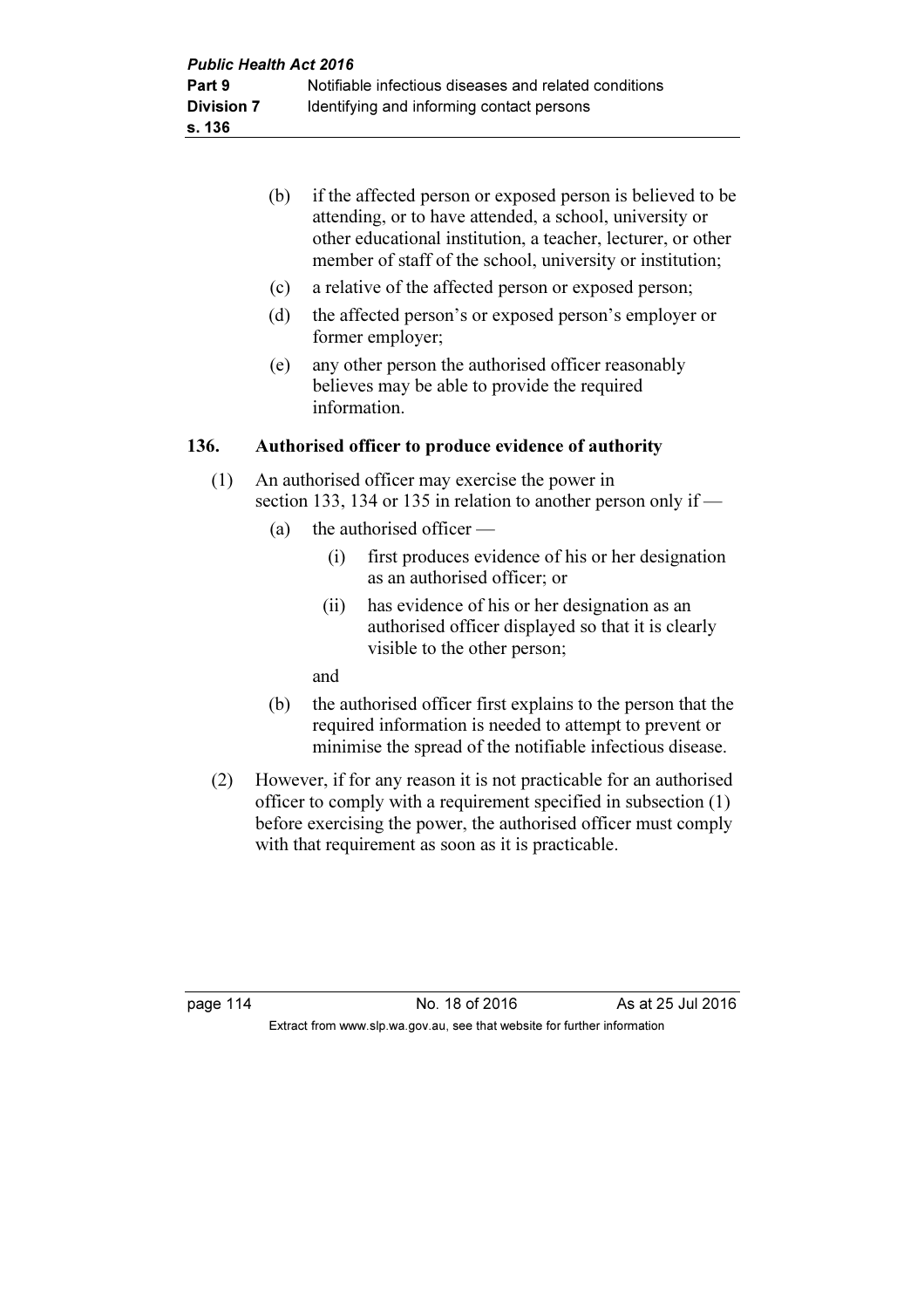(b) if the affected person or exposed person is believed to be attending, or to have attended, a school, university or other educational institution, a teacher, lecturer, or other member of staff of the school, university or institution;

(c) a relative of the affected person or exposed person;

(d) the affected person's or exposed person's employer or former employer;

(e) any other person the authorised officer reasonably believes may be able to provide the required information.

### 136. Authorised officer to produce evidence of authority

(1) An authorised officer may exercise the power in section 133, 134 or 135 in relation to another person only if —

(a) the authorised officer —

(i) first produces evidence of his or her designation as an authorised officer; or

(ii) has evidence of his or her designation as an authorised officer displayed so that it is clearly visible to the other person;

and

(b) the authorised officer first explains to the person that the required information is needed to attempt to prevent or minimise the spread of the notifiable infectious disease.

(2) However, if for any reason it is not practicable for an authorised officer to comply with a requirement specified in subsection (1) before exercising the power, the authorised officer must comply with that requirement as soon as it is practicable.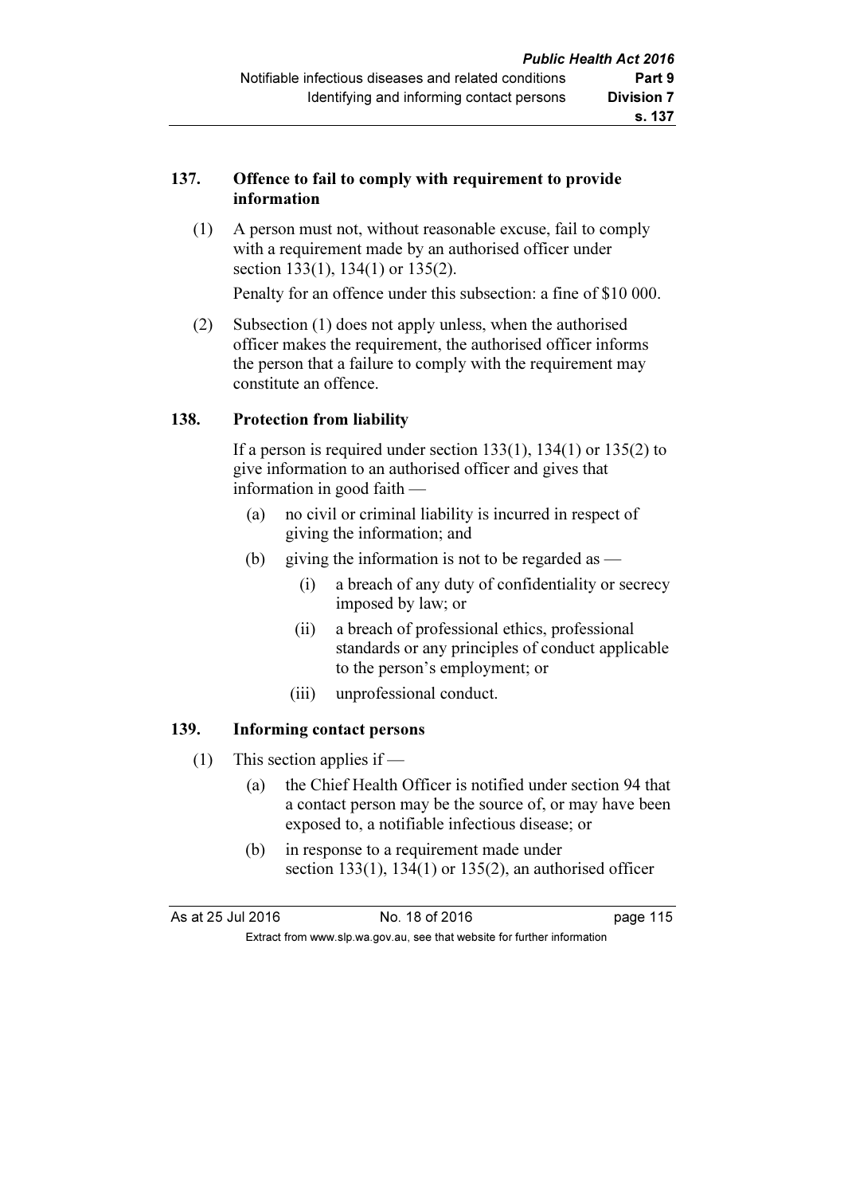### 137. Offence to fail to comply with requirement to provide information

(1) A person must not, without reasonable excuse, fail to comply with a requirement made by an authorised officer under section 133(1), 134(1) or 135(2).

Penalty for an offence under this subsection: a fine of $10 000.

(2) Subsection (1) does not apply unless, when the authorised officer makes the requirement, the authorised officer informs the person that a failure to comply with the requirement may constitute an offence.

### 138. Protection from liability

If a person is required under section 133(1), 134(1) or 135(2) to give information to an authorised officer and gives that information in good faith —

(a) no civil or criminal liability is incurred in respect of giving the information; and

(b) giving the information is not to be regarded as —

(i) a breach of any duty of confidentiality or secrecy imposed by law; or

(ii) a breach of professional ethics, professional standards or any principles of conduct applicable to the person's employment; or

(iii) unprofessional conduct.

### 139. Informing contact persons

(1) This section applies if —

(a) the Chief Health Officer is notified under section 94 that a contact person may be the source of, or may have been exposed to, a notifiable infectious disease; or

(b) in response to a requirement made under section 133(1), 134(1) or 135(2), an authorised officer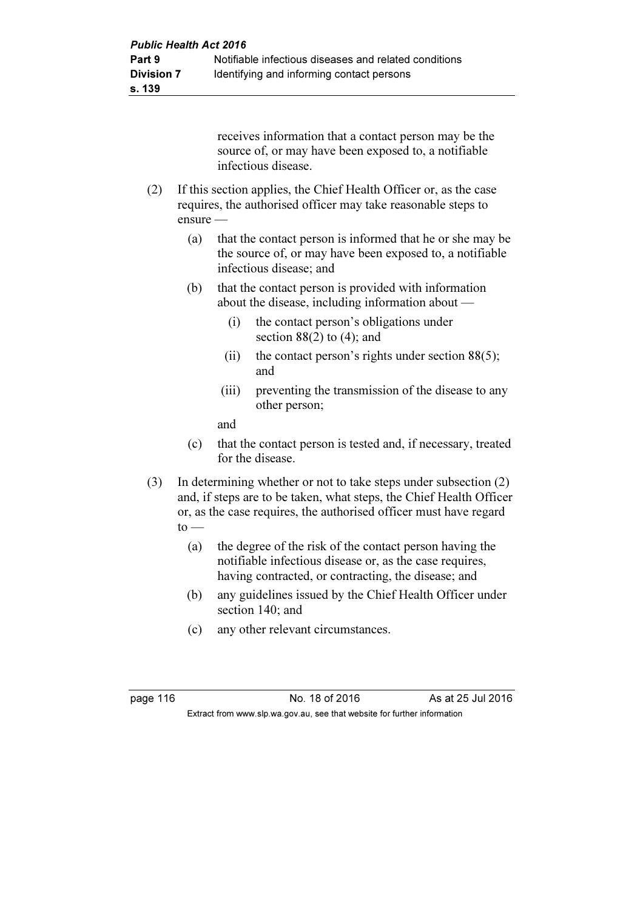receives information that a contact person may be the source of, or may have been exposed to, a notifiable infectious disease.

(2) If this section applies, the Chief Health Officer or, as the case requires, the authorised officer may take reasonable steps to ensure —

(a) that the contact person is informed that he or she may be the source of, or may have been exposed to, a notifiable infectious disease; and

(b) that the contact person is provided with information about the disease, including information about —

(i) the contact person's obligations under section 88(2) to (4); and

(ii) the contact person's rights under section 88(5); and

(iii) preventing the transmission of the disease to any other person;

and

(c) that the contact person is tested and, if necessary, treated for the disease.

(3) In determining whether or not to take steps under subsection (2) and, if steps are to be taken, what steps, the Chief Health Officer or, as the case requires, the authorised officer must have regard to —

(a) the degree of the risk of the contact person having the notifiable infectious disease or, as the case requires, having contracted, or contracting, the disease; and

(b) any guidelines issued by the Chief Health Officer under section 140; and

(c) any other relevant circumstances.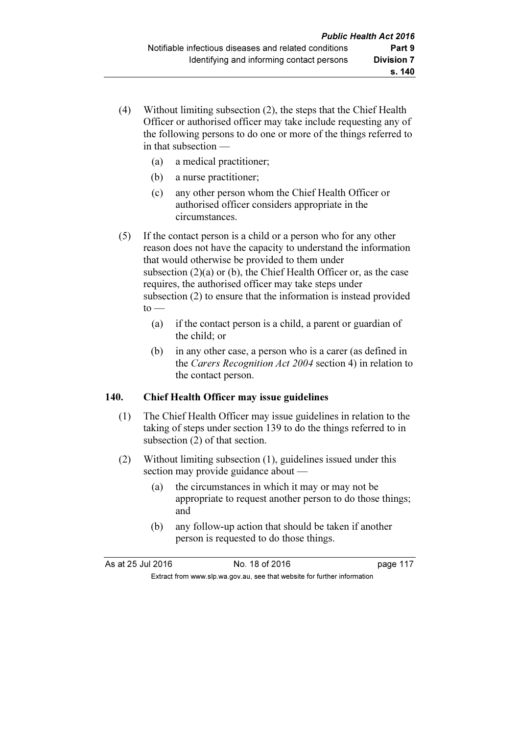(4) Without limiting subsection (2), the steps that the Chief Health Officer or authorised officer may take include requesting any of the following persons to do one or more of the things referred to in that subsection —

  (a) a medical practitioner;

  (b) a nurse practitioner;

  (c) any other person whom the Chief Health Officer or authorised officer considers appropriate in the circumstances.

(5) If the contact person is a child or a person who for any other reason does not have the capacity to understand the information that would otherwise be provided to them under subsection (2)(a) or (b), the Chief Health Officer or, as the case requires, the authorised officer may take steps under subsection (2) to ensure that the information is instead provided to —

  (a) if the contact person is a child, a parent or guardian of the child; or

  (b) in any other case, a person who is a carer (as defined in the *Carers Recognition Act 2004* section 4) in relation to the contact person.

### 140. Chief Health Officer may issue guidelines

(1) The Chief Health Officer may issue guidelines in relation to the taking of steps under section 139 to do the things referred to in subsection (2) of that section.

(2) Without limiting subsection (1), guidelines issued under this section may provide guidance about —

  (a) the circumstances in which it may or may not be appropriate to request another person to do those things; and

  (b) any follow-up action that should be taken if another person is requested to do those things.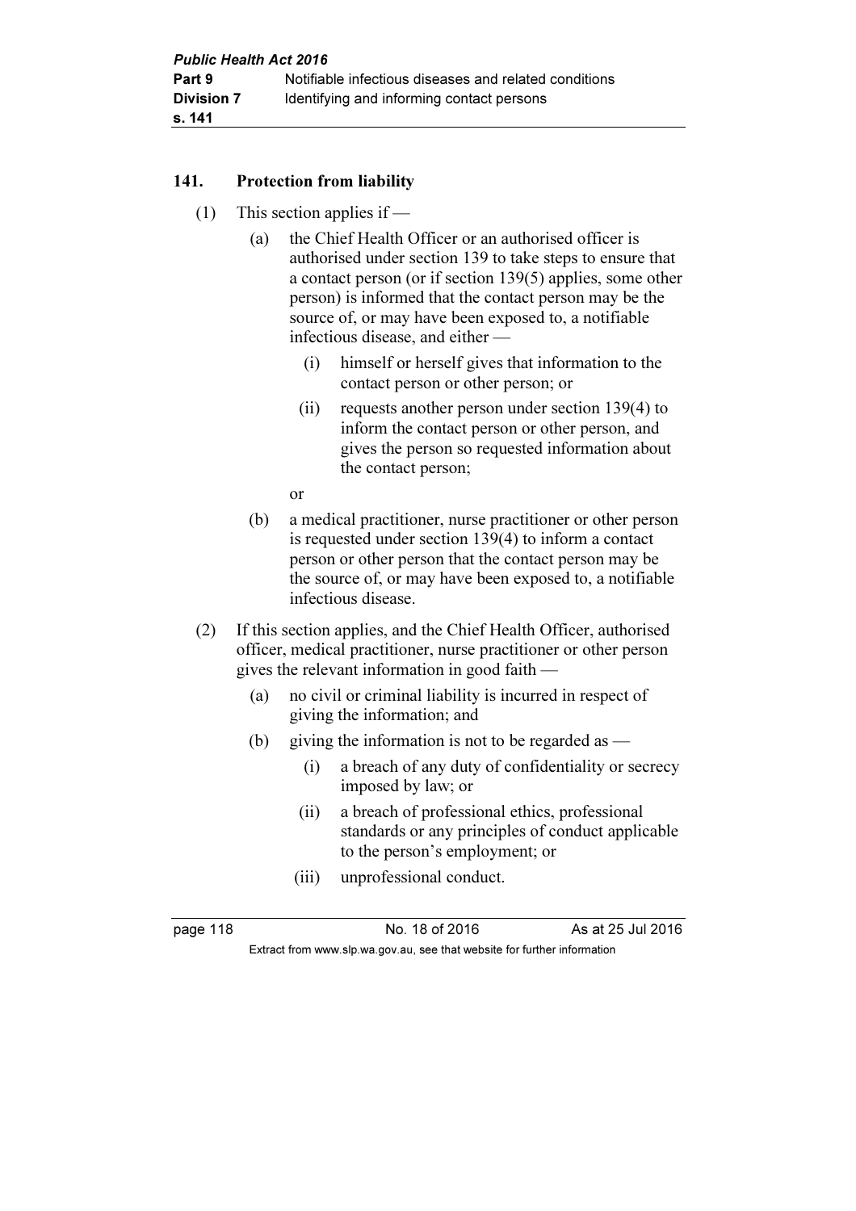### 141. Protection from liability

(1) This section applies if —

  (a) the Chief Health Officer or an authorised officer is authorised under section 139 to take steps to ensure that a contact person (or if section 139(5) applies, some other person) is informed that the contact person may be the source of, or may have been exposed to, a notifiable infectious disease, and either —

    (i) himself or herself gives that information to the contact person or other person; or

    (ii) requests another person under section 139(4) to inform the contact person or other person, and gives the person so requested information about the contact person;

  or

  (b) a medical practitioner, nurse practitioner or other person is requested under section 139(4) to inform a contact person or other person that the contact person may be the source of, or may have been exposed to, a notifiable infectious disease.

(2) If this section applies, and the Chief Health Officer, authorised officer, medical practitioner, nurse practitioner or other person gives the relevant information in good faith —

  (a) no civil or criminal liability is incurred in respect of giving the information; and

  (b) giving the information is not to be regarded as —

    (i) a breach of any duty of confidentiality or secrecy imposed by law; or

    (ii) a breach of professional ethics, professional standards or any principles of conduct applicable to the person's employment; or

    (iii) unprofessional conduct.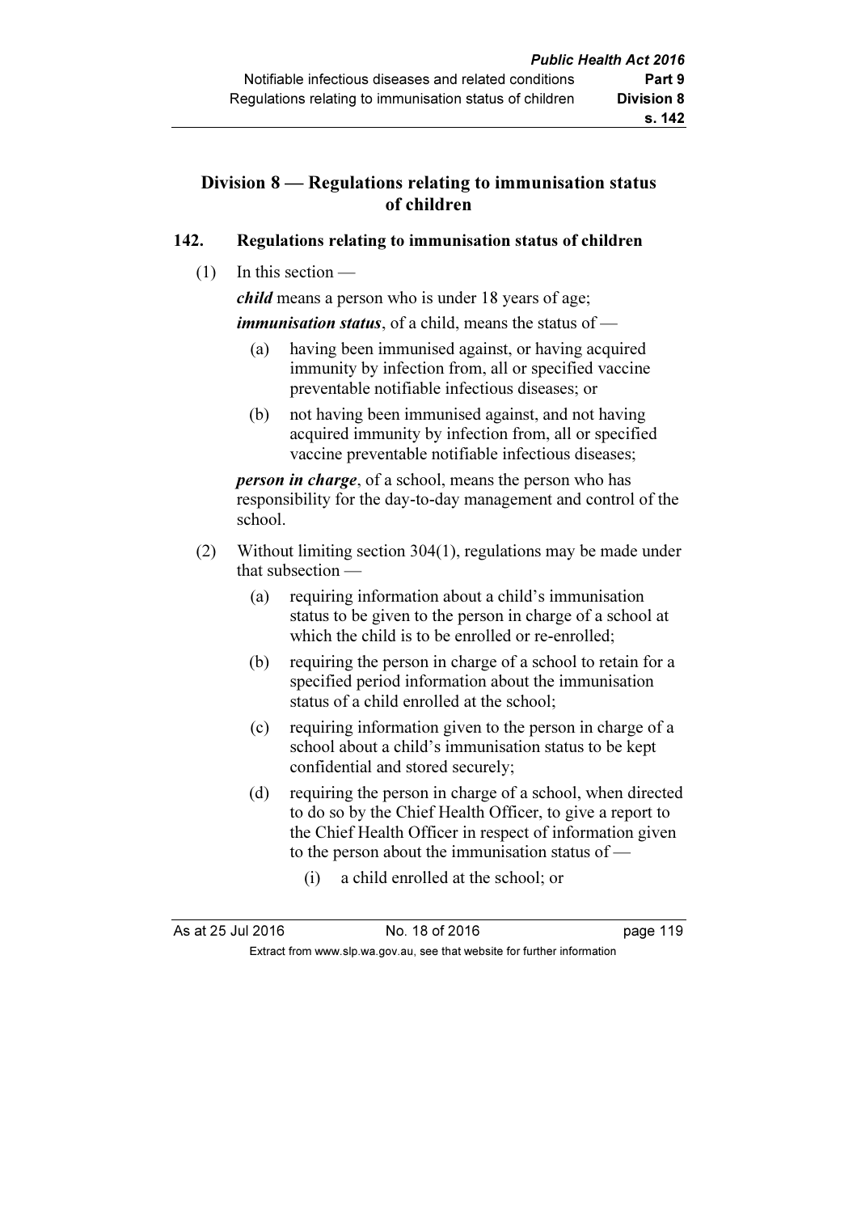## Division 8 — Regulations relating to immunisation status of children

### 142. Regulations relating to immunisation status of children

(1) In this section —

***child*** means a person who is under 18 years of age;

***immunisation status***, of a child, means the status of —

- (a) having been immunised against, or having acquired immunity by infection from, all or specified vaccine preventable notifiable infectious diseases; or
- (b) not having been immunised against, and not having acquired immunity by infection from, all or specified vaccine preventable notifiable infectious diseases;

***person in charge***, of a school, means the person who has responsibility for the day-to-day management and control of the school.

(2) Without limiting section 304(1), regulations may be made under that subsection —

- (a) requiring information about a child's immunisation status to be given to the person in charge of a school at which the child is to be enrolled or re-enrolled;
- (b) requiring the person in charge of a school to retain for a specified period information about the immunisation status of a child enrolled at the school;
- (c) requiring information given to the person in charge of a school about a child's immunisation status to be kept confidential and stored securely;
- (d) requiring the person in charge of a school, when directed to do so by the Chief Health Officer, to give a report to the Chief Health Officer in respect of information given to the person about the immunisation status of —
  - (i) a child enrolled at the school; or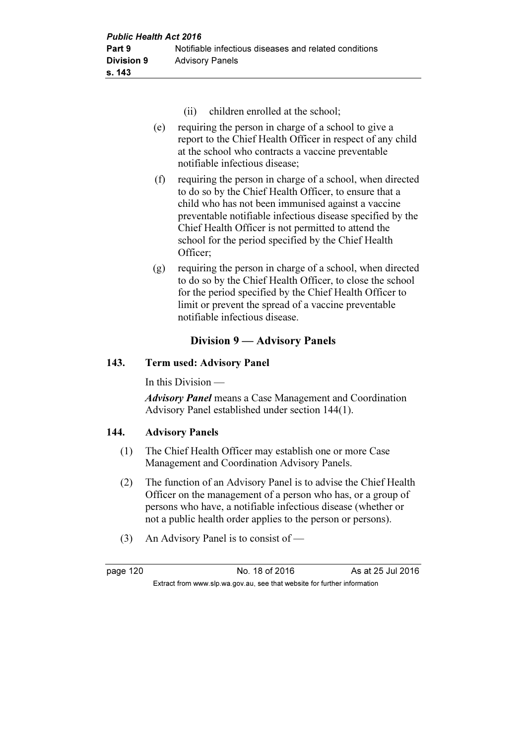(ii) children enrolled at the school;

(e) requiring the person in charge of a school to give a report to the Chief Health Officer in respect of any child at the school who contracts a vaccine preventable notifiable infectious disease;

(f) requiring the person in charge of a school, when directed to do so by the Chief Health Officer, to ensure that a child who has not been immunised against a vaccine preventable notifiable infectious disease specified by the Chief Health Officer is not permitted to attend the school for the period specified by the Chief Health Officer;

(g) requiring the person in charge of a school, when directed to do so by the Chief Health Officer, to close the school for the period specified by the Chief Health Officer to limit or prevent the spread of a vaccine preventable notifiable infectious disease.

## Division 9 — Advisory Panels

### 143. Term used: Advisory Panel

In this Division —

***Advisory Panel*** means a Case Management and Coordination Advisory Panel established under section 144(1).

### 144. Advisory Panels

(1) The Chief Health Officer may establish one or more Case Management and Coordination Advisory Panels.

(2) The function of an Advisory Panel is to advise the Chief Health Officer on the management of a person who has, or a group of persons who have, a notifiable infectious disease (whether or not a public health order applies to the person or persons).

(3) An Advisory Panel is to consist of —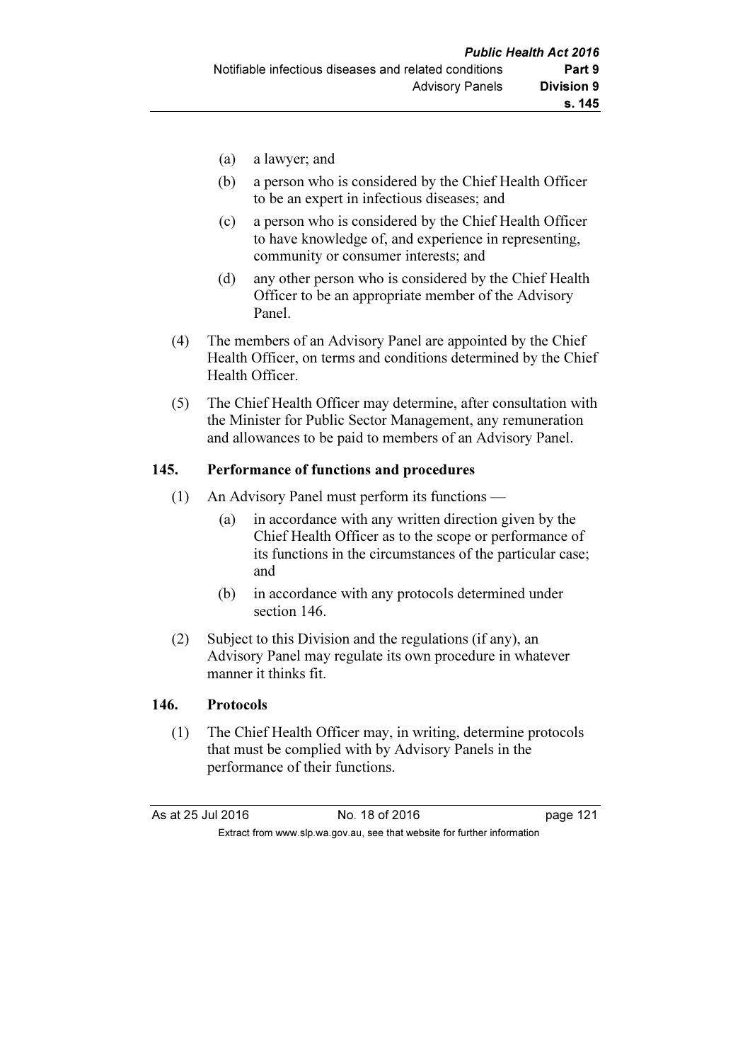(a) a lawyer; and

(b) a person who is considered by the Chief Health Officer to be an expert in infectious diseases; and

(c) a person who is considered by the Chief Health Officer to have knowledge of, and experience in representing, community or consumer interests; and

(d) any other person who is considered by the Chief Health Officer to be an appropriate member of the Advisory Panel.

(4) The members of an Advisory Panel are appointed by the Chief Health Officer, on terms and conditions determined by the Chief Health Officer.

(5) The Chief Health Officer may determine, after consultation with the Minister for Public Sector Management, any remuneration and allowances to be paid to members of an Advisory Panel.

### 145. Performance of functions and procedures

(1) An Advisory Panel must perform its functions —

(a) in accordance with any written direction given by the Chief Health Officer as to the scope or performance of its functions in the circumstances of the particular case; and

(b) in accordance with any protocols determined under section 146.

(2) Subject to this Division and the regulations (if any), an Advisory Panel may regulate its own procedure in whatever manner it thinks fit.

### 146. Protocols

(1) The Chief Health Officer may, in writing, determine protocols that must be complied with by Advisory Panels in the performance of their functions.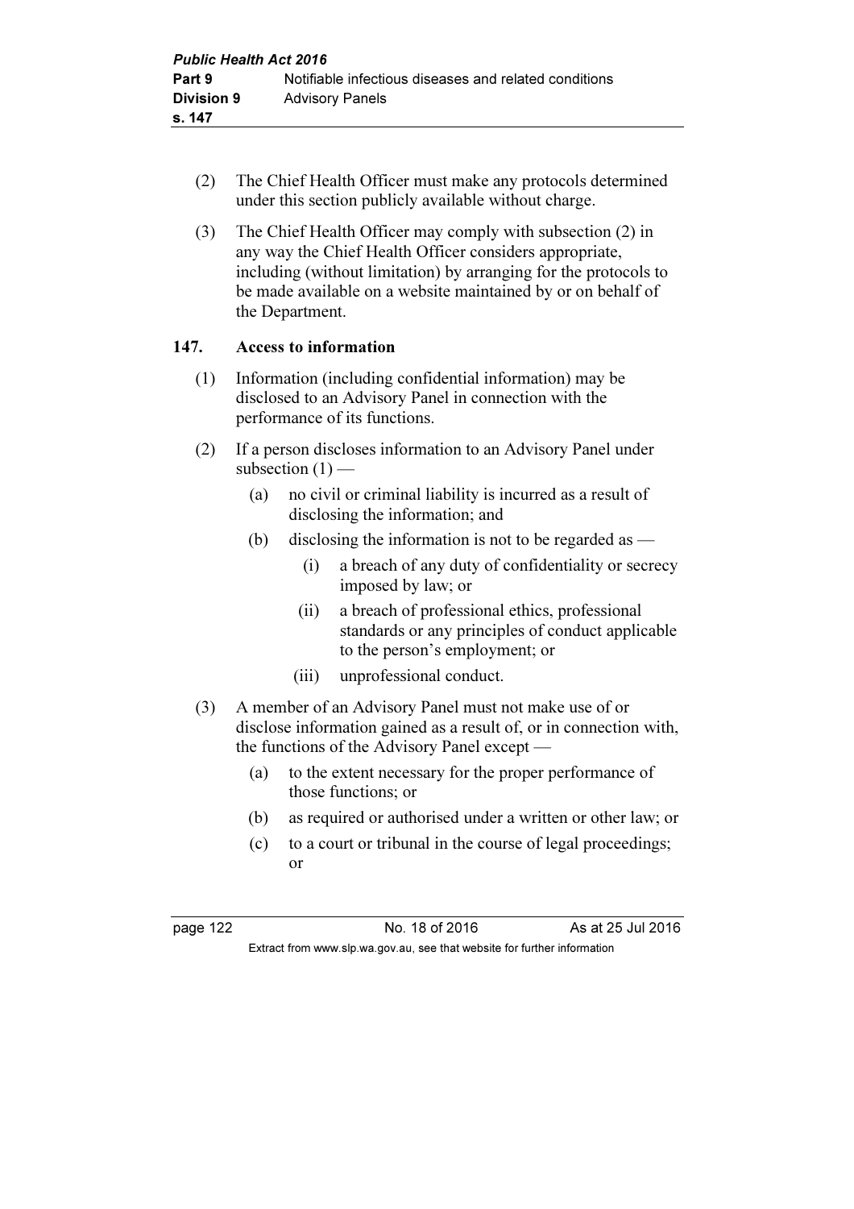(2) The Chief Health Officer must make any protocols determined under this section publicly available without charge.

(3) The Chief Health Officer may comply with subsection (2) in any way the Chief Health Officer considers appropriate, including (without limitation) by arranging for the protocols to be made available on a website maintained by or on behalf of the Department.

### 147. Access to information

(1) Information (including confidential information) may be disclosed to an Advisory Panel in connection with the performance of its functions.

(2) If a person discloses information to an Advisory Panel under subsection (1) —

   (a) no civil or criminal liability is incurred as a result of disclosing the information; and

   (b) disclosing the information is not to be regarded as —

      (i) a breach of any duty of confidentiality or secrecy imposed by law; or

      (ii) a breach of professional ethics, professional standards or any principles of conduct applicable to the person's employment; or

      (iii) unprofessional conduct.

(3) A member of an Advisory Panel must not make use of or disclose information gained as a result of, or in connection with, the functions of the Advisory Panel except —

   (a) to the extent necessary for the proper performance of those functions; or

   (b) as required or authorised under a written or other law; or

   (c) to a court or tribunal in the course of legal proceedings; or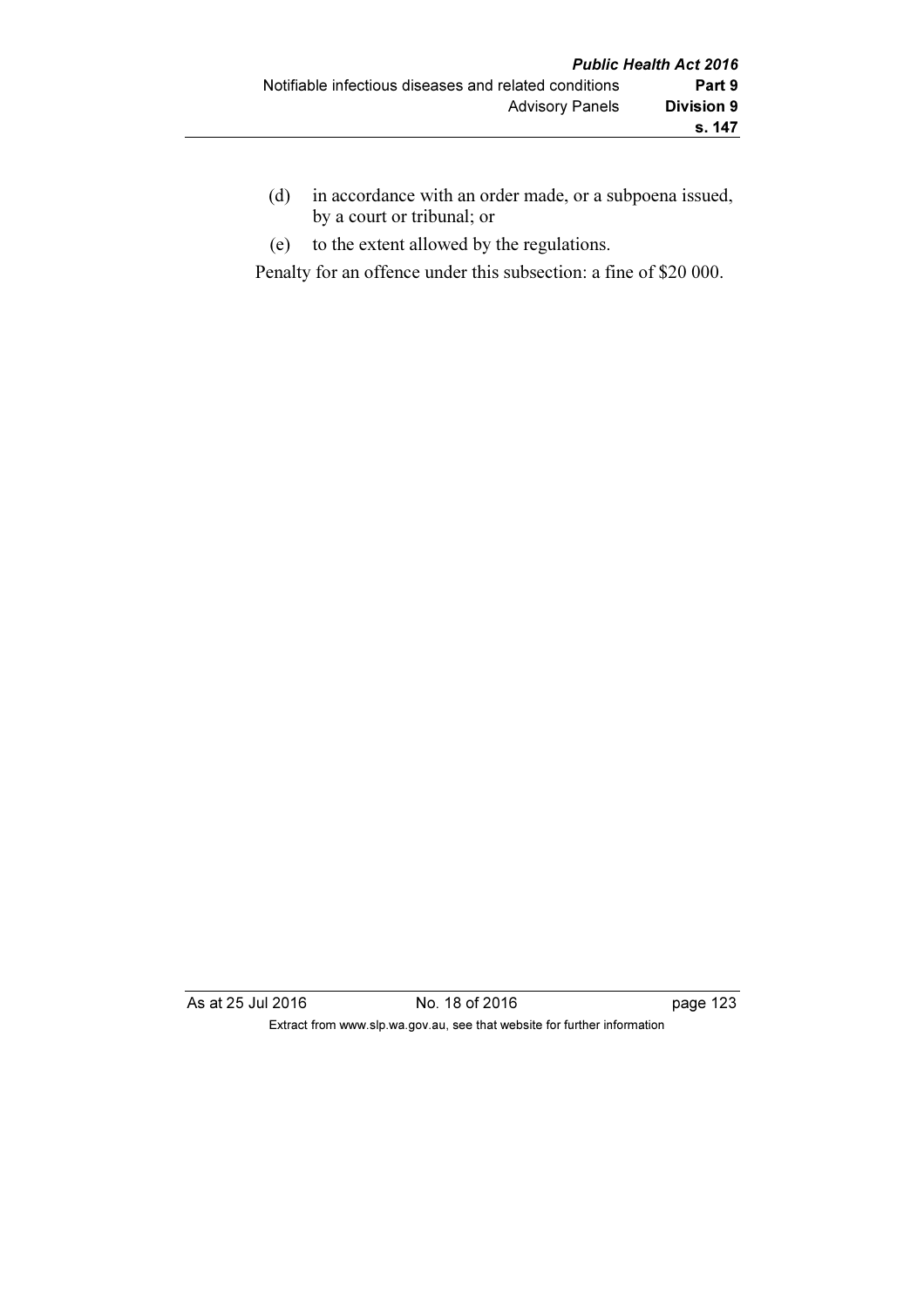(d) in accordance with an order made, or a subpoena issued, by a court or tribunal; or

(e) to the extent allowed by the regulations.

Penalty for an offence under this subsection: a fine of $20 000.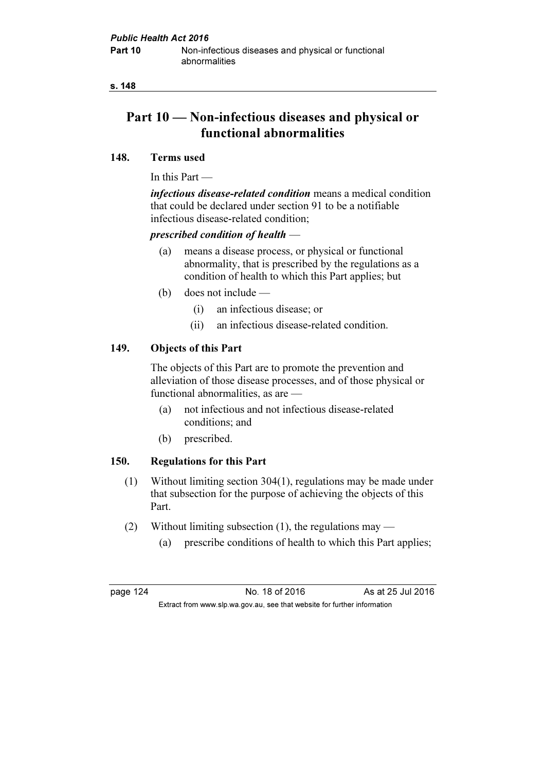# Part 10 — Non-infectious diseases and physical or functional abnormalities

## 148. Terms used

In this Part —

***infectious disease-related condition*** means a medical condition that could be declared under section 91 to be a notifiable infectious disease-related condition;

***prescribed condition of health*** —

(a) means a disease process, or physical or functional abnormality, that is prescribed by the regulations as a condition of health to which this Part applies; but

(b) does not include —

(i) an infectious disease; or

(ii) an infectious disease-related condition.

## 149. Objects of this Part

The objects of this Part are to promote the prevention and alleviation of those disease processes, and of those physical or functional abnormalities, as are —

(a) not infectious and not infectious disease-related conditions; and

(b) prescribed.

## 150. Regulations for this Part

(1) Without limiting section 304(1), regulations may be made under that subsection for the purpose of achieving the objects of this Part.

(2) Without limiting subsection (1), the regulations may —

(a) prescribe conditions of health to which this Part applies;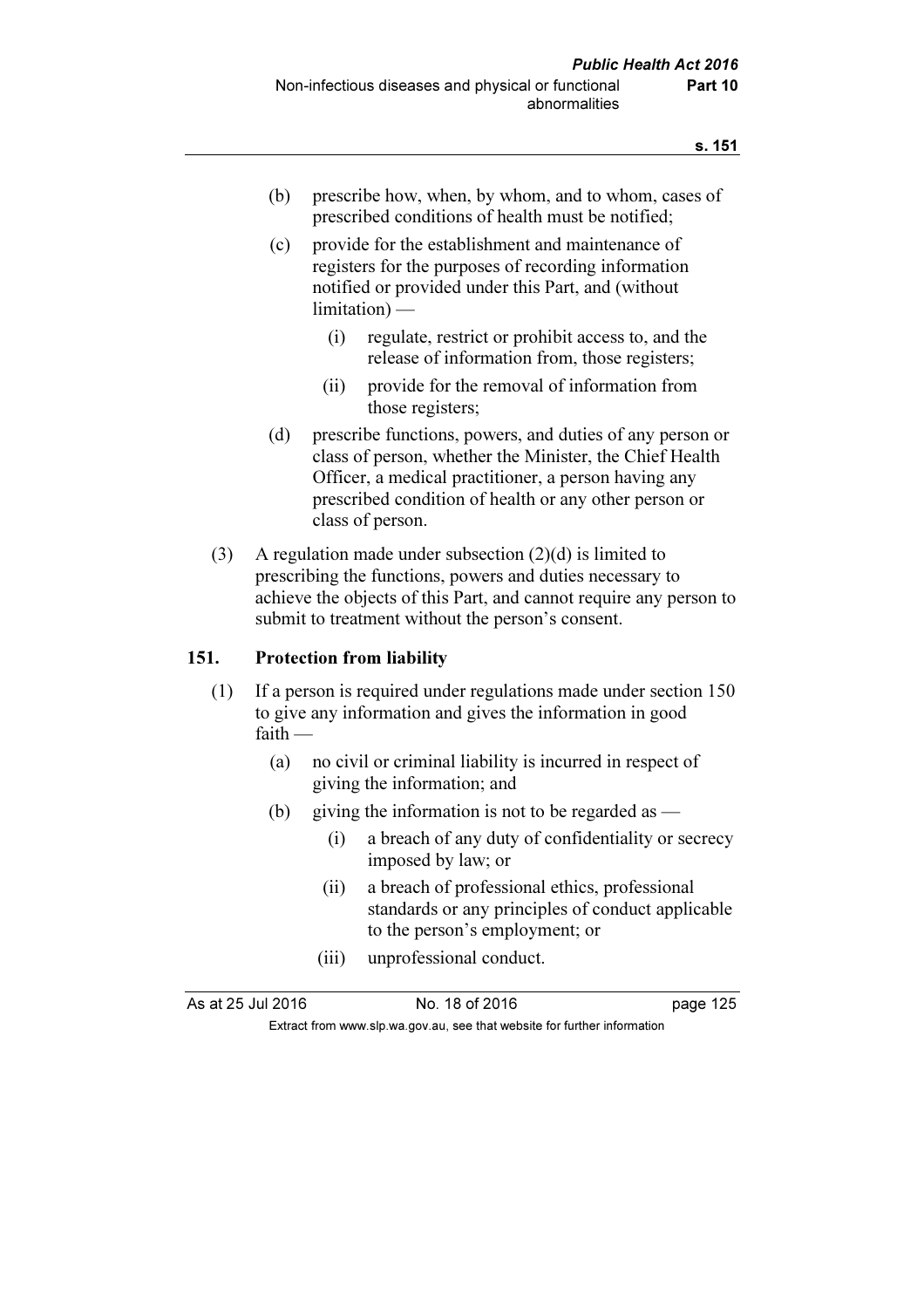(b) prescribe how, when, by whom, and to whom, cases of prescribed conditions of health must be notified;

(c) provide for the establishment and maintenance of registers for the purposes of recording information notified or provided under this Part, and (without limitation) —

  (i) regulate, restrict or prohibit access to, and the release of information from, those registers;

  (ii) provide for the removal of information from those registers;

(d) prescribe functions, powers, and duties of any person or class of person, whether the Minister, the Chief Health Officer, a medical practitioner, a person having any prescribed condition of health or any other person or class of person.

(3) A regulation made under subsection (2)(d) is limited to prescribing the functions, powers and duties necessary to achieve the objects of this Part, and cannot require any person to submit to treatment without the person's consent.

## 151. Protection from liability

(1) If a person is required under regulations made under section 150 to give any information and gives the information in good faith —

(a) no civil or criminal liability is incurred in respect of giving the information; and

(b) giving the information is not to be regarded as —

  (i) a breach of any duty of confidentiality or secrecy imposed by law; or

  (ii) a breach of professional ethics, professional standards or any principles of conduct applicable to the person's employment; or

  (iii) unprofessional conduct.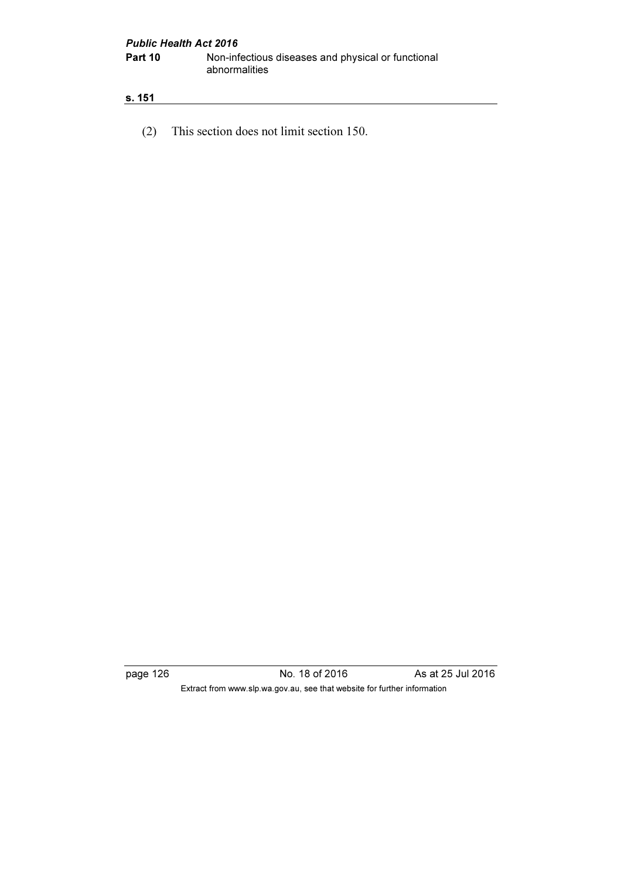(2) This section does not limit section 150.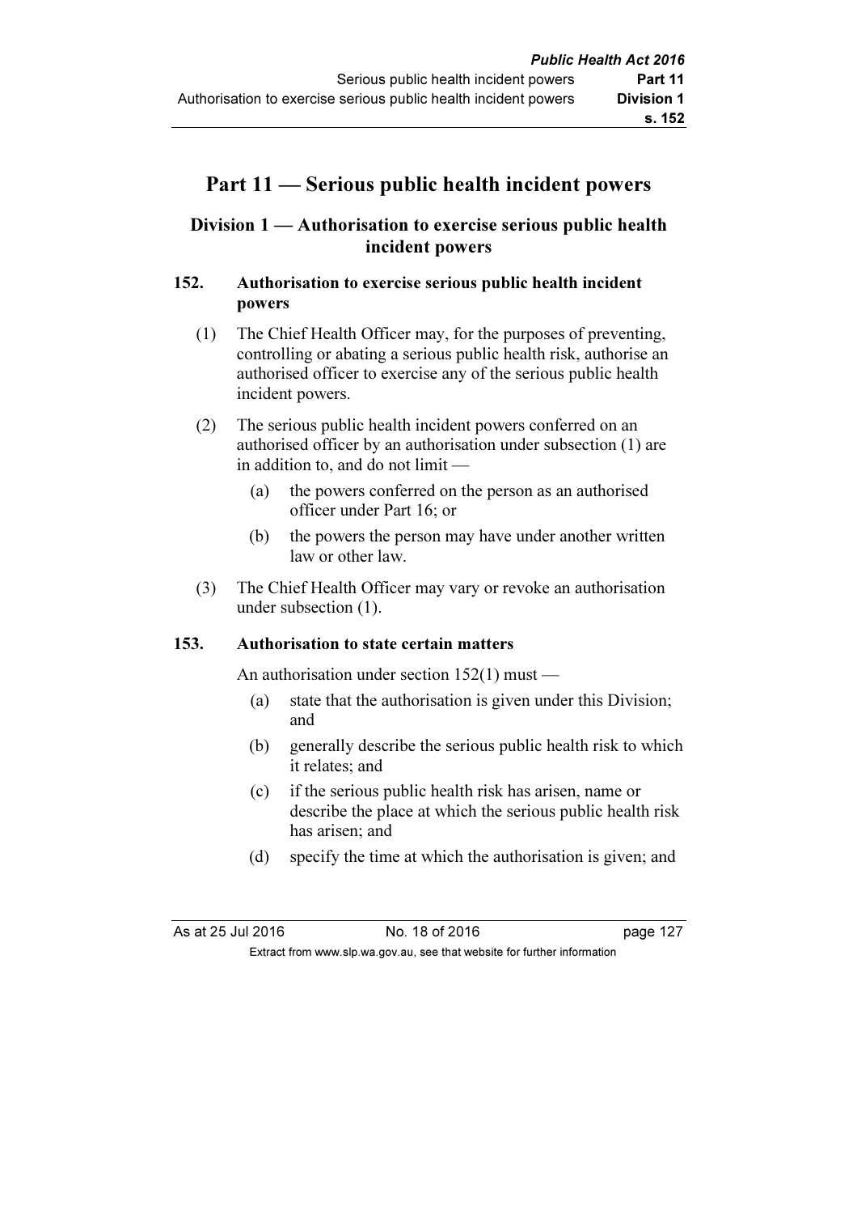# Part 11 — Serious public health incident powers

## Division 1 — Authorisation to exercise serious public health incident powers

### 152. Authorisation to exercise serious public health incident powers

(1) The Chief Health Officer may, for the purposes of preventing, controlling or abating a serious public health risk, authorise an authorised officer to exercise any of the serious public health incident powers.

(2) The serious public health incident powers conferred on an authorised officer by an authorisation under subsection (1) are in addition to, and do not limit —

- (a) the powers conferred on the person as an authorised officer under Part 16; or
- (b) the powers the person may have under another written law or other law.

(3) The Chief Health Officer may vary or revoke an authorisation under subsection (1).

### 153. Authorisation to state certain matters

An authorisation under section 152(1) must —

- (a) state that the authorisation is given under this Division; and
- (b) generally describe the serious public health risk to which it relates; and
- (c) if the serious public health risk has arisen, name or describe the place at which the serious public health risk has arisen; and
- (d) specify the time at which the authorisation is given; and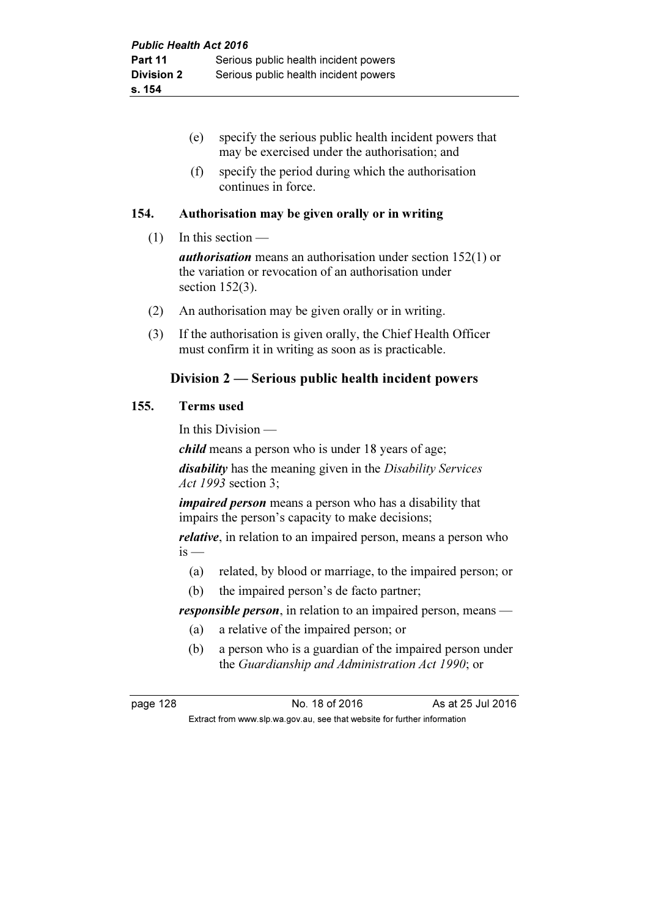(e) specify the serious public health incident powers that may be exercised under the authorisation; and

(f) specify the period during which the authorisation continues in force.

**154. Authorisation may be given orally or in writing**

(1) In this section —

***authorisation*** means an authorisation under section 152(1) or the variation or revocation of an authorisation under section 152(3).

(2) An authorisation may be given orally or in writing.

(3) If the authorisation is given orally, the Chief Health Officer must confirm it in writing as soon as is practicable.

## Division 2 — Serious public health incident powers

**155. Terms used**

In this Division —

***child*** means a person who is under 18 years of age;

***disability*** has the meaning given in the *Disability Services Act 1993* section 3;

***impaired person*** means a person who has a disability that impairs the person's capacity to make decisions;

***relative***, in relation to an impaired person, means a person who is —

(a) related, by blood or marriage, to the impaired person; or

(b) the impaired person's de facto partner;

***responsible person***, in relation to an impaired person, means —

(a) a relative of the impaired person; or

(b) a person who is a guardian of the impaired person under the *Guardianship and Administration Act 1990*; or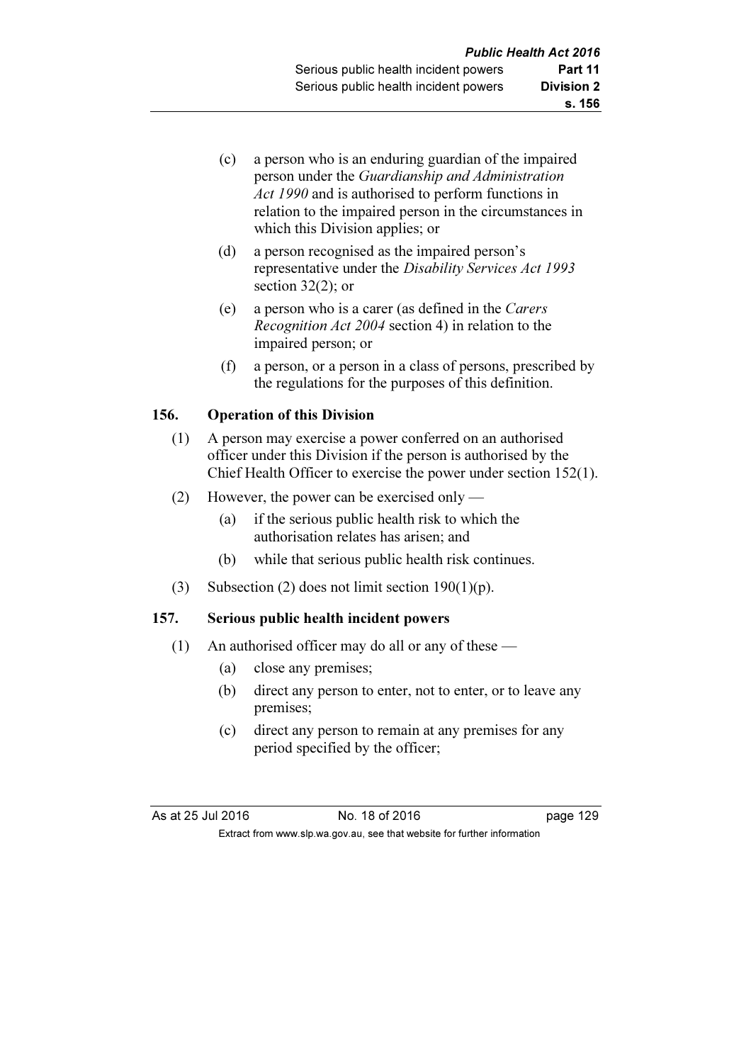(c) a person who is an enduring guardian of the impaired person under the *Guardianship and Administration Act 1990* and is authorised to perform functions in relation to the impaired person in the circumstances in which this Division applies; or

(d) a person recognised as the impaired person's representative under the *Disability Services Act 1993* section 32(2); or

(e) a person who is a carer (as defined in the *Carers Recognition Act 2004* section 4) in relation to the impaired person; or

(f) a person, or a person in a class of persons, prescribed by the regulations for the purposes of this definition.

### 156. Operation of this Division

(1) A person may exercise a power conferred on an authorised officer under this Division if the person is authorised by the Chief Health Officer to exercise the power under section 152(1).

(2) However, the power can be exercised only —

(a) if the serious public health risk to which the authorisation relates has arisen; and

(b) while that serious public health risk continues.

(3) Subsection (2) does not limit section 190(1)(p).

### 157. Serious public health incident powers

(1) An authorised officer may do all or any of these —

(a) close any premises;

(b) direct any person to enter, not to enter, or to leave any premises;

(c) direct any person to remain at any premises for any period specified by the officer;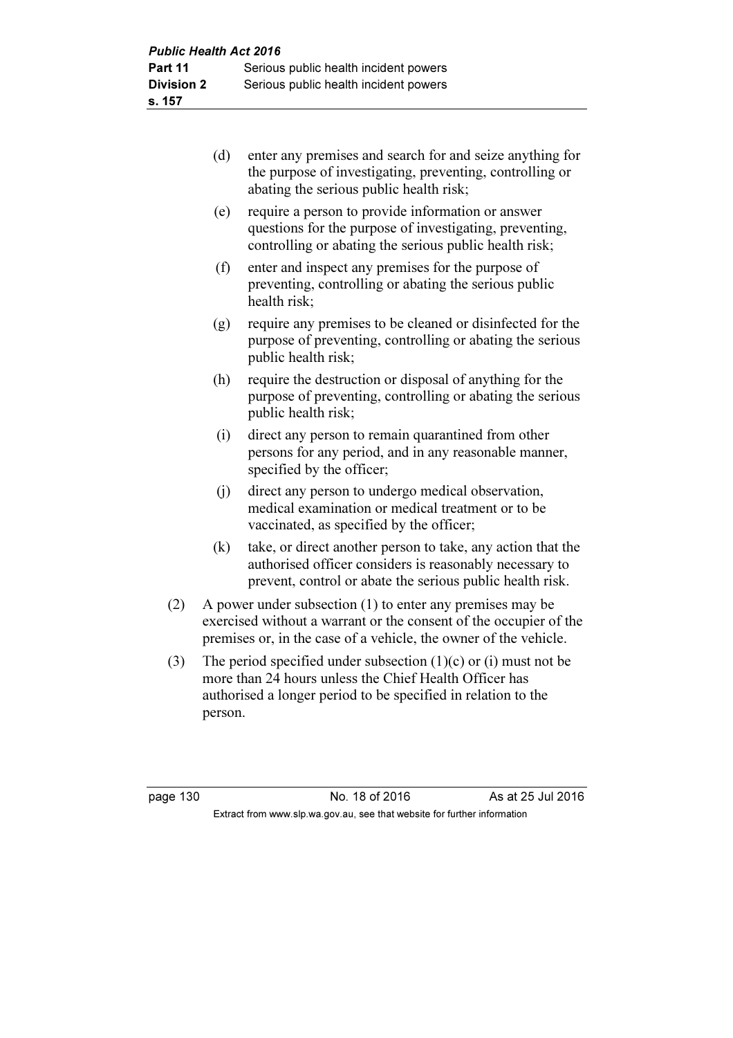(d) enter any premises and search for and seize anything for the purpose of investigating, preventing, controlling or abating the serious public health risk;

(e) require a person to provide information or answer questions for the purpose of investigating, preventing, controlling or abating the serious public health risk;

(f) enter and inspect any premises for the purpose of preventing, controlling or abating the serious public health risk;

(g) require any premises to be cleaned or disinfected for the purpose of preventing, controlling or abating the serious public health risk;

(h) require the destruction or disposal of anything for the purpose of preventing, controlling or abating the serious public health risk;

(i) direct any person to remain quarantined from other persons for any period, and in any reasonable manner, specified by the officer;

(j) direct any person to undergo medical observation, medical examination or medical treatment or to be vaccinated, as specified by the officer;

(k) take, or direct another person to take, any action that the authorised officer considers is reasonably necessary to prevent, control or abate the serious public health risk.

(2) A power under subsection (1) to enter any premises may be exercised without a warrant or the consent of the occupier of the premises or, in the case of a vehicle, the owner of the vehicle.

(3) The period specified under subsection (1)(c) or (i) must not be more than 24 hours unless the Chief Health Officer has authorised a longer period to be specified in relation to the person.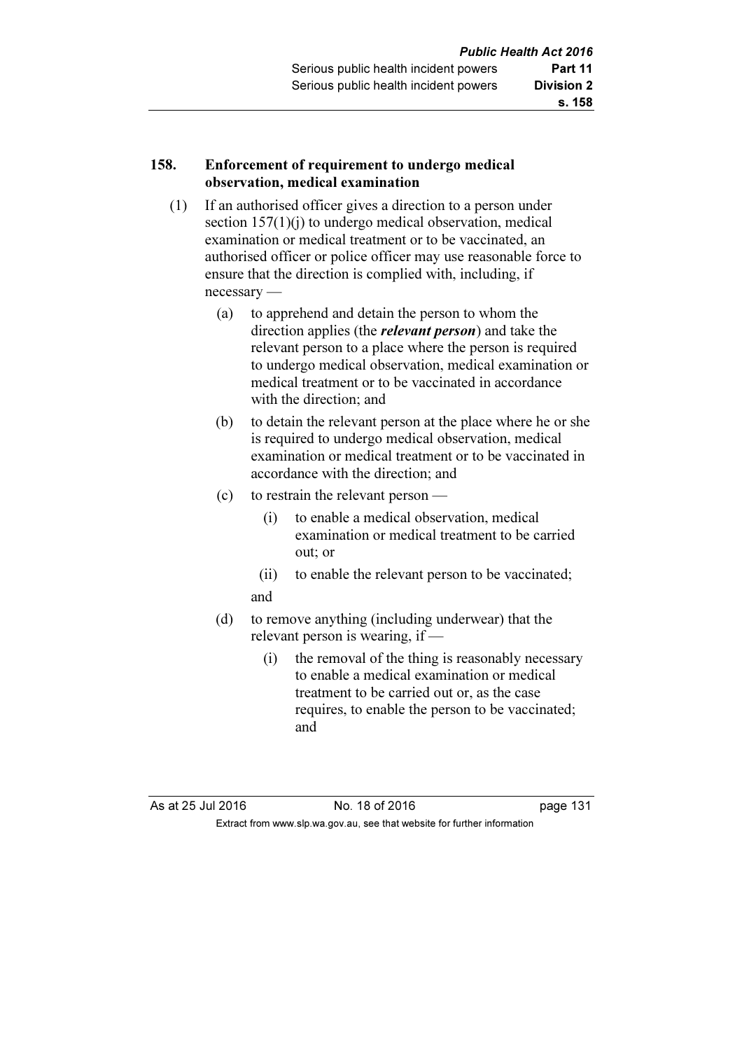### 158. Enforcement of requirement to undergo medical observation, medical examination

(1) If an authorised officer gives a direction to a person under section 157(1)(j) to undergo medical observation, medical examination or medical treatment or to be vaccinated, an authorised officer or police officer may use reasonable force to ensure that the direction is complied with, including, if necessary —

  (a) to apprehend and detain the person to whom the direction applies (the ***relevant person***) and take the relevant person to a place where the person is required to undergo medical observation, medical examination or medical treatment or to be vaccinated in accordance with the direction; and

  (b) to detain the relevant person at the place where he or she is required to undergo medical observation, medical examination or medical treatment or to be vaccinated in accordance with the direction; and

  (c) to restrain the relevant person —

    (i) to enable a medical observation, medical examination or medical treatment to be carried out; or

    (ii) to enable the relevant person to be vaccinated;

  and

  (d) to remove anything (including underwear) that the relevant person is wearing, if —

    (i) the removal of the thing is reasonably necessary to enable a medical examination or medical treatment to be carried out or, as the case requires, to enable the person to be vaccinated; and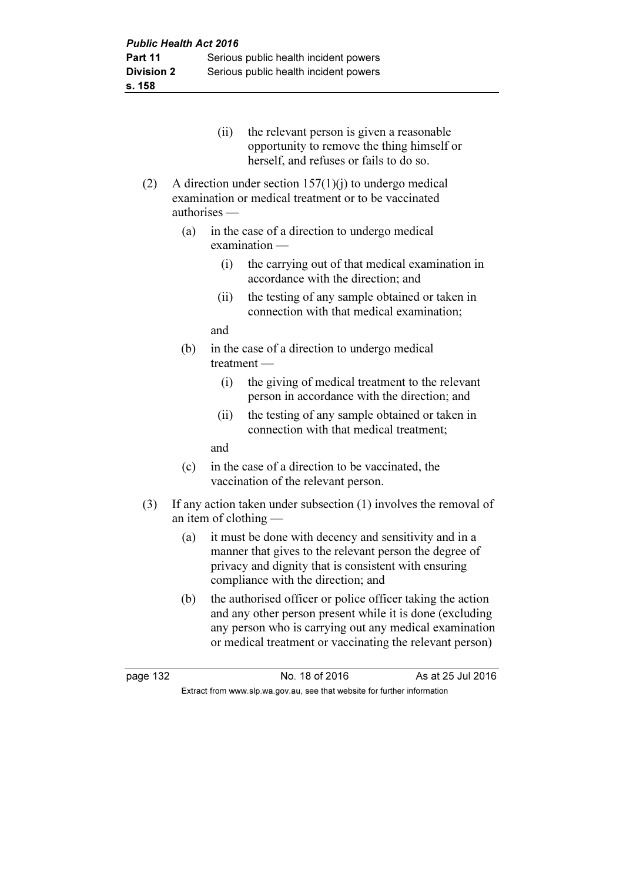(ii) the relevant person is given a reasonable opportunity to remove the thing himself or herself, and refuses or fails to do so.

(2) A direction under section 157(1)(j) to undergo medical examination or medical treatment or to be vaccinated authorises —

(a) in the case of a direction to undergo medical examination —

(i) the carrying out of that medical examination in accordance with the direction; and

(ii) the testing of any sample obtained or taken in connection with that medical examination;

and

(b) in the case of a direction to undergo medical treatment —

(i) the giving of medical treatment to the relevant person in accordance with the direction; and

(ii) the testing of any sample obtained or taken in connection with that medical treatment;

and

(c) in the case of a direction to be vaccinated, the vaccination of the relevant person.

(3) If any action taken under subsection (1) involves the removal of an item of clothing —

(a) it must be done with decency and sensitivity and in a manner that gives to the relevant person the degree of privacy and dignity that is consistent with ensuring compliance with the direction; and

(b) the authorised officer or police officer taking the action and any other person present while it is done (excluding any person who is carrying out any medical examination or medical treatment or vaccinating the relevant person)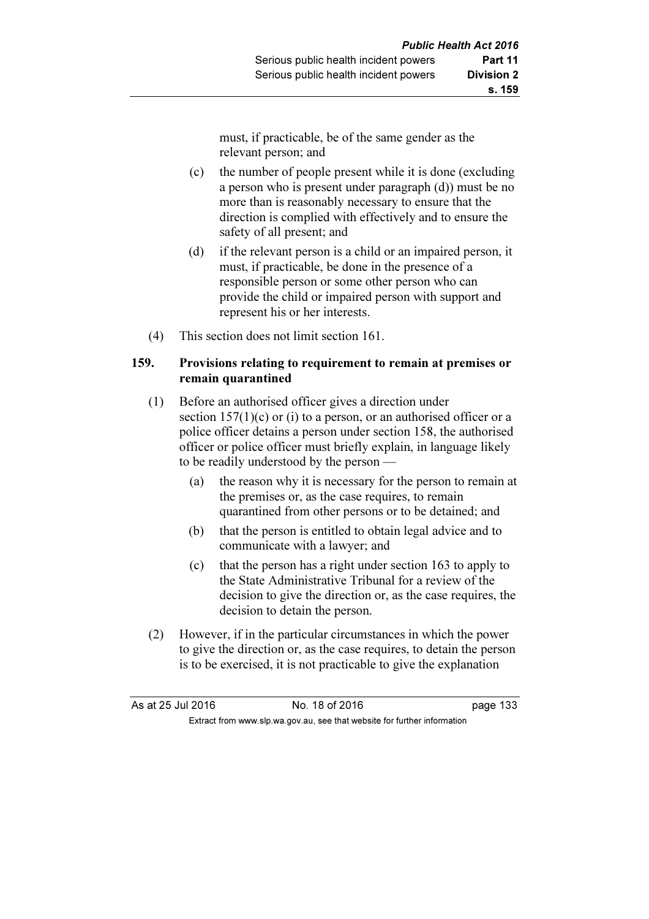must, if practicable, be of the same gender as the relevant person; and

(c) the number of people present while it is done (excluding a person who is present under paragraph (d)) must be no more than is reasonably necessary to ensure that the direction is complied with effectively and to ensure the safety of all present; and

(d) if the relevant person is a child or an impaired person, it must, if practicable, be done in the presence of a responsible person or some other person who can provide the child or impaired person with support and represent his or her interests.

(4) This section does not limit section 161.

### 159. Provisions relating to requirement to remain at premises or remain quarantined

(1) Before an authorised officer gives a direction under section 157(1)(c) or (i) to a person, or an authorised officer or a police officer detains a person under section 158, the authorised officer or police officer must briefly explain, in language likely to be readily understood by the person —

(a) the reason why it is necessary for the person to remain at the premises or, as the case requires, to remain quarantined from other persons or to be detained; and

(b) that the person is entitled to obtain legal advice and to communicate with a lawyer; and

(c) that the person has a right under section 163 to apply to the State Administrative Tribunal for a review of the decision to give the direction or, as the case requires, the decision to detain the person.

(2) However, if in the particular circumstances in which the power to give the direction or, as the case requires, to detain the person is to be exercised, it is not practicable to give the explanation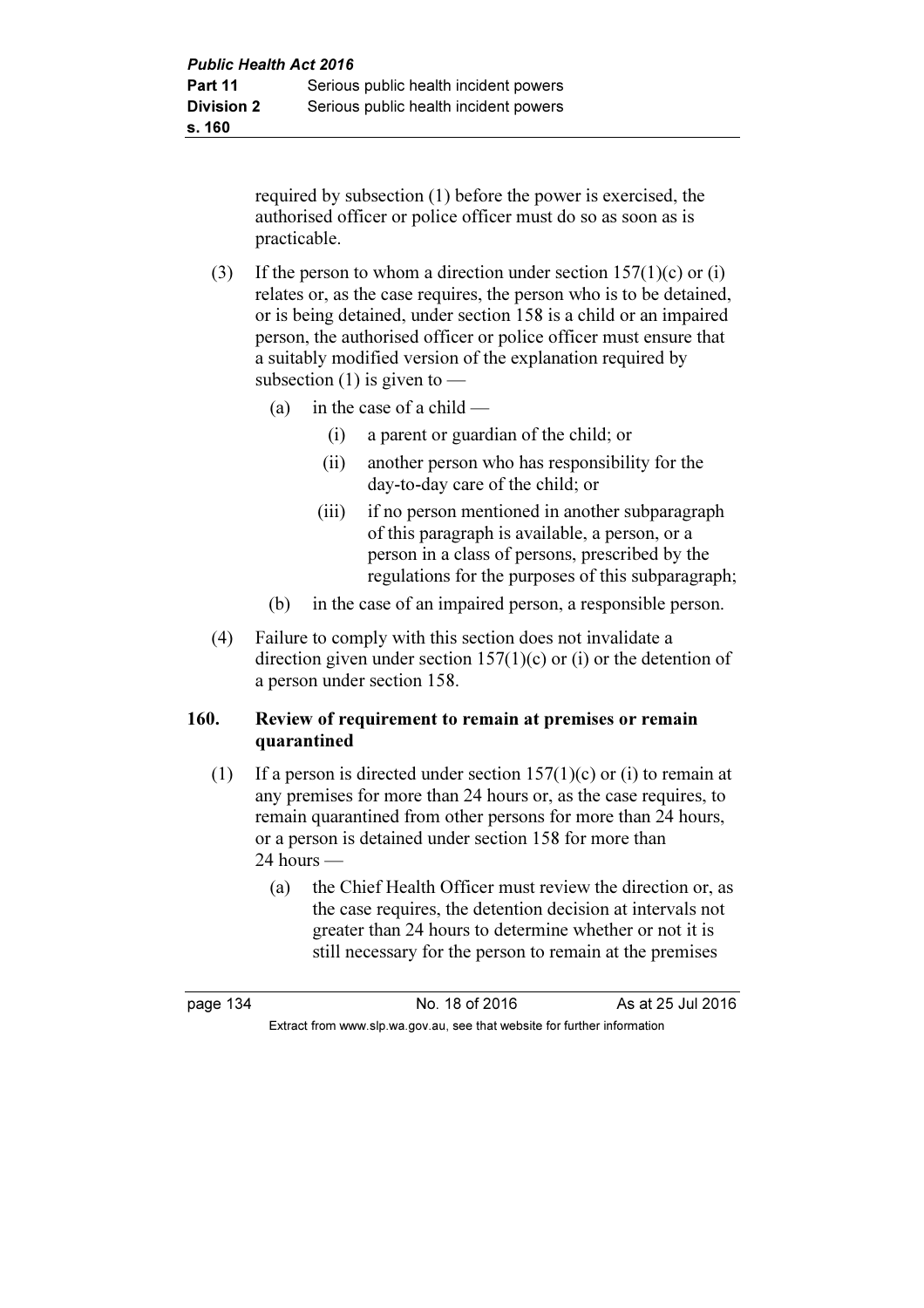required by subsection (1) before the power is exercised, the authorised officer or police officer must do so as soon as is practicable.

(3) If the person to whom a direction under section 157(1)(c) or (i) relates or, as the case requires, the person who is to be detained, or is being detained, under section 158 is a child or an impaired person, the authorised officer or police officer must ensure that a suitably modified version of the explanation required by subsection (1) is given to —

  (a) in the case of a child —

    (i) a parent or guardian of the child; or

    (ii) another person who has responsibility for the day-to-day care of the child; or

    (iii) if no person mentioned in another subparagraph of this paragraph is available, a person, or a person in a class of persons, prescribed by the regulations for the purposes of this subparagraph;

  (b) in the case of an impaired person, a responsible person.

(4) Failure to comply with this section does not invalidate a direction given under section 157(1)(c) or (i) or the detention of a person under section 158.

### 160. Review of requirement to remain at premises or remain quarantined

(1) If a person is directed under section 157(1)(c) or (i) to remain at any premises for more than 24 hours or, as the case requires, to remain quarantined from other persons for more than 24 hours, or a person is detained under section 158 for more than 24 hours —

  (a) the Chief Health Officer must review the direction or, as the case requires, the detention decision at intervals not greater than 24 hours to determine whether or not it is still necessary for the person to remain at the premises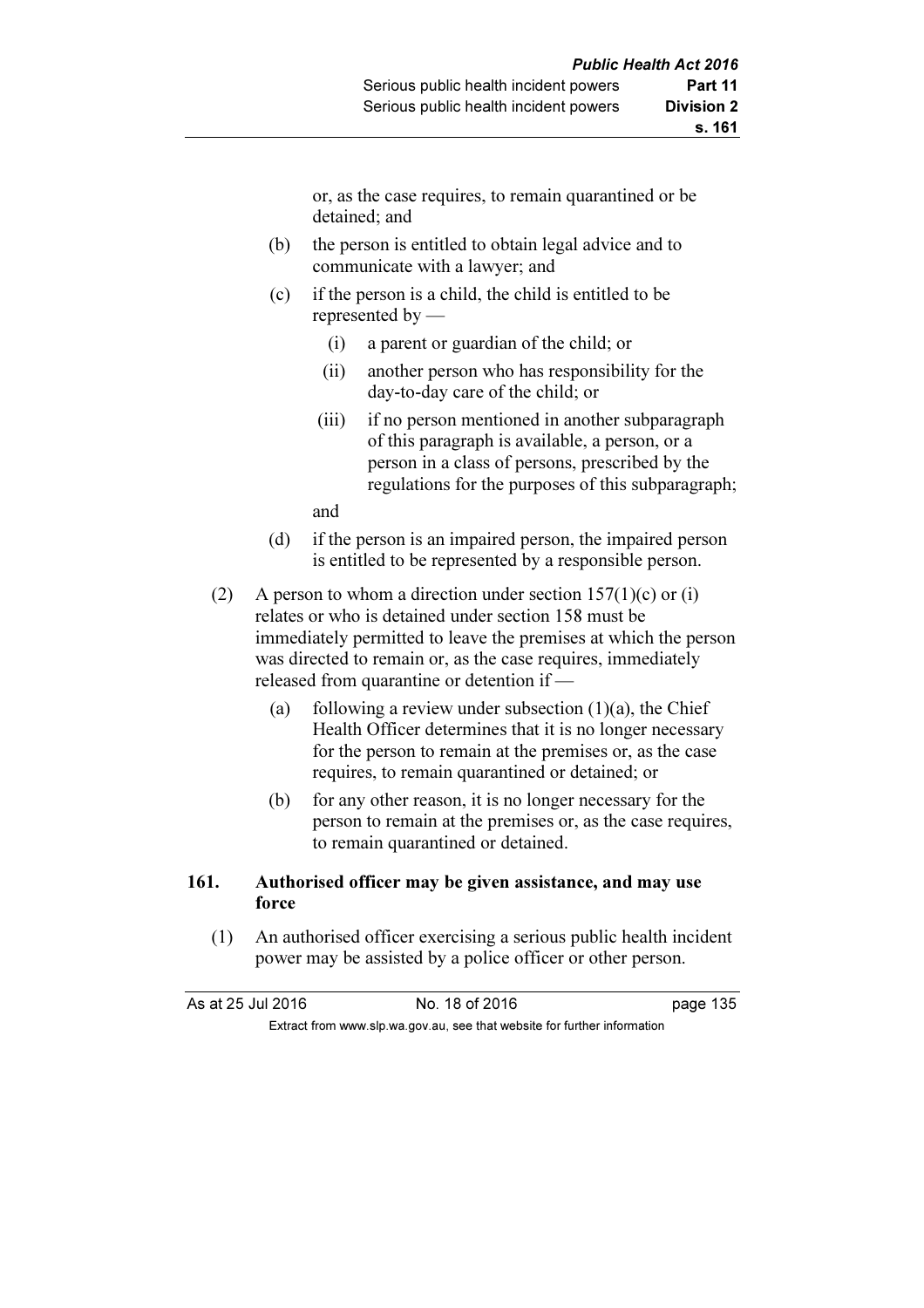or, as the case requires, to remain quarantined or be detained; and

(b) the person is entitled to obtain legal advice and to communicate with a lawyer; and

(c) if the person is a child, the child is entitled to be represented by —

(i) a parent or guardian of the child; or

(ii) another person who has responsibility for the day-to-day care of the child; or

(iii) if no person mentioned in another subparagraph of this paragraph is available, a person, or a person in a class of persons, prescribed by the regulations for the purposes of this subparagraph;

and

(d) if the person is an impaired person, the impaired person is entitled to be represented by a responsible person.

(2) A person to whom a direction under section 157(1)(c) or (i) relates or who is detained under section 158 must be immediately permitted to leave the premises at which the person was directed to remain or, as the case requires, immediately released from quarantine or detention if —

(a) following a review under subsection (1)(a), the Chief Health Officer determines that it is no longer necessary for the person to remain at the premises or, as the case requires, to remain quarantined or detained; or

(b) for any other reason, it is no longer necessary for the person to remain at the premises or, as the case requires, to remain quarantined or detained.

### 161. Authorised officer may be given assistance, and may use force

(1) An authorised officer exercising a serious public health incident power may be assisted by a police officer or other person.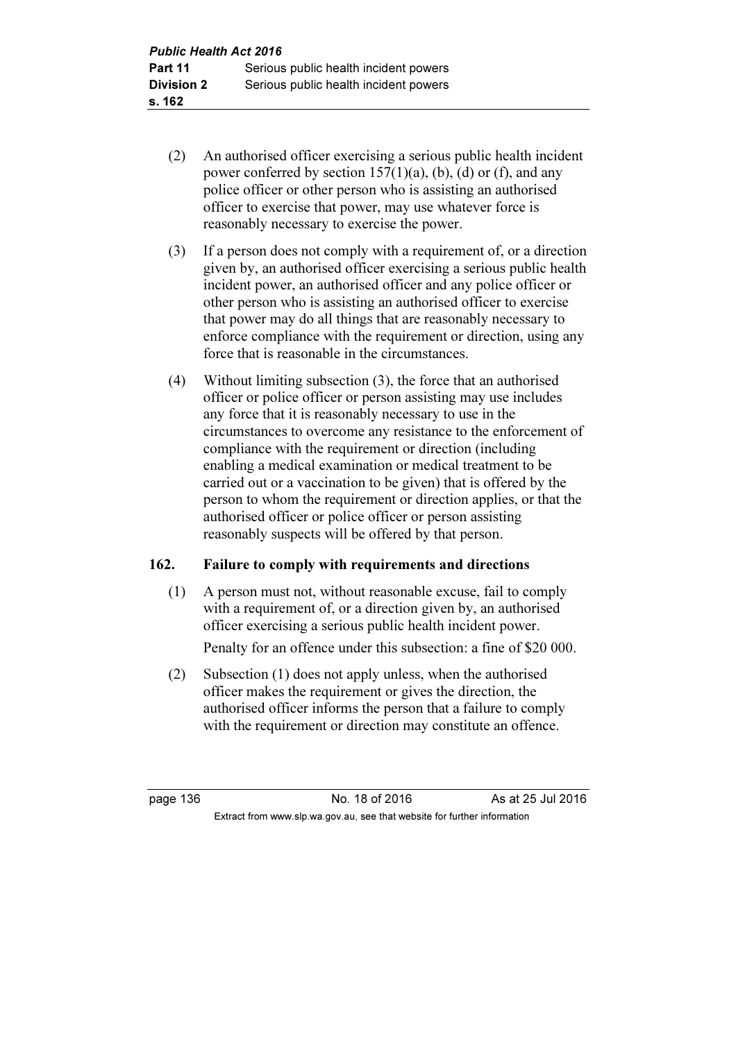(2) An authorised officer exercising a serious public health incident power conferred by section 157(1)(a), (b), (d) or (f), and any police officer or other person who is assisting an authorised officer to exercise that power, may use whatever force is reasonably necessary to exercise the power.

(3) If a person does not comply with a requirement of, or a direction given by, an authorised officer exercising a serious public health incident power, an authorised officer and any police officer or other person who is assisting an authorised officer to exercise that power may do all things that are reasonably necessary to enforce compliance with the requirement or direction, using any force that is reasonable in the circumstances.

(4) Without limiting subsection (3), the force that an authorised officer or police officer or person assisting may use includes any force that it is reasonably necessary to use in the circumstances to overcome any resistance to the enforcement of compliance with the requirement or direction (including enabling a medical examination or medical treatment to be carried out or a vaccination to be given) that is offered by the person to whom the requirement or direction applies, or that the authorised officer or police officer or person assisting reasonably suspects will be offered by that person.

## 162. Failure to comply with requirements and directions

(1) A person must not, without reasonable excuse, fail to comply with a requirement of, or a direction given by, an authorised officer exercising a serious public health incident power.

Penalty for an offence under this subsection: a fine of $20 000.

(2) Subsection (1) does not apply unless, when the authorised officer makes the requirement or gives the direction, the authorised officer informs the person that a failure to comply with the requirement or direction may constitute an offence.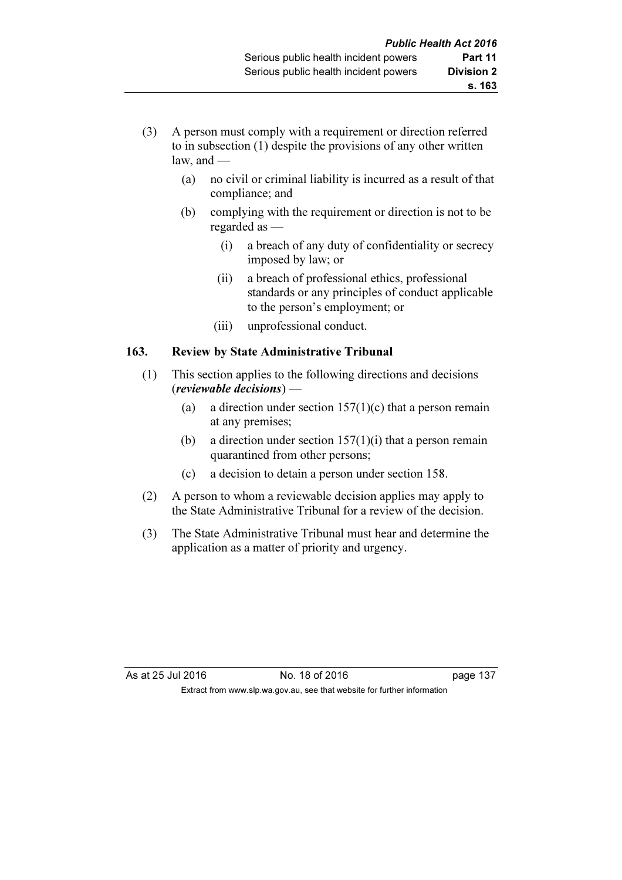(3) A person must comply with a requirement or direction referred to in subsection (1) despite the provisions of any other written law, and —

   (a) no civil or criminal liability is incurred as a result of that compliance; and

   (b) complying with the requirement or direction is not to be regarded as —

      (i) a breach of any duty of confidentiality or secrecy imposed by law; or

      (ii) a breach of professional ethics, professional standards or any principles of conduct applicable to the person's employment; or

      (iii) unprofessional conduct.

### 163. Review by State Administrative Tribunal

(1) This section applies to the following directions and decisions (***reviewable decisions***) —

   (a) a direction under section 157(1)(c) that a person remain at any premises;

   (b) a direction under section 157(1)(i) that a person remain quarantined from other persons;

   (c) a decision to detain a person under section 158.

(2) A person to whom a reviewable decision applies may apply to the State Administrative Tribunal for a review of the decision.

(3) The State Administrative Tribunal must hear and determine the application as a matter of priority and urgency.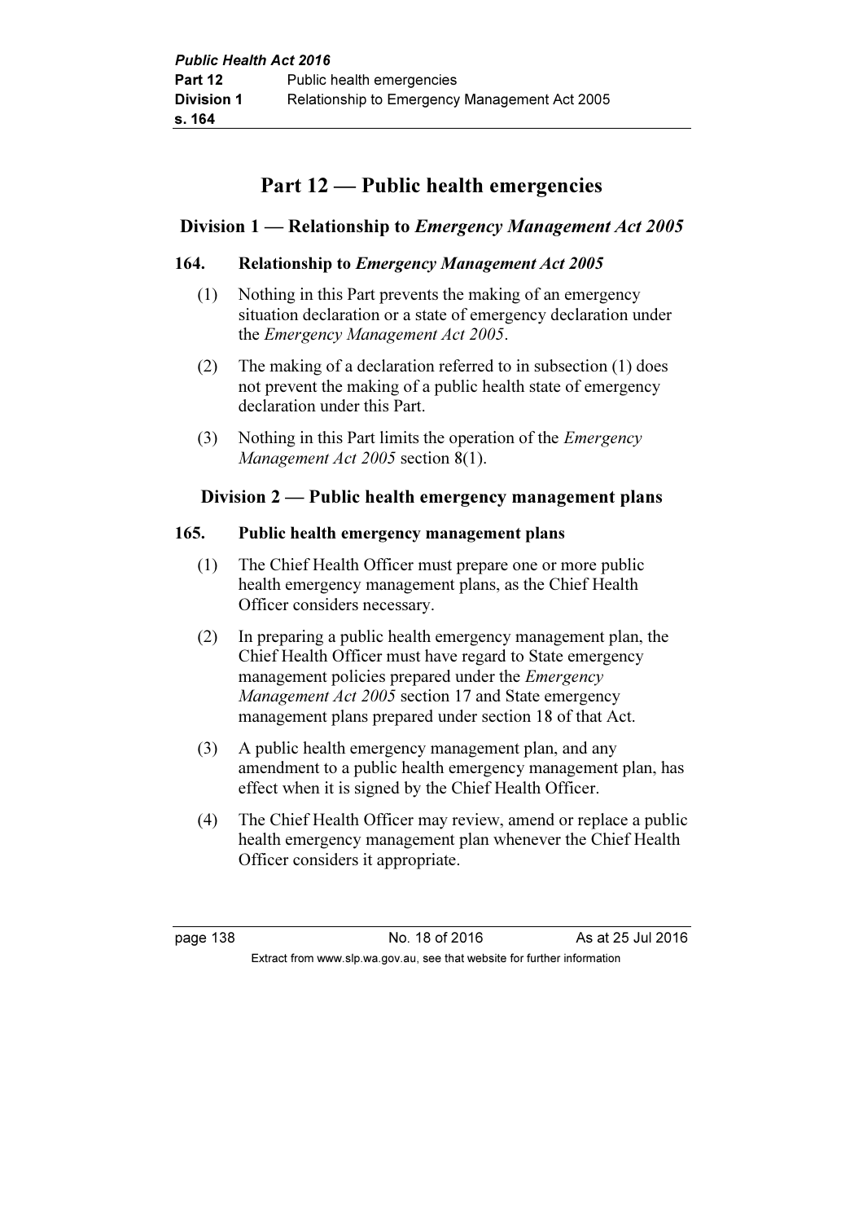# Part 12 — Public health emergencies

## Division 1 — Relationship to *Emergency Management Act 2005*

### 164. Relationship to *Emergency Management Act 2005*

(1) Nothing in this Part prevents the making of an emergency situation declaration or a state of emergency declaration under the *Emergency Management Act 2005*.

(2) The making of a declaration referred to in subsection (1) does not prevent the making of a public health state of emergency declaration under this Part.

(3) Nothing in this Part limits the operation of the *Emergency Management Act 2005* section 8(1).

## Division 2 — Public health emergency management plans

### 165. Public health emergency management plans

(1) The Chief Health Officer must prepare one or more public health emergency management plans, as the Chief Health Officer considers necessary.

(2) In preparing a public health emergency management plan, the Chief Health Officer must have regard to State emergency management policies prepared under the *Emergency Management Act 2005* section 17 and State emergency management plans prepared under section 18 of that Act.

(3) A public health emergency management plan, and any amendment to a public health emergency management plan, has effect when it is signed by the Chief Health Officer.

(4) The Chief Health Officer may review, amend or replace a public health emergency management plan whenever the Chief Health Officer considers it appropriate.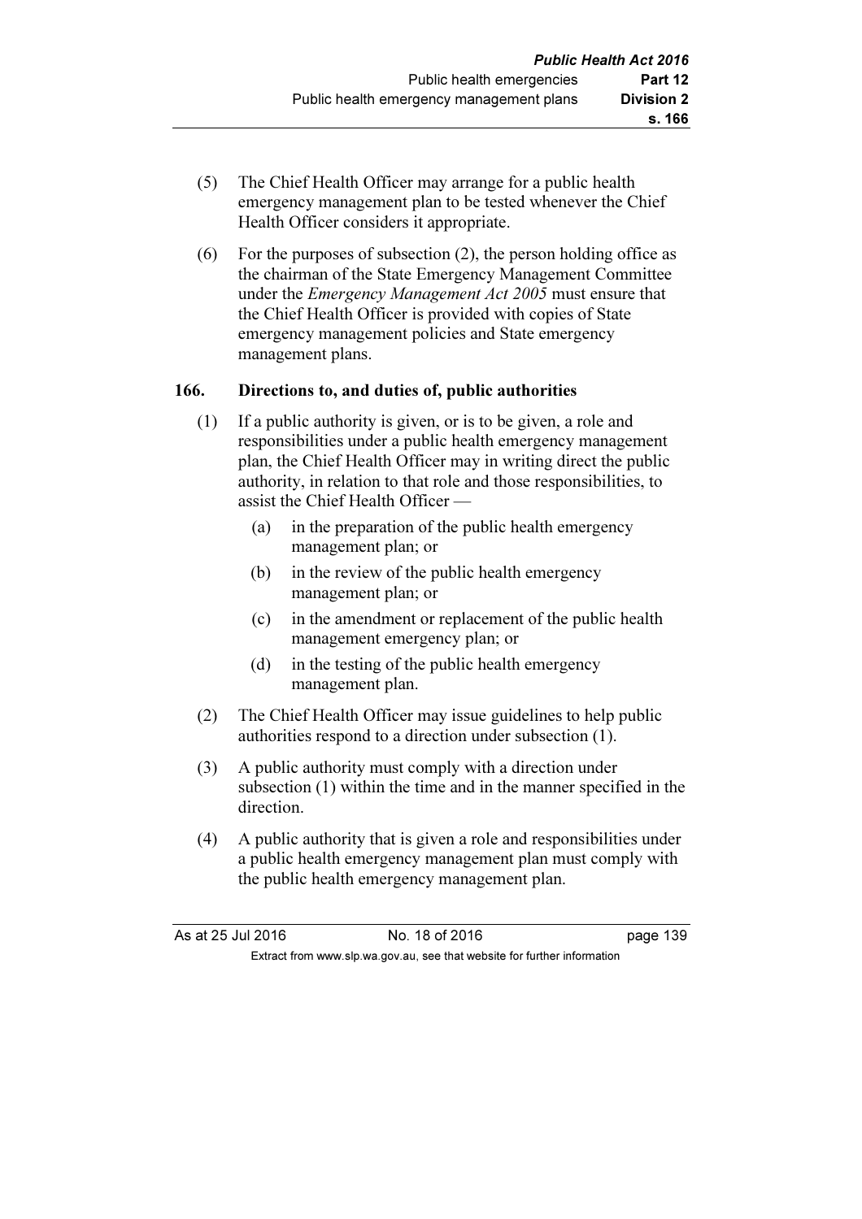(5) The Chief Health Officer may arrange for a public health emergency management plan to be tested whenever the Chief Health Officer considers it appropriate.

(6) For the purposes of subsection (2), the person holding office as the chairman of the State Emergency Management Committee under the *Emergency Management Act 2005* must ensure that the Chief Health Officer is provided with copies of State emergency management policies and State emergency management plans.

### 166. Directions to, and duties of, public authorities

(1) If a public authority is given, or is to be given, a role and responsibilities under a public health emergency management plan, the Chief Health Officer may in writing direct the public authority, in relation to that role and those responsibilities, to assist the Chief Health Officer —

  (a) in the preparation of the public health emergency management plan; or

  (b) in the review of the public health emergency management plan; or

  (c) in the amendment or replacement of the public health management emergency plan; or

  (d) in the testing of the public health emergency management plan.

(2) The Chief Health Officer may issue guidelines to help public authorities respond to a direction under subsection (1).

(3) A public authority must comply with a direction under subsection (1) within the time and in the manner specified in the direction.

(4) A public authority that is given a role and responsibilities under a public health emergency management plan must comply with the public health emergency management plan.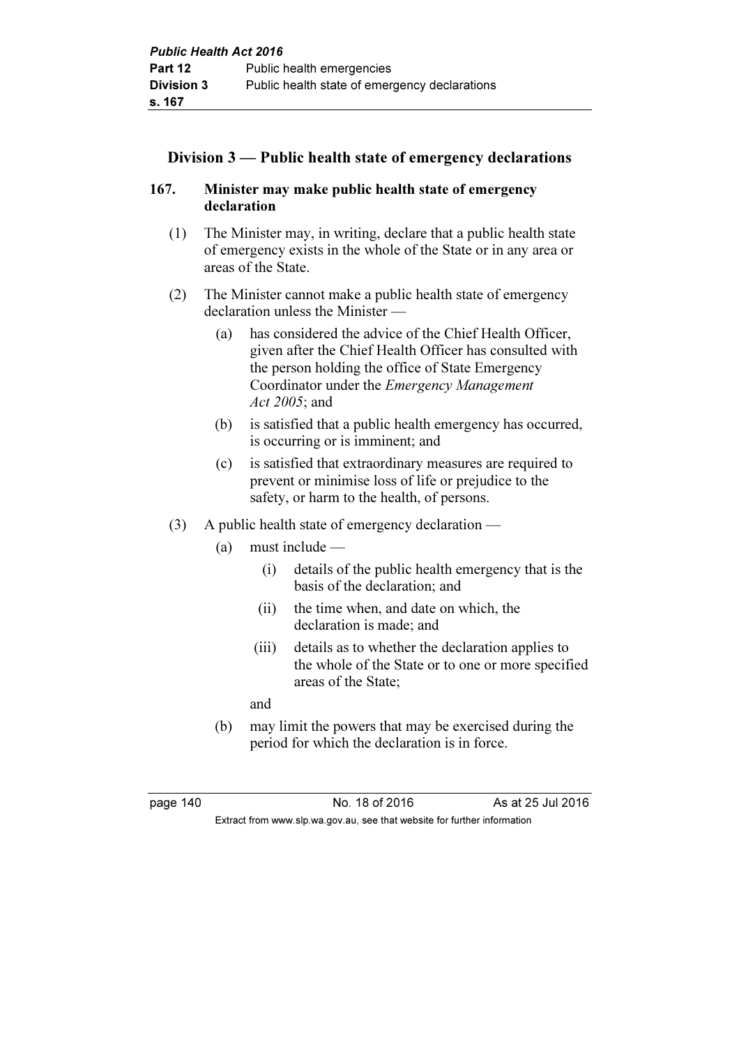## Division 3 — Public health state of emergency declarations

### 167. Minister may make public health state of emergency declaration

(1) The Minister may, in writing, declare that a public health state of emergency exists in the whole of the State or in any area or areas of the State.

(2) The Minister cannot make a public health state of emergency declaration unless the Minister —

- (a) has considered the advice of the Chief Health Officer, given after the Chief Health Officer has consulted with the person holding the office of State Emergency Coordinator under the *Emergency Management Act 2005*; and
- (b) is satisfied that a public health emergency has occurred, is occurring or is imminent; and
- (c) is satisfied that extraordinary measures are required to prevent or minimise loss of life or prejudice to the safety, or harm to the health, of persons.

(3) A public health state of emergency declaration —

- (a) must include —
  - (i) details of the public health emergency that is the basis of the declaration; and
  - (ii) the time when, and date on which, the declaration is made; and
  - (iii) details as to whether the declaration applies to the whole of the State or to one or more specified areas of the State;

  and
- (b) may limit the powers that may be exercised during the period for which the declaration is in force.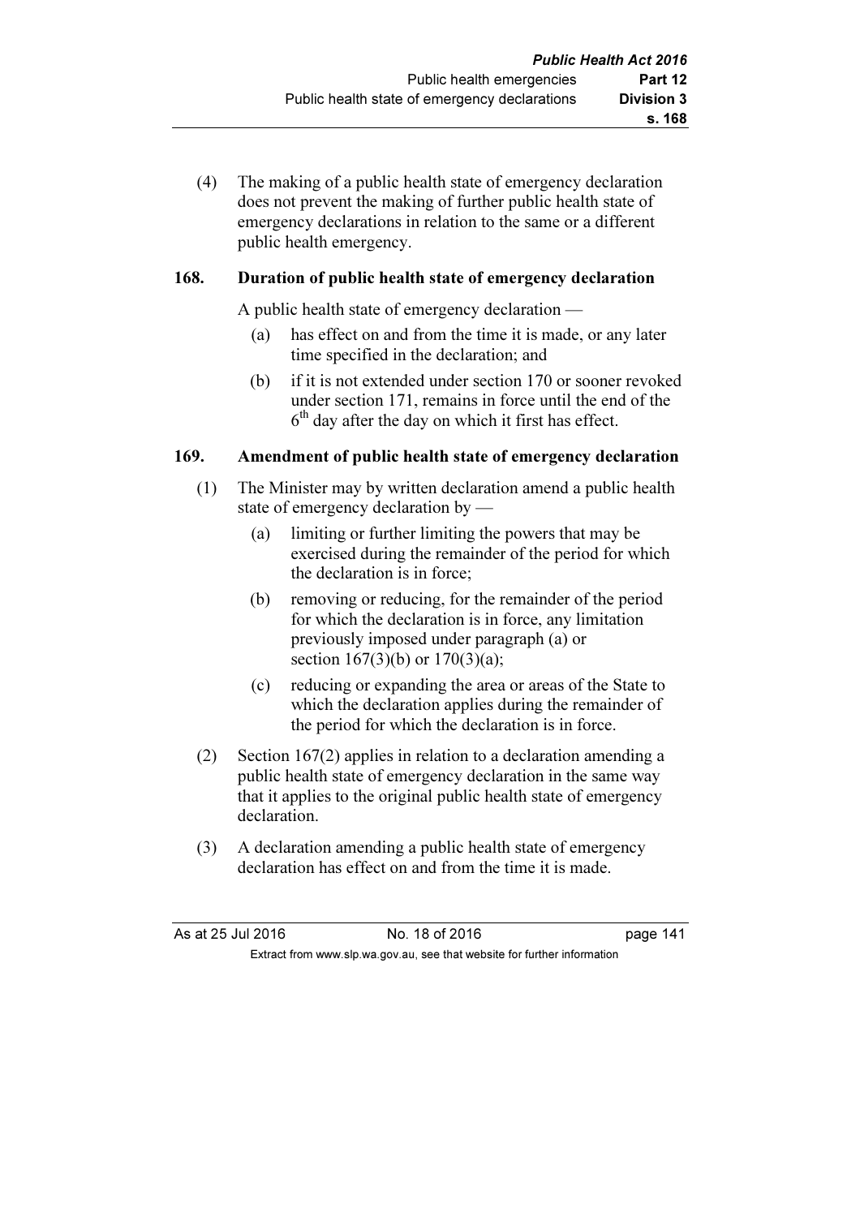(4) The making of a public health state of emergency declaration does not prevent the making of further public health state of emergency declarations in relation to the same or a different public health emergency.

### 168. Duration of public health state of emergency declaration

A public health state of emergency declaration —

(a) has effect on and from the time it is made, or any later time specified in the declaration; and

(b) if it is not extended under section 170 or sooner revoked under section 171, remains in force until the end of the 6th day after the day on which it first has effect.

### 169. Amendment of public health state of emergency declaration

(1) The Minister may by written declaration amend a public health state of emergency declaration by —

(a) limiting or further limiting the powers that may be exercised during the remainder of the period for which the declaration is in force;

(b) removing or reducing, for the remainder of the period for which the declaration is in force, any limitation previously imposed under paragraph (a) or section 167(3)(b) or 170(3)(a);

(c) reducing or expanding the area or areas of the State to which the declaration applies during the remainder of the period for which the declaration is in force.

(2) Section 167(2) applies in relation to a declaration amending a public health state of emergency declaration in the same way that it applies to the original public health state of emergency declaration.

(3) A declaration amending a public health state of emergency declaration has effect on and from the time it is made.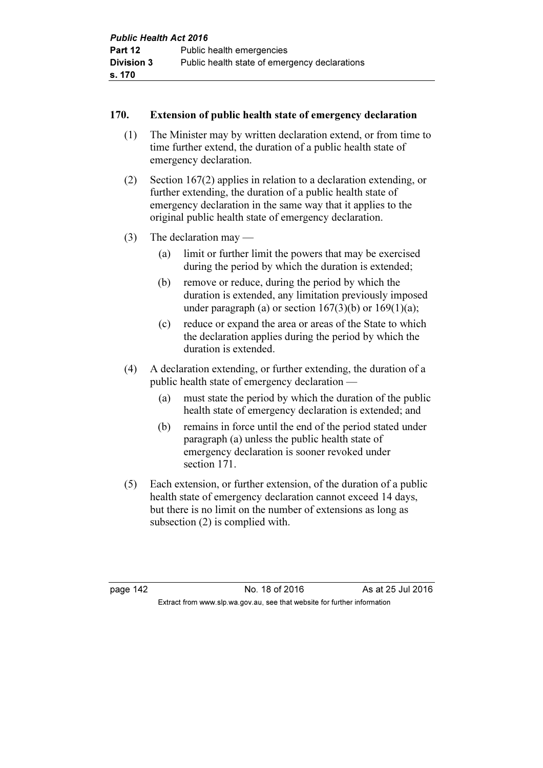### 170. Extension of public health state of emergency declaration

(1) The Minister may by written declaration extend, or from time to time further extend, the duration of a public health state of emergency declaration.

(2) Section 167(2) applies in relation to a declaration extending, or further extending, the duration of a public health state of emergency declaration in the same way that it applies to the original public health state of emergency declaration.

(3) The declaration may —

- (a) limit or further limit the powers that may be exercised during the period by which the duration is extended;
- (b) remove or reduce, during the period by which the duration is extended, any limitation previously imposed under paragraph (a) or section 167(3)(b) or 169(1)(a);
- (c) reduce or expand the area or areas of the State to which the declaration applies during the period by which the duration is extended.

(4) A declaration extending, or further extending, the duration of a public health state of emergency declaration —

- (a) must state the period by which the duration of the public health state of emergency declaration is extended; and
- (b) remains in force until the end of the period stated under paragraph (a) unless the public health state of emergency declaration is sooner revoked under section 171.

(5) Each extension, or further extension, of the duration of a public health state of emergency declaration cannot exceed 14 days, but there is no limit on the number of extensions as long as subsection (2) is complied with.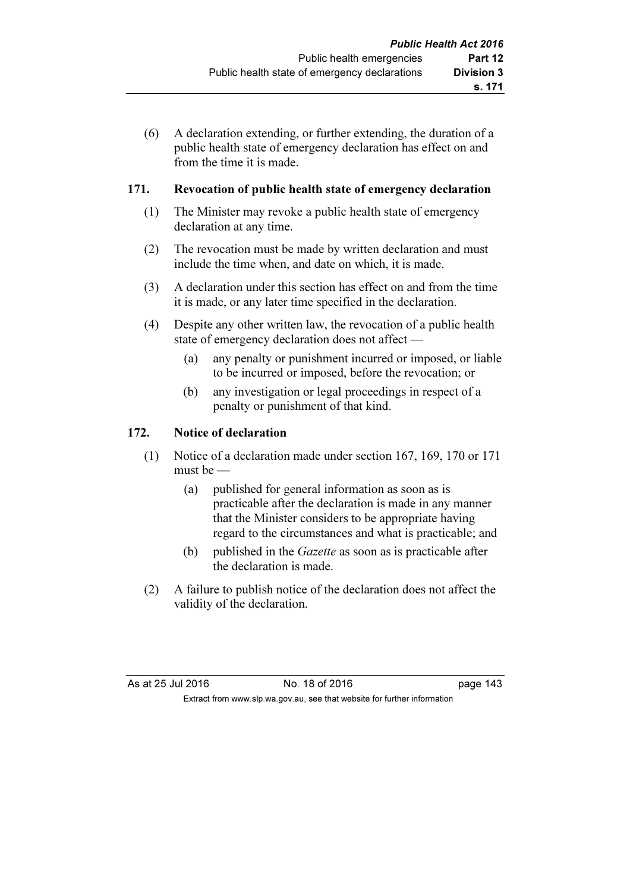(6) A declaration extending, or further extending, the duration of a public health state of emergency declaration has effect on and from the time it is made.

## 171. Revocation of public health state of emergency declaration

(1) The Minister may revoke a public health state of emergency declaration at any time.

(2) The revocation must be made by written declaration and must include the time when, and date on which, it is made.

(3) A declaration under this section has effect on and from the time it is made, or any later time specified in the declaration.

(4) Despite any other written law, the revocation of a public health state of emergency declaration does not affect —

- (a) any penalty or punishment incurred or imposed, or liable to be incurred or imposed, before the revocation; or
- (b) any investigation or legal proceedings in respect of a penalty or punishment of that kind.

## 172. Notice of declaration

(1) Notice of a declaration made under section 167, 169, 170 or 171 must be —

- (a) published for general information as soon as is practicable after the declaration is made in any manner that the Minister considers to be appropriate having regard to the circumstances and what is practicable; and
- (b) published in the *Gazette* as soon as is practicable after the declaration is made.

(2) A failure to publish notice of the declaration does not affect the validity of the declaration.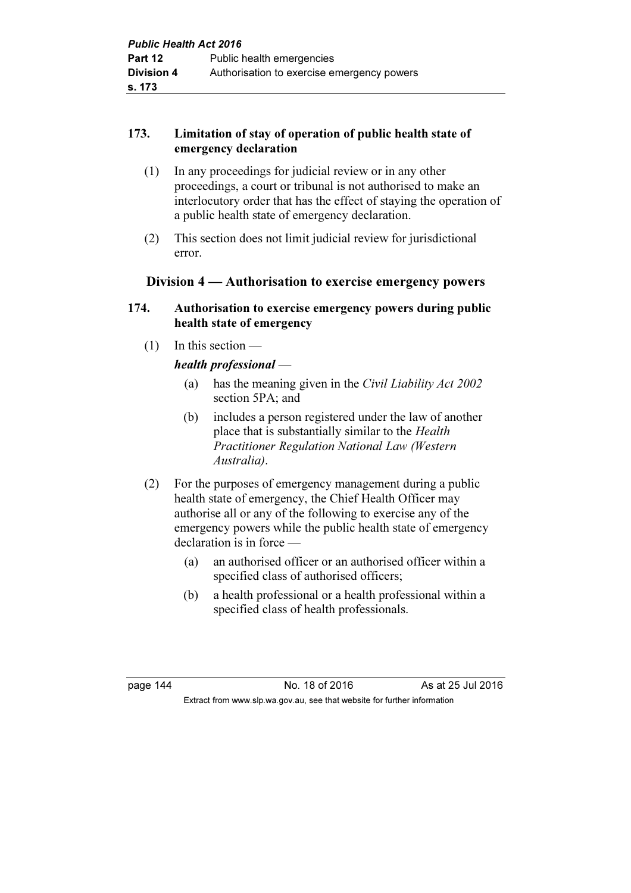### 173. Limitation of stay of operation of public health state of emergency declaration

(1) In any proceedings for judicial review or in any other proceedings, a court or tribunal is not authorised to make an interlocutory order that has the effect of staying the operation of a public health state of emergency declaration.

(2) This section does not limit judicial review for jurisdictional error.

## Division 4 — Authorisation to exercise emergency powers

### 174. Authorisation to exercise emergency powers during public health state of emergency

(1) In this section —

***health professional*** —

(a) has the meaning given in the *Civil Liability Act 2002* section 5PA; and

(b) includes a person registered under the law of another place that is substantially similar to the *Health Practitioner Regulation National Law (Western Australia)*.

(2) For the purposes of emergency management during a public health state of emergency, the Chief Health Officer may authorise all or any of the following to exercise any of the emergency powers while the public health state of emergency declaration is in force —

(a) an authorised officer or an authorised officer within a specified class of authorised officers;

(b) a health professional or a health professional within a specified class of health professionals.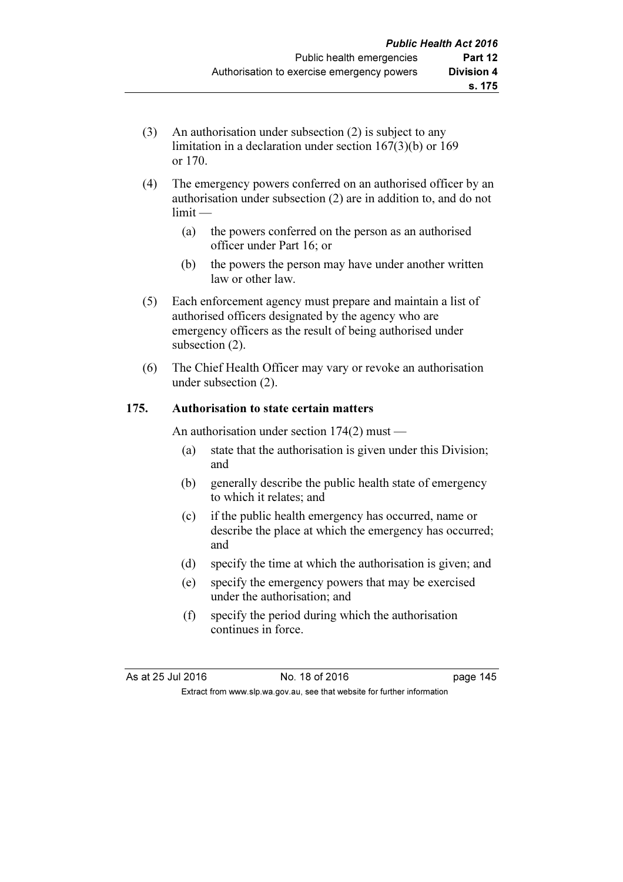(3) An authorisation under subsection (2) is subject to any limitation in a declaration under section 167(3)(b) or 169 or 170.

(4) The emergency powers conferred on an authorised officer by an authorisation under subsection (2) are in addition to, and do not limit —

(a) the powers conferred on the person as an authorised officer under Part 16; or

(b) the powers the person may have under another written law or other law.

(5) Each enforcement agency must prepare and maintain a list of authorised officers designated by the agency who are emergency officers as the result of being authorised under subsection (2).

(6) The Chief Health Officer may vary or revoke an authorisation under subsection (2).

### 175. Authorisation to state certain matters

An authorisation under section 174(2) must —

(a) state that the authorisation is given under this Division; and

(b) generally describe the public health state of emergency to which it relates; and

(c) if the public health emergency has occurred, name or describe the place at which the emergency has occurred; and

(d) specify the time at which the authorisation is given; and

(e) specify the emergency powers that may be exercised under the authorisation; and

(f) specify the period during which the authorisation continues in force.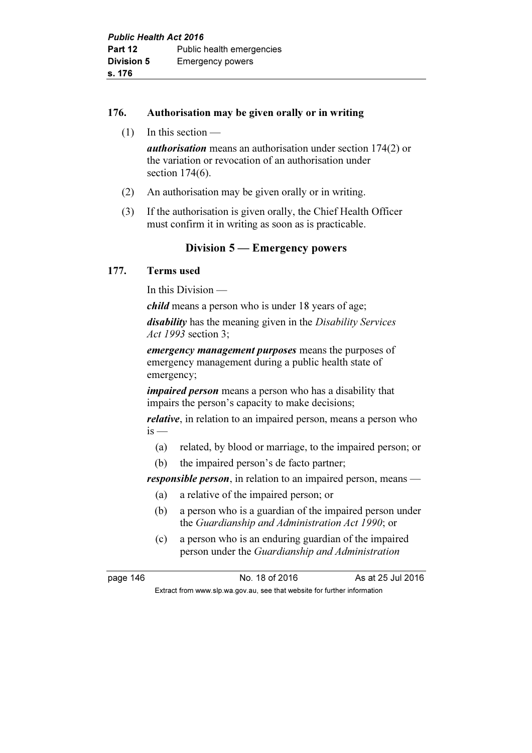### 176. Authorisation may be given orally or in writing

(1) In this section —

***authorisation*** means an authorisation under section 174(2) or the variation or revocation of an authorisation under section 174(6).

(2) An authorisation may be given orally or in writing.

(3) If the authorisation is given orally, the Chief Health Officer must confirm it in writing as soon as is practicable.

## Division 5 — Emergency powers

### 177. Terms used

In this Division —

***child*** means a person who is under 18 years of age;

***disability*** has the meaning given in the *Disability Services Act 1993* section 3;

***emergency management purposes*** means the purposes of emergency management during a public health state of emergency;

***impaired person*** means a person who has a disability that impairs the person's capacity to make decisions;

***relative***, in relation to an impaired person, means a person who is —

(a) related, by blood or marriage, to the impaired person; or

(b) the impaired person's de facto partner;

***responsible person***, in relation to an impaired person, means —

(a) a relative of the impaired person; or

(b) a person who is a guardian of the impaired person under the *Guardianship and Administration Act 1990*; or

(c) a person who is an enduring guardian of the impaired person under the *Guardianship and Administration*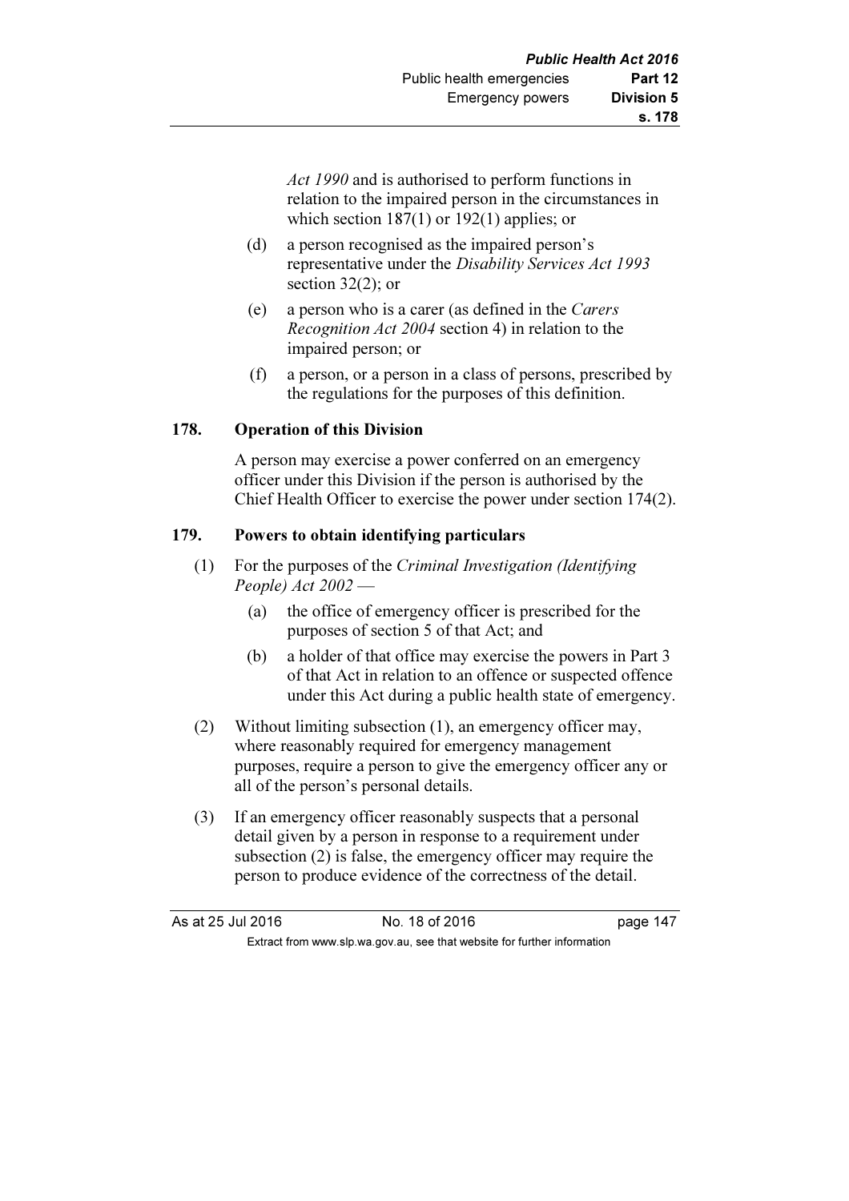*Act 1990* and is authorised to perform functions in relation to the impaired person in the circumstances in which section 187(1) or 192(1) applies; or

(d) a person recognised as the impaired person's representative under the *Disability Services Act 1993* section 32(2); or

(e) a person who is a carer (as defined in the *Carers Recognition Act 2004* section 4) in relation to the impaired person; or

(f) a person, or a person in a class of persons, prescribed by the regulations for the purposes of this definition.

### 178. Operation of this Division

A person may exercise a power conferred on an emergency officer under this Division if the person is authorised by the Chief Health Officer to exercise the power under section 174(2).

### 179. Powers to obtain identifying particulars

(1) For the purposes of the *Criminal Investigation (Identifying People) Act 2002* —

(a) the office of emergency officer is prescribed for the purposes of section 5 of that Act; and

(b) a holder of that office may exercise the powers in Part 3 of that Act in relation to an offence or suspected offence under this Act during a public health state of emergency.

(2) Without limiting subsection (1), an emergency officer may, where reasonably required for emergency management purposes, require a person to give the emergency officer any or all of the person's personal details.

(3) If an emergency officer reasonably suspects that a personal detail given by a person in response to a requirement under subsection (2) is false, the emergency officer may require the person to produce evidence of the correctness of the detail.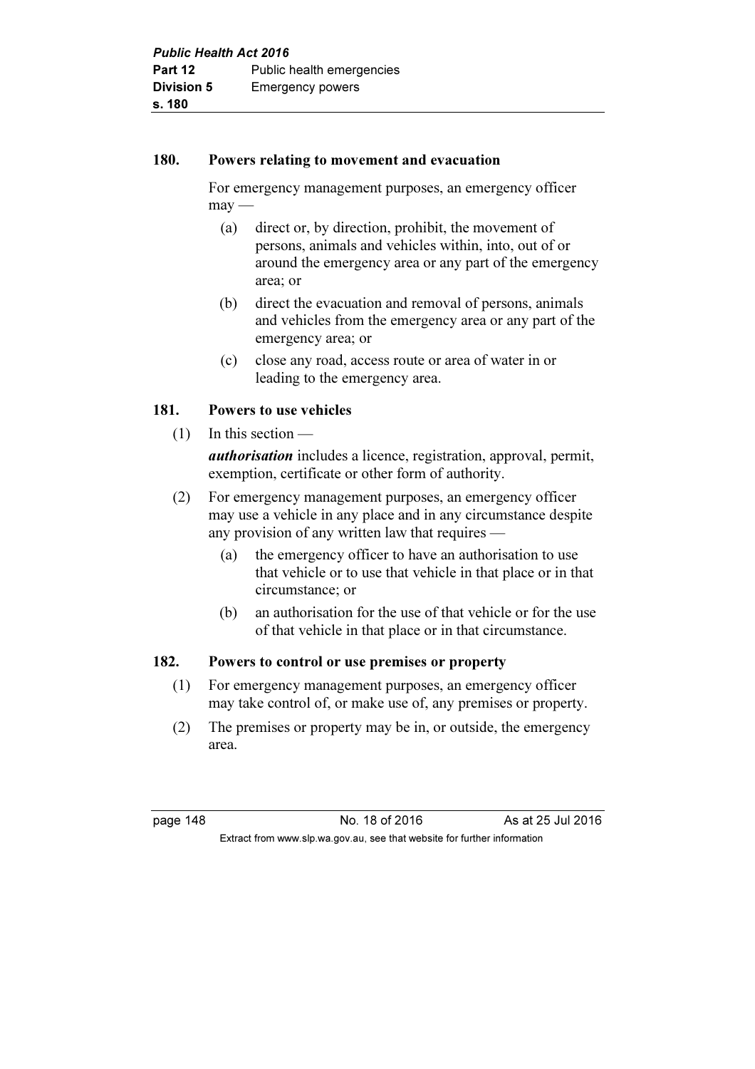### 180. Powers relating to movement and evacuation

For emergency management purposes, an emergency officer may —

(a) direct or, by direction, prohibit, the movement of persons, animals and vehicles within, into, out of or around the emergency area or any part of the emergency area; or

(b) direct the evacuation and removal of persons, animals and vehicles from the emergency area or any part of the emergency area; or

(c) close any road, access route or area of water in or leading to the emergency area.

### 181. Powers to use vehicles

(1) In this section —

***authorisation*** includes a licence, registration, approval, permit, exemption, certificate or other form of authority.

(2) For emergency management purposes, an emergency officer may use a vehicle in any place and in any circumstance despite any provision of any written law that requires —

(a) the emergency officer to have an authorisation to use that vehicle or to use that vehicle in that place or in that circumstance; or

(b) an authorisation for the use of that vehicle or for the use of that vehicle in that place or in that circumstance.

### 182. Powers to control or use premises or property

(1) For emergency management purposes, an emergency officer may take control of, or make use of, any premises or property.

(2) The premises or property may be in, or outside, the emergency area.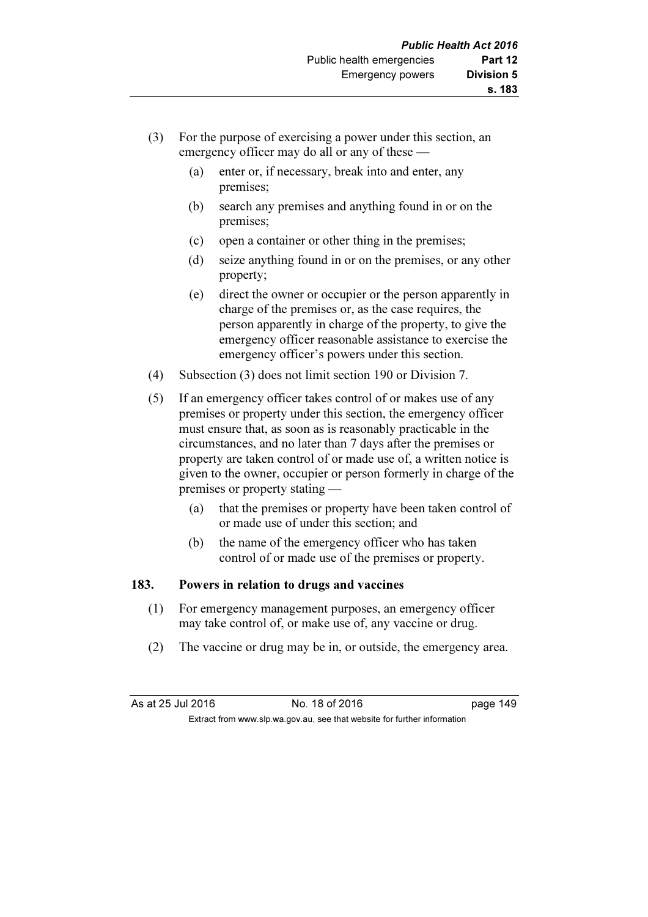(3) For the purpose of exercising a power under this section, an emergency officer may do all or any of these —

  (a) enter or, if necessary, break into and enter, any premises;

  (b) search any premises and anything found in or on the premises;

  (c) open a container or other thing in the premises;

  (d) seize anything found in or on the premises, or any other property;

  (e) direct the owner or occupier or the person apparently in charge of the premises or, as the case requires, the person apparently in charge of the property, to give the emergency officer reasonable assistance to exercise the emergency officer's powers under this section.

(4) Subsection (3) does not limit section 190 or Division 7.

(5) If an emergency officer takes control of or makes use of any premises or property under this section, the emergency officer must ensure that, as soon as is reasonably practicable in the circumstances, and no later than 7 days after the premises or property are taken control of or made use of, a written notice is given to the owner, occupier or person formerly in charge of the premises or property stating —

  (a) that the premises or property have been taken control of or made use of under this section; and

  (b) the name of the emergency officer who has taken control of or made use of the premises or property.

### 183. Powers in relation to drugs and vaccines

(1) For emergency management purposes, an emergency officer may take control of, or make use of, any vaccine or drug.

(2) The vaccine or drug may be in, or outside, the emergency area.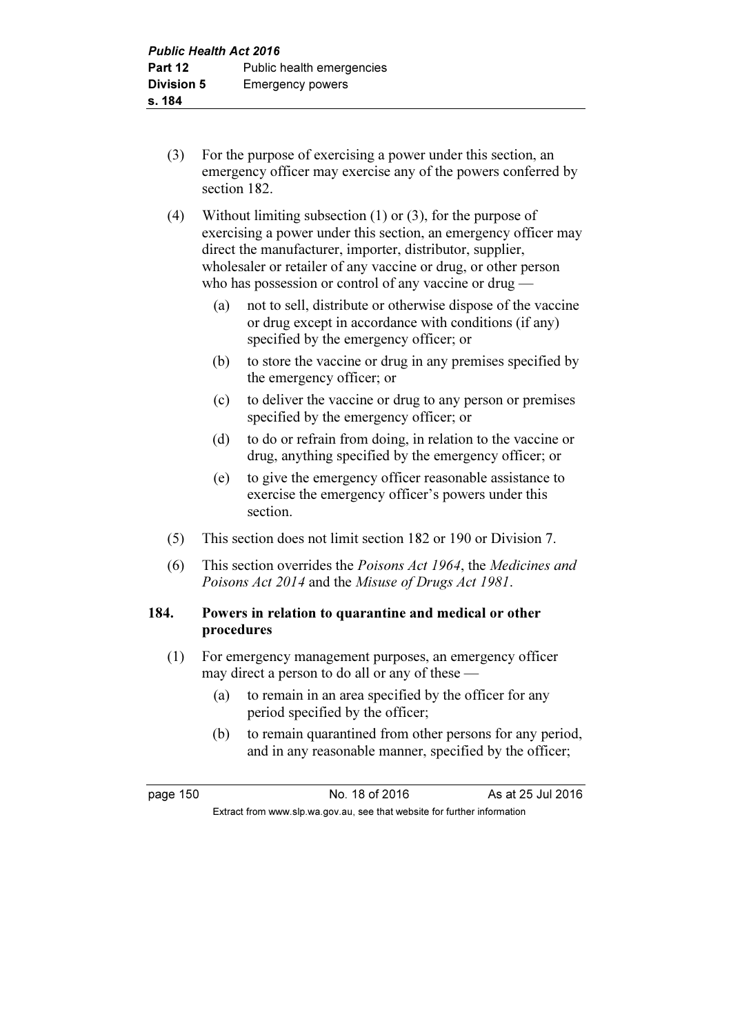(3) For the purpose of exercising a power under this section, an emergency officer may exercise any of the powers conferred by section 182.

(4) Without limiting subsection (1) or (3), for the purpose of exercising a power under this section, an emergency officer may direct the manufacturer, importer, distributor, supplier, wholesaler or retailer of any vaccine or drug, or other person who has possession or control of any vaccine or drug —

   (a) not to sell, distribute or otherwise dispose of the vaccine or drug except in accordance with conditions (if any) specified by the emergency officer; or

   (b) to store the vaccine or drug in any premises specified by the emergency officer; or

   (c) to deliver the vaccine or drug to any person or premises specified by the emergency officer; or

   (d) to do or refrain from doing, in relation to the vaccine or drug, anything specified by the emergency officer; or

   (e) to give the emergency officer reasonable assistance to exercise the emergency officer's powers under this section.

(5) This section does not limit section 182 or 190 or Division 7.

(6) This section overrides the *Poisons Act 1964*, the *Medicines and Poisons Act 2014* and the *Misuse of Drugs Act 1981*.

**184. Powers in relation to quarantine and medical or other procedures**

(1) For emergency management purposes, an emergency officer may direct a person to do all or any of these —

   (a) to remain in an area specified by the officer for any period specified by the officer;

   (b) to remain quarantined from other persons for any period, and in any reasonable manner, specified by the officer;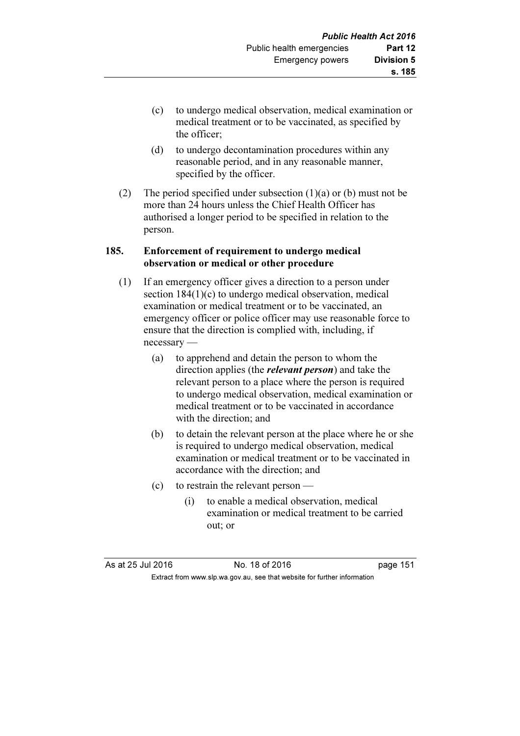(c) to undergo medical observation, medical examination or medical treatment or to be vaccinated, as specified by the officer;

(d) to undergo decontamination procedures within any reasonable period, and in any reasonable manner, specified by the officer.

(2) The period specified under subsection (1)(a) or (b) must not be more than 24 hours unless the Chief Health Officer has authorised a longer period to be specified in relation to the person.

### 185. Enforcement of requirement to undergo medical observation or medical or other procedure

(1) If an emergency officer gives a direction to a person under section 184(1)(c) to undergo medical observation, medical examination or medical treatment or to be vaccinated, an emergency officer or police officer may use reasonable force to ensure that the direction is complied with, including, if necessary —

(a) to apprehend and detain the person to whom the direction applies (the ***relevant person***) and take the relevant person to a place where the person is required to undergo medical observation, medical examination or medical treatment or to be vaccinated in accordance with the direction; and

(b) to detain the relevant person at the place where he or she is required to undergo medical observation, medical examination or medical treatment or to be vaccinated in accordance with the direction; and

(c) to restrain the relevant person —

(i) to enable a medical observation, medical examination or medical treatment to be carried out; or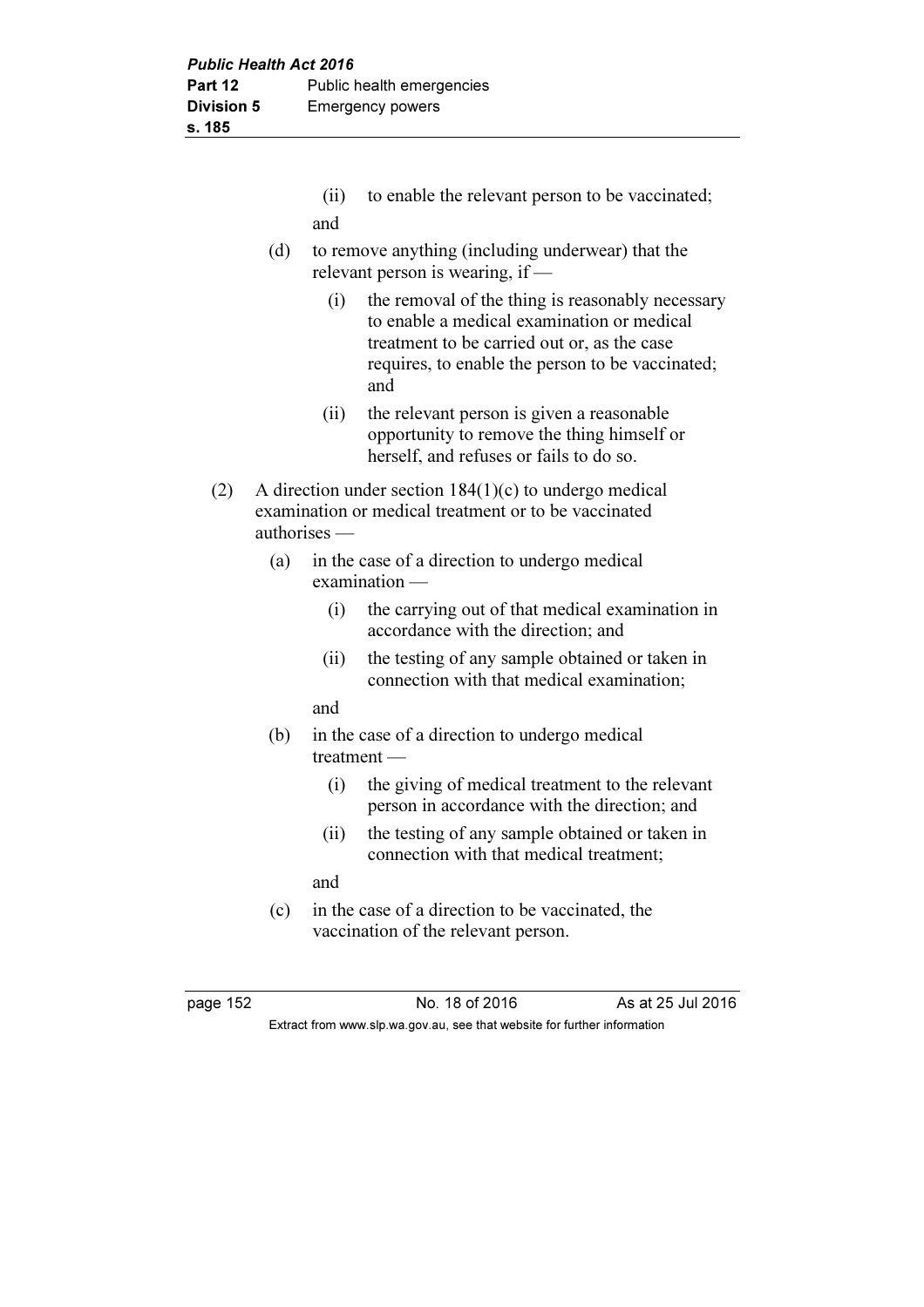(ii) to enable the relevant person to be vaccinated;

and

(d) to remove anything (including underwear) that the relevant person is wearing, if —

(i) the removal of the thing is reasonably necessary to enable a medical examination or medical treatment to be carried out or, as the case requires, to enable the person to be vaccinated; and

(ii) the relevant person is given a reasonable opportunity to remove the thing himself or herself, and refuses or fails to do so.

(2) A direction under section 184(1)(c) to undergo medical examination or medical treatment or to be vaccinated authorises —

(a) in the case of a direction to undergo medical examination —

(i) the carrying out of that medical examination in accordance with the direction; and

(ii) the testing of any sample obtained or taken in connection with that medical examination;

and

(b) in the case of a direction to undergo medical treatment —

(i) the giving of medical treatment to the relevant person in accordance with the direction; and

(ii) the testing of any sample obtained or taken in connection with that medical treatment;

and

(c) in the case of a direction to be vaccinated, the vaccination of the relevant person.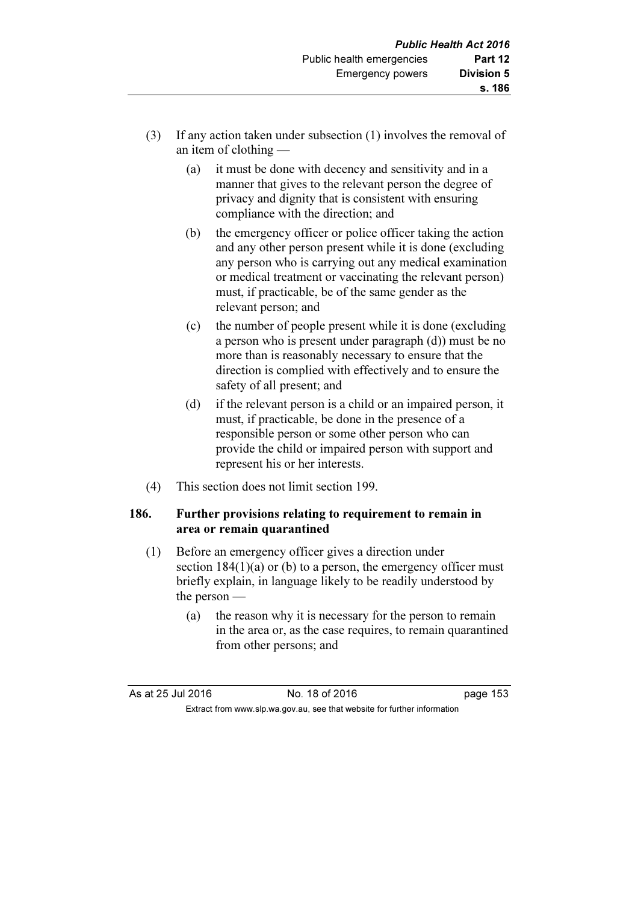(3) If any action taken under subsection (1) involves the removal of an item of clothing —

(a) it must be done with decency and sensitivity and in a manner that gives to the relevant person the degree of privacy and dignity that is consistent with ensuring compliance with the direction; and

(b) the emergency officer or police officer taking the action and any other person present while it is done (excluding any person who is carrying out any medical examination or medical treatment or vaccinating the relevant person) must, if practicable, be of the same gender as the relevant person; and

(c) the number of people present while it is done (excluding a person who is present under paragraph (d)) must be no more than is reasonably necessary to ensure that the direction is complied with effectively and to ensure the safety of all present; and

(d) if the relevant person is a child or an impaired person, it must, if practicable, be done in the presence of a responsible person or some other person who can provide the child or impaired person with support and represent his or her interests.

(4) This section does not limit section 199.

### 186. Further provisions relating to requirement to remain in area or remain quarantined

(1) Before an emergency officer gives a direction under section 184(1)(a) or (b) to a person, the emergency officer must briefly explain, in language likely to be readily understood by the person —

(a) the reason why it is necessary for the person to remain in the area or, as the case requires, to remain quarantined from other persons; and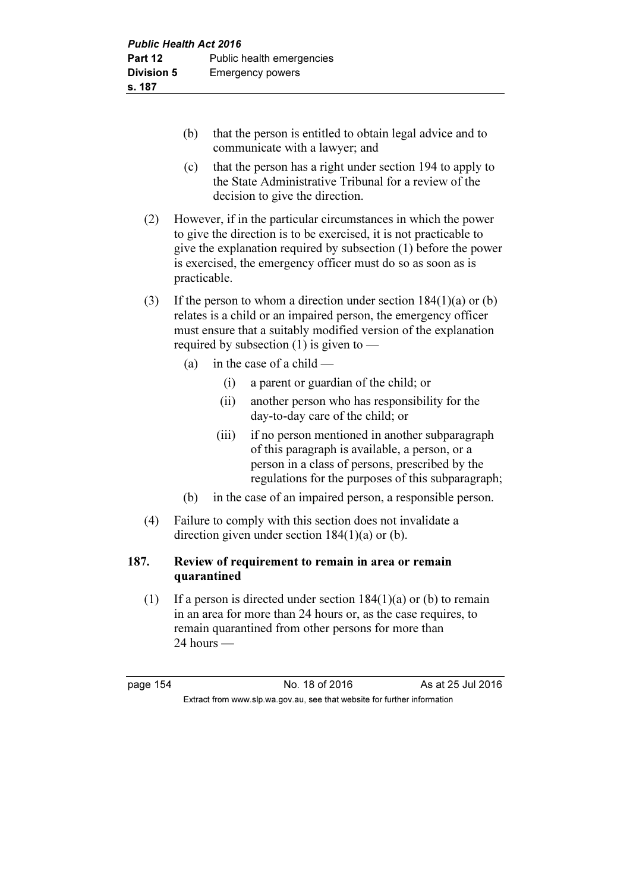(b) that the person is entitled to obtain legal advice and to communicate with a lawyer; and

(c) that the person has a right under section 194 to apply to the State Administrative Tribunal for a review of the decision to give the direction.

(2) However, if in the particular circumstances in which the power to give the direction is to be exercised, it is not practicable to give the explanation required by subsection (1) before the power is exercised, the emergency officer must do so as soon as is practicable.

(3) If the person to whom a direction under section 184(1)(a) or (b) relates is a child or an impaired person, the emergency officer must ensure that a suitably modified version of the explanation required by subsection (1) is given to —

(a) in the case of a child —

(i) a parent or guardian of the child; or

(ii) another person who has responsibility for the day-to-day care of the child; or

(iii) if no person mentioned in another subparagraph of this paragraph is available, a person, or a person in a class of persons, prescribed by the regulations for the purposes of this subparagraph;

(b) in the case of an impaired person, a responsible person.

(4) Failure to comply with this section does not invalidate a direction given under section 184(1)(a) or (b).

**187. Review of requirement to remain in area or remain quarantined**

(1) If a person is directed under section 184(1)(a) or (b) to remain in an area for more than 24 hours or, as the case requires, to remain quarantined from other persons for more than 24 hours —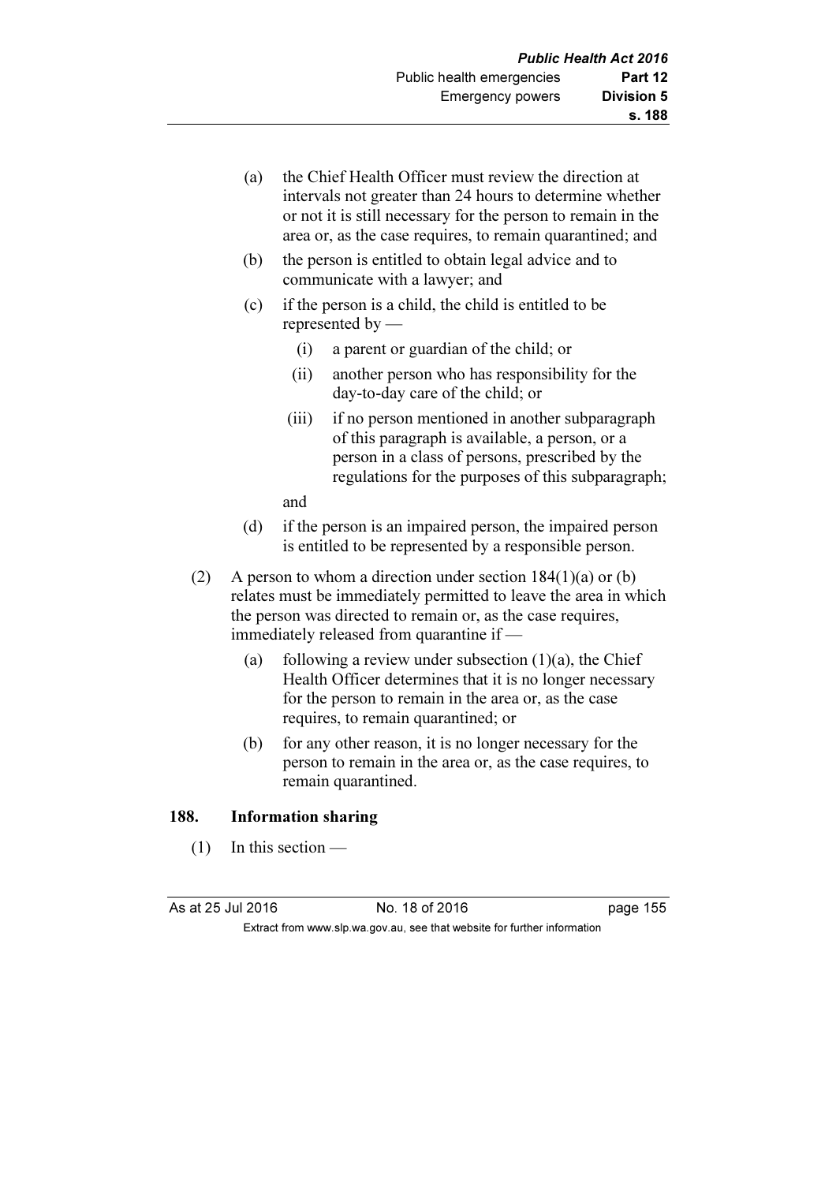(a) the Chief Health Officer must review the direction at intervals not greater than 24 hours to determine whether or not it is still necessary for the person to remain in the area or, as the case requires, to remain quarantined; and

(b) the person is entitled to obtain legal advice and to communicate with a lawyer; and

(c) if the person is a child, the child is entitled to be represented by —

(i) a parent or guardian of the child; or

(ii) another person who has responsibility for the day-to-day care of the child; or

(iii) if no person mentioned in another subparagraph of this paragraph is available, a person, or a person in a class of persons, prescribed by the regulations for the purposes of this subparagraph;

and

(d) if the person is an impaired person, the impaired person is entitled to be represented by a responsible person.

(2) A person to whom a direction under section 184(1)(a) or (b) relates must be immediately permitted to leave the area in which the person was directed to remain or, as the case requires, immediately released from quarantine if —

(a) following a review under subsection (1)(a), the Chief Health Officer determines that it is no longer necessary for the person to remain in the area or, as the case requires, to remain quarantined; or

(b) for any other reason, it is no longer necessary for the person to remain in the area or, as the case requires, to remain quarantined.

**188. Information sharing**

(1) In this section —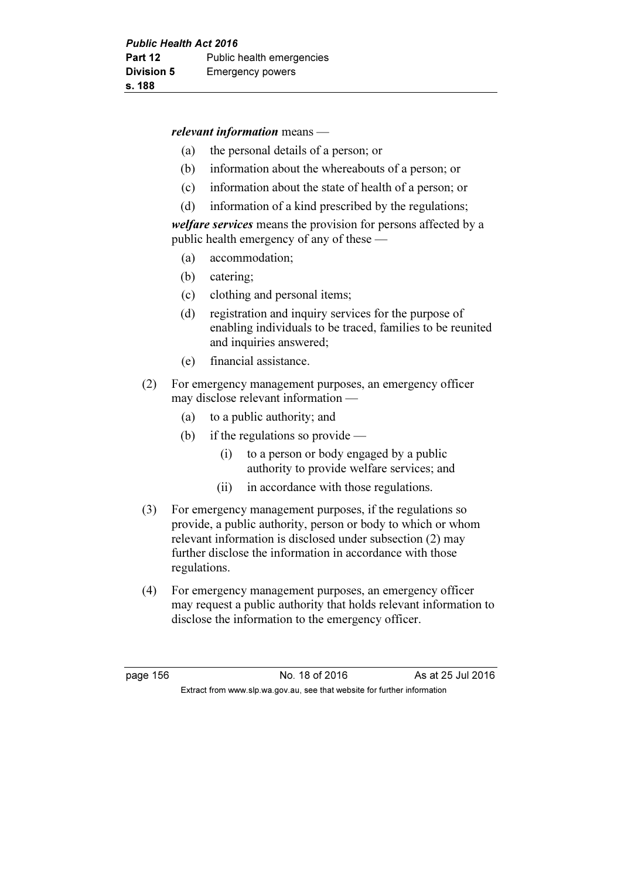***relevant information*** means —

(a) the personal details of a person; or

(b) information about the whereabouts of a person; or

(c) information about the state of health of a person; or

(d) information of a kind prescribed by the regulations;

***welfare services*** means the provision for persons affected by a public health emergency of any of these —

(a) accommodation;

(b) catering;

(c) clothing and personal items;

(d) registration and inquiry services for the purpose of enabling individuals to be traced, families to be reunited and inquiries answered;

(e) financial assistance.

(2) For emergency management purposes, an emergency officer may disclose relevant information —

(a) to a public authority; and

(b) if the regulations so provide —

(i) to a person or body engaged by a public authority to provide welfare services; and

(ii) in accordance with those regulations.

(3) For emergency management purposes, if the regulations so provide, a public authority, person or body to which or whom relevant information is disclosed under subsection (2) may further disclose the information in accordance with those regulations.

(4) For emergency management purposes, an emergency officer may request a public authority that holds relevant information to disclose the information to the emergency officer.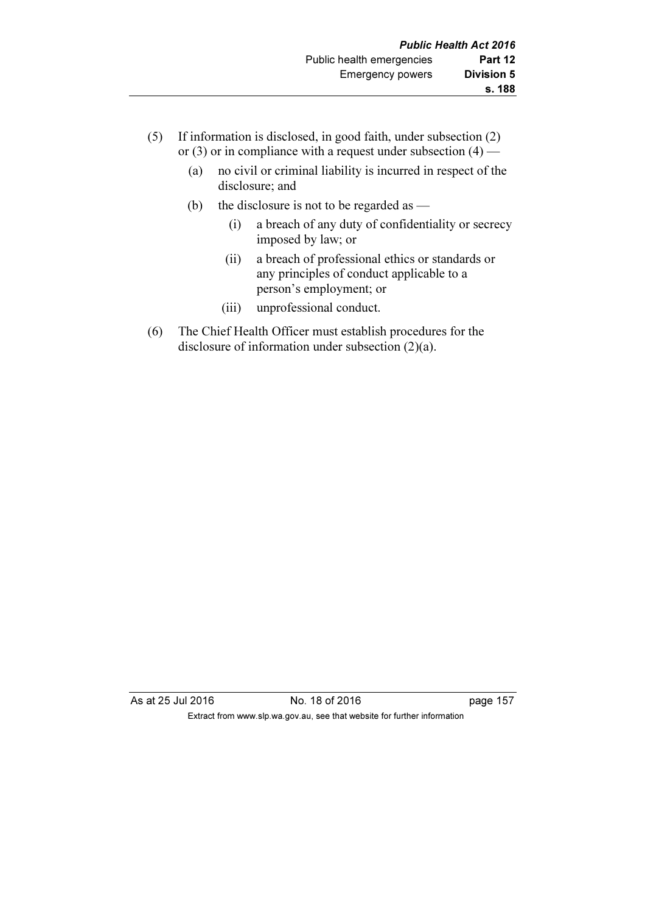(5) If information is disclosed, in good faith, under subsection (2) or (3) or in compliance with a request under subsection (4) —

  (a) no civil or criminal liability is incurred in respect of the disclosure; and

  (b) the disclosure is not to be regarded as —

    (i) a breach of any duty of confidentiality or secrecy imposed by law; or

    (ii) a breach of professional ethics or standards or any principles of conduct applicable to a person's employment; or

    (iii) unprofessional conduct.

(6) The Chief Health Officer must establish procedures for the disclosure of information under subsection (2)(a).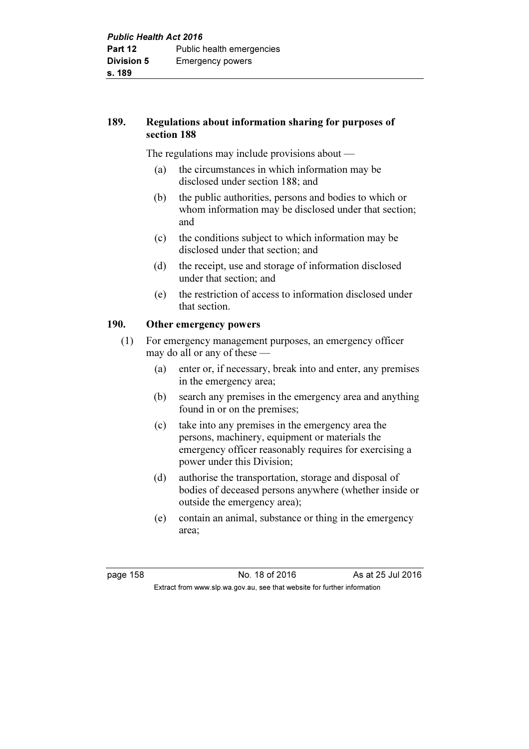### 189. Regulations about information sharing for purposes of section 188

The regulations may include provisions about —

(a) the circumstances in which information may be disclosed under section 188; and

(b) the public authorities, persons and bodies to which or whom information may be disclosed under that section; and

(c) the conditions subject to which information may be disclosed under that section; and

(d) the receipt, use and storage of information disclosed under that section; and

(e) the restriction of access to information disclosed under that section.

### 190. Other emergency powers

(1) For emergency management purposes, an emergency officer may do all or any of these —

(a) enter or, if necessary, break into and enter, any premises in the emergency area;

(b) search any premises in the emergency area and anything found in or on the premises;

(c) take into any premises in the emergency area the persons, machinery, equipment or materials the emergency officer reasonably requires for exercising a power under this Division;

(d) authorise the transportation, storage and disposal of bodies of deceased persons anywhere (whether inside or outside the emergency area);

(e) contain an animal, substance or thing in the emergency area;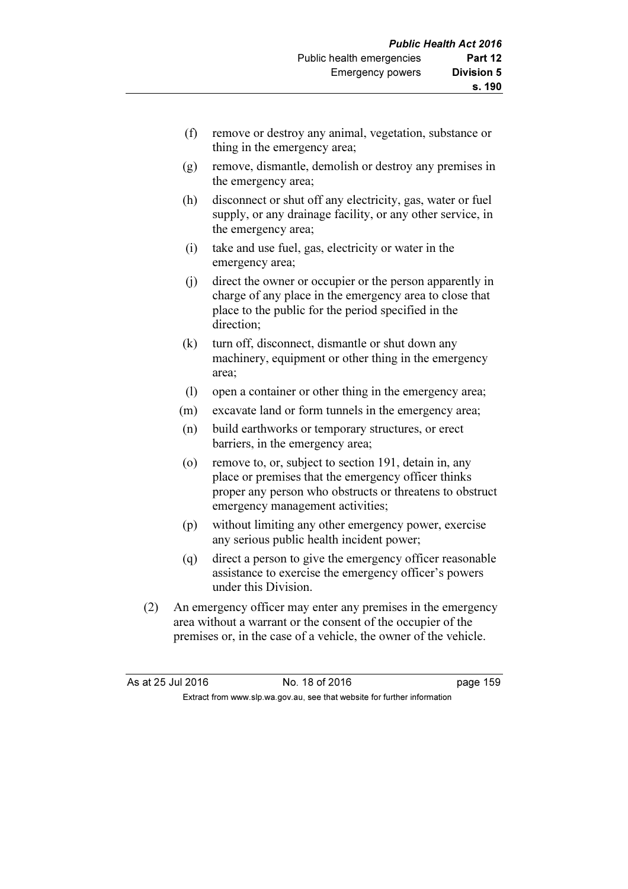(f) remove or destroy any animal, vegetation, substance or thing in the emergency area;

(g) remove, dismantle, demolish or destroy any premises in the emergency area;

(h) disconnect or shut off any electricity, gas, water or fuel supply, or any drainage facility, or any other service, in the emergency area;

(i) take and use fuel, gas, electricity or water in the emergency area;

(j) direct the owner or occupier or the person apparently in charge of any place in the emergency area to close that place to the public for the period specified in the direction;

(k) turn off, disconnect, dismantle or shut down any machinery, equipment or other thing in the emergency area;

(l) open a container or other thing in the emergency area;

(m) excavate land or form tunnels in the emergency area;

(n) build earthworks or temporary structures, or erect barriers, in the emergency area;

(o) remove to, or, subject to section 191, detain in, any place or premises that the emergency officer thinks proper any person who obstructs or threatens to obstruct emergency management activities;

(p) without limiting any other emergency power, exercise any serious public health incident power;

(q) direct a person to give the emergency officer reasonable assistance to exercise the emergency officer's powers under this Division.

(2) An emergency officer may enter any premises in the emergency area without a warrant or the consent of the occupier of the premises or, in the case of a vehicle, the owner of the vehicle.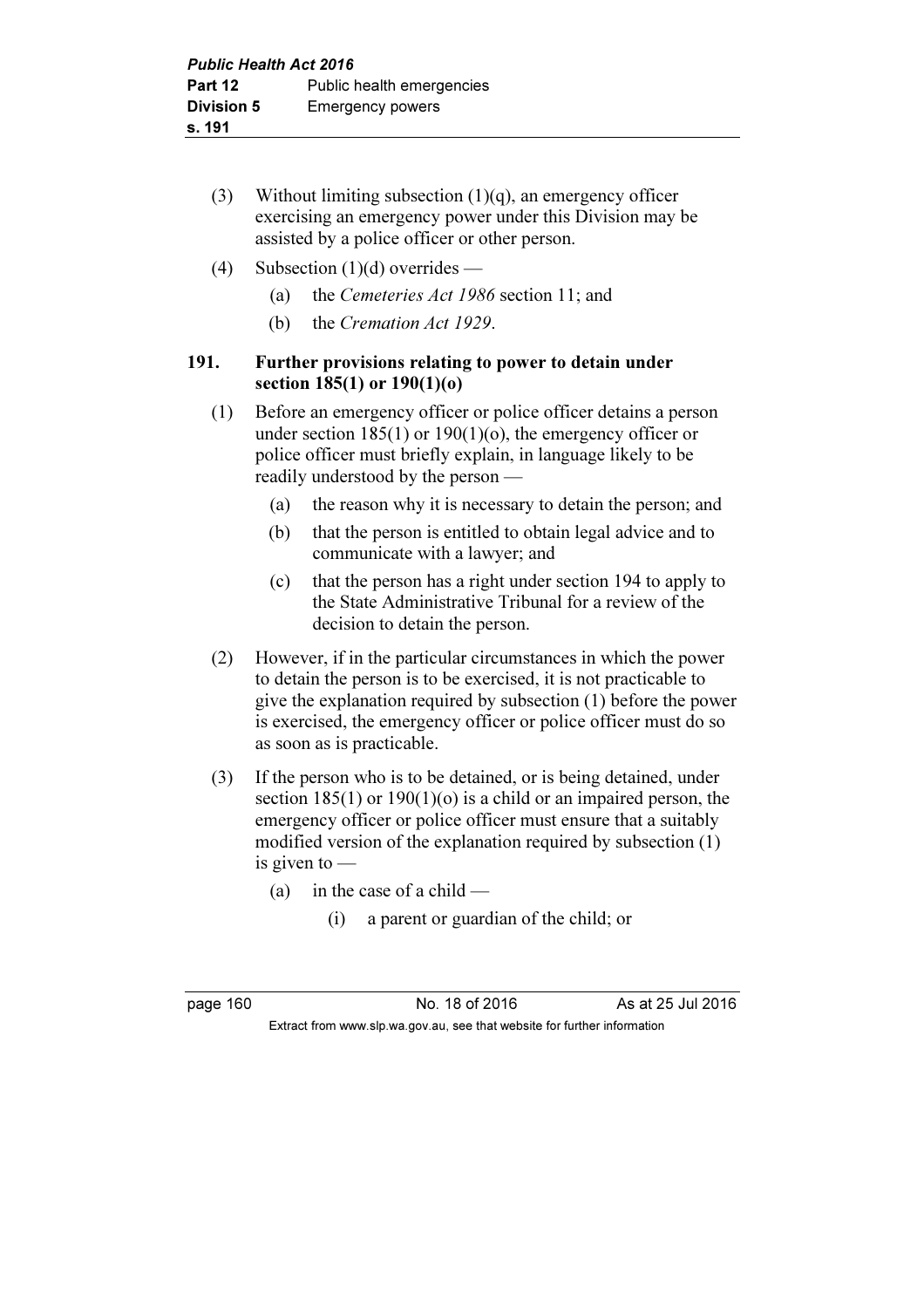(3) Without limiting subsection (1)(q), an emergency officer exercising an emergency power under this Division may be assisted by a police officer or other person.

(4) Subsection (1)(d) overrides —

   (a) the *Cemeteries Act 1986* section 11; and

   (b) the *Cremation Act 1929*.

### 191. Further provisions relating to power to detain under section 185(1) or 190(1)(o)

(1) Before an emergency officer or police officer detains a person under section 185(1) or 190(1)(o), the emergency officer or police officer must briefly explain, in language likely to be readily understood by the person —

   (a) the reason why it is necessary to detain the person; and

   (b) that the person is entitled to obtain legal advice and to communicate with a lawyer; and

   (c) that the person has a right under section 194 to apply to the State Administrative Tribunal for a review of the decision to detain the person.

(2) However, if in the particular circumstances in which the power to detain the person is to be exercised, it is not practicable to give the explanation required by subsection (1) before the power is exercised, the emergency officer or police officer must do so as soon as is practicable.

(3) If the person who is to be detained, or is being detained, under section 185(1) or 190(1)(o) is a child or an impaired person, the emergency officer or police officer must ensure that a suitably modified version of the explanation required by subsection (1) is given to —

   (a) in the case of a child —

      (i) a parent or guardian of the child; or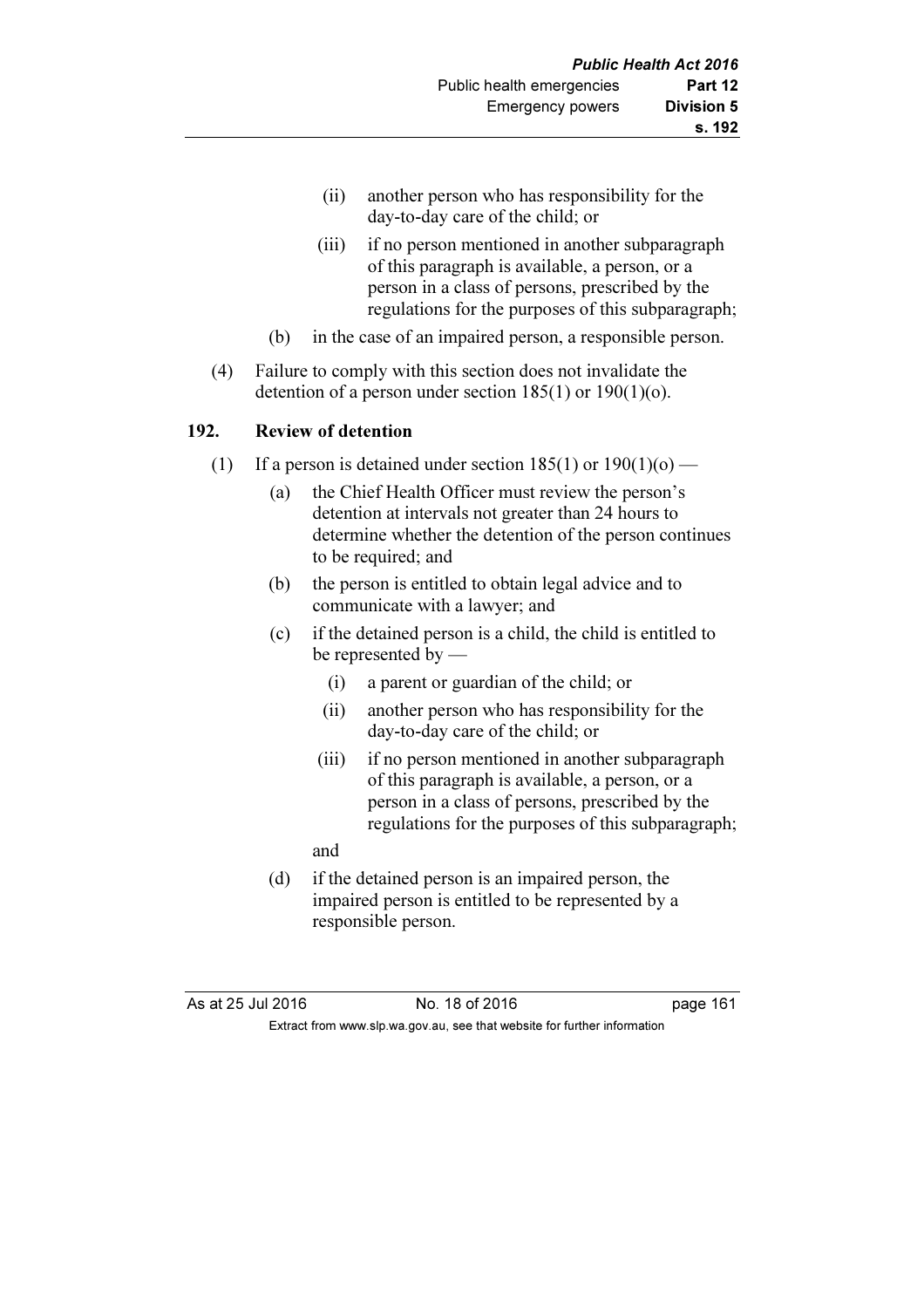(ii) another person who has responsibility for the day-to-day care of the child; or

(iii) if no person mentioned in another subparagraph of this paragraph is available, a person, or a person in a class of persons, prescribed by the regulations for the purposes of this subparagraph;

(b) in the case of an impaired person, a responsible person.

(4) Failure to comply with this section does not invalidate the detention of a person under section 185(1) or 190(1)(o).

### 192. Review of detention

(1) If a person is detained under section 185(1) or 190(1)(o) —

(a) the Chief Health Officer must review the person's detention at intervals not greater than 24 hours to determine whether the detention of the person continues to be required; and

(b) the person is entitled to obtain legal advice and to communicate with a lawyer; and

(c) if the detained person is a child, the child is entitled to be represented by —

(i) a parent or guardian of the child; or

(ii) another person who has responsibility for the day-to-day care of the child; or

(iii) if no person mentioned in another subparagraph of this paragraph is available, a person, or a person in a class of persons, prescribed by the regulations for the purposes of this subparagraph;

and

(d) if the detained person is an impaired person, the impaired person is entitled to be represented by a responsible person.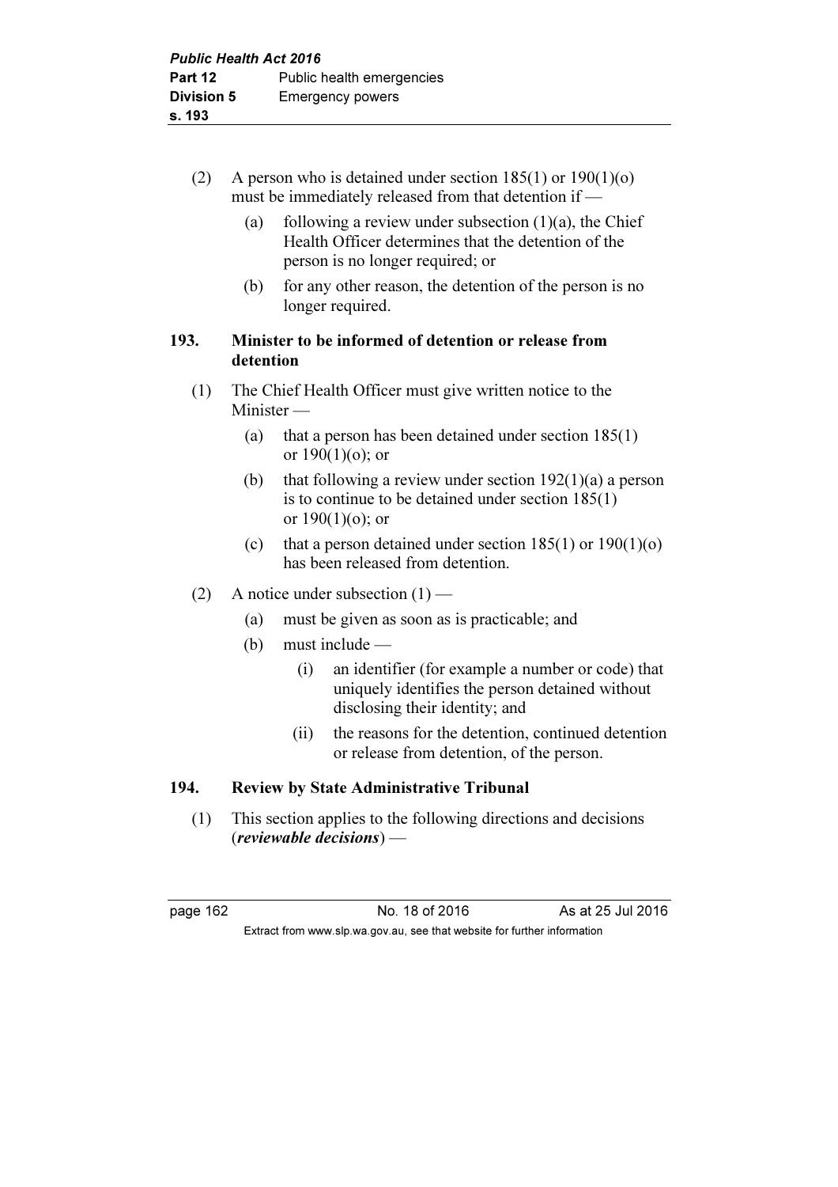(2) A person who is detained under section 185(1) or 190(1)(o) must be immediately released from that detention if —

  (a) following a review under subsection (1)(a), the Chief Health Officer determines that the detention of the person is no longer required; or

  (b) for any other reason, the detention of the person is no longer required.

### 193. Minister to be informed of detention or release from detention

(1) The Chief Health Officer must give written notice to the Minister —

  (a) that a person has been detained under section 185(1) or 190(1)(o); or

  (b) that following a review under section 192(1)(a) a person is to continue to be detained under section 185(1) or 190(1)(o); or

  (c) that a person detained under section 185(1) or 190(1)(o) has been released from detention.

(2) A notice under subsection (1) —

  (a) must be given as soon as is practicable; and

  (b) must include —

    (i) an identifier (for example a number or code) that uniquely identifies the person detained without disclosing their identity; and

    (ii) the reasons for the detention, continued detention or release from detention, of the person.

### 194. Review by State Administrative Tribunal

(1) This section applies to the following directions and decisions (***reviewable decisions***) —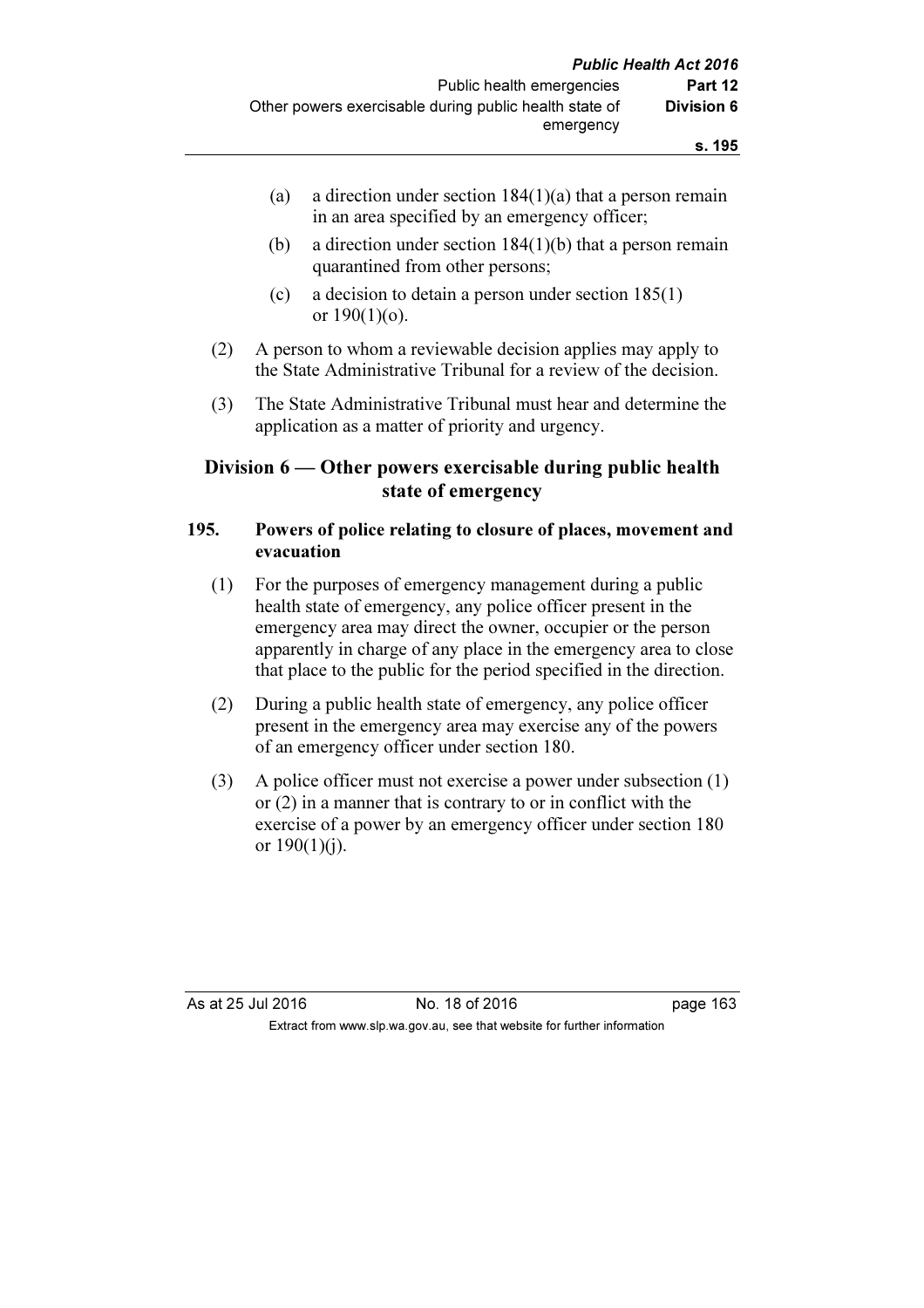(a) a direction under section 184(1)(a) that a person remain in an area specified by an emergency officer;

(b) a direction under section 184(1)(b) that a person remain quarantined from other persons;

(c) a decision to detain a person under section 185(1) or 190(1)(o).

(2) A person to whom a reviewable decision applies may apply to the State Administrative Tribunal for a review of the decision.

(3) The State Administrative Tribunal must hear and determine the application as a matter of priority and urgency.

## Division 6 — Other powers exercisable during public health state of emergency

### 195. Powers of police relating to closure of places, movement and evacuation

(1) For the purposes of emergency management during a public health state of emergency, any police officer present in the emergency area may direct the owner, occupier or the person apparently in charge of any place in the emergency area to close that place to the public for the period specified in the direction.

(2) During a public health state of emergency, any police officer present in the emergency area may exercise any of the powers of an emergency officer under section 180.

(3) A police officer must not exercise a power under subsection (1) or (2) in a manner that is contrary to or in conflict with the exercise of a power by an emergency officer under section 180 or 190(1)(j).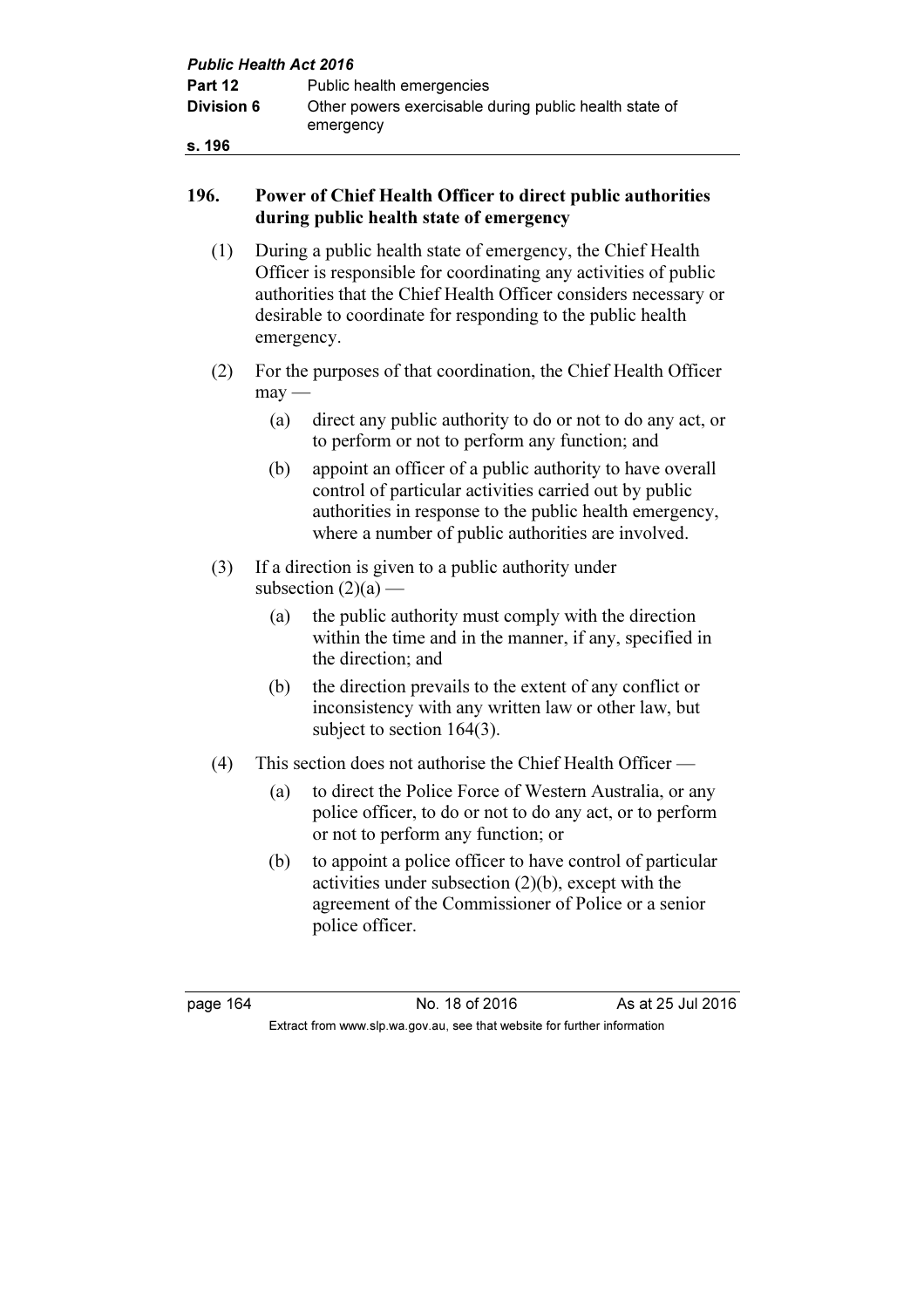## 196. Power of Chief Health Officer to direct public authorities during public health state of emergency

(1) During a public health state of emergency, the Chief Health Officer is responsible for coordinating any activities of public authorities that the Chief Health Officer considers necessary or desirable to coordinate for responding to the public health emergency.

(2) For the purposes of that coordination, the Chief Health Officer may —

(a) direct any public authority to do or not to do any act, or to perform or not to perform any function; and

(b) appoint an officer of a public authority to have overall control of particular activities carried out by public authorities in response to the public health emergency, where a number of public authorities are involved.

(3) If a direction is given to a public authority under subsection (2)(a) —

(a) the public authority must comply with the direction within the time and in the manner, if any, specified in the direction; and

(b) the direction prevails to the extent of any conflict or inconsistency with any written law or other law, but subject to section 164(3).

(4) This section does not authorise the Chief Health Officer —

(a) to direct the Police Force of Western Australia, or any police officer, to do or not to do any act, or to perform or not to perform any function; or

(b) to appoint a police officer to have control of particular activities under subsection (2)(b), except with the agreement of the Commissioner of Police or a senior police officer.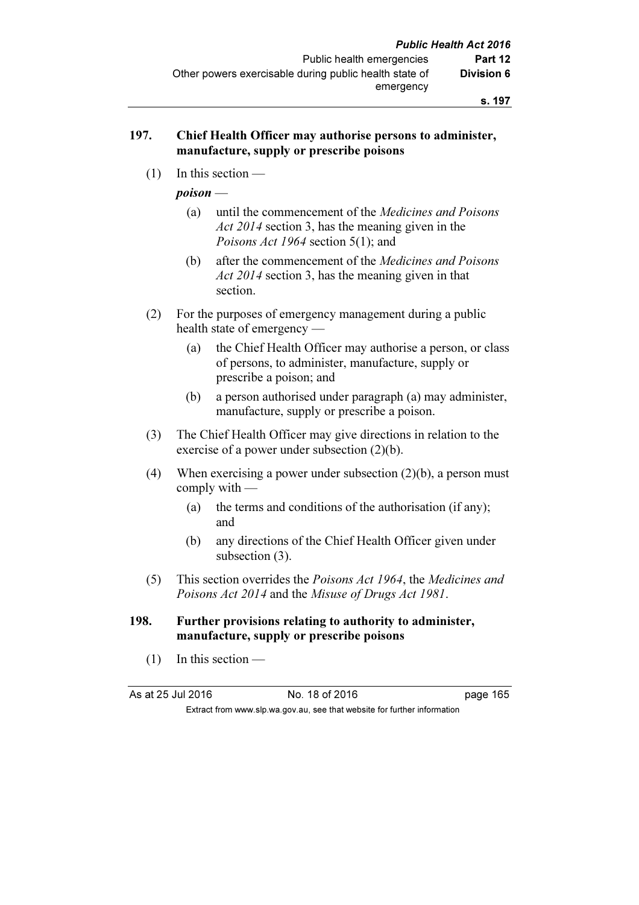### 197. Chief Health Officer may authorise persons to administer, manufacture, supply or prescribe poisons

(1) In this section —

***poison*** —

(a) until the commencement of the *Medicines and Poisons Act 2014* section 3, has the meaning given in the *Poisons Act 1964* section 5(1); and

(b) after the commencement of the *Medicines and Poisons Act 2014* section 3, has the meaning given in that section.

(2) For the purposes of emergency management during a public health state of emergency —

(a) the Chief Health Officer may authorise a person, or class of persons, to administer, manufacture, supply or prescribe a poison; and

(b) a person authorised under paragraph (a) may administer, manufacture, supply or prescribe a poison.

(3) The Chief Health Officer may give directions in relation to the exercise of a power under subsection (2)(b).

(4) When exercising a power under subsection (2)(b), a person must comply with —

(a) the terms and conditions of the authorisation (if any); and

(b) any directions of the Chief Health Officer given under subsection (3).

(5) This section overrides the *Poisons Act 1964*, the *Medicines and Poisons Act 2014* and the *Misuse of Drugs Act 1981*.

### 198. Further provisions relating to authority to administer, manufacture, supply or prescribe poisons

(1) In this section —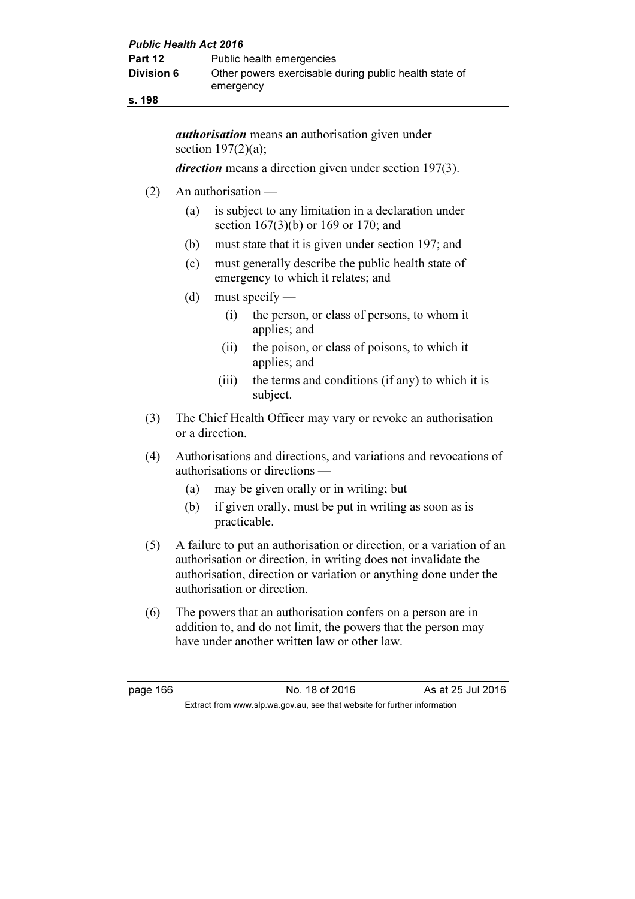***authorisation*** means an authorisation given under section 197(2)(a);

***direction*** means a direction given under section 197(3).

(2) An authorisation —

(a) is subject to any limitation in a declaration under section 167(3)(b) or 169 or 170; and

(b) must state that it is given under section 197; and

(c) must generally describe the public health state of emergency to which it relates; and

(d) must specify —

(i) the person, or class of persons, to whom it applies; and

(ii) the poison, or class of poisons, to which it applies; and

(iii) the terms and conditions (if any) to which it is subject.

(3) The Chief Health Officer may vary or revoke an authorisation or a direction.

(4) Authorisations and directions, and variations and revocations of authorisations or directions —

(a) may be given orally or in writing; but

(b) if given orally, must be put in writing as soon as is practicable.

(5) A failure to put an authorisation or direction, or a variation of an authorisation or direction, in writing does not invalidate the authorisation, direction or variation or anything done under the authorisation or direction.

(6) The powers that an authorisation confers on a person are in addition to, and do not limit, the powers that the person may have under another written law or other law.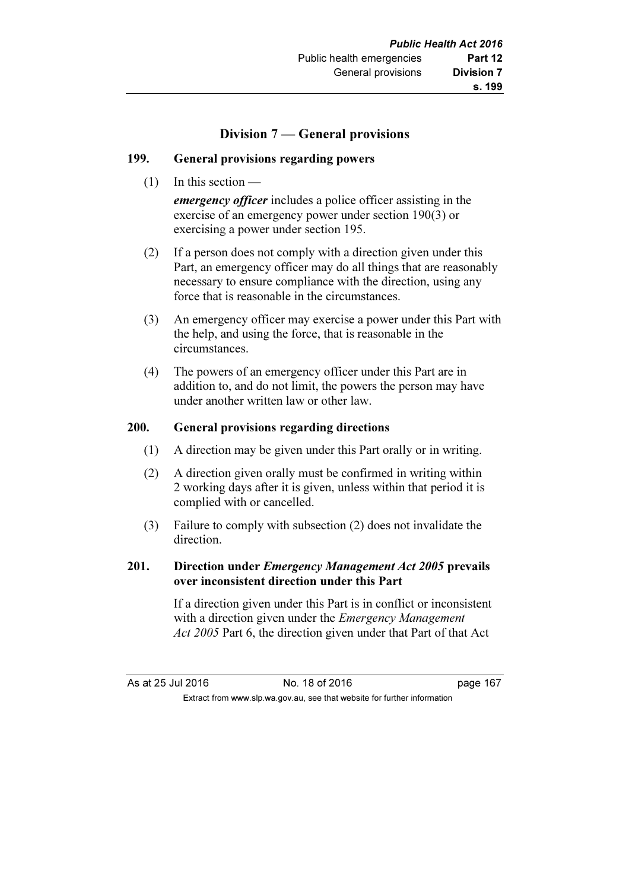## Division 7 — General provisions

### 199. General provisions regarding powers

(1) In this section —

***emergency officer*** includes a police officer assisting in the exercise of an emergency power under section 190(3) or exercising a power under section 195.

(2) If a person does not comply with a direction given under this Part, an emergency officer may do all things that are reasonably necessary to ensure compliance with the direction, using any force that is reasonable in the circumstances.

(3) An emergency officer may exercise a power under this Part with the help, and using the force, that is reasonable in the circumstances.

(4) The powers of an emergency officer under this Part are in addition to, and do not limit, the powers the person may have under another written law or other law.

### 200. General provisions regarding directions

(1) A direction may be given under this Part orally or in writing.

(2) A direction given orally must be confirmed in writing within 2 working days after it is given, unless within that period it is complied with or cancelled.

(3) Failure to comply with subsection (2) does not invalidate the direction.

### 201. Direction under *Emergency Management Act 2005* prevails over inconsistent direction under this Part

If a direction given under this Part is in conflict or inconsistent with a direction given under the *Emergency Management Act 2005* Part 6, the direction given under that Part of that Act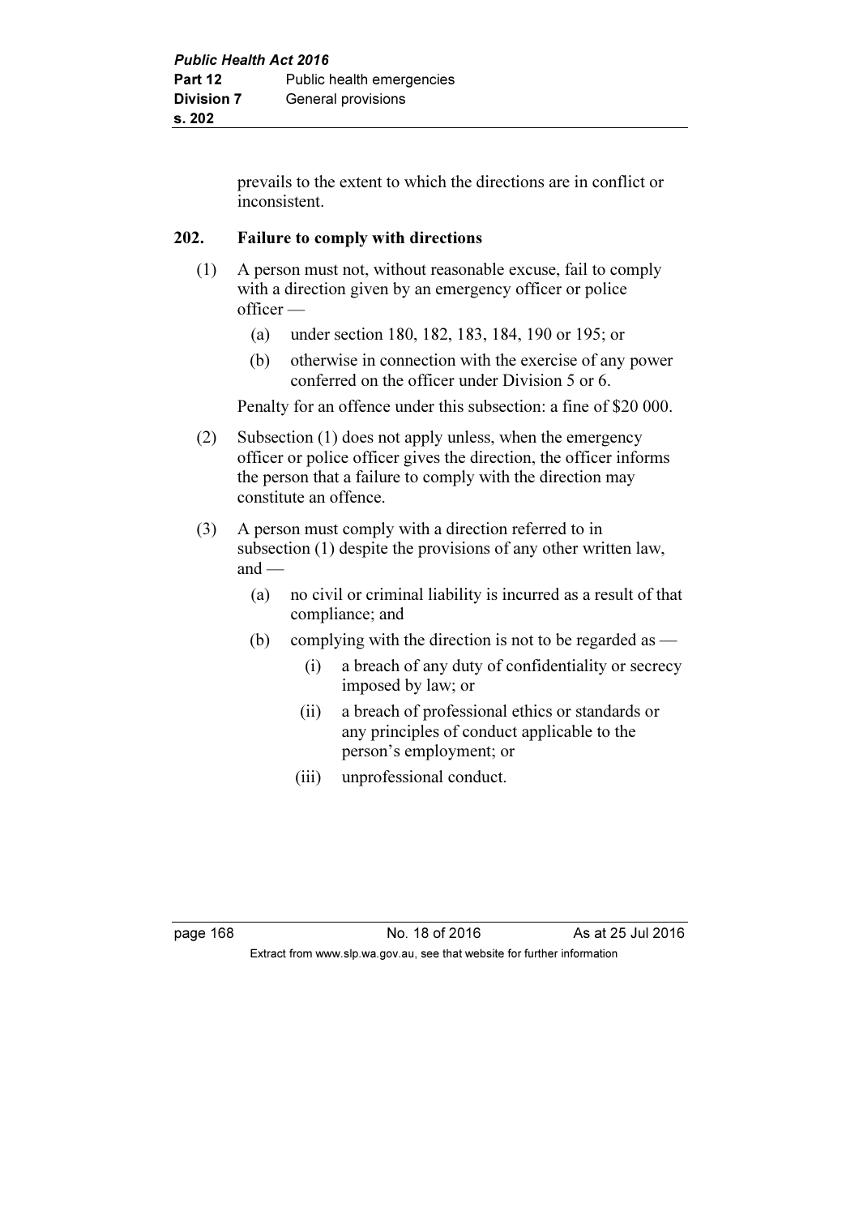prevails to the extent to which the directions are in conflict or inconsistent.

## 202. Failure to comply with directions

(1) A person must not, without reasonable excuse, fail to comply with a direction given by an emergency officer or police officer —

  (a) under section 180, 182, 183, 184, 190 or 195; or

  (b) otherwise in connection with the exercise of any power conferred on the officer under Division 5 or 6.

Penalty for an offence under this subsection: a fine of $20 000.

(2) Subsection (1) does not apply unless, when the emergency officer or police officer gives the direction, the officer informs the person that a failure to comply with the direction may constitute an offence.

(3) A person must comply with a direction referred to in subsection (1) despite the provisions of any other written law, and —

  (a) no civil or criminal liability is incurred as a result of that compliance; and

  (b) complying with the direction is not to be regarded as —

    (i) a breach of any duty of confidentiality or secrecy imposed by law; or

    (ii) a breach of professional ethics or standards or any principles of conduct applicable to the person's employment; or

    (iii) unprofessional conduct.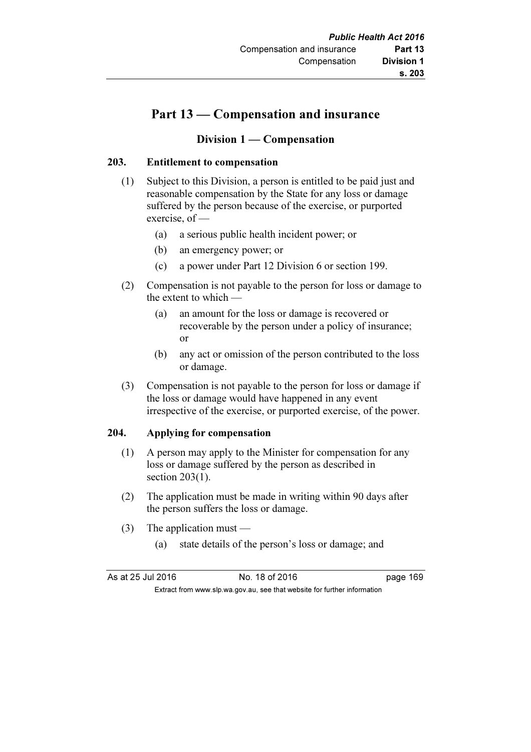# Part 13 — Compensation and insurance

## Division 1 — Compensation

### 203. Entitlement to compensation

(1) Subject to this Division, a person is entitled to be paid just and reasonable compensation by the State for any loss or damage suffered by the person because of the exercise, or purported exercise, of —

(a) a serious public health incident power; or

(b) an emergency power; or

(c) a power under Part 12 Division 6 or section 199.

(2) Compensation is not payable to the person for loss or damage to the extent to which —

(a) an amount for the loss or damage is recovered or recoverable by the person under a policy of insurance; or

(b) any act or omission of the person contributed to the loss or damage.

(3) Compensation is not payable to the person for loss or damage if the loss or damage would have happened in any event irrespective of the exercise, or purported exercise, of the power.

### 204. Applying for compensation

(1) A person may apply to the Minister for compensation for any loss or damage suffered by the person as described in section 203(1).

(2) The application must be made in writing within 90 days after the person suffers the loss or damage.

(3) The application must —

(a) state details of the person's loss or damage; and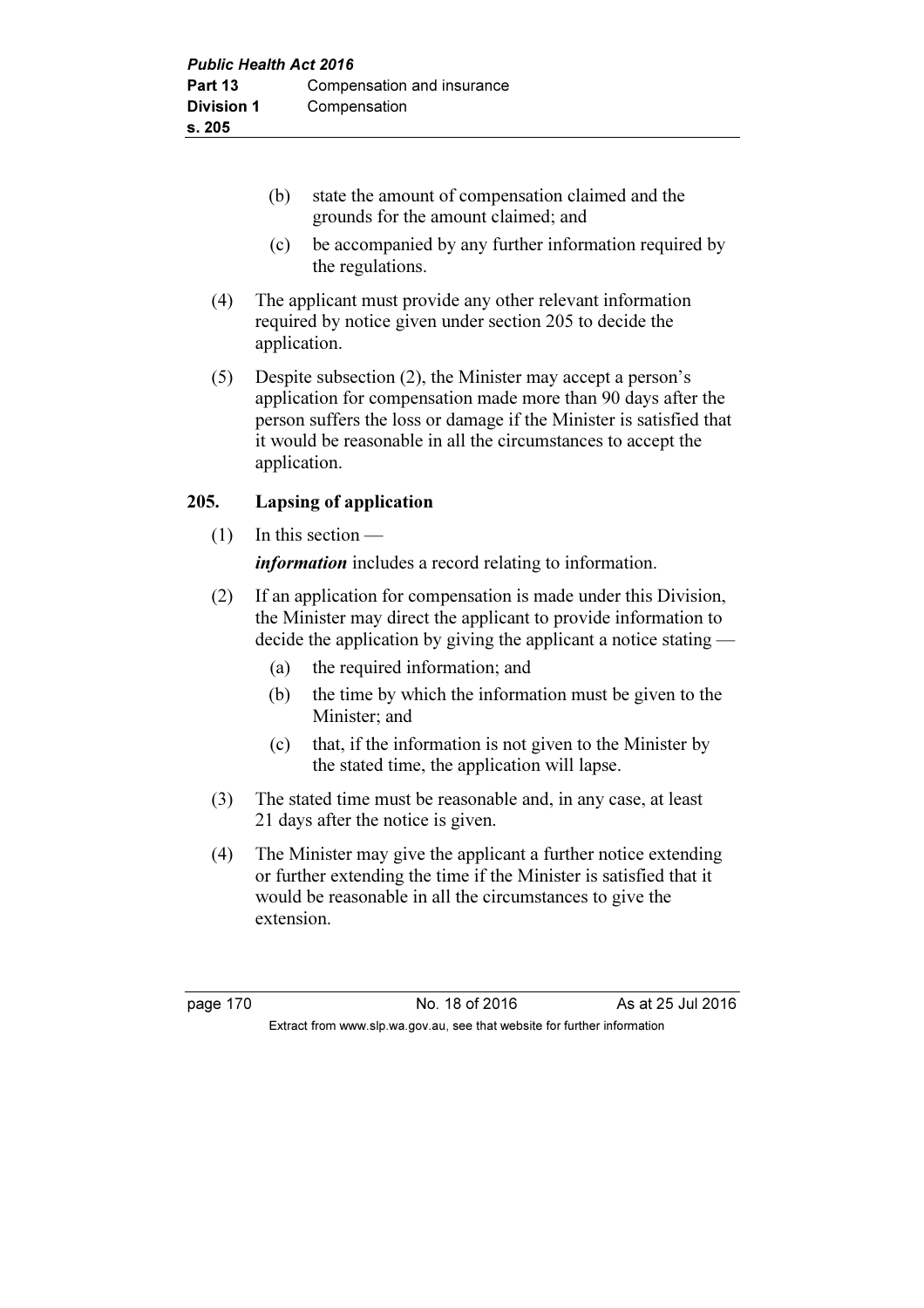(b) state the amount of compensation claimed and the grounds for the amount claimed; and

(c) be accompanied by any further information required by the regulations.

(4) The applicant must provide any other relevant information required by notice given under section 205 to decide the application.

(5) Despite subsection (2), the Minister may accept a person's application for compensation made more than 90 days after the person suffers the loss or damage if the Minister is satisfied that it would be reasonable in all the circumstances to accept the application.

### 205. Lapsing of application

(1) In this section —

***information*** includes a record relating to information.

(2) If an application for compensation is made under this Division, the Minister may direct the applicant to provide information to decide the application by giving the applicant a notice stating —

(a) the required information; and

(b) the time by which the information must be given to the Minister; and

(c) that, if the information is not given to the Minister by the stated time, the application will lapse.

(3) The stated time must be reasonable and, in any case, at least 21 days after the notice is given.

(4) The Minister may give the applicant a further notice extending or further extending the time if the Minister is satisfied that it would be reasonable in all the circumstances to give the extension.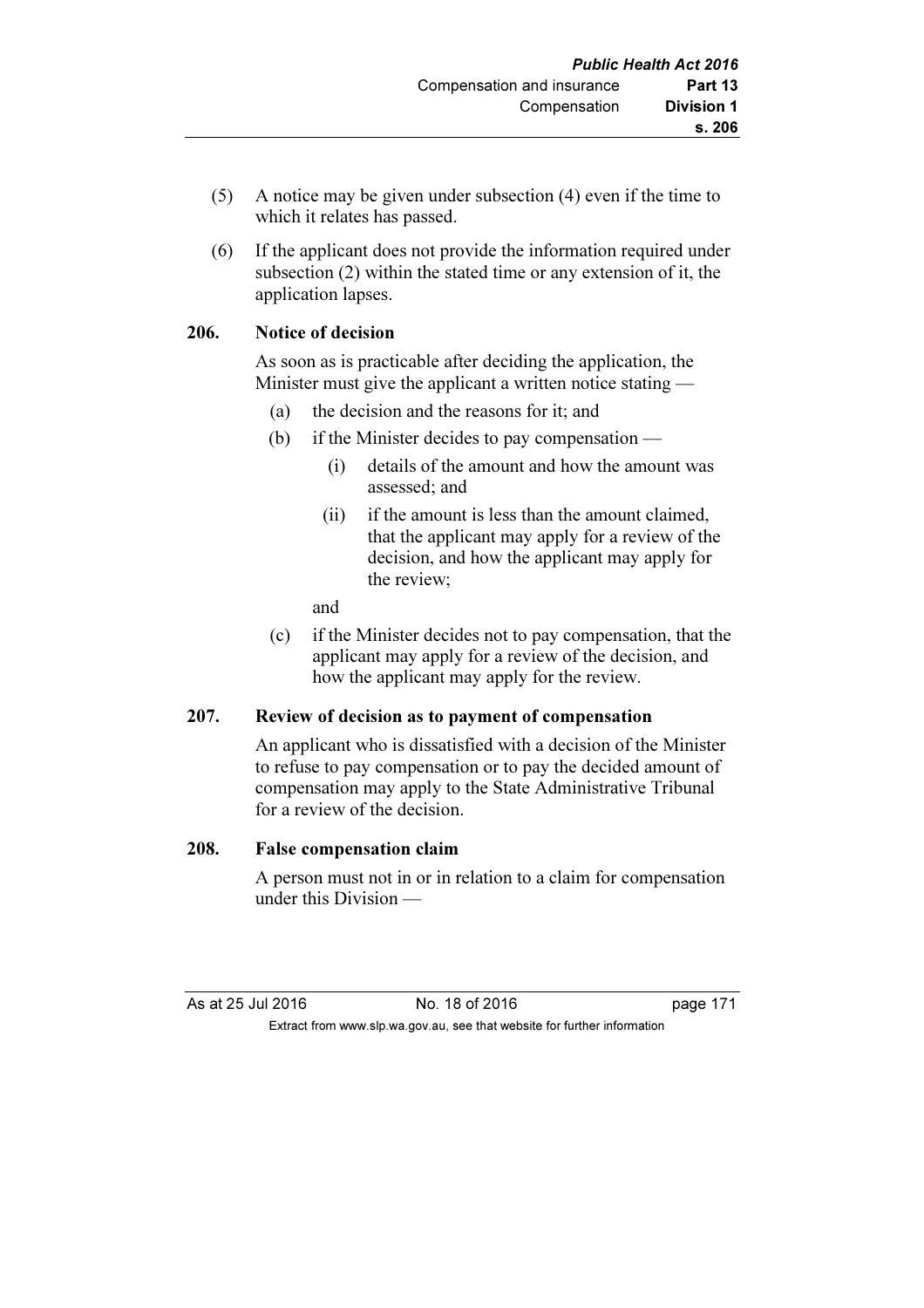(5) A notice may be given under subsection (4) even if the time to which it relates has passed.

(6) If the applicant does not provide the information required under subsection (2) within the stated time or any extension of it, the application lapses.

### 206. Notice of decision

As soon as is practicable after deciding the application, the Minister must give the applicant a written notice stating —

(a) the decision and the reasons for it; and

(b) if the Minister decides to pay compensation —

(i) details of the amount and how the amount was assessed; and

(ii) if the amount is less than the amount claimed, that the applicant may apply for a review of the decision, and how the applicant may apply for the review;

and

(c) if the Minister decides not to pay compensation, that the applicant may apply for a review of the decision, and how the applicant may apply for the review.

### 207. Review of decision as to payment of compensation

An applicant who is dissatisfied with a decision of the Minister to refuse to pay compensation or to pay the decided amount of compensation may apply to the State Administrative Tribunal for a review of the decision.

### 208. False compensation claim

A person must not in or in relation to a claim for compensation under this Division —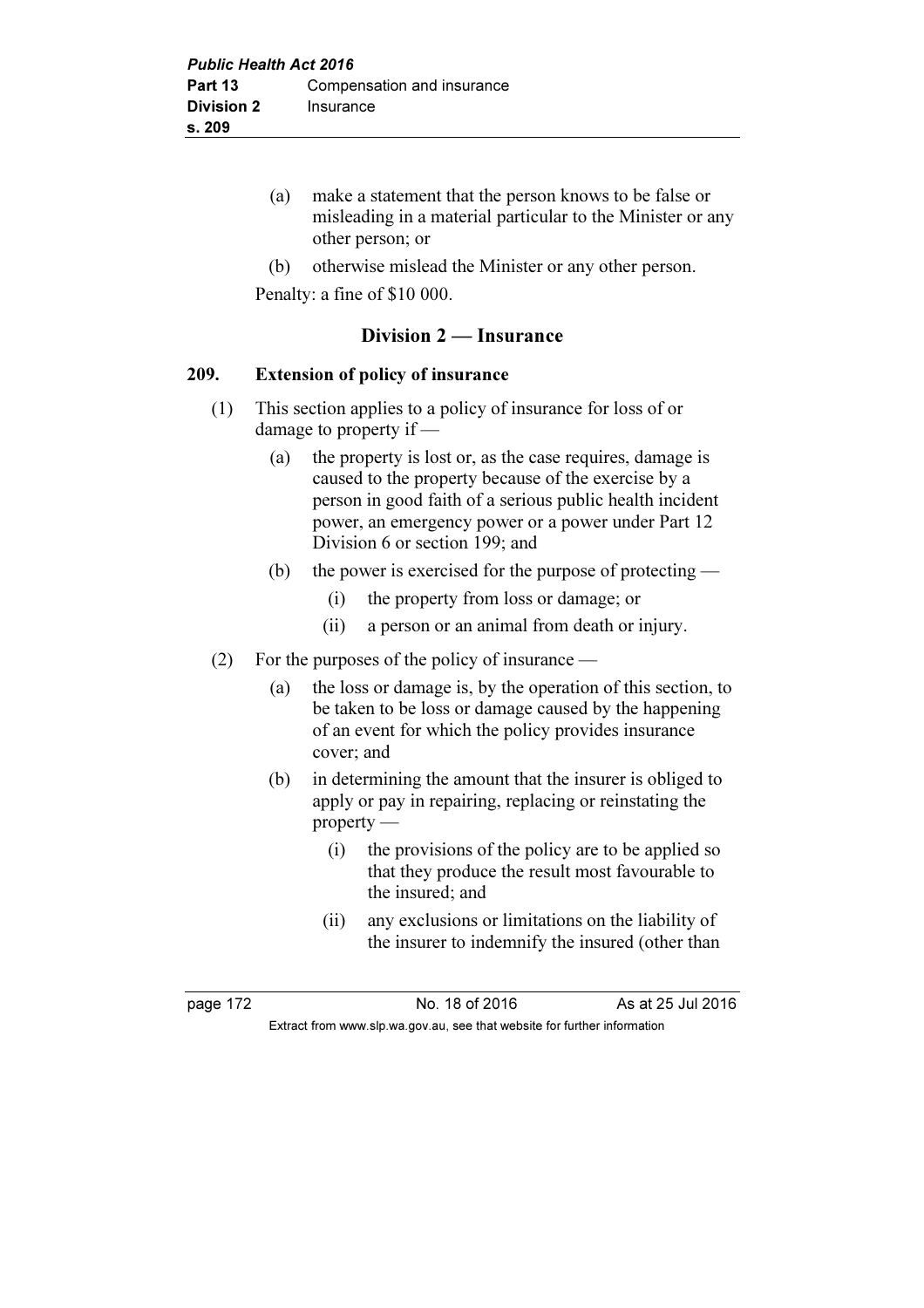(a) make a statement that the person knows to be false or misleading in a material particular to the Minister or any other person; or

(b) otherwise mislead the Minister or any other person.

Penalty: a fine of $10 000.

## Division 2 — Insurance

### 209. Extension of policy of insurance

(1) This section applies to a policy of insurance for loss of or damage to property if —

(a) the property is lost or, as the case requires, damage is caused to the property because of the exercise by a person in good faith of a serious public health incident power, an emergency power or a power under Part 12 Division 6 or section 199; and

(b) the power is exercised for the purpose of protecting —

(i) the property from loss or damage; or

(ii) a person or an animal from death or injury.

(2) For the purposes of the policy of insurance —

(a) the loss or damage is, by the operation of this section, to be taken to be loss or damage caused by the happening of an event for which the policy provides insurance cover; and

(b) in determining the amount that the insurer is obliged to apply or pay in repairing, replacing or reinstating the property —

(i) the provisions of the policy are to be applied so that they produce the result most favourable to the insured; and

(ii) any exclusions or limitations on the liability of the insurer to indemnify the insured (other than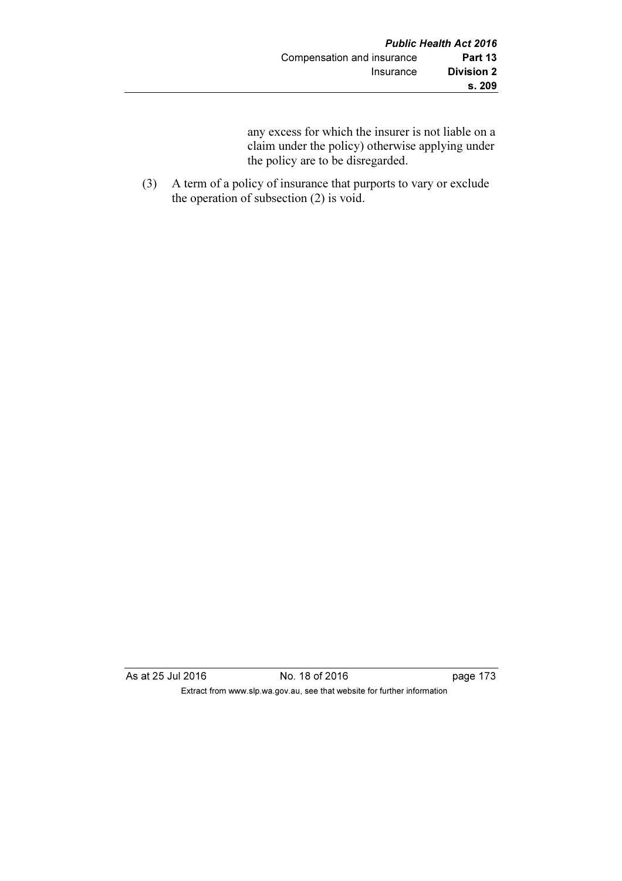any excess for which the insurer is not liable on a claim under the policy) otherwise applying under the policy are to be disregarded.

(3) A term of a policy of insurance that purports to vary or exclude the operation of subsection (2) is void.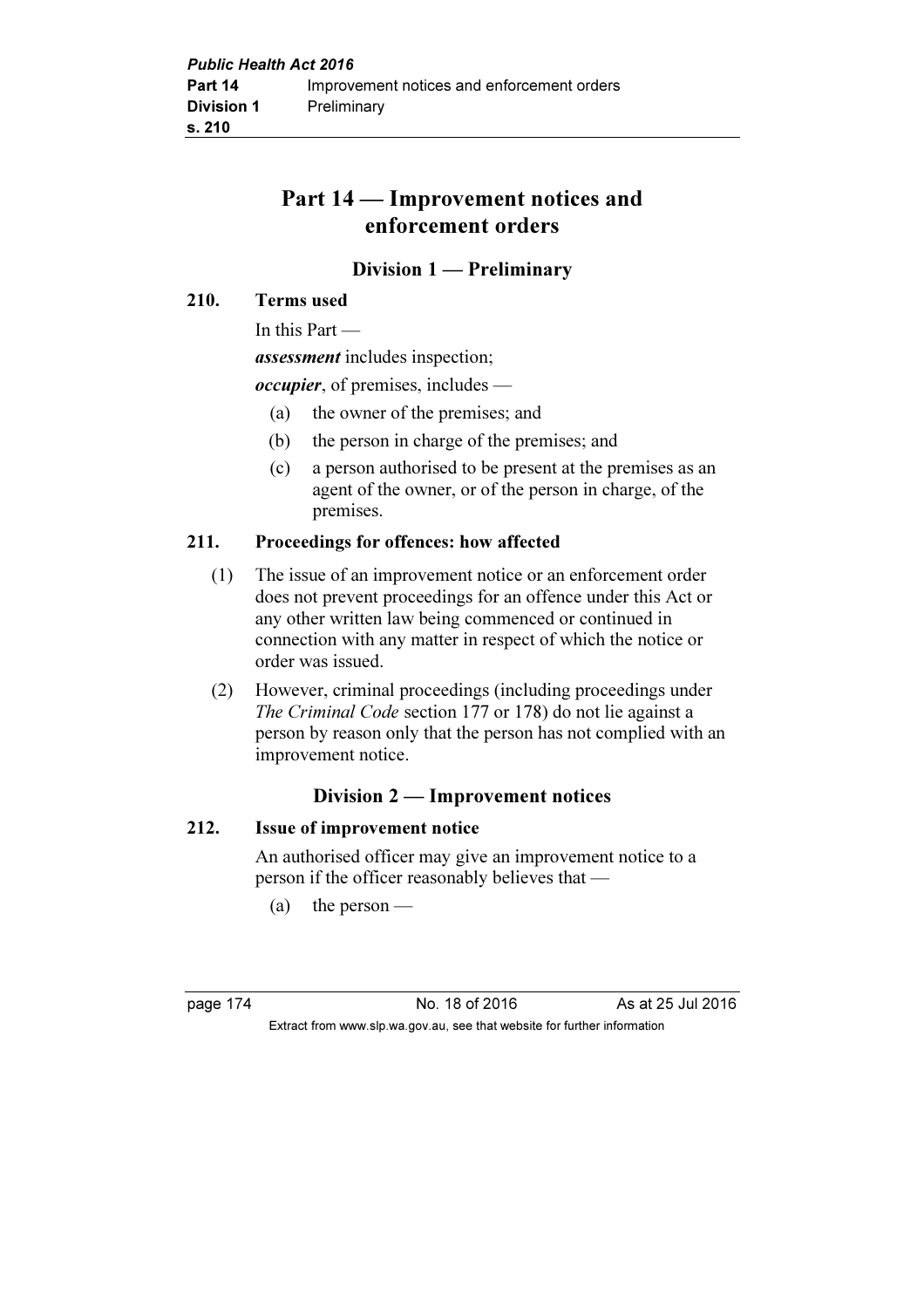# Part 14 — Improvement notices and enforcement orders

## Division 1 — Preliminary

### 210. Terms used

In this Part —

***assessment*** includes inspection;

***occupier***, of premises, includes —

- (a) the owner of the premises; and
- (b) the person in charge of the premises; and
- (c) a person authorised to be present at the premises as an agent of the owner, or of the person in charge, of the premises.

### 211. Proceedings for offences: how affected

(1) The issue of an improvement notice or an enforcement order does not prevent proceedings for an offence under this Act or any other written law being commenced or continued in connection with any matter in respect of which the notice or order was issued.

(2) However, criminal proceedings (including proceedings under *The Criminal Code* section 177 or 178) do not lie against a person by reason only that the person has not complied with an improvement notice.

## Division 2 — Improvement notices

### 212. Issue of improvement notice

An authorised officer may give an improvement notice to a person if the officer reasonably believes that —

- (a) the person —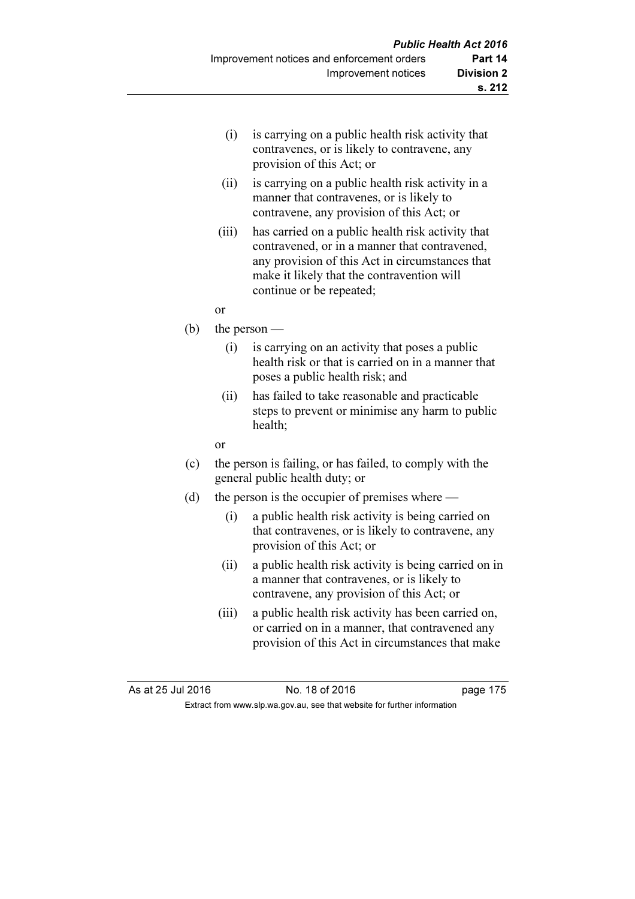(i) is carrying on a public health risk activity that contravenes, or is likely to contravene, any provision of this Act; or

(ii) is carrying on a public health risk activity in a manner that contravenes, or is likely to contravene, any provision of this Act; or

(iii) has carried on a public health risk activity that contravened, or in a manner that contravened, any provision of this Act in circumstances that make it likely that the contravention will continue or be repeated;

or

(b) the person —

(i) is carrying on an activity that poses a public health risk or that is carried on in a manner that poses a public health risk; and

(ii) has failed to take reasonable and practicable steps to prevent or minimise any harm to public health;

or

(c) the person is failing, or has failed, to comply with the general public health duty; or

(d) the person is the occupier of premises where —

(i) a public health risk activity is being carried on that contravenes, or is likely to contravene, any provision of this Act; or

(ii) a public health risk activity is being carried on in a manner that contravenes, or is likely to contravene, any provision of this Act; or

(iii) a public health risk activity has been carried on, or carried on in a manner, that contravened any provision of this Act in circumstances that make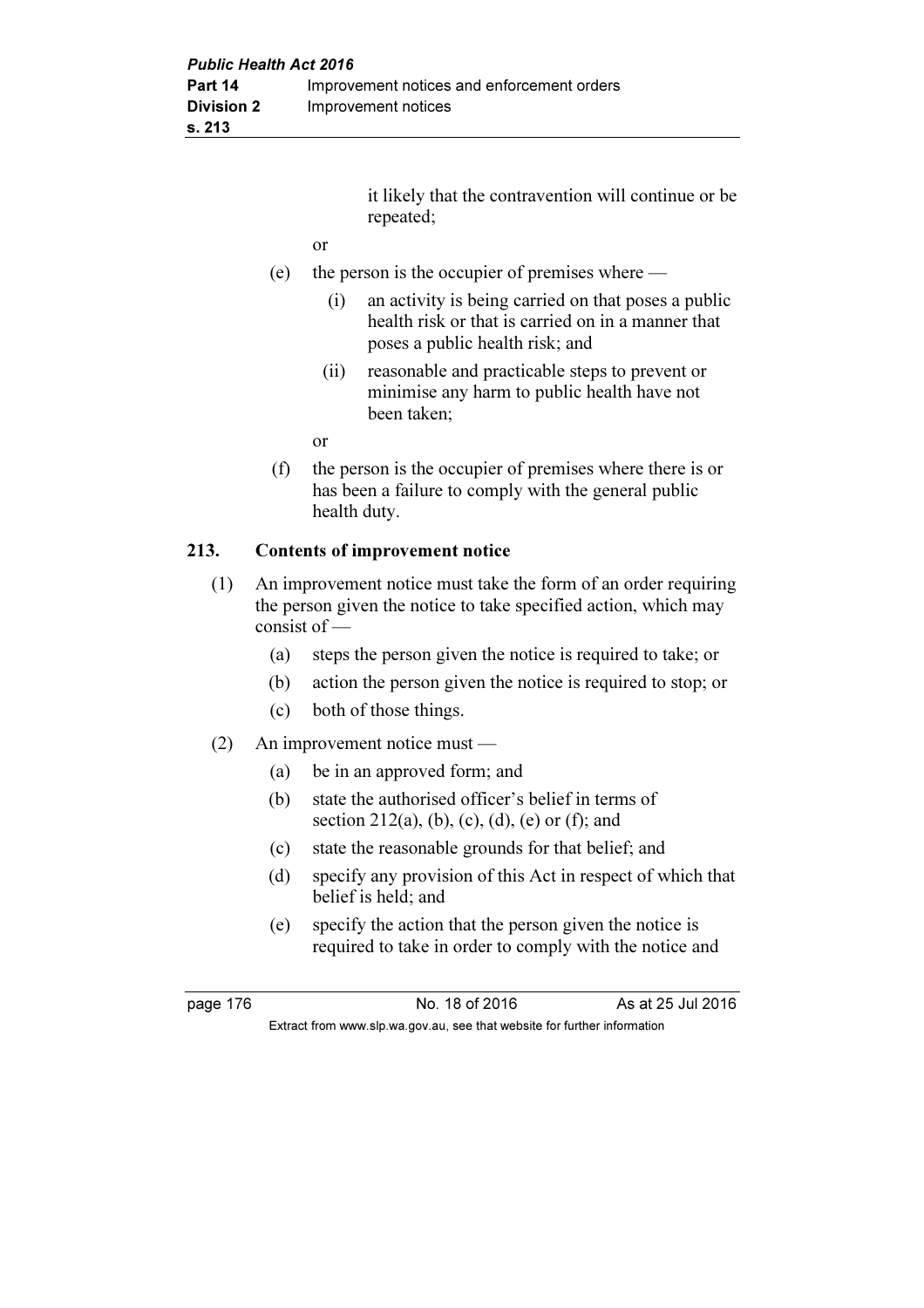it likely that the contravention will continue or be repeated;

or

(e) the person is the occupier of premises where —

  (i) an activity is being carried on that poses a public health risk or that is carried on in a manner that poses a public health risk; and

  (ii) reasonable and practicable steps to prevent or minimise any harm to public health have not been taken;

or

(f) the person is the occupier of premises where there is or has been a failure to comply with the general public health duty.

## 213. Contents of improvement notice

(1) An improvement notice must take the form of an order requiring the person given the notice to take specified action, which may consist of —

  (a) steps the person given the notice is required to take; or

  (b) action the person given the notice is required to stop; or

  (c) both of those things.

(2) An improvement notice must —

  (a) be in an approved form; and

  (b) state the authorised officer's belief in terms of section 212(a), (b), (c), (d), (e) or (f); and

  (c) state the reasonable grounds for that belief; and

  (d) specify any provision of this Act in respect of which that belief is held; and

  (e) specify the action that the person given the notice is required to take in order to comply with the notice and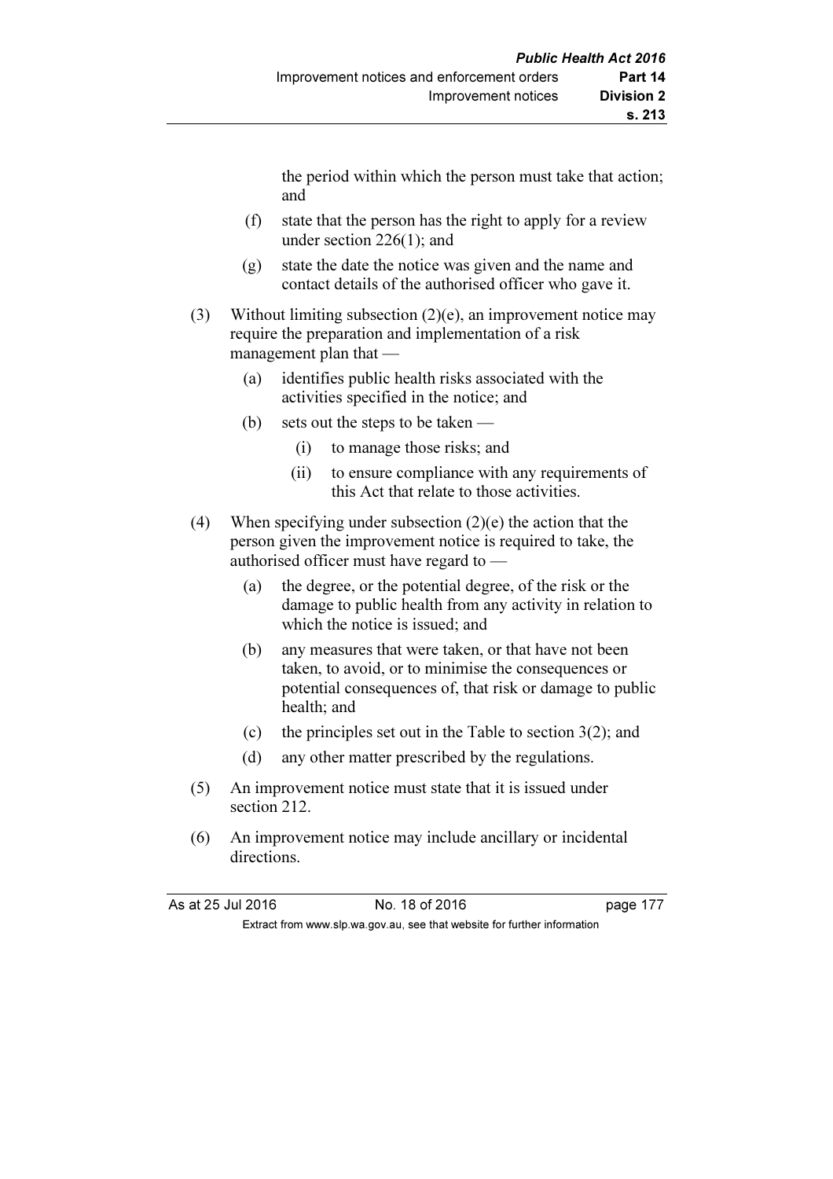the period within which the person must take that action; and

(f) state that the person has the right to apply for a review under section 226(1); and

(g) state the date the notice was given and the name and contact details of the authorised officer who gave it.

(3) Without limiting subsection (2)(e), an improvement notice may require the preparation and implementation of a risk management plan that —

(a) identifies public health risks associated with the activities specified in the notice; and

(b) sets out the steps to be taken —

(i) to manage those risks; and

(ii) to ensure compliance with any requirements of this Act that relate to those activities.

(4) When specifying under subsection (2)(e) the action that the person given the improvement notice is required to take, the authorised officer must have regard to —

(a) the degree, or the potential degree, of the risk or the damage to public health from any activity in relation to which the notice is issued; and

(b) any measures that were taken, or that have not been taken, to avoid, or to minimise the consequences or potential consequences of, that risk or damage to public health; and

(c) the principles set out in the Table to section 3(2); and

(d) any other matter prescribed by the regulations.

(5) An improvement notice must state that it is issued under section 212.

(6) An improvement notice may include ancillary or incidental directions.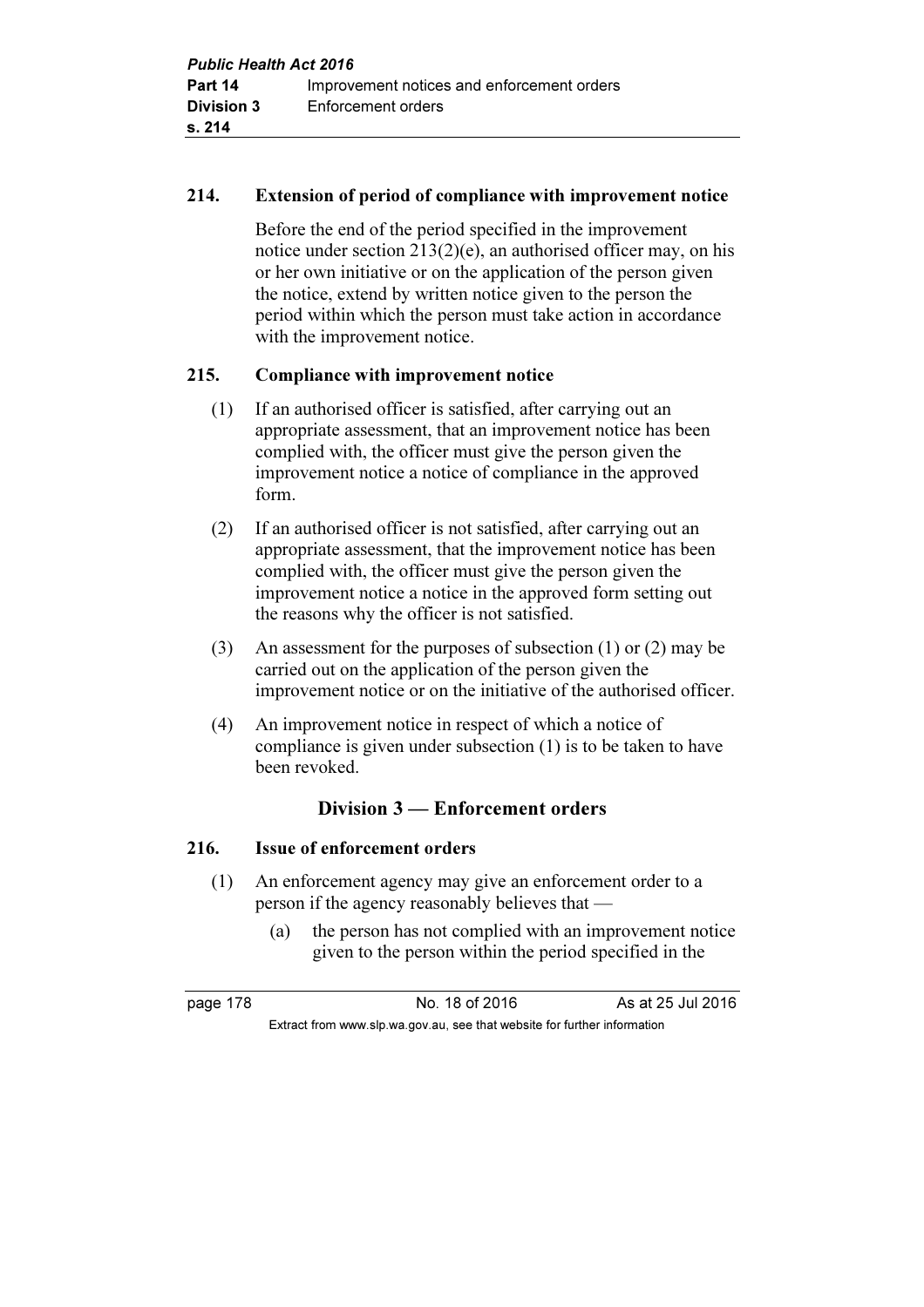### 214. Extension of period of compliance with improvement notice

Before the end of the period specified in the improvement notice under section 213(2)(e), an authorised officer may, on his or her own initiative or on the application of the person given the notice, extend by written notice given to the person the period within which the person must take action in accordance with the improvement notice.

### 215. Compliance with improvement notice

(1) If an authorised officer is satisfied, after carrying out an appropriate assessment, that an improvement notice has been complied with, the officer must give the person given the improvement notice a notice of compliance in the approved form.

(2) If an authorised officer is not satisfied, after carrying out an appropriate assessment, that the improvement notice has been complied with, the officer must give the person given the improvement notice a notice in the approved form setting out the reasons why the officer is not satisfied.

(3) An assessment for the purposes of subsection (1) or (2) may be carried out on the application of the person given the improvement notice or on the initiative of the authorised officer.

(4) An improvement notice in respect of which a notice of compliance is given under subsection (1) is to be taken to have been revoked.

## Division 3 — Enforcement orders

### 216. Issue of enforcement orders

(1) An enforcement agency may give an enforcement order to a person if the agency reasonably believes that —

(a) the person has not complied with an improvement notice given to the person within the period specified in the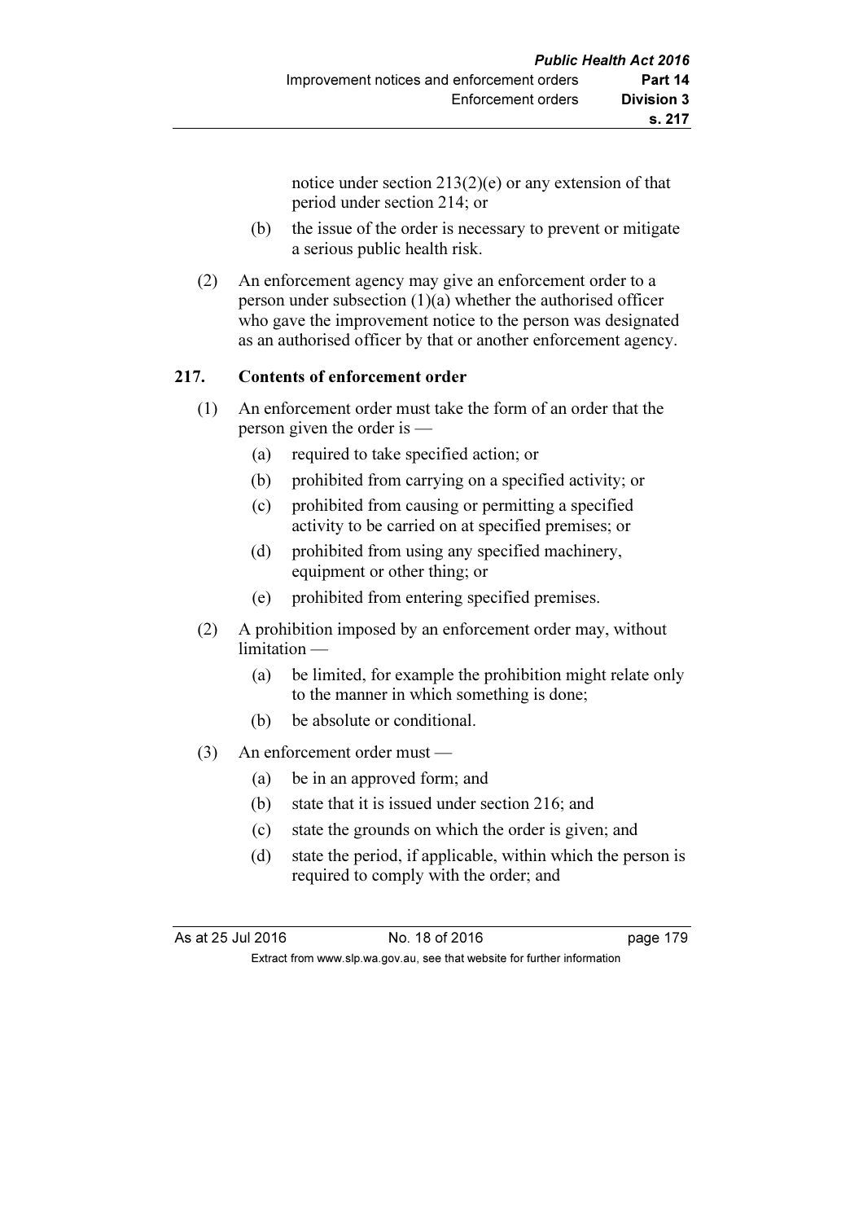notice under section 213(2)(e) or any extension of that period under section 214; or

(b) the issue of the order is necessary to prevent or mitigate a serious public health risk.

(2) An enforcement agency may give an enforcement order to a person under subsection (1)(a) whether the authorised officer who gave the improvement notice to the person was designated as an authorised officer by that or another enforcement agency.

## 217. Contents of enforcement order

(1) An enforcement order must take the form of an order that the person given the order is —

(a) required to take specified action; or

(b) prohibited from carrying on a specified activity; or

(c) prohibited from causing or permitting a specified activity to be carried on at specified premises; or

(d) prohibited from using any specified machinery, equipment or other thing; or

(e) prohibited from entering specified premises.

(2) A prohibition imposed by an enforcement order may, without limitation —

(a) be limited, for example the prohibition might relate only to the manner in which something is done;

(b) be absolute or conditional.

(3) An enforcement order must —

(a) be in an approved form; and

(b) state that it is issued under section 216; and

(c) state the grounds on which the order is given; and

(d) state the period, if applicable, within which the person is required to comply with the order; and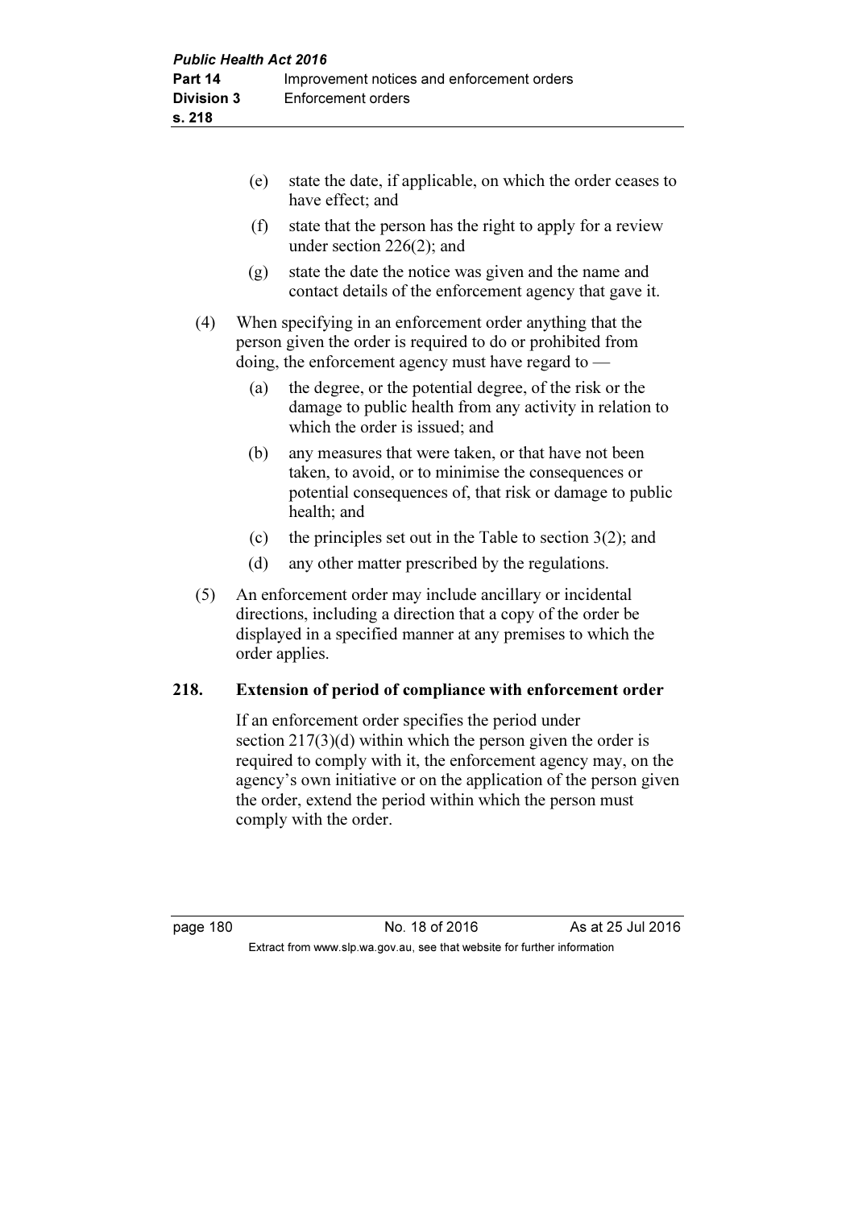(e) state the date, if applicable, on which the order ceases to have effect; and

(f) state that the person has the right to apply for a review under section 226(2); and

(g) state the date the notice was given and the name and contact details of the enforcement agency that gave it.

(4) When specifying in an enforcement order anything that the person given the order is required to do or prohibited from doing, the enforcement agency must have regard to —

(a) the degree, or the potential degree, of the risk or the damage to public health from any activity in relation to which the order is issued; and

(b) any measures that were taken, or that have not been taken, to avoid, or to minimise the consequences or potential consequences of, that risk or damage to public health; and

(c) the principles set out in the Table to section 3(2); and

(d) any other matter prescribed by the regulations.

(5) An enforcement order may include ancillary or incidental directions, including a direction that a copy of the order be displayed in a specified manner at any premises to which the order applies.

### 218. Extension of period of compliance with enforcement order

If an enforcement order specifies the period under section 217(3)(d) within which the person given the order is required to comply with it, the enforcement agency may, on the agency's own initiative or on the application of the person given the order, extend the period within which the person must comply with the order.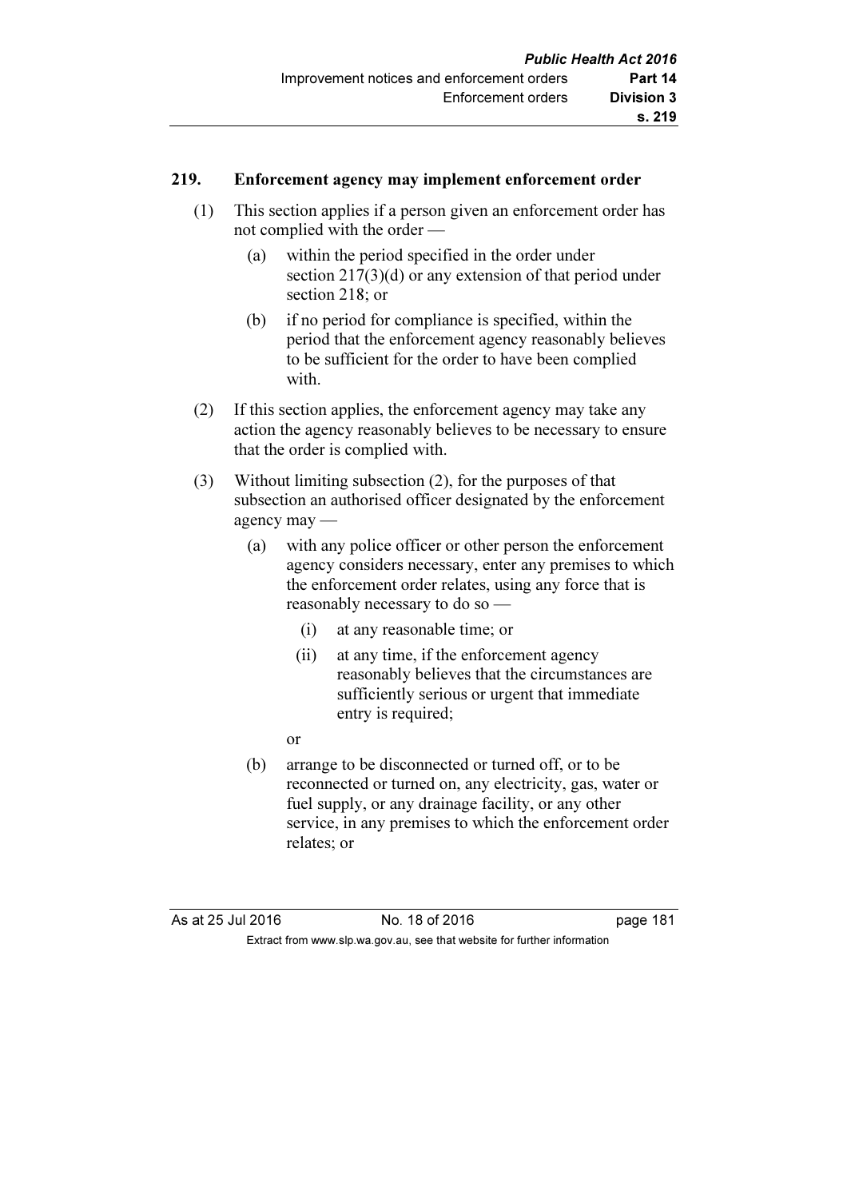## 219. Enforcement agency may implement enforcement order

(1) This section applies if a person given an enforcement order has not complied with the order —

  (a) within the period specified in the order under section 217(3)(d) or any extension of that period under section 218; or

  (b) if no period for compliance is specified, within the period that the enforcement agency reasonably believes to be sufficient for the order to have been complied with.

(2) If this section applies, the enforcement agency may take any action the agency reasonably believes to be necessary to ensure that the order is complied with.

(3) Without limiting subsection (2), for the purposes of that subsection an authorised officer designated by the enforcement agency may —

  (a) with any police officer or other person the enforcement agency considers necessary, enter any premises to which the enforcement order relates, using any force that is reasonably necessary to do so —

    (i) at any reasonable time; or

    (ii) at any time, if the enforcement agency reasonably believes that the circumstances are sufficiently serious or urgent that immediate entry is required;

  or

  (b) arrange to be disconnected or turned off, or to be reconnected or turned on, any electricity, gas, water or fuel supply, or any drainage facility, or any other service, in any premises to which the enforcement order relates; or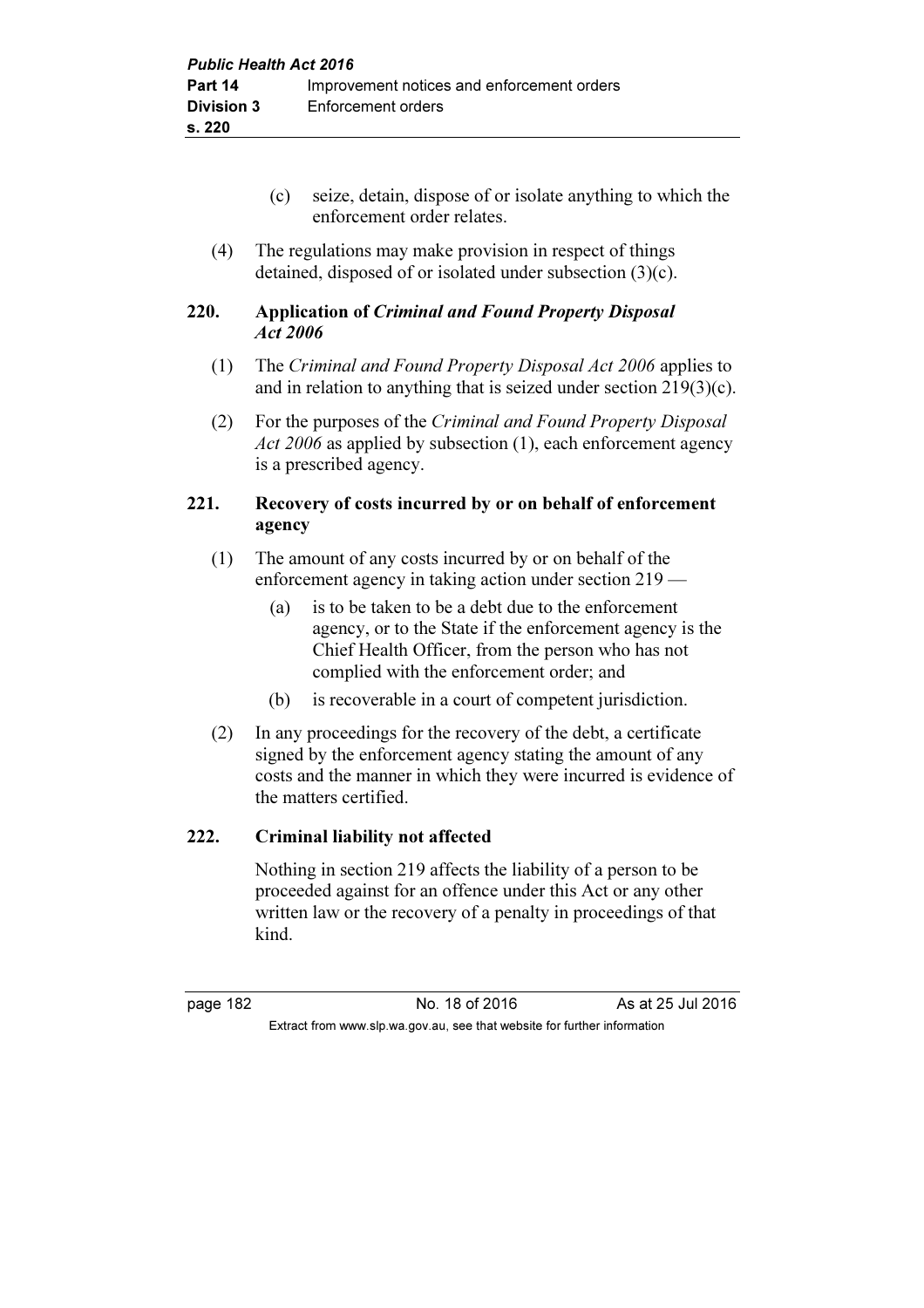(c) seize, detain, dispose of or isolate anything to which the enforcement order relates.

(4) The regulations may make provision in respect of things detained, disposed of or isolated under subsection (3)(c).

### 220. Application of *Criminal and Found Property Disposal Act 2006*

(1) The *Criminal and Found Property Disposal Act 2006* applies to and in relation to anything that is seized under section 219(3)(c).

(2) For the purposes of the *Criminal and Found Property Disposal Act 2006* as applied by subsection (1), each enforcement agency is a prescribed agency.

### 221. Recovery of costs incurred by or on behalf of enforcement agency

(1) The amount of any costs incurred by or on behalf of the enforcement agency in taking action under section 219 —

(a) is to be taken to be a debt due to the enforcement agency, or to the State if the enforcement agency is the Chief Health Officer, from the person who has not complied with the enforcement order; and

(b) is recoverable in a court of competent jurisdiction.

(2) In any proceedings for the recovery of the debt, a certificate signed by the enforcement agency stating the amount of any costs and the manner in which they were incurred is evidence of the matters certified.

### 222. Criminal liability not affected

Nothing in section 219 affects the liability of a person to be proceeded against for an offence under this Act or any other written law or the recovery of a penalty in proceedings of that kind.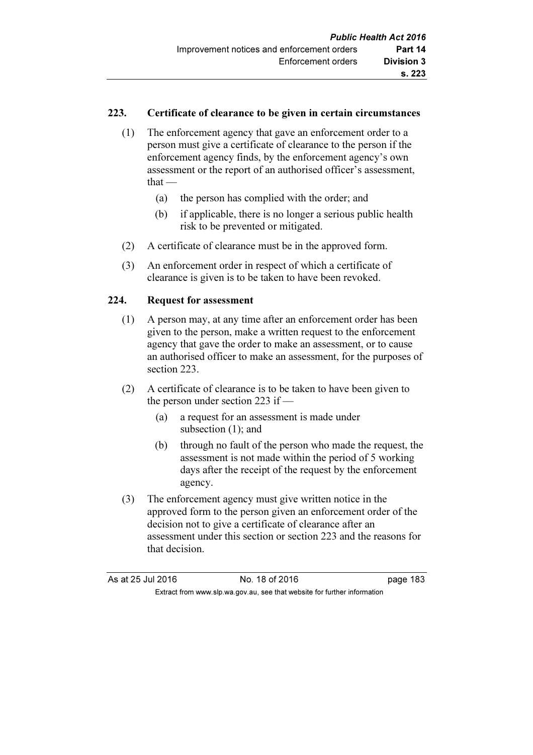### 223. Certificate of clearance to be given in certain circumstances

(1) The enforcement agency that gave an enforcement order to a person must give a certificate of clearance to the person if the enforcement agency finds, by the enforcement agency's own assessment or the report of an authorised officer's assessment, that —

- (a) the person has complied with the order; and
- (b) if applicable, there is no longer a serious public health risk to be prevented or mitigated.

(2) A certificate of clearance must be in the approved form.

(3) An enforcement order in respect of which a certificate of clearance is given is to be taken to have been revoked.

### 224. Request for assessment

(1) A person may, at any time after an enforcement order has been given to the person, make a written request to the enforcement agency that gave the order to make an assessment, or to cause an authorised officer to make an assessment, for the purposes of section 223.

(2) A certificate of clearance is to be taken to have been given to the person under section 223 if —

- (a) a request for an assessment is made under subsection (1); and
- (b) through no fault of the person who made the request, the assessment is not made within the period of 5 working days after the receipt of the request by the enforcement agency.

(3) The enforcement agency must give written notice in the approved form to the person given an enforcement order of the decision not to give a certificate of clearance after an assessment under this section or section 223 and the reasons for that decision.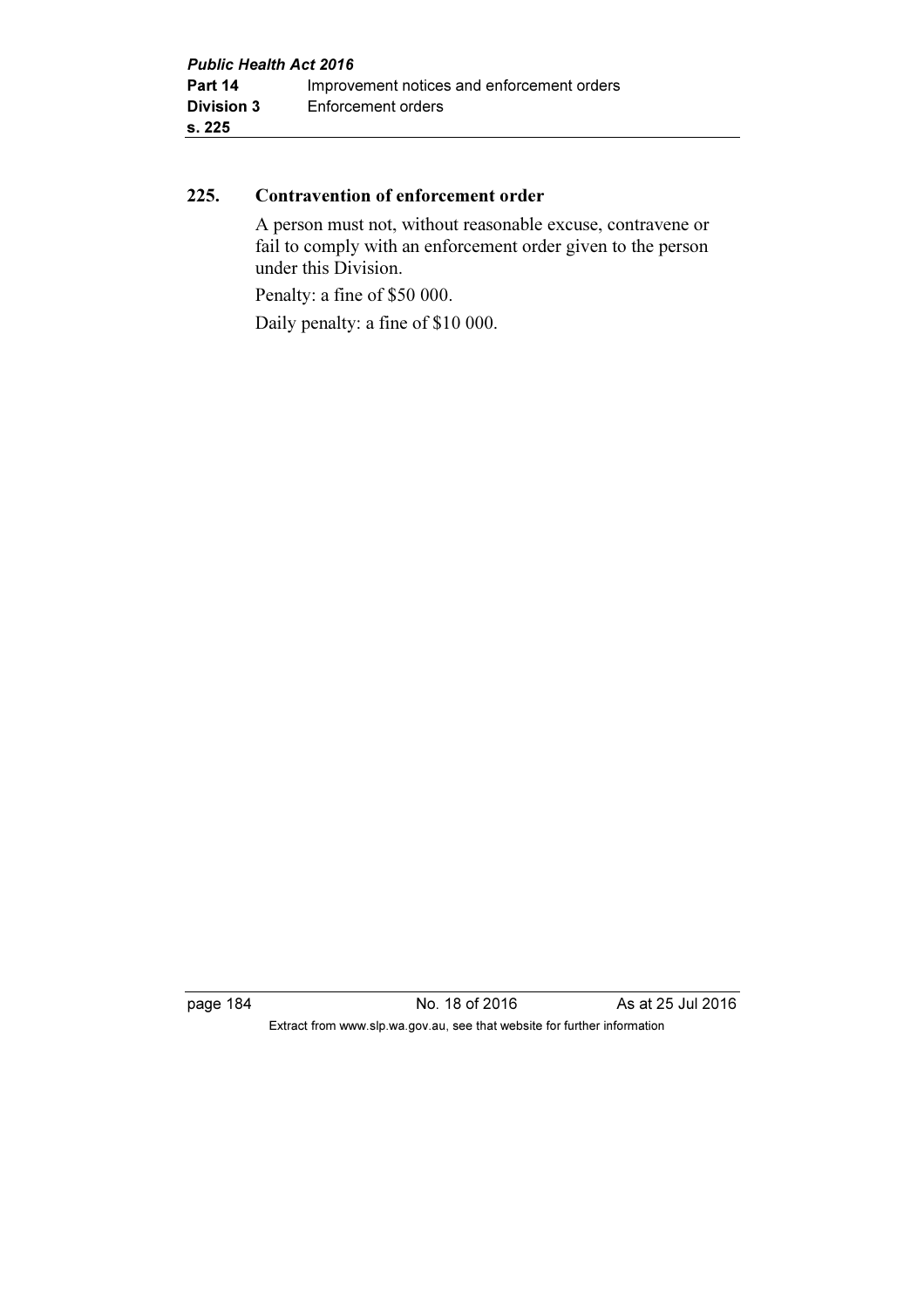## 225. Contravention of enforcement order

A person must not, without reasonable excuse, contravene or fail to comply with an enforcement order given to the person under this Division.

Penalty: a fine of $50 000.

Daily penalty: a fine of $10 000.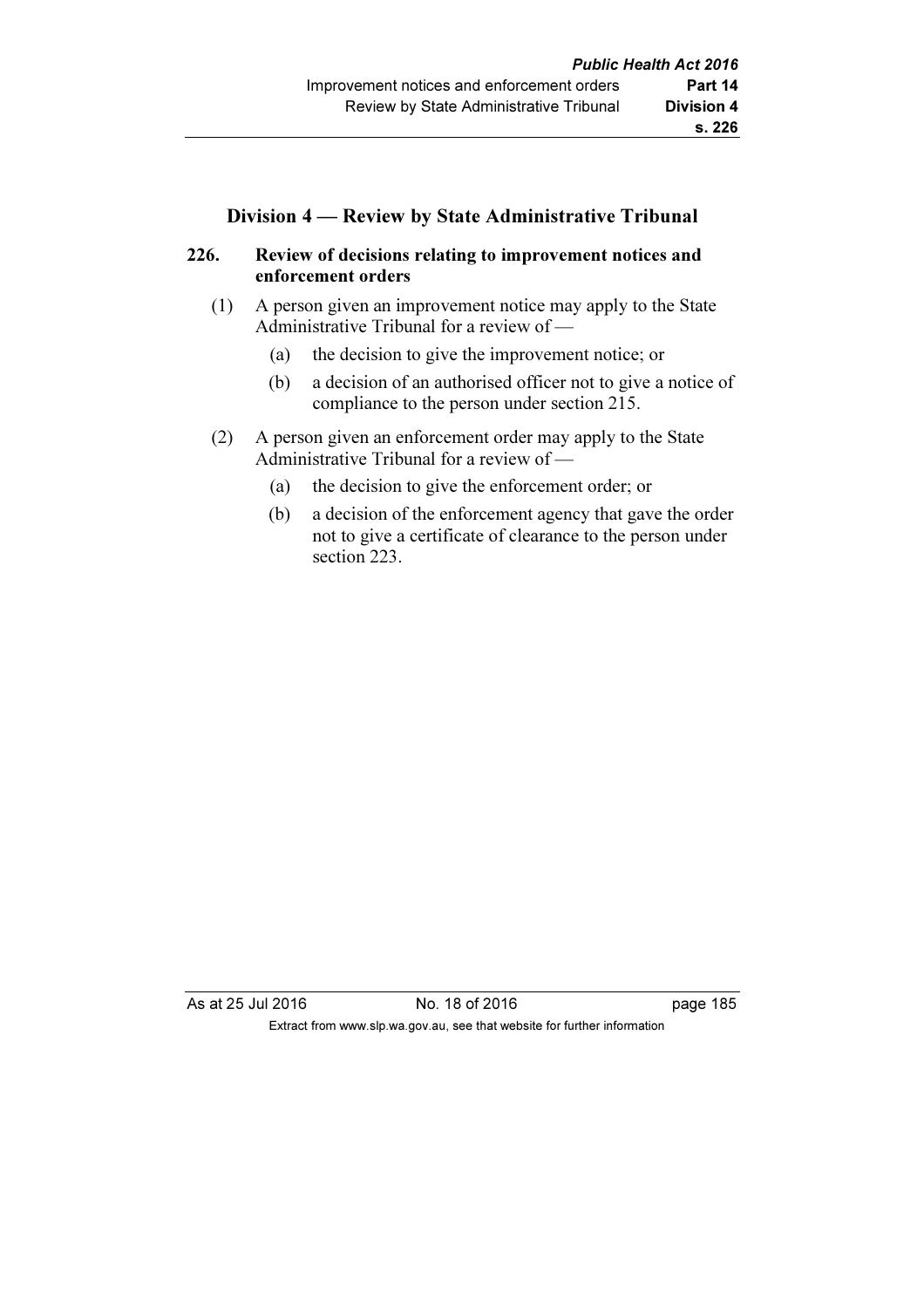## Division 4 — Review by State Administrative Tribunal

### 226. Review of decisions relating to improvement notices and enforcement orders

(1) A person given an improvement notice may apply to the State Administrative Tribunal for a review of —

   (a) the decision to give the improvement notice; or

   (b) a decision of an authorised officer not to give a notice of compliance to the person under section 215.

(2) A person given an enforcement order may apply to the State Administrative Tribunal for a review of —

   (a) the decision to give the enforcement order; or

   (b) a decision of the enforcement agency that gave the order not to give a certificate of clearance to the person under section 223.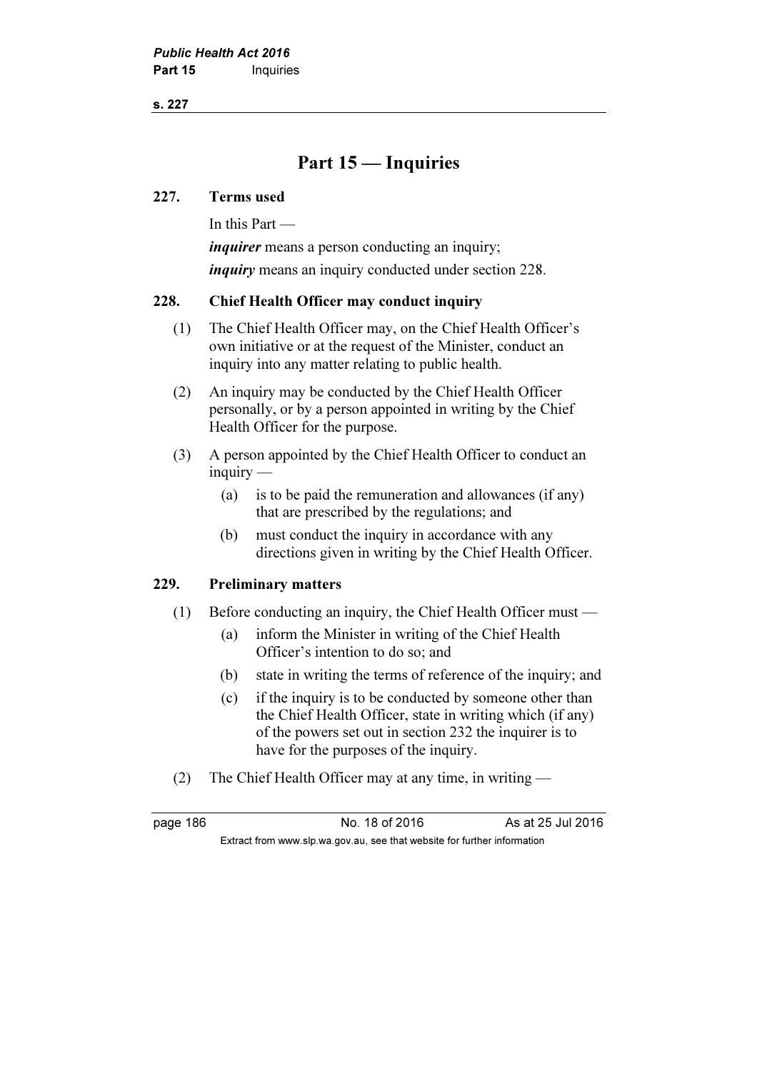# Part 15 — Inquiries

### 227. Terms used

In this Part —

***inquirer*** means a person conducting an inquiry;

***inquiry*** means an inquiry conducted under section 228.

### 228. Chief Health Officer may conduct inquiry

(1) The Chief Health Officer may, on the Chief Health Officer's own initiative or at the request of the Minister, conduct an inquiry into any matter relating to public health.

(2) An inquiry may be conducted by the Chief Health Officer personally, or by a person appointed in writing by the Chief Health Officer for the purpose.

(3) A person appointed by the Chief Health Officer to conduct an inquiry —

- (a) is to be paid the remuneration and allowances (if any) that are prescribed by the regulations; and
- (b) must conduct the inquiry in accordance with any directions given in writing by the Chief Health Officer.

### 229. Preliminary matters

(1) Before conducting an inquiry, the Chief Health Officer must —

- (a) inform the Minister in writing of the Chief Health Officer's intention to do so; and
- (b) state in writing the terms of reference of the inquiry; and
- (c) if the inquiry is to be conducted by someone other than the Chief Health Officer, state in writing which (if any) of the powers set out in section 232 the inquirer is to have for the purposes of the inquiry.

(2) The Chief Health Officer may at any time, in writing —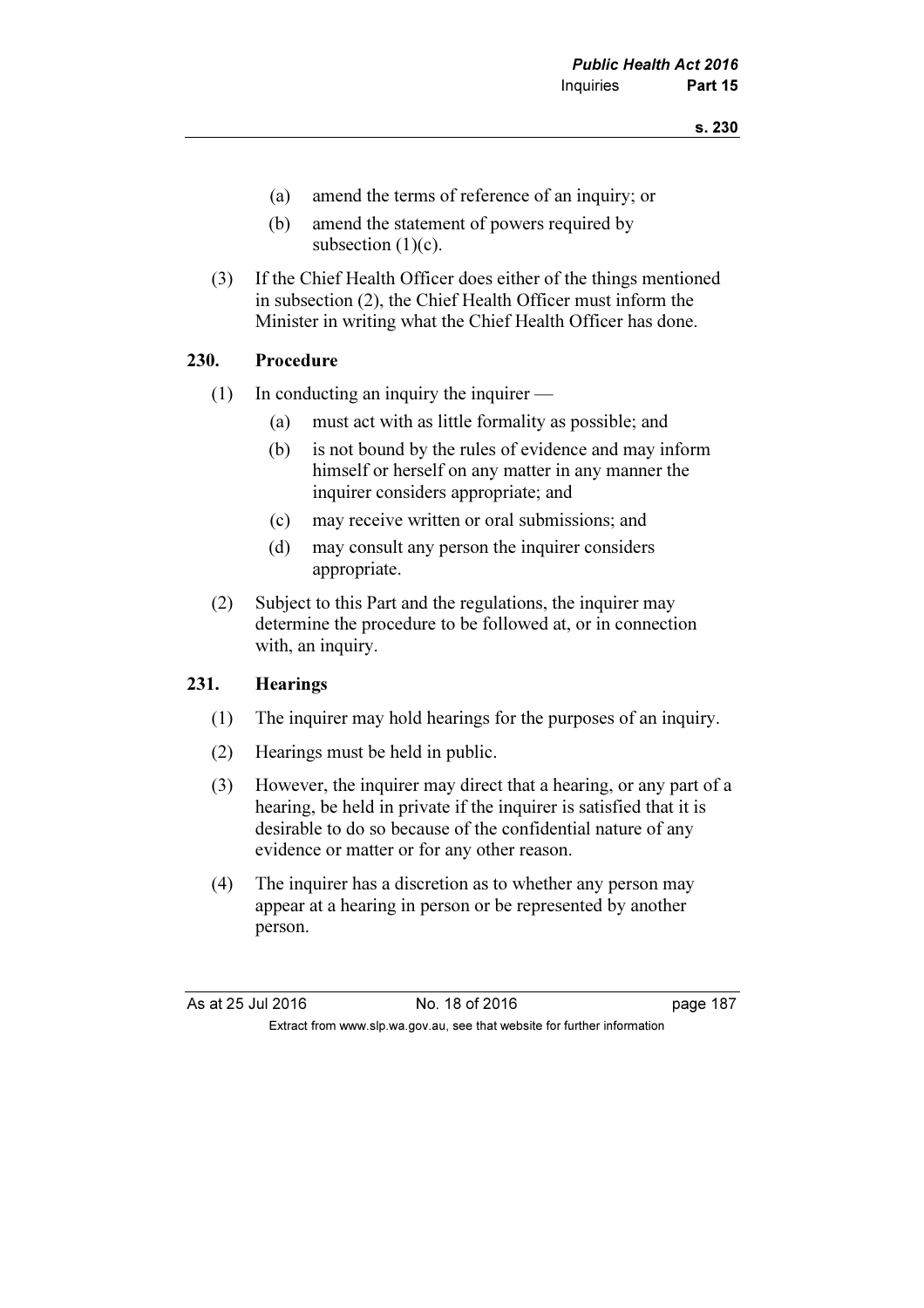(a) amend the terms of reference of an inquiry; or

(b) amend the statement of powers required by subsection (1)(c).

(3) If the Chief Health Officer does either of the things mentioned in subsection (2), the Chief Health Officer must inform the Minister in writing what the Chief Health Officer has done.

### 230. Procedure

(1) In conducting an inquiry the inquirer —

(a) must act with as little formality as possible; and

(b) is not bound by the rules of evidence and may inform himself or herself on any matter in any manner the inquirer considers appropriate; and

(c) may receive written or oral submissions; and

(d) may consult any person the inquirer considers appropriate.

(2) Subject to this Part and the regulations, the inquirer may determine the procedure to be followed at, or in connection with, an inquiry.

### 231. Hearings

(1) The inquirer may hold hearings for the purposes of an inquiry.

(2) Hearings must be held in public.

(3) However, the inquirer may direct that a hearing, or any part of a hearing, be held in private if the inquirer is satisfied that it is desirable to do so because of the confidential nature of any evidence or matter or for any other reason.

(4) The inquirer has a discretion as to whether any person may appear at a hearing in person or be represented by another person.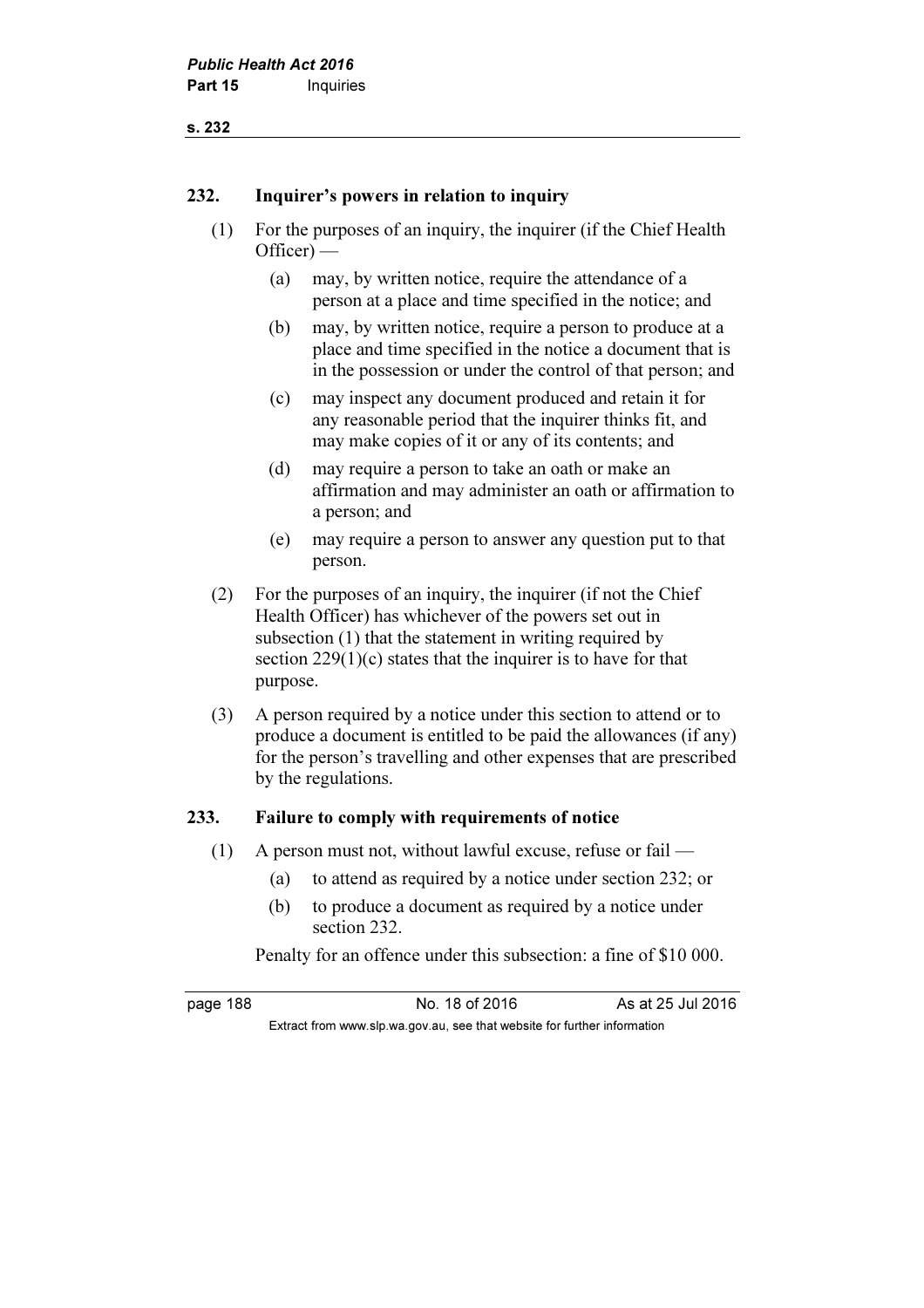## 232. Inquirer's powers in relation to inquiry

(1) For the purposes of an inquiry, the inquirer (if the Chief Health Officer) —

   (a) may, by written notice, require the attendance of a person at a place and time specified in the notice; and

   (b) may, by written notice, require a person to produce at a place and time specified in the notice a document that is in the possession or under the control of that person; and

   (c) may inspect any document produced and retain it for any reasonable period that the inquirer thinks fit, and may make copies of it or any of its contents; and

   (d) may require a person to take an oath or make an affirmation and may administer an oath or affirmation to a person; and

   (e) may require a person to answer any question put to that person.

(2) For the purposes of an inquiry, the inquirer (if not the Chief Health Officer) has whichever of the powers set out in subsection (1) that the statement in writing required by section 229(1)(c) states that the inquirer is to have for that purpose.

(3) A person required by a notice under this section to attend or to produce a document is entitled to be paid the allowances (if any) for the person's travelling and other expenses that are prescribed by the regulations.

## 233. Failure to comply with requirements of notice

(1) A person must not, without lawful excuse, refuse or fail —

   (a) to attend as required by a notice under section 232; or

   (b) to produce a document as required by a notice under section 232.

Penalty for an offence under this subsection: a fine of $10 000.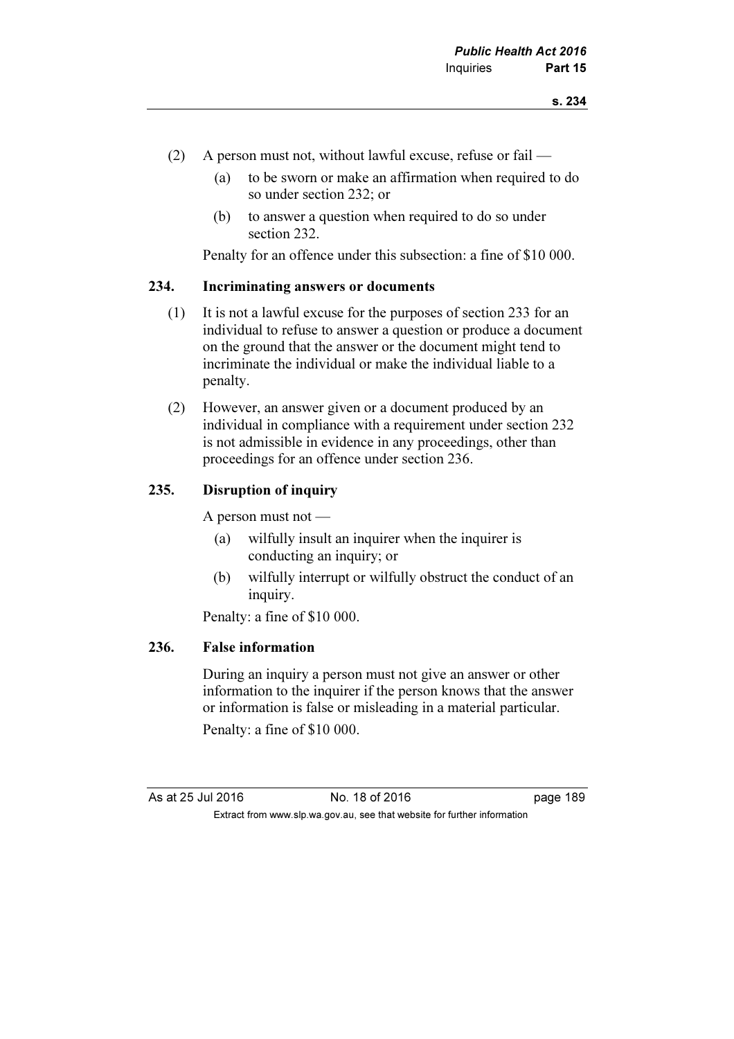(2) A person must not, without lawful excuse, refuse or fail —

(a) to be sworn or make an affirmation when required to do so under section 232; or

(b) to answer a question when required to do so under section 232.

Penalty for an offence under this subsection: a fine of $10 000.

### 234. Incriminating answers or documents

(1) It is not a lawful excuse for the purposes of section 233 for an individual to refuse to answer a question or produce a document on the ground that the answer or the document might tend to incriminate the individual or make the individual liable to a penalty.

(2) However, an answer given or a document produced by an individual in compliance with a requirement under section 232 is not admissible in evidence in any proceedings, other than proceedings for an offence under section 236.

### 235. Disruption of inquiry

A person must not —

(a) wilfully insult an inquirer when the inquirer is conducting an inquiry; or

(b) wilfully interrupt or wilfully obstruct the conduct of an inquiry.

Penalty: a fine of $10 000.

### 236. False information

During an inquiry a person must not give an answer or other information to the inquirer if the person knows that the answer or information is false or misleading in a material particular.

Penalty: a fine of $10 000.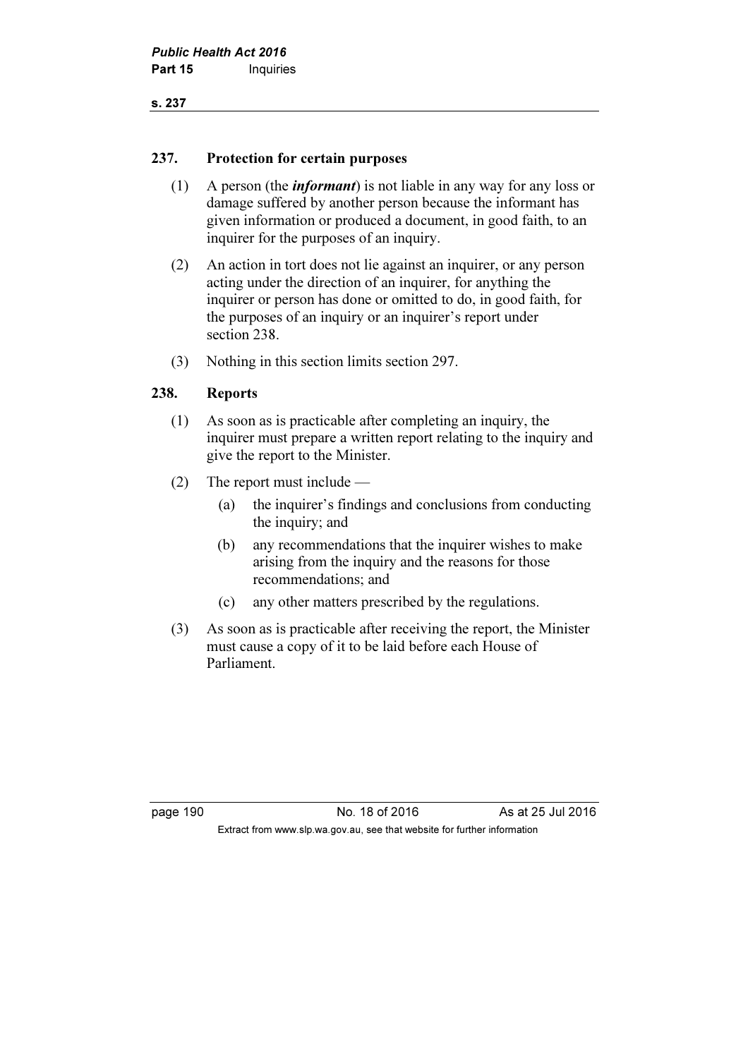### 237. Protection for certain purposes

(1) A person (the ***informant***) is not liable in any way for any loss or damage suffered by another person because the informant has given information or produced a document, in good faith, to an inquirer for the purposes of an inquiry.

(2) An action in tort does not lie against an inquirer, or any person acting under the direction of an inquirer, for anything the inquirer or person has done or omitted to do, in good faith, for the purposes of an inquiry or an inquirer's report under section 238.

(3) Nothing in this section limits section 297.

### 238. Reports

(1) As soon as is practicable after completing an inquiry, the inquirer must prepare a written report relating to the inquiry and give the report to the Minister.

(2) The report must include —

- (a) the inquirer's findings and conclusions from conducting the inquiry; and
- (b) any recommendations that the inquirer wishes to make arising from the inquiry and the reasons for those recommendations; and
- (c) any other matters prescribed by the regulations.

(3) As soon as is practicable after receiving the report, the Minister must cause a copy of it to be laid before each House of Parliament.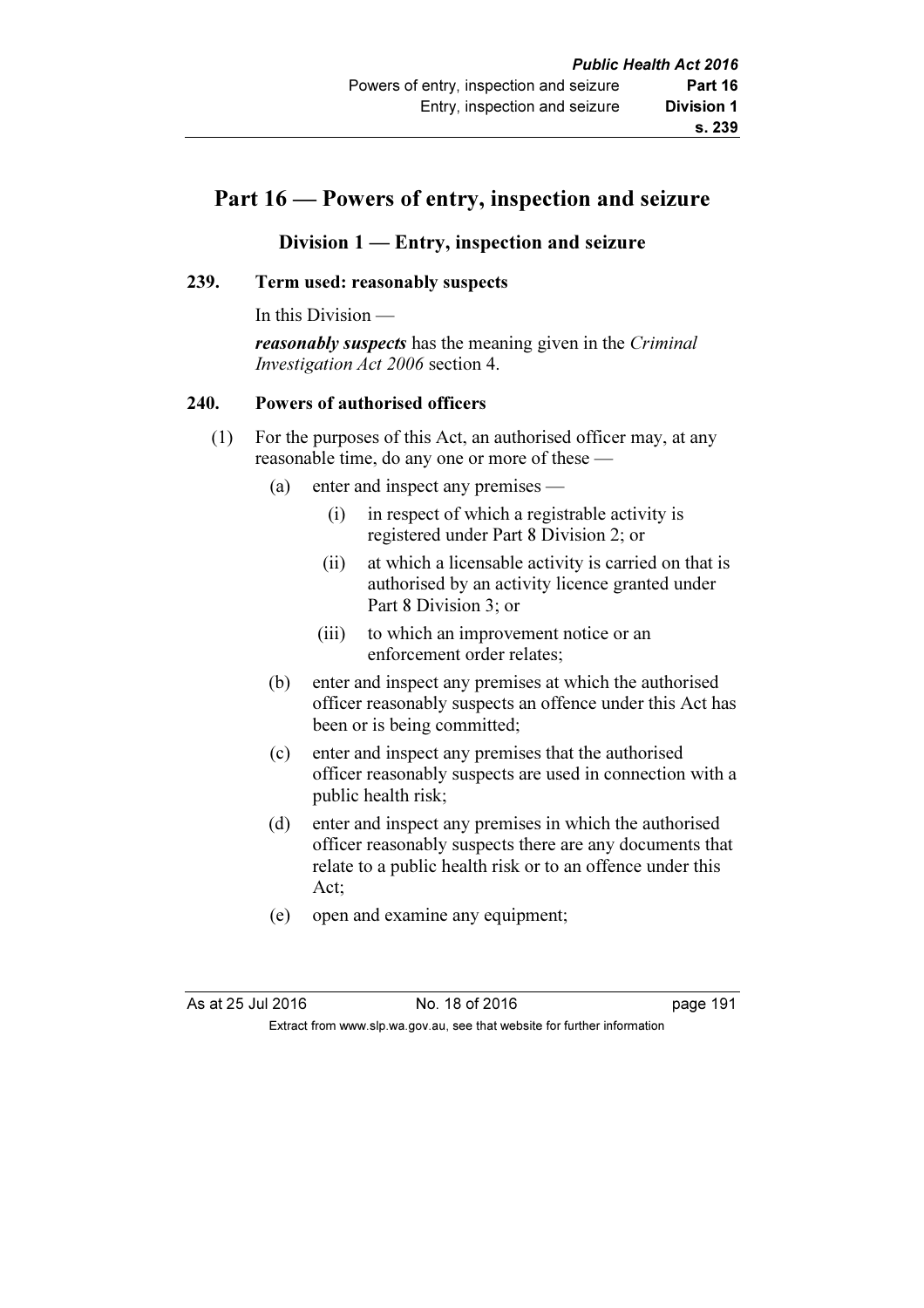# Part 16 — Powers of entry, inspection and seizure

## Division 1 — Entry, inspection and seizure

### 239. Term used: reasonably suspects

In this Division —

***reasonably suspects*** has the meaning given in the *Criminal Investigation Act 2006* section 4.

### 240. Powers of authorised officers

(1) For the purposes of this Act, an authorised officer may, at any reasonable time, do any one or more of these —

- (a) enter and inspect any premises —
  - (i) in respect of which a registrable activity is registered under Part 8 Division 2; or
  - (ii) at which a licensable activity is carried on that is authorised by an activity licence granted under Part 8 Division 3; or
  - (iii) to which an improvement notice or an enforcement order relates;
- (b) enter and inspect any premises at which the authorised officer reasonably suspects an offence under this Act has been or is being committed;
- (c) enter and inspect any premises that the authorised officer reasonably suspects are used in connection with a public health risk;
- (d) enter and inspect any premises in which the authorised officer reasonably suspects there are any documents that relate to a public health risk or to an offence under this Act;
- (e) open and examine any equipment;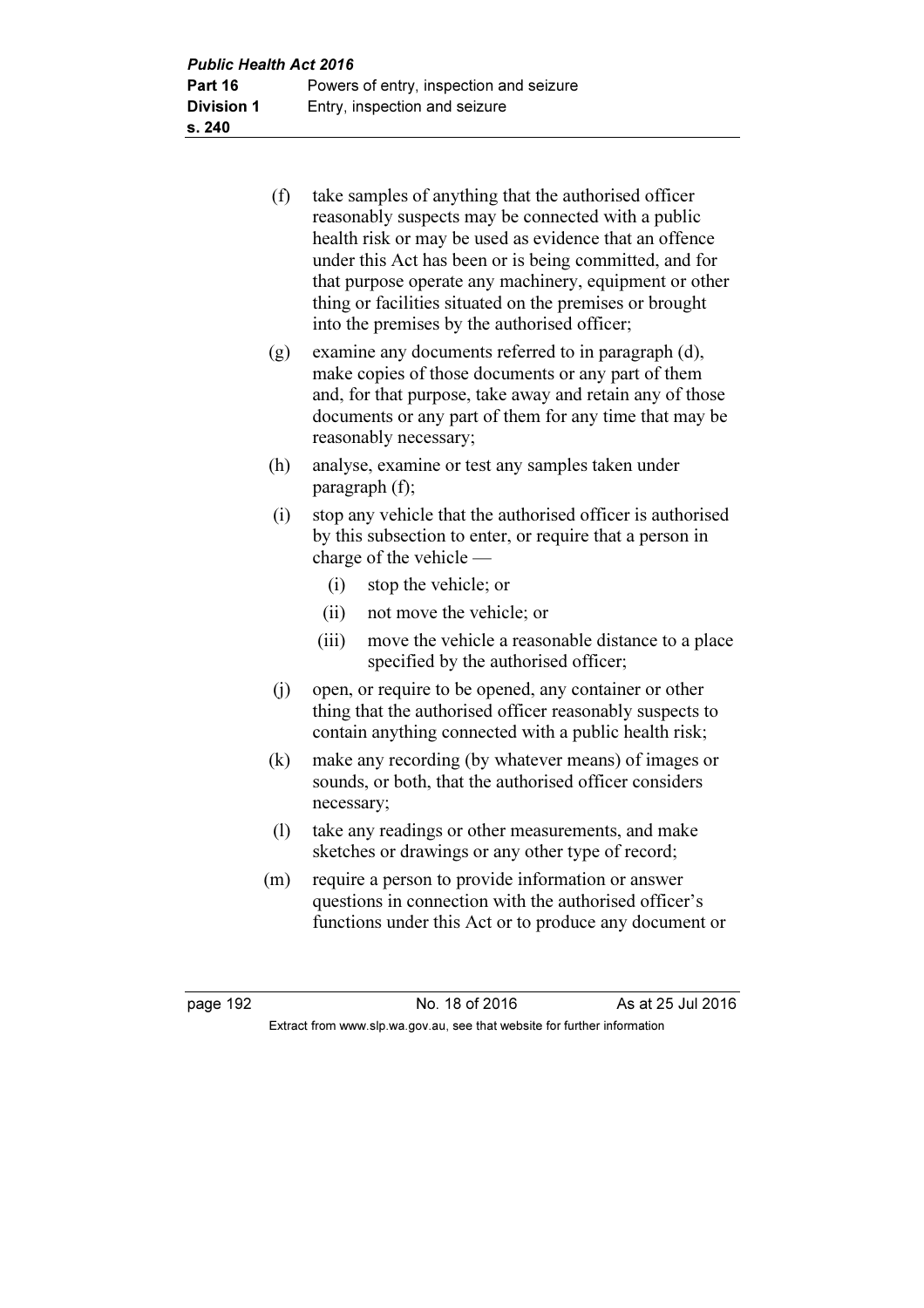(f) take samples of anything that the authorised officer reasonably suspects may be connected with a public health risk or may be used as evidence that an offence under this Act has been or is being committed, and for that purpose operate any machinery, equipment or other thing or facilities situated on the premises or brought into the premises by the authorised officer;

(g) examine any documents referred to in paragraph (d), make copies of those documents or any part of them and, for that purpose, take away and retain any of those documents or any part of them for any time that may be reasonably necessary;

(h) analyse, examine or test any samples taken under paragraph (f);

(i) stop any vehicle that the authorised officer is authorised by this subsection to enter, or require that a person in charge of the vehicle —

   (i) stop the vehicle; or

   (ii) not move the vehicle; or

   (iii) move the vehicle a reasonable distance to a place specified by the authorised officer;

(j) open, or require to be opened, any container or other thing that the authorised officer reasonably suspects to contain anything connected with a public health risk;

(k) make any recording (by whatever means) of images or sounds, or both, that the authorised officer considers necessary;

(l) take any readings or other measurements, and make sketches or drawings or any other type of record;

(m) require a person to provide information or answer questions in connection with the authorised officer's functions under this Act or to produce any document or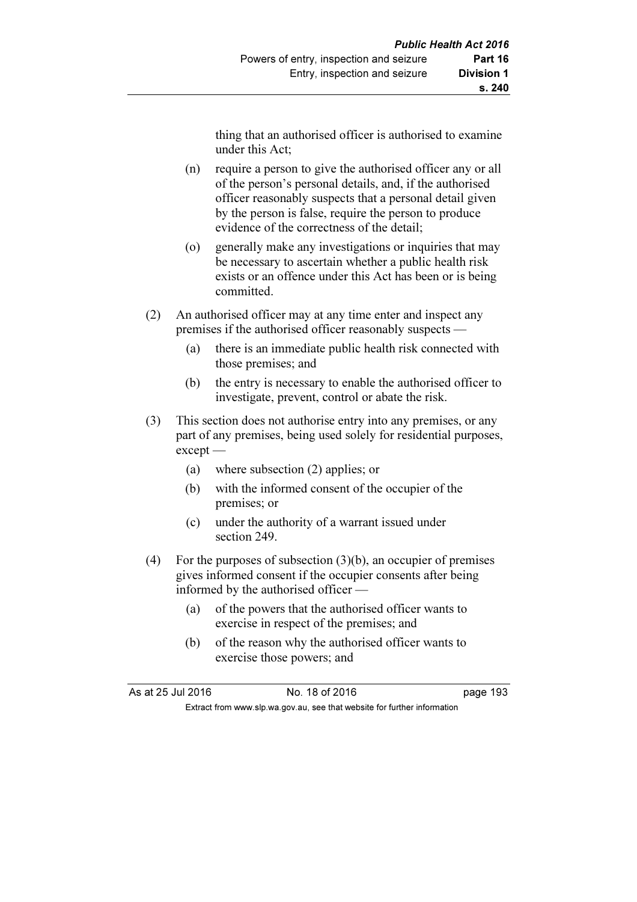thing that an authorised officer is authorised to examine under this Act;

(n) require a person to give the authorised officer any or all of the person's personal details, and, if the authorised officer reasonably suspects that a personal detail given by the person is false, require the person to produce evidence of the correctness of the detail;

(o) generally make any investigations or inquiries that may be necessary to ascertain whether a public health risk exists or an offence under this Act has been or is being committed.

(2) An authorised officer may at any time enter and inspect any premises if the authorised officer reasonably suspects —

(a) there is an immediate public health risk connected with those premises; and

(b) the entry is necessary to enable the authorised officer to investigate, prevent, control or abate the risk.

(3) This section does not authorise entry into any premises, or any part of any premises, being used solely for residential purposes, except —

(a) where subsection (2) applies; or

(b) with the informed consent of the occupier of the premises; or

(c) under the authority of a warrant issued under section 249.

(4) For the purposes of subsection (3)(b), an occupier of premises gives informed consent if the occupier consents after being informed by the authorised officer —

(a) of the powers that the authorised officer wants to exercise in respect of the premises; and

(b) of the reason why the authorised officer wants to exercise those powers; and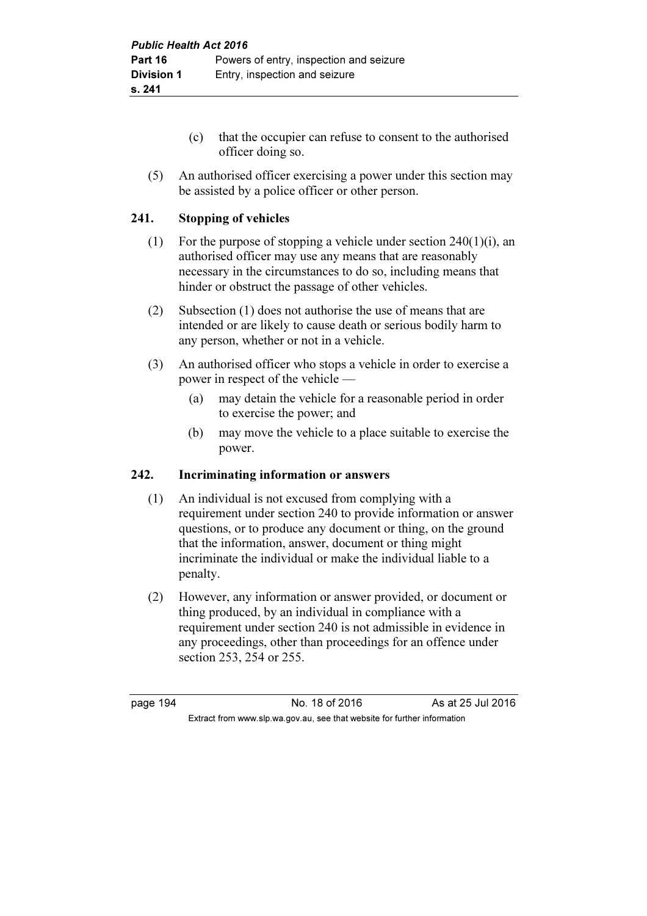(c) that the occupier can refuse to consent to the authorised officer doing so.

(5) An authorised officer exercising a power under this section may be assisted by a police officer or other person.

### 241. Stopping of vehicles

(1) For the purpose of stopping a vehicle under section 240(1)(i), an authorised officer may use any means that are reasonably necessary in the circumstances to do so, including means that hinder or obstruct the passage of other vehicles.

(2) Subsection (1) does not authorise the use of means that are intended or are likely to cause death or serious bodily harm to any person, whether or not in a vehicle.

(3) An authorised officer who stops a vehicle in order to exercise a power in respect of the vehicle —

(a) may detain the vehicle for a reasonable period in order to exercise the power; and

(b) may move the vehicle to a place suitable to exercise the power.

### 242. Incriminating information or answers

(1) An individual is not excused from complying with a requirement under section 240 to provide information or answer questions, or to produce any document or thing, on the ground that the information, answer, document or thing might incriminate the individual or make the individual liable to a penalty.

(2) However, any information or answer provided, or document or thing produced, by an individual in compliance with a requirement under section 240 is not admissible in evidence in any proceedings, other than proceedings for an offence under section 253, 254 or 255.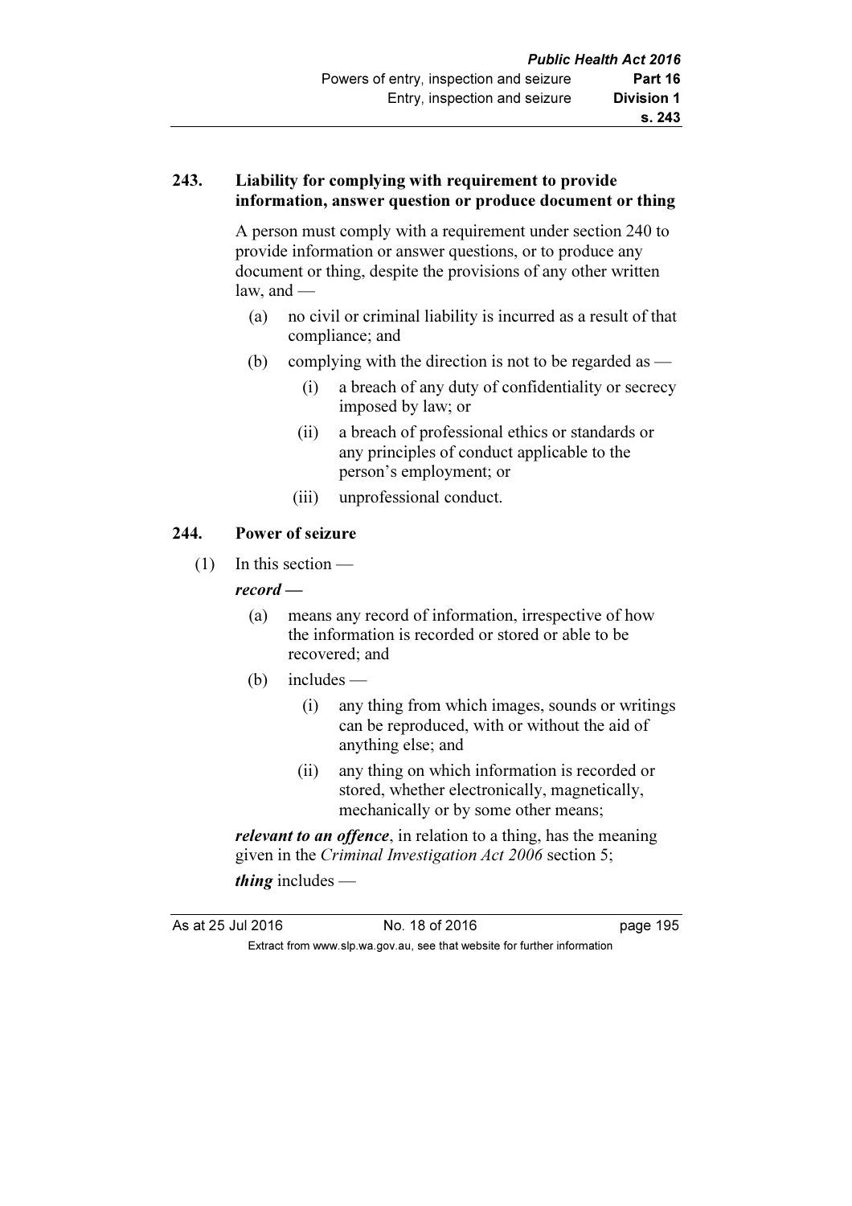### 243. Liability for complying with requirement to provide information, answer question or produce document or thing

A person must comply with a requirement under section 240 to provide information or answer questions, or to produce any document or thing, despite the provisions of any other written law, and —

- (a) no civil or criminal liability is incurred as a result of that compliance; and
- (b) complying with the direction is not to be regarded as —
  - (i) a breach of any duty of confidentiality or secrecy imposed by law; or
  - (ii) a breach of professional ethics or standards or any principles of conduct applicable to the person's employment; or
  - (iii) unprofessional conduct.

### 244. Power of seizure

(1) In this section —

***record* —**

- (a) means any record of information, irrespective of how the information is recorded or stored or able to be recovered; and
- (b) includes —
  - (i) any thing from which images, sounds or writings can be reproduced, with or without the aid of anything else; and
  - (ii) any thing on which information is recorded or stored, whether electronically, magnetically, mechanically or by some other means;

***relevant to an offence***, in relation to a thing, has the meaning given in the *Criminal Investigation Act 2006* section 5;

***thing*** includes —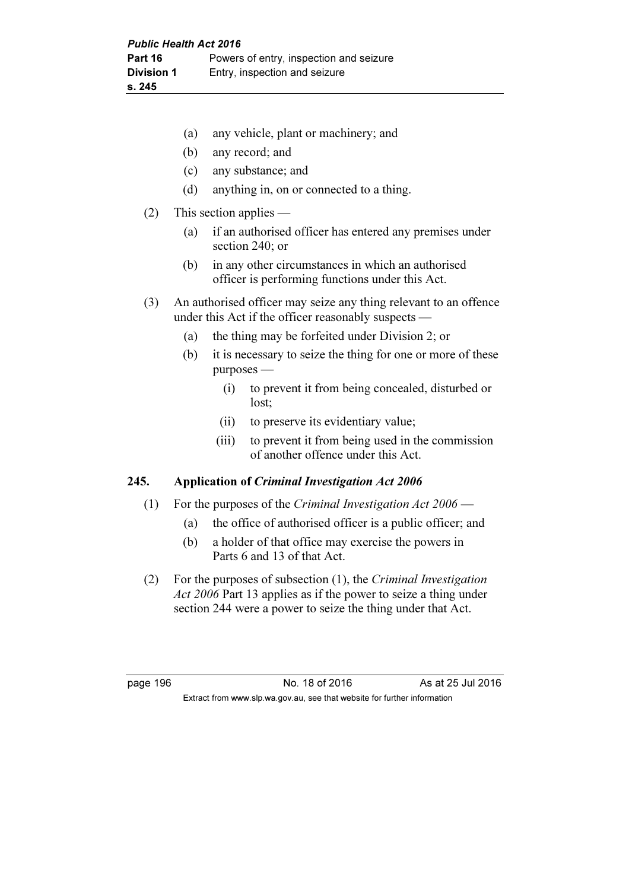(a) any vehicle, plant or machinery; and

(b) any record; and

(c) any substance; and

(d) anything in, on or connected to a thing.

(2) This section applies —

(a) if an authorised officer has entered any premises under section 240; or

(b) in any other circumstances in which an authorised officer is performing functions under this Act.

(3) An authorised officer may seize any thing relevant to an offence under this Act if the officer reasonably suspects —

(a) the thing may be forfeited under Division 2; or

(b) it is necessary to seize the thing for one or more of these purposes —

(i) to prevent it from being concealed, disturbed or lost;

(ii) to preserve its evidentiary value;

(iii) to prevent it from being used in the commission of another offence under this Act.

### 245. Application of *Criminal Investigation Act 2006*

(1) For the purposes of the *Criminal Investigation Act 2006* —

(a) the office of authorised officer is a public officer; and

(b) a holder of that office may exercise the powers in Parts 6 and 13 of that Act.

(2) For the purposes of subsection (1), the *Criminal Investigation Act 2006* Part 13 applies as if the power to seize a thing under section 244 were a power to seize the thing under that Act.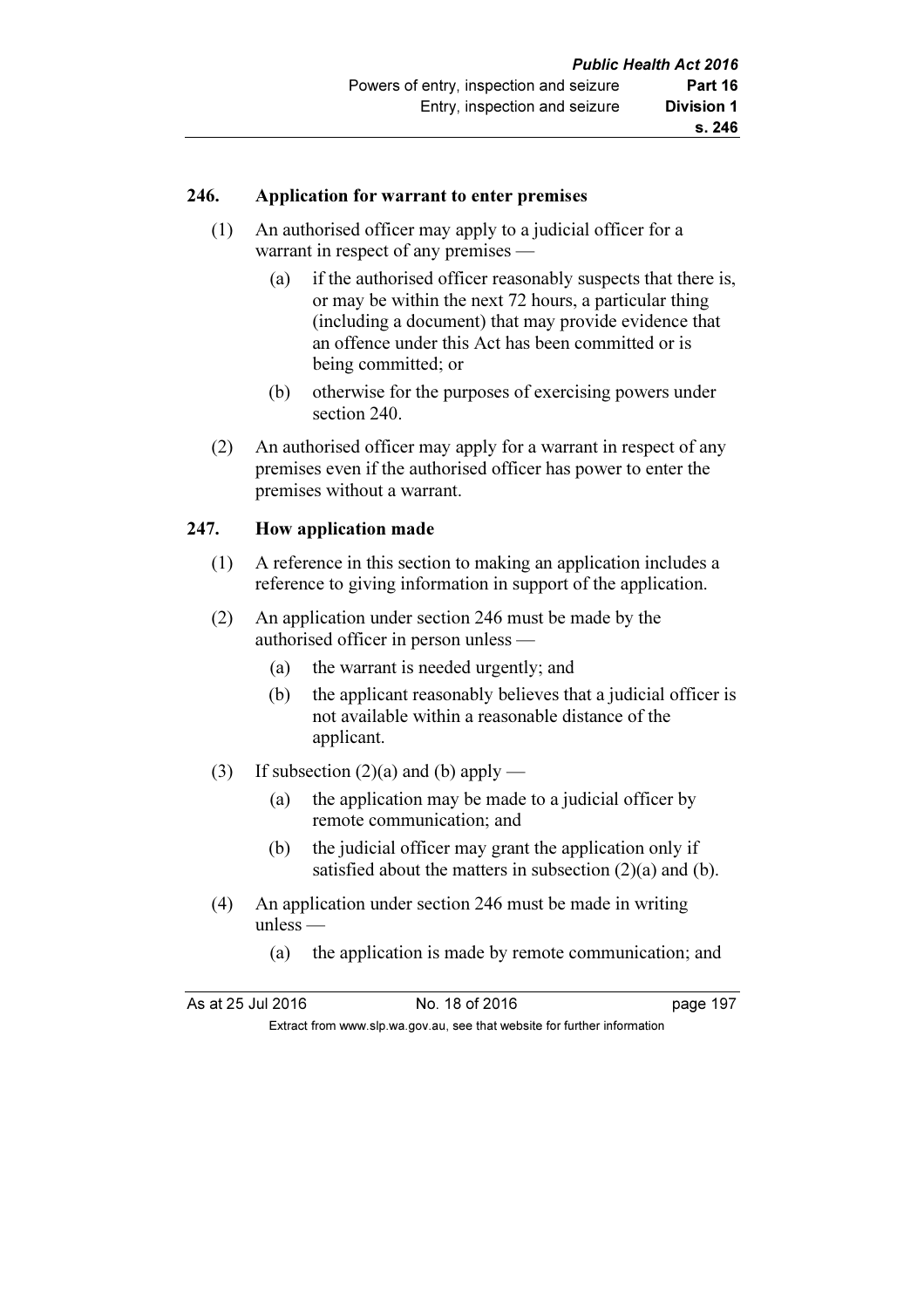### 246. Application for warrant to enter premises

(1) An authorised officer may apply to a judicial officer for a warrant in respect of any premises —

(a) if the authorised officer reasonably suspects that there is, or may be within the next 72 hours, a particular thing (including a document) that may provide evidence that an offence under this Act has been committed or is being committed; or

(b) otherwise for the purposes of exercising powers under section 240.

(2) An authorised officer may apply for a warrant in respect of any premises even if the authorised officer has power to enter the premises without a warrant.

### 247. How application made

(1) A reference in this section to making an application includes a reference to giving information in support of the application.

(2) An application under section 246 must be made by the authorised officer in person unless —

(a) the warrant is needed urgently; and

(b) the applicant reasonably believes that a judicial officer is not available within a reasonable distance of the applicant.

(3) If subsection (2)(a) and (b) apply —

(a) the application may be made to a judicial officer by remote communication; and

(b) the judicial officer may grant the application only if satisfied about the matters in subsection (2)(a) and (b).

(4) An application under section 246 must be made in writing unless —

(a) the application is made by remote communication; and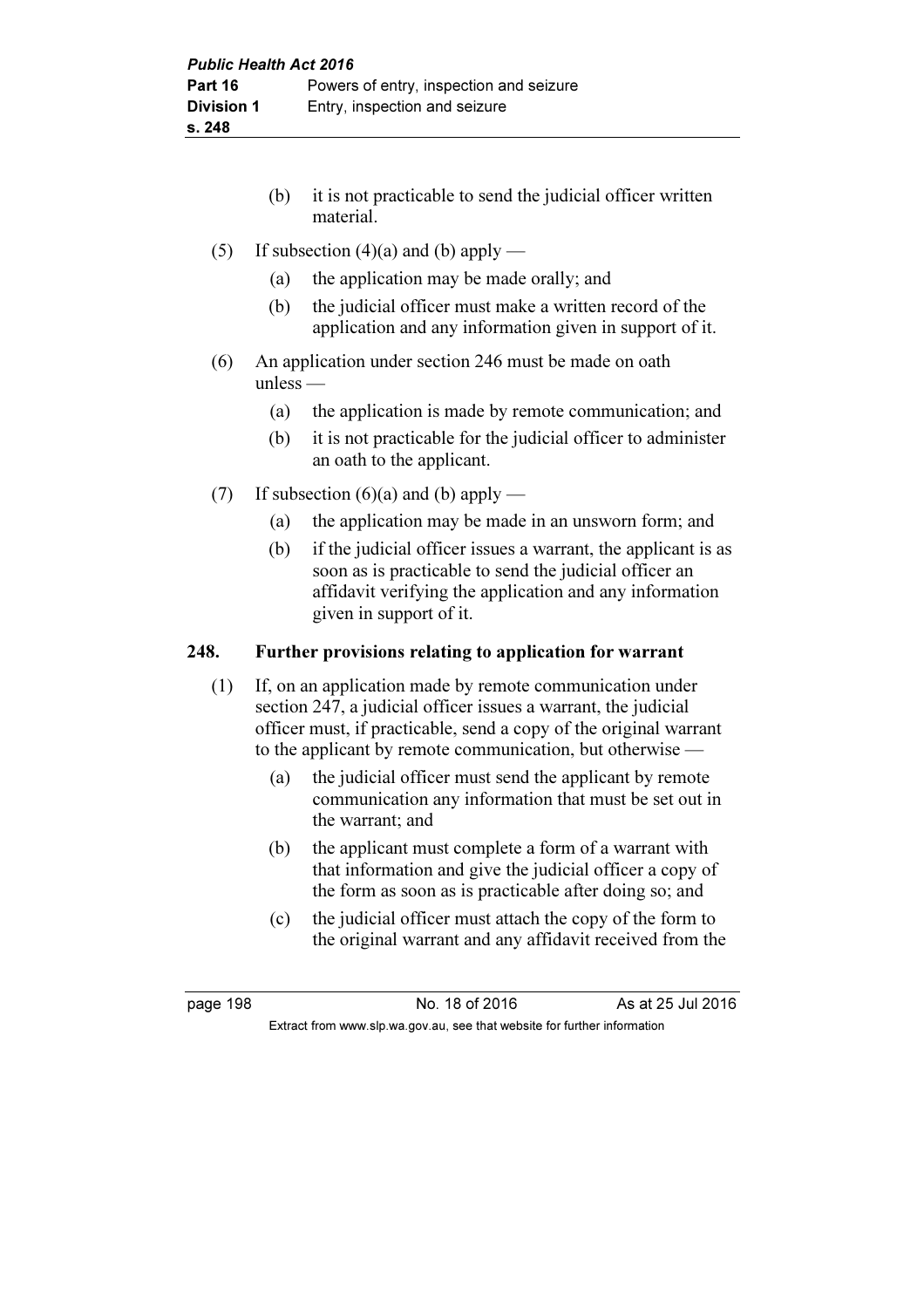(b) it is not practicable to send the judicial officer written material.

(5) If subsection (4)(a) and (b) apply —

(a) the application may be made orally; and

(b) the judicial officer must make a written record of the application and any information given in support of it.

(6) An application under section 246 must be made on oath unless —

(a) the application is made by remote communication; and

(b) it is not practicable for the judicial officer to administer an oath to the applicant.

(7) If subsection (6)(a) and (b) apply —

(a) the application may be made in an unsworn form; and

(b) if the judicial officer issues a warrant, the applicant is as soon as is practicable to send the judicial officer an affidavit verifying the application and any information given in support of it.

## 248. Further provisions relating to application for warrant

(1) If, on an application made by remote communication under section 247, a judicial officer issues a warrant, the judicial officer must, if practicable, send a copy of the original warrant to the applicant by remote communication, but otherwise —

(a) the judicial officer must send the applicant by remote communication any information that must be set out in the warrant; and

(b) the applicant must complete a form of a warrant with that information and give the judicial officer a copy of the form as soon as is practicable after doing so; and

(c) the judicial officer must attach the copy of the form to the original warrant and any affidavit received from the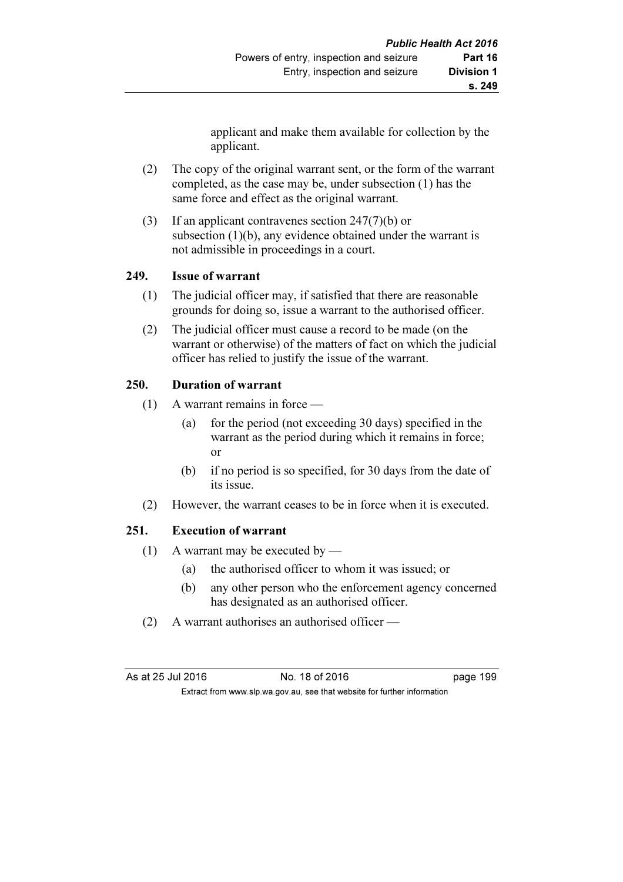applicant and make them available for collection by the applicant.

(2) The copy of the original warrant sent, or the form of the warrant completed, as the case may be, under subsection (1) has the same force and effect as the original warrant.

(3) If an applicant contravenes section 247(7)(b) or subsection (1)(b), any evidence obtained under the warrant is not admissible in proceedings in a court.

## 249. Issue of warrant

(1) The judicial officer may, if satisfied that there are reasonable grounds for doing so, issue a warrant to the authorised officer.

(2) The judicial officer must cause a record to be made (on the warrant or otherwise) of the matters of fact on which the judicial officer has relied to justify the issue of the warrant.

## 250. Duration of warrant

(1) A warrant remains in force —

  (a) for the period (not exceeding 30 days) specified in the warrant as the period during which it remains in force; or

  (b) if no period is so specified, for 30 days from the date of its issue.

(2) However, the warrant ceases to be in force when it is executed.

## 251. Execution of warrant

(1) A warrant may be executed by —

  (a) the authorised officer to whom it was issued; or

  (b) any other person who the enforcement agency concerned has designated as an authorised officer.

(2) A warrant authorises an authorised officer —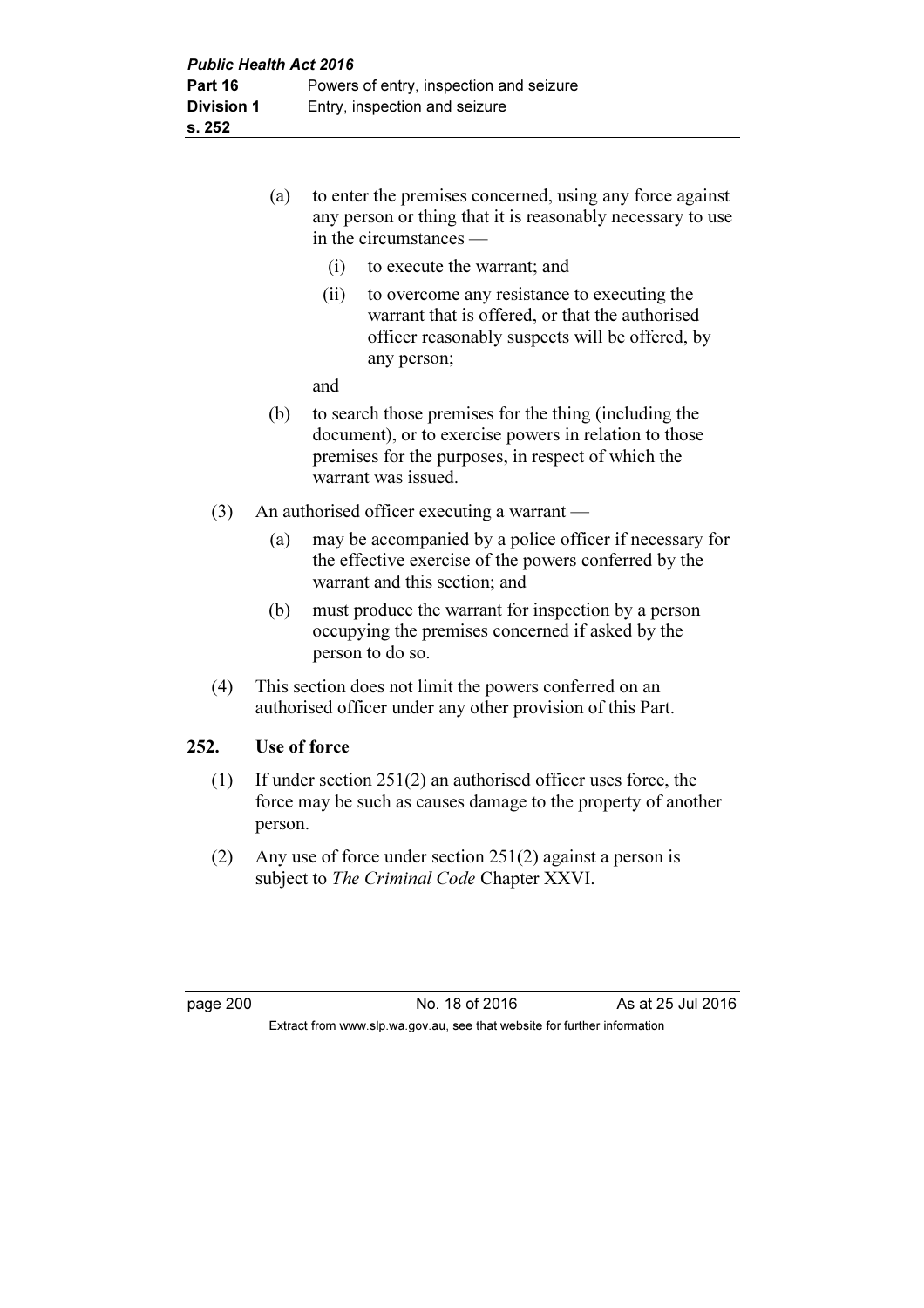(a) to enter the premises concerned, using any force against any person or thing that it is reasonably necessary to use in the circumstances —

   (i) to execute the warrant; and

   (ii) to overcome any resistance to executing the warrant that is offered, or that the authorised officer reasonably suspects will be offered, by any person;

   and

(b) to search those premises for the thing (including the document), or to exercise powers in relation to those premises for the purposes, in respect of which the warrant was issued.

(3) An authorised officer executing a warrant —

   (a) may be accompanied by a police officer if necessary for the effective exercise of the powers conferred by the warrant and this section; and

   (b) must produce the warrant for inspection by a person occupying the premises concerned if asked by the person to do so.

(4) This section does not limit the powers conferred on an authorised officer under any other provision of this Part.

## 252. Use of force

(1) If under section 251(2) an authorised officer uses force, the force may be such as causes damage to the property of another person.

(2) Any use of force under section 251(2) against a person is subject to *The Criminal Code* Chapter XXVI.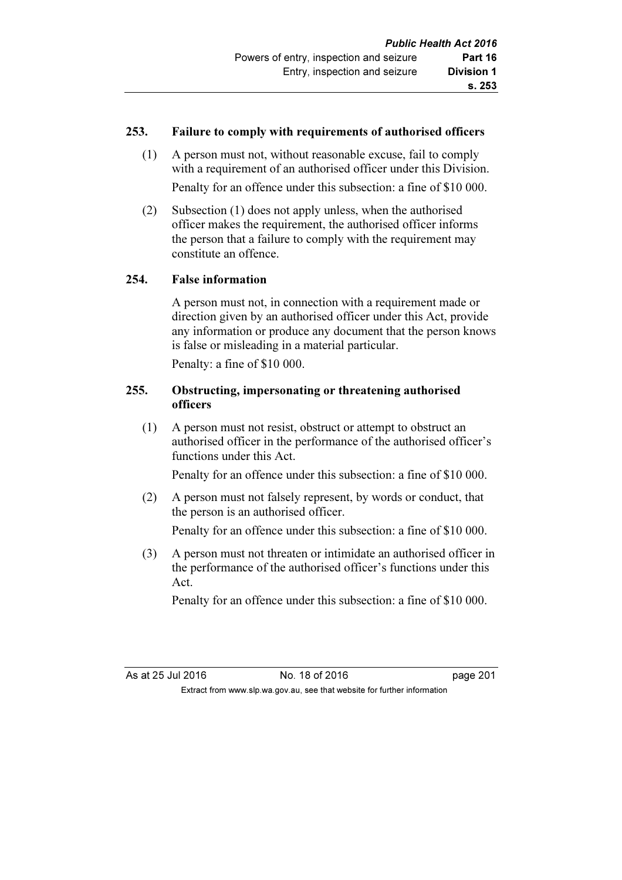### 253. Failure to comply with requirements of authorised officers

(1) A person must not, without reasonable excuse, fail to comply with a requirement of an authorised officer under this Division.

Penalty for an offence under this subsection: a fine of $10 000.

(2) Subsection (1) does not apply unless, when the authorised officer makes the requirement, the authorised officer informs the person that a failure to comply with the requirement may constitute an offence.

### 254. False information

A person must not, in connection with a requirement made or direction given by an authorised officer under this Act, provide any information or produce any document that the person knows is false or misleading in a material particular.

Penalty: a fine of $10 000.

### 255. Obstructing, impersonating or threatening authorised officers

(1) A person must not resist, obstruct or attempt to obstruct an authorised officer in the performance of the authorised officer's functions under this Act.

Penalty for an offence under this subsection: a fine of $10 000.

(2) A person must not falsely represent, by words or conduct, that the person is an authorised officer.

Penalty for an offence under this subsection: a fine of $10 000.

(3) A person must not threaten or intimidate an authorised officer in the performance of the authorised officer's functions under this Act.

Penalty for an offence under this subsection: a fine of $10 000.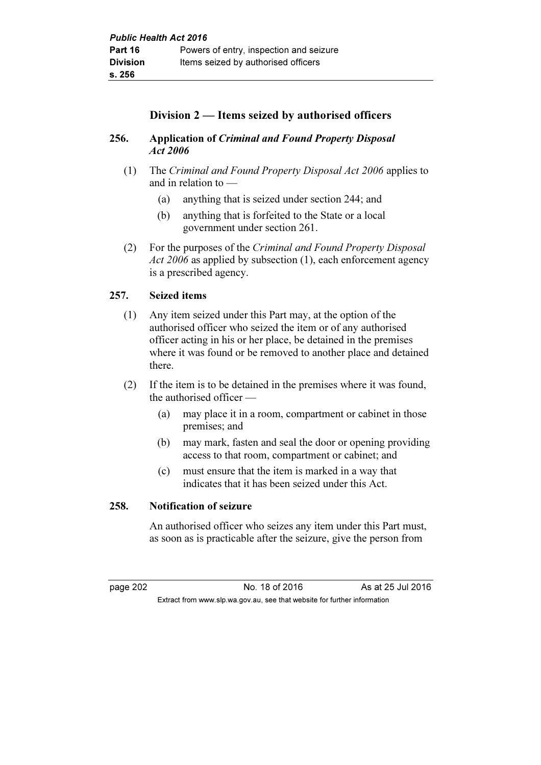## Division 2 — Items seized by authorised officers

### 256. Application of *Criminal and Found Property Disposal Act 2006*

(1) The *Criminal and Found Property Disposal Act 2006* applies to and in relation to —

  (a) anything that is seized under section 244; and

  (b) anything that is forfeited to the State or a local government under section 261.

(2) For the purposes of the *Criminal and Found Property Disposal Act 2006* as applied by subsection (1), each enforcement agency is a prescribed agency.

### 257. Seized items

(1) Any item seized under this Part may, at the option of the authorised officer who seized the item or of any authorised officer acting in his or her place, be detained in the premises where it was found or be removed to another place and detained there.

(2) If the item is to be detained in the premises where it was found, the authorised officer —

  (a) may place it in a room, compartment or cabinet in those premises; and

  (b) may mark, fasten and seal the door or opening providing access to that room, compartment or cabinet; and

  (c) must ensure that the item is marked in a way that indicates that it has been seized under this Act.

### 258. Notification of seizure

An authorised officer who seizes any item under this Part must, as soon as is practicable after the seizure, give the person from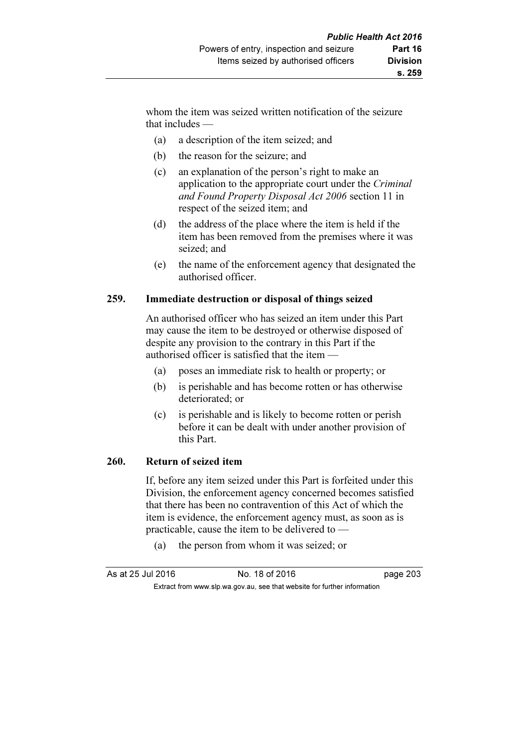whom the item was seized written notification of the seizure that includes —

(a) a description of the item seized; and

(b) the reason for the seizure; and

(c) an explanation of the person's right to make an application to the appropriate court under the *Criminal and Found Property Disposal Act 2006* section 11 in respect of the seized item; and

(d) the address of the place where the item is held if the item has been removed from the premises where it was seized; and

(e) the name of the enforcement agency that designated the authorised officer.

### 259. Immediate destruction or disposal of things seized

An authorised officer who has seized an item under this Part may cause the item to be destroyed or otherwise disposed of despite any provision to the contrary in this Part if the authorised officer is satisfied that the item —

(a) poses an immediate risk to health or property; or

(b) is perishable and has become rotten or has otherwise deteriorated; or

(c) is perishable and is likely to become rotten or perish before it can be dealt with under another provision of this Part.

### 260. Return of seized item

If, before any item seized under this Part is forfeited under this Division, the enforcement agency concerned becomes satisfied that there has been no contravention of this Act of which the item is evidence, the enforcement agency must, as soon as is practicable, cause the item to be delivered to —

(a) the person from whom it was seized; or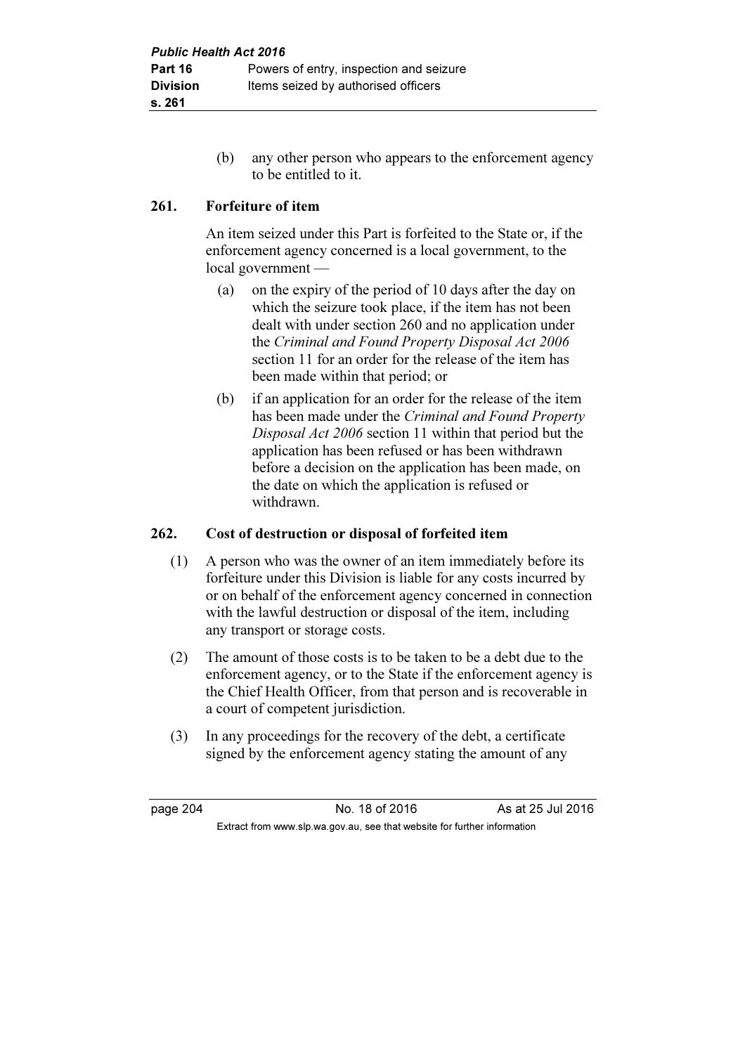(b) any other person who appears to the enforcement agency to be entitled to it.

### 261. Forfeiture of item

An item seized under this Part is forfeited to the State or, if the enforcement agency concerned is a local government, to the local government —

(a) on the expiry of the period of 10 days after the day on which the seizure took place, if the item has not been dealt with under section 260 and no application under the *Criminal and Found Property Disposal Act 2006* section 11 for an order for the release of the item has been made within that period; or

(b) if an application for an order for the release of the item has been made under the *Criminal and Found Property Disposal Act 2006* section 11 within that period but the application has been refused or has been withdrawn before a decision on the application has been made, on the date on which the application is refused or withdrawn.

### 262. Cost of destruction or disposal of forfeited item

(1) A person who was the owner of an item immediately before its forfeiture under this Division is liable for any costs incurred by or on behalf of the enforcement agency concerned in connection with the lawful destruction or disposal of the item, including any transport or storage costs.

(2) The amount of those costs is to be taken to be a debt due to the enforcement agency, or to the State if the enforcement agency is the Chief Health Officer, from that person and is recoverable in a court of competent jurisdiction.

(3) In any proceedings for the recovery of the debt, a certificate signed by the enforcement agency stating the amount of any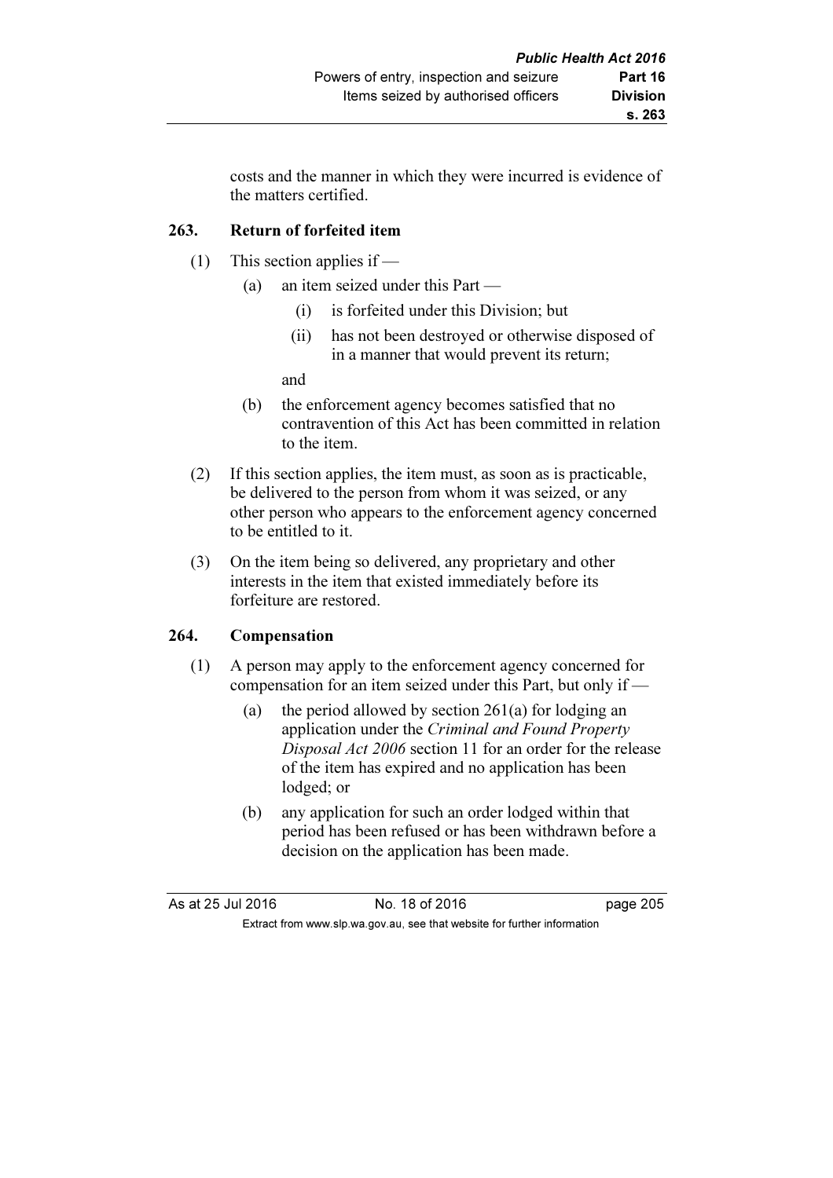costs and the manner in which they were incurred is evidence of the matters certified.

## 263. Return of forfeited item

(1) This section applies if —

(a) an item seized under this Part —

(i) is forfeited under this Division; but

(ii) has not been destroyed or otherwise disposed of in a manner that would prevent its return;

and

(b) the enforcement agency becomes satisfied that no contravention of this Act has been committed in relation to the item.

(2) If this section applies, the item must, as soon as is practicable, be delivered to the person from whom it was seized, or any other person who appears to the enforcement agency concerned to be entitled to it.

(3) On the item being so delivered, any proprietary and other interests in the item that existed immediately before its forfeiture are restored.

## 264. Compensation

(1) A person may apply to the enforcement agency concerned for compensation for an item seized under this Part, but only if —

(a) the period allowed by section 261(a) for lodging an application under the *Criminal and Found Property Disposal Act 2006* section 11 for an order for the release of the item has expired and no application has been lodged; or

(b) any application for such an order lodged within that period has been refused or has been withdrawn before a decision on the application has been made.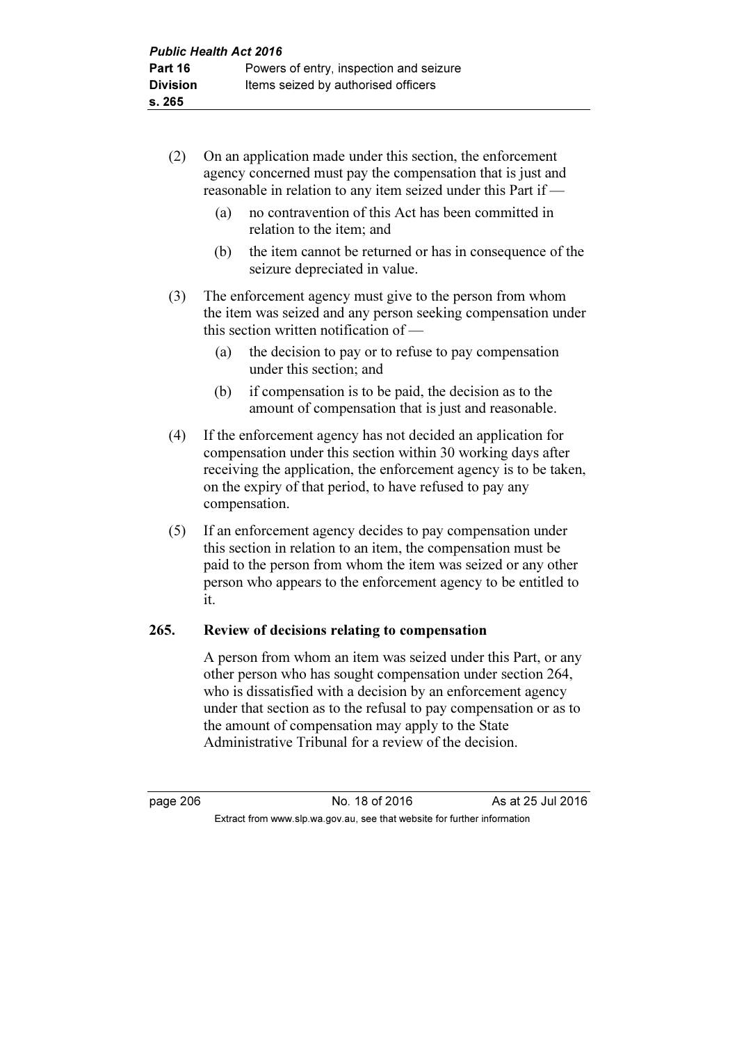(2) On an application made under this section, the enforcement agency concerned must pay the compensation that is just and reasonable in relation to any item seized under this Part if —

  (a) no contravention of this Act has been committed in relation to the item; and

  (b) the item cannot be returned or has in consequence of the seizure depreciated in value.

(3) The enforcement agency must give to the person from whom the item was seized and any person seeking compensation under this section written notification of —

  (a) the decision to pay or to refuse to pay compensation under this section; and

  (b) if compensation is to be paid, the decision as to the amount of compensation that is just and reasonable.

(4) If the enforcement agency has not decided an application for compensation under this section within 30 working days after receiving the application, the enforcement agency is to be taken, on the expiry of that period, to have refused to pay any compensation.

(5) If an enforcement agency decides to pay compensation under this section in relation to an item, the compensation must be paid to the person from whom the item was seized or any other person who appears to the enforcement agency to be entitled to it.

### 265. Review of decisions relating to compensation

A person from whom an item was seized under this Part, or any other person who has sought compensation under section 264, who is dissatisfied with a decision by an enforcement agency under that section as to the refusal to pay compensation or as to the amount of compensation may apply to the State Administrative Tribunal for a review of the decision.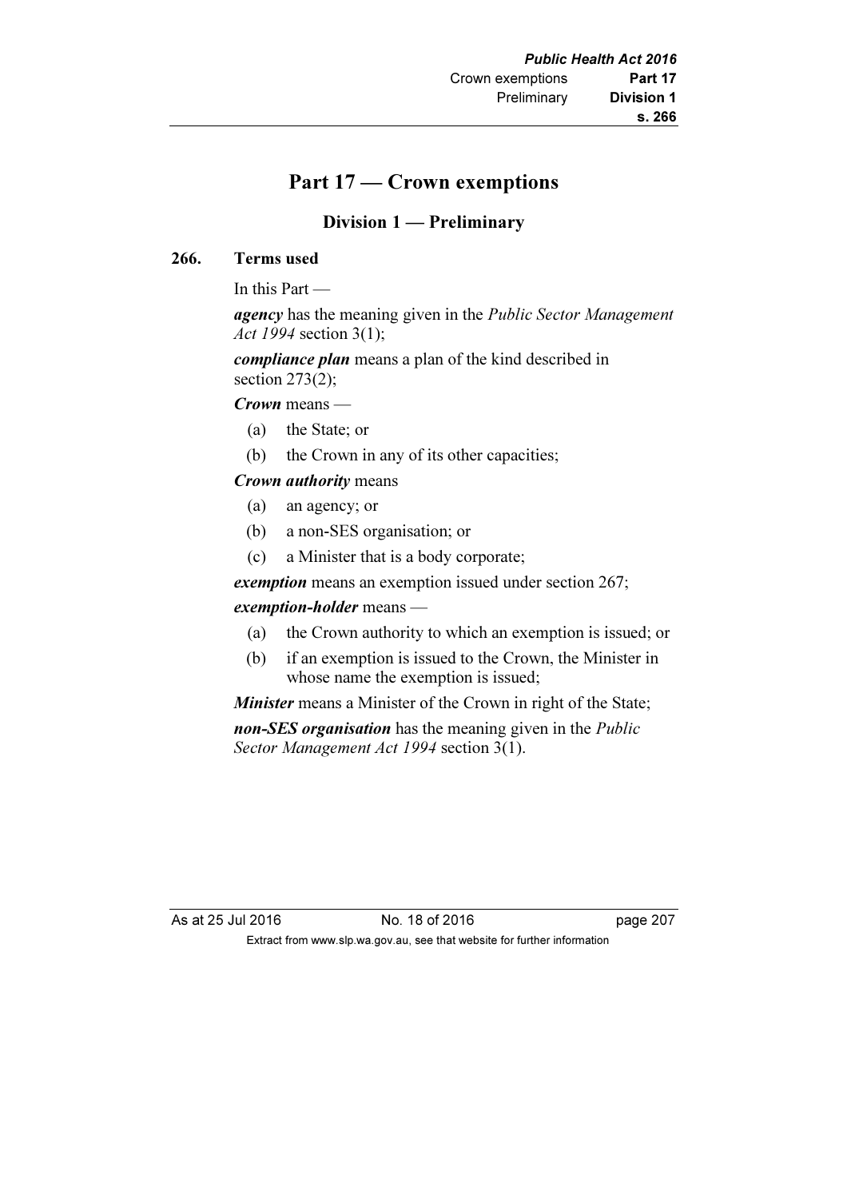# Part 17 — Crown exemptions

## Division 1 — Preliminary

### 266. Terms used

In this Part —

***agency*** has the meaning given in the *Public Sector Management Act 1994* section 3(1);

***compliance plan*** means a plan of the kind described in section 273(2);

***Crown*** means —

- (a) the State; or
- (b) the Crown in any of its other capacities;

***Crown authority*** means

- (a) an agency; or
- (b) a non-SES organisation; or
- (c) a Minister that is a body corporate;

***exemption*** means an exemption issued under section 267;

***exemption-holder*** means —

- (a) the Crown authority to which an exemption is issued; or
- (b) if an exemption is issued to the Crown, the Minister in whose name the exemption is issued;

***Minister*** means a Minister of the Crown in right of the State;

***non-SES organisation*** has the meaning given in the *Public Sector Management Act 1994* section 3(1).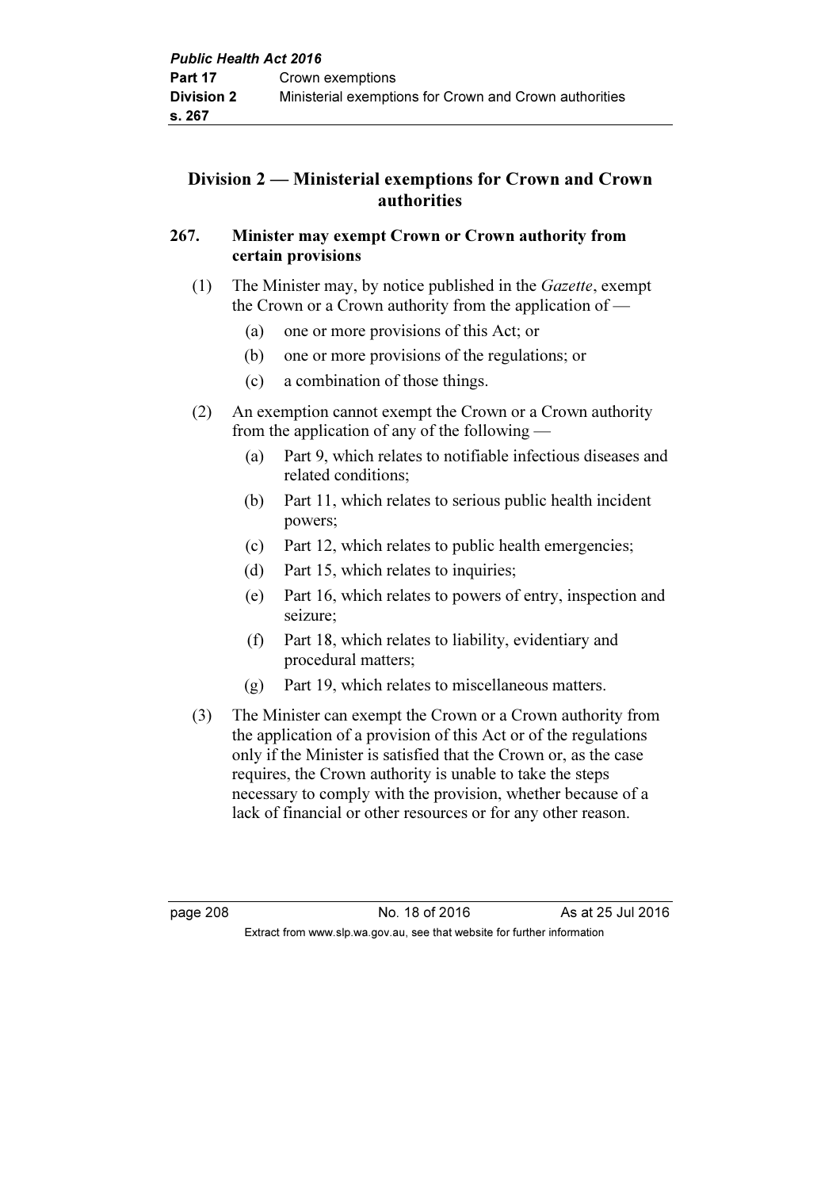## Division 2 — Ministerial exemptions for Crown and Crown authorities

### 267. Minister may exempt Crown or Crown authority from certain provisions

(1) The Minister may, by notice published in the *Gazette*, exempt the Crown or a Crown authority from the application of —

- (a) one or more provisions of this Act; or
- (b) one or more provisions of the regulations; or
- (c) a combination of those things.

(2) An exemption cannot exempt the Crown or a Crown authority from the application of any of the following —

- (a) Part 9, which relates to notifiable infectious diseases and related conditions;
- (b) Part 11, which relates to serious public health incident powers;
- (c) Part 12, which relates to public health emergencies;
- (d) Part 15, which relates to inquiries;
- (e) Part 16, which relates to powers of entry, inspection and seizure;
- (f) Part 18, which relates to liability, evidentiary and procedural matters;
- (g) Part 19, which relates to miscellaneous matters.

(3) The Minister can exempt the Crown or a Crown authority from the application of a provision of this Act or of the regulations only if the Minister is satisfied that the Crown or, as the case requires, the Crown authority is unable to take the steps necessary to comply with the provision, whether because of a lack of financial or other resources or for any other reason.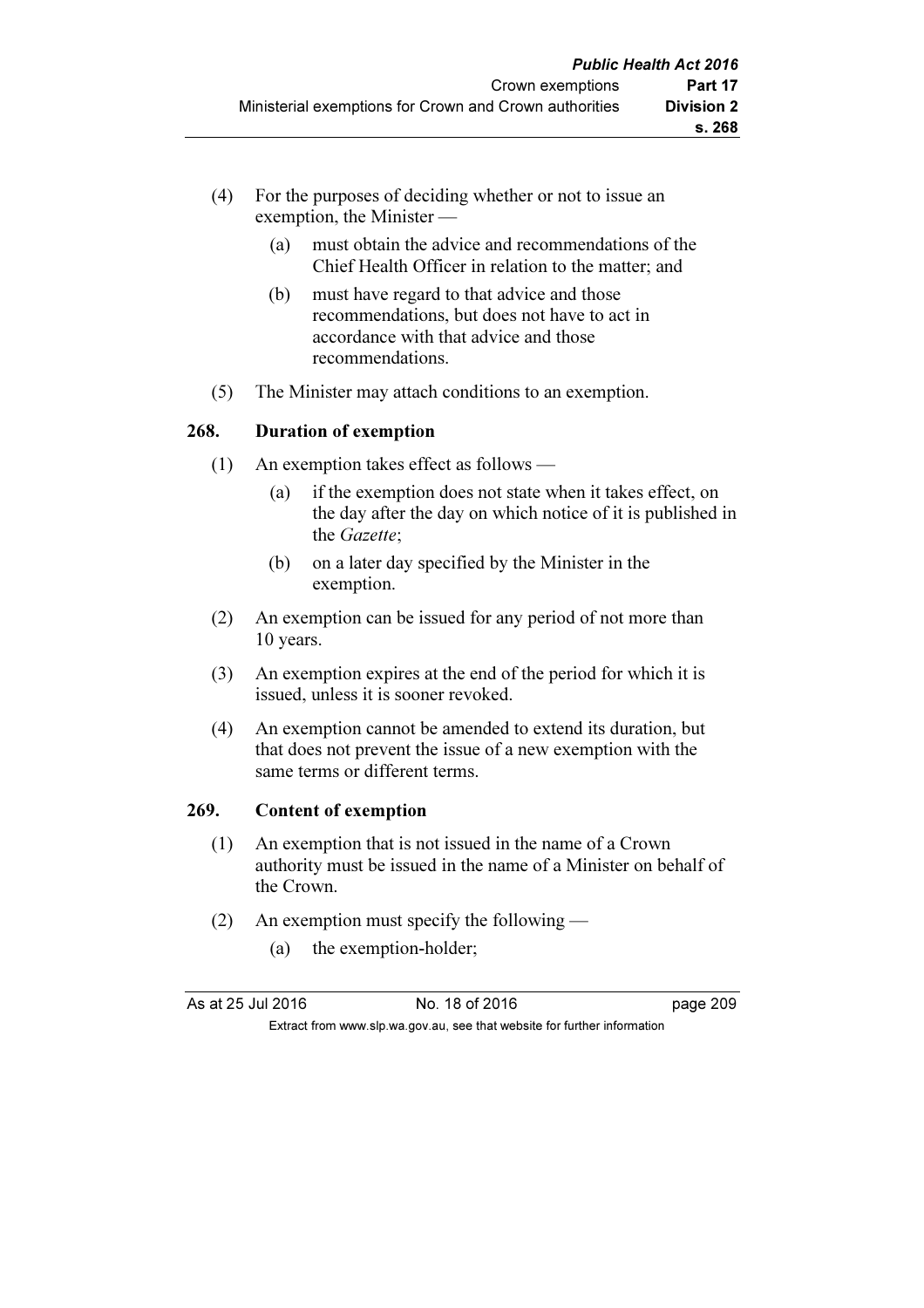(4) For the purposes of deciding whether or not to issue an exemption, the Minister —

(a) must obtain the advice and recommendations of the Chief Health Officer in relation to the matter; and

(b) must have regard to that advice and those recommendations, but does not have to act in accordance with that advice and those recommendations.

(5) The Minister may attach conditions to an exemption.

### 268. Duration of exemption

(1) An exemption takes effect as follows —

(a) if the exemption does not state when it takes effect, on the day after the day on which notice of it is published in the *Gazette*;

(b) on a later day specified by the Minister in the exemption.

(2) An exemption can be issued for any period of not more than 10 years.

(3) An exemption expires at the end of the period for which it is issued, unless it is sooner revoked.

(4) An exemption cannot be amended to extend its duration, but that does not prevent the issue of a new exemption with the same terms or different terms.

### 269. Content of exemption

(1) An exemption that is not issued in the name of a Crown authority must be issued in the name of a Minister on behalf of the Crown.

(2) An exemption must specify the following —

(a) the exemption-holder;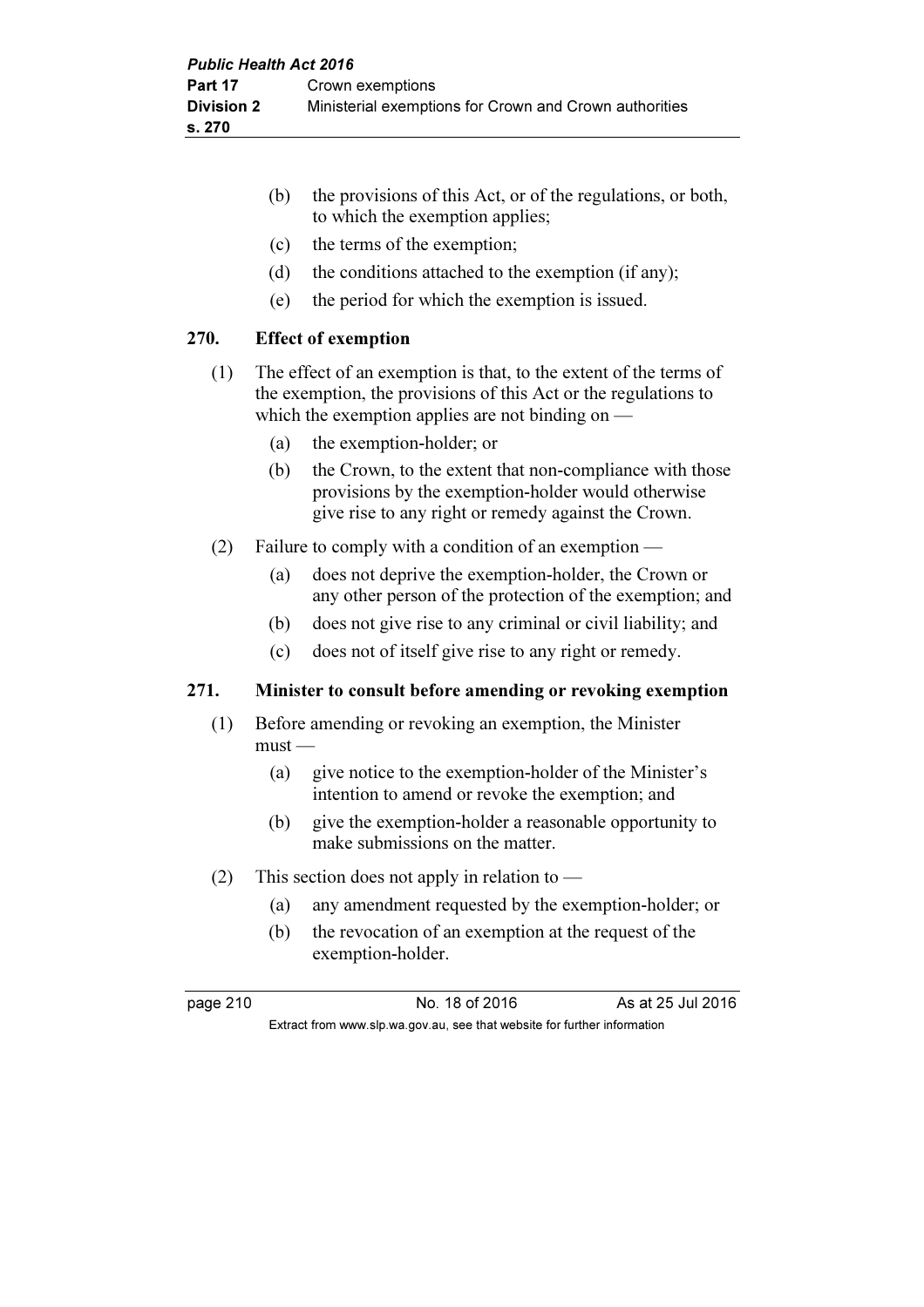(b) the provisions of this Act, or of the regulations, or both, to which the exemption applies;

(c) the terms of the exemption;

(d) the conditions attached to the exemption (if any);

(e) the period for which the exemption is issued.

### 270. Effect of exemption

(1) The effect of an exemption is that, to the extent of the terms of the exemption, the provisions of this Act or the regulations to which the exemption applies are not binding on —

(a) the exemption-holder; or

(b) the Crown, to the extent that non-compliance with those provisions by the exemption-holder would otherwise give rise to any right or remedy against the Crown.

(2) Failure to comply with a condition of an exemption —

(a) does not deprive the exemption-holder, the Crown or any other person of the protection of the exemption; and

(b) does not give rise to any criminal or civil liability; and

(c) does not of itself give rise to any right or remedy.

### 271. Minister to consult before amending or revoking exemption

(1) Before amending or revoking an exemption, the Minister must —

(a) give notice to the exemption-holder of the Minister's intention to amend or revoke the exemption; and

(b) give the exemption-holder a reasonable opportunity to make submissions on the matter.

(2) This section does not apply in relation to —

(a) any amendment requested by the exemption-holder; or

(b) the revocation of an exemption at the request of the exemption-holder.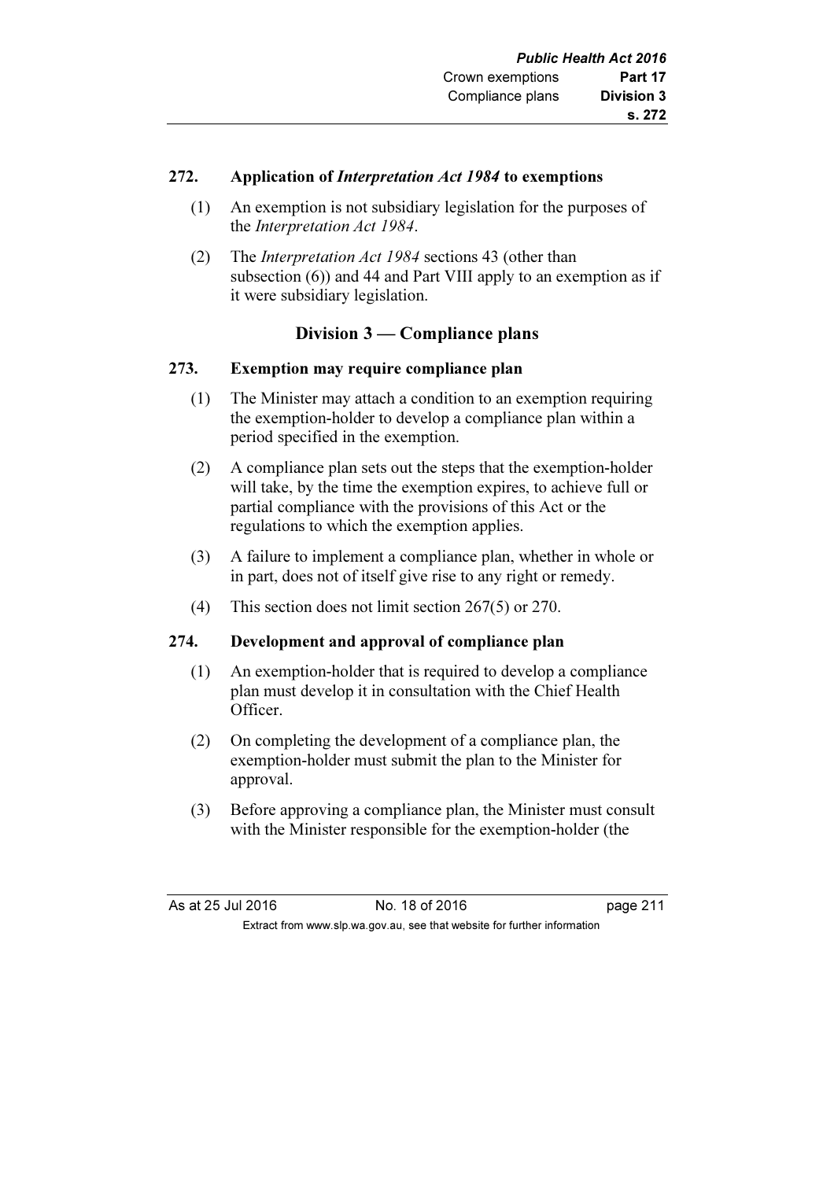### 272. Application of *Interpretation Act 1984* to exemptions

(1) An exemption is not subsidiary legislation for the purposes of the *Interpretation Act 1984*.

(2) The *Interpretation Act 1984* sections 43 (other than subsection (6)) and 44 and Part VIII apply to an exemption as if it were subsidiary legislation.

## Division 3 — Compliance plans

### 273. Exemption may require compliance plan

(1) The Minister may attach a condition to an exemption requiring the exemption-holder to develop a compliance plan within a period specified in the exemption.

(2) A compliance plan sets out the steps that the exemption-holder will take, by the time the exemption expires, to achieve full or partial compliance with the provisions of this Act or the regulations to which the exemption applies.

(3) A failure to implement a compliance plan, whether in whole or in part, does not of itself give rise to any right or remedy.

(4) This section does not limit section 267(5) or 270.

### 274. Development and approval of compliance plan

(1) An exemption-holder that is required to develop a compliance plan must develop it in consultation with the Chief Health Officer.

(2) On completing the development of a compliance plan, the exemption-holder must submit the plan to the Minister for approval.

(3) Before approving a compliance plan, the Minister must consult with the Minister responsible for the exemption-holder (the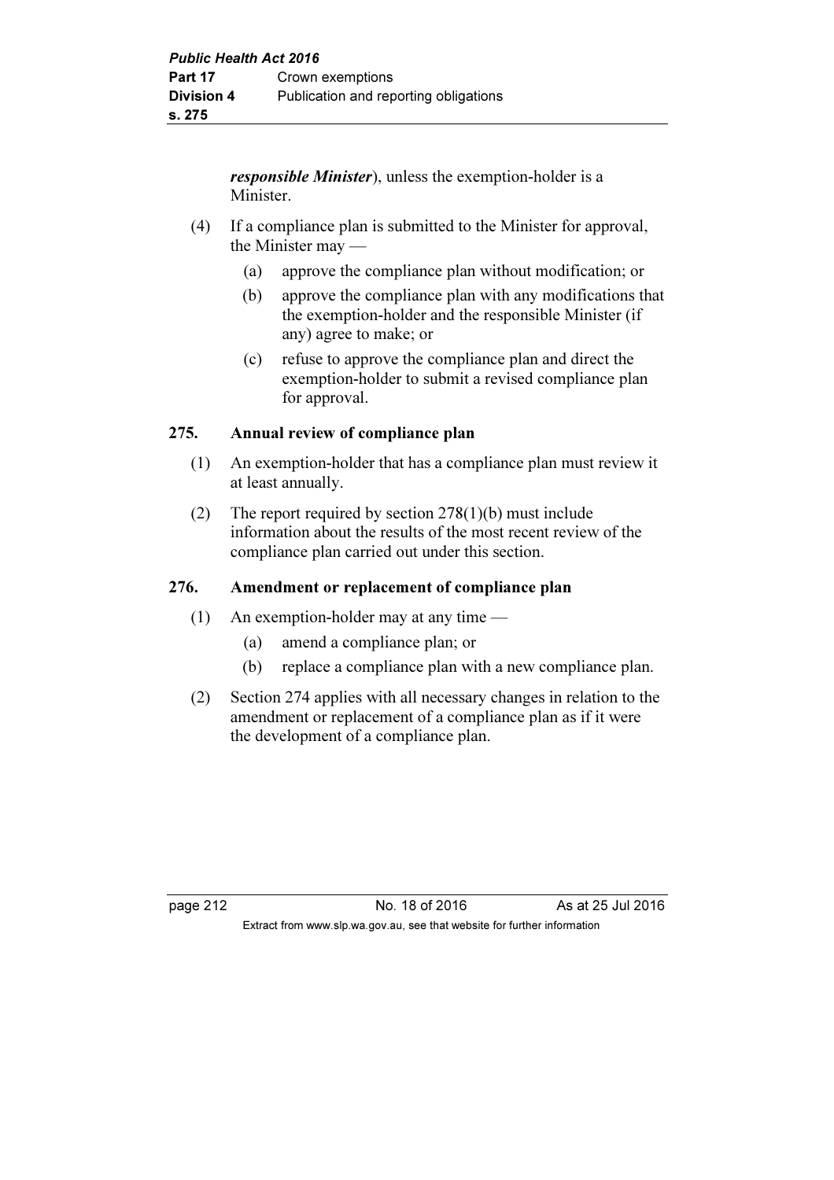***responsible Minister***), unless the exemption-holder is a Minister.

(4) If a compliance plan is submitted to the Minister for approval, the Minister may —

(a) approve the compliance plan without modification; or

(b) approve the compliance plan with any modifications that the exemption-holder and the responsible Minister (if any) agree to make; or

(c) refuse to approve the compliance plan and direct the exemption-holder to submit a revised compliance plan for approval.

### 275. Annual review of compliance plan

(1) An exemption-holder that has a compliance plan must review it at least annually.

(2) The report required by section 278(1)(b) must include information about the results of the most recent review of the compliance plan carried out under this section.

### 276. Amendment or replacement of compliance plan

(1) An exemption-holder may at any time —

(a) amend a compliance plan; or

(b) replace a compliance plan with a new compliance plan.

(2) Section 274 applies with all necessary changes in relation to the amendment or replacement of a compliance plan as if it were the development of a compliance plan.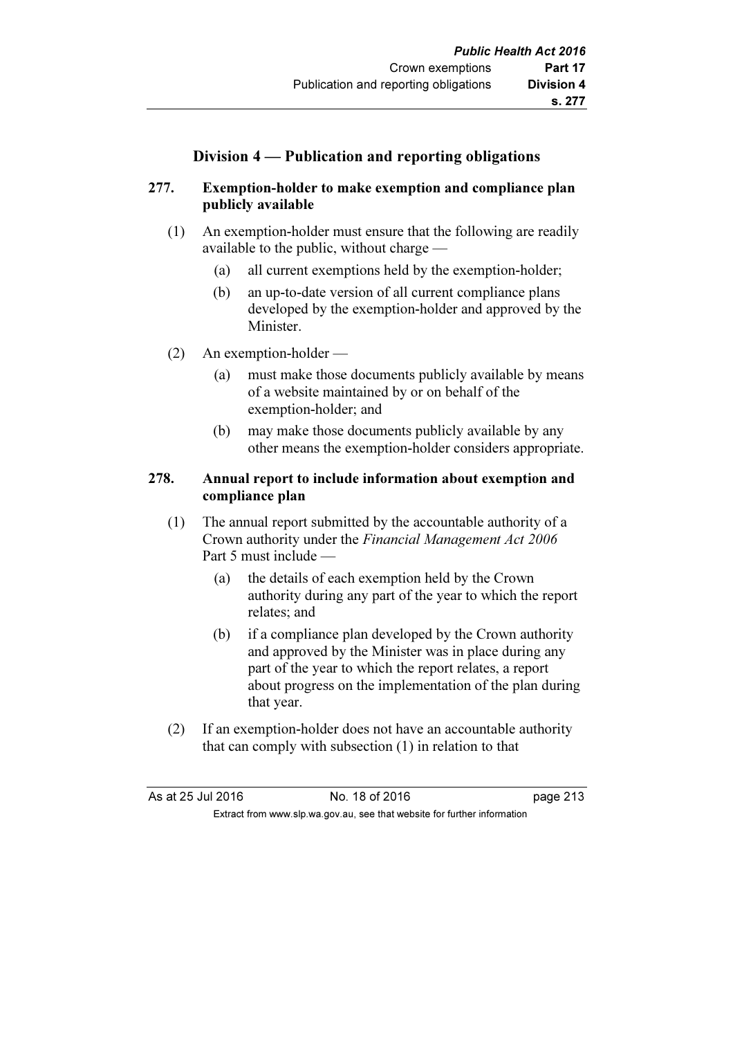## Division 4 — Publication and reporting obligations

### 277. Exemption-holder to make exemption and compliance plan publicly available

(1) An exemption-holder must ensure that the following are readily available to the public, without charge —

(a) all current exemptions held by the exemption-holder;

(b) an up-to-date version of all current compliance plans developed by the exemption-holder and approved by the Minister.

(2) An exemption-holder —

(a) must make those documents publicly available by means of a website maintained by or on behalf of the exemption-holder; and

(b) may make those documents publicly available by any other means the exemption-holder considers appropriate.

### 278. Annual report to include information about exemption and compliance plan

(1) The annual report submitted by the accountable authority of a Crown authority under the *Financial Management Act 2006* Part 5 must include —

(a) the details of each exemption held by the Crown authority during any part of the year to which the report relates; and

(b) if a compliance plan developed by the Crown authority and approved by the Minister was in place during any part of the year to which the report relates, a report about progress on the implementation of the plan during that year.

(2) If an exemption-holder does not have an accountable authority that can comply with subsection (1) in relation to that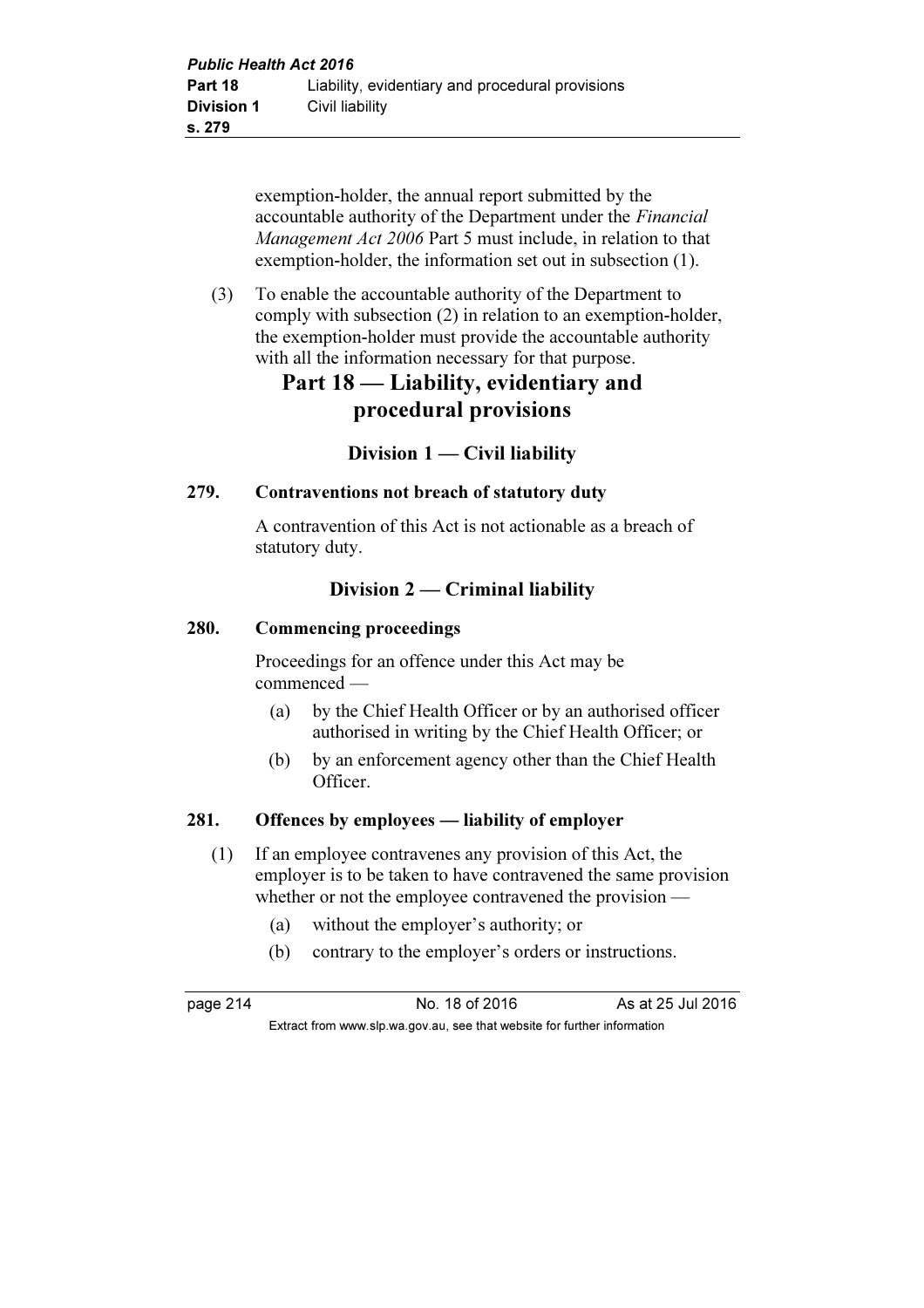exemption-holder, the annual report submitted by the accountable authority of the Department under the *Financial Management Act 2006* Part 5 must include, in relation to that exemption-holder, the information set out in subsection (1).

(3) To enable the accountable authority of the Department to comply with subsection (2) in relation to an exemption-holder, the exemption-holder must provide the accountable authority with all the information necessary for that purpose.

# Part 18 — Liability, evidentiary and procedural provisions

## Division 1 — Civil liability

### 279. Contraventions not breach of statutory duty

A contravention of this Act is not actionable as a breach of statutory duty.

## Division 2 — Criminal liability

### 280. Commencing proceedings

Proceedings for an offence under this Act may be commenced —

(a) by the Chief Health Officer or by an authorised officer authorised in writing by the Chief Health Officer; or

(b) by an enforcement agency other than the Chief Health Officer.

### 281. Offences by employees — liability of employer

(1) If an employee contravenes any provision of this Act, the employer is to be taken to have contravened the same provision whether or not the employee contravened the provision —

(a) without the employer's authority; or

(b) contrary to the employer's orders or instructions.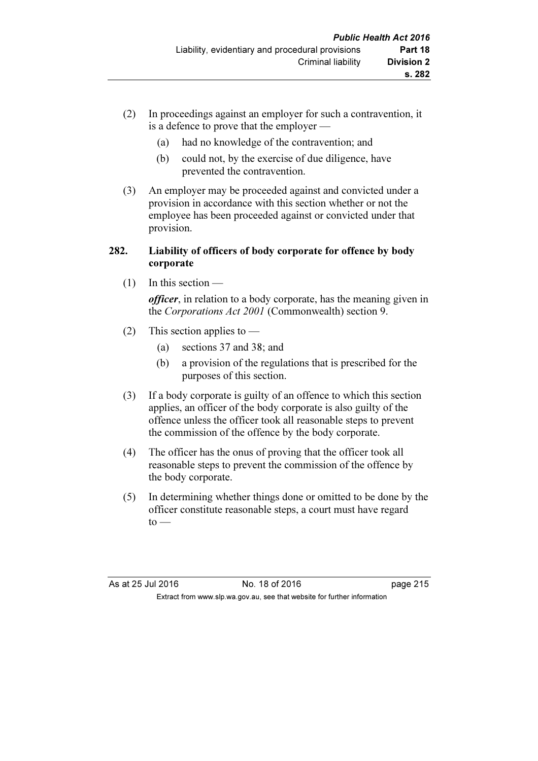(2) In proceedings against an employer for such a contravention, it is a defence to prove that the employer —

(a) had no knowledge of the contravention; and

(b) could not, by the exercise of due diligence, have prevented the contravention.

(3) An employer may be proceeded against and convicted under a provision in accordance with this section whether or not the employee has been proceeded against or convicted under that provision.

**282. Liability of officers of body corporate for offence by body corporate**

(1) In this section —

***officer***, in relation to a body corporate, has the meaning given in the *Corporations Act 2001* (Commonwealth) section 9.

(2) This section applies to —

(a) sections 37 and 38; and

(b) a provision of the regulations that is prescribed for the purposes of this section.

(3) If a body corporate is guilty of an offence to which this section applies, an officer of the body corporate is also guilty of the offence unless the officer took all reasonable steps to prevent the commission of the offence by the body corporate.

(4) The officer has the onus of proving that the officer took all reasonable steps to prevent the commission of the offence by the body corporate.

(5) In determining whether things done or omitted to be done by the officer constitute reasonable steps, a court must have regard to —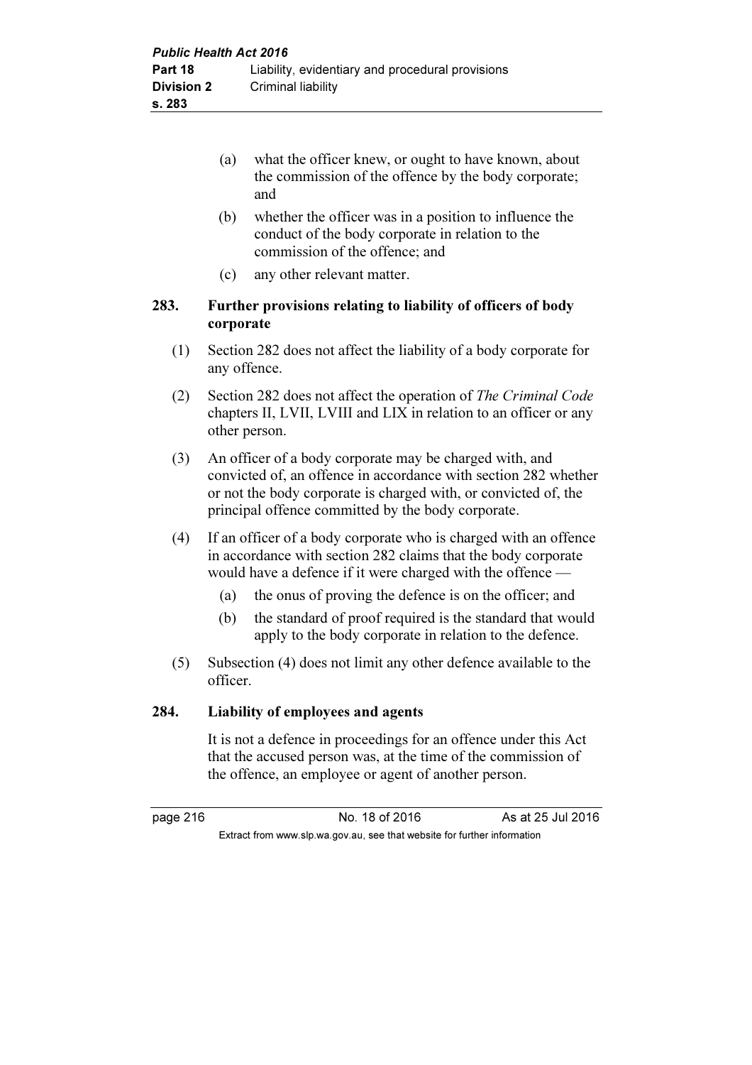(a) what the officer knew, or ought to have known, about the commission of the offence by the body corporate; and

(b) whether the officer was in a position to influence the conduct of the body corporate in relation to the commission of the offence; and

(c) any other relevant matter.

### 283. Further provisions relating to liability of officers of body corporate

(1) Section 282 does not affect the liability of a body corporate for any offence.

(2) Section 282 does not affect the operation of *The Criminal Code* chapters II, LVII, LVIII and LIX in relation to an officer or any other person.

(3) An officer of a body corporate may be charged with, and convicted of, an offence in accordance with section 282 whether or not the body corporate is charged with, or convicted of, the principal offence committed by the body corporate.

(4) If an officer of a body corporate who is charged with an offence in accordance with section 282 claims that the body corporate would have a defence if it were charged with the offence —

(a) the onus of proving the defence is on the officer; and

(b) the standard of proof required is the standard that would apply to the body corporate in relation to the defence.

(5) Subsection (4) does not limit any other defence available to the officer.

### 284. Liability of employees and agents

It is not a defence in proceedings for an offence under this Act that the accused person was, at the time of the commission of the offence, an employee or agent of another person.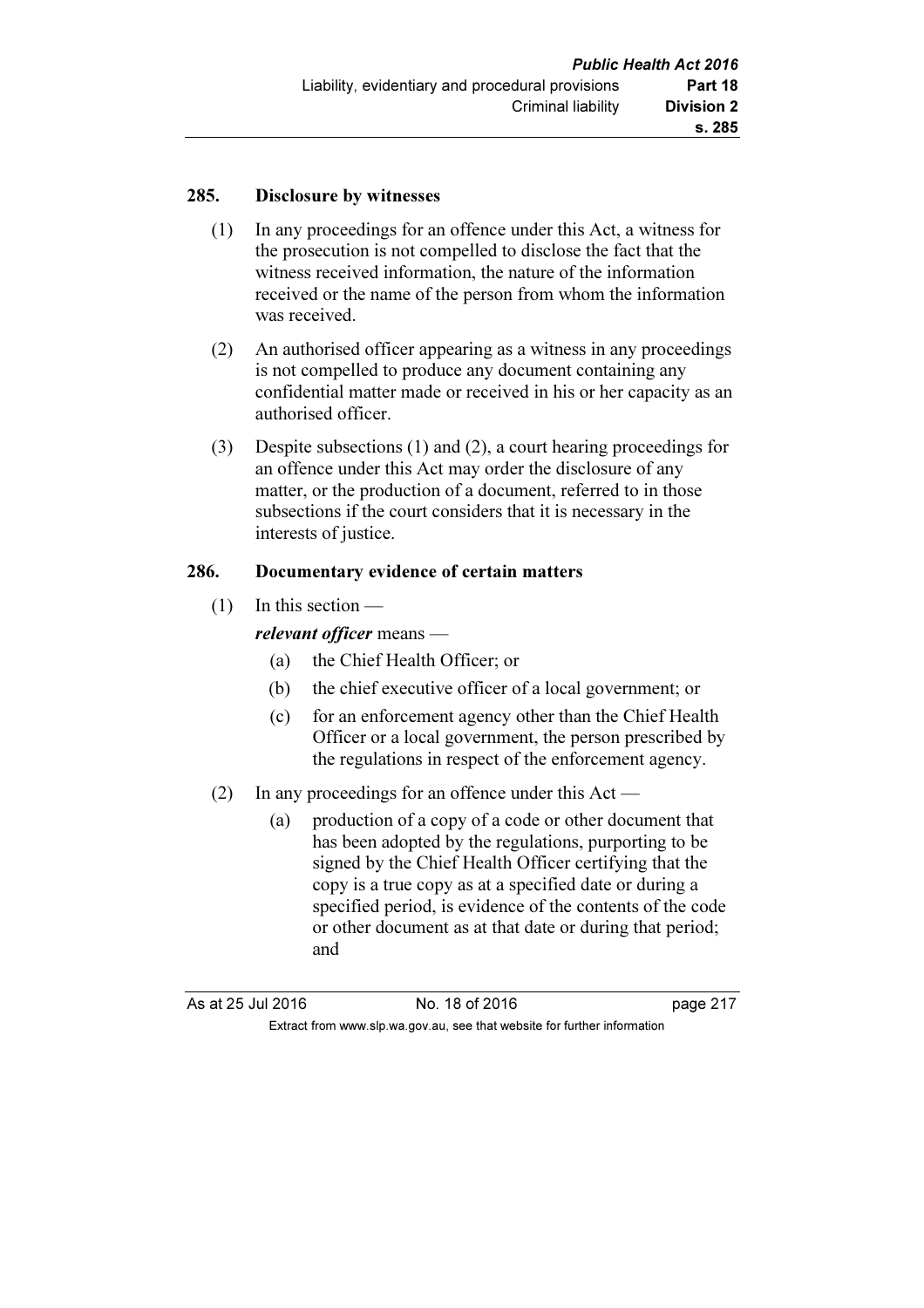### 285. Disclosure by witnesses

(1) In any proceedings for an offence under this Act, a witness for the prosecution is not compelled to disclose the fact that the witness received information, the nature of the information received or the name of the person from whom the information was received.

(2) An authorised officer appearing as a witness in any proceedings is not compelled to produce any document containing any confidential matter made or received in his or her capacity as an authorised officer.

(3) Despite subsections (1) and (2), a court hearing proceedings for an offence under this Act may order the disclosure of any matter, or the production of a document, referred to in those subsections if the court considers that it is necessary in the interests of justice.

### 286. Documentary evidence of certain matters

(1) In this section —

***relevant officer*** means —

- (a) the Chief Health Officer; or
- (b) the chief executive officer of a local government; or
- (c) for an enforcement agency other than the Chief Health Officer or a local government, the person prescribed by the regulations in respect of the enforcement agency.

(2) In any proceedings for an offence under this Act —

- (a) production of a copy of a code or other document that has been adopted by the regulations, purporting to be signed by the Chief Health Officer certifying that the copy is a true copy as at a specified date or during a specified period, is evidence of the contents of the code or other document as at that date or during that period; and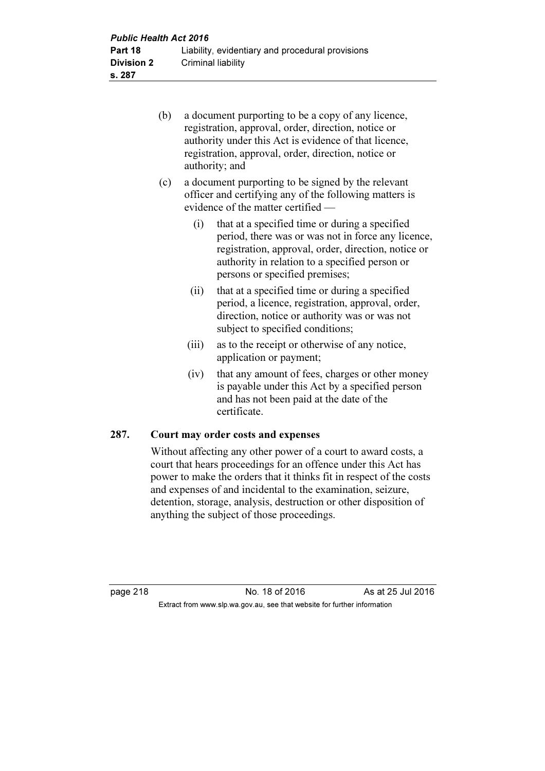(b) a document purporting to be a copy of any licence, registration, approval, order, direction, notice or authority under this Act is evidence of that licence, registration, approval, order, direction, notice or authority; and

(c) a document purporting to be signed by the relevant officer and certifying any of the following matters is evidence of the matter certified —

  (i) that at a specified time or during a specified period, there was or was not in force any licence, registration, approval, order, direction, notice or authority in relation to a specified person or persons or specified premises;

  (ii) that at a specified time or during a specified period, a licence, registration, approval, order, direction, notice or authority was or was not subject to specified conditions;

  (iii) as to the receipt or otherwise of any notice, application or payment;

  (iv) that any amount of fees, charges or other money is payable under this Act by a specified person and has not been paid at the date of the certificate.

### 287. Court may order costs and expenses

Without affecting any other power of a court to award costs, a court that hears proceedings for an offence under this Act has power to make the orders that it thinks fit in respect of the costs and expenses of and incidental to the examination, seizure, detention, storage, analysis, destruction or other disposition of anything the subject of those proceedings.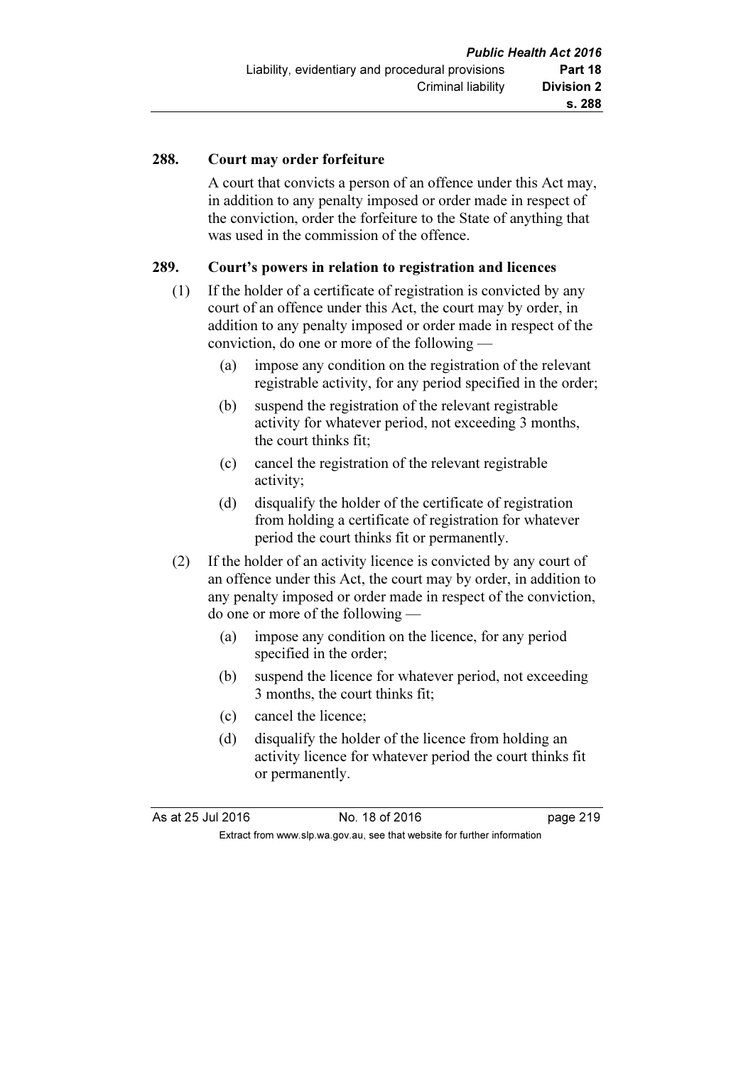#### 288. Court may order forfeiture

A court that convicts a person of an offence under this Act may, in addition to any penalty imposed or order made in respect of the conviction, order the forfeiture to the State of anything that was used in the commission of the offence.

#### 289. Court's powers in relation to registration and licences

(1) If the holder of a certificate of registration is convicted by any court of an offence under this Act, the court may by order, in addition to any penalty imposed or order made in respect of the conviction, do one or more of the following —

  (a) impose any condition on the registration of the relevant registrable activity, for any period specified in the order;

  (b) suspend the registration of the relevant registrable activity for whatever period, not exceeding 3 months, the court thinks fit;

  (c) cancel the registration of the relevant registrable activity;

  (d) disqualify the holder of the certificate of registration from holding a certificate of registration for whatever period the court thinks fit or permanently.

(2) If the holder of an activity licence is convicted by any court of an offence under this Act, the court may by order, in addition to any penalty imposed or order made in respect of the conviction, do one or more of the following —

  (a) impose any condition on the licence, for any period specified in the order;

  (b) suspend the licence for whatever period, not exceeding 3 months, the court thinks fit;

  (c) cancel the licence;

  (d) disqualify the holder of the licence from holding an activity licence for whatever period the court thinks fit or permanently.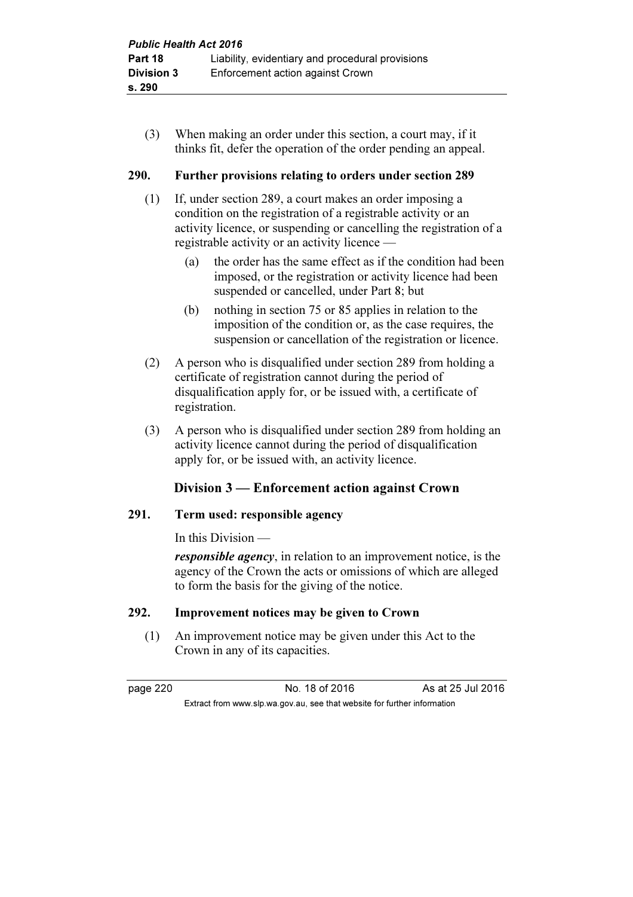(3) When making an order under this section, a court may, if it thinks fit, defer the operation of the order pending an appeal.

### 290. Further provisions relating to orders under section 289

(1) If, under section 289, a court makes an order imposing a condition on the registration of a registrable activity or an activity licence, or suspending or cancelling the registration of a registrable activity or an activity licence —

(a) the order has the same effect as if the condition had been imposed, or the registration or activity licence had been suspended or cancelled, under Part 8; but

(b) nothing in section 75 or 85 applies in relation to the imposition of the condition or, as the case requires, the suspension or cancellation of the registration or licence.

(2) A person who is disqualified under section 289 from holding a certificate of registration cannot during the period of disqualification apply for, or be issued with, a certificate of registration.

(3) A person who is disqualified under section 289 from holding an activity licence cannot during the period of disqualification apply for, or be issued with, an activity licence.

## Division 3 — Enforcement action against Crown

### 291. Term used: responsible agency

In this Division —

***responsible agency***, in relation to an improvement notice, is the agency of the Crown the acts or omissions of which are alleged to form the basis for the giving of the notice.

### 292. Improvement notices may be given to Crown

(1) An improvement notice may be given under this Act to the Crown in any of its capacities.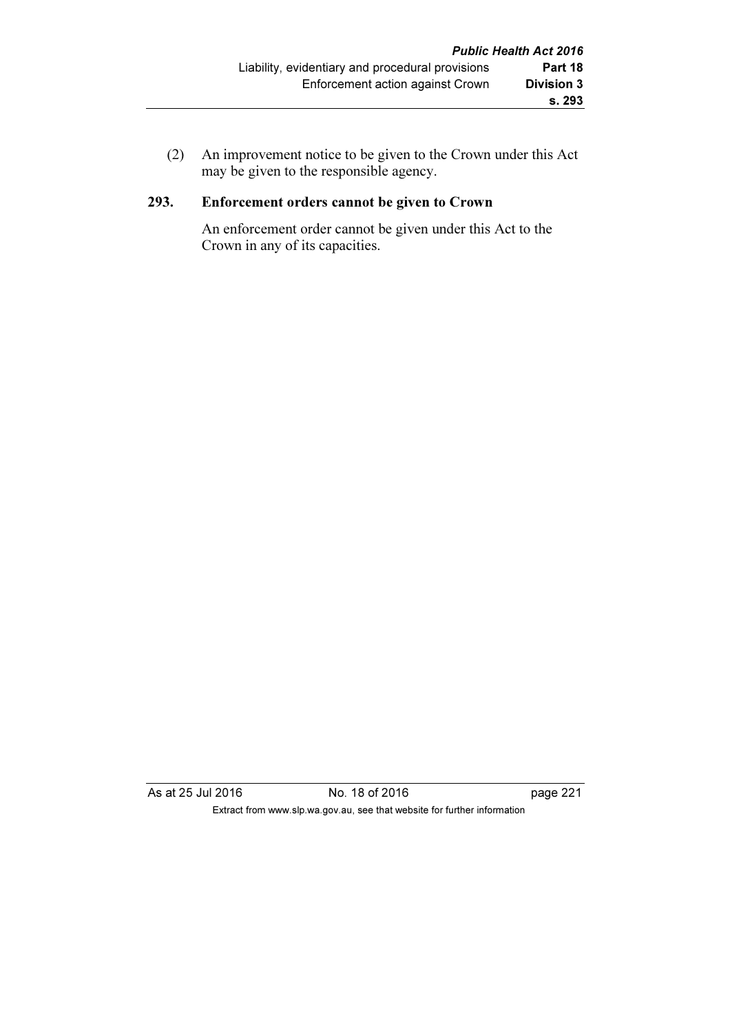(2) An improvement notice to be given to the Crown under this Act may be given to the responsible agency.

### 293. Enforcement orders cannot be given to Crown

An enforcement order cannot be given under this Act to the Crown in any of its capacities.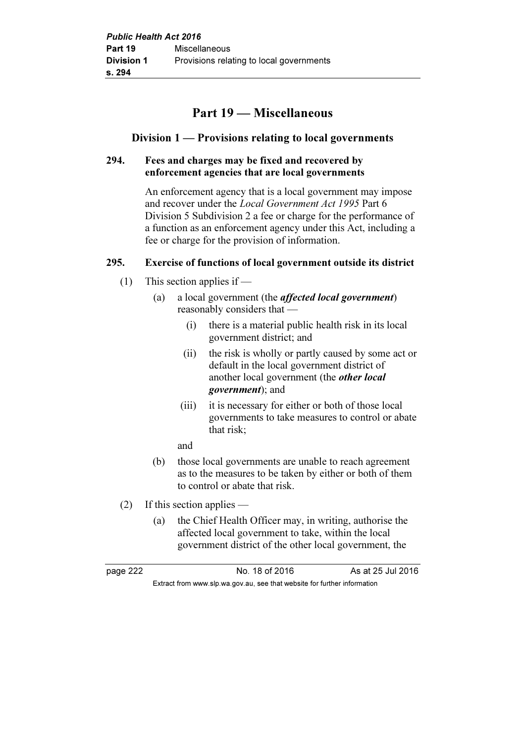# Part 19 — Miscellaneous

## Division 1 — Provisions relating to local governments

### 294. Fees and charges may be fixed and recovered by enforcement agencies that are local governments

An enforcement agency that is a local government may impose and recover under the *Local Government Act 1995* Part 6 Division 5 Subdivision 2 a fee or charge for the performance of a function as an enforcement agency under this Act, including a fee or charge for the provision of information.

### 295. Exercise of functions of local government outside its district

(1) This section applies if —

(a) a local government (the ***affected local government***) reasonably considers that —

(i) there is a material public health risk in its local government district; and

(ii) the risk is wholly or partly caused by some act or default in the local government district of another local government (the ***other local government***); and

(iii) it is necessary for either or both of those local governments to take measures to control or abate that risk;

and

(b) those local governments are unable to reach agreement as to the measures to be taken by either or both of them to control or abate that risk.

(2) If this section applies —

(a) the Chief Health Officer may, in writing, authorise the affected local government to take, within the local government district of the other local government, the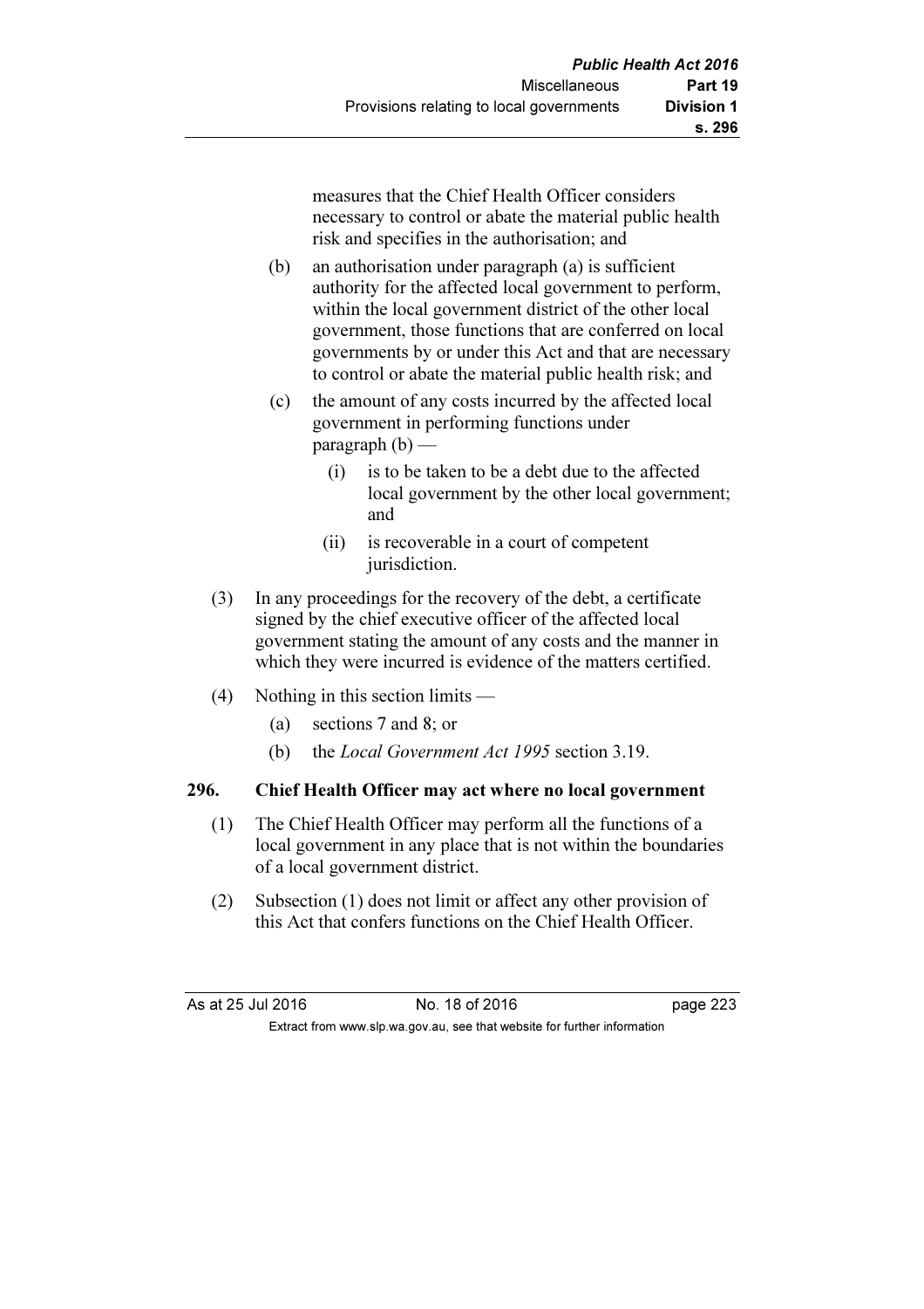measures that the Chief Health Officer considers necessary to control or abate the material public health risk and specifies in the authorisation; and

(b) an authorisation under paragraph (a) is sufficient authority for the affected local government to perform, within the local government district of the other local government, those functions that are conferred on local governments by or under this Act and that are necessary to control or abate the material public health risk; and

(c) the amount of any costs incurred by the affected local government in performing functions under paragraph (b) —

(i) is to be taken to be a debt due to the affected local government by the other local government; and

(ii) is recoverable in a court of competent jurisdiction.

(3) In any proceedings for the recovery of the debt, a certificate signed by the chief executive officer of the affected local government stating the amount of any costs and the manner in which they were incurred is evidence of the matters certified.

(4) Nothing in this section limits —

(a) sections 7 and 8; or

(b) the *Local Government Act 1995* section 3.19.

### 296. Chief Health Officer may act where no local government

(1) The Chief Health Officer may perform all the functions of a local government in any place that is not within the boundaries of a local government district.

(2) Subsection (1) does not limit or affect any other provision of this Act that confers functions on the Chief Health Officer.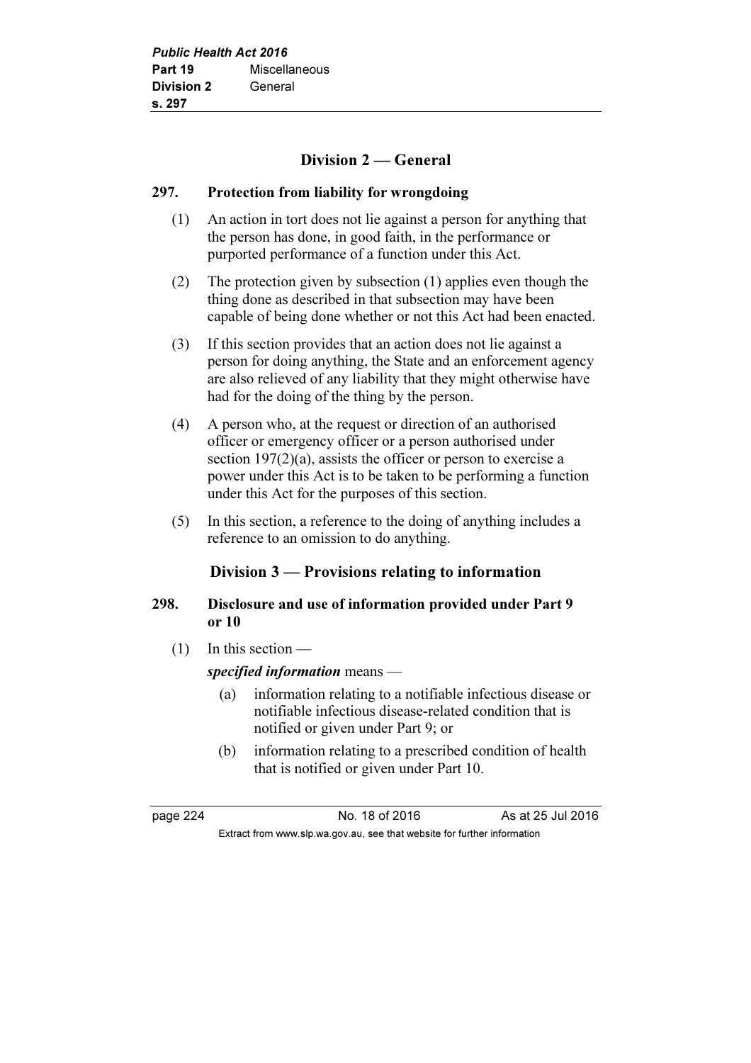## Division 2 — General

### 297. Protection from liability for wrongdoing

(1) An action in tort does not lie against a person for anything that the person has done, in good faith, in the performance or purported performance of a function under this Act.

(2) The protection given by subsection (1) applies even though the thing done as described in that subsection may have been capable of being done whether or not this Act had been enacted.

(3) If this section provides that an action does not lie against a person for doing anything, the State and an enforcement agency are also relieved of any liability that they might otherwise have had for the doing of the thing by the person.

(4) A person who, at the request or direction of an authorised officer or emergency officer or a person authorised under section 197(2)(a), assists the officer or person to exercise a power under this Act is to be taken to be performing a function under this Act for the purposes of this section.

(5) In this section, a reference to the doing of anything includes a reference to an omission to do anything.

## Division 3 — Provisions relating to information

### 298. Disclosure and use of information provided under Part 9 or 10

(1) In this section —

***specified information*** means —

- (a) information relating to a notifiable infectious disease or notifiable infectious disease-related condition that is notified or given under Part 9; or
- (b) information relating to a prescribed condition of health that is notified or given under Part 10.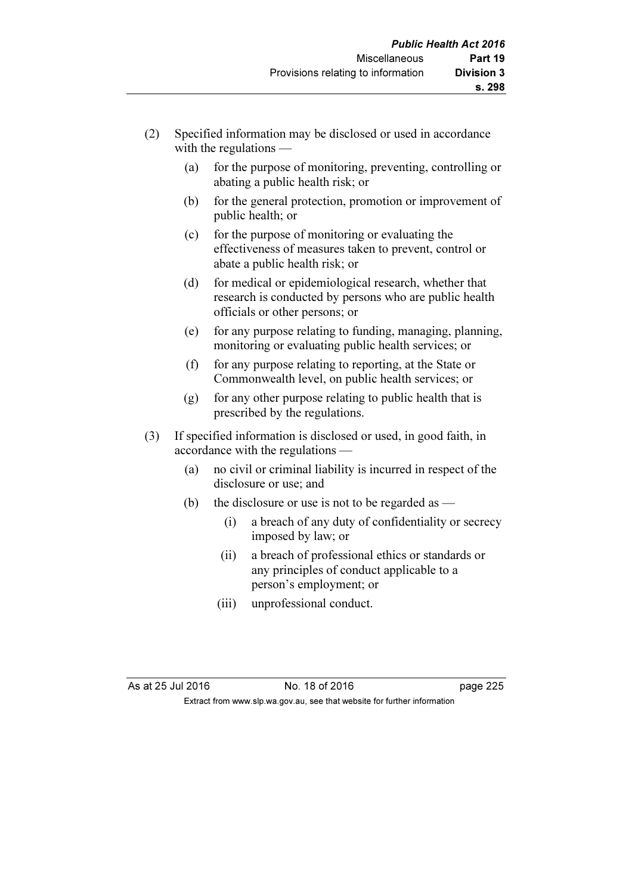(2) Specified information may be disclosed or used in accordance with the regulations —

  (a) for the purpose of monitoring, preventing, controlling or abating a public health risk; or

  (b) for the general protection, promotion or improvement of public health; or

  (c) for the purpose of monitoring or evaluating the effectiveness of measures taken to prevent, control or abate a public health risk; or

  (d) for medical or epidemiological research, whether that research is conducted by persons who are public health officials or other persons; or

  (e) for any purpose relating to funding, managing, planning, monitoring or evaluating public health services; or

  (f) for any purpose relating to reporting, at the State or Commonwealth level, on public health services; or

  (g) for any other purpose relating to public health that is prescribed by the regulations.

(3) If specified information is disclosed or used, in good faith, in accordance with the regulations —

  (a) no civil or criminal liability is incurred in respect of the disclosure or use; and

  (b) the disclosure or use is not to be regarded as —

    (i) a breach of any duty of confidentiality or secrecy imposed by law; or

    (ii) a breach of professional ethics or standards or any principles of conduct applicable to a person's employment; or

    (iii) unprofessional conduct.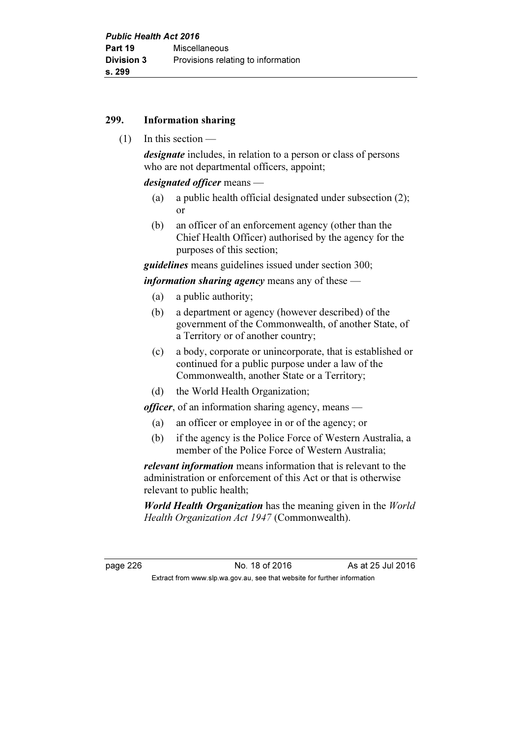## 299. Information sharing

(1) In this section —

***designate*** includes, in relation to a person or class of persons who are not departmental officers, appoint;

***designated officer*** means —

(a) a public health official designated under subsection (2); or

(b) an officer of an enforcement agency (other than the Chief Health Officer) authorised by the agency for the purposes of this section;

***guidelines*** means guidelines issued under section 300;

***information sharing agency*** means any of these —

(a) a public authority;

(b) a department or agency (however described) of the government of the Commonwealth, of another State, of a Territory or of another country;

(c) a body, corporate or unincorporate, that is established or continued for a public purpose under a law of the Commonwealth, another State or a Territory;

(d) the World Health Organization;

***officer***, of an information sharing agency, means —

(a) an officer or employee in or of the agency; or

(b) if the agency is the Police Force of Western Australia, a member of the Police Force of Western Australia;

***relevant information*** means information that is relevant to the administration or enforcement of this Act or that is otherwise relevant to public health;

***World Health Organization*** has the meaning given in the *World Health Organization Act 1947* (Commonwealth).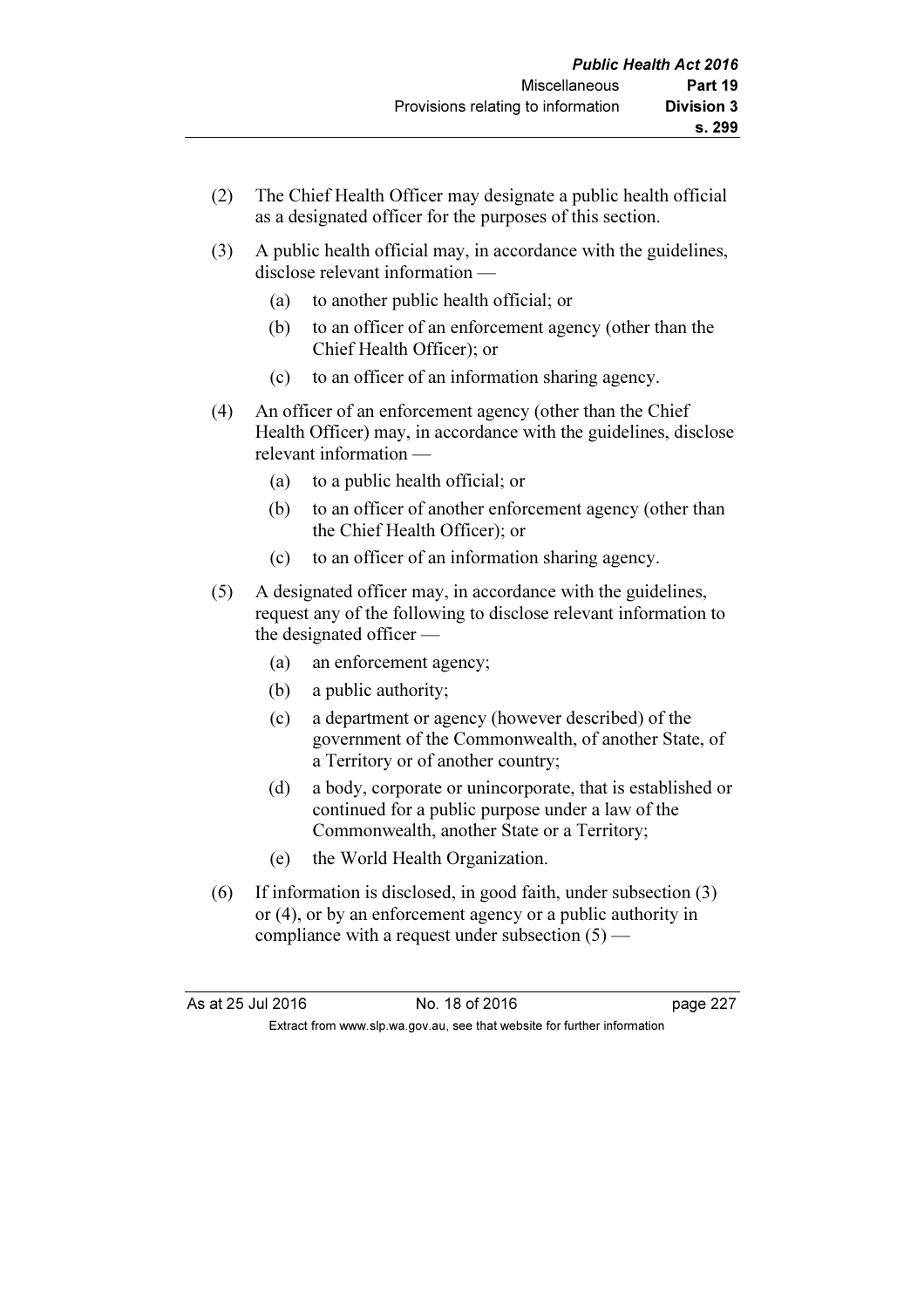(2) The Chief Health Officer may designate a public health official as a designated officer for the purposes of this section.

(3) A public health official may, in accordance with the guidelines, disclose relevant information —

   (a) to another public health official; or

   (b) to an officer of an enforcement agency (other than the Chief Health Officer); or

   (c) to an officer of an information sharing agency.

(4) An officer of an enforcement agency (other than the Chief Health Officer) may, in accordance with the guidelines, disclose relevant information —

   (a) to a public health official; or

   (b) to an officer of another enforcement agency (other than the Chief Health Officer); or

   (c) to an officer of an information sharing agency.

(5) A designated officer may, in accordance with the guidelines, request any of the following to disclose relevant information to the designated officer —

   (a) an enforcement agency;

   (b) a public authority;

   (c) a department or agency (however described) of the government of the Commonwealth, of another State, of a Territory or of another country;

   (d) a body, corporate or unincorporate, that is established or continued for a public purpose under a law of the Commonwealth, another State or a Territory;

   (e) the World Health Organization.

(6) If information is disclosed, in good faith, under subsection (3) or (4), or by an enforcement agency or a public authority in compliance with a request under subsection (5) —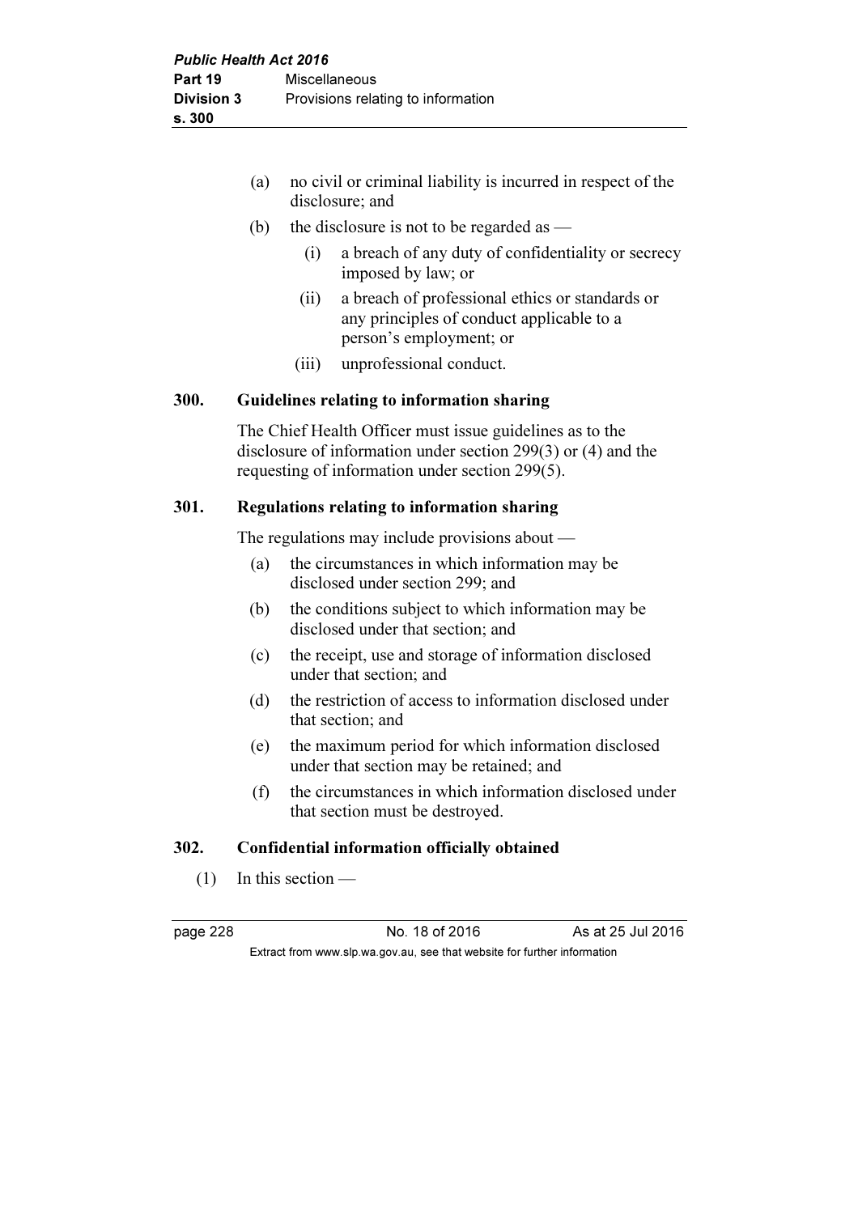(a) no civil or criminal liability is incurred in respect of the disclosure; and

(b) the disclosure is not to be regarded as —

  (i) a breach of any duty of confidentiality or secrecy imposed by law; or

  (ii) a breach of professional ethics or standards or any principles of conduct applicable to a person's employment; or

  (iii) unprofessional conduct.

## 300. Guidelines relating to information sharing

The Chief Health Officer must issue guidelines as to the disclosure of information under section 299(3) or (4) and the requesting of information under section 299(5).

## 301. Regulations relating to information sharing

The regulations may include provisions about —

(a) the circumstances in which information may be disclosed under section 299; and

(b) the conditions subject to which information may be disclosed under that section; and

(c) the receipt, use and storage of information disclosed under that section; and

(d) the restriction of access to information disclosed under that section; and

(e) the maximum period for which information disclosed under that section may be retained; and

(f) the circumstances in which information disclosed under that section must be destroyed.

## 302. Confidential information officially obtained

(1) In this section —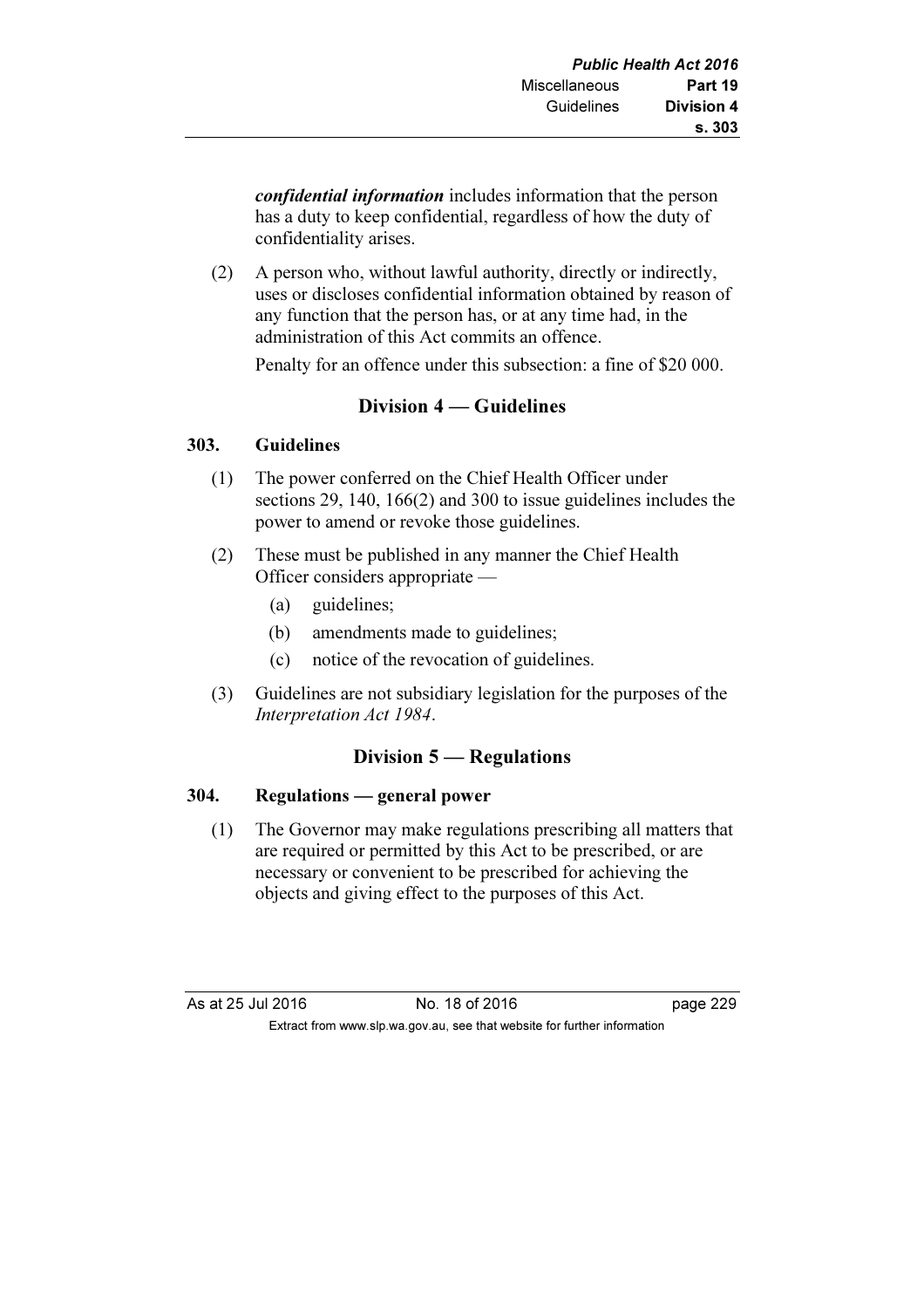***confidential information*** includes information that the person has a duty to keep confidential, regardless of how the duty of confidentiality arises.

(2) A person who, without lawful authority, directly or indirectly, uses or discloses confidential information obtained by reason of any function that the person has, or at any time had, in the administration of this Act commits an offence.

Penalty for an offence under this subsection: a fine of $20 000.

## Division 4 — Guidelines

### 303. Guidelines

(1) The power conferred on the Chief Health Officer under sections 29, 140, 166(2) and 300 to issue guidelines includes the power to amend or revoke those guidelines.

(2) These must be published in any manner the Chief Health Officer considers appropriate —

(a) guidelines;

(b) amendments made to guidelines;

(c) notice of the revocation of guidelines.

(3) Guidelines are not subsidiary legislation for the purposes of the *Interpretation Act 1984*.

## Division 5 — Regulations

### 304. Regulations — general power

(1) The Governor may make regulations prescribing all matters that are required or permitted by this Act to be prescribed, or are necessary or convenient to be prescribed for achieving the objects and giving effect to the purposes of this Act.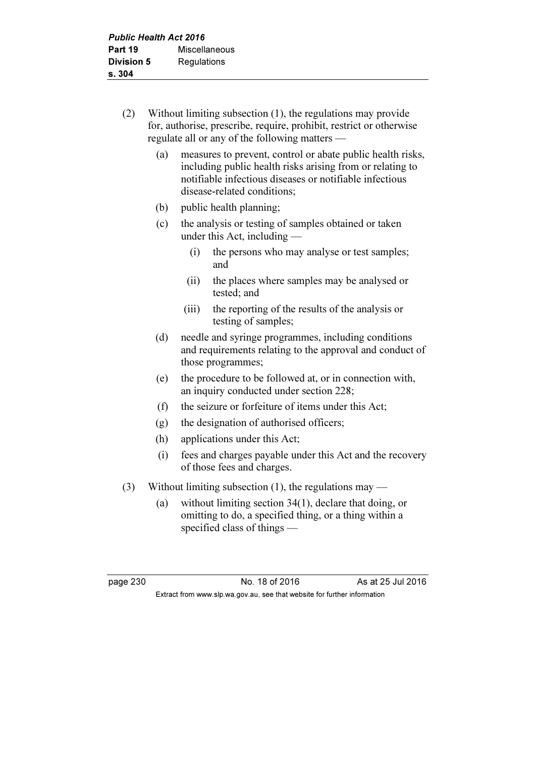(2) Without limiting subsection (1), the regulations may provide for, authorise, prescribe, require, prohibit, restrict or otherwise regulate all or any of the following matters —

- (a) measures to prevent, control or abate public health risks, including public health risks arising from or relating to notifiable infectious diseases or notifiable infectious disease-related conditions;
- (b) public health planning;
- (c) the analysis or testing of samples obtained or taken under this Act, including —
  - (i) the persons who may analyse or test samples; and
  - (ii) the places where samples may be analysed or tested; and
  - (iii) the reporting of the results of the analysis or testing of samples;
- (d) needle and syringe programmes, including conditions and requirements relating to the approval and conduct of those programmes;
- (e) the procedure to be followed at, or in connection with, an inquiry conducted under section 228;
- (f) the seizure or forfeiture of items under this Act;
- (g) the designation of authorised officers;
- (h) applications under this Act;
- (i) fees and charges payable under this Act and the recovery of those fees and charges.

(3) Without limiting subsection (1), the regulations may —

- (a) without limiting section 34(1), declare that doing, or omitting to do, a specified thing, or a thing within a specified class of things —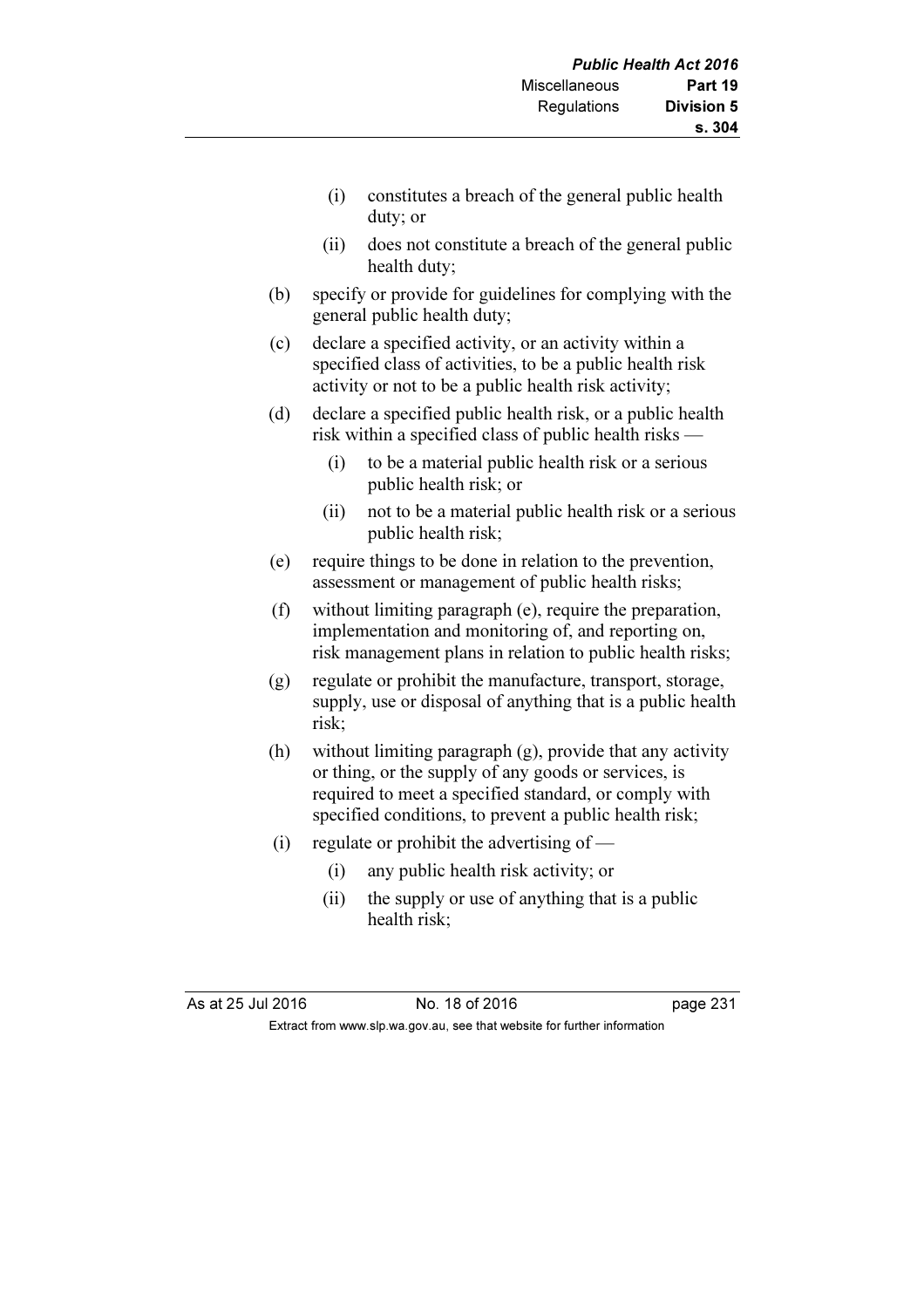(i) constitutes a breach of the general public health duty; or

(ii) does not constitute a breach of the general public health duty;

(b) specify or provide for guidelines for complying with the general public health duty;

(c) declare a specified activity, or an activity within a specified class of activities, to be a public health risk activity or not to be a public health risk activity;

(d) declare a specified public health risk, or a public health risk within a specified class of public health risks —

(i) to be a material public health risk or a serious public health risk; or

(ii) not to be a material public health risk or a serious public health risk;

(e) require things to be done in relation to the prevention, assessment or management of public health risks;

(f) without limiting paragraph (e), require the preparation, implementation and monitoring of, and reporting on, risk management plans in relation to public health risks;

(g) regulate or prohibit the manufacture, transport, storage, supply, use or disposal of anything that is a public health risk;

(h) without limiting paragraph (g), provide that any activity or thing, or the supply of any goods or services, is required to meet a specified standard, or comply with specified conditions, to prevent a public health risk;

(i) regulate or prohibit the advertising of —

(i) any public health risk activity; or

(ii) the supply or use of anything that is a public health risk;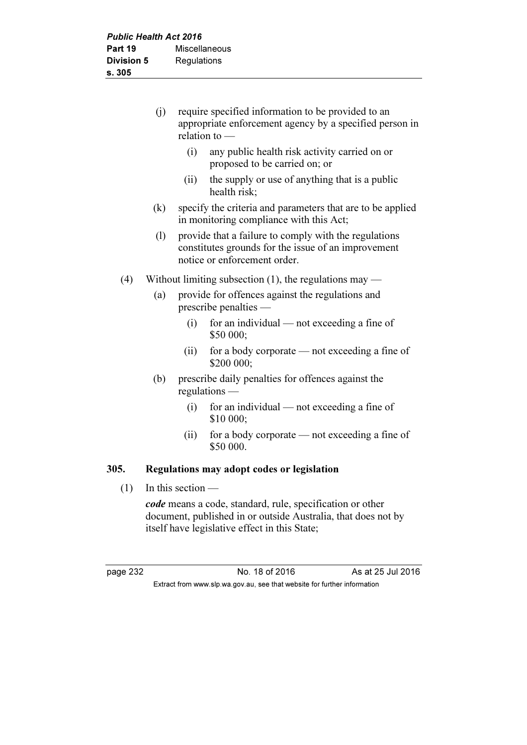(j) require specified information to be provided to an appropriate enforcement agency by a specified person in relation to —

(i) any public health risk activity carried on or proposed to be carried on; or

(ii) the supply or use of anything that is a public health risk;

(k) specify the criteria and parameters that are to be applied in monitoring compliance with this Act;

(l) provide that a failure to comply with the regulations constitutes grounds for the issue of an improvement notice or enforcement order.

(4) Without limiting subsection (1), the regulations may —

(a) provide for offences against the regulations and prescribe penalties —

(i) for an individual — not exceeding a fine of $50 000;

(ii) for a body corporate — not exceeding a fine of $200 000;

(b) prescribe daily penalties for offences against the regulations —

(i) for an individual — not exceeding a fine of $10 000;

(ii) for a body corporate — not exceeding a fine of $50 000.

### 305. Regulations may adopt codes or legislation

(1) In this section —

***code*** means a code, standard, rule, specification or other document, published in or outside Australia, that does not by itself have legislative effect in this State;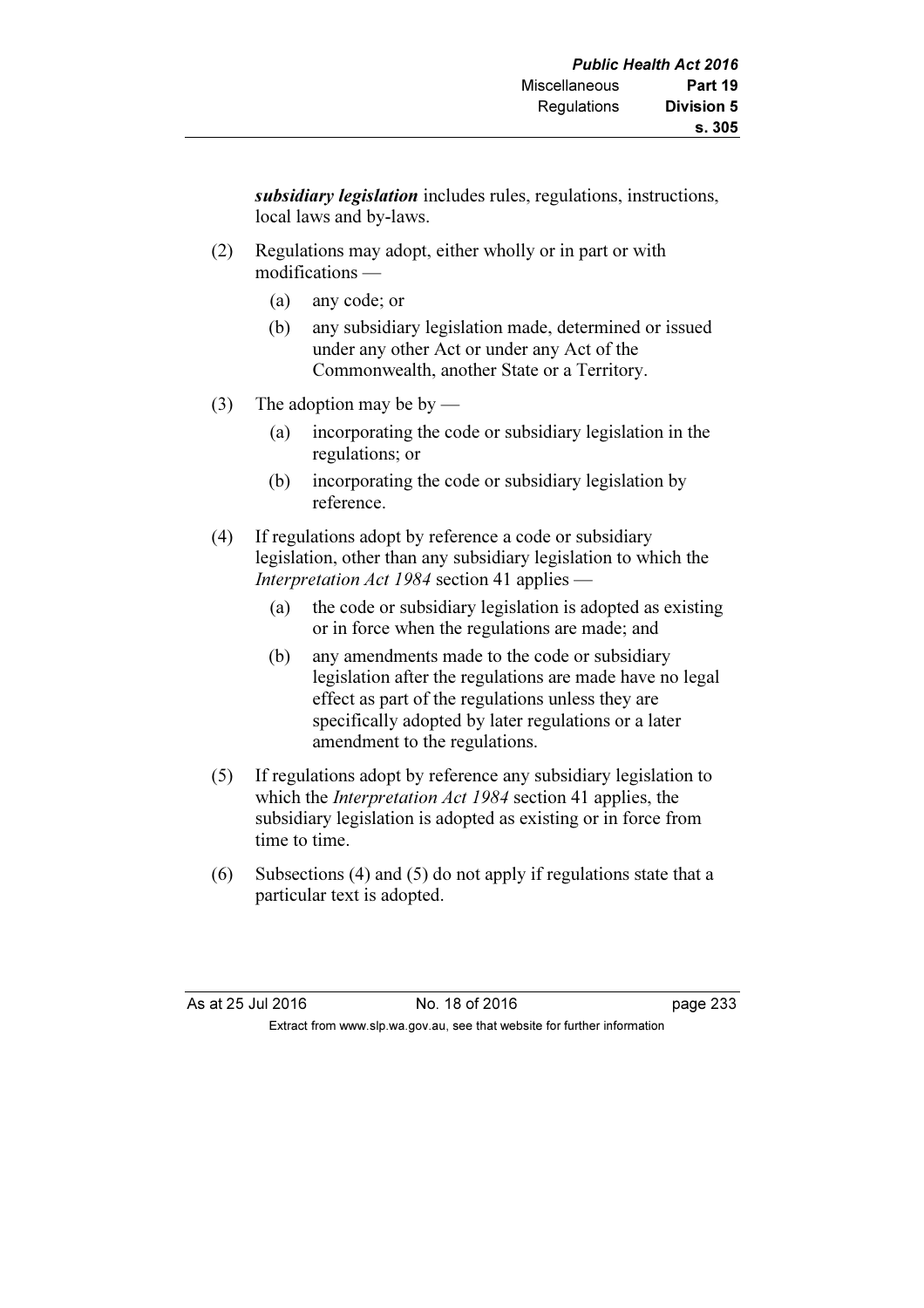***subsidiary legislation*** includes rules, regulations, instructions, local laws and by-laws.

(2) Regulations may adopt, either wholly or in part or with modifications —

(a) any code; or

(b) any subsidiary legislation made, determined or issued under any other Act or under any Act of the Commonwealth, another State or a Territory.

(3) The adoption may be by —

(a) incorporating the code or subsidiary legislation in the regulations; or

(b) incorporating the code or subsidiary legislation by reference.

(4) If regulations adopt by reference a code or subsidiary legislation, other than any subsidiary legislation to which the *Interpretation Act 1984* section 41 applies —

(a) the code or subsidiary legislation is adopted as existing or in force when the regulations are made; and

(b) any amendments made to the code or subsidiary legislation after the regulations are made have no legal effect as part of the regulations unless they are specifically adopted by later regulations or a later amendment to the regulations.

(5) If regulations adopt by reference any subsidiary legislation to which the *Interpretation Act 1984* section 41 applies, the subsidiary legislation is adopted as existing or in force from time to time.

(6) Subsections (4) and (5) do not apply if regulations state that a particular text is adopted.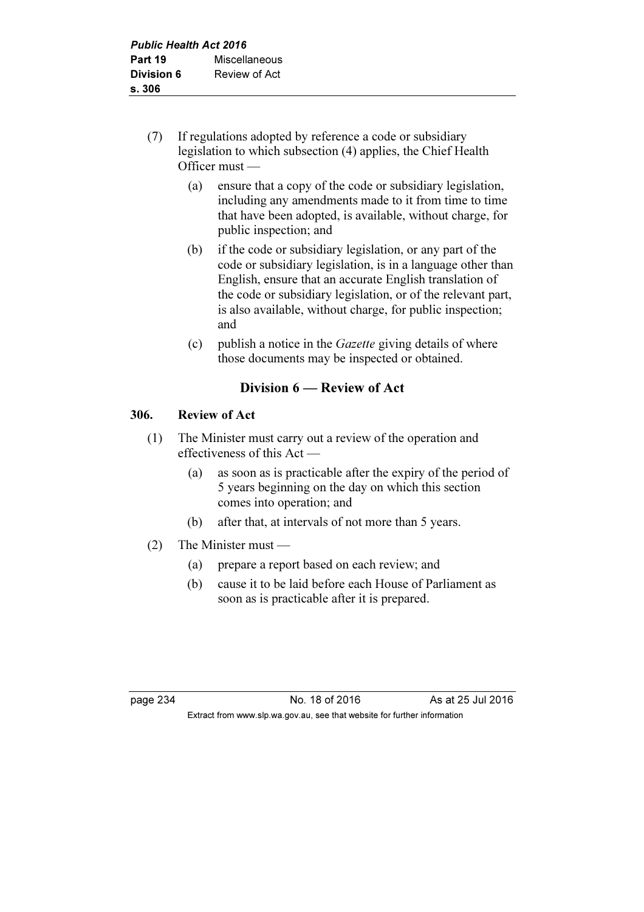(7) If regulations adopted by reference a code or subsidiary legislation to which subsection (4) applies, the Chief Health Officer must —

(a) ensure that a copy of the code or subsidiary legislation, including any amendments made to it from time to time that have been adopted, is available, without charge, for public inspection; and

(b) if the code or subsidiary legislation, or any part of the code or subsidiary legislation, is in a language other than English, ensure that an accurate English translation of the code or subsidiary legislation, or of the relevant part, is also available, without charge, for public inspection; and

(c) publish a notice in the *Gazette* giving details of where those documents may be inspected or obtained.

## Division 6 — Review of Act

### 306. Review of Act

(1) The Minister must carry out a review of the operation and effectiveness of this Act —

(a) as soon as is practicable after the expiry of the period of 5 years beginning on the day on which this section comes into operation; and

(b) after that, at intervals of not more than 5 years.

(2) The Minister must —

(a) prepare a report based on each review; and

(b) cause it to be laid before each House of Parliament as soon as is practicable after it is prepared.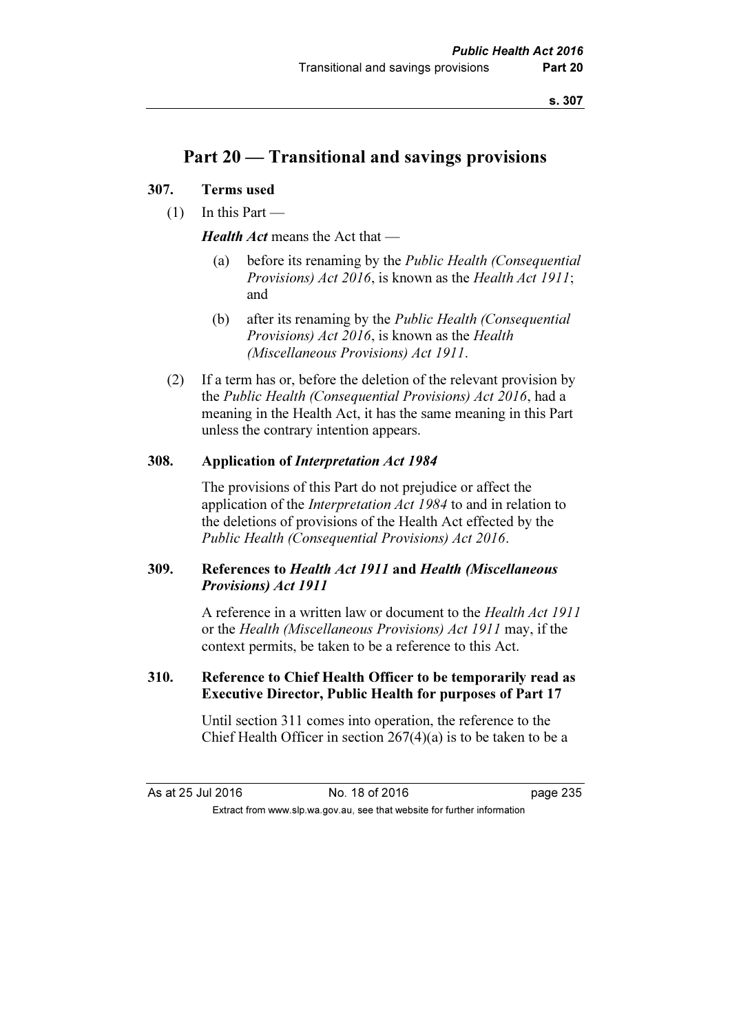# Part 20 — Transitional and savings provisions

## 307. Terms used

(1) In this Part —

***Health Act*** means the Act that —

(a) before its renaming by the *Public Health (Consequential Provisions) Act 2016*, is known as the *Health Act 1911*; and

(b) after its renaming by the *Public Health (Consequential Provisions) Act 2016*, is known as the *Health (Miscellaneous Provisions) Act 1911*.

(2) If a term has or, before the deletion of the relevant provision by the *Public Health (Consequential Provisions) Act 2016*, had a meaning in the Health Act, it has the same meaning in this Part unless the contrary intention appears.

## 308. Application of *Interpretation Act 1984*

The provisions of this Part do not prejudice or affect the application of the *Interpretation Act 1984* to and in relation to the deletions of provisions of the Health Act effected by the *Public Health (Consequential Provisions) Act 2016*.

## 309. References to *Health Act 1911* and *Health (Miscellaneous Provisions) Act 1911*

A reference in a written law or document to the *Health Act 1911* or the *Health (Miscellaneous Provisions) Act 1911* may, if the context permits, be taken to be a reference to this Act.

## 310. Reference to Chief Health Officer to be temporarily read as Executive Director, Public Health for purposes of Part 17

Until section 311 comes into operation, the reference to the Chief Health Officer in section 267(4)(a) is to be taken to be a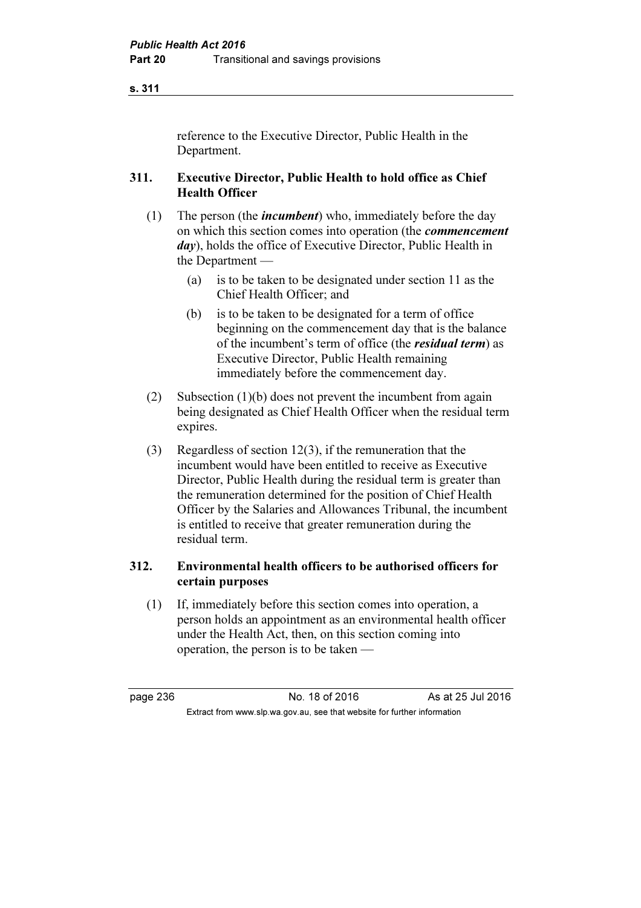reference to the Executive Director, Public Health in the Department.

### 311. Executive Director, Public Health to hold office as Chief Health Officer

(1) The person (the ***incumbent***) who, immediately before the day on which this section comes into operation (the ***commencement day***), holds the office of Executive Director, Public Health in the Department —

  (a) is to be taken to be designated under section 11 as the Chief Health Officer; and

  (b) is to be taken to be designated for a term of office beginning on the commencement day that is the balance of the incumbent's term of office (the ***residual term***) as Executive Director, Public Health remaining immediately before the commencement day.

(2) Subsection (1)(b) does not prevent the incumbent from again being designated as Chief Health Officer when the residual term expires.

(3) Regardless of section 12(3), if the remuneration that the incumbent would have been entitled to receive as Executive Director, Public Health during the residual term is greater than the remuneration determined for the position of Chief Health Officer by the Salaries and Allowances Tribunal, the incumbent is entitled to receive that greater remuneration during the residual term.

### 312. Environmental health officers to be authorised officers for certain purposes

(1) If, immediately before this section comes into operation, a person holds an appointment as an environmental health officer under the Health Act, then, on this section coming into operation, the person is to be taken —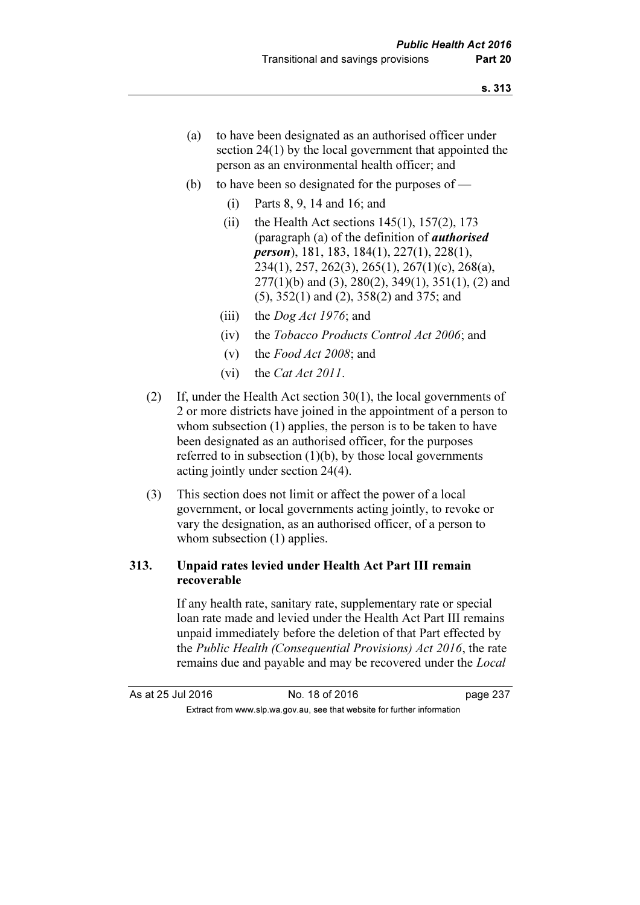(a) to have been designated as an authorised officer under section 24(1) by the local government that appointed the person as an environmental health officer; and

(b) to have been so designated for the purposes of —

(i) Parts 8, 9, 14 and 16; and

(ii) the Health Act sections 145(1), 157(2), 173 (paragraph (a) of the definition of ***authorised person***), 181, 183, 184(1), 227(1), 228(1), 234(1), 257, 262(3), 265(1), 267(1)(c), 268(a), 277(1)(b) and (3), 280(2), 349(1), 351(1), (2) and (5), 352(1) and (2), 358(2) and 375; and

(iii) the *Dog Act 1976*; and

(iv) the *Tobacco Products Control Act 2006*; and

(v) the *Food Act 2008*; and

(vi) the *Cat Act 2011*.

(2) If, under the Health Act section 30(1), the local governments of 2 or more districts have joined in the appointment of a person to whom subsection (1) applies, the person is to be taken to have been designated as an authorised officer, for the purposes referred to in subsection (1)(b), by those local governments acting jointly under section 24(4).

(3) This section does not limit or affect the power of a local government, or local governments acting jointly, to revoke or vary the designation, as an authorised officer, of a person to whom subsection (1) applies.

### 313. Unpaid rates levied under Health Act Part III remain recoverable

If any health rate, sanitary rate, supplementary rate or special loan rate made and levied under the Health Act Part III remains unpaid immediately before the deletion of that Part effected by the *Public Health (Consequential Provisions) Act 2016*, the rate remains due and payable and may be recovered under the *Local*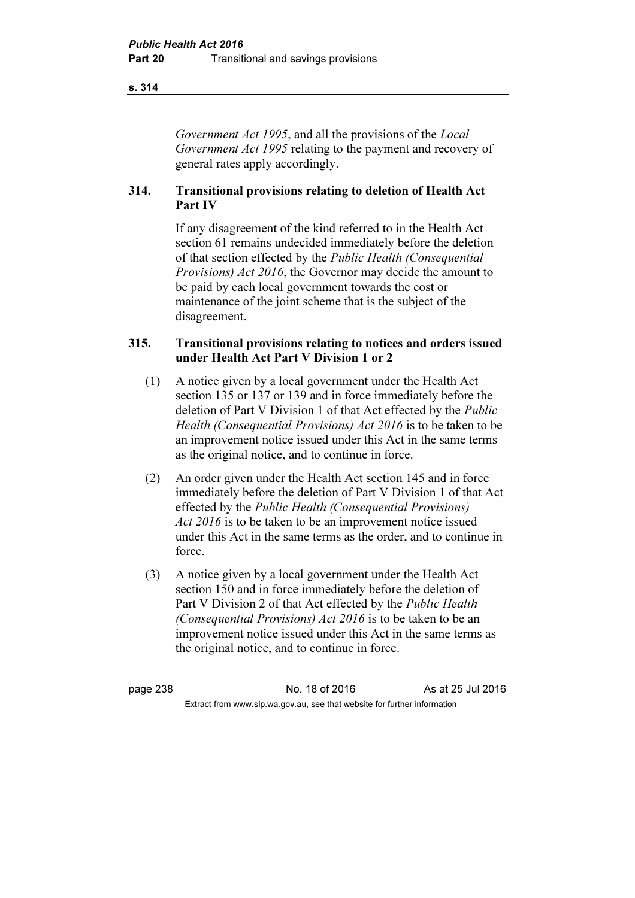*Government Act 1995*, and all the provisions of the *Local Government Act 1995* relating to the payment and recovery of general rates apply accordingly.

### 314. Transitional provisions relating to deletion of Health Act Part IV

If any disagreement of the kind referred to in the Health Act section 61 remains undecided immediately before the deletion of that section effected by the *Public Health (Consequential Provisions) Act 2016*, the Governor may decide the amount to be paid by each local government towards the cost or maintenance of the joint scheme that is the subject of the disagreement.

### 315. Transitional provisions relating to notices and orders issued under Health Act Part V Division 1 or 2

(1) A notice given by a local government under the Health Act section 135 or 137 or 139 and in force immediately before the deletion of Part V Division 1 of that Act effected by the *Public Health (Consequential Provisions) Act 2016* is to be taken to be an improvement notice issued under this Act in the same terms as the original notice, and to continue in force.

(2) An order given under the Health Act section 145 and in force immediately before the deletion of Part V Division 1 of that Act effected by the *Public Health (Consequential Provisions) Act 2016* is to be taken to be an improvement notice issued under this Act in the same terms as the order, and to continue in force.

(3) A notice given by a local government under the Health Act section 150 and in force immediately before the deletion of Part V Division 2 of that Act effected by the *Public Health (Consequential Provisions) Act 2016* is to be taken to be an improvement notice issued under this Act in the same terms as the original notice, and to continue in force.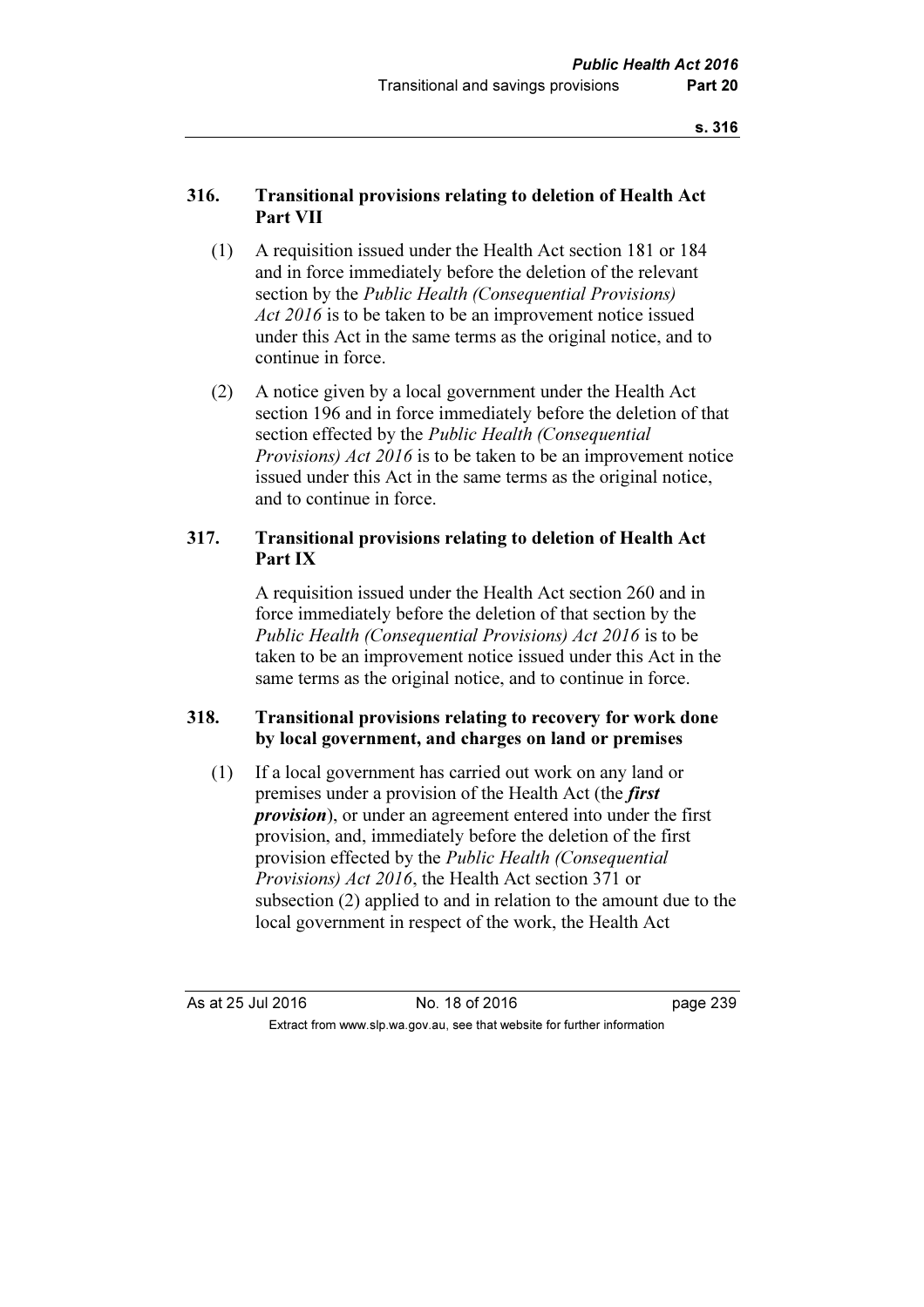### 316. Transitional provisions relating to deletion of Health Act Part VII

(1) A requisition issued under the Health Act section 181 or 184 and in force immediately before the deletion of the relevant section by the *Public Health (Consequential Provisions) Act 2016* is to be taken to be an improvement notice issued under this Act in the same terms as the original notice, and to continue in force.

(2) A notice given by a local government under the Health Act section 196 and in force immediately before the deletion of that section effected by the *Public Health (Consequential Provisions) Act 2016* is to be taken to be an improvement notice issued under this Act in the same terms as the original notice, and to continue in force.

### 317. Transitional provisions relating to deletion of Health Act Part IX

A requisition issued under the Health Act section 260 and in force immediately before the deletion of that section by the *Public Health (Consequential Provisions) Act 2016* is to be taken to be an improvement notice issued under this Act in the same terms as the original notice, and to continue in force.

### 318. Transitional provisions relating to recovery for work done by local government, and charges on land or premises

(1) If a local government has carried out work on any land or premises under a provision of the Health Act (the ***first provision***), or under an agreement entered into under the first provision, and, immediately before the deletion of the first provision effected by the *Public Health (Consequential Provisions) Act 2016*, the Health Act section 371 or subsection (2) applied to and in relation to the amount due to the local government in respect of the work, the Health Act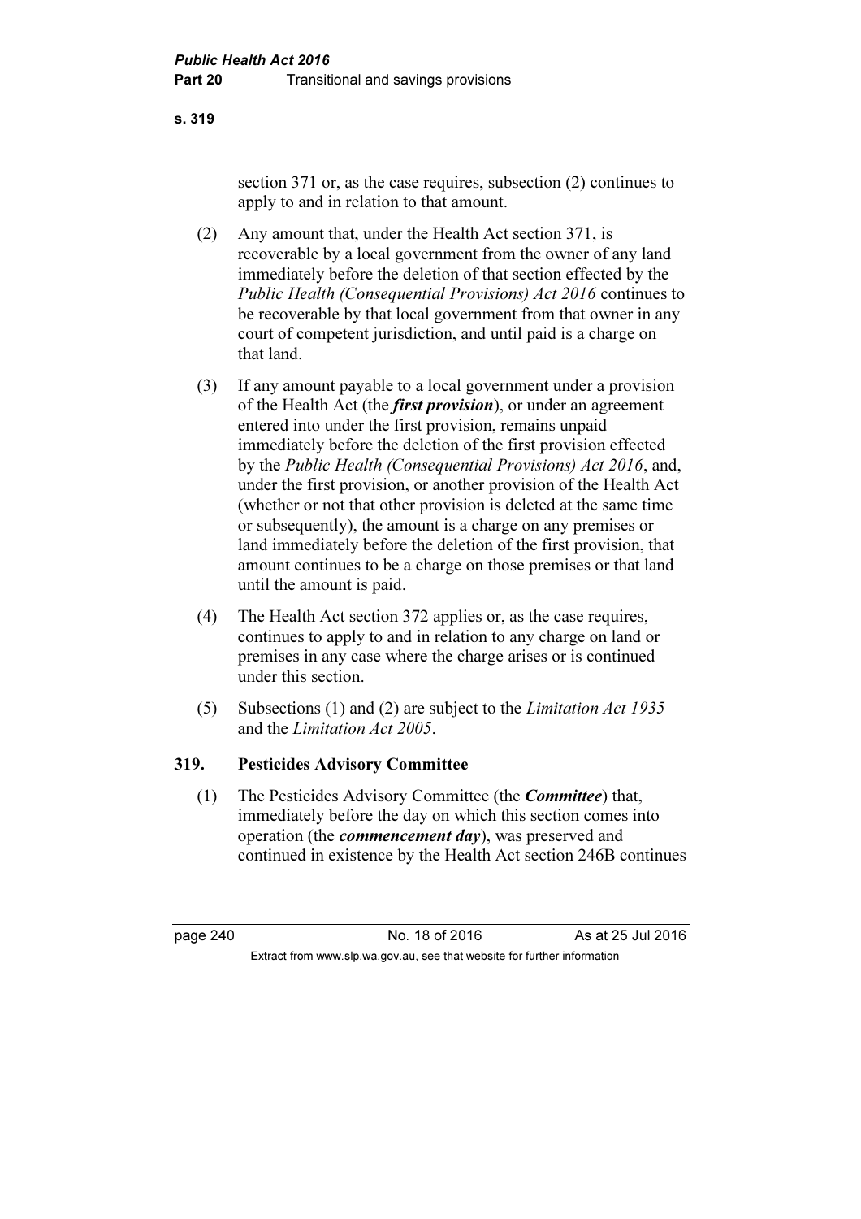section 371 or, as the case requires, subsection (2) continues to apply to and in relation to that amount.

(2) Any amount that, under the Health Act section 371, is recoverable by a local government from the owner of any land immediately before the deletion of that section effected by the *Public Health (Consequential Provisions) Act 2016* continues to be recoverable by that local government from that owner in any court of competent jurisdiction, and until paid is a charge on that land.

(3) If any amount payable to a local government under a provision of the Health Act (the ***first provision***), or under an agreement entered into under the first provision, remains unpaid immediately before the deletion of the first provision effected by the *Public Health (Consequential Provisions) Act 2016*, and, under the first provision, or another provision of the Health Act (whether or not that other provision is deleted at the same time or subsequently), the amount is a charge on any premises or land immediately before the deletion of the first provision, that amount continues to be a charge on those premises or that land until the amount is paid.

(4) The Health Act section 372 applies or, as the case requires, continues to apply to and in relation to any charge on land or premises in any case where the charge arises or is continued under this section.

(5) Subsections (1) and (2) are subject to the *Limitation Act 1935* and the *Limitation Act 2005*.

## 319. Pesticides Advisory Committee

(1) The Pesticides Advisory Committee (the ***Committee***) that, immediately before the day on which this section comes into operation (the ***commencement day***), was preserved and continued in existence by the Health Act section 246B continues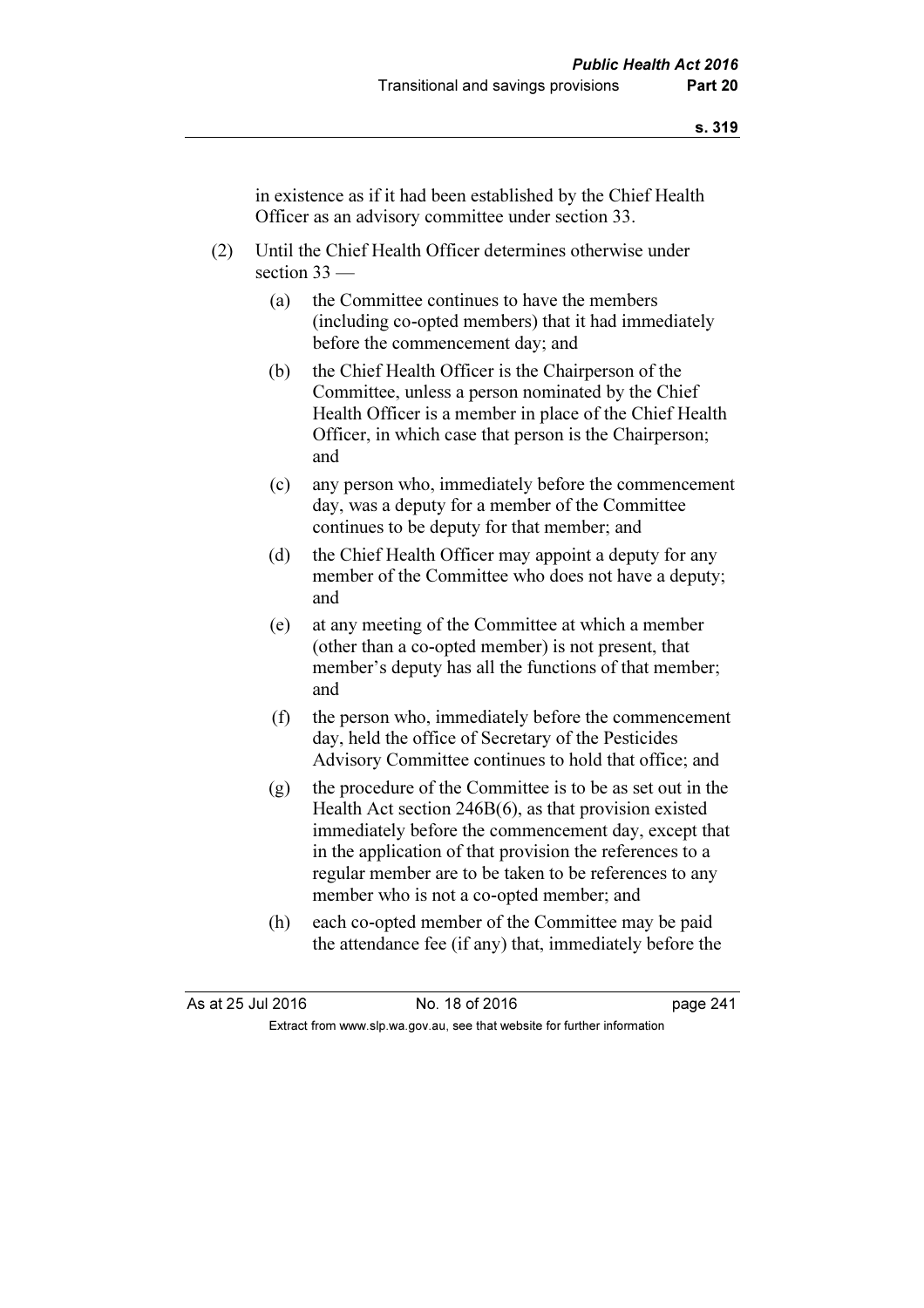in existence as if it had been established by the Chief Health Officer as an advisory committee under section 33.

(2) Until the Chief Health Officer determines otherwise under section 33 —

(a) the Committee continues to have the members (including co-opted members) that it had immediately before the commencement day; and

(b) the Chief Health Officer is the Chairperson of the Committee, unless a person nominated by the Chief Health Officer is a member in place of the Chief Health Officer, in which case that person is the Chairperson; and

(c) any person who, immediately before the commencement day, was a deputy for a member of the Committee continues to be deputy for that member; and

(d) the Chief Health Officer may appoint a deputy for any member of the Committee who does not have a deputy; and

(e) at any meeting of the Committee at which a member (other than a co-opted member) is not present, that member's deputy has all the functions of that member; and

(f) the person who, immediately before the commencement day, held the office of Secretary of the Pesticides Advisory Committee continues to hold that office; and

(g) the procedure of the Committee is to be as set out in the Health Act section 246B(6), as that provision existed immediately before the commencement day, except that in the application of that provision the references to a regular member are to be taken to be references to any member who is not a co-opted member; and

(h) each co-opted member of the Committee may be paid the attendance fee (if any) that, immediately before the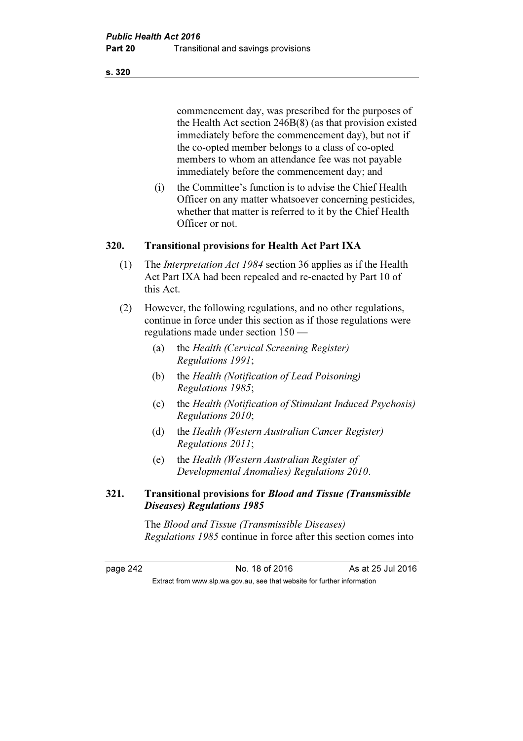commencement day, was prescribed for the purposes of the Health Act section 246B(8) (as that provision existed immediately before the commencement day), but not if the co-opted member belongs to a class of co-opted members to whom an attendance fee was not payable immediately before the commencement day; and

(i) the Committee's function is to advise the Chief Health Officer on any matter whatsoever concerning pesticides, whether that matter is referred to it by the Chief Health Officer or not.

### 320. Transitional provisions for Health Act Part IXA

(1) The *Interpretation Act 1984* section 36 applies as if the Health Act Part IXA had been repealed and re-enacted by Part 10 of this Act.

(2) However, the following regulations, and no other regulations, continue in force under this section as if those regulations were regulations made under section 150 —

(a) the *Health (Cervical Screening Register) Regulations 1991*;

(b) the *Health (Notification of Lead Poisoning) Regulations 1985*;

(c) the *Health (Notification of Stimulant Induced Psychosis) Regulations 2010*;

(d) the *Health (Western Australian Cancer Register) Regulations 2011*;

(e) the *Health (Western Australian Register of Developmental Anomalies) Regulations 2010*.

### 321. Transitional provisions for *Blood and Tissue (Transmissible Diseases) Regulations 1985*

The *Blood and Tissue (Transmissible Diseases) Regulations 1985* continue in force after this section comes into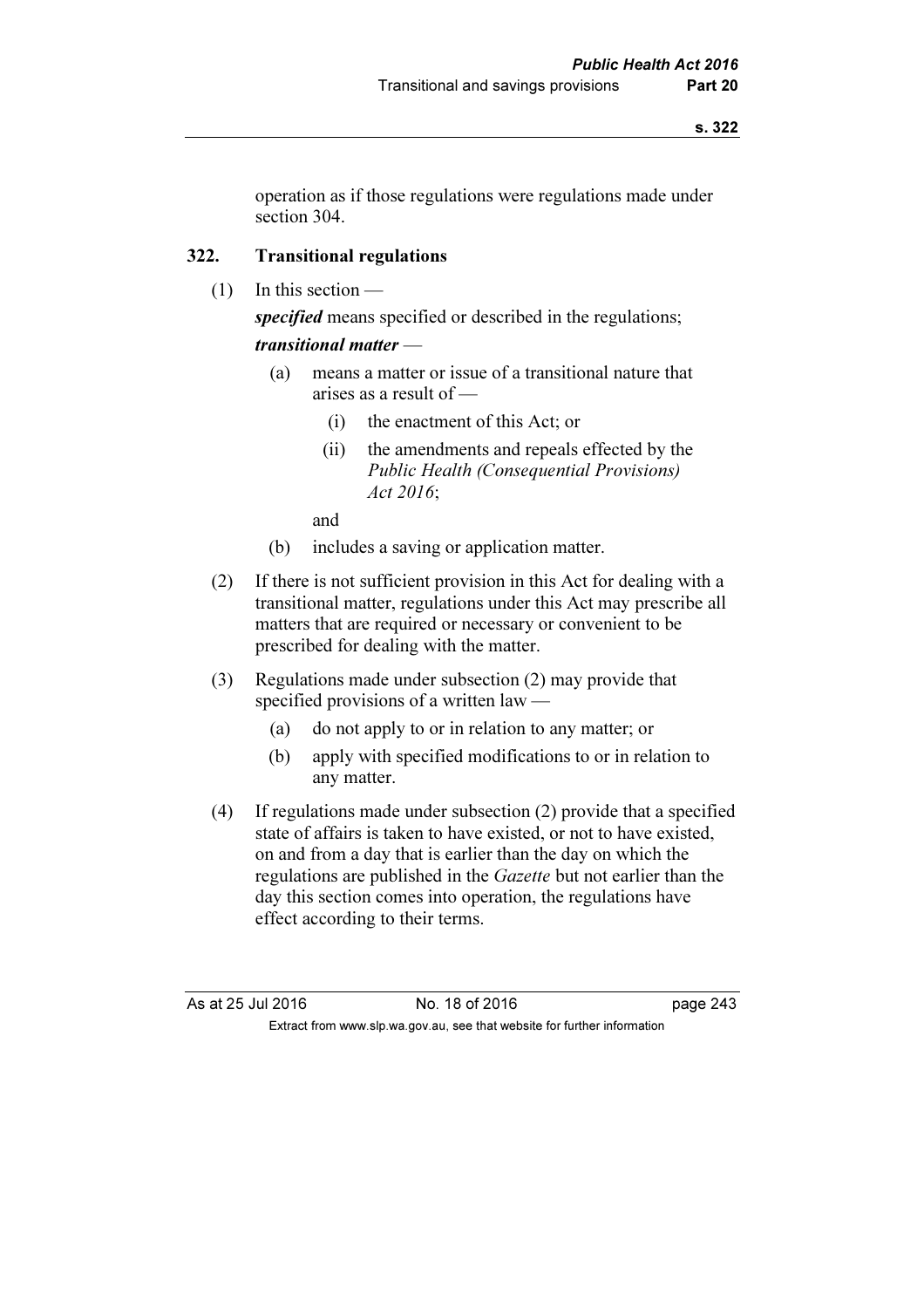operation as if those regulations were regulations made under section 304.

## 322. Transitional regulations

(1) In this section —

***specified*** means specified or described in the regulations;

***transitional matter*** —

(a) means a matter or issue of a transitional nature that arises as a result of —

(i) the enactment of this Act; or

(ii) the amendments and repeals effected by the *Public Health (Consequential Provisions) Act 2016*;

and

(b) includes a saving or application matter.

(2) If there is not sufficient provision in this Act for dealing with a transitional matter, regulations under this Act may prescribe all matters that are required or necessary or convenient to be prescribed for dealing with the matter.

(3) Regulations made under subsection (2) may provide that specified provisions of a written law —

(a) do not apply to or in relation to any matter; or

(b) apply with specified modifications to or in relation to any matter.

(4) If regulations made under subsection (2) provide that a specified state of affairs is taken to have existed, or not to have existed, on and from a day that is earlier than the day on which the regulations are published in the *Gazette* but not earlier than the day this section comes into operation, the regulations have effect according to their terms.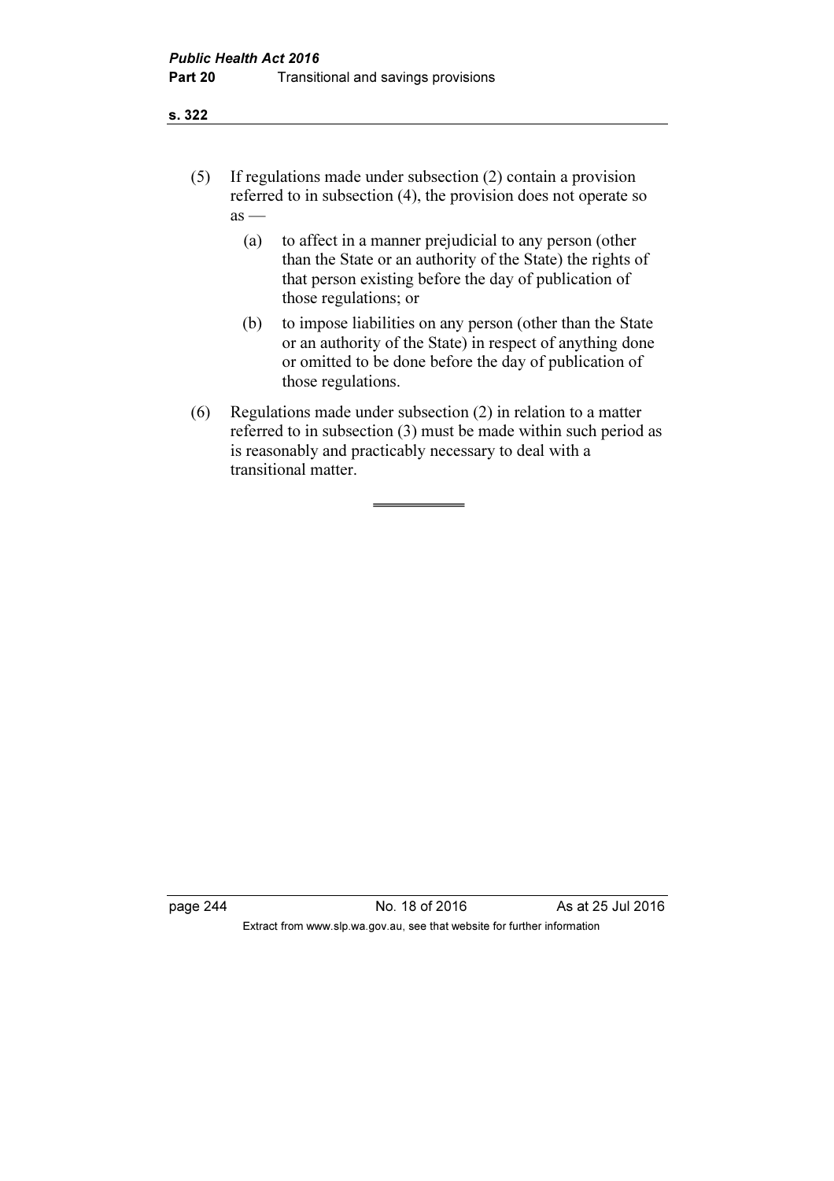(5) If regulations made under subsection (2) contain a provision referred to in subsection (4), the provision does not operate so as —

  (a) to affect in a manner prejudicial to any person (other than the State or an authority of the State) the rights of that person existing before the day of publication of those regulations; or

  (b) to impose liabilities on any person (other than the State or an authority of the State) in respect of anything done or omitted to be done before the day of publication of those regulations.

(6) Regulations made under subsection (2) in relation to a matter referred to in subsection (3) must be made within such period as is reasonably and practicably necessary to deal with a transitional matter.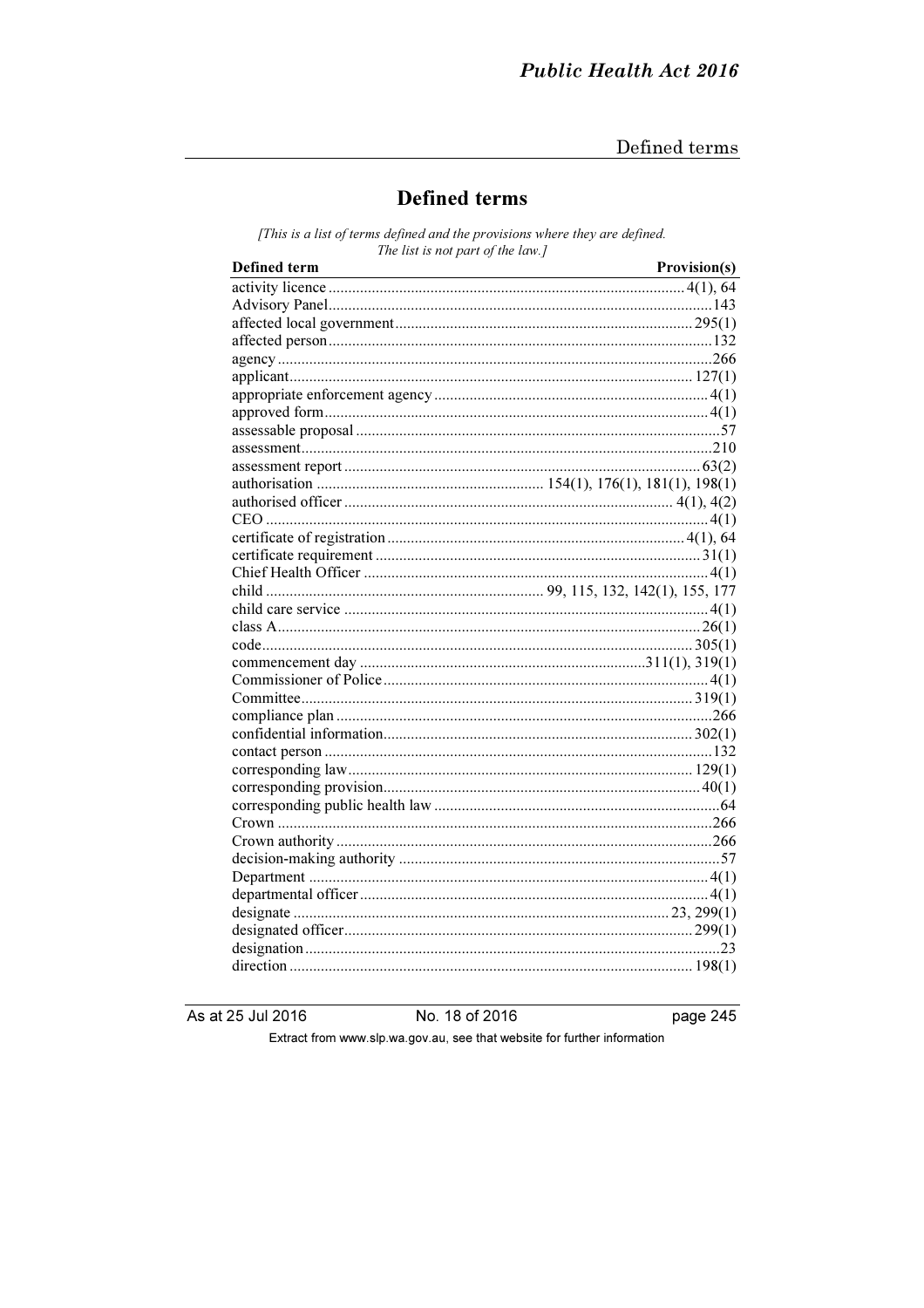# Defined terms

*[This is a list of terms defined and the provisions where they are defined. The list is not part of the law.]*

| Defined term | Provision(s) |
|---|---|
| activity licence | 4(1), 64 |
| Advisory Panel | 143 |
| affected local government | 295(1) |
| affected person | 132 |
| agency | 266 |
| applicant | 127(1) |
| appropriate enforcement agency | 4(1) |
| approved form | 4(1) |
| assessable proposal | 57 |
| assessment | 210 |
| assessment report | 63(2) |
| authorisation | 154(1), 176(1), 181(1), 198(1) |
| authorised officer | 4(1), 4(2) |
| CEO | 4(1) |
| certificate of registration | 4(1), 64 |
| certificate requirement | 31(1) |
| Chief Health Officer | 4(1) |
| child | 99, 115, 132, 142(1), 155, 177 |
| child care service | 4(1) |
| class A | 26(1) |
| code | 305(1) |
| commencement day | 311(1), 319(1) |
| Commissioner of Police | 4(1) |
| Committee | 319(1) |
| compliance plan | 266 |
| confidential information | 302(1) |
| contact person | 132 |
| corresponding law | 129(1) |
| corresponding provision | 40(1) |
| corresponding public health law | 64 |
| Crown | 266 |
| Crown authority | 266 |
| decision-making authority | 57 |
| Department | 4(1) |
| departmental officer | 4(1) |
| designate | 23, 299(1) |
| designated officer | 299(1) |
| designation | 23 |
| direction | 198(1) |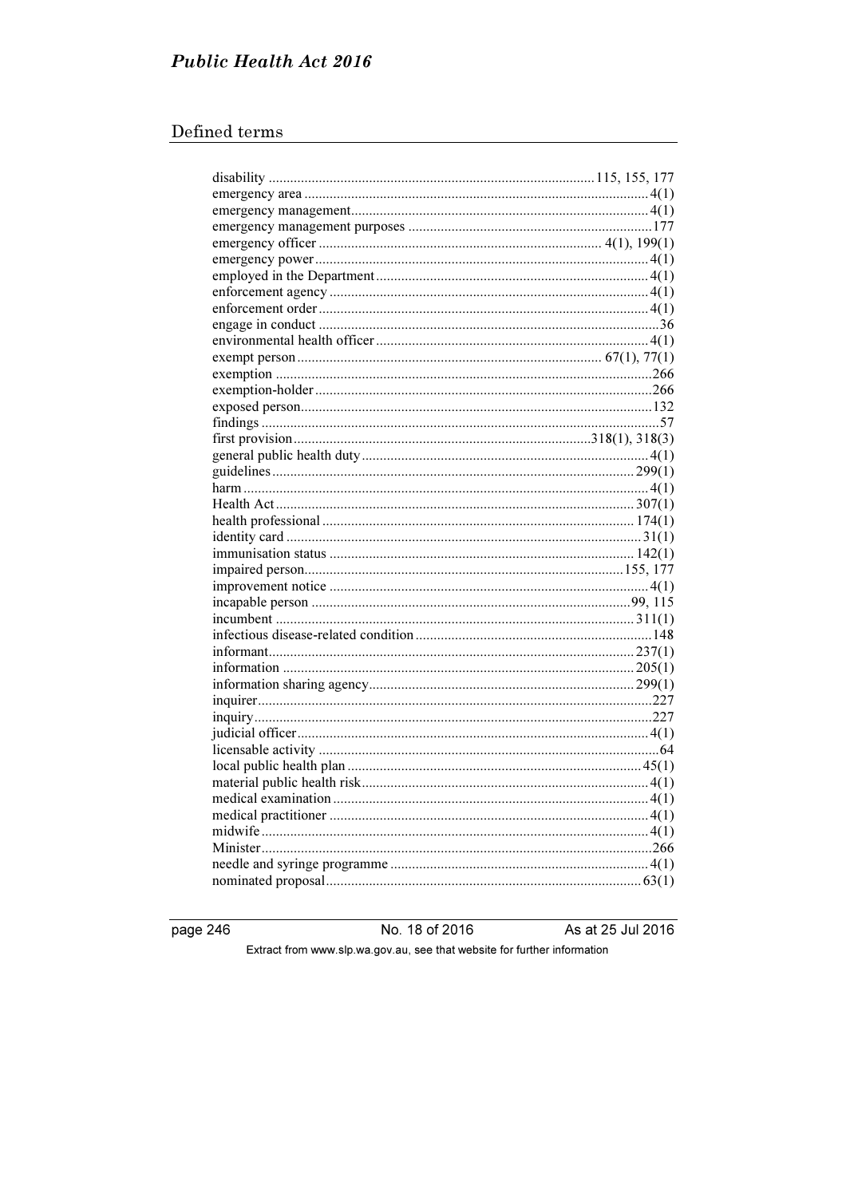## Defined terms

| | |
|---|---|
| disability | 115, 155, 177 |
| emergency area | 4(1) |
| emergency management | 4(1) |
| emergency management purposes | 177 |
| emergency officer | 4(1), 199(1) |
| emergency power | 4(1) |
| employed in the Department | 4(1) |
| enforcement agency | 4(1) |
| enforcement order | 4(1) |
| engage in conduct | 36 |
| environmental health officer | 4(1) |
| exempt person | 67(1), 77(1) |
| exemption | 266 |
| exemption-holder | 266 |
| exposed person | 132 |
| findings | 57 |
| first provision | 318(1), 318(3) |
| general public health duty | 4(1) |
| guidelines | 299(1) |
| harm | 4(1) |
| Health Act | 307(1) |
| health professional | 174(1) |
| identity card | 31(1) |
| immunisation status | 142(1) |
| impaired person | 155, 177 |
| improvement notice | 4(1) |
| incapable person | 99, 115 |
| incumbent | 311(1) |
| infectious disease-related condition | 148 |
| informant | 237(1) |
| information | 205(1) |
| information sharing agency | 299(1) |
| inquirer | 227 |
| inquiry | 227 |
| judicial officer | 4(1) |
| licensable activity | 64 |
| local public health plan | 45(1) |
| material public health risk | 4(1) |
| medical examination | 4(1) |
| medical practitioner | 4(1) |
| midwife | 4(1) |
| Minister | 266 |
| needle and syringe programme | 4(1) |
| nominated proposal | 63(1) |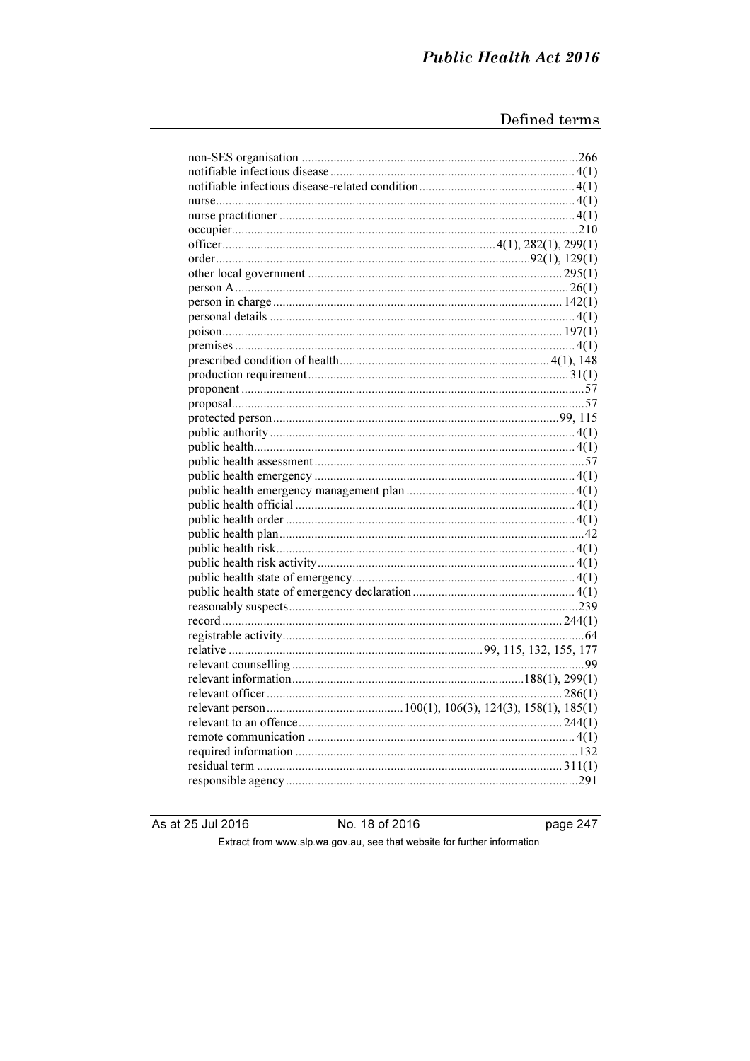non-SES organisation .....................................................................................266
notifiable infectious disease............................................................................ 4(1)
notifiable infectious disease-related condition................................................ 4(1)
nurse............................................................................................................... 4(1)
nurse practitioner ........................................................................................... 4(1)
occupier..........................................................................................................210
officer....................................................................................4(1), 282(1), 299(1)
order.................................................................................................92(1), 129(1)
other local government ...............................................................................295(1)
person A....................................................................................................... 26(1)
person in charge ......................................................................................... 142(1)
personal details .............................................................................................. 4(1)
poison.......................................................................................................... 197(1)
premises ......................................................................................................... 4(1)
prescribed condition of health................................................................. 4(1), 148
production requirement................................................................................. 31(1)
proponent .........................................................................................................57
proposal............................................................................................................57
protected person........................................................................................99, 115
public authority.............................................................................................. 4(1)
public health................................................................................................... 4(1)
public health assessment ..................................................................................57
public health emergency ................................................................................ 4(1)
public health emergency management plan .................................................... 4(1)
public health official ...................................................................................... 4(1)
public health order ......................................................................................... 4(1)
public health plan.............................................................................................42
public health risk............................................................................................ 4(1)
public health risk activity............................................................................... 4(1)
public health state of emergency.................................................................... 4(1)
public health state of emergency declaration .................................................. 4(1)
reasonably suspects.........................................................................................239
record ......................................................................................................... 244(1)
registrable activity.............................................................................................64
relative ..............................................................................99, 115, 132, 155, 177
relevant counselling ..........................................................................................99
relevant information.......................................................................188(1), 299(1)
relevant officer ........................................................................................... 286(1)
relevant person..........................................100(1), 106(3), 124(3), 158(1), 185(1)
relevant to an offence.................................................................................. 244(1)
remote communication .................................................................................. 4(1)
required information .......................................................................................132
residual term ............................................................................................... 311(1)
responsible agency..........................................................................................291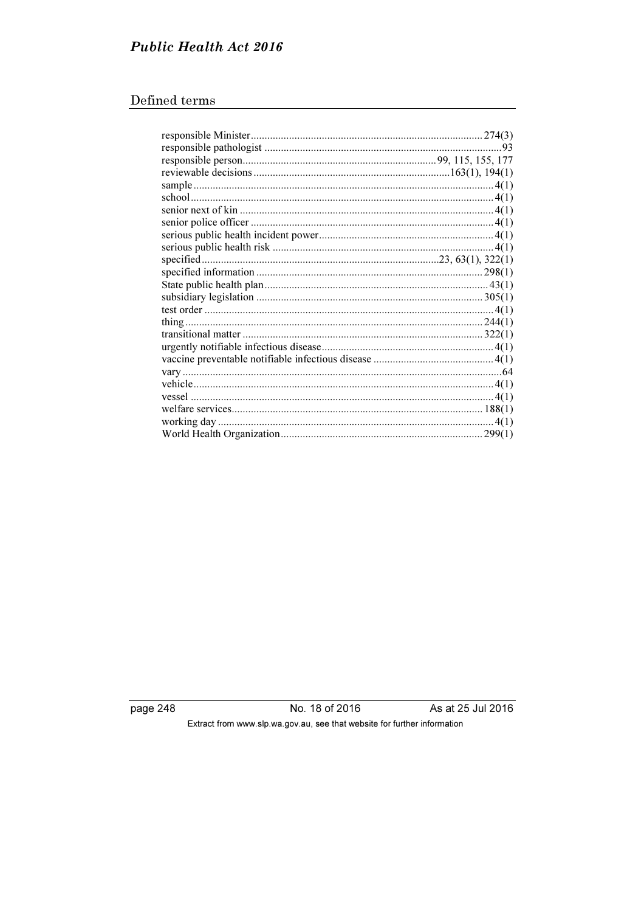## Defined terms

| | |
|---|---|
| responsible Minister | 274(3) |
| responsible pathologist | 93 |
| responsible person | 99, 115, 155, 177 |
| reviewable decisions | 163(1), 194(1) |
| sample | 4(1) |
| school | 4(1) |
| senior next of kin | 4(1) |
| senior police officer | 4(1) |
| serious public health incident power | 4(1) |
| serious public health risk | 4(1) |
| specified | 23, 63(1), 322(1) |
| specified information | 298(1) |
| State public health plan | 43(1) |
| subsidiary legislation | 305(1) |
| test order | 4(1) |
| thing | 244(1) |
| transitional matter | 322(1) |
| urgently notifiable infectious disease | 4(1) |
| vaccine preventable notifiable infectious disease | 4(1) |
| vary | 64 |
| vehicle | 4(1) |
| vessel | 4(1) |
| welfare services | 188(1) |
| working day | 4(1) |
| World Health Organization | 299(1) |